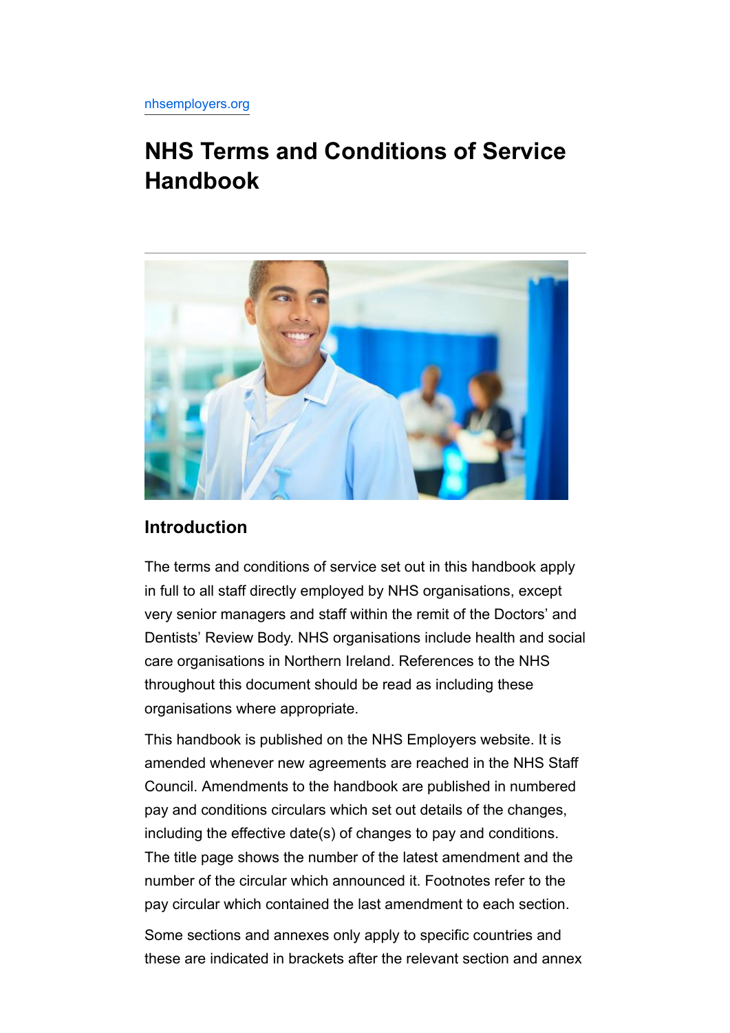nhsemployers.org

# NHS Terms and Conditions of Service Handbook

## Introduction

The terms and conditions of service set out in this handbook apply in full to all staff directly employed by NHS organisations, except very senior managers and staff within the remit of the Doctors' and Dentists' Review Body. NHS organisations include health and social care organisations in Northern Ireland. References to the NHS throughout this document should be read as including these organisations where appropriate.

This handbook is published on the NHS Employers website. It is amended whenever new agreements are reached in the NHS Staff Council. Amendments to the handbook are published in numbered pay and conditions circulars which set out details of the changes, including the effective date(s) of changes to pay and conditions. The title page shows the number of the latest amendment and the number of the circular which announced it. Footnotes refer to the pay circular which contained the last amendment to each section.

Some sections and annexes only apply to specific countries and these are indicated in brackets after the relevant section and annex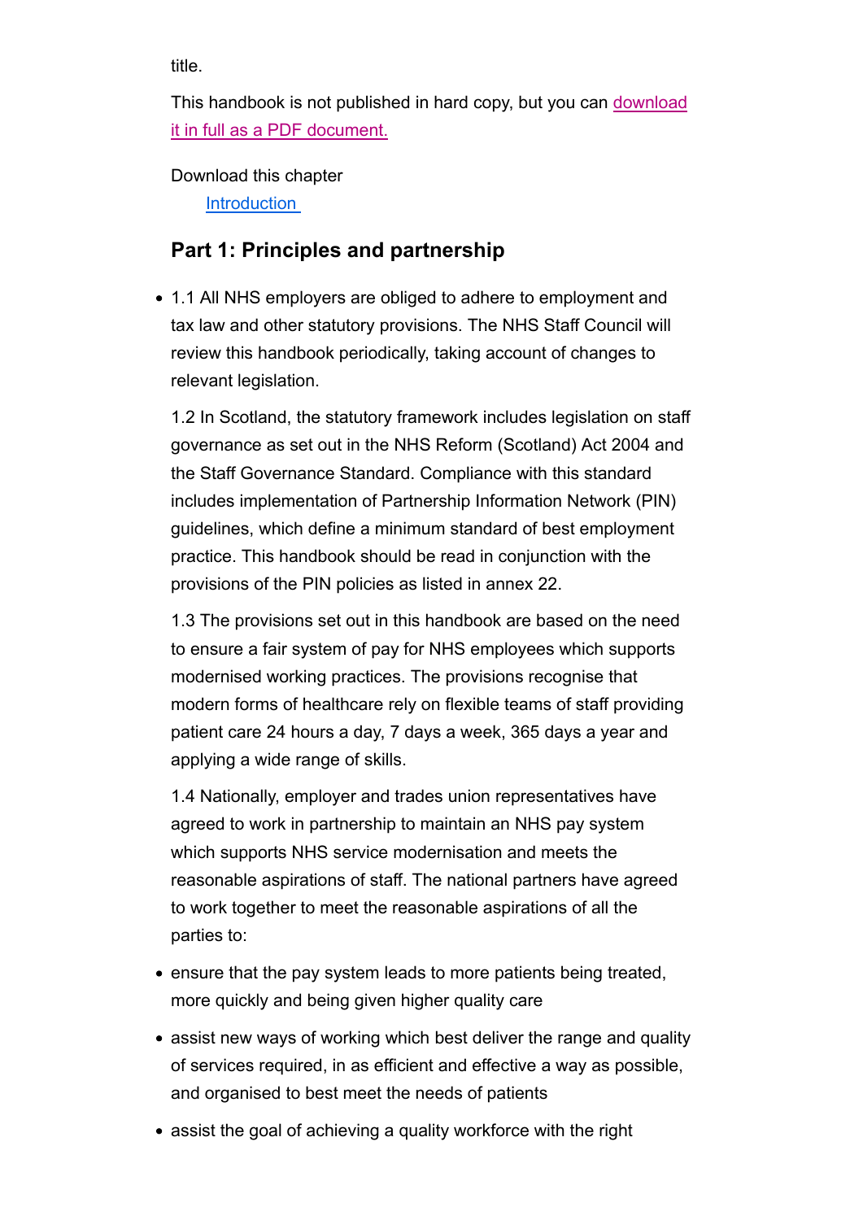title.

This handbook is not published in hard copy, but you can download it in full as a PDF document.

Download this chapter

Introduction

## Part 1: Principles and partnership

- 1.1 All NHS employers are obliged to adhere to employment and tax law and other statutory provisions. The NHS Staff Council will review this handbook periodically, taking account of changes to relevant legislation.

  1.2 In Scotland, the statutory framework includes legislation on staff governance as set out in the NHS Reform (Scotland) Act 2004 and the Staff Governance Standard. Compliance with this standard includes implementation of Partnership Information Network (PIN) guidelines, which define a minimum standard of best employment practice. This handbook should be read in conjunction with the provisions of the PIN policies as listed in annex 22.

  1.3 The provisions set out in this handbook are based on the need to ensure a fair system of pay for NHS employees which supports modernised working practices. The provisions recognise that modern forms of healthcare rely on flexible teams of staff providing patient care 24 hours a day, 7 days a week, 365 days a year and applying a wide range of skills.

  1.4 Nationally, employer and trades union representatives have agreed to work in partnership to maintain an NHS pay system which supports NHS service modernisation and meets the reasonable aspirations of staff. The national partners have agreed to work together to meet the reasonable aspirations of all the parties to:

- ensure that the pay system leads to more patients being treated, more quickly and being given higher quality care
- assist new ways of working which best deliver the range and quality of services required, in as efficient and effective a way as possible, and organised to best meet the needs of patients
- assist the goal of achieving a quality workforce with the right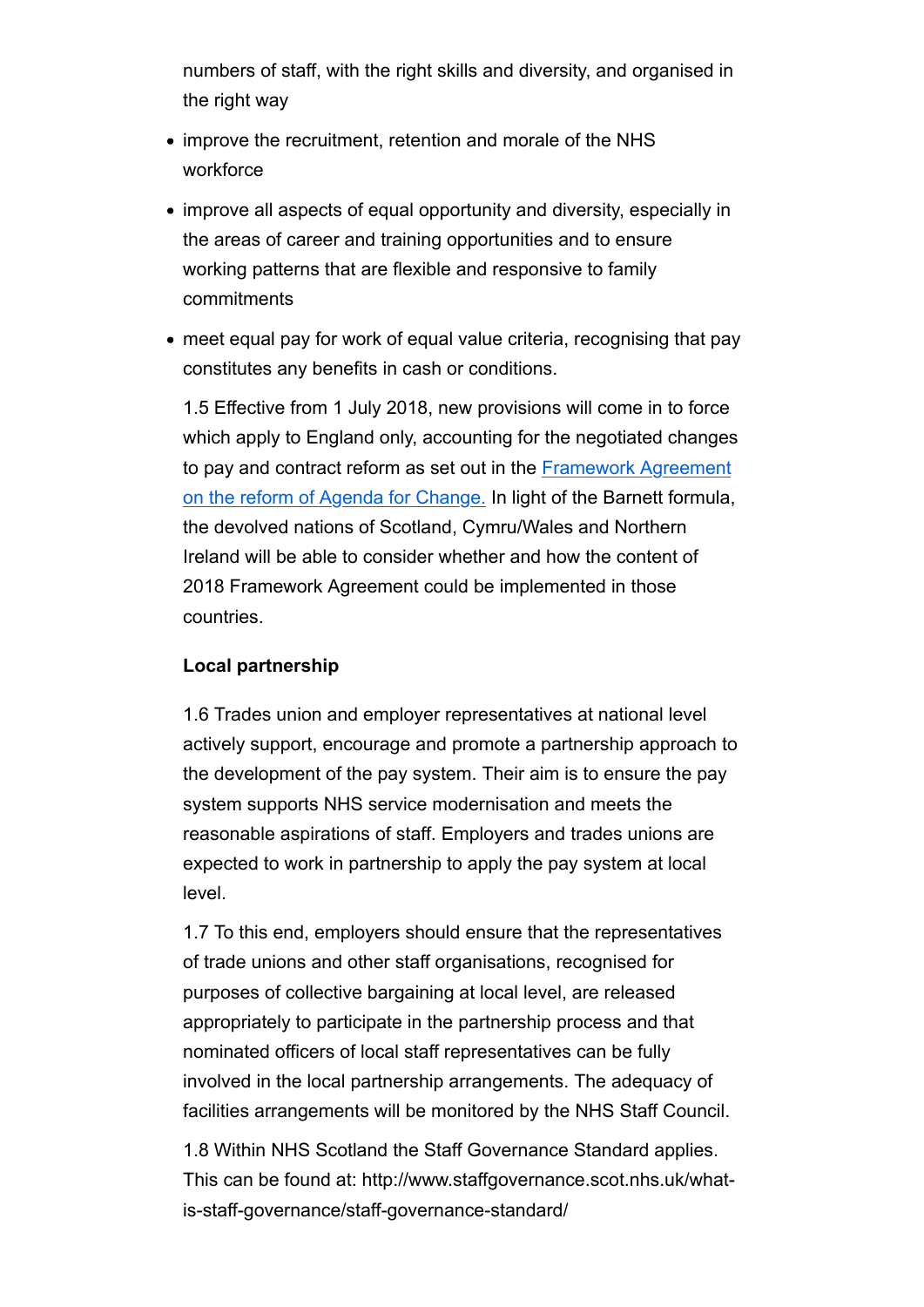numbers of staff, with the right skills and diversity, and organised in the right way

- improve the recruitment, retention and morale of the NHS workforce
- improve all aspects of equal opportunity and diversity, especially in the areas of career and training opportunities and to ensure working patterns that are flexible and responsive to family commitments
- meet equal pay for work of equal value criteria, recognising that pay constitutes any benefits in cash or conditions.

1.5 Effective from 1 July 2018, new provisions will come in to force which apply to England only, accounting for the negotiated changes to pay and contract reform as set out in the [Framework Agreement on the reform of Agenda for Change.](#) In light of the Barnett formula, the devolved nations of Scotland, Cymru/Wales and Northern Ireland will be able to consider whether and how the content of 2018 Framework Agreement could be implemented in those countries.

**Local partnership**

1.6 Trades union and employer representatives at national level actively support, encourage and promote a partnership approach to the development of the pay system. Their aim is to ensure the pay system supports NHS service modernisation and meets the reasonable aspirations of staff. Employers and trades unions are expected to work in partnership to apply the pay system at local level.

1.7 To this end, employers should ensure that the representatives of trade unions and other staff organisations, recognised for purposes of collective bargaining at local level, are released appropriately to participate in the partnership process and that nominated officers of local staff representatives can be fully involved in the local partnership arrangements. The adequacy of facilities arrangements will be monitored by the NHS Staff Council.

1.8 Within NHS Scotland the Staff Governance Standard applies. This can be found at: http://www.staffgovernance.scot.nhs.uk/what-is-staff-governance/staff-governance-standard/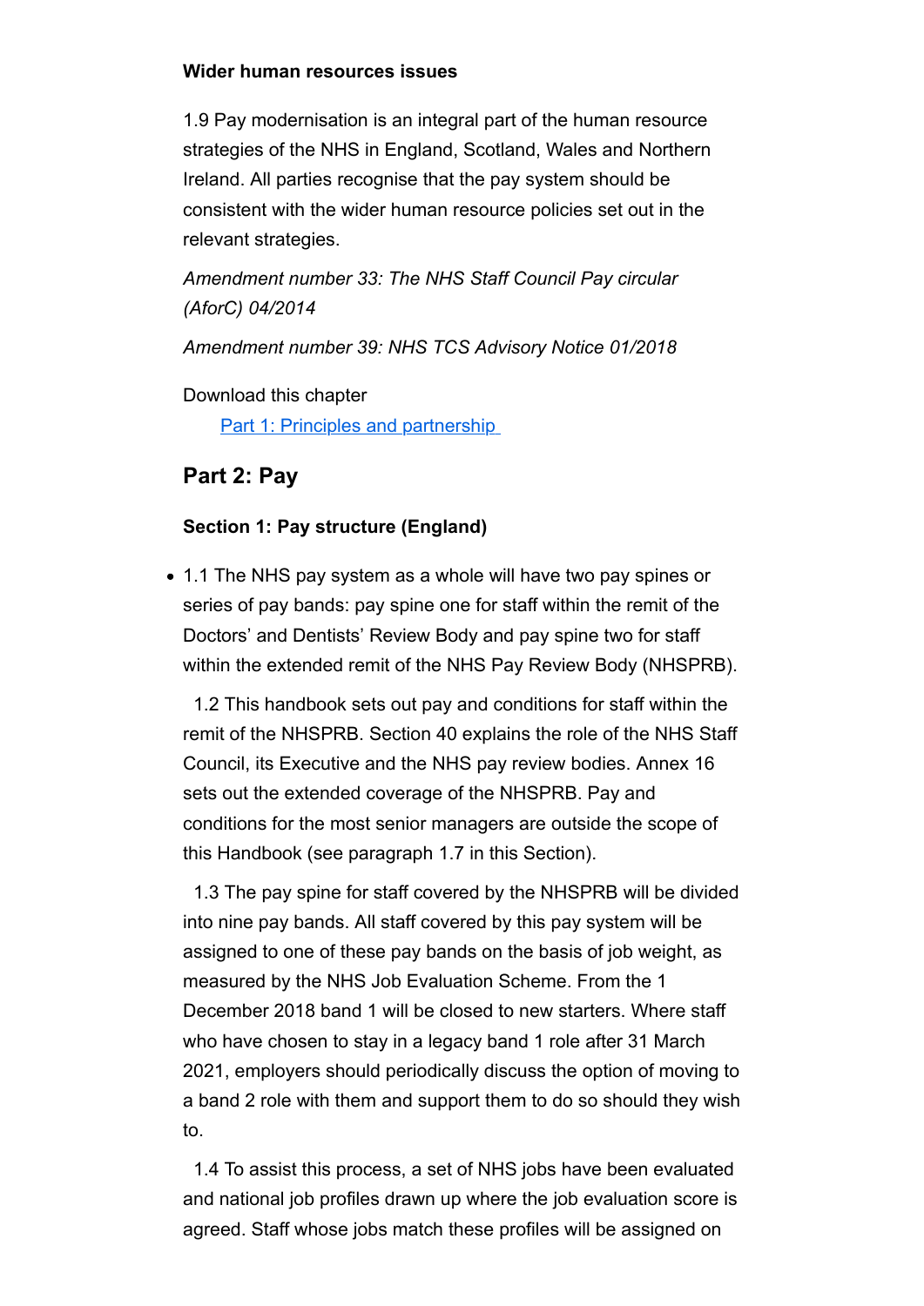**Wider human resources issues**

1.9 Pay modernisation is an integral part of the human resource strategies of the NHS in England, Scotland, Wales and Northern Ireland. All parties recognise that the pay system should be consistent with the wider human resource policies set out in the relevant strategies.

*Amendment number 33: The NHS Staff Council Pay circular (AforC) 04/2014*

*Amendment number 39: NHS TCS Advisory Notice 01/2018*

Download this chapter

[Part 1: Principles and partnership](#)

## Part 2: Pay

**Section 1: Pay structure (England)**

- 1.1 The NHS pay system as a whole will have two pay spines or series of pay bands: pay spine one for staff within the remit of the Doctors' and Dentists' Review Body and pay spine two for staff within the extended remit of the NHS Pay Review Body (NHSPRB).

1.2 This handbook sets out pay and conditions for staff within the remit of the NHSPRB. Section 40 explains the role of the NHS Staff Council, its Executive and the NHS pay review bodies. Annex 16 sets out the extended coverage of the NHSPRB. Pay and conditions for the most senior managers are outside the scope of this Handbook (see paragraph 1.7 in this Section).

1.3 The pay spine for staff covered by the NHSPRB will be divided into nine pay bands. All staff covered by this pay system will be assigned to one of these pay bands on the basis of job weight, as measured by the NHS Job Evaluation Scheme. From the 1 December 2018 band 1 will be closed to new starters. Where staff who have chosen to stay in a legacy band 1 role after 31 March 2021, employers should periodically discuss the option of moving to a band 2 role with them and support them to do so should they wish to.

1.4 To assist this process, a set of NHS jobs have been evaluated and national job profiles drawn up where the job evaluation score is agreed. Staff whose jobs match these profiles will be assigned on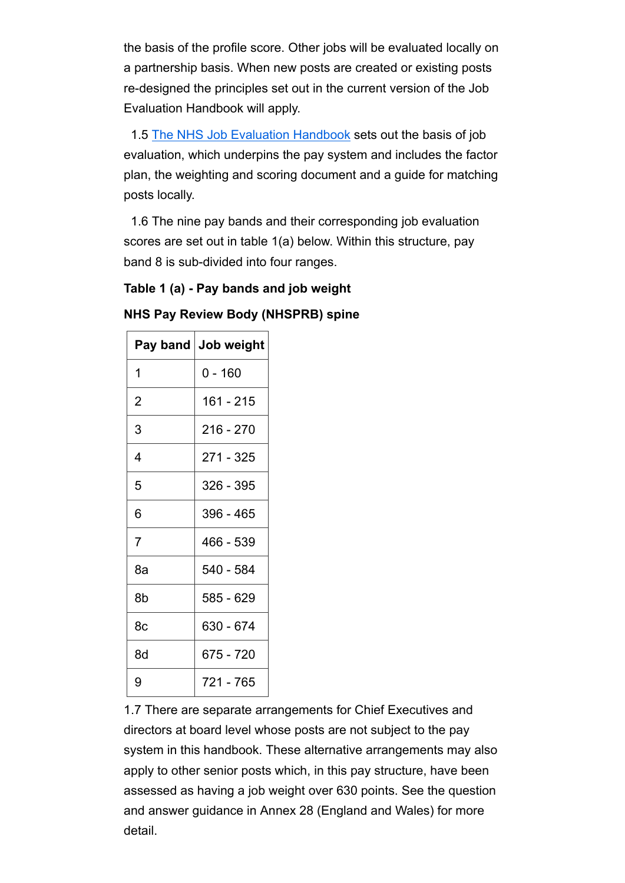the basis of the profile score. Other jobs will be evaluated locally on a partnership basis. When new posts are created or existing posts re-designed the principles set out in the current version of the Job Evaluation Handbook will apply.

1.5 [The NHS Job Evaluation Handbook](#) sets out the basis of job evaluation, which underpins the pay system and includes the factor plan, the weighting and scoring document and a guide for matching posts locally.

1.6 The nine pay bands and their corresponding job evaluation scores are set out in table 1(a) below. Within this structure, pay band 8 is sub-divided into four ranges.

**Table 1 (a) - Pay bands and job weight**

**NHS Pay Review Body (NHSPRB) spine**

| Pay band | Job weight |
|---|---|
| 1 | 0 - 160 |
| 2 | 161 - 215 |
| 3 | 216 - 270 |
| 4 | 271 - 325 |
| 5 | 326 - 395 |
| 6 | 396 - 465 |
| 7 | 466 - 539 |
| 8a | 540 - 584 |
| 8b | 585 - 629 |
| 8c | 630 - 674 |
| 8d | 675 - 720 |
| 9 | 721 - 765 |

1.7 There are separate arrangements for Chief Executives and directors at board level whose posts are not subject to the pay system in this handbook. These alternative arrangements may also apply to other senior posts which, in this pay structure, have been assessed as having a job weight over 630 points. See the question and answer guidance in Annex 28 (England and Wales) for more detail.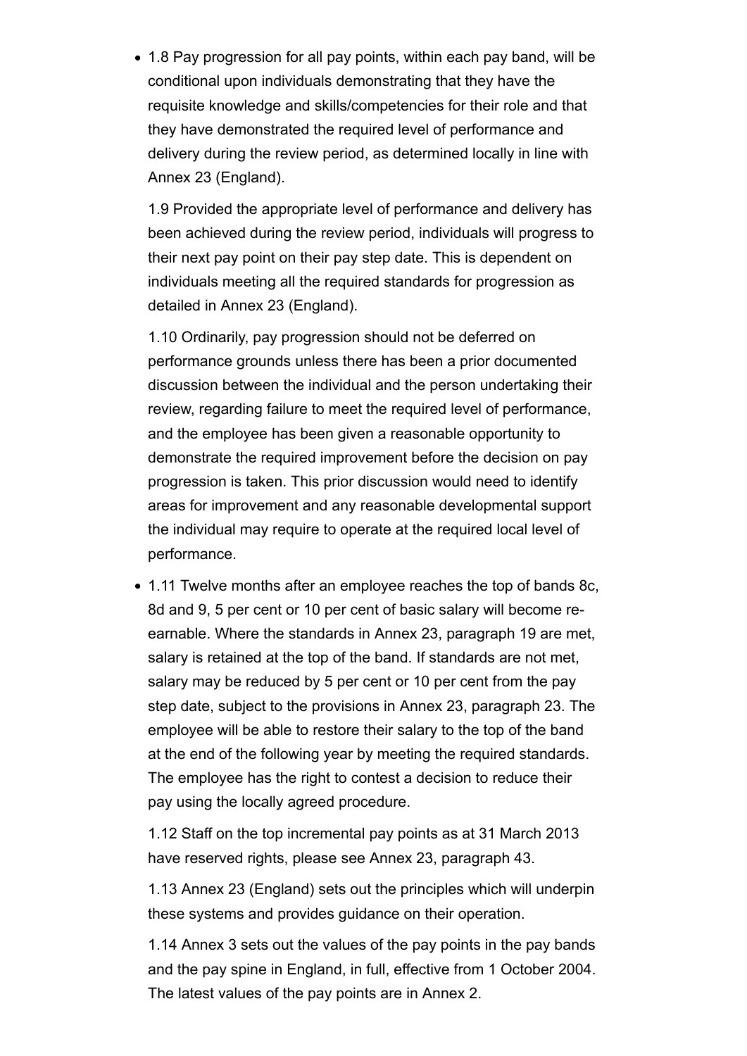- 1.8 Pay progression for all pay points, within each pay band, will be conditional upon individuals demonstrating that they have the requisite knowledge and skills/competencies for their role and that they have demonstrated the required level of performance and delivery during the review period, as determined locally in line with Annex 23 (England).

  1.9 Provided the appropriate level of performance and delivery has been achieved during the review period, individuals will progress to their next pay point on their pay step date. This is dependent on individuals meeting all the required standards for progression as detailed in Annex 23 (England).

  1.10 Ordinarily, pay progression should not be deferred on performance grounds unless there has been a prior documented discussion between the individual and the person undertaking their review, regarding failure to meet the required level of performance, and the employee has been given a reasonable opportunity to demonstrate the required improvement before the decision on pay progression is taken. This prior discussion would need to identify areas for improvement and any reasonable developmental support the individual may require to operate at the required local level of performance.

- 1.11 Twelve months after an employee reaches the top of bands 8c, 8d and 9, 5 per cent or 10 per cent of basic salary will become re-earnable. Where the standards in Annex 23, paragraph 19 are met, salary is retained at the top of the band. If standards are not met, salary may be reduced by 5 per cent or 10 per cent from the pay step date, subject to the provisions in Annex 23, paragraph 23. The employee will be able to restore their salary to the top of the band at the end of the following year by meeting the required standards. The employee has the right to contest a decision to reduce their pay using the locally agreed procedure.

  1.12 Staff on the top incremental pay points as at 31 March 2013 have reserved rights, please see Annex 23, paragraph 43.

  1.13 Annex 23 (England) sets out the principles which will underpin these systems and provides guidance on their operation.

  1.14 Annex 3 sets out the values of the pay points in the pay bands and the pay spine in England, in full, effective from 1 October 2004. The latest values of the pay points are in Annex 2.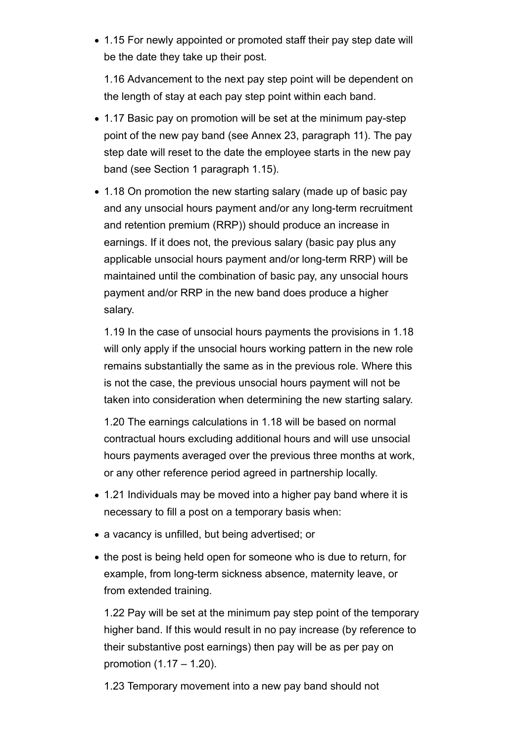- 1.15 For newly appointed or promoted staff their pay step date will be the date they take up their post.

  1.16 Advancement to the next pay step point will be dependent on the length of stay at each pay step point within each band.

- 1.17 Basic pay on promotion will be set at the minimum pay-step point of the new pay band (see Annex 23, paragraph 11). The pay step date will reset to the date the employee starts in the new pay band (see Section 1 paragraph 1.15).

- 1.18 On promotion the new starting salary (made up of basic pay and any unsocial hours payment and/or any long-term recruitment and retention premium (RRP)) should produce an increase in earnings. If it does not, the previous salary (basic pay plus any applicable unsocial hours payment and/or long-term RRP) will be maintained until the combination of basic pay, any unsocial hours payment and/or RRP in the new band does produce a higher salary.

  1.19 In the case of unsocial hours payments the provisions in 1.18 will only apply if the unsocial hours working pattern in the new role remains substantially the same as in the previous role. Where this is not the case, the previous unsocial hours payment will not be taken into consideration when determining the new starting salary.

  1.20 The earnings calculations in 1.18 will be based on normal contractual hours excluding additional hours and will use unsocial hours payments averaged over the previous three months at work, or any other reference period agreed in partnership locally.

- 1.21 Individuals may be moved into a higher pay band where it is necessary to fill a post on a temporary basis when:
- a vacancy is unfilled, but being advertised; or
- the post is being held open for someone who is due to return, for example, from long-term sickness absence, maternity leave, or from extended training.

  1.22 Pay will be set at the minimum pay step point of the temporary higher band. If this would result in no pay increase (by reference to their substantive post earnings) then pay will be as per pay on promotion (1.17 – 1.20).

  1.23 Temporary movement into a new pay band should not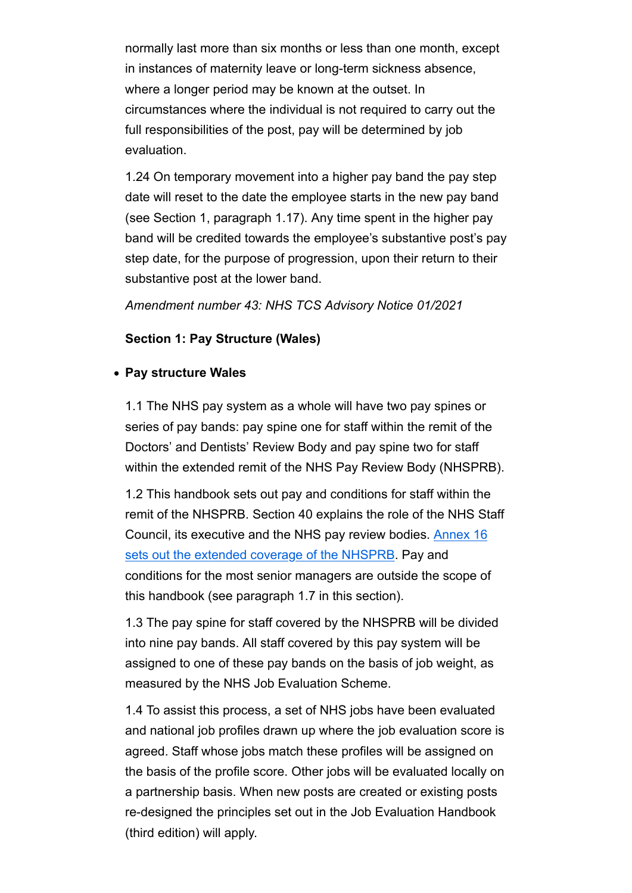normally last more than six months or less than one month, except in instances of maternity leave or long-term sickness absence, where a longer period may be known at the outset. In circumstances where the individual is not required to carry out the full responsibilities of the post, pay will be determined by job evaluation.

1.24 On temporary movement into a higher pay band the pay step date will reset to the date the employee starts in the new pay band (see Section 1, paragraph 1.17). Any time spent in the higher pay band will be credited towards the employee's substantive post's pay step date, for the purpose of progression, upon their return to their substantive post at the lower band.

*Amendment number 43: NHS TCS Advisory Notice 01/2021*

**Section 1: Pay Structure (Wales)**

- **Pay structure Wales**

1.1 The NHS pay system as a whole will have two pay spines or series of pay bands: pay spine one for staff within the remit of the Doctors' and Dentists' Review Body and pay spine two for staff within the extended remit of the NHS Pay Review Body (NHSPRB).

1.2 This handbook sets out pay and conditions for staff within the remit of the NHSPRB. Section 40 explains the role of the NHS Staff Council, its executive and the NHS pay review bodies. Annex 16 sets out the extended coverage of the NHSPRB. Pay and conditions for the most senior managers are outside the scope of this handbook (see paragraph 1.7 in this section).

1.3 The pay spine for staff covered by the NHSPRB will be divided into nine pay bands. All staff covered by this pay system will be assigned to one of these pay bands on the basis of job weight, as measured by the NHS Job Evaluation Scheme.

1.4 To assist this process, a set of NHS jobs have been evaluated and national job profiles drawn up where the job evaluation score is agreed. Staff whose jobs match these profiles will be assigned on the basis of the profile score. Other jobs will be evaluated locally on a partnership basis. When new posts are created or existing posts re-designed the principles set out in the Job Evaluation Handbook (third edition) will apply.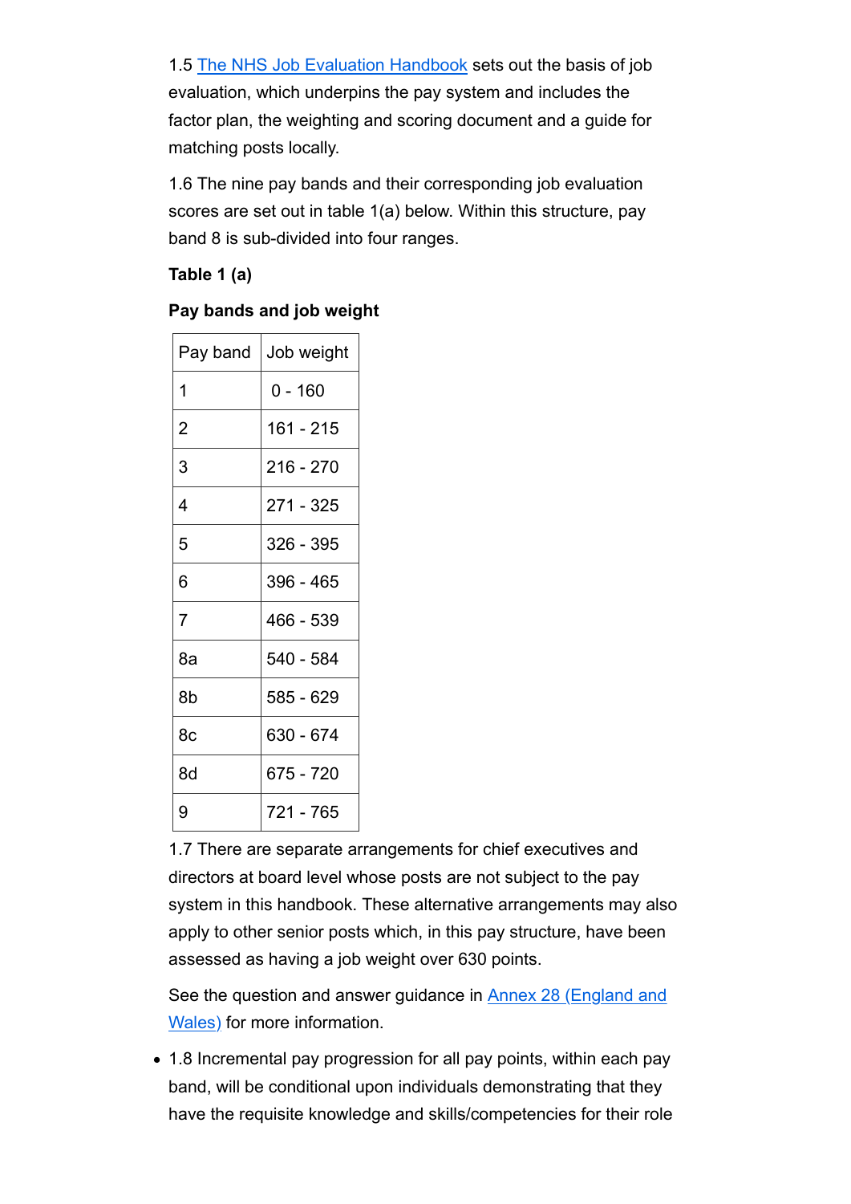1.5 The NHS Job Evaluation Handbook sets out the basis of job evaluation, which underpins the pay system and includes the factor plan, the weighting and scoring document and a guide for matching posts locally.

1.6 The nine pay bands and their corresponding job evaluation scores are set out in table 1(a) below. Within this structure, pay band 8 is sub-divided into four ranges.

**Table 1 (a)**

**Pay bands and job weight**

| Pay band | Job weight |
|---|---|
| 1 | 0 - 160 |
| 2 | 161 - 215 |
| 3 | 216 - 270 |
| 4 | 271 - 325 |
| 5 | 326 - 395 |
| 6 | 396 - 465 |
| 7 | 466 - 539 |
| 8a | 540 - 584 |
| 8b | 585 - 629 |
| 8c | 630 - 674 |
| 8d | 675 - 720 |
| 9 | 721 - 765 |

1.7 There are separate arrangements for chief executives and directors at board level whose posts are not subject to the pay system in this handbook. These alternative arrangements may also apply to other senior posts which, in this pay structure, have been assessed as having a job weight over 630 points.

See the question and answer guidance in Annex 28 (England and Wales) for more information.

- 1.8 Incremental pay progression for all pay points, within each pay band, will be conditional upon individuals demonstrating that they have the requisite knowledge and skills/competencies for their role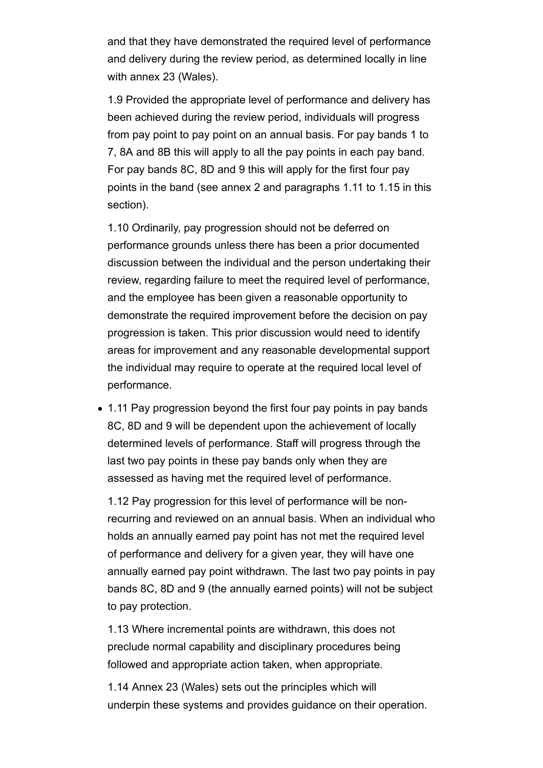and that they have demonstrated the required level of performance and delivery during the review period, as determined locally in line with annex 23 (Wales).

1.9 Provided the appropriate level of performance and delivery has been achieved during the review period, individuals will progress from pay point to pay point on an annual basis. For pay bands 1 to 7, 8A and 8B this will apply to all the pay points in each pay band. For pay bands 8C, 8D and 9 this will apply for the first four pay points in the band (see annex 2 and paragraphs 1.11 to 1.15 in this section).

1.10 Ordinarily, pay progression should not be deferred on performance grounds unless there has been a prior documented discussion between the individual and the person undertaking their review, regarding failure to meet the required level of performance, and the employee has been given a reasonable opportunity to demonstrate the required improvement before the decision on pay progression is taken. This prior discussion would need to identify areas for improvement and any reasonable developmental support the individual may require to operate at the required local level of performance.

- 1.11 Pay progression beyond the first four pay points in pay bands 8C, 8D and 9 will be dependent upon the achievement of locally determined levels of performance. Staff will progress through the last two pay points in these pay bands only when they are assessed as having met the required level of performance.

1.12 Pay progression for this level of performance will be non-recurring and reviewed on an annual basis. When an individual who holds an annually earned pay point has not met the required level of performance and delivery for a given year, they will have one annually earned pay point withdrawn. The last two pay points in pay bands 8C, 8D and 9 (the annually earned points) will not be subject to pay protection.

1.13 Where incremental points are withdrawn, this does not preclude normal capability and disciplinary procedures being followed and appropriate action taken, when appropriate.

1.14 Annex 23 (Wales) sets out the principles which will underpin these systems and provides guidance on their operation.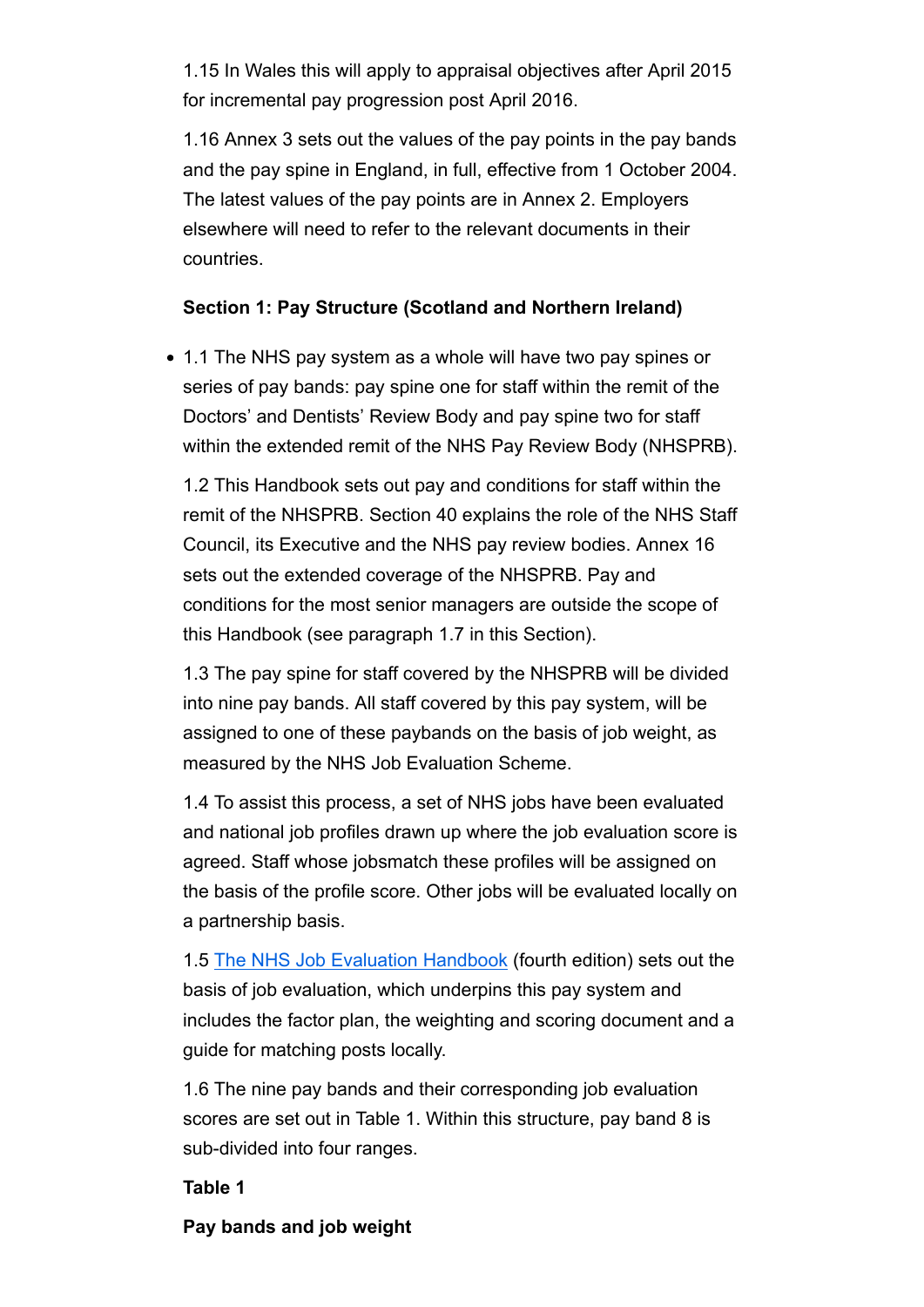1.15 In Wales this will apply to appraisal objectives after April 2015 for incremental pay progression post April 2016.

1.16 Annex 3 sets out the values of the pay points in the pay bands and the pay spine in England, in full, effective from 1 October 2004. The latest values of the pay points are in Annex 2. Employers elsewhere will need to refer to the relevant documents in their countries.

**Section 1: Pay Structure (Scotland and Northern Ireland)**

- 1.1 The NHS pay system as a whole will have two pay spines or series of pay bands: pay spine one for staff within the remit of the Doctors' and Dentists' Review Body and pay spine two for staff within the extended remit of the NHS Pay Review Body (NHSPRB).

1.2 This Handbook sets out pay and conditions for staff within the remit of the NHSPRB. Section 40 explains the role of the NHS Staff Council, its Executive and the NHS pay review bodies. Annex 16 sets out the extended coverage of the NHSPRB. Pay and conditions for the most senior managers are outside the scope of this Handbook (see paragraph 1.7 in this Section).

1.3 The pay spine for staff covered by the NHSPRB will be divided into nine pay bands. All staff covered by this pay system, will be assigned to one of these paybands on the basis of job weight, as measured by the NHS Job Evaluation Scheme.

1.4 To assist this process, a set of NHS jobs have been evaluated and national job profiles drawn up where the job evaluation score is agreed. Staff whose jobsmatch these profiles will be assigned on the basis of the profile score. Other jobs will be evaluated locally on a partnership basis.

1.5 [The NHS Job Evaluation Handbook](#) (fourth edition) sets out the basis of job evaluation, which underpins this pay system and includes the factor plan, the weighting and scoring document and a guide for matching posts locally.

1.6 The nine pay bands and their corresponding job evaluation scores are set out in Table 1. Within this structure, pay band 8 is sub-divided into four ranges.

**Table 1**

**Pay bands and job weight**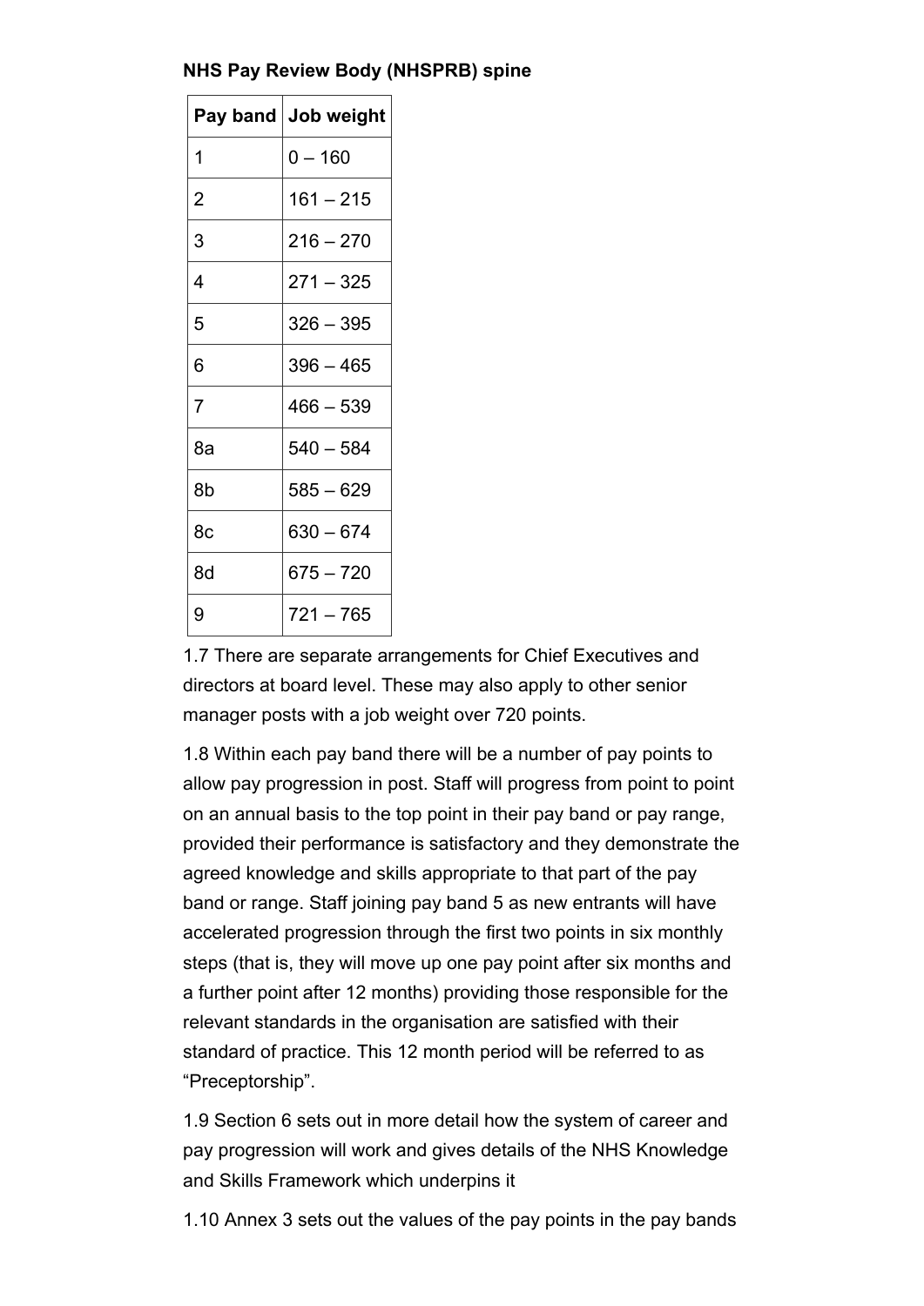**NHS Pay Review Body (NHSPRB) spine**

| Pay band | Job weight |
|---|---|
| 1 | 0 – 160 |
| 2 | 161 – 215 |
| 3 | 216 – 270 |
| 4 | 271 – 325 |
| 5 | 326 – 395 |
| 6 | 396 – 465 |
| 7 | 466 – 539 |
| 8a | 540 – 584 |
| 8b | 585 – 629 |
| 8c | 630 – 674 |
| 8d | 675 – 720 |
| 9 | 721 – 765 |

1.7 There are separate arrangements for Chief Executives and directors at board level. These may also apply to other senior manager posts with a job weight over 720 points.

1.8 Within each pay band there will be a number of pay points to allow pay progression in post. Staff will progress from point to point on an annual basis to the top point in their pay band or pay range, provided their performance is satisfactory and they demonstrate the agreed knowledge and skills appropriate to that part of the pay band or range. Staff joining pay band 5 as new entrants will have accelerated progression through the first two points in six monthly steps (that is, they will move up one pay point after six months and a further point after 12 months) providing those responsible for the relevant standards in the organisation are satisfied with their standard of practice. This 12 month period will be referred to as "Preceptorship".

1.9 Section 6 sets out in more detail how the system of career and pay progression will work and gives details of the NHS Knowledge and Skills Framework which underpins it

1.10 Annex 3 sets out the values of the pay points in the pay bands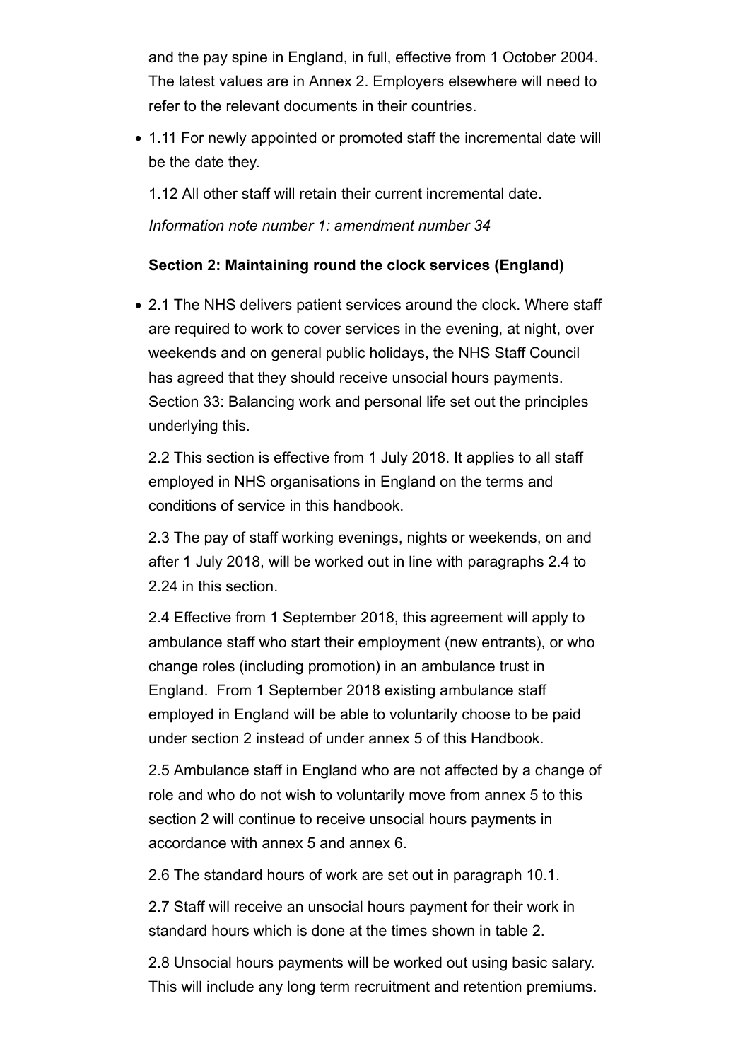and the pay spine in England, in full, effective from 1 October 2004. The latest values are in Annex 2. Employers elsewhere will need to refer to the relevant documents in their countries.

- 1.11 For newly appointed or promoted staff the incremental date will be the date they.

  1.12 All other staff will retain their current incremental date.

  *Information note number 1: amendment number 34*

  **Section 2: Maintaining round the clock services (England)**

- 2.1 The NHS delivers patient services around the clock. Where staff are required to work to cover services in the evening, at night, over weekends and on general public holidays, the NHS Staff Council has agreed that they should receive unsocial hours payments. Section 33: Balancing work and personal life set out the principles underlying this.

  2.2 This section is effective from 1 July 2018. It applies to all staff employed in NHS organisations in England on the terms and conditions of service in this handbook.

  2.3 The pay of staff working evenings, nights or weekends, on and after 1 July 2018, will be worked out in line with paragraphs 2.4 to 2.24 in this section.

  2.4 Effective from 1 September 2018, this agreement will apply to ambulance staff who start their employment (new entrants), or who change roles (including promotion) in an ambulance trust in England. From 1 September 2018 existing ambulance staff employed in England will be able to voluntarily choose to be paid under section 2 instead of under annex 5 of this Handbook.

  2.5 Ambulance staff in England who are not affected by a change of role and who do not wish to voluntarily move from annex 5 to this section 2 will continue to receive unsocial hours payments in accordance with annex 5 and annex 6.

  2.6 The standard hours of work are set out in paragraph 10.1.

  2.7 Staff will receive an unsocial hours payment for their work in standard hours which is done at the times shown in table 2.

  2.8 Unsocial hours payments will be worked out using basic salary. This will include any long term recruitment and retention premiums.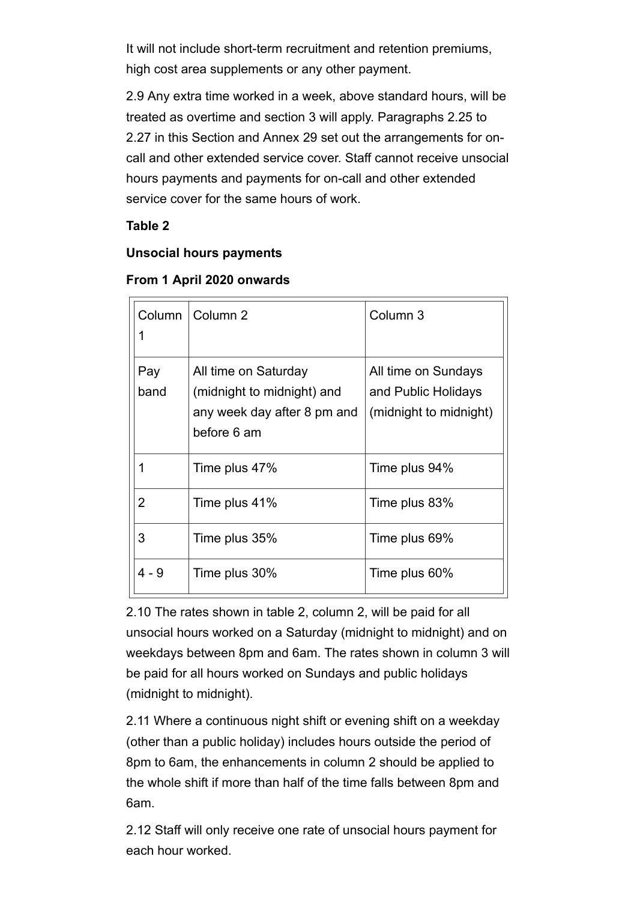It will not include short-term recruitment and retention premiums, high cost area supplements or any other payment.

2.9 Any extra time worked in a week, above standard hours, will be treated as overtime and section 3 will apply. Paragraphs 2.25 to 2.27 in this Section and Annex 29 set out the arrangements for on-call and other extended service cover. Staff cannot receive unsocial hours payments and payments for on-call and other extended service cover for the same hours of work.

**Table 2**

**Unsocial hours payments**

**From 1 April 2020 onwards**

| Column 1 | Column 2 | Column 3 |
|---|---|---|
| Pay band | All time on Saturday (midnight to midnight) and any week day after 8 pm and before 6 am | All time on Sundays and Public Holidays (midnight to midnight) |
| 1 | Time plus 47% | Time plus 94% |
| 2 | Time plus 41% | Time plus 83% |
| 3 | Time plus 35% | Time plus 69% |
| 4 - 9 | Time plus 30% | Time plus 60% |

2.10 The rates shown in table 2, column 2, will be paid for all unsocial hours worked on a Saturday (midnight to midnight) and on weekdays between 8pm and 6am. The rates shown in column 3 will be paid for all hours worked on Sundays and public holidays (midnight to midnight).

2.11 Where a continuous night shift or evening shift on a weekday (other than a public holiday) includes hours outside the period of 8pm to 6am, the enhancements in column 2 should be applied to the whole shift if more than half of the time falls between 8pm and 6am.

2.12 Staff will only receive one rate of unsocial hours payment for each hour worked.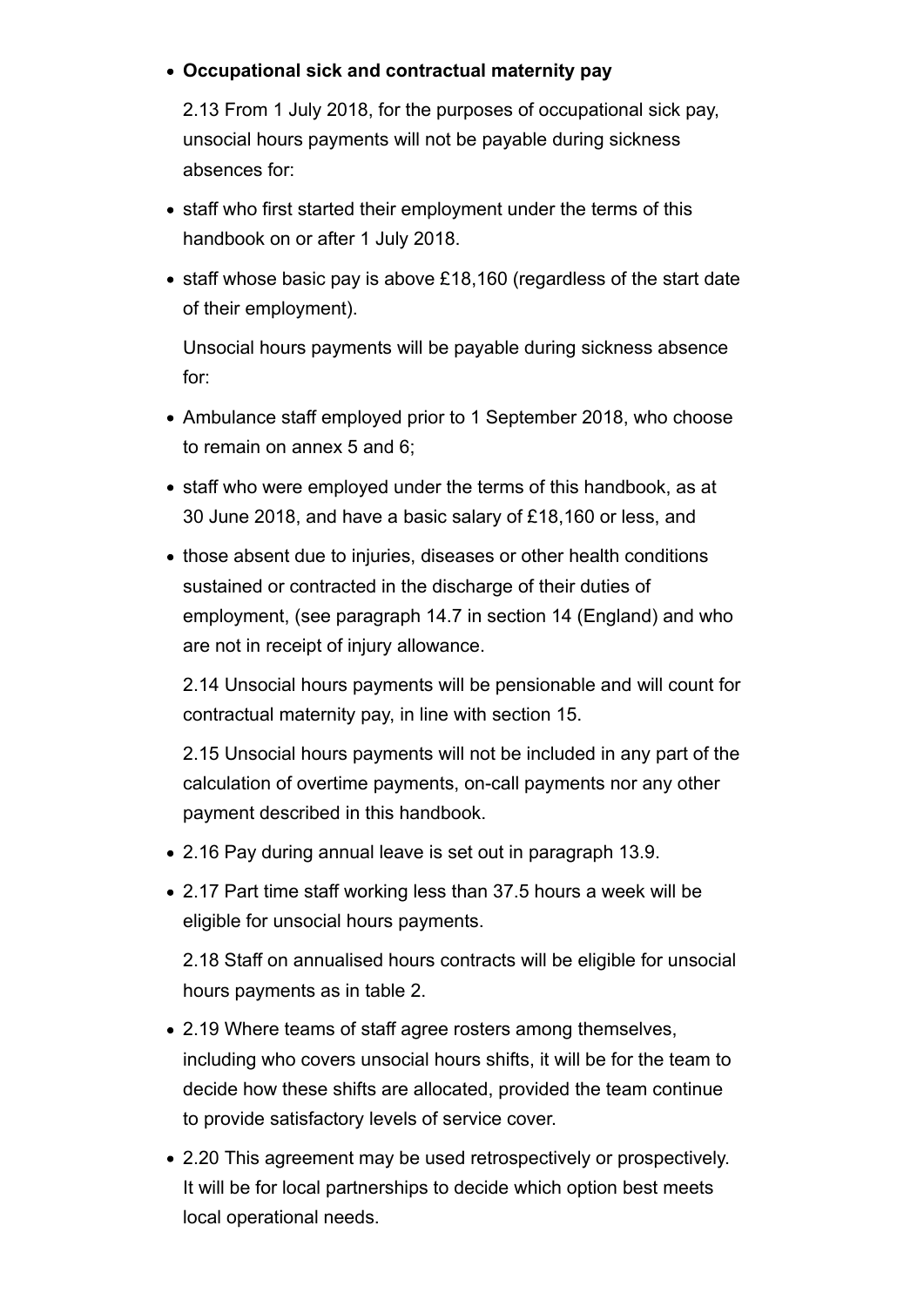- **Occupational sick and contractual maternity pay**

  2.13 From 1 July 2018, for the purposes of occupational sick pay, unsocial hours payments will not be payable during sickness absences for:

- staff who first started their employment under the terms of this handbook on or after 1 July 2018.
- staff whose basic pay is above £18,160 (regardless of the start date of their employment).

  Unsocial hours payments will be payable during sickness absence for:

- Ambulance staff employed prior to 1 September 2018, who choose to remain on annex 5 and 6;
- staff who were employed under the terms of this handbook, as at 30 June 2018, and have a basic salary of £18,160 or less, and
- those absent due to injuries, diseases or other health conditions sustained or contracted in the discharge of their duties of employment, (see paragraph 14.7 in section 14 (England) and who are not in receipt of injury allowance.

  2.14 Unsocial hours payments will be pensionable and will count for contractual maternity pay, in line with section 15.

  2.15 Unsocial hours payments will not be included in any part of the calculation of overtime payments, on-call payments nor any other payment described in this handbook.

- 2.16 Pay during annual leave is set out in paragraph 13.9.
- 2.17 Part time staff working less than 37.5 hours a week will be eligible for unsocial hours payments.

  2.18 Staff on annualised hours contracts will be eligible for unsocial hours payments as in table 2.

- 2.19 Where teams of staff agree rosters among themselves, including who covers unsocial hours shifts, it will be for the team to decide how these shifts are allocated, provided the team continue to provide satisfactory levels of service cover.
- 2.20 This agreement may be used retrospectively or prospectively. It will be for local partnerships to decide which option best meets local operational needs.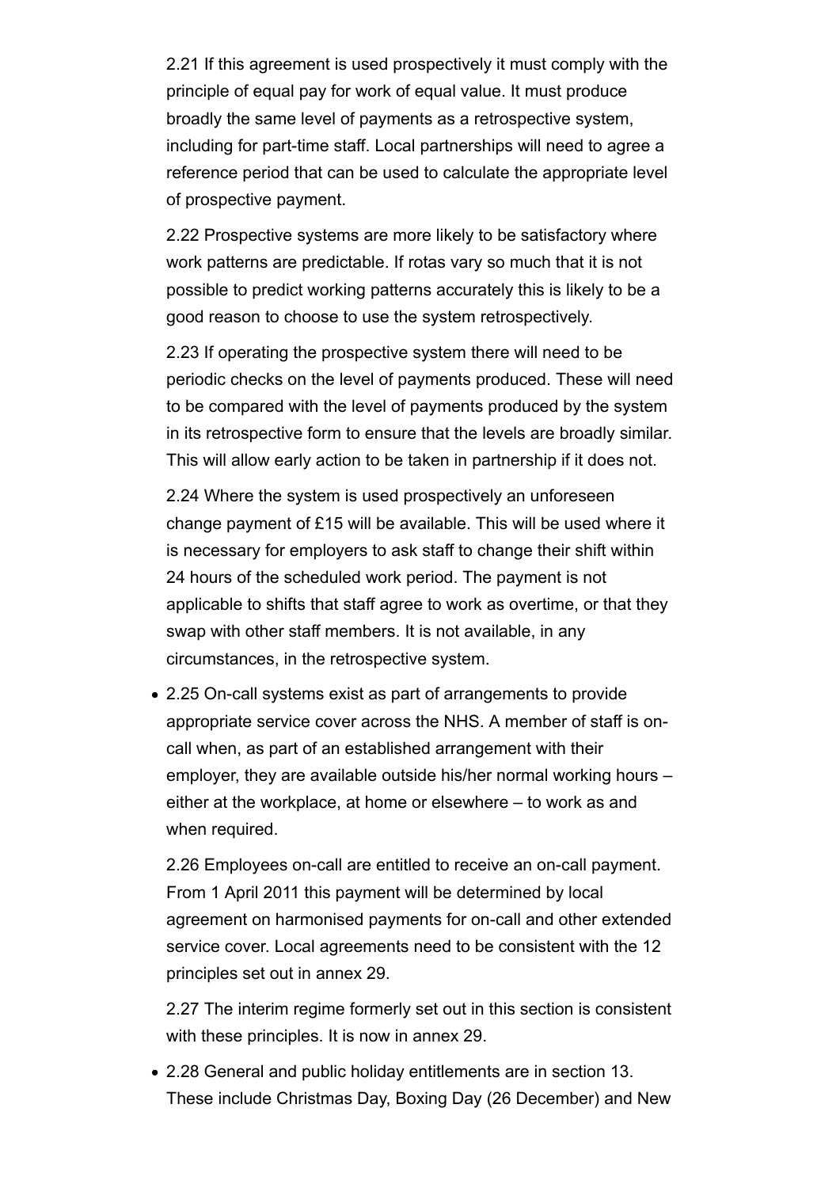2.21 If this agreement is used prospectively it must comply with the principle of equal pay for work of equal value. It must produce broadly the same level of payments as a retrospective system, including for part-time staff. Local partnerships will need to agree a reference period that can be used to calculate the appropriate level of prospective payment.

2.22 Prospective systems are more likely to be satisfactory where work patterns are predictable. If rotas vary so much that it is not possible to predict working patterns accurately this is likely to be a good reason to choose to use the system retrospectively.

2.23 If operating the prospective system there will need to be periodic checks on the level of payments produced. These will need to be compared with the level of payments produced by the system in its retrospective form to ensure that the levels are broadly similar. This will allow early action to be taken in partnership if it does not.

2.24 Where the system is used prospectively an unforeseen change payment of £15 will be available. This will be used where it is necessary for employers to ask staff to change their shift within 24 hours of the scheduled work period. The payment is not applicable to shifts that staff agree to work as overtime, or that they swap with other staff members. It is not available, in any circumstances, in the retrospective system.

- 2.25 On-call systems exist as part of arrangements to provide appropriate service cover across the NHS. A member of staff is on-call when, as part of an established arrangement with their employer, they are available outside his/her normal working hours – either at the workplace, at home or elsewhere – to work as and when required.

  2.26 Employees on-call are entitled to receive an on-call payment. From 1 April 2011 this payment will be determined by local agreement on harmonised payments for on-call and other extended service cover. Local agreements need to be consistent with the 12 principles set out in annex 29.

  2.27 The interim regime formerly set out in this section is consistent with these principles. It is now in annex 29.

- 2.28 General and public holiday entitlements are in section 13. These include Christmas Day, Boxing Day (26 December) and New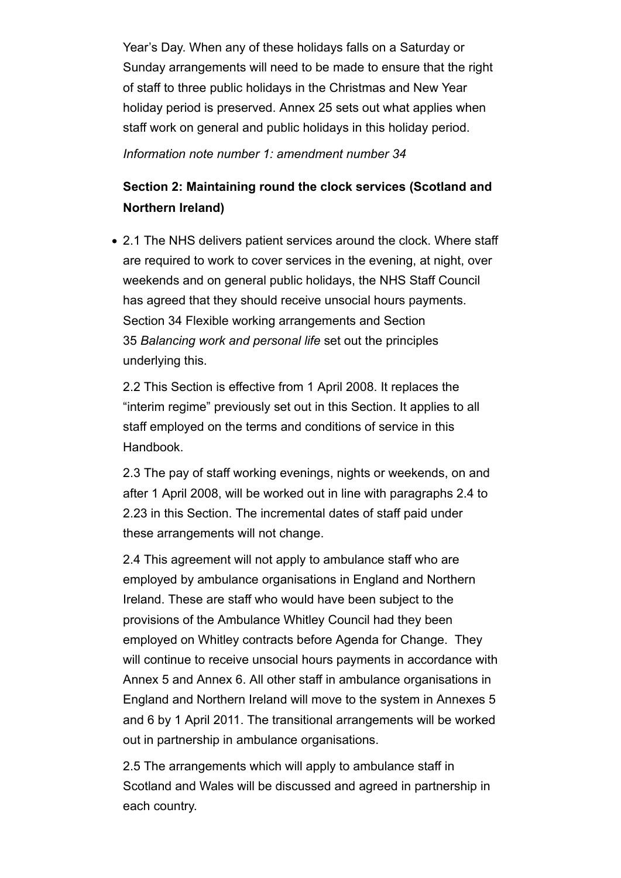Year's Day. When any of these holidays falls on a Saturday or Sunday arrangements will need to be made to ensure that the right of staff to three public holidays in the Christmas and New Year holiday period is preserved. Annex 25 sets out what applies when staff work on general and public holidays in this holiday period.

*Information note number 1: amendment number 34*

**Section 2: Maintaining round the clock services (Scotland and Northern Ireland)**

- 2.1 The NHS delivers patient services around the clock. Where staff are required to work to cover services in the evening, at night, over weekends and on general public holidays, the NHS Staff Council has agreed that they should receive unsocial hours payments. Section 34 Flexible working arrangements and Section 35 *Balancing work and personal life* set out the principles underlying this.

  2.2 This Section is effective from 1 April 2008. It replaces the "interim regime" previously set out in this Section. It applies to all staff employed on the terms and conditions of service in this Handbook.

  2.3 The pay of staff working evenings, nights or weekends, on and after 1 April 2008, will be worked out in line with paragraphs 2.4 to 2.23 in this Section. The incremental dates of staff paid under these arrangements will not change.

  2.4 This agreement will not apply to ambulance staff who are employed by ambulance organisations in England and Northern Ireland. These are staff who would have been subject to the provisions of the Ambulance Whitley Council had they been employed on Whitley contracts before Agenda for Change. They will continue to receive unsocial hours payments in accordance with Annex 5 and Annex 6. All other staff in ambulance organisations in England and Northern Ireland will move to the system in Annexes 5 and 6 by 1 April 2011. The transitional arrangements will be worked out in partnership in ambulance organisations.

  2.5 The arrangements which will apply to ambulance staff in Scotland and Wales will be discussed and agreed in partnership in each country.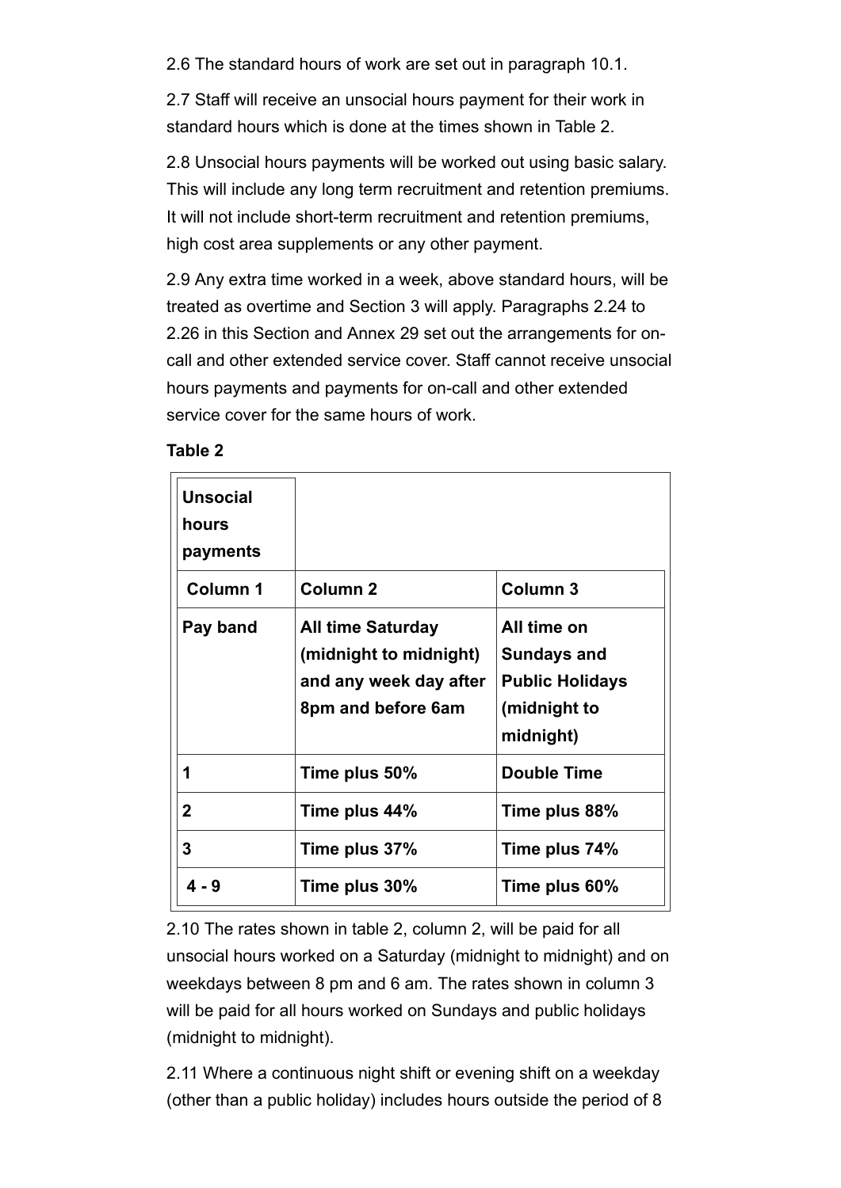2.6 The standard hours of work are set out in paragraph 10.1.

2.7 Staff will receive an unsocial hours payment for their work in standard hours which is done at the times shown in Table 2.

2.8 Unsocial hours payments will be worked out using basic salary. This will include any long term recruitment and retention premiums. It will not include short-term recruitment and retention premiums, high cost area supplements or any other payment.

2.9 Any extra time worked in a week, above standard hours, will be treated as overtime and Section 3 will apply. Paragraphs 2.24 to 2.26 in this Section and Annex 29 set out the arrangements for on-call and other extended service cover. Staff cannot receive unsocial hours payments and payments for on-call and other extended service cover for the same hours of work.

**Table 2**

| **Unsocial hours payments** | | |
|---|---|---|
| **Column 1** | **Column 2** | **Column 3** |
| **Pay band** | **All time Saturday (midnight to midnight) and any week day after 8pm and before 6am** | **All time on Sundays and Public Holidays (midnight to midnight)** |
| **1** | **Time plus 50%** | **Double Time** |
| **2** | **Time plus 44%** | **Time plus 88%** |
| **3** | **Time plus 37%** | **Time plus 74%** |
| **4 - 9** | **Time plus 30%** | **Time plus 60%** |

2.10 The rates shown in table 2, column 2, will be paid for all unsocial hours worked on a Saturday (midnight to midnight) and on weekdays between 8 pm and 6 am. The rates shown in column 3 will be paid for all hours worked on Sundays and public holidays (midnight to midnight).

2.11 Where a continuous night shift or evening shift on a weekday (other than a public holiday) includes hours outside the period of 8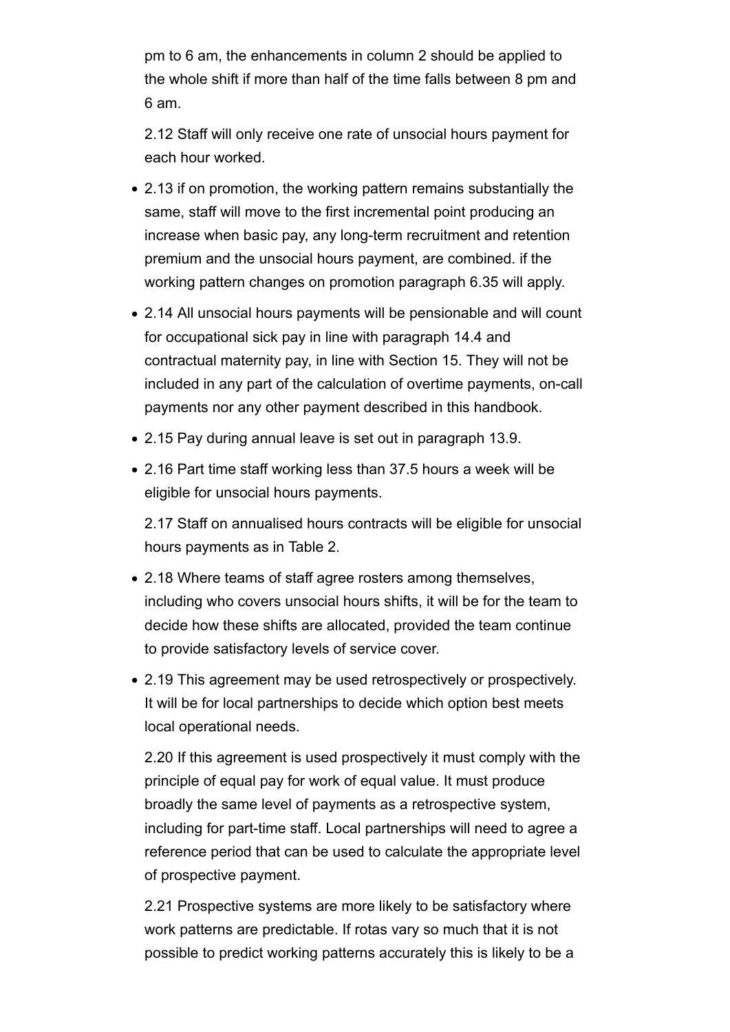pm to 6 am, the enhancements in column 2 should be applied to the whole shift if more than half of the time falls between 8 pm and 6 am.

2.12 Staff will only receive one rate of unsocial hours payment for each hour worked.

- 2.13 if on promotion, the working pattern remains substantially the same, staff will move to the first incremental point producing an increase when basic pay, any long-term recruitment and retention premium and the unsocial hours payment, are combined. if the working pattern changes on promotion paragraph 6.35 will apply.
- 2.14 All unsocial hours payments will be pensionable and will count for occupational sick pay in line with paragraph 14.4 and contractual maternity pay, in line with Section 15. They will not be included in any part of the calculation of overtime payments, on-call payments nor any other payment described in this handbook.
- 2.15 Pay during annual leave is set out in paragraph 13.9.
- 2.16 Part time staff working less than 37.5 hours a week will be eligible for unsocial hours payments.

  2.17 Staff on annualised hours contracts will be eligible for unsocial hours payments as in Table 2.

- 2.18 Where teams of staff agree rosters among themselves, including who covers unsocial hours shifts, it will be for the team to decide how these shifts are allocated, provided the team continue to provide satisfactory levels of service cover.
- 2.19 This agreement may be used retrospectively or prospectively. It will be for local partnerships to decide which option best meets local operational needs.

  2.20 If this agreement is used prospectively it must comply with the principle of equal pay for work of equal value. It must produce broadly the same level of payments as a retrospective system, including for part-time staff. Local partnerships will need to agree a reference period that can be used to calculate the appropriate level of prospective payment.

  2.21 Prospective systems are more likely to be satisfactory where work patterns are predictable. If rotas vary so much that it is not possible to predict working patterns accurately this is likely to be a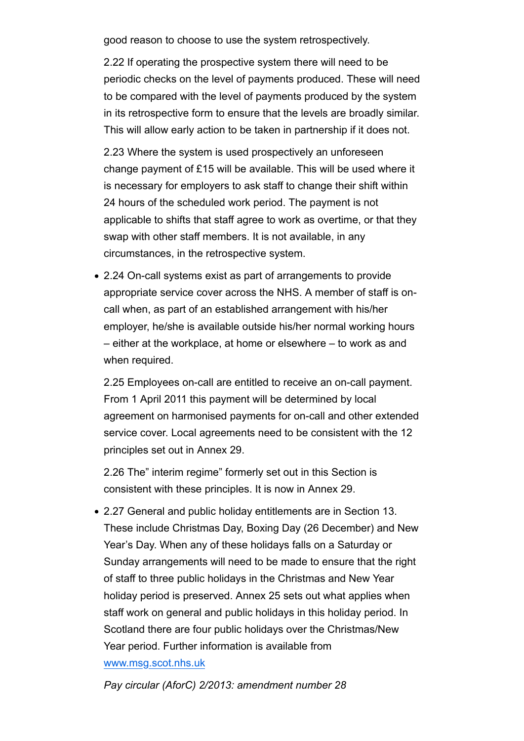good reason to choose to use the system retrospectively.

2.22 If operating the prospective system there will need to be periodic checks on the level of payments produced. These will need to be compared with the level of payments produced by the system in its retrospective form to ensure that the levels are broadly similar. This will allow early action to be taken in partnership if it does not.

2.23 Where the system is used prospectively an unforeseen change payment of £15 will be available. This will be used where it is necessary for employers to ask staff to change their shift within 24 hours of the scheduled work period. The payment is not applicable to shifts that staff agree to work as overtime, or that they swap with other staff members. It is not available, in any circumstances, in the retrospective system.

- 2.24 On-call systems exist as part of arrangements to provide appropriate service cover across the NHS. A member of staff is on-call when, as part of an established arrangement with his/her employer, he/she is available outside his/her normal working hours – either at the workplace, at home or elsewhere – to work as and when required.

  2.25 Employees on-call are entitled to receive an on-call payment. From 1 April 2011 this payment will be determined by local agreement on harmonised payments for on-call and other extended service cover. Local agreements need to be consistent with the 12 principles set out in Annex 29.

  2.26 The" interim regime" formerly set out in this Section is consistent with these principles. It is now in Annex 29.

- 2.27 General and public holiday entitlements are in Section 13. These include Christmas Day, Boxing Day (26 December) and New Year's Day. When any of these holidays falls on a Saturday or Sunday arrangements will need to be made to ensure that the right of staff to three public holidays in the Christmas and New Year holiday period is preserved. Annex 25 sets out what applies when staff work on general and public holidays in this holiday period. In Scotland there are four public holidays over the Christmas/New Year period. Further information is available from [www.msg.scot.nhs.uk](http://www.msg.scot.nhs.uk)

  *Pay circular (AforC) 2/2013: amendment number 28*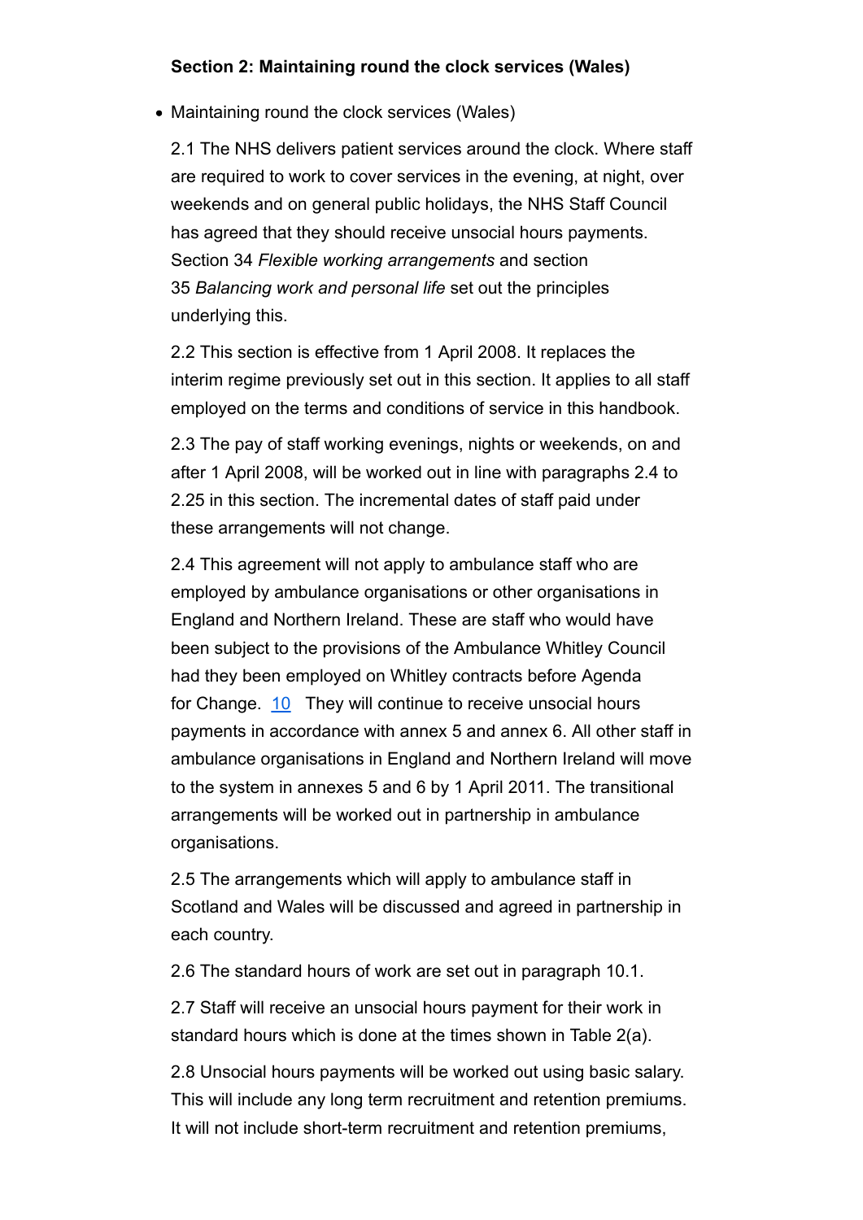**Section 2: Maintaining round the clock services (Wales)**

- Maintaining round the clock services (Wales)

2.1 The NHS delivers patient services around the clock. Where staff are required to work to cover services in the evening, at night, over weekends and on general public holidays, the NHS Staff Council has agreed that they should receive unsocial hours payments. Section 34 *Flexible working arrangements* and section 35 *Balancing work and personal life* set out the principles underlying this.

2.2 This section is effective from 1 April 2008. It replaces the interim regime previously set out in this section. It applies to all staff employed on the terms and conditions of service in this handbook.

2.3 The pay of staff working evenings, nights or weekends, on and after 1 April 2008, will be worked out in line with paragraphs 2.4 to 2.25 in this section. The incremental dates of staff paid under these arrangements will not change.

2.4 This agreement will not apply to ambulance staff who are employed by ambulance organisations or other organisations in England and Northern Ireland. These are staff who would have been subject to the provisions of the Ambulance Whitley Council had they been employed on Whitley contracts before Agenda for Change. [10] They will continue to receive unsocial hours payments in accordance with annex 5 and annex 6. All other staff in ambulance organisations in England and Northern Ireland will move to the system in annexes 5 and 6 by 1 April 2011. The transitional arrangements will be worked out in partnership in ambulance organisations.

2.5 The arrangements which will apply to ambulance staff in Scotland and Wales will be discussed and agreed in partnership in each country.

2.6 The standard hours of work are set out in paragraph 10.1.

2.7 Staff will receive an unsocial hours payment for their work in standard hours which is done at the times shown in Table 2(a).

2.8 Unsocial hours payments will be worked out using basic salary. This will include any long term recruitment and retention premiums. It will not include short-term recruitment and retention premiums,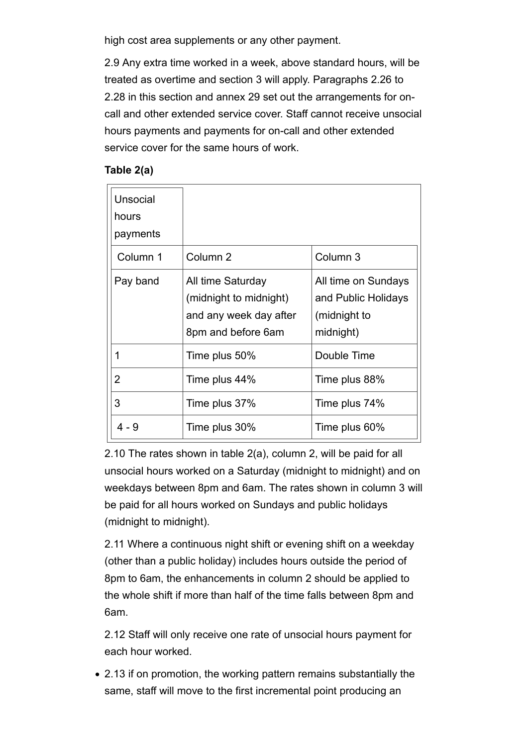high cost area supplements or any other payment.

2.9 Any extra time worked in a week, above standard hours, will be treated as overtime and section 3 will apply. Paragraphs 2.26 to 2.28 in this section and annex 29 set out the arrangements for on-call and other extended service cover. Staff cannot receive unsocial hours payments and payments for on-call and other extended service cover for the same hours of work.

**Table 2(a)**

| Unsocial hours payments | | |
|---|---|---|
| Column 1 | Column 2 | Column 3 |
| Pay band | All time Saturday (midnight to midnight) and any week day after 8pm and before 6am | All time on Sundays and Public Holidays (midnight to midnight) |
| 1 | Time plus 50% | Double Time |
| 2 | Time plus 44% | Time plus 88% |
| 3 | Time plus 37% | Time plus 74% |
| 4 - 9 | Time plus 30% | Time plus 60% |

2.10 The rates shown in table 2(a), column 2, will be paid for all unsocial hours worked on a Saturday (midnight to midnight) and on weekdays between 8pm and 6am. The rates shown in column 3 will be paid for all hours worked on Sundays and public holidays (midnight to midnight).

2.11 Where a continuous night shift or evening shift on a weekday (other than a public holiday) includes hours outside the period of 8pm to 6am, the enhancements in column 2 should be applied to the whole shift if more than half of the time falls between 8pm and 6am.

2.12 Staff will only receive one rate of unsocial hours payment for each hour worked.

- 2.13 if on promotion, the working pattern remains substantially the same, staff will move to the first incremental point producing an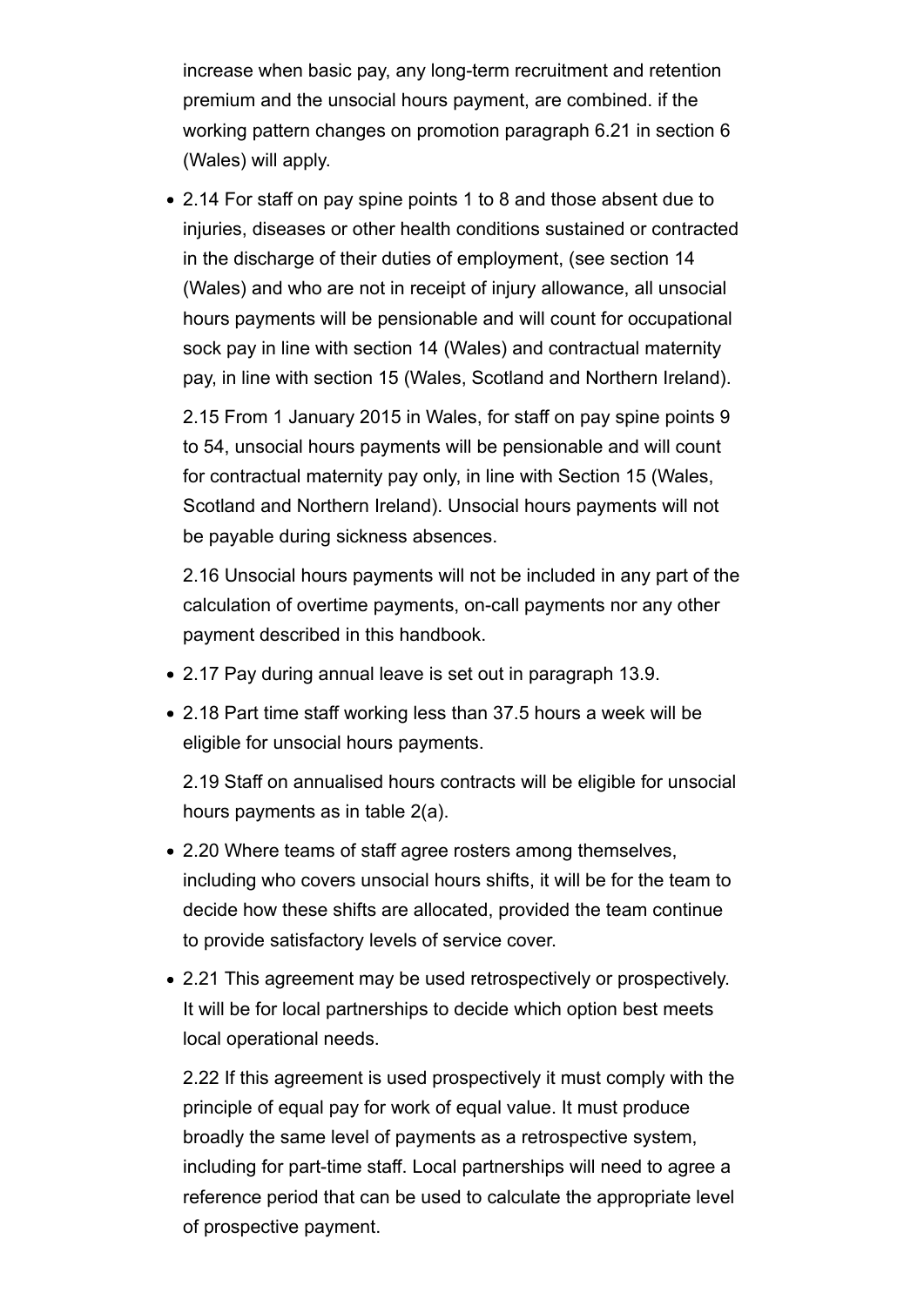increase when basic pay, any long-term recruitment and retention premium and the unsocial hours payment, are combined. if the working pattern changes on promotion paragraph 6.21 in section 6 (Wales) will apply.

- 2.14 For staff on pay spine points 1 to 8 and those absent due to injuries, diseases or other health conditions sustained or contracted in the discharge of their duties of employment, (see section 14 (Wales) and who are not in receipt of injury allowance, all unsocial hours payments will be pensionable and will count for occupational sock pay in line with section 14 (Wales) and contractual maternity pay, in line with section 15 (Wales, Scotland and Northern Ireland).

  2.15 From 1 January 2015 in Wales, for staff on pay spine points 9 to 54, unsocial hours payments will be pensionable and will count for contractual maternity pay only, in line with Section 15 (Wales, Scotland and Northern Ireland). Unsocial hours payments will not be payable during sickness absences.

  2.16 Unsocial hours payments will not be included in any part of the calculation of overtime payments, on-call payments nor any other payment described in this handbook.

- 2.17 Pay during annual leave is set out in paragraph 13.9.
- 2.18 Part time staff working less than 37.5 hours a week will be eligible for unsocial hours payments.

  2.19 Staff on annualised hours contracts will be eligible for unsocial hours payments as in table 2(a).

- 2.20 Where teams of staff agree rosters among themselves, including who covers unsocial hours shifts, it will be for the team to decide how these shifts are allocated, provided the team continue to provide satisfactory levels of service cover.
- 2.21 This agreement may be used retrospectively or prospectively. It will be for local partnerships to decide which option best meets local operational needs.

  2.22 If this agreement is used prospectively it must comply with the principle of equal pay for work of equal value. It must produce broadly the same level of payments as a retrospective system, including for part-time staff. Local partnerships will need to agree a reference period that can be used to calculate the appropriate level of prospective payment.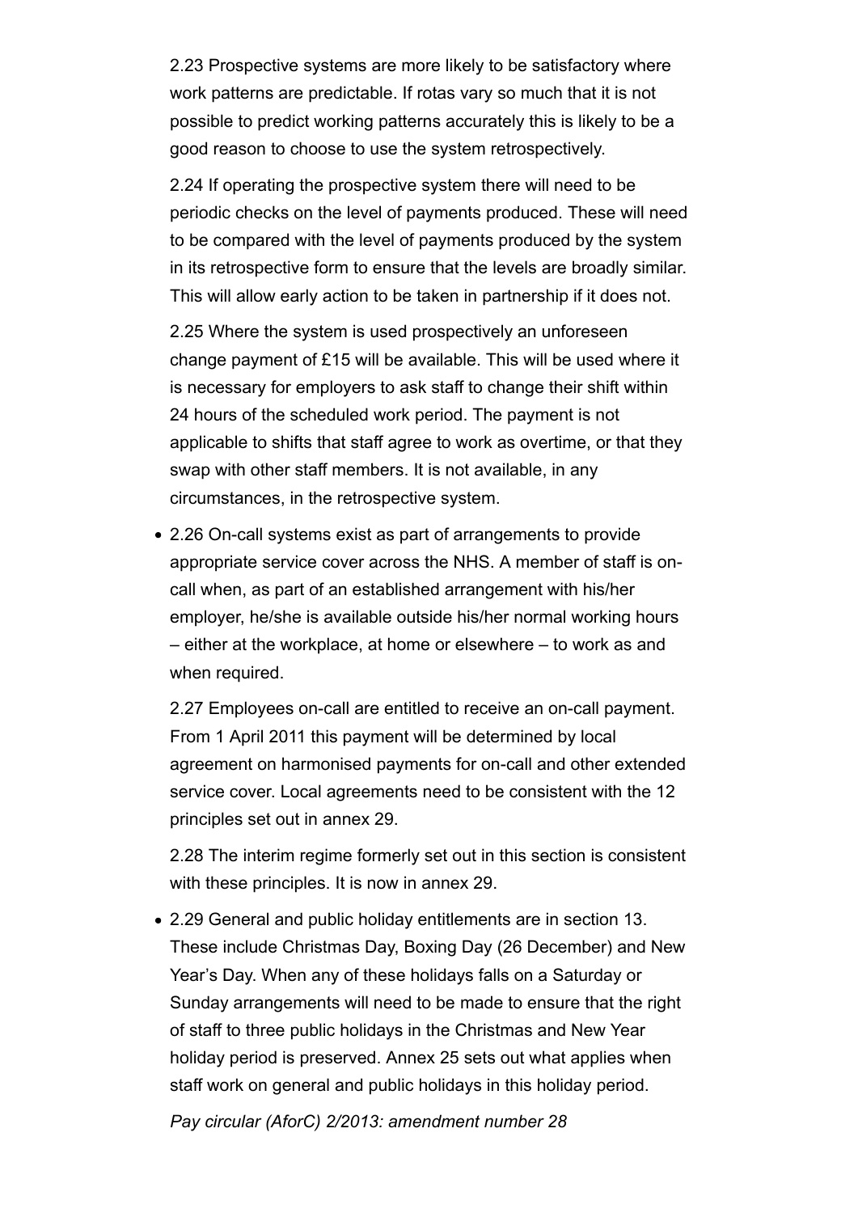2.23 Prospective systems are more likely to be satisfactory where work patterns are predictable. If rotas vary so much that it is not possible to predict working patterns accurately this is likely to be a good reason to choose to use the system retrospectively.

2.24 If operating the prospective system there will need to be periodic checks on the level of payments produced. These will need to be compared with the level of payments produced by the system in its retrospective form to ensure that the levels are broadly similar. This will allow early action to be taken in partnership if it does not.

2.25 Where the system is used prospectively an unforeseen change payment of £15 will be available. This will be used where it is necessary for employers to ask staff to change their shift within 24 hours of the scheduled work period. The payment is not applicable to shifts that staff agree to work as overtime, or that they swap with other staff members. It is not available, in any circumstances, in the retrospective system.

- 2.26 On-call systems exist as part of arrangements to provide appropriate service cover across the NHS. A member of staff is on-call when, as part of an established arrangement with his/her employer, he/she is available outside his/her normal working hours – either at the workplace, at home or elsewhere – to work as and when required.

  2.27 Employees on-call are entitled to receive an on-call payment. From 1 April 2011 this payment will be determined by local agreement on harmonised payments for on-call and other extended service cover. Local agreements need to be consistent with the 12 principles set out in annex 29.

  2.28 The interim regime formerly set out in this section is consistent with these principles. It is now in annex 29.

- 2.29 General and public holiday entitlements are in section 13. These include Christmas Day, Boxing Day (26 December) and New Year's Day. When any of these holidays falls on a Saturday or Sunday arrangements will need to be made to ensure that the right of staff to three public holidays in the Christmas and New Year holiday period is preserved. Annex 25 sets out what applies when staff work on general and public holidays in this holiday period.

  *Pay circular (AforC) 2/2013: amendment number 28*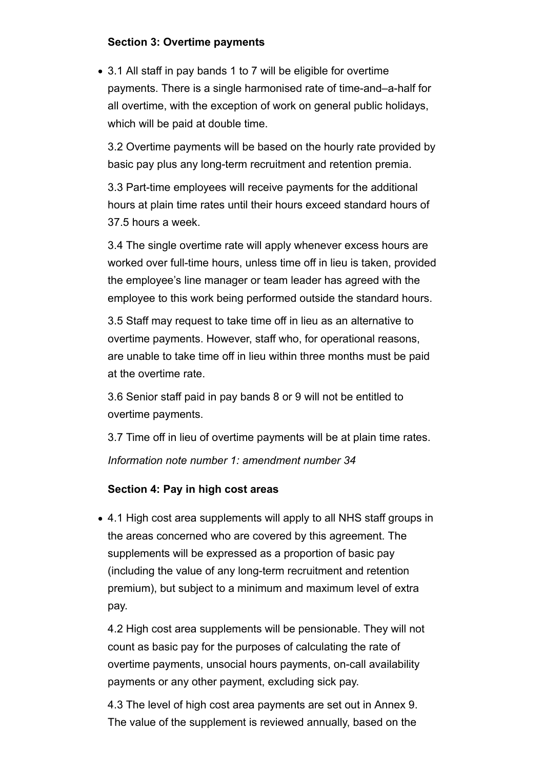**Section 3: Overtime payments**

- 3.1 All staff in pay bands 1 to 7 will be eligible for overtime payments. There is a single harmonised rate of time-and–a-half for all overtime, with the exception of work on general public holidays, which will be paid at double time.

  3.2 Overtime payments will be based on the hourly rate provided by basic pay plus any long-term recruitment and retention premia.

  3.3 Part-time employees will receive payments for the additional hours at plain time rates until their hours exceed standard hours of 37.5 hours a week.

  3.4 The single overtime rate will apply whenever excess hours are worked over full-time hours, unless time off in lieu is taken, provided the employee's line manager or team leader has agreed with the employee to this work being performed outside the standard hours.

  3.5 Staff may request to take time off in lieu as an alternative to overtime payments. However, staff who, for operational reasons, are unable to take time off in lieu within three months must be paid at the overtime rate.

  3.6 Senior staff paid in pay bands 8 or 9 will not be entitled to overtime payments.

  3.7 Time off in lieu of overtime payments will be at plain time rates.

  *Information note number 1: amendment number 34*

**Section 4: Pay in high cost areas**

- 4.1 High cost area supplements will apply to all NHS staff groups in the areas concerned who are covered by this agreement. The supplements will be expressed as a proportion of basic pay (including the value of any long-term recruitment and retention premium), but subject to a minimum and maximum level of extra pay.

  4.2 High cost area supplements will be pensionable. They will not count as basic pay for the purposes of calculating the rate of overtime payments, unsocial hours payments, on-call availability payments or any other payment, excluding sick pay.

  4.3 The level of high cost area payments are set out in Annex 9. The value of the supplement is reviewed annually, based on the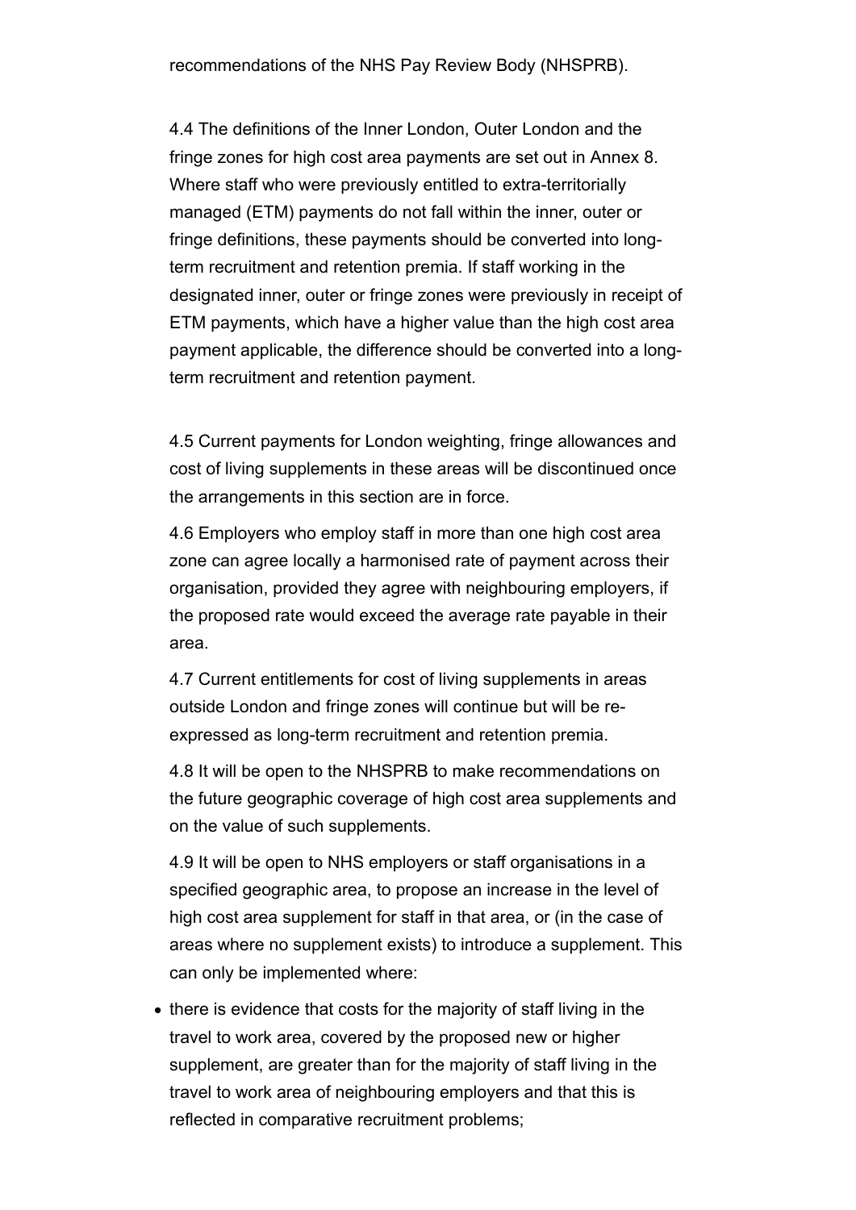recommendations of the NHS Pay Review Body (NHSPRB).

4.4 The definitions of the Inner London, Outer London and the fringe zones for high cost area payments are set out in Annex 8. Where staff who were previously entitled to extra-territorially managed (ETM) payments do not fall within the inner, outer or fringe definitions, these payments should be converted into long-term recruitment and retention premia. If staff working in the designated inner, outer or fringe zones were previously in receipt of ETM payments, which have a higher value than the high cost area payment applicable, the difference should be converted into a long-term recruitment and retention payment.

4.5 Current payments for London weighting, fringe allowances and cost of living supplements in these areas will be discontinued once the arrangements in this section are in force.

4.6 Employers who employ staff in more than one high cost area zone can agree locally a harmonised rate of payment across their organisation, provided they agree with neighbouring employers, if the proposed rate would exceed the average rate payable in their area.

4.7 Current entitlements for cost of living supplements in areas outside London and fringe zones will continue but will be re-expressed as long-term recruitment and retention premia.

4.8 It will be open to the NHSPRB to make recommendations on the future geographic coverage of high cost area supplements and on the value of such supplements.

4.9 It will be open to NHS employers or staff organisations in a specified geographic area, to propose an increase in the level of high cost area supplement for staff in that area, or (in the case of areas where no supplement exists) to introduce a supplement. This can only be implemented where:

- there is evidence that costs for the majority of staff living in the travel to work area, covered by the proposed new or higher supplement, are greater than for the majority of staff living in the travel to work area of neighbouring employers and that this is reflected in comparative recruitment problems;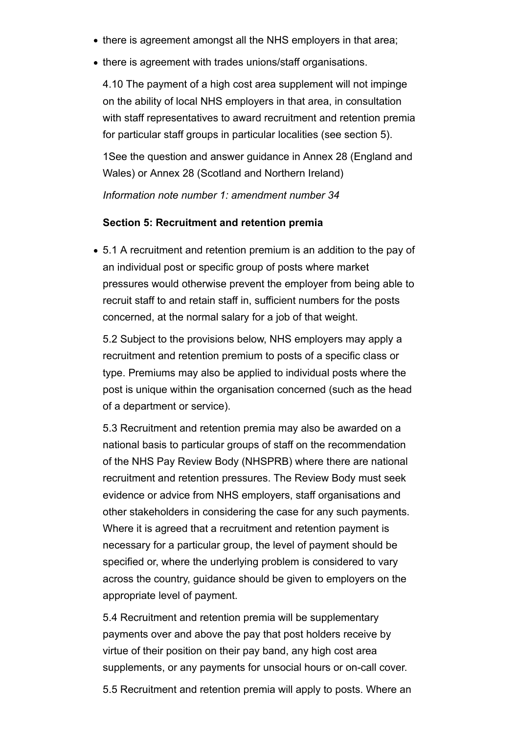- there is agreement amongst all the NHS employers in that area;
- there is agreement with trades unions/staff organisations.

4.10 The payment of a high cost area supplement will not impinge on the ability of local NHS employers in that area, in consultation with staff representatives to award recruitment and retention premia for particular staff groups in particular localities (see section 5).

1See the question and answer guidance in Annex 28 (England and Wales) or Annex 28 (Scotland and Northern Ireland)

*Information note number 1: amendment number 34*

**Section 5: Recruitment and retention premia**

- 5.1 A recruitment and retention premium is an addition to the pay of an individual post or specific group of posts where market pressures would otherwise prevent the employer from being able to recruit staff to and retain staff in, sufficient numbers for the posts concerned, at the normal salary for a job of that weight.

5.2 Subject to the provisions below, NHS employers may apply a recruitment and retention premium to posts of a specific class or type. Premiums may also be applied to individual posts where the post is unique within the organisation concerned (such as the head of a department or service).

5.3 Recruitment and retention premia may also be awarded on a national basis to particular groups of staff on the recommendation of the NHS Pay Review Body (NHSPRB) where there are national recruitment and retention pressures. The Review Body must seek evidence or advice from NHS employers, staff organisations and other stakeholders in considering the case for any such payments. Where it is agreed that a recruitment and retention payment is necessary for a particular group, the level of payment should be specified or, where the underlying problem is considered to vary across the country, guidance should be given to employers on the appropriate level of payment.

5.4 Recruitment and retention premia will be supplementary payments over and above the pay that post holders receive by virtue of their position on their pay band, any high cost area supplements, or any payments for unsocial hours or on-call cover.

5.5 Recruitment and retention premia will apply to posts. Where an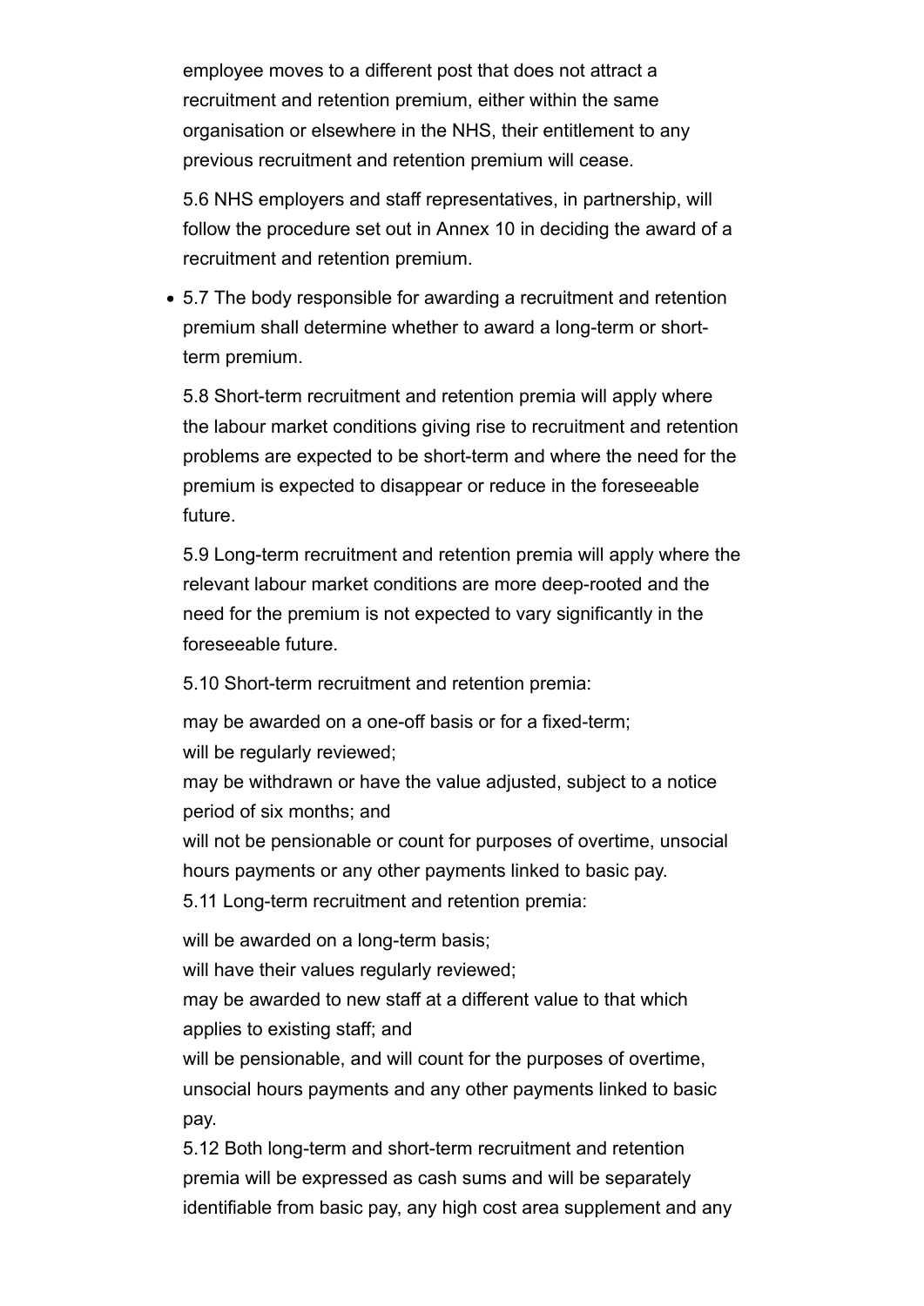employee moves to a different post that does not attract a recruitment and retention premium, either within the same organisation or elsewhere in the NHS, their entitlement to any previous recruitment and retention premium will cease.

5.6 NHS employers and staff representatives, in partnership, will follow the procedure set out in Annex 10 in deciding the award of a recruitment and retention premium.

- 5.7 The body responsible for awarding a recruitment and retention premium shall determine whether to award a long-term or short-term premium.

5.8 Short-term recruitment and retention premia will apply where the labour market conditions giving rise to recruitment and retention problems are expected to be short-term and where the need for the premium is expected to disappear or reduce in the foreseeable future.

5.9 Long-term recruitment and retention premia will apply where the relevant labour market conditions are more deep-rooted and the need for the premium is not expected to vary significantly in the foreseeable future.

5.10 Short-term recruitment and retention premia:

may be awarded on a one-off basis or for a fixed-term;
will be regularly reviewed;
may be withdrawn or have the value adjusted, subject to a notice period of six months; and
will not be pensionable or count for purposes of overtime, unsocial hours payments or any other payments linked to basic pay.

5.11 Long-term recruitment and retention premia:

will be awarded on a long-term basis;
will have their values regularly reviewed;
may be awarded to new staff at a different value to that which applies to existing staff; and
will be pensionable, and will count for the purposes of overtime, unsocial hours payments and any other payments linked to basic pay.

5.12 Both long-term and short-term recruitment and retention premia will be expressed as cash sums and will be separately identifiable from basic pay, any high cost area supplement and any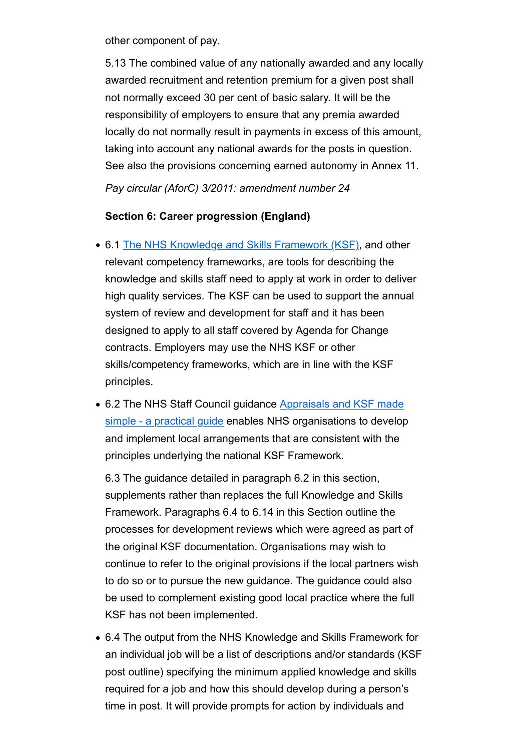other component of pay.

5.13 The combined value of any nationally awarded and any locally awarded recruitment and retention premium for a given post shall not normally exceed 30 per cent of basic salary. It will be the responsibility of employers to ensure that any premia awarded locally do not normally result in payments in excess of this amount, taking into account any national awards for the posts in question. See also the provisions concerning earned autonomy in Annex 11.

*Pay circular (AforC) 3/2011: amendment number 24*

**Section 6: Career progression (England)**

- 6.1 The NHS Knowledge and Skills Framework (KSF), and other relevant competency frameworks, are tools for describing the knowledge and skills staff need to apply at work in order to deliver high quality services. The KSF can be used to support the annual system of review and development for staff and it has been designed to apply to all staff covered by Agenda for Change contracts. Employers may use the NHS KSF or other skills/competency frameworks, which are in line with the KSF principles.
- 6.2 The NHS Staff Council guidance Appraisals and KSF made simple - a practical guide enables NHS organisations to develop and implement local arrangements that are consistent with the principles underlying the national KSF Framework.

  6.3 The guidance detailed in paragraph 6.2 in this section, supplements rather than replaces the full Knowledge and Skills Framework. Paragraphs 6.4 to 6.14 in this Section outline the processes for development reviews which were agreed as part of the original KSF documentation. Organisations may wish to continue to refer to the original provisions if the local partners wish to do so or to pursue the new guidance. The guidance could also be used to complement existing good local practice where the full KSF has not been implemented.
- 6.4 The output from the NHS Knowledge and Skills Framework for an individual job will be a list of descriptions and/or standards (KSF post outline) specifying the minimum applied knowledge and skills required for a job and how this should develop during a person's time in post. It will provide prompts for action by individuals and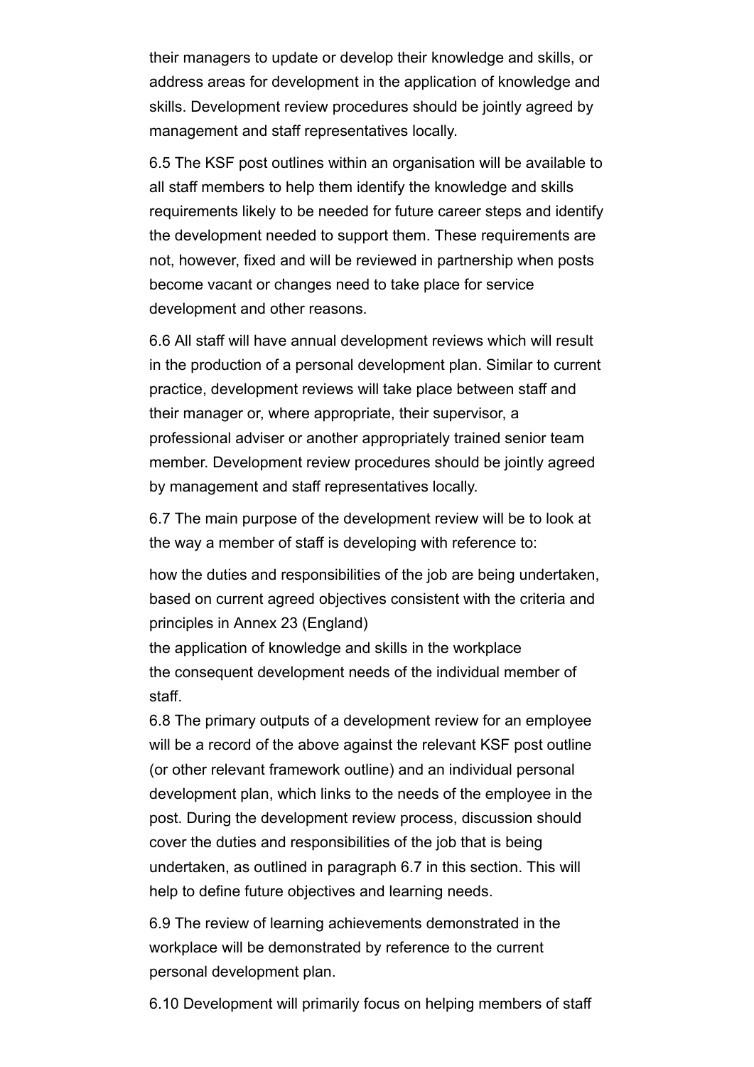their managers to update or develop their knowledge and skills, or address areas for development in the application of knowledge and skills. Development review procedures should be jointly agreed by management and staff representatives locally.

6.5 The KSF post outlines within an organisation will be available to all staff members to help them identify the knowledge and skills requirements likely to be needed for future career steps and identify the development needed to support them. These requirements are not, however, fixed and will be reviewed in partnership when posts become vacant or changes need to take place for service development and other reasons.

6.6 All staff will have annual development reviews which will result in the production of a personal development plan. Similar to current practice, development reviews will take place between staff and their manager or, where appropriate, their supervisor, a professional adviser or another appropriately trained senior team member. Development review procedures should be jointly agreed by management and staff representatives locally.

6.7 The main purpose of the development review will be to look at the way a member of staff is developing with reference to:

how the duties and responsibilities of the job are being undertaken, based on current agreed objectives consistent with the criteria and principles in Annex 23 (England)
the application of knowledge and skills in the workplace
the consequent development needs of the individual member of staff.
6.8 The primary outputs of a development review for an employee will be a record of the above against the relevant KSF post outline (or other relevant framework outline) and an individual personal development plan, which links to the needs of the employee in the post. During the development review process, discussion should cover the duties and responsibilities of the job that is being undertaken, as outlined in paragraph 6.7 in this section. This will help to define future objectives and learning needs.

6.9 The review of learning achievements demonstrated in the workplace will be demonstrated by reference to the current personal development plan.

6.10 Development will primarily focus on helping members of staff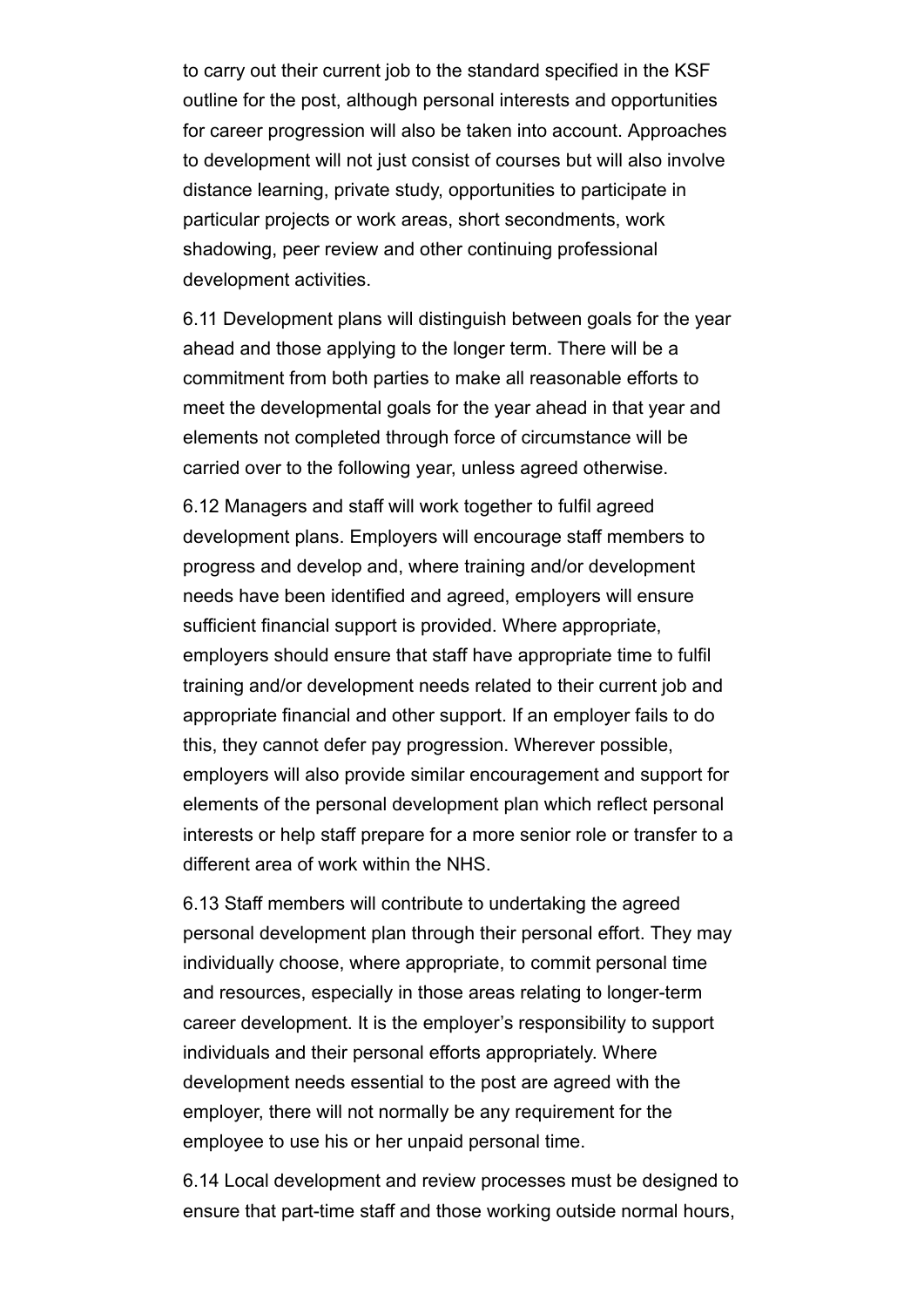to carry out their current job to the standard specified in the KSF outline for the post, although personal interests and opportunities for career progression will also be taken into account. Approaches to development will not just consist of courses but will also involve distance learning, private study, opportunities to participate in particular projects or work areas, short secondments, work shadowing, peer review and other continuing professional development activities.

6.11 Development plans will distinguish between goals for the year ahead and those applying to the longer term. There will be a commitment from both parties to make all reasonable efforts to meet the developmental goals for the year ahead in that year and elements not completed through force of circumstance will be carried over to the following year, unless agreed otherwise.

6.12 Managers and staff will work together to fulfil agreed development plans. Employers will encourage staff members to progress and develop and, where training and/or development needs have been identified and agreed, employers will ensure sufficient financial support is provided. Where appropriate, employers should ensure that staff have appropriate time to fulfil training and/or development needs related to their current job and appropriate financial and other support. If an employer fails to do this, they cannot defer pay progression. Wherever possible, employers will also provide similar encouragement and support for elements of the personal development plan which reflect personal interests or help staff prepare for a more senior role or transfer to a different area of work within the NHS.

6.13 Staff members will contribute to undertaking the agreed personal development plan through their personal effort. They may individually choose, where appropriate, to commit personal time and resources, especially in those areas relating to longer-term career development. It is the employer's responsibility to support individuals and their personal efforts appropriately. Where development needs essential to the post are agreed with the employer, there will not normally be any requirement for the employee to use his or her unpaid personal time.

6.14 Local development and review processes must be designed to ensure that part-time staff and those working outside normal hours,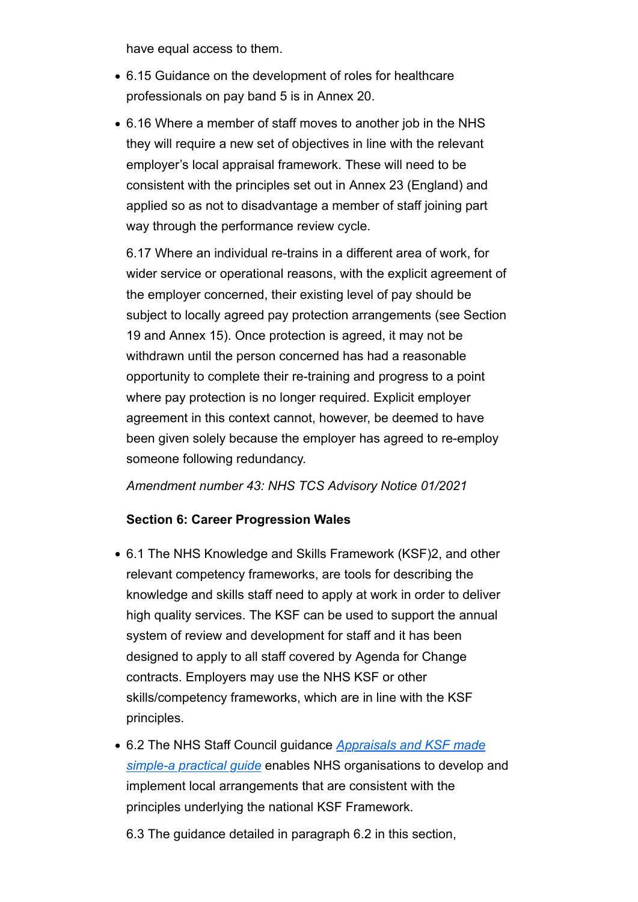have equal access to them.

- 6.15 Guidance on the development of roles for healthcare professionals on pay band 5 is in Annex 20.
- 6.16 Where a member of staff moves to another job in the NHS they will require a new set of objectives in line with the relevant employer's local appraisal framework. These will need to be consistent with the principles set out in Annex 23 (England) and applied so as not to disadvantage a member of staff joining part way through the performance review cycle.

6.17 Where an individual re-trains in a different area of work, for wider service or operational reasons, with the explicit agreement of the employer concerned, their existing level of pay should be subject to locally agreed pay protection arrangements (see Section 19 and Annex 15). Once protection is agreed, it may not be withdrawn until the person concerned has had a reasonable opportunity to complete their re-training and progress to a point where pay protection is no longer required. Explicit employer agreement in this context cannot, however, be deemed to have been given solely because the employer has agreed to re-employ someone following redundancy.

*Amendment number 43: NHS TCS Advisory Notice 01/2021*

**Section 6: Career Progression Wales**

- 6.1 The NHS Knowledge and Skills Framework (KSF)2, and other relevant competency frameworks, are tools for describing the knowledge and skills staff need to apply at work in order to deliver high quality services. The KSF can be used to support the annual system of review and development for staff and it has been designed to apply to all staff covered by Agenda for Change contracts. Employers may use the NHS KSF or other skills/competency frameworks, which are in line with the KSF principles.
- 6.2 The NHS Staff Council guidance *Appraisals and KSF made simple-a practical guide* enables NHS organisations to develop and implement local arrangements that are consistent with the principles underlying the national KSF Framework.

6.3 The guidance detailed in paragraph 6.2 in this section,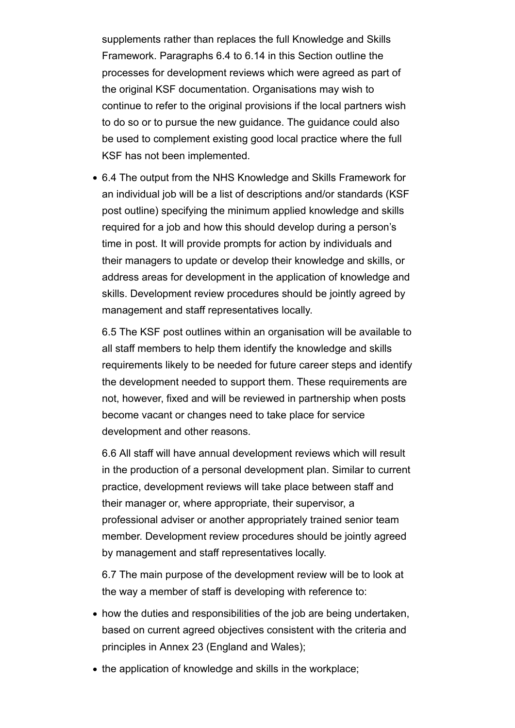supplements rather than replaces the full Knowledge and Skills Framework. Paragraphs 6.4 to 6.14 in this Section outline the processes for development reviews which were agreed as part of the original KSF documentation. Organisations may wish to continue to refer to the original provisions if the local partners wish to do so or to pursue the new guidance. The guidance could also be used to complement existing good local practice where the full KSF has not been implemented.

- 6.4 The output from the NHS Knowledge and Skills Framework for an individual job will be a list of descriptions and/or standards (KSF post outline) specifying the minimum applied knowledge and skills required for a job and how this should develop during a person's time in post. It will provide prompts for action by individuals and their managers to update or develop their knowledge and skills, or address areas for development in the application of knowledge and skills. Development review procedures should be jointly agreed by management and staff representatives locally.

  6.5 The KSF post outlines within an organisation will be available to all staff members to help them identify the knowledge and skills requirements likely to be needed for future career steps and identify the development needed to support them. These requirements are not, however, fixed and will be reviewed in partnership when posts become vacant or changes need to take place for service development and other reasons.

  6.6 All staff will have annual development reviews which will result in the production of a personal development plan. Similar to current practice, development reviews will take place between staff and their manager or, where appropriate, their supervisor, a professional adviser or another appropriately trained senior team member. Development review procedures should be jointly agreed by management and staff representatives locally.

  6.7 The main purpose of the development review will be to look at the way a member of staff is developing with reference to:

- how the duties and responsibilities of the job are being undertaken, based on current agreed objectives consistent with the criteria and principles in Annex 23 (England and Wales);
- the application of knowledge and skills in the workplace;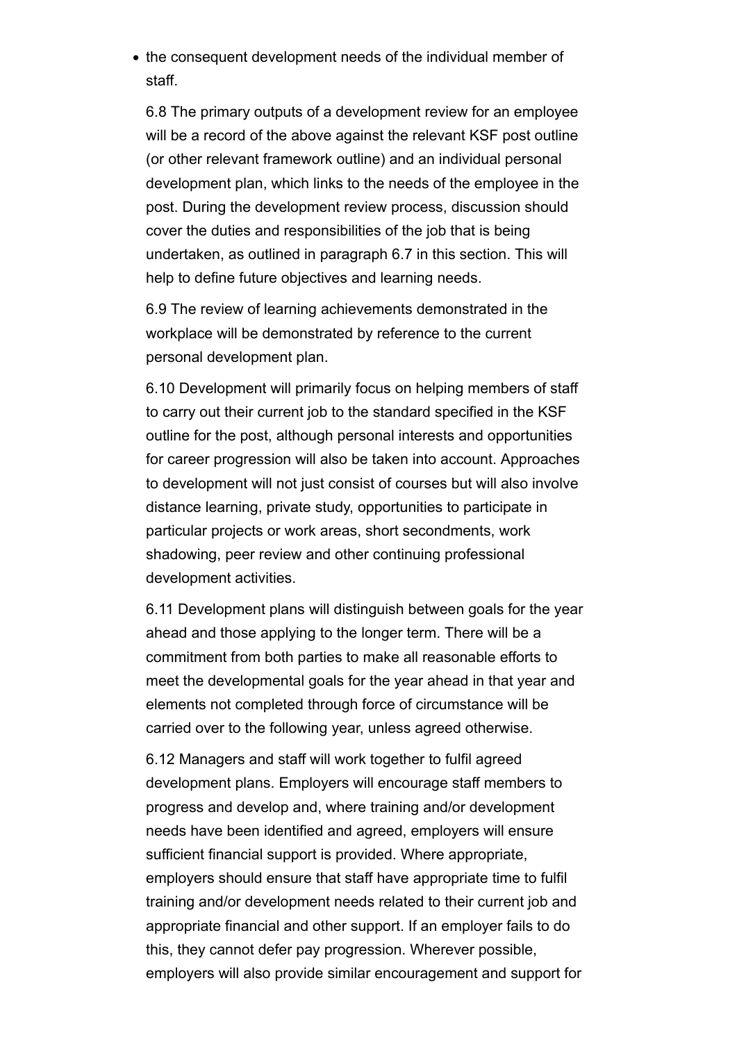- the consequent development needs of the individual member of staff.

6.8 The primary outputs of a development review for an employee will be a record of the above against the relevant KSF post outline (or other relevant framework outline) and an individual personal development plan, which links to the needs of the employee in the post. During the development review process, discussion should cover the duties and responsibilities of the job that is being undertaken, as outlined in paragraph 6.7 in this section. This will help to define future objectives and learning needs.

6.9 The review of learning achievements demonstrated in the workplace will be demonstrated by reference to the current personal development plan.

6.10 Development will primarily focus on helping members of staff to carry out their current job to the standard specified in the KSF outline for the post, although personal interests and opportunities for career progression will also be taken into account. Approaches to development will not just consist of courses but will also involve distance learning, private study, opportunities to participate in particular projects or work areas, short secondments, work shadowing, peer review and other continuing professional development activities.

6.11 Development plans will distinguish between goals for the year ahead and those applying to the longer term. There will be a commitment from both parties to make all reasonable efforts to meet the developmental goals for the year ahead in that year and elements not completed through force of circumstance will be carried over to the following year, unless agreed otherwise.

6.12 Managers and staff will work together to fulfil agreed development plans. Employers will encourage staff members to progress and develop and, where training and/or development needs have been identified and agreed, employers will ensure sufficient financial support is provided. Where appropriate, employers should ensure that staff have appropriate time to fulfil training and/or development needs related to their current job and appropriate financial and other support. If an employer fails to do this, they cannot defer pay progression. Wherever possible, employers will also provide similar encouragement and support for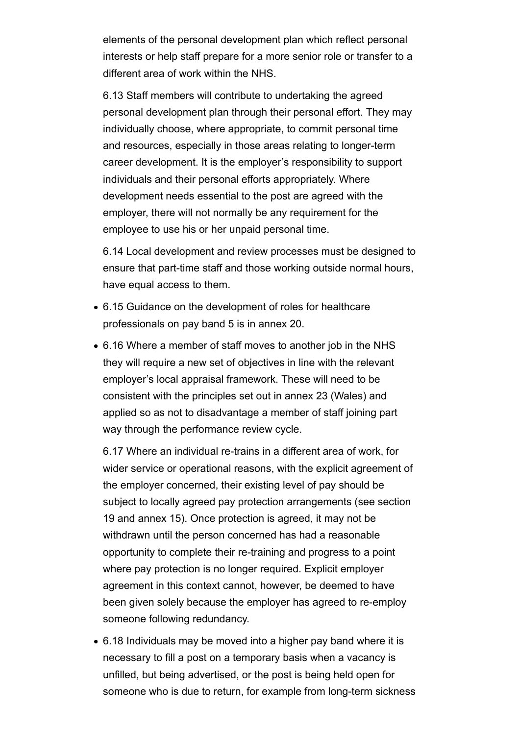elements of the personal development plan which reflect personal interests or help staff prepare for a more senior role or transfer to a different area of work within the NHS.

6.13 Staff members will contribute to undertaking the agreed personal development plan through their personal effort. They may individually choose, where appropriate, to commit personal time and resources, especially in those areas relating to longer-term career development. It is the employer's responsibility to support individuals and their personal efforts appropriately. Where development needs essential to the post are agreed with the employer, there will not normally be any requirement for the employee to use his or her unpaid personal time.

6.14 Local development and review processes must be designed to ensure that part-time staff and those working outside normal hours, have equal access to them.

- 6.15 Guidance on the development of roles for healthcare professionals on pay band 5 is in annex 20.
- 6.16 Where a member of staff moves to another job in the NHS they will require a new set of objectives in line with the relevant employer's local appraisal framework. These will need to be consistent with the principles set out in annex 23 (Wales) and applied so as not to disadvantage a member of staff joining part way through the performance review cycle.

6.17 Where an individual re-trains in a different area of work, for wider service or operational reasons, with the explicit agreement of the employer concerned, their existing level of pay should be subject to locally agreed pay protection arrangements (see section 19 and annex 15). Once protection is agreed, it may not be withdrawn until the person concerned has had a reasonable opportunity to complete their re-training and progress to a point where pay protection is no longer required. Explicit employer agreement in this context cannot, however, be deemed to have been given solely because the employer has agreed to re-employ someone following redundancy.

- 6.18 Individuals may be moved into a higher pay band where it is necessary to fill a post on a temporary basis when a vacancy is unfilled, but being advertised, or the post is being held open for someone who is due to return, for example from long-term sickness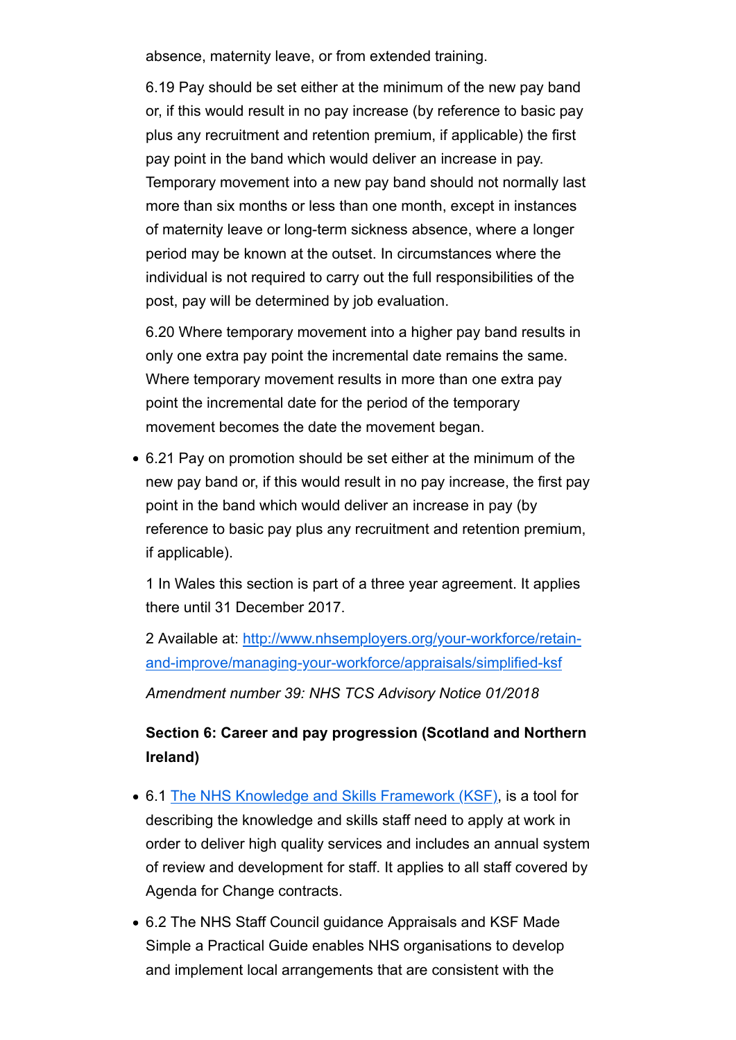absence, maternity leave, or from extended training.

6.19 Pay should be set either at the minimum of the new pay band or, if this would result in no pay increase (by reference to basic pay plus any recruitment and retention premium, if applicable) the first pay point in the band which would deliver an increase in pay. Temporary movement into a new pay band should not normally last more than six months or less than one month, except in instances of maternity leave or long-term sickness absence, where a longer period may be known at the outset. In circumstances where the individual is not required to carry out the full responsibilities of the post, pay will be determined by job evaluation.

6.20 Where temporary movement into a higher pay band results in only one extra pay point the incremental date remains the same. Where temporary movement results in more than one extra pay point the incremental date for the period of the temporary movement becomes the date the movement began.

- 6.21 Pay on promotion should be set either at the minimum of the new pay band or, if this would result in no pay increase, the first pay point in the band which would deliver an increase in pay (by reference to basic pay plus any recruitment and retention premium, if applicable).

1 In Wales this section is part of a three year agreement. It applies there until 31 December 2017.

2 Available at: [http://www.nhsemployers.org/your-workforce/retain-and-improve/managing-your-workforce/appraisals/simplified-ksf](http://www.nhsemployers.org/your-workforce/retain-and-improve/managing-your-workforce/appraisals/simplified-ksf)

*Amendment number 39: NHS TCS Advisory Notice 01/2018*

**Section 6: Career and pay progression (Scotland and Northern Ireland)**

- 6.1 [The NHS Knowledge and Skills Framework (KSF)](#), is a tool for describing the knowledge and skills staff need to apply at work in order to deliver high quality services and includes an annual system of review and development for staff. It applies to all staff covered by Agenda for Change contracts.
- 6.2 The NHS Staff Council guidance Appraisals and KSF Made Simple a Practical Guide enables NHS organisations to develop and implement local arrangements that are consistent with the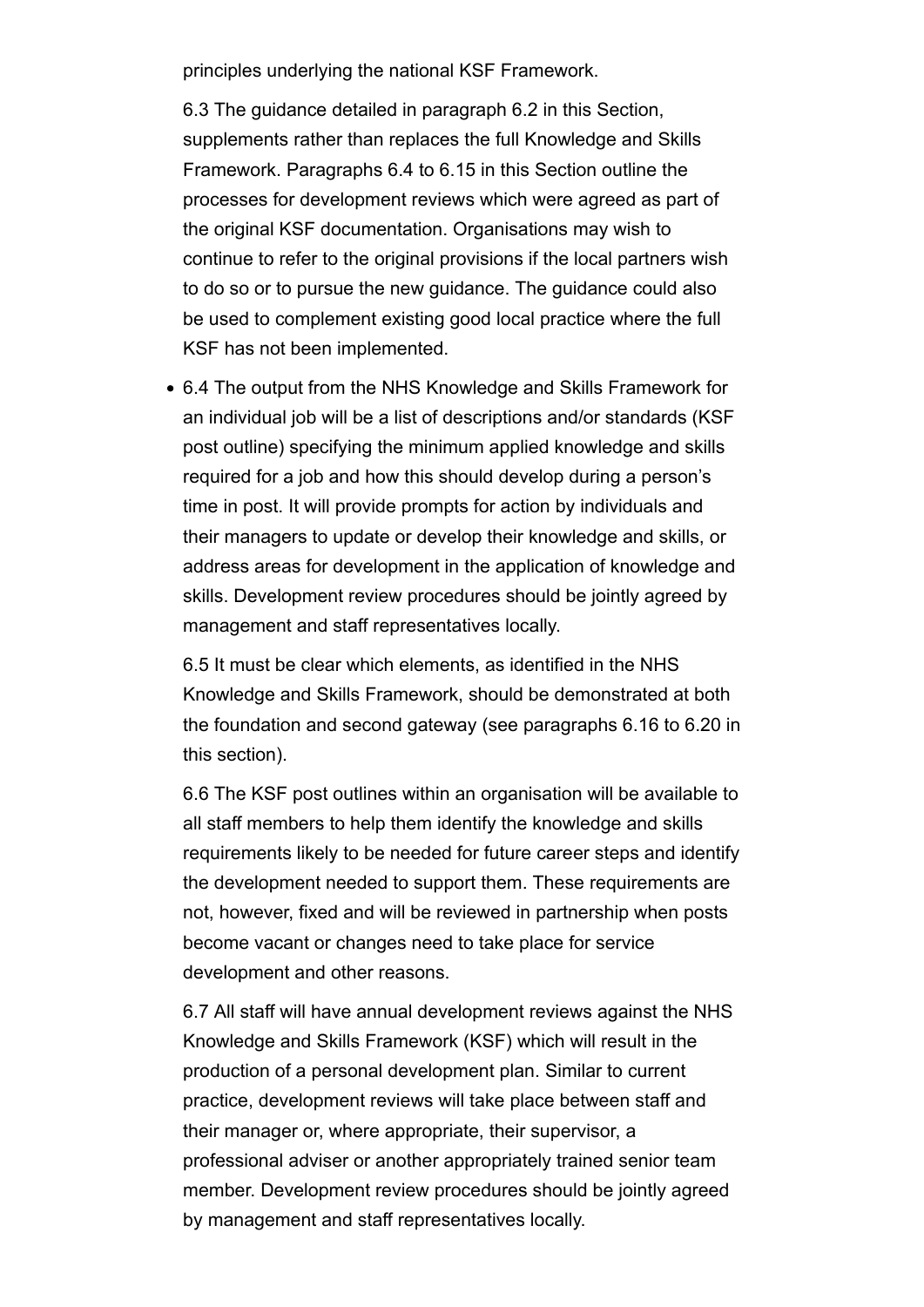principles underlying the national KSF Framework.

6.3 The guidance detailed in paragraph 6.2 in this Section, supplements rather than replaces the full Knowledge and Skills Framework. Paragraphs 6.4 to 6.15 in this Section outline the processes for development reviews which were agreed as part of the original KSF documentation. Organisations may wish to continue to refer to the original provisions if the local partners wish to do so or to pursue the new guidance. The guidance could also be used to complement existing good local practice where the full KSF has not been implemented.

- 6.4 The output from the NHS Knowledge and Skills Framework for an individual job will be a list of descriptions and/or standards (KSF post outline) specifying the minimum applied knowledge and skills required for a job and how this should develop during a person's time in post. It will provide prompts for action by individuals and their managers to update or develop their knowledge and skills, or address areas for development in the application of knowledge and skills. Development review procedures should be jointly agreed by management and staff representatives locally.

6.5 It must be clear which elements, as identified in the NHS Knowledge and Skills Framework, should be demonstrated at both the foundation and second gateway (see paragraphs 6.16 to 6.20 in this section).

6.6 The KSF post outlines within an organisation will be available to all staff members to help them identify the knowledge and skills requirements likely to be needed for future career steps and identify the development needed to support them. These requirements are not, however, fixed and will be reviewed in partnership when posts become vacant or changes need to take place for service development and other reasons.

6.7 All staff will have annual development reviews against the NHS Knowledge and Skills Framework (KSF) which will result in the production of a personal development plan. Similar to current practice, development reviews will take place between staff and their manager or, where appropriate, their supervisor, a professional adviser or another appropriately trained senior team member. Development review procedures should be jointly agreed by management and staff representatives locally.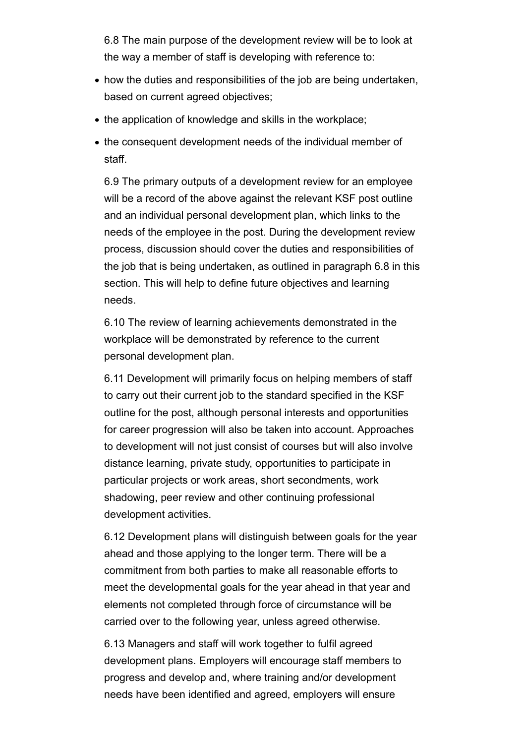6.8 The main purpose of the development review will be to look at the way a member of staff is developing with reference to:

- how the duties and responsibilities of the job are being undertaken, based on current agreed objectives;
- the application of knowledge and skills in the workplace;
- the consequent development needs of the individual member of staff.

6.9 The primary outputs of a development review for an employee will be a record of the above against the relevant KSF post outline and an individual personal development plan, which links to the needs of the employee in the post. During the development review process, discussion should cover the duties and responsibilities of the job that is being undertaken, as outlined in paragraph 6.8 in this section. This will help to define future objectives and learning needs.

6.10 The review of learning achievements demonstrated in the workplace will be demonstrated by reference to the current personal development plan.

6.11 Development will primarily focus on helping members of staff to carry out their current job to the standard specified in the KSF outline for the post, although personal interests and opportunities for career progression will also be taken into account. Approaches to development will not just consist of courses but will also involve distance learning, private study, opportunities to participate in particular projects or work areas, short secondments, work shadowing, peer review and other continuing professional development activities.

6.12 Development plans will distinguish between goals for the year ahead and those applying to the longer term. There will be a commitment from both parties to make all reasonable efforts to meet the developmental goals for the year ahead in that year and elements not completed through force of circumstance will be carried over to the following year, unless agreed otherwise.

6.13 Managers and staff will work together to fulfil agreed development plans. Employers will encourage staff members to progress and develop and, where training and/or development needs have been identified and agreed, employers will ensure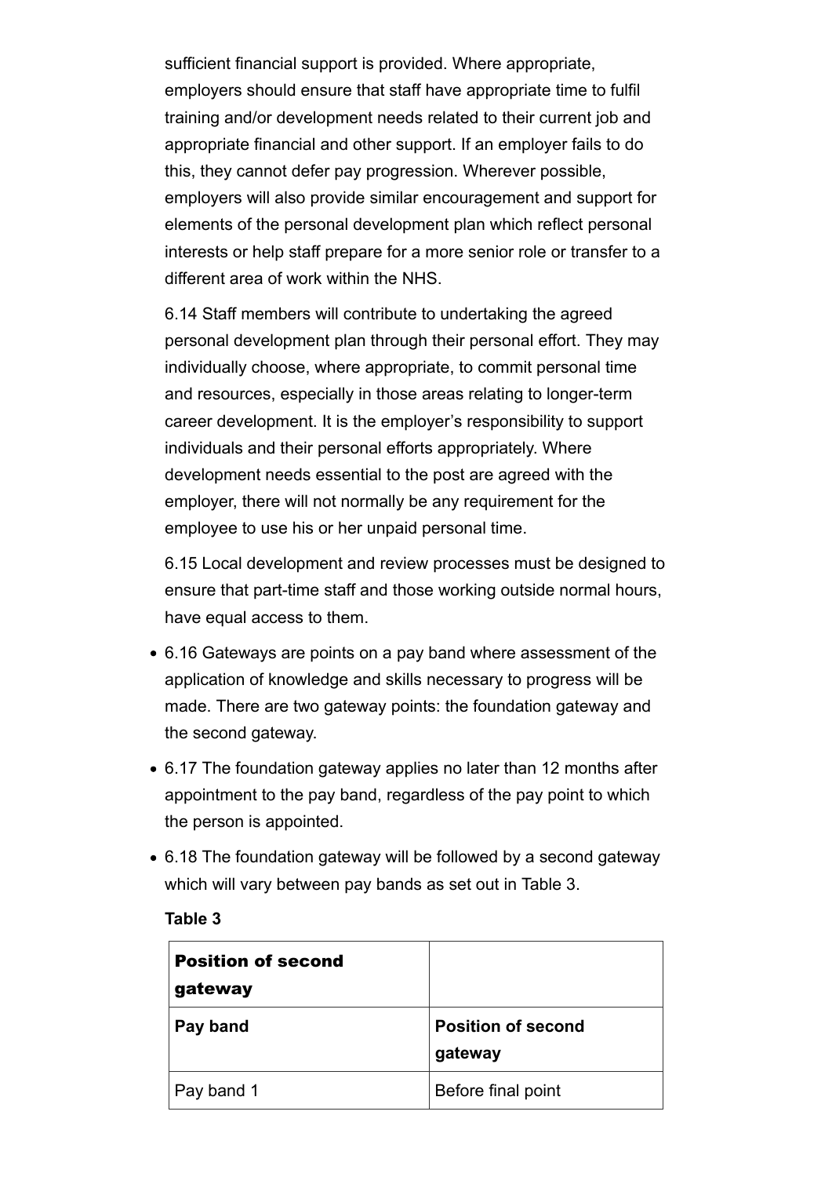sufficient financial support is provided. Where appropriate, employers should ensure that staff have appropriate time to fulfil training and/or development needs related to their current job and appropriate financial and other support. If an employer fails to do this, they cannot defer pay progression. Wherever possible, employers will also provide similar encouragement and support for elements of the personal development plan which reflect personal interests or help staff prepare for a more senior role or transfer to a different area of work within the NHS.

6.14 Staff members will contribute to undertaking the agreed personal development plan through their personal effort. They may individually choose, where appropriate, to commit personal time and resources, especially in those areas relating to longer-term career development. It is the employer's responsibility to support individuals and their personal efforts appropriately. Where development needs essential to the post are agreed with the employer, there will not normally be any requirement for the employee to use his or her unpaid personal time.

6.15 Local development and review processes must be designed to ensure that part-time staff and those working outside normal hours, have equal access to them.

- 6.16 Gateways are points on a pay band where assessment of the application of knowledge and skills necessary to progress will be made. There are two gateway points: the foundation gateway and the second gateway.
- 6.17 The foundation gateway applies no later than 12 months after appointment to the pay band, regardless of the pay point to which the person is appointed.
- 6.18 The foundation gateway will be followed by a second gateway which will vary between pay bands as set out in Table 3.

**Table 3**

| **Position of second gateway** | |
|---|---|
| **Pay band** | **Position of second gateway** |
| Pay band 1 | Before final point |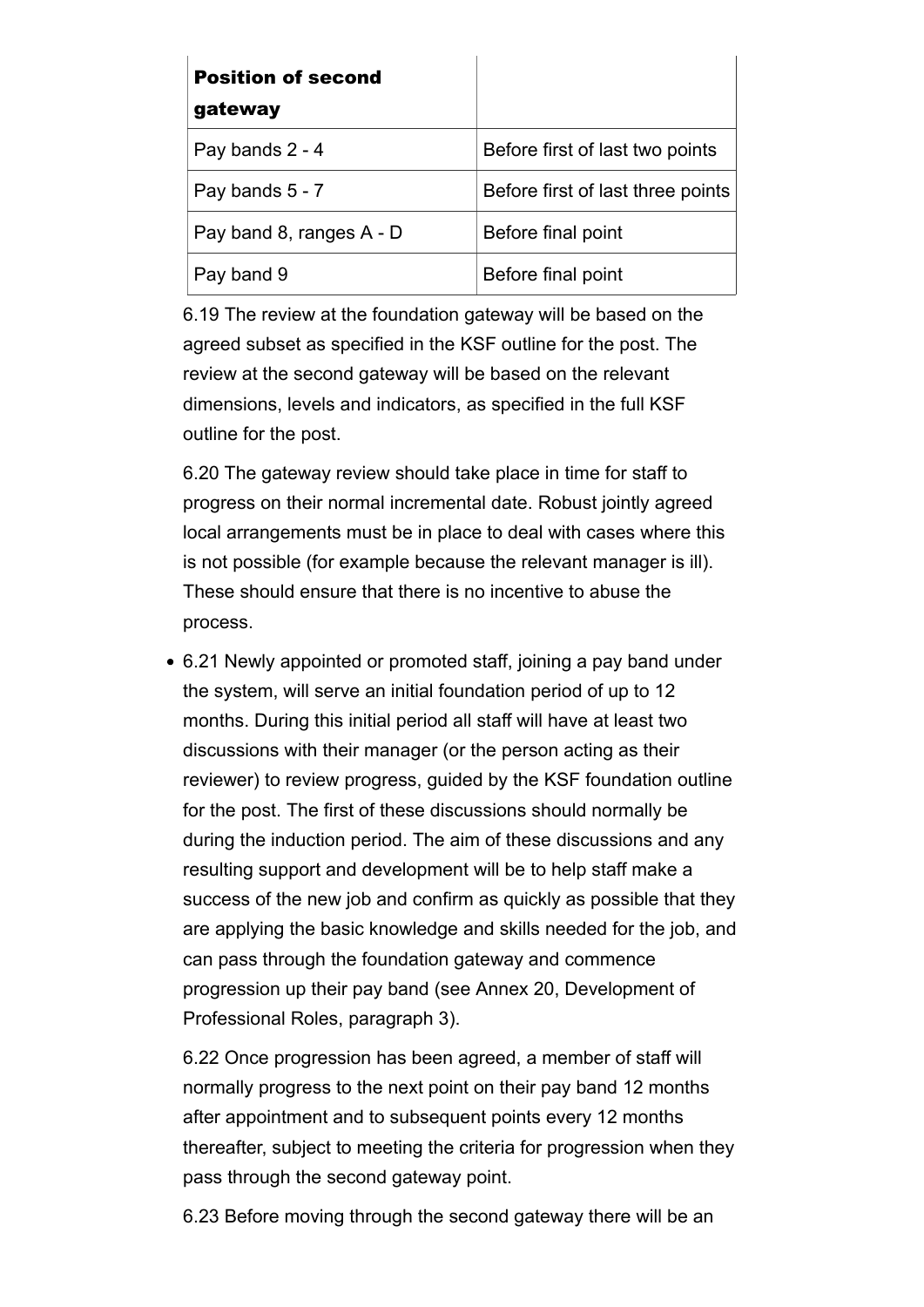| **Position of second gateway** | |
|---|---|
| Pay bands 2 - 4 | Before first of last two points |
| Pay bands 5 - 7 | Before first of last three points |
| Pay band 8, ranges A - D | Before final point |
| Pay band 9 | Before final point |

6.19 The review at the foundation gateway will be based on the agreed subset as specified in the KSF outline for the post. The review at the second gateway will be based on the relevant dimensions, levels and indicators, as specified in the full KSF outline for the post.

6.20 The gateway review should take place in time for staff to progress on their normal incremental date. Robust jointly agreed local arrangements must be in place to deal with cases where this is not possible (for example because the relevant manager is ill). These should ensure that there is no incentive to abuse the process.

- 6.21 Newly appointed or promoted staff, joining a pay band under the system, will serve an initial foundation period of up to 12 months. During this initial period all staff will have at least two discussions with their manager (or the person acting as their reviewer) to review progress, guided by the KSF foundation outline for the post. The first of these discussions should normally be during the induction period. The aim of these discussions and any resulting support and development will be to help staff make a success of the new job and confirm as quickly as possible that they are applying the basic knowledge and skills needed for the job, and can pass through the foundation gateway and commence progression up their pay band (see Annex 20, Development of Professional Roles, paragraph 3).

6.22 Once progression has been agreed, a member of staff will normally progress to the next point on their pay band 12 months after appointment and to subsequent points every 12 months thereafter, subject to meeting the criteria for progression when they pass through the second gateway point.

6.23 Before moving through the second gateway there will be an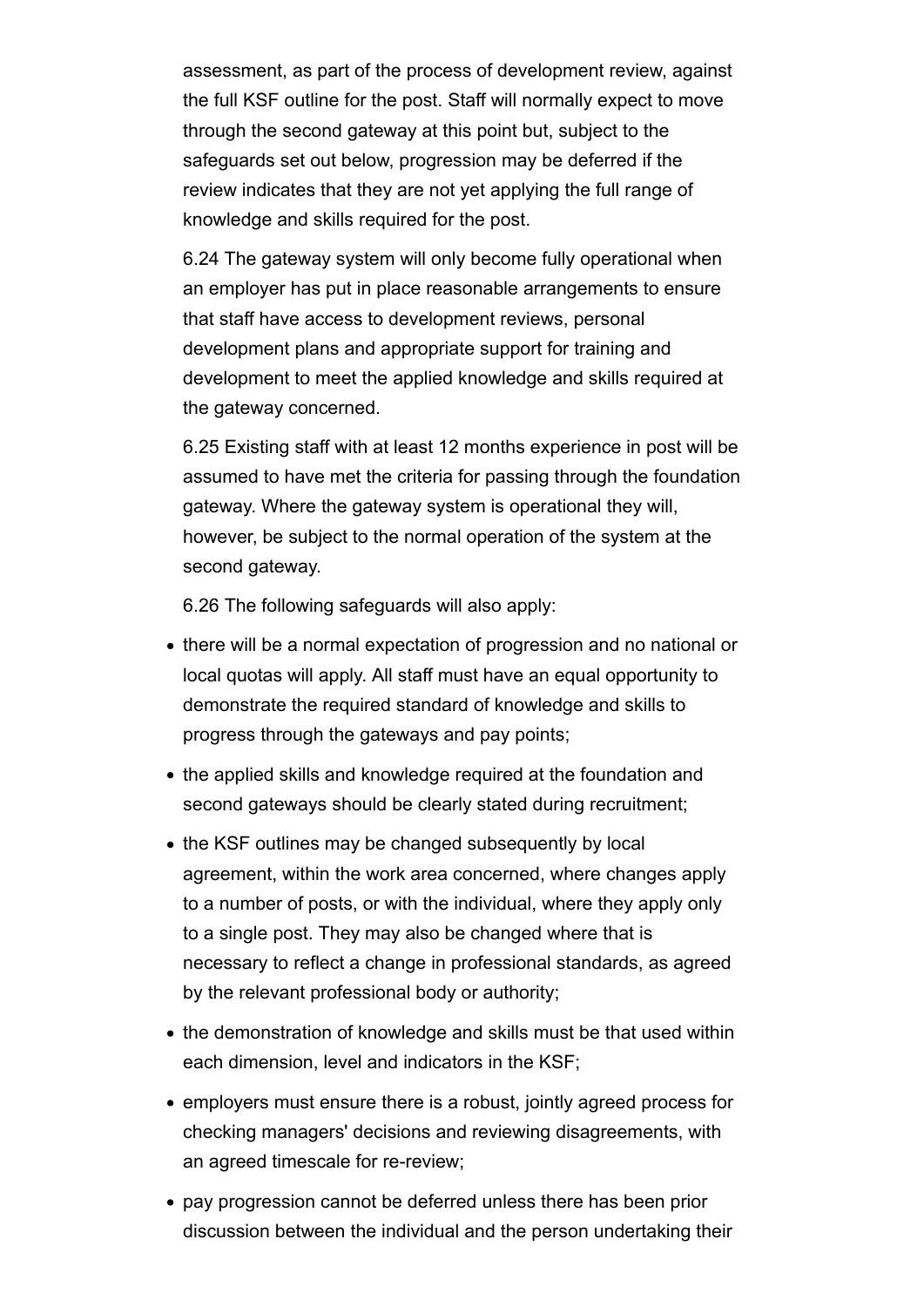assessment, as part of the process of development review, against the full KSF outline for the post. Staff will normally expect to move through the second gateway at this point but, subject to the safeguards set out below, progression may be deferred if the review indicates that they are not yet applying the full range of knowledge and skills required for the post.

6.24 The gateway system will only become fully operational when an employer has put in place reasonable arrangements to ensure that staff have access to development reviews, personal development plans and appropriate support for training and development to meet the applied knowledge and skills required at the gateway concerned.

6.25 Existing staff with at least 12 months experience in post will be assumed to have met the criteria for passing through the foundation gateway. Where the gateway system is operational they will, however, be subject to the normal operation of the system at the second gateway.

6.26 The following safeguards will also apply:

- there will be a normal expectation of progression and no national or local quotas will apply. All staff must have an equal opportunity to demonstrate the required standard of knowledge and skills to progress through the gateways and pay points;
- the applied skills and knowledge required at the foundation and second gateways should be clearly stated during recruitment;
- the KSF outlines may be changed subsequently by local agreement, within the work area concerned, where changes apply to a number of posts, or with the individual, where they apply only to a single post. They may also be changed where that is necessary to reflect a change in professional standards, as agreed by the relevant professional body or authority;
- the demonstration of knowledge and skills must be that used within each dimension, level and indicators in the KSF;
- employers must ensure there is a robust, jointly agreed process for checking managers' decisions and reviewing disagreements, with an agreed timescale for re-review;
- pay progression cannot be deferred unless there has been prior discussion between the individual and the person undertaking their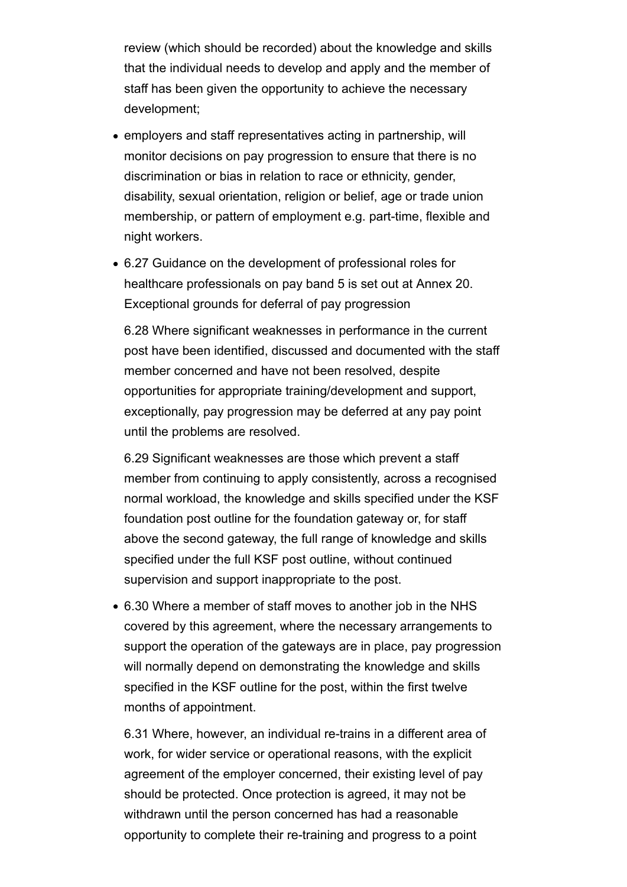review (which should be recorded) about the knowledge and skills that the individual needs to develop and apply and the member of staff has been given the opportunity to achieve the necessary development;

- employers and staff representatives acting in partnership, will monitor decisions on pay progression to ensure that there is no discrimination or bias in relation to race or ethnicity, gender, disability, sexual orientation, religion or belief, age or trade union membership, or pattern of employment e.g. part-time, flexible and night workers.
- 6.27 Guidance on the development of professional roles for healthcare professionals on pay band 5 is set out at Annex 20. Exceptional grounds for deferral of pay progression

  6.28 Where significant weaknesses in performance in the current post have been identified, discussed and documented with the staff member concerned and have not been resolved, despite opportunities for appropriate training/development and support, exceptionally, pay progression may be deferred at any pay point until the problems are resolved.

  6.29 Significant weaknesses are those which prevent a staff member from continuing to apply consistently, across a recognised normal workload, the knowledge and skills specified under the KSF foundation post outline for the foundation gateway or, for staff above the second gateway, the full range of knowledge and skills specified under the full KSF post outline, without continued supervision and support inappropriate to the post.
- 6.30 Where a member of staff moves to another job in the NHS covered by this agreement, where the necessary arrangements to support the operation of the gateways are in place, pay progression will normally depend on demonstrating the knowledge and skills specified in the KSF outline for the post, within the first twelve months of appointment.

  6.31 Where, however, an individual re-trains in a different area of work, for wider service or operational reasons, with the explicit agreement of the employer concerned, their existing level of pay should be protected. Once protection is agreed, it may not be withdrawn until the person concerned has had a reasonable opportunity to complete their re-training and progress to a point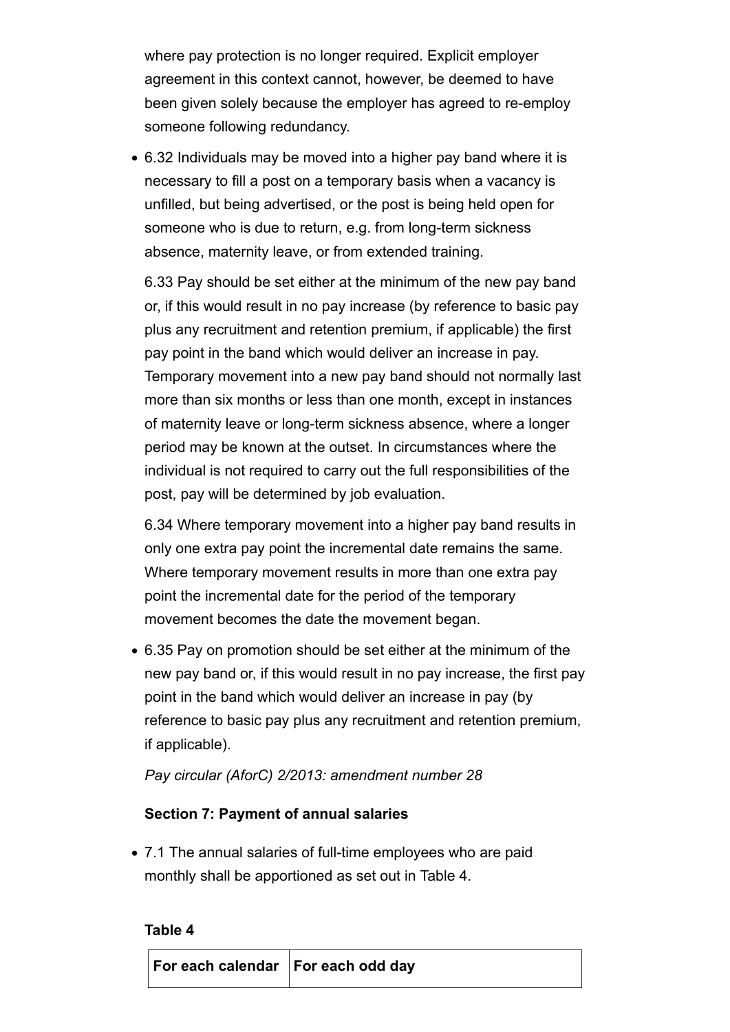where pay protection is no longer required. Explicit employer agreement in this context cannot, however, be deemed to have been given solely because the employer has agreed to re-employ someone following redundancy.

- 6.32 Individuals may be moved into a higher pay band where it is necessary to fill a post on a temporary basis when a vacancy is unfilled, but being advertised, or the post is being held open for someone who is due to return, e.g. from long-term sickness absence, maternity leave, or from extended training.

  6.33 Pay should be set either at the minimum of the new pay band or, if this would result in no pay increase (by reference to basic pay plus any recruitment and retention premium, if applicable) the first pay point in the band which would deliver an increase in pay. Temporary movement into a new pay band should not normally last more than six months or less than one month, except in instances of maternity leave or long-term sickness absence, where a longer period may be known at the outset. In circumstances where the individual is not required to carry out the full responsibilities of the post, pay will be determined by job evaluation.

  6.34 Where temporary movement into a higher pay band results in only one extra pay point the incremental date remains the same. Where temporary movement results in more than one extra pay point the incremental date for the period of the temporary movement becomes the date the movement began.

- 6.35 Pay on promotion should be set either at the minimum of the new pay band or, if this would result in no pay increase, the first pay point in the band which would deliver an increase in pay (by reference to basic pay plus any recruitment and retention premium, if applicable).

  *Pay circular (AforC) 2/2013: amendment number 28*

**Section 7: Payment of annual salaries**

- 7.1 The annual salaries of full-time employees who are paid monthly shall be apportioned as set out in Table 4.

**Table 4**

| For each calendar | For each odd day |
|---|---|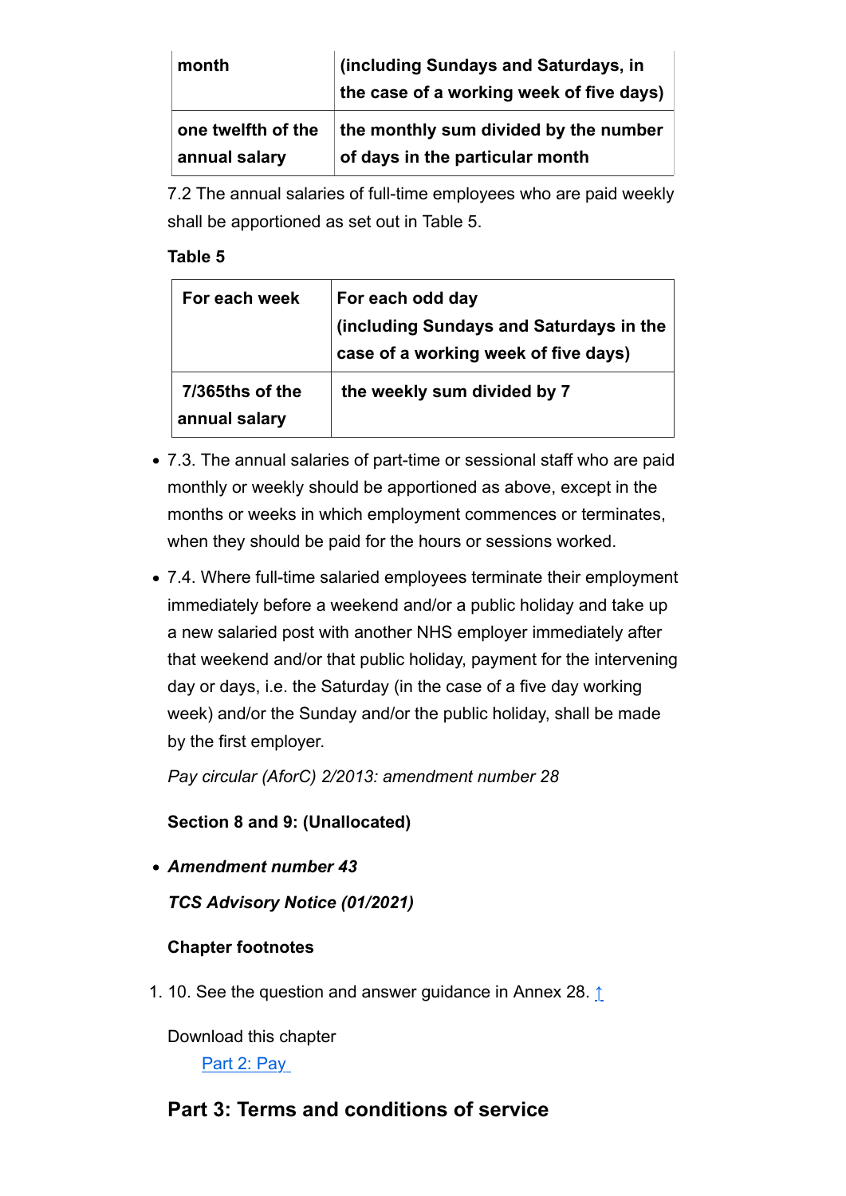| month | (including Sundays and Saturdays, in the case of a working week of five days) |
|---|---|
| one twelfth of the annual salary | the monthly sum divided by the number of days in the particular month |

7.2 The annual salaries of full-time employees who are paid weekly shall be apportioned as set out in Table 5.

**Table 5**

| For each week | For each odd day (including Sundays and Saturdays in the case of a working week of five days) |
|---|---|
| 7/365ths of the annual salary | the weekly sum divided by 7 |

- 7.3. The annual salaries of part-time or sessional staff who are paid monthly or weekly should be apportioned as above, except in the months or weeks in which employment commences or terminates, when they should be paid for the hours or sessions worked.
- 7.4. Where full-time salaried employees terminate their employment immediately before a weekend and/or a public holiday and take up a new salaried post with another NHS employer immediately after that weekend and/or that public holiday, payment for the intervening day or days, i.e. the Saturday (in the case of a five day working week) and/or the Sunday and/or the public holiday, shall be made by the first employer.

*Pay circular (AforC) 2/2013: amendment number 28*

**Section 8 and 9: (Unallocated)**

- ***Amendment number 43***

***TCS Advisory Notice (01/2021)***

**Chapter footnotes**

1. 10. See the question and answer guidance in Annex 28. ↑

Download this chapter

Part 2: Pay

## Part 3: Terms and conditions of service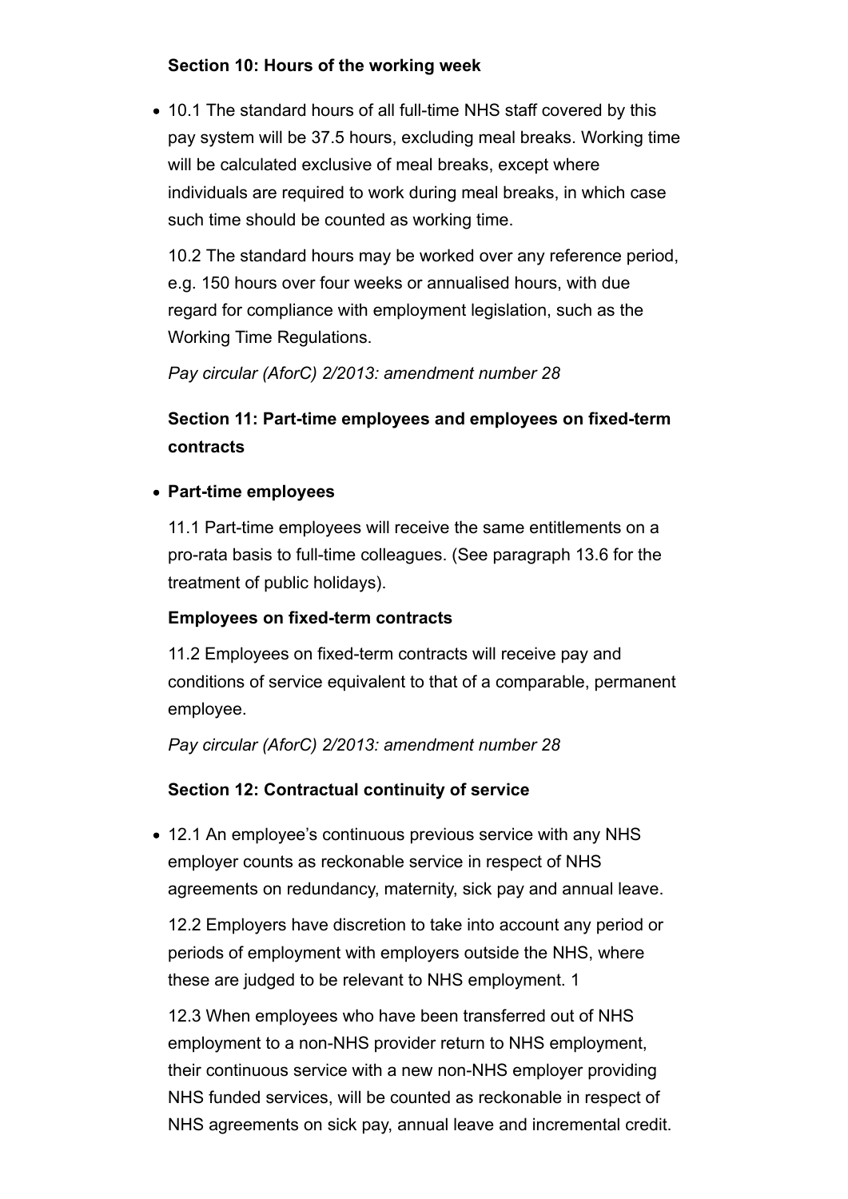**Section 10: Hours of the working week**

- 10.1 The standard hours of all full-time NHS staff covered by this pay system will be 37.5 hours, excluding meal breaks. Working time will be calculated exclusive of meal breaks, except where individuals are required to work during meal breaks, in which case such time should be counted as working time.

  10.2 The standard hours may be worked over any reference period, e.g. 150 hours over four weeks or annualised hours, with due regard for compliance with employment legislation, such as the Working Time Regulations.

  *Pay circular (AforC) 2/2013: amendment number 28*

**Section 11: Part-time employees and employees on fixed-term contracts**

- **Part-time employees**

  11.1 Part-time employees will receive the same entitlements on a pro-rata basis to full-time colleagues. (See paragraph 13.6 for the treatment of public holidays).

  **Employees on fixed-term contracts**

  11.2 Employees on fixed-term contracts will receive pay and conditions of service equivalent to that of a comparable, permanent employee.

  *Pay circular (AforC) 2/2013: amendment number 28*

**Section 12: Contractual continuity of service**

- 12.1 An employee's continuous previous service with any NHS employer counts as reckonable service in respect of NHS agreements on redundancy, maternity, sick pay and annual leave.

  12.2 Employers have discretion to take into account any period or periods of employment with employers outside the NHS, where these are judged to be relevant to NHS employment. 1

  12.3 When employees who have been transferred out of NHS employment to a non-NHS provider return to NHS employment, their continuous service with a new non-NHS employer providing NHS funded services, will be counted as reckonable in respect of NHS agreements on sick pay, annual leave and incremental credit.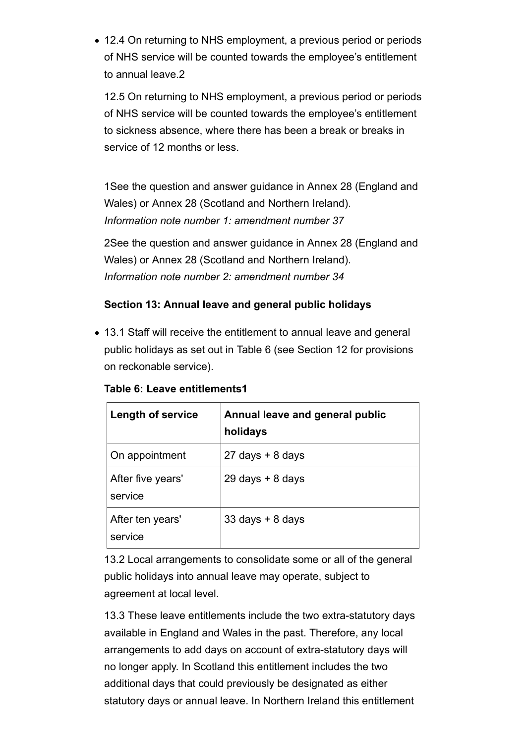- 12.4 On returning to NHS employment, a previous period or periods of NHS service will be counted towards the employee's entitlement to annual leave.[2]

  12.5 On returning to NHS employment, a previous period or periods of NHS service will be counted towards the employee's entitlement to sickness absence, where there has been a break or breaks in service of 12 months or less.

1See the question and answer guidance in Annex 28 (England and Wales) or Annex 28 (Scotland and Northern Ireland).
*Information note number 1: amendment number 37*

2See the question and answer guidance in Annex 28 (England and Wales) or Annex 28 (Scotland and Northern Ireland).
*Information note number 2: amendment number 34*

**Section 13: Annual leave and general public holidays**

- 13.1 Staff will receive the entitlement to annual leave and general public holidays as set out in Table 6 (see Section 12 for provisions on reckonable service).

**Table 6: Leave entitlements[1]**

| Length of service | Annual leave and general public holidays |
|---|---|
| On appointment | 27 days + 8 days |
| After five years' service | 29 days + 8 days |
| After ten years' service | 33 days + 8 days |

13.2 Local arrangements to consolidate some or all of the general public holidays into annual leave may operate, subject to agreement at local level.

13.3 These leave entitlements include the two extra-statutory days available in England and Wales in the past. Therefore, any local arrangements to add days on account of extra-statutory days will no longer apply. In Scotland this entitlement includes the two additional days that could previously be designated as either statutory days or annual leave. In Northern Ireland this entitlement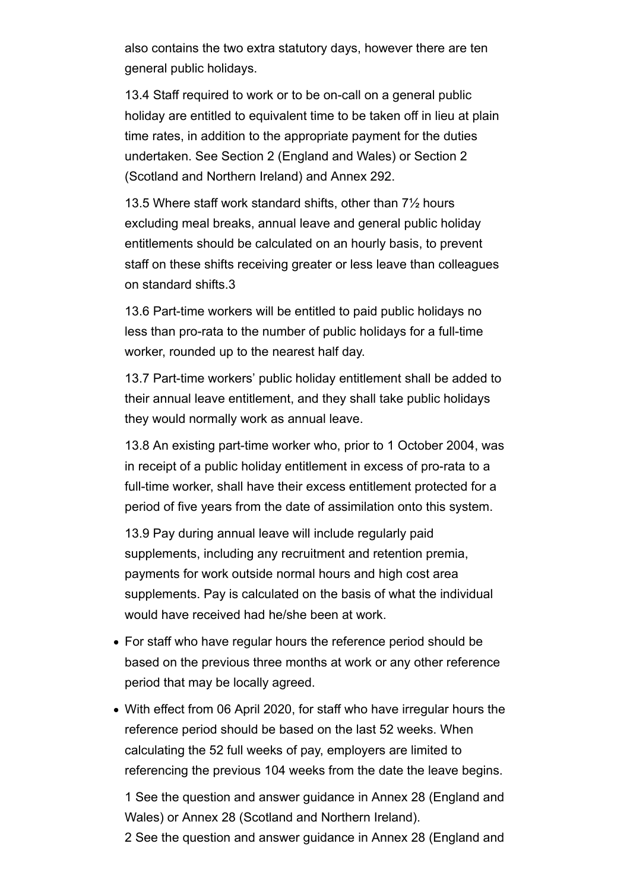also contains the two extra statutory days, however there are ten general public holidays.

13.4 Staff required to work or to be on-call on a general public holiday are entitled to equivalent time to be taken off in lieu at plain time rates, in addition to the appropriate payment for the duties undertaken. See Section 2 (England and Wales) or Section 2 (Scotland and Northern Ireland) and Annex 29[2].

13.5 Where staff work standard shifts, other than 7½ hours excluding meal breaks, annual leave and general public holiday entitlements should be calculated on an hourly basis, to prevent staff on these shifts receiving greater or less leave than colleagues on standard shifts.[3]

13.6 Part-time workers will be entitled to paid public holidays no less than pro-rata to the number of public holidays for a full-time worker, rounded up to the nearest half day.

13.7 Part-time workers' public holiday entitlement shall be added to their annual leave entitlement, and they shall take public holidays they would normally work as annual leave.

13.8 An existing part-time worker who, prior to 1 October 2004, was in receipt of a public holiday entitlement in excess of pro-rata to a full-time worker, shall have their excess entitlement protected for a period of five years from the date of assimilation onto this system.

13.9 Pay during annual leave will include regularly paid supplements, including any recruitment and retention premia, payments for work outside normal hours and high cost area supplements. Pay is calculated on the basis of what the individual would have received had he/she been at work.

- For staff who have regular hours the reference period should be based on the previous three months at work or any other reference period that may be locally agreed.
- With effect from 06 April 2020, for staff who have irregular hours the reference period should be based on the last 52 weeks. When calculating the 52 full weeks of pay, employers are limited to referencing the previous 104 weeks from the date the leave begins.

1 See the question and answer guidance in Annex 28 (England and Wales) or Annex 28 (Scotland and Northern Ireland).
2 See the question and answer guidance in Annex 28 (England and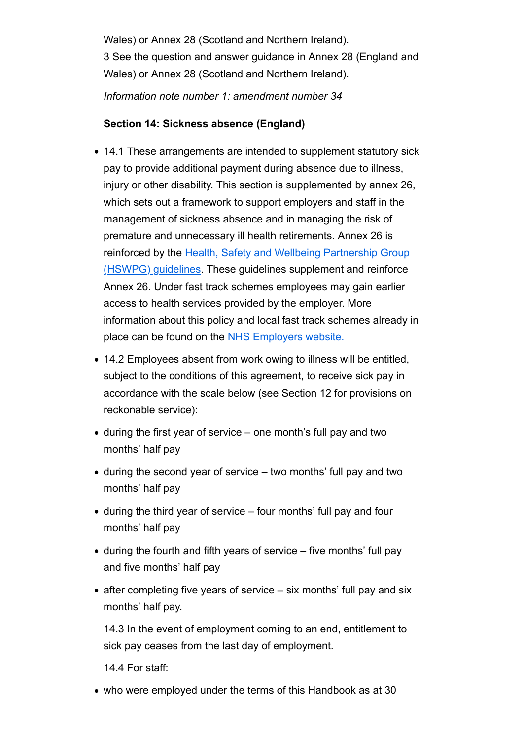Wales) or Annex 28 (Scotland and Northern Ireland).
3 See the question and answer guidance in Annex 28 (England and Wales) or Annex 28 (Scotland and Northern Ireland).

*Information note number 1: amendment number 34*

**Section 14: Sickness absence (England)**

- 14.1 These arrangements are intended to supplement statutory sick pay to provide additional payment during absence due to illness, injury or other disability. This section is supplemented by annex 26, which sets out a framework to support employers and staff in the management of sickness absence and in managing the risk of premature and unnecessary ill health retirements. Annex 26 is reinforced by the [Health, Safety and Wellbeing Partnership Group (HSWPG) guidelines](). These guidelines supplement and reinforce Annex 26. Under fast track schemes employees may gain earlier access to health services provided by the employer. More information about this policy and local fast track schemes already in place can be found on the [NHS Employers website.]()
- 14.2 Employees absent from work owing to illness will be entitled, subject to the conditions of this agreement, to receive sick pay in accordance with the scale below (see Section 12 for provisions on reckonable service):
- during the first year of service – one month's full pay and two months' half pay
- during the second year of service – two months' full pay and two months' half pay
- during the third year of service – four months' full pay and four months' half pay
- during the fourth and fifth years of service – five months' full pay and five months' half pay
- after completing five years of service – six months' full pay and six months' half pay.

14.3 In the event of employment coming to an end, entitlement to sick pay ceases from the last day of employment.

14.4 For staff:

- who were employed under the terms of this Handbook as at 30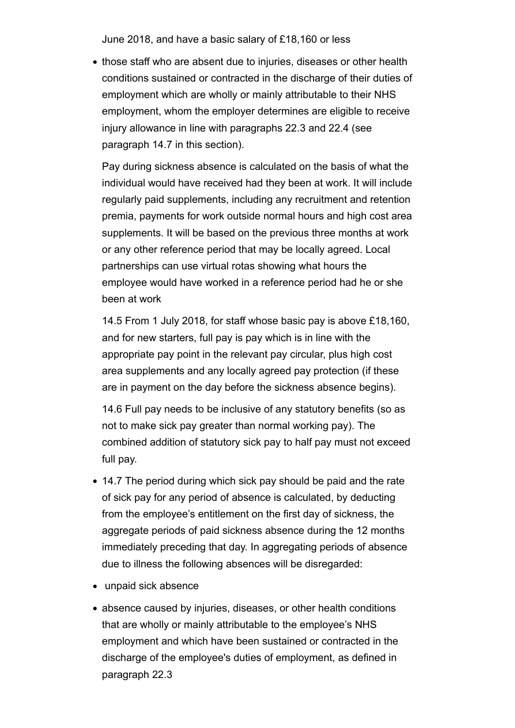June 2018, and have a basic salary of £18,160 or less

- those staff who are absent due to injuries, diseases or other health conditions sustained or contracted in the discharge of their duties of employment which are wholly or mainly attributable to their NHS employment, whom the employer determines are eligible to receive injury allowance in line with paragraphs 22.3 and 22.4 (see paragraph 14.7 in this section).

  Pay during sickness absence is calculated on the basis of what the individual would have received had they been at work. It will include regularly paid supplements, including any recruitment and retention premia, payments for work outside normal hours and high cost area supplements. It will be based on the previous three months at work or any other reference period that may be locally agreed. Local partnerships can use virtual rotas showing what hours the employee would have worked in a reference period had he or she been at work

  14.5 From 1 July 2018, for staff whose basic pay is above £18,160, and for new starters, full pay is pay which is in line with the appropriate pay point in the relevant pay circular, plus high cost area supplements and any locally agreed pay protection (if these are in payment on the day before the sickness absence begins).

  14.6 Full pay needs to be inclusive of any statutory benefits (so as not to make sick pay greater than normal working pay). The combined addition of statutory sick pay to half pay must not exceed full pay.

- 14.7 The period during which sick pay should be paid and the rate of sick pay for any period of absence is calculated, by deducting from the employee's entitlement on the first day of sickness, the aggregate periods of paid sickness absence during the 12 months immediately preceding that day. In aggregating periods of absence due to illness the following absences will be disregarded:
- unpaid sick absence
- absence caused by injuries, diseases, or other health conditions that are wholly or mainly attributable to the employee's NHS employment and which have been sustained or contracted in the discharge of the employee's duties of employment, as defined in paragraph 22.3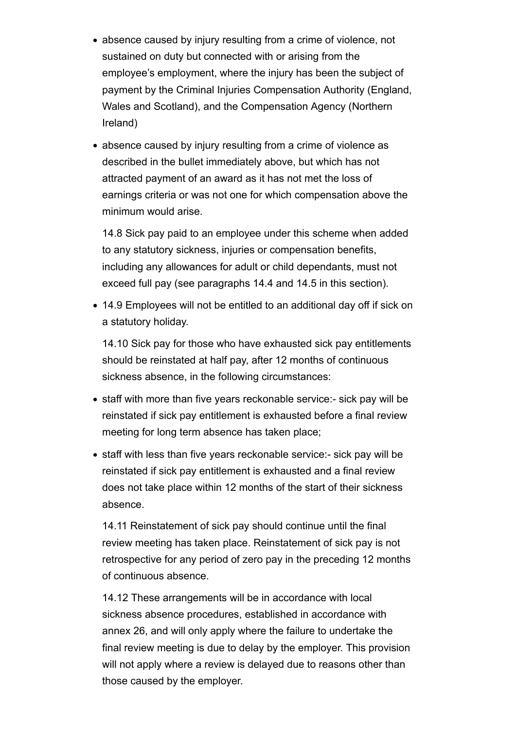- absence caused by injury resulting from a crime of violence, not sustained on duty but connected with or arising from the employee's employment, where the injury has been the subject of payment by the Criminal Injuries Compensation Authority (England, Wales and Scotland), and the Compensation Agency (Northern Ireland)
- absence caused by injury resulting from a crime of violence as described in the bullet immediately above, but which has not attracted payment of an award as it has not met the loss of earnings criteria or was not one for which compensation above the minimum would arise.

  14.8 Sick pay paid to an employee under this scheme when added to any statutory sickness, injuries or compensation benefits, including any allowances for adult or child dependants, must not exceed full pay (see paragraphs 14.4 and 14.5 in this section).

- 14.9 Employees will not be entitled to an additional day off if sick on a statutory holiday.

  14.10 Sick pay for those who have exhausted sick pay entitlements should be reinstated at half pay, after 12 months of continuous sickness absence, in the following circumstances:

- staff with more than five years reckonable service:- sick pay will be reinstated if sick pay entitlement is exhausted before a final review meeting for long term absence has taken place;
- staff with less than five years reckonable service:- sick pay will be reinstated if sick pay entitlement is exhausted and a final review does not take place within 12 months of the start of their sickness absence.

  14.11 Reinstatement of sick pay should continue until the final review meeting has taken place. Reinstatement of sick pay is not retrospective for any period of zero pay in the preceding 12 months of continuous absence.

  14.12 These arrangements will be in accordance with local sickness absence procedures, established in accordance with annex 26, and will only apply where the failure to undertake the final review meeting is due to delay by the employer. This provision will not apply where a review is delayed due to reasons other than those caused by the employer.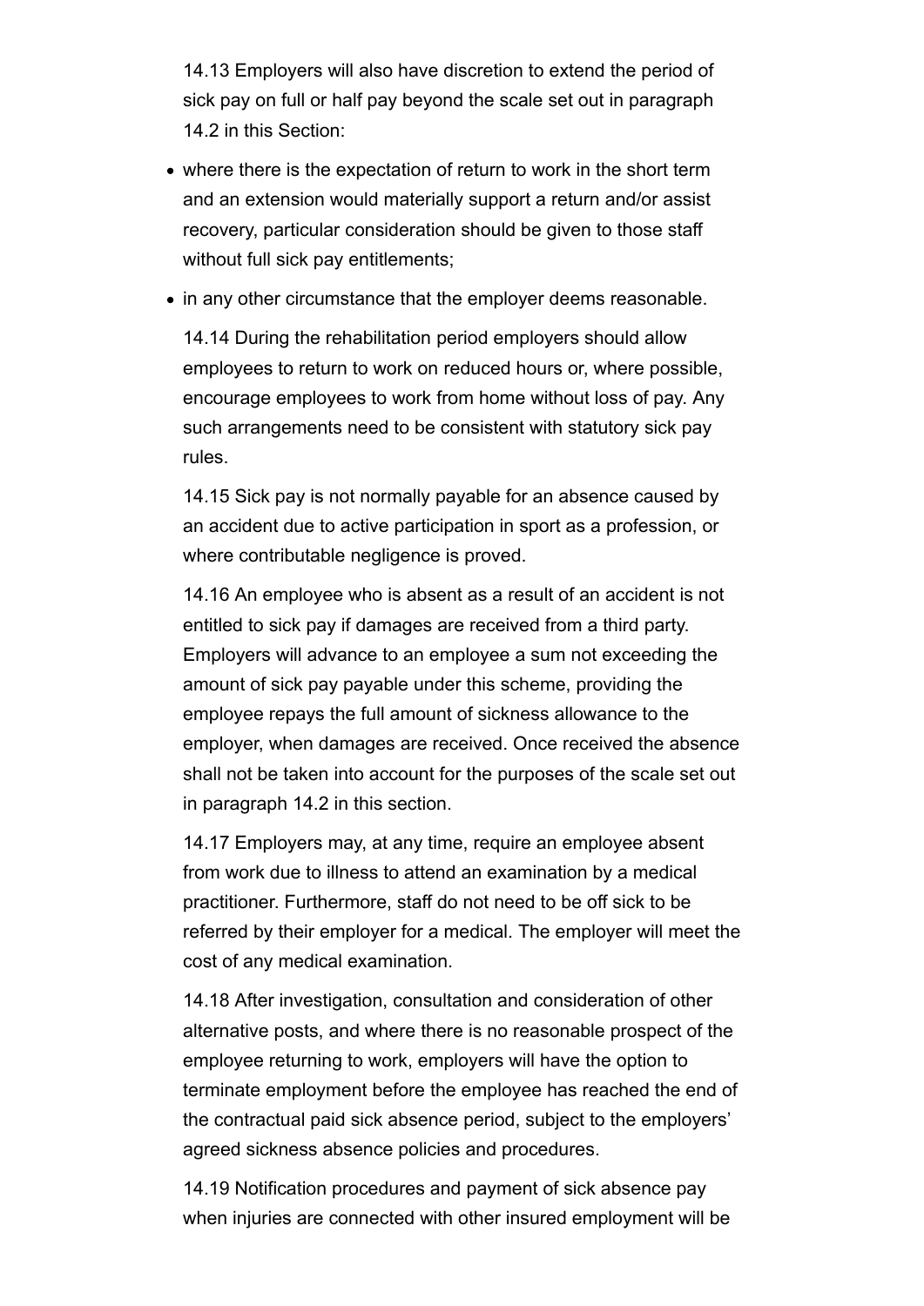14.13 Employers will also have discretion to extend the period of sick pay on full or half pay beyond the scale set out in paragraph 14.2 in this Section:

- where there is the expectation of return to work in the short term and an extension would materially support a return and/or assist recovery, particular consideration should be given to those staff without full sick pay entitlements;
- in any other circumstance that the employer deems reasonable.

14.14 During the rehabilitation period employers should allow employees to return to work on reduced hours or, where possible, encourage employees to work from home without loss of pay. Any such arrangements need to be consistent with statutory sick pay rules.

14.15 Sick pay is not normally payable for an absence caused by an accident due to active participation in sport as a profession, or where contributable negligence is proved.

14.16 An employee who is absent as a result of an accident is not entitled to sick pay if damages are received from a third party. Employers will advance to an employee a sum not exceeding the amount of sick pay payable under this scheme, providing the employee repays the full amount of sickness allowance to the employer, when damages are received. Once received the absence shall not be taken into account for the purposes of the scale set out in paragraph 14.2 in this section.

14.17 Employers may, at any time, require an employee absent from work due to illness to attend an examination by a medical practitioner. Furthermore, staff do not need to be off sick to be referred by their employer for a medical. The employer will meet the cost of any medical examination.

14.18 After investigation, consultation and consideration of other alternative posts, and where there is no reasonable prospect of the employee returning to work, employers will have the option to terminate employment before the employee has reached the end of the contractual paid sick absence period, subject to the employers' agreed sickness absence policies and procedures.

14.19 Notification procedures and payment of sick absence pay when injuries are connected with other insured employment will be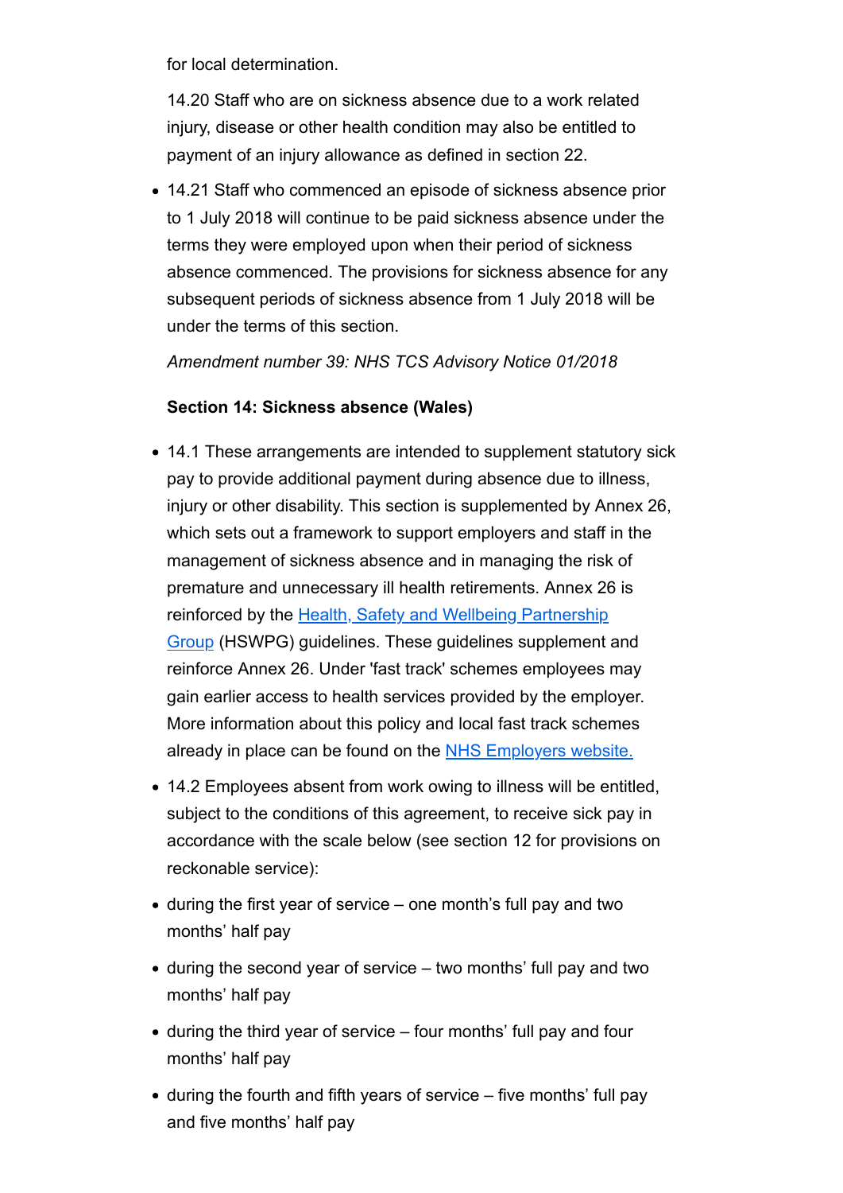for local determination.

14.20 Staff who are on sickness absence due to a work related injury, disease or other health condition may also be entitled to payment of an injury allowance as defined in section 22.

- 14.21 Staff who commenced an episode of sickness absence prior to 1 July 2018 will continue to be paid sickness absence under the terms they were employed upon when their period of sickness absence commenced. The provisions for sickness absence for any subsequent periods of sickness absence from 1 July 2018 will be under the terms of this section.

*Amendment number 39: NHS TCS Advisory Notice 01/2018*

**Section 14: Sickness absence (Wales)**

- 14.1 These arrangements are intended to supplement statutory sick pay to provide additional payment during absence due to illness, injury or other disability. This section is supplemented by Annex 26, which sets out a framework to support employers and staff in the management of sickness absence and in managing the risk of premature and unnecessary ill health retirements. Annex 26 is reinforced by the [Health, Safety and Wellbeing Partnership Group](#) (HSWPG) guidelines. These guidelines supplement and reinforce Annex 26. Under 'fast track' schemes employees may gain earlier access to health services provided by the employer. More information about this policy and local fast track schemes already in place can be found on the [NHS Employers website.](#)
- 14.2 Employees absent from work owing to illness will be entitled, subject to the conditions of this agreement, to receive sick pay in accordance with the scale below (see section 12 for provisions on reckonable service):
- during the first year of service – one month’s full pay and two months’ half pay
- during the second year of service – two months’ full pay and two months’ half pay
- during the third year of service – four months’ full pay and four months’ half pay
- during the fourth and fifth years of service – five months’ full pay and five months’ half pay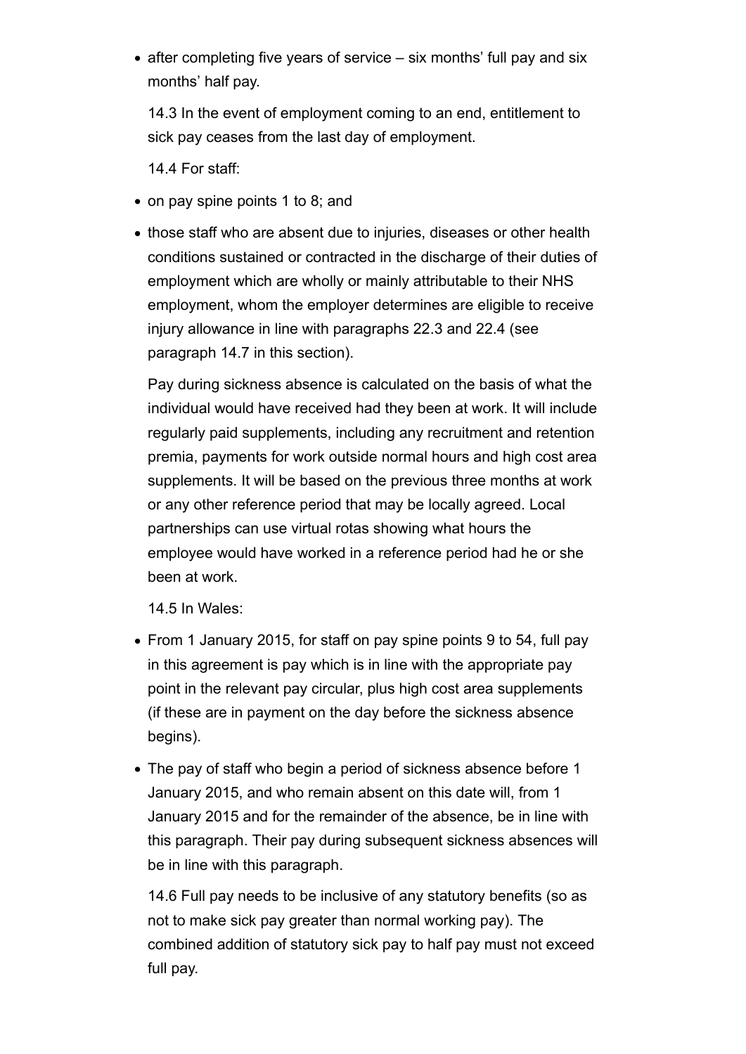- after completing five years of service – six months' full pay and six months' half pay.

14.3 In the event of employment coming to an end, entitlement to sick pay ceases from the last day of employment.

14.4 For staff:

- on pay spine points 1 to 8; and
- those staff who are absent due to injuries, diseases or other health conditions sustained or contracted in the discharge of their duties of employment which are wholly or mainly attributable to their NHS employment, whom the employer determines are eligible to receive injury allowance in line with paragraphs 22.3 and 22.4 (see paragraph 14.7 in this section).

Pay during sickness absence is calculated on the basis of what the individual would have received had they been at work. It will include regularly paid supplements, including any recruitment and retention premia, payments for work outside normal hours and high cost area supplements. It will be based on the previous three months at work or any other reference period that may be locally agreed. Local partnerships can use virtual rotas showing what hours the employee would have worked in a reference period had he or she been at work.

14.5 In Wales:

- From 1 January 2015, for staff on pay spine points 9 to 54, full pay in this agreement is pay which is in line with the appropriate pay point in the relevant pay circular, plus high cost area supplements (if these are in payment on the day before the sickness absence begins).
- The pay of staff who begin a period of sickness absence before 1 January 2015, and who remain absent on this date will, from 1 January 2015 and for the remainder of the absence, be in line with this paragraph. Their pay during subsequent sickness absences will be in line with this paragraph.

14.6 Full pay needs to be inclusive of any statutory benefits (so as not to make sick pay greater than normal working pay). The combined addition of statutory sick pay to half pay must not exceed full pay.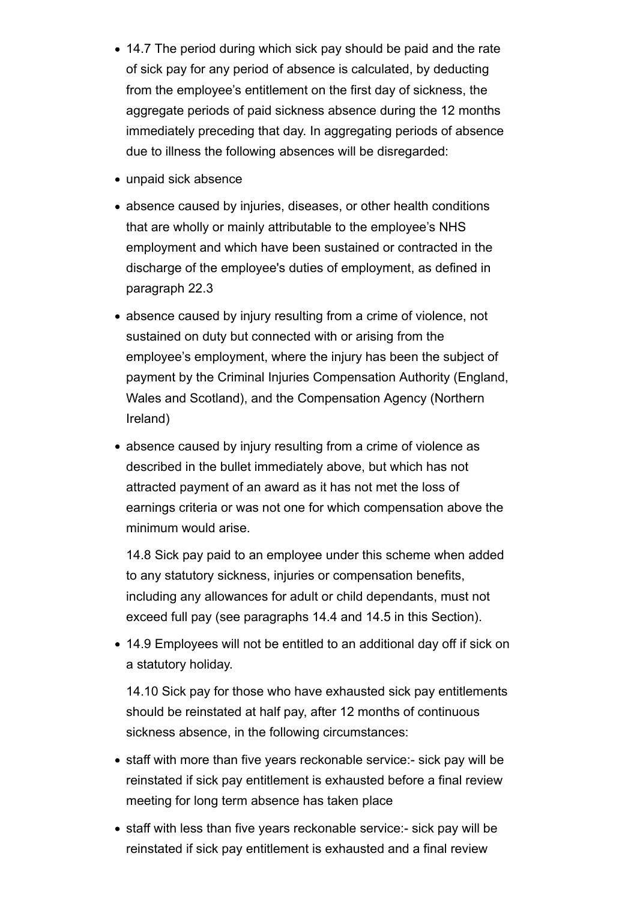- 14.7 The period during which sick pay should be paid and the rate of sick pay for any period of absence is calculated, by deducting from the employee's entitlement on the first day of sickness, the aggregate periods of paid sickness absence during the 12 months immediately preceding that day. In aggregating periods of absence due to illness the following absences will be disregarded:
- unpaid sick absence
- absence caused by injuries, diseases, or other health conditions that are wholly or mainly attributable to the employee's NHS employment and which have been sustained or contracted in the discharge of the employee's duties of employment, as defined in paragraph 22.3
- absence caused by injury resulting from a crime of violence, not sustained on duty but connected with or arising from the employee's employment, where the injury has been the subject of payment by the Criminal Injuries Compensation Authority (England, Wales and Scotland), and the Compensation Agency (Northern Ireland)
- absence caused by injury resulting from a crime of violence as described in the bullet immediately above, but which has not attracted payment of an award as it has not met the loss of earnings criteria or was not one for which compensation above the minimum would arise.

  14.8 Sick pay paid to an employee under this scheme when added to any statutory sickness, injuries or compensation benefits, including any allowances for adult or child dependants, must not exceed full pay (see paragraphs 14.4 and 14.5 in this Section).
- 14.9 Employees will not be entitled to an additional day off if sick on a statutory holiday.

  14.10 Sick pay for those who have exhausted sick pay entitlements should be reinstated at half pay, after 12 months of continuous sickness absence, in the following circumstances:
- staff with more than five years reckonable service:- sick pay will be reinstated if sick pay entitlement is exhausted before a final review meeting for long term absence has taken place
- staff with less than five years reckonable service:- sick pay will be reinstated if sick pay entitlement is exhausted and a final review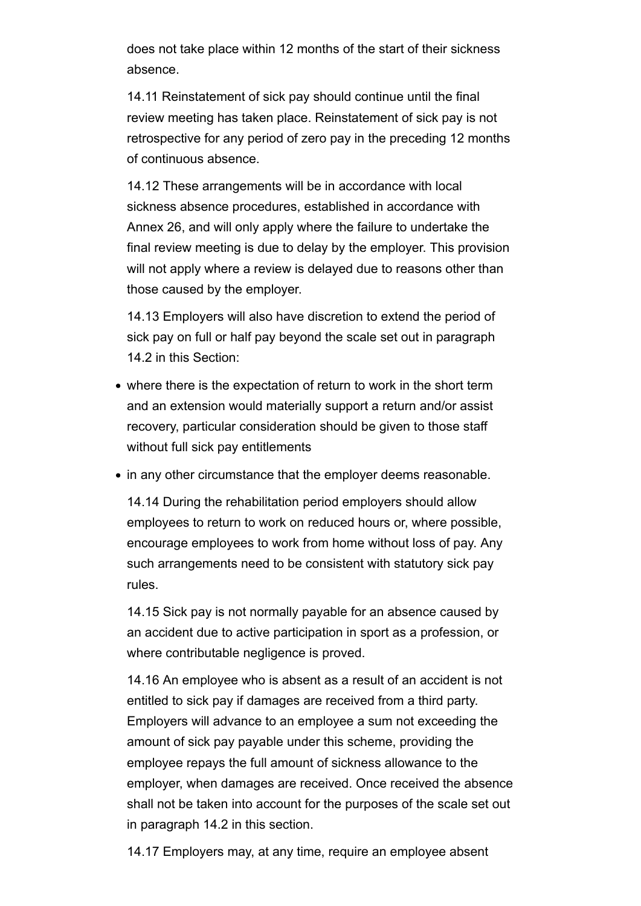does not take place within 12 months of the start of their sickness absence.

14.11 Reinstatement of sick pay should continue until the final review meeting has taken place. Reinstatement of sick pay is not retrospective for any period of zero pay in the preceding 12 months of continuous absence.

14.12 These arrangements will be in accordance with local sickness absence procedures, established in accordance with Annex 26, and will only apply where the failure to undertake the final review meeting is due to delay by the employer. This provision will not apply where a review is delayed due to reasons other than those caused by the employer.

14.13 Employers will also have discretion to extend the period of sick pay on full or half pay beyond the scale set out in paragraph 14.2 in this Section:

- where there is the expectation of return to work in the short term and an extension would materially support a return and/or assist recovery, particular consideration should be given to those staff without full sick pay entitlements
- in any other circumstance that the employer deems reasonable.

14.14 During the rehabilitation period employers should allow employees to return to work on reduced hours or, where possible, encourage employees to work from home without loss of pay. Any such arrangements need to be consistent with statutory sick pay rules.

14.15 Sick pay is not normally payable for an absence caused by an accident due to active participation in sport as a profession, or where contributable negligence is proved.

14.16 An employee who is absent as a result of an accident is not entitled to sick pay if damages are received from a third party. Employers will advance to an employee a sum not exceeding the amount of sick pay payable under this scheme, providing the employee repays the full amount of sickness allowance to the employer, when damages are received. Once received the absence shall not be taken into account for the purposes of the scale set out in paragraph 14.2 in this section.

14.17 Employers may, at any time, require an employee absent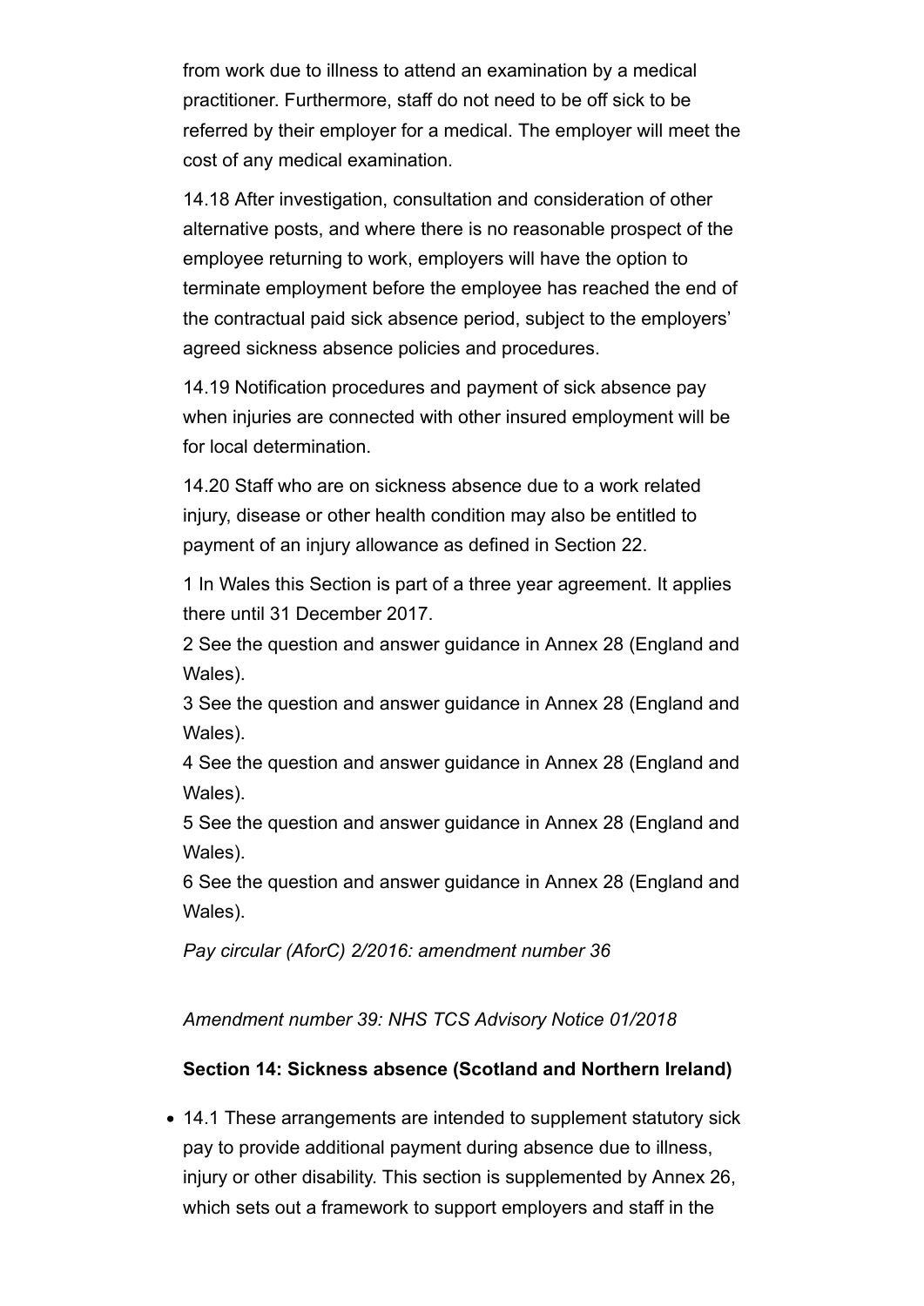from work due to illness to attend an examination by a medical practitioner. Furthermore, staff do not need to be off sick to be referred by their employer for a medical. The employer will meet the cost of any medical examination.

14.18 After investigation, consultation and consideration of other alternative posts, and where there is no reasonable prospect of the employee returning to work, employers will have the option to terminate employment before the employee has reached the end of the contractual paid sick absence period, subject to the employers' agreed sickness absence policies and procedures.

14.19 Notification procedures and payment of sick absence pay when injuries are connected with other insured employment will be for local determination.

14.20 Staff who are on sickness absence due to a work related injury, disease or other health condition may also be entitled to payment of an injury allowance as defined in Section 22.

1 In Wales this Section is part of a three year agreement. It applies there until 31 December 2017.
2 See the question and answer guidance in Annex 28 (England and Wales).
3 See the question and answer guidance in Annex 28 (England and Wales).
4 See the question and answer guidance in Annex 28 (England and Wales).
5 See the question and answer guidance in Annex 28 (England and Wales).
6 See the question and answer guidance in Annex 28 (England and Wales).

*Pay circular (AforC) 2/2016: amendment number 36*

*Amendment number 39: NHS TCS Advisory Notice 01/2018*

**Section 14: Sickness absence (Scotland and Northern Ireland)**

- 14.1 These arrangements are intended to supplement statutory sick pay to provide additional payment during absence due to illness, injury or other disability. This section is supplemented by Annex 26, which sets out a framework to support employers and staff in the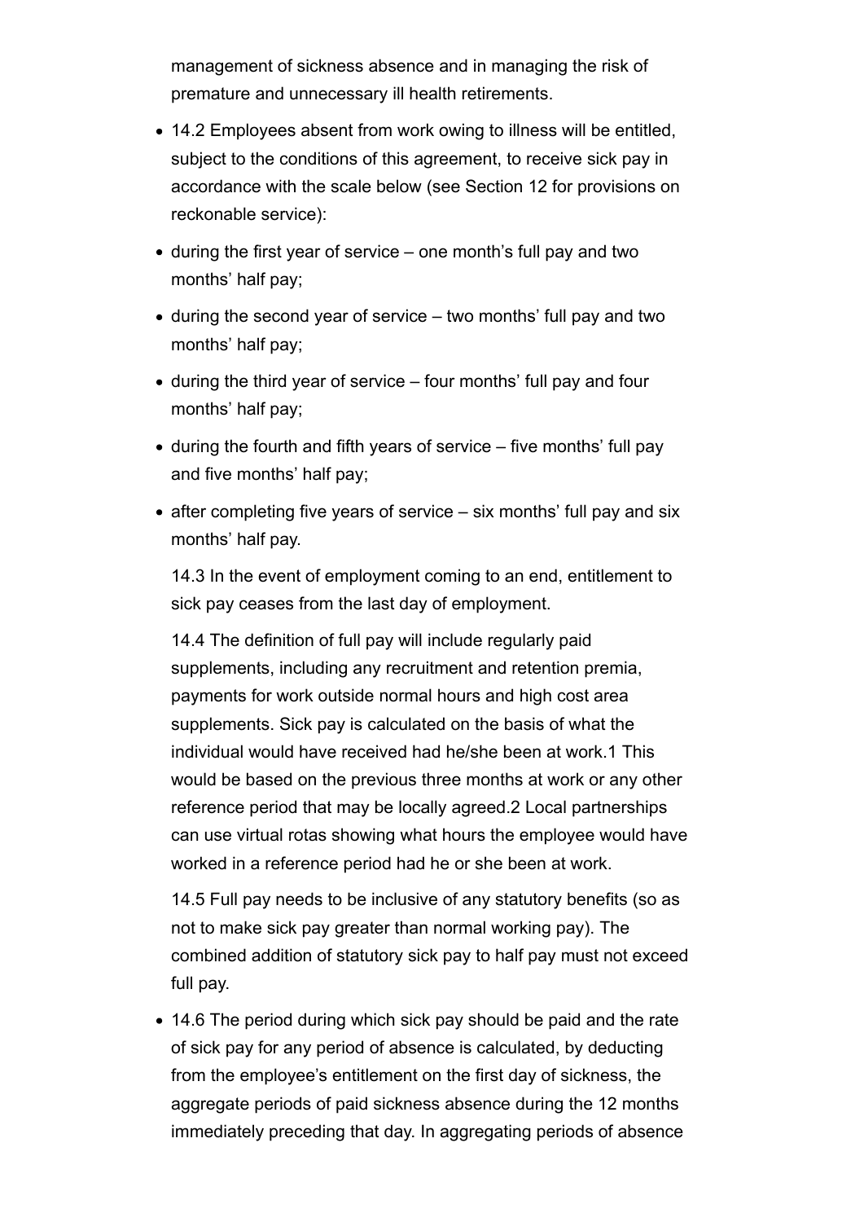management of sickness absence and in managing the risk of premature and unnecessary ill health retirements.

- 14.2 Employees absent from work owing to illness will be entitled, subject to the conditions of this agreement, to receive sick pay in accordance with the scale below (see Section 12 for provisions on reckonable service):
- during the first year of service – one month's full pay and two months' half pay;
- during the second year of service – two months' full pay and two months' half pay;
- during the third year of service – four months' full pay and four months' half pay;
- during the fourth and fifth years of service – five months' full pay and five months' half pay;
- after completing five years of service – six months' full pay and six months' half pay.

  14.3 In the event of employment coming to an end, entitlement to sick pay ceases from the last day of employment.

  14.4 The definition of full pay will include regularly paid supplements, including any recruitment and retention premia, payments for work outside normal hours and high cost area supplements. Sick pay is calculated on the basis of what the individual would have received had he/she been at work.[1] This would be based on the previous three months at work or any other reference period that may be locally agreed.[2] Local partnerships can use virtual rotas showing what hours the employee would have worked in a reference period had he or she been at work.

  14.5 Full pay needs to be inclusive of any statutory benefits (so as not to make sick pay greater than normal working pay). The combined addition of statutory sick pay to half pay must not exceed full pay.

- 14.6 The period during which sick pay should be paid and the rate of sick pay for any period of absence is calculated, by deducting from the employee's entitlement on the first day of sickness, the aggregate periods of paid sickness absence during the 12 months immediately preceding that day. In aggregating periods of absence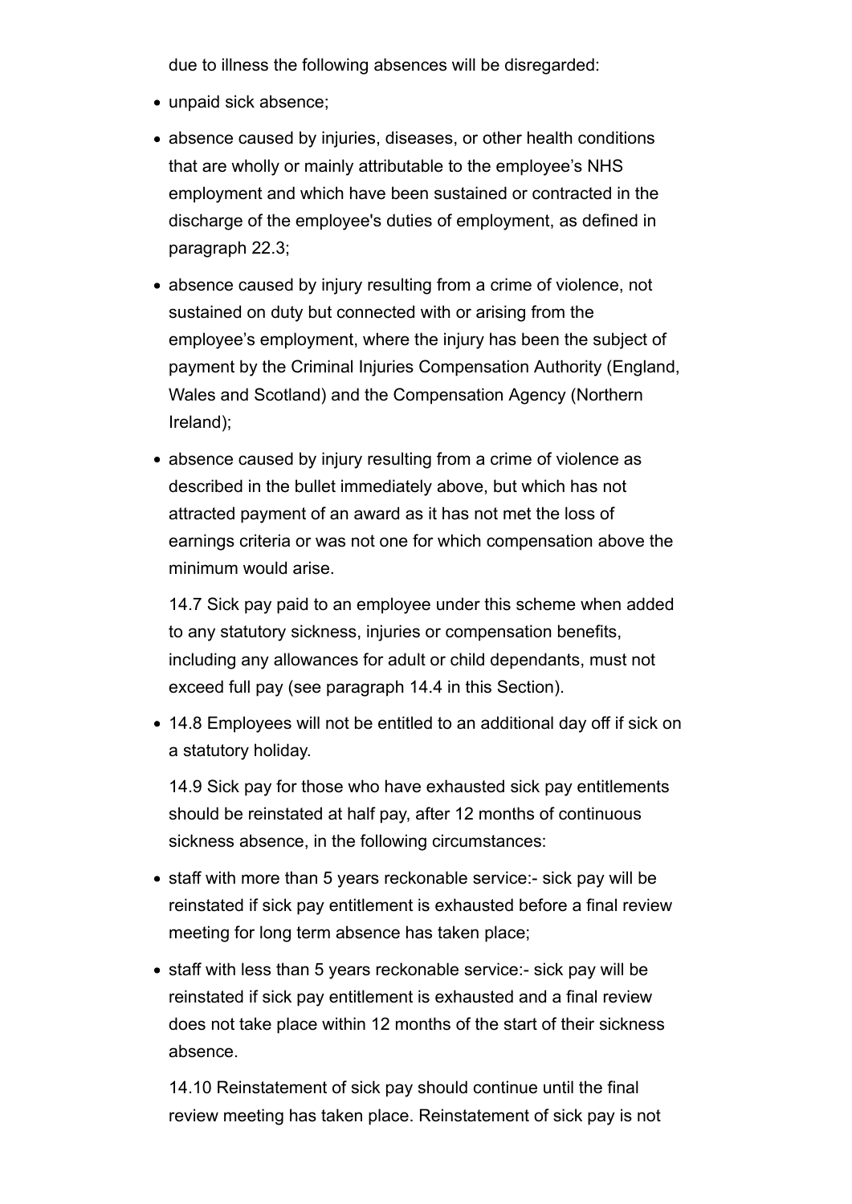due to illness the following absences will be disregarded:

- unpaid sick absence;
- absence caused by injuries, diseases, or other health conditions that are wholly or mainly attributable to the employee's NHS employment and which have been sustained or contracted in the discharge of the employee's duties of employment, as defined in paragraph 22.3;
- absence caused by injury resulting from a crime of violence, not sustained on duty but connected with or arising from the employee's employment, where the injury has been the subject of payment by the Criminal Injuries Compensation Authority (England, Wales and Scotland) and the Compensation Agency (Northern Ireland);
- absence caused by injury resulting from a crime of violence as described in the bullet immediately above, but which has not attracted payment of an award as it has not met the loss of earnings criteria or was not one for which compensation above the minimum would arise.

  14.7 Sick pay paid to an employee under this scheme when added to any statutory sickness, injuries or compensation benefits, including any allowances for adult or child dependants, must not exceed full pay (see paragraph 14.4 in this Section).

- 14.8 Employees will not be entitled to an additional day off if sick on a statutory holiday.

  14.9 Sick pay for those who have exhausted sick pay entitlements should be reinstated at half pay, after 12 months of continuous sickness absence, in the following circumstances:

- staff with more than 5 years reckonable service:- sick pay will be reinstated if sick pay entitlement is exhausted before a final review meeting for long term absence has taken place;
- staff with less than 5 years reckonable service:- sick pay will be reinstated if sick pay entitlement is exhausted and a final review does not take place within 12 months of the start of their sickness absence.

  14.10 Reinstatement of sick pay should continue until the final review meeting has taken place. Reinstatement of sick pay is not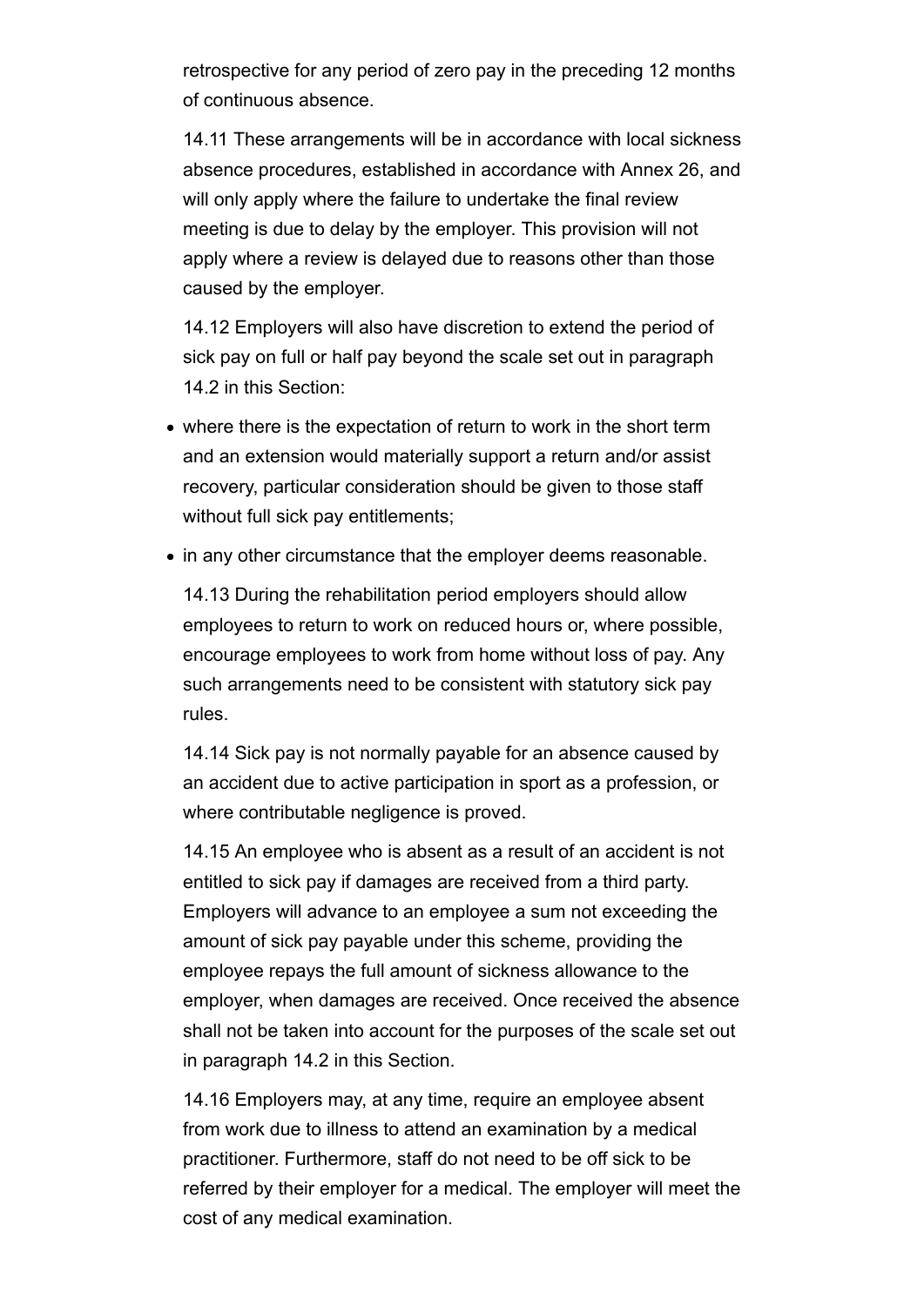retrospective for any period of zero pay in the preceding 12 months of continuous absence.

14.11 These arrangements will be in accordance with local sickness absence procedures, established in accordance with Annex 26, and will only apply where the failure to undertake the final review meeting is due to delay by the employer. This provision will not apply where a review is delayed due to reasons other than those caused by the employer.

14.12 Employers will also have discretion to extend the period of sick pay on full or half pay beyond the scale set out in paragraph 14.2 in this Section:

- where there is the expectation of return to work in the short term and an extension would materially support a return and/or assist recovery, particular consideration should be given to those staff without full sick pay entitlements;
- in any other circumstance that the employer deems reasonable.

14.13 During the rehabilitation period employers should allow employees to return to work on reduced hours or, where possible, encourage employees to work from home without loss of pay. Any such arrangements need to be consistent with statutory sick pay rules.

14.14 Sick pay is not normally payable for an absence caused by an accident due to active participation in sport as a profession, or where contributable negligence is proved.

14.15 An employee who is absent as a result of an accident is not entitled to sick pay if damages are received from a third party. Employers will advance to an employee a sum not exceeding the amount of sick pay payable under this scheme, providing the employee repays the full amount of sickness allowance to the employer, when damages are received. Once received the absence shall not be taken into account for the purposes of the scale set out in paragraph 14.2 in this Section.

14.16 Employers may, at any time, require an employee absent from work due to illness to attend an examination by a medical practitioner. Furthermore, staff do not need to be off sick to be referred by their employer for a medical. The employer will meet the cost of any medical examination.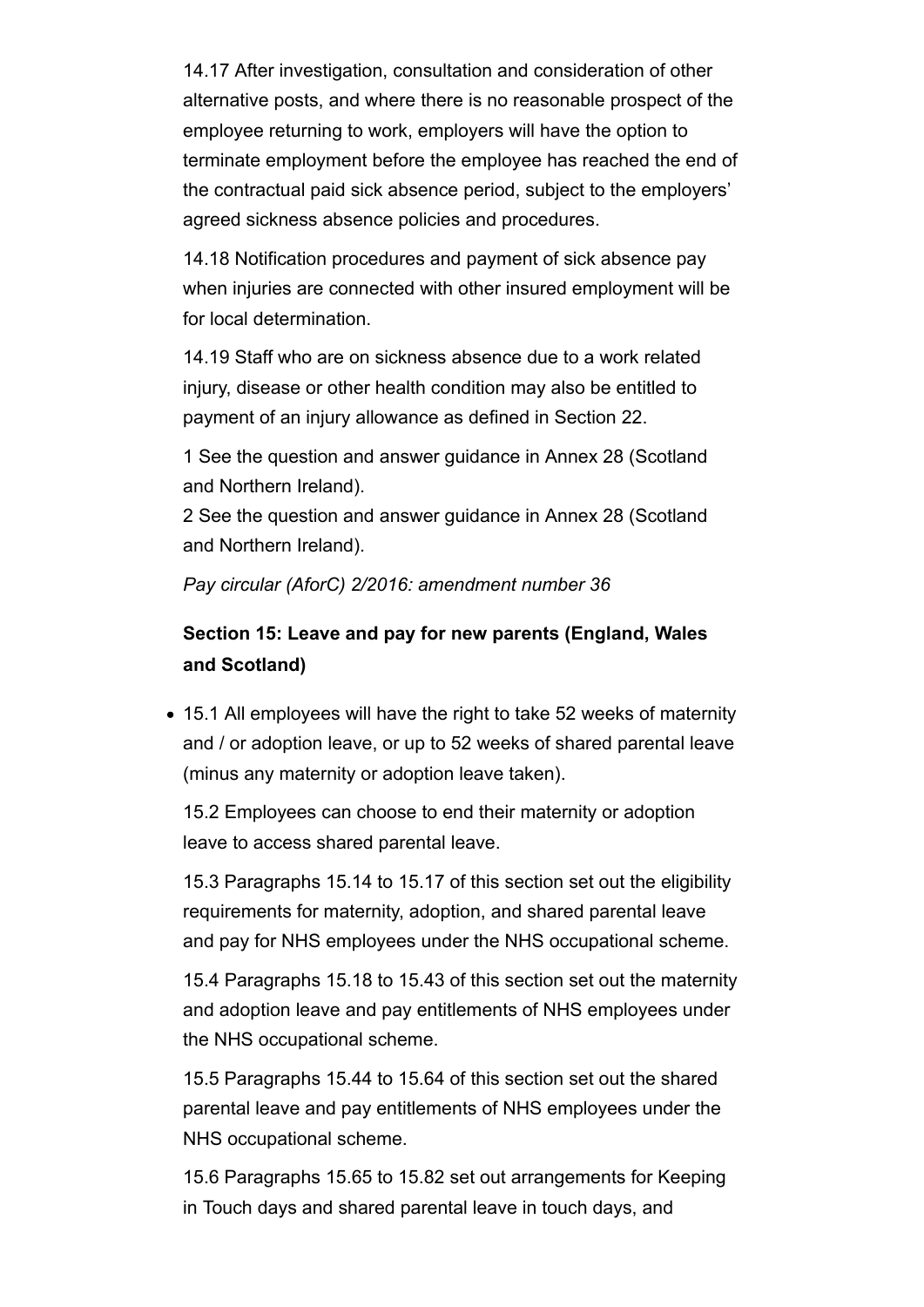14.17 After investigation, consultation and consideration of other alternative posts, and where there is no reasonable prospect of the employee returning to work, employers will have the option to terminate employment before the employee has reached the end of the contractual paid sick absence period, subject to the employers' agreed sickness absence policies and procedures.

14.18 Notification procedures and payment of sick absence pay when injuries are connected with other insured employment will be for local determination.

14.19 Staff who are on sickness absence due to a work related injury, disease or other health condition may also be entitled to payment of an injury allowance as defined in Section 22.

1 See the question and answer guidance in Annex 28 (Scotland and Northern Ireland).
2 See the question and answer guidance in Annex 28 (Scotland and Northern Ireland).

*Pay circular (AforC) 2/2016: amendment number 36*

## Section 15: Leave and pay for new parents (England, Wales and Scotland)

- 15.1 All employees will have the right to take 52 weeks of maternity and / or adoption leave, or up to 52 weeks of shared parental leave (minus any maternity or adoption leave taken).

15.2 Employees can choose to end their maternity or adoption leave to access shared parental leave.

15.3 Paragraphs 15.14 to 15.17 of this section set out the eligibility requirements for maternity, adoption, and shared parental leave and pay for NHS employees under the NHS occupational scheme.

15.4 Paragraphs 15.18 to 15.43 of this section set out the maternity and adoption leave and pay entitlements of NHS employees under the NHS occupational scheme.

15.5 Paragraphs 15.44 to 15.64 of this section set out the shared parental leave and pay entitlements of NHS employees under the NHS occupational scheme.

15.6 Paragraphs 15.65 to 15.82 set out arrangements for Keeping in Touch days and shared parental leave in touch days, and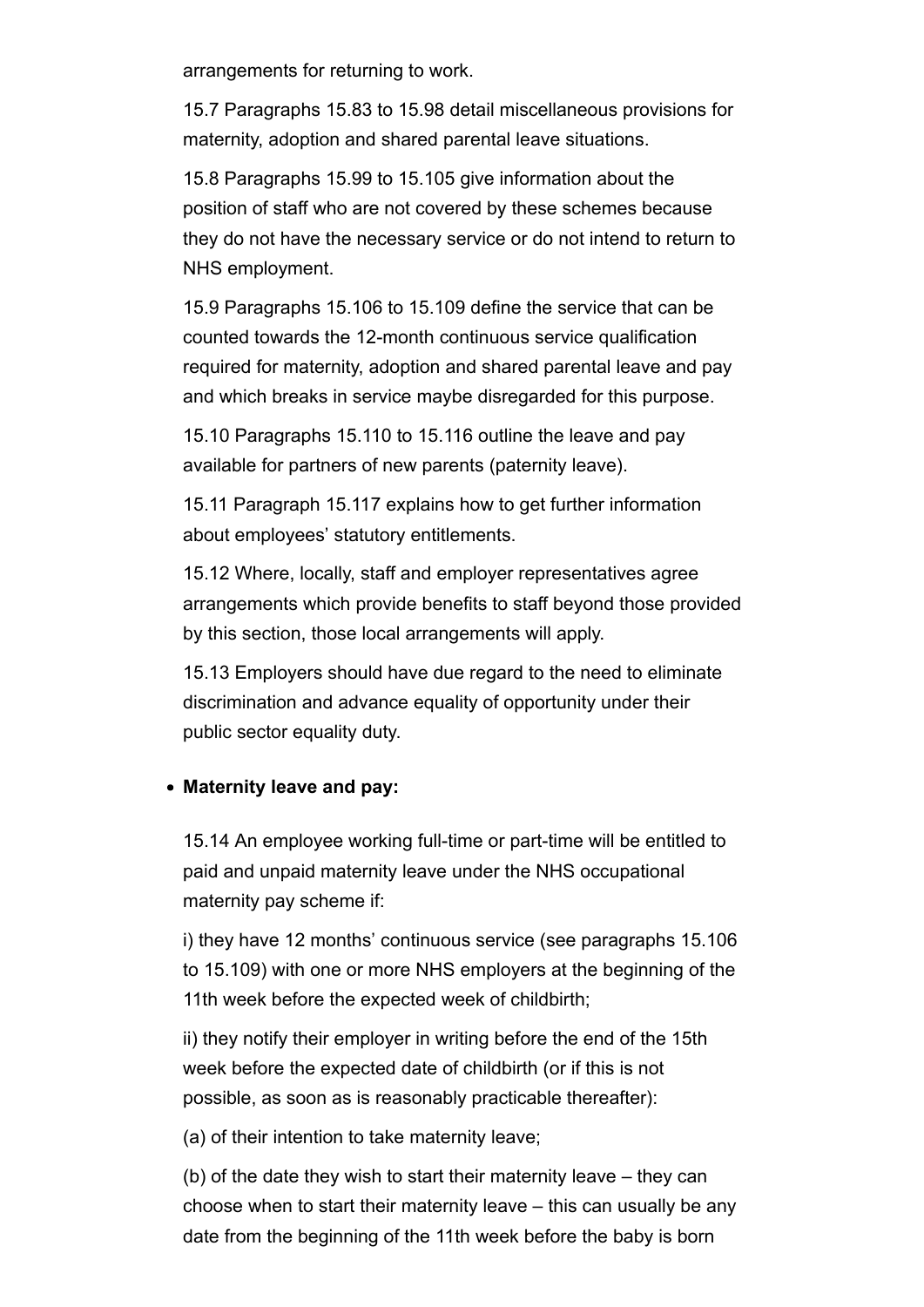arrangements for returning to work.

15.7 Paragraphs 15.83 to 15.98 detail miscellaneous provisions for maternity, adoption and shared parental leave situations.

15.8 Paragraphs 15.99 to 15.105 give information about the position of staff who are not covered by these schemes because they do not have the necessary service or do not intend to return to NHS employment.

15.9 Paragraphs 15.106 to 15.109 define the service that can be counted towards the 12-month continuous service qualification required for maternity, adoption and shared parental leave and pay and which breaks in service maybe disregarded for this purpose.

15.10 Paragraphs 15.110 to 15.116 outline the leave and pay available for partners of new parents (paternity leave).

15.11 Paragraph 15.117 explains how to get further information about employees' statutory entitlements.

15.12 Where, locally, staff and employer representatives agree arrangements which provide benefits to staff beyond those provided by this section, those local arrangements will apply.

15.13 Employers should have due regard to the need to eliminate discrimination and advance equality of opportunity under their public sector equality duty.

- **Maternity leave and pay:**

15.14 An employee working full-time or part-time will be entitled to paid and unpaid maternity leave under the NHS occupational maternity pay scheme if:

i) they have 12 months' continuous service (see paragraphs 15.106 to 15.109) with one or more NHS employers at the beginning of the 11th week before the expected week of childbirth;

ii) they notify their employer in writing before the end of the 15th week before the expected date of childbirth (or if this is not possible, as soon as is reasonably practicable thereafter):

(a) of their intention to take maternity leave;

(b) of the date they wish to start their maternity leave – they can choose when to start their maternity leave – this can usually be any date from the beginning of the 11th week before the baby is born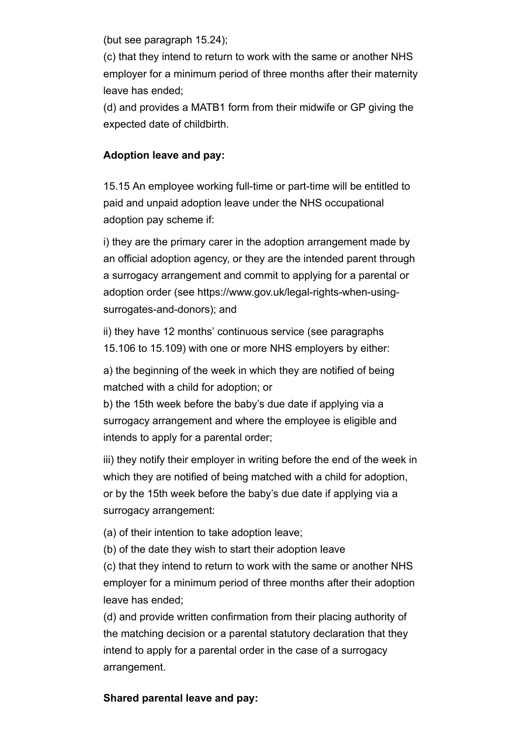(but see paragraph 15.24);

(c) that they intend to return to work with the same or another NHS employer for a minimum period of three months after their maternity leave has ended;

(d) and provides a MATB1 form from their midwife or GP giving the expected date of childbirth.

**Adoption leave and pay:**

15.15 An employee working full-time or part-time will be entitled to paid and unpaid adoption leave under the NHS occupational adoption pay scheme if:

i) they are the primary carer in the adoption arrangement made by an official adoption agency, or they are the intended parent through a surrogacy arrangement and commit to applying for a parental or adoption order (see https://www.gov.uk/legal-rights-when-using-surrogates-and-donors); and

ii) they have 12 months' continuous service (see paragraphs 15.106 to 15.109) with one or more NHS employers by either:

a) the beginning of the week in which they are notified of being matched with a child for adoption; or

b) the 15th week before the baby's due date if applying via a surrogacy arrangement and where the employee is eligible and intends to apply for a parental order;

iii) they notify their employer in writing before the end of the week in which they are notified of being matched with a child for adoption, or by the 15th week before the baby's due date if applying via a surrogacy arrangement:

(a) of their intention to take adoption leave;

(b) of the date they wish to start their adoption leave

(c) that they intend to return to work with the same or another NHS employer for a minimum period of three months after their adoption leave has ended;

(d) and provide written confirmation from their placing authority of the matching decision or a parental statutory declaration that they intend to apply for a parental order in the case of a surrogacy arrangement.

**Shared parental leave and pay:**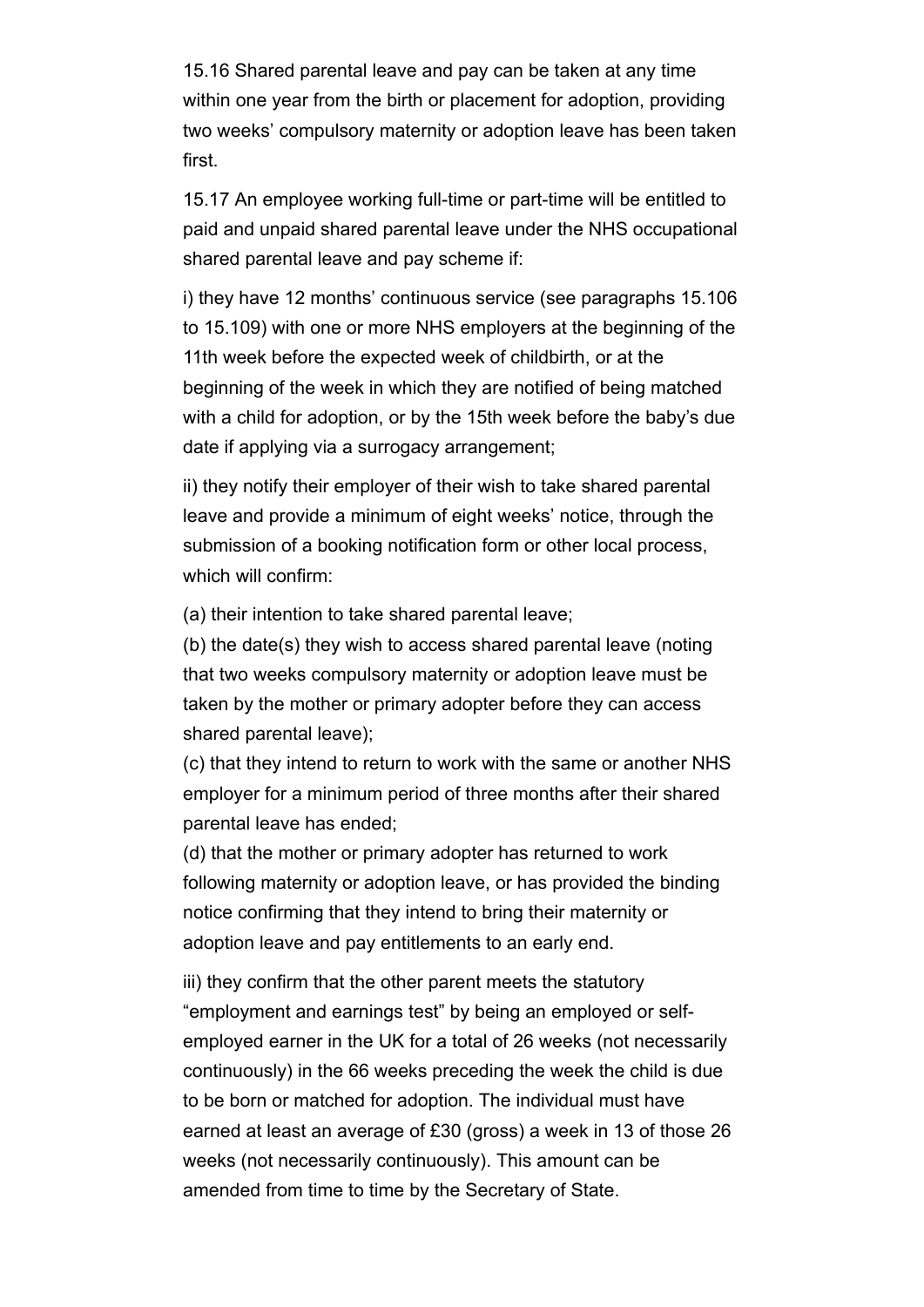15.16 Shared parental leave and pay can be taken at any time within one year from the birth or placement for adoption, providing two weeks' compulsory maternity or adoption leave has been taken first.

15.17 An employee working full-time or part-time will be entitled to paid and unpaid shared parental leave under the NHS occupational shared parental leave and pay scheme if:

i) they have 12 months' continuous service (see paragraphs 15.106 to 15.109) with one or more NHS employers at the beginning of the 11th week before the expected week of childbirth, or at the beginning of the week in which they are notified of being matched with a child for adoption, or by the 15th week before the baby's due date if applying via a surrogacy arrangement;

ii) they notify their employer of their wish to take shared parental leave and provide a minimum of eight weeks' notice, through the submission of a booking notification form or other local process, which will confirm:

(a) their intention to take shared parental leave;
(b) the date(s) they wish to access shared parental leave (noting that two weeks compulsory maternity or adoption leave must be taken by the mother or primary adopter before they can access shared parental leave);
(c) that they intend to return to work with the same or another NHS employer for a minimum period of three months after their shared parental leave has ended;
(d) that the mother or primary adopter has returned to work following maternity or adoption leave, or has provided the binding notice confirming that they intend to bring their maternity or adoption leave and pay entitlements to an early end.

iii) they confirm that the other parent meets the statutory "employment and earnings test" by being an employed or self-employed earner in the UK for a total of 26 weeks (not necessarily continuously) in the 66 weeks preceding the week the child is due to be born or matched for adoption. The individual must have earned at least an average of £30 (gross) a week in 13 of those 26 weeks (not necessarily continuously). This amount can be amended from time to time by the Secretary of State.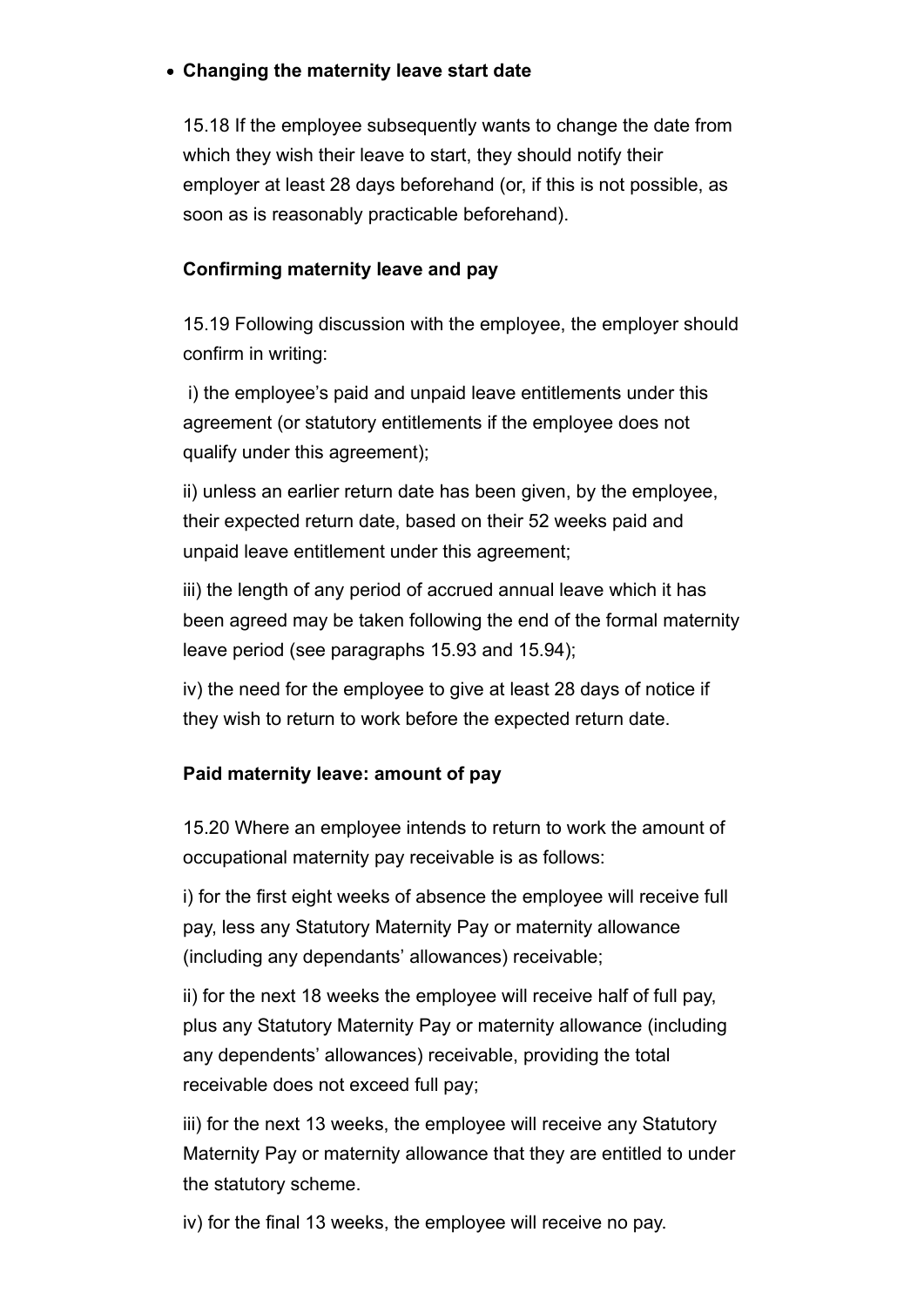- **Changing the maternity leave start date**

15.18 If the employee subsequently wants to change the date from which they wish their leave to start, they should notify their employer at least 28 days beforehand (or, if this is not possible, as soon as is reasonably practicable beforehand).

**Confirming maternity leave and pay**

15.19 Following discussion with the employee, the employer should confirm in writing:

i) the employee's paid and unpaid leave entitlements under this agreement (or statutory entitlements if the employee does not qualify under this agreement);

ii) unless an earlier return date has been given, by the employee, their expected return date, based on their 52 weeks paid and unpaid leave entitlement under this agreement;

iii) the length of any period of accrued annual leave which it has been agreed may be taken following the end of the formal maternity leave period (see paragraphs 15.93 and 15.94);

iv) the need for the employee to give at least 28 days of notice if they wish to return to work before the expected return date.

**Paid maternity leave: amount of pay**

15.20 Where an employee intends to return to work the amount of occupational maternity pay receivable is as follows:

i) for the first eight weeks of absence the employee will receive full pay, less any Statutory Maternity Pay or maternity allowance (including any dependants' allowances) receivable;

ii) for the next 18 weeks the employee will receive half of full pay, plus any Statutory Maternity Pay or maternity allowance (including any dependents' allowances) receivable, providing the total receivable does not exceed full pay;

iii) for the next 13 weeks, the employee will receive any Statutory Maternity Pay or maternity allowance that they are entitled to under the statutory scheme.

iv) for the final 13 weeks, the employee will receive no pay.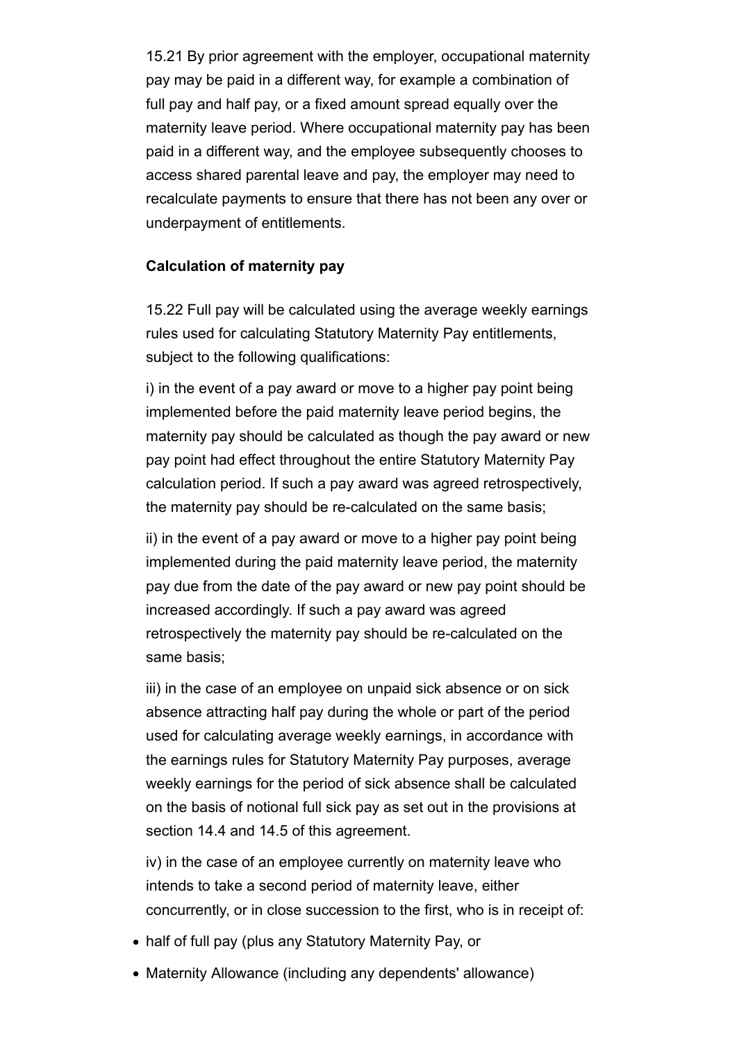15.21 By prior agreement with the employer, occupational maternity pay may be paid in a different way, for example a combination of full pay and half pay, or a fixed amount spread equally over the maternity leave period. Where occupational maternity pay has been paid in a different way, and the employee subsequently chooses to access shared parental leave and pay, the employer may need to recalculate payments to ensure that there has not been any over or underpayment of entitlements.

**Calculation of maternity pay**

15.22 Full pay will be calculated using the average weekly earnings rules used for calculating Statutory Maternity Pay entitlements, subject to the following qualifications:

i) in the event of a pay award or move to a higher pay point being implemented before the paid maternity leave period begins, the maternity pay should be calculated as though the pay award or new pay point had effect throughout the entire Statutory Maternity Pay calculation period. If such a pay award was agreed retrospectively, the maternity pay should be re-calculated on the same basis;

ii) in the event of a pay award or move to a higher pay point being implemented during the paid maternity leave period, the maternity pay due from the date of the pay award or new pay point should be increased accordingly. If such a pay award was agreed retrospectively the maternity pay should be re-calculated on the same basis;

iii) in the case of an employee on unpaid sick absence or on sick absence attracting half pay during the whole or part of the period used for calculating average weekly earnings, in accordance with the earnings rules for Statutory Maternity Pay purposes, average weekly earnings for the period of sick absence shall be calculated on the basis of notional full sick pay as set out in the provisions at section 14.4 and 14.5 of this agreement.

iv) in the case of an employee currently on maternity leave who intends to take a second period of maternity leave, either concurrently, or in close succession to the first, who is in receipt of:

- half of full pay (plus any Statutory Maternity Pay, or
- Maternity Allowance (including any dependents' allowance)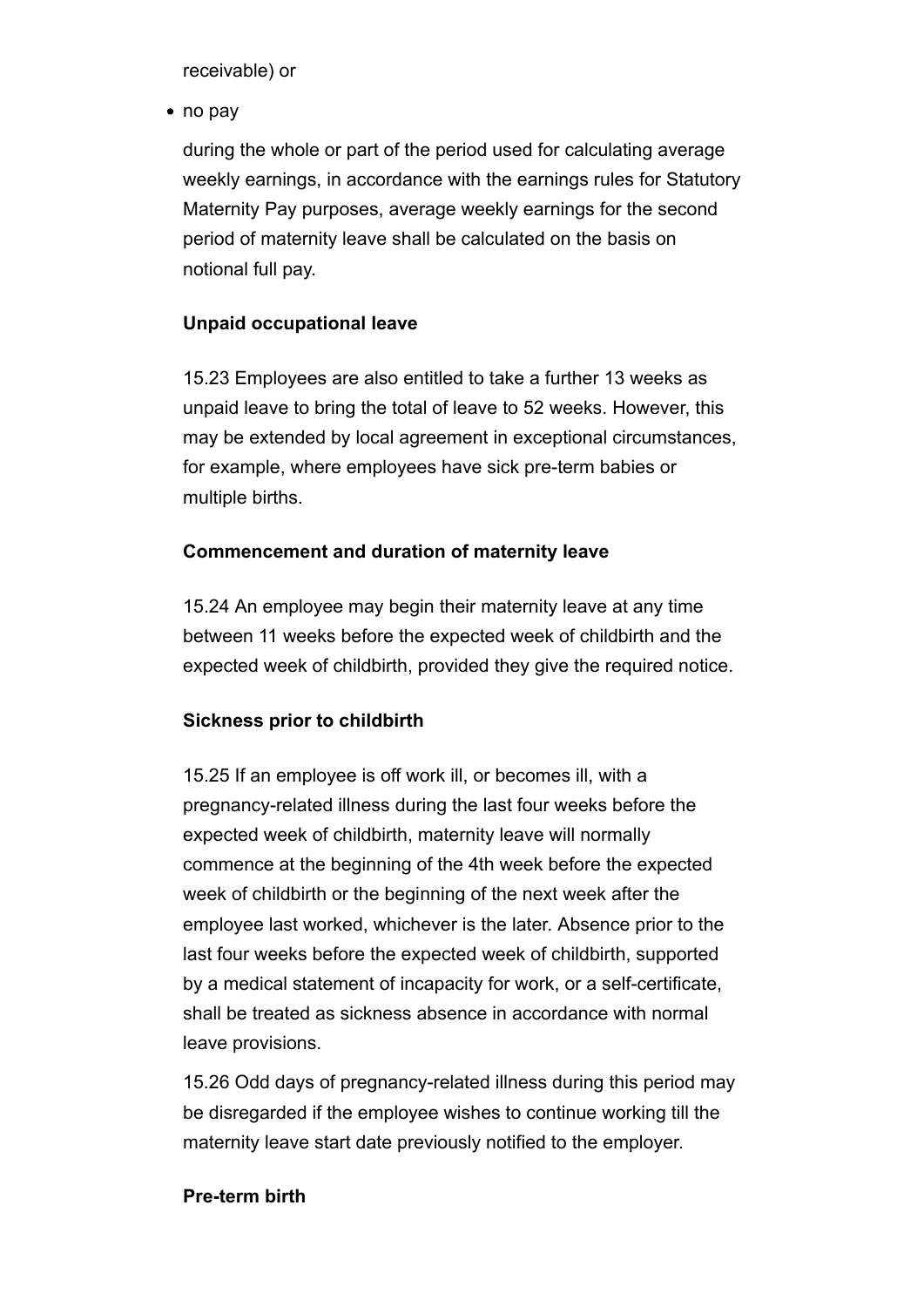receivable) or

- no pay

during the whole or part of the period used for calculating average weekly earnings, in accordance with the earnings rules for Statutory Maternity Pay purposes, average weekly earnings for the second period of maternity leave shall be calculated on the basis on notional full pay.

**Unpaid occupational leave**

15.23 Employees are also entitled to take a further 13 weeks as unpaid leave to bring the total of leave to 52 weeks. However, this may be extended by local agreement in exceptional circumstances, for example, where employees have sick pre-term babies or multiple births.

**Commencement and duration of maternity leave**

15.24 An employee may begin their maternity leave at any time between 11 weeks before the expected week of childbirth and the expected week of childbirth, provided they give the required notice.

**Sickness prior to childbirth**

15.25 If an employee is off work ill, or becomes ill, with a pregnancy-related illness during the last four weeks before the expected week of childbirth, maternity leave will normally commence at the beginning of the 4th week before the expected week of childbirth or the beginning of the next week after the employee last worked, whichever is the later. Absence prior to the last four weeks before the expected week of childbirth, supported by a medical statement of incapacity for work, or a self-certificate, shall be treated as sickness absence in accordance with normal leave provisions.

15.26 Odd days of pregnancy-related illness during this period may be disregarded if the employee wishes to continue working till the maternity leave start date previously notified to the employer.

**Pre-term birth**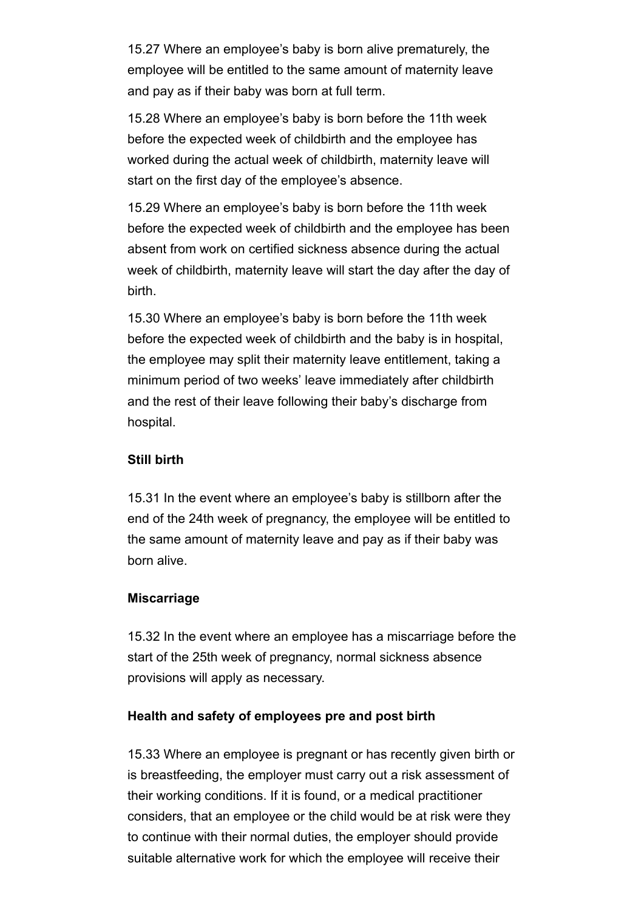15.27 Where an employee's baby is born alive prematurely, the employee will be entitled to the same amount of maternity leave and pay as if their baby was born at full term.

15.28 Where an employee's baby is born before the 11th week before the expected week of childbirth and the employee has worked during the actual week of childbirth, maternity leave will start on the first day of the employee's absence.

15.29 Where an employee's baby is born before the 11th week before the expected week of childbirth and the employee has been absent from work on certified sickness absence during the actual week of childbirth, maternity leave will start the day after the day of birth.

15.30 Where an employee's baby is born before the 11th week before the expected week of childbirth and the baby is in hospital, the employee may split their maternity leave entitlement, taking a minimum period of two weeks' leave immediately after childbirth and the rest of their leave following their baby's discharge from hospital.

**Still birth**

15.31 In the event where an employee's baby is stillborn after the end of the 24th week of pregnancy, the employee will be entitled to the same amount of maternity leave and pay as if their baby was born alive.

**Miscarriage**

15.32 In the event where an employee has a miscarriage before the start of the 25th week of pregnancy, normal sickness absence provisions will apply as necessary.

**Health and safety of employees pre and post birth**

15.33 Where an employee is pregnant or has recently given birth or is breastfeeding, the employer must carry out a risk assessment of their working conditions. If it is found, or a medical practitioner considers, that an employee or the child would be at risk were they to continue with their normal duties, the employer should provide suitable alternative work for which the employee will receive their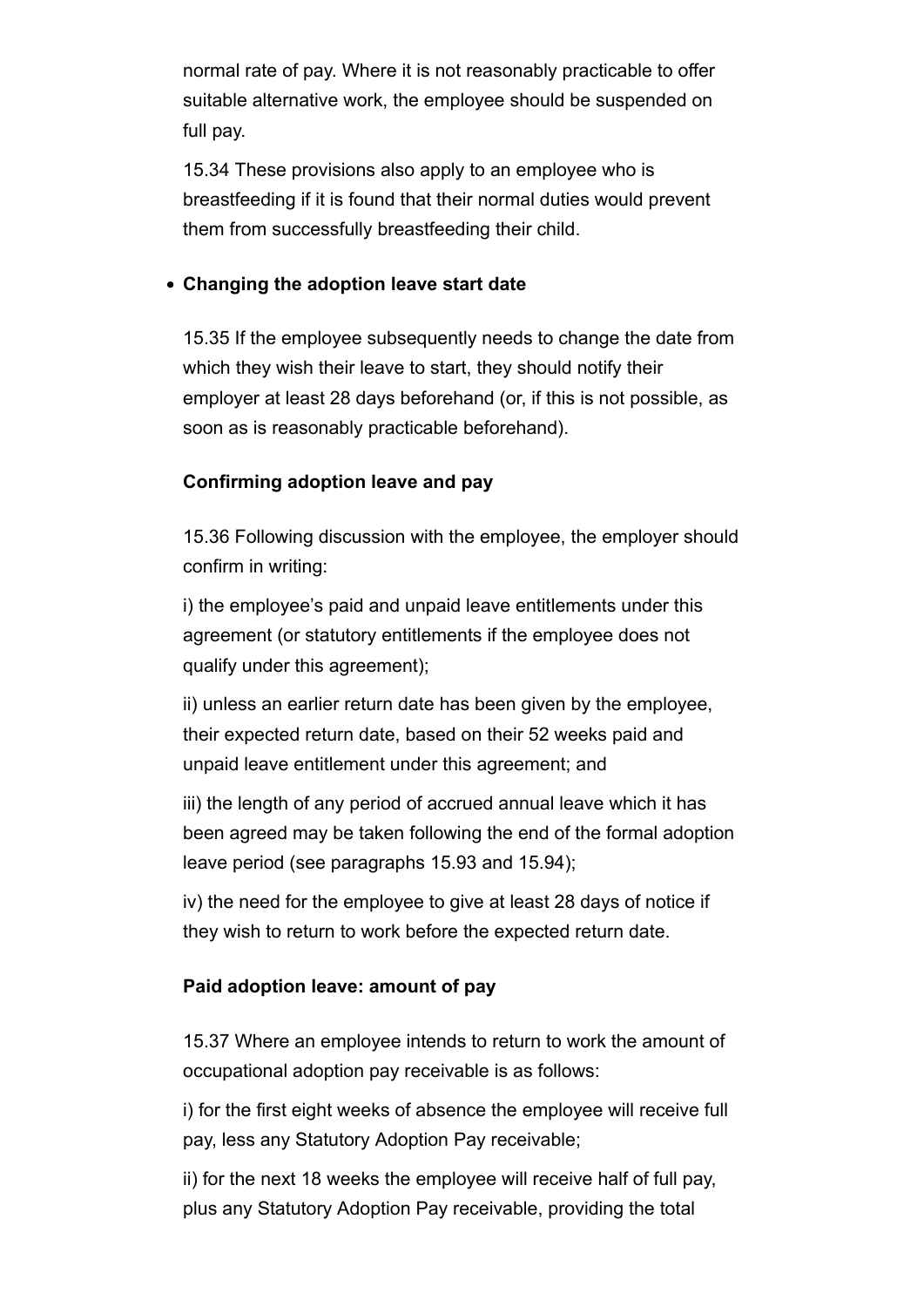normal rate of pay. Where it is not reasonably practicable to offer suitable alternative work, the employee should be suspended on full pay.

15.34 These provisions also apply to an employee who is breastfeeding if it is found that their normal duties would prevent them from successfully breastfeeding their child.

- **Changing the adoption leave start date**

15.35 If the employee subsequently needs to change the date from which they wish their leave to start, they should notify their employer at least 28 days beforehand (or, if this is not possible, as soon as is reasonably practicable beforehand).

**Confirming adoption leave and pay**

15.36 Following discussion with the employee, the employer should confirm in writing:

i) the employee's paid and unpaid leave entitlements under this agreement (or statutory entitlements if the employee does not qualify under this agreement);

ii) unless an earlier return date has been given by the employee, their expected return date, based on their 52 weeks paid and unpaid leave entitlement under this agreement; and

iii) the length of any period of accrued annual leave which it has been agreed may be taken following the end of the formal adoption leave period (see paragraphs 15.93 and 15.94);

iv) the need for the employee to give at least 28 days of notice if they wish to return to work before the expected return date.

**Paid adoption leave: amount of pay**

15.37 Where an employee intends to return to work the amount of occupational adoption pay receivable is as follows:

i) for the first eight weeks of absence the employee will receive full pay, less any Statutory Adoption Pay receivable;

ii) for the next 18 weeks the employee will receive half of full pay, plus any Statutory Adoption Pay receivable, providing the total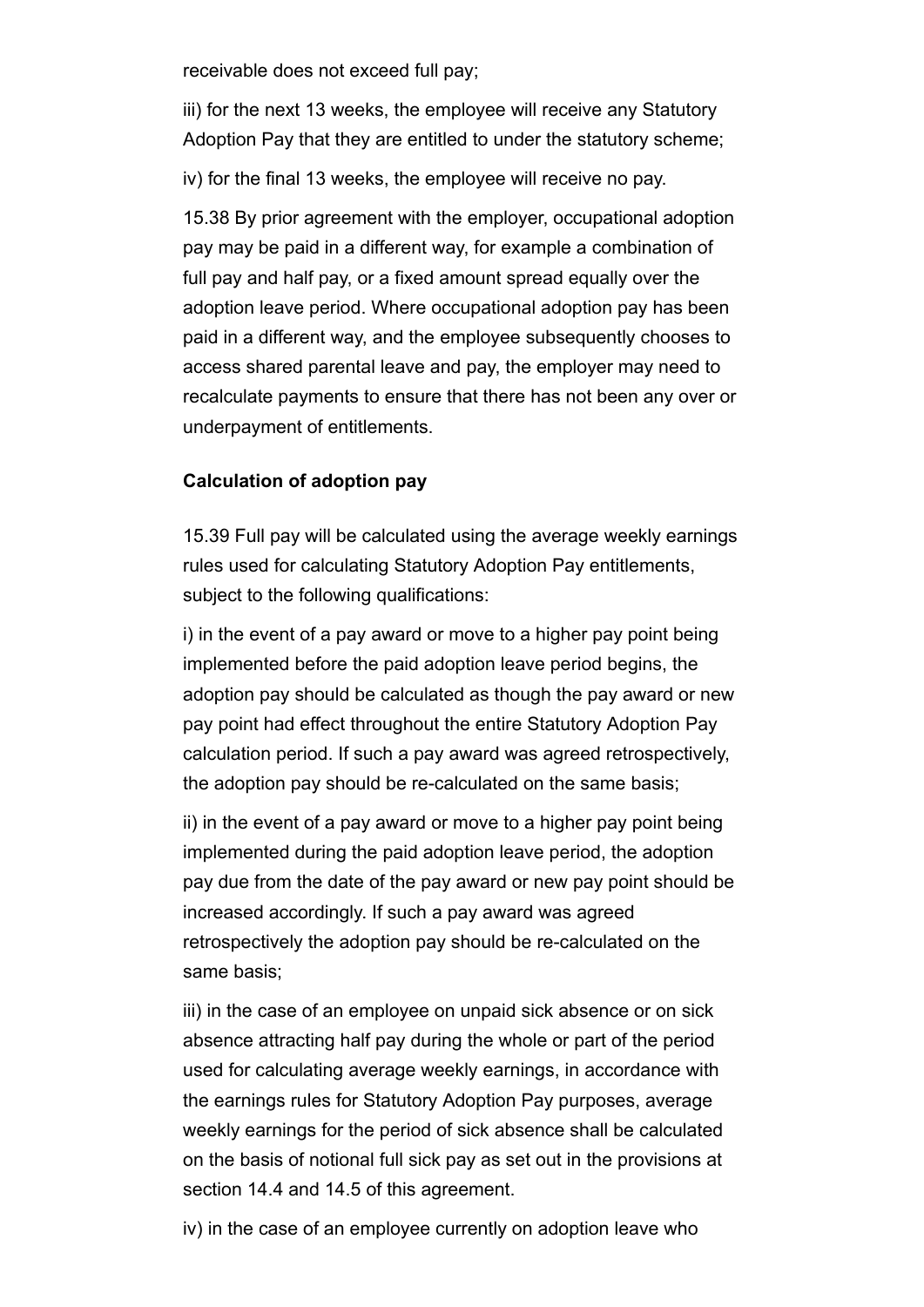receivable does not exceed full pay;

iii) for the next 13 weeks, the employee will receive any Statutory Adoption Pay that they are entitled to under the statutory scheme;

iv) for the final 13 weeks, the employee will receive no pay.

15.38 By prior agreement with the employer, occupational adoption pay may be paid in a different way, for example a combination of full pay and half pay, or a fixed amount spread equally over the adoption leave period. Where occupational adoption pay has been paid in a different way, and the employee subsequently chooses to access shared parental leave and pay, the employer may need to recalculate payments to ensure that there has not been any over or underpayment of entitlements.

**Calculation of adoption pay**

15.39 Full pay will be calculated using the average weekly earnings rules used for calculating Statutory Adoption Pay entitlements, subject to the following qualifications:

i) in the event of a pay award or move to a higher pay point being implemented before the paid adoption leave period begins, the adoption pay should be calculated as though the pay award or new pay point had effect throughout the entire Statutory Adoption Pay calculation period. If such a pay award was agreed retrospectively, the adoption pay should be re-calculated on the same basis;

ii) in the event of a pay award or move to a higher pay point being implemented during the paid adoption leave period, the adoption pay due from the date of the pay award or new pay point should be increased accordingly. If such a pay award was agreed retrospectively the adoption pay should be re-calculated on the same basis;

iii) in the case of an employee on unpaid sick absence or on sick absence attracting half pay during the whole or part of the period used for calculating average weekly earnings, in accordance with the earnings rules for Statutory Adoption Pay purposes, average weekly earnings for the period of sick absence shall be calculated on the basis of notional full sick pay as set out in the provisions at section 14.4 and 14.5 of this agreement.

iv) in the case of an employee currently on adoption leave who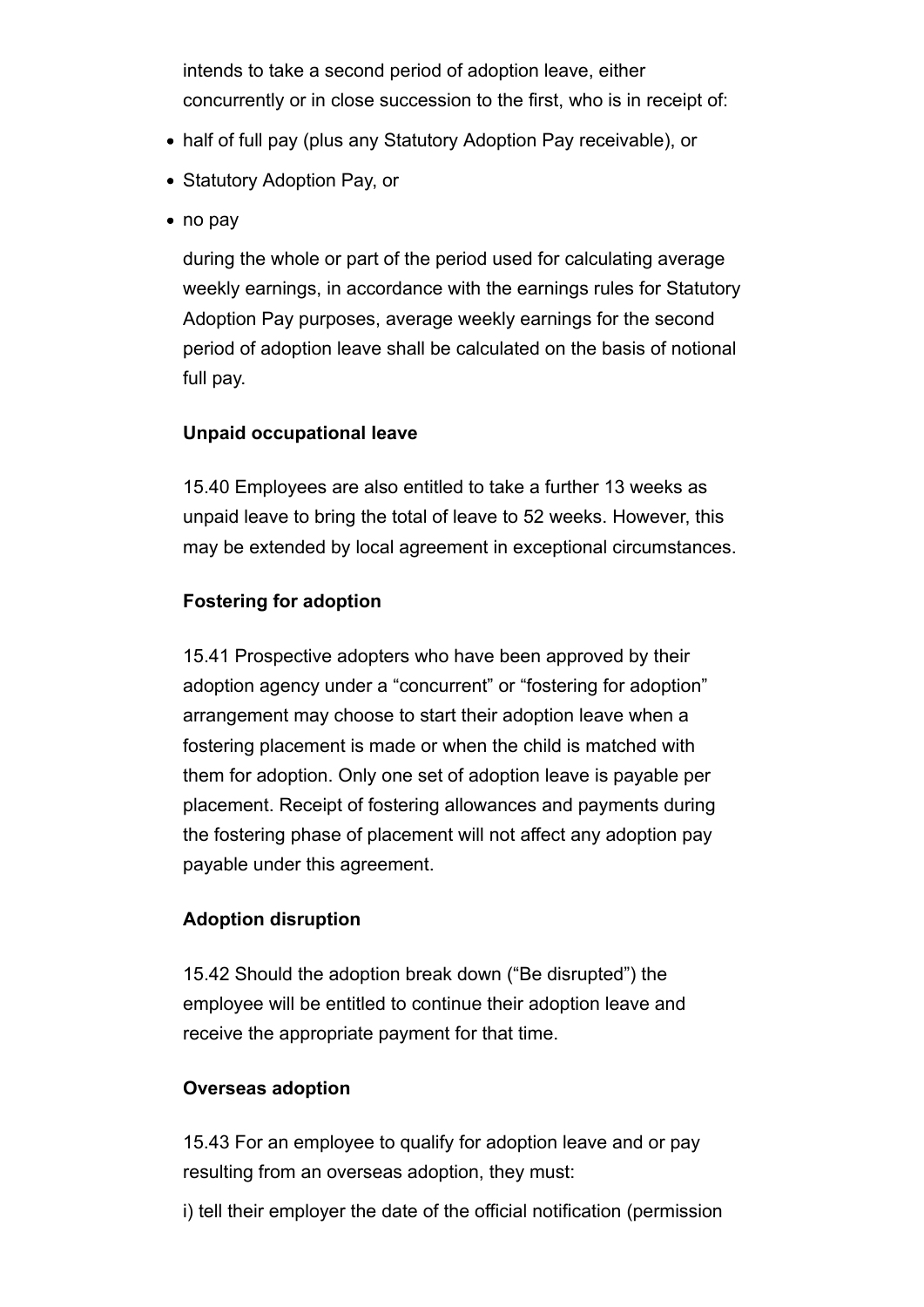intends to take a second period of adoption leave, either concurrently or in close succession to the first, who is in receipt of:

- half of full pay (plus any Statutory Adoption Pay receivable), or
- Statutory Adoption Pay, or
- no pay

during the whole or part of the period used for calculating average weekly earnings, in accordance with the earnings rules for Statutory Adoption Pay purposes, average weekly earnings for the second period of adoption leave shall be calculated on the basis of notional full pay.

**Unpaid occupational leave**

15.40 Employees are also entitled to take a further 13 weeks as unpaid leave to bring the total of leave to 52 weeks. However, this may be extended by local agreement in exceptional circumstances.

**Fostering for adoption**

15.41 Prospective adopters who have been approved by their adoption agency under a "concurrent" or "fostering for adoption" arrangement may choose to start their adoption leave when a fostering placement is made or when the child is matched with them for adoption. Only one set of adoption leave is payable per placement. Receipt of fostering allowances and payments during the fostering phase of placement will not affect any adoption pay payable under this agreement.

**Adoption disruption**

15.42 Should the adoption break down ("Be disrupted") the employee will be entitled to continue their adoption leave and receive the appropriate payment for that time.

**Overseas adoption**

15.43 For an employee to qualify for adoption leave and or pay resulting from an overseas adoption, they must:

i) tell their employer the date of the official notification (permission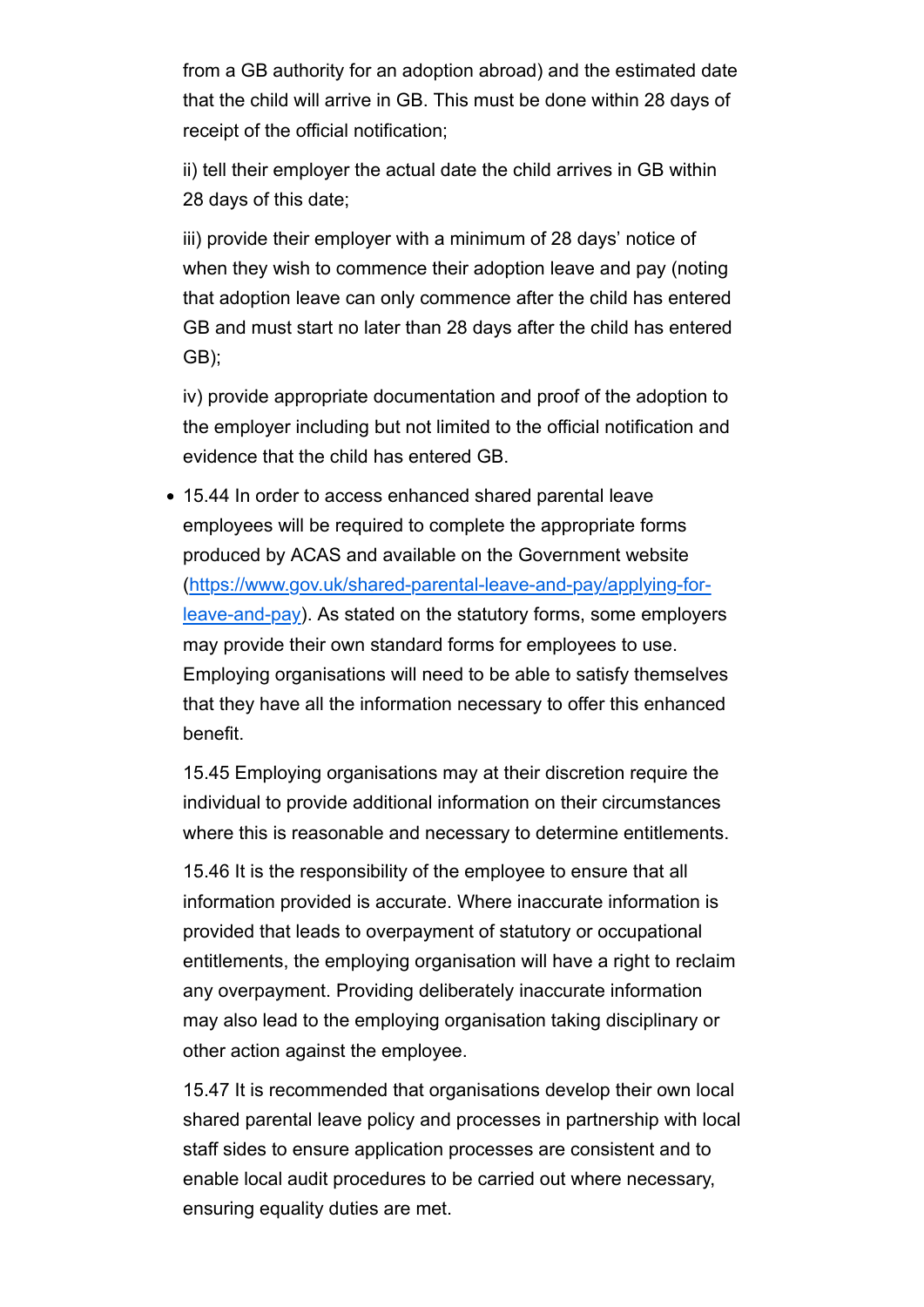from a GB authority for an adoption abroad) and the estimated date that the child will arrive in GB. This must be done within 28 days of receipt of the official notification;

ii) tell their employer the actual date the child arrives in GB within 28 days of this date;

iii) provide their employer with a minimum of 28 days' notice of when they wish to commence their adoption leave and pay (noting that adoption leave can only commence after the child has entered GB and must start no later than 28 days after the child has entered GB);

iv) provide appropriate documentation and proof of the adoption to the employer including but not limited to the official notification and evidence that the child has entered GB.

- 15.44 In order to access enhanced shared parental leave employees will be required to complete the appropriate forms produced by ACAS and available on the Government website ([https://www.gov.uk/shared-parental-leave-and-pay/applying-for-leave-and-pay](https://www.gov.uk/shared-parental-leave-and-pay/applying-for-leave-and-pay)). As stated on the statutory forms, some employers may provide their own standard forms for employees to use. Employing organisations will need to be able to satisfy themselves that they have all the information necessary to offer this enhanced benefit.

  15.45 Employing organisations may at their discretion require the individual to provide additional information on their circumstances where this is reasonable and necessary to determine entitlements.

  15.46 It is the responsibility of the employee to ensure that all information provided is accurate. Where inaccurate information is provided that leads to overpayment of statutory or occupational entitlements, the employing organisation will have a right to reclaim any overpayment. Providing deliberately inaccurate information may also lead to the employing organisation taking disciplinary or other action against the employee.

  15.47 It is recommended that organisations develop their own local shared parental leave policy and processes in partnership with local staff sides to ensure application processes are consistent and to enable local audit procedures to be carried out where necessary, ensuring equality duties are met.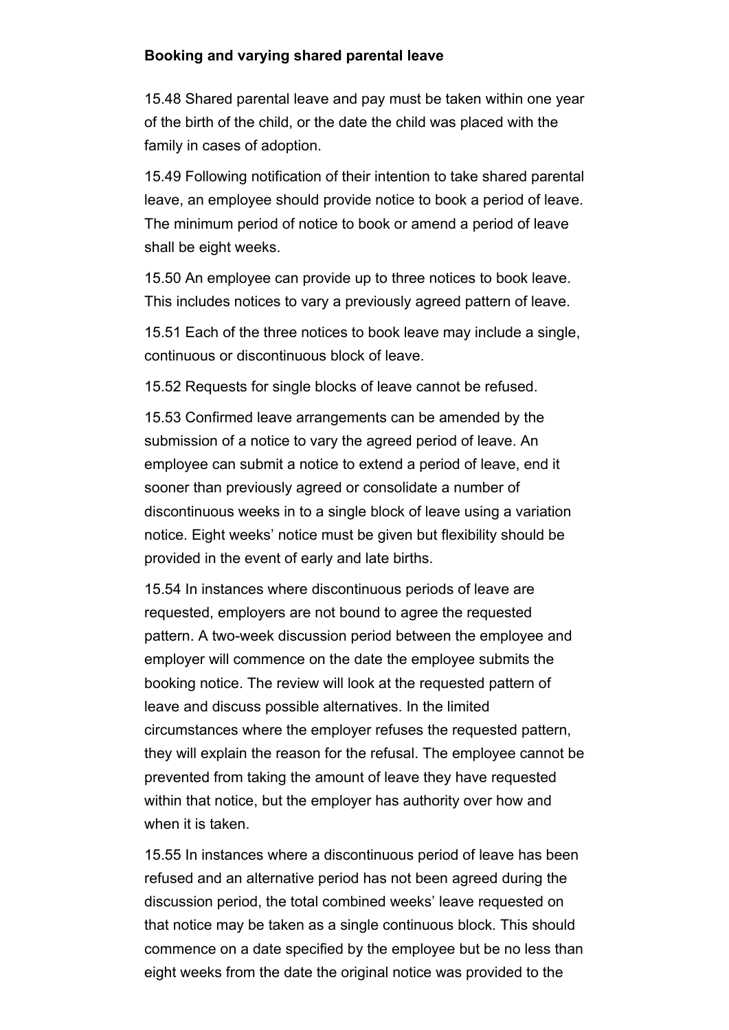**Booking and varying shared parental leave**

15.48 Shared parental leave and pay must be taken within one year of the birth of the child, or the date the child was placed with the family in cases of adoption.

15.49 Following notification of their intention to take shared parental leave, an employee should provide notice to book a period of leave. The minimum period of notice to book or amend a period of leave shall be eight weeks.

15.50 An employee can provide up to three notices to book leave. This includes notices to vary a previously agreed pattern of leave.

15.51 Each of the three notices to book leave may include a single, continuous or discontinuous block of leave.

15.52 Requests for single blocks of leave cannot be refused.

15.53 Confirmed leave arrangements can be amended by the submission of a notice to vary the agreed period of leave. An employee can submit a notice to extend a period of leave, end it sooner than previously agreed or consolidate a number of discontinuous weeks in to a single block of leave using a variation notice. Eight weeks' notice must be given but flexibility should be provided in the event of early and late births.

15.54 In instances where discontinuous periods of leave are requested, employers are not bound to agree the requested pattern. A two-week discussion period between the employee and employer will commence on the date the employee submits the booking notice. The review will look at the requested pattern of leave and discuss possible alternatives. In the limited circumstances where the employer refuses the requested pattern, they will explain the reason for the refusal. The employee cannot be prevented from taking the amount of leave they have requested within that notice, but the employer has authority over how and when it is taken.

15.55 In instances where a discontinuous period of leave has been refused and an alternative period has not been agreed during the discussion period, the total combined weeks' leave requested on that notice may be taken as a single continuous block. This should commence on a date specified by the employee but be no less than eight weeks from the date the original notice was provided to the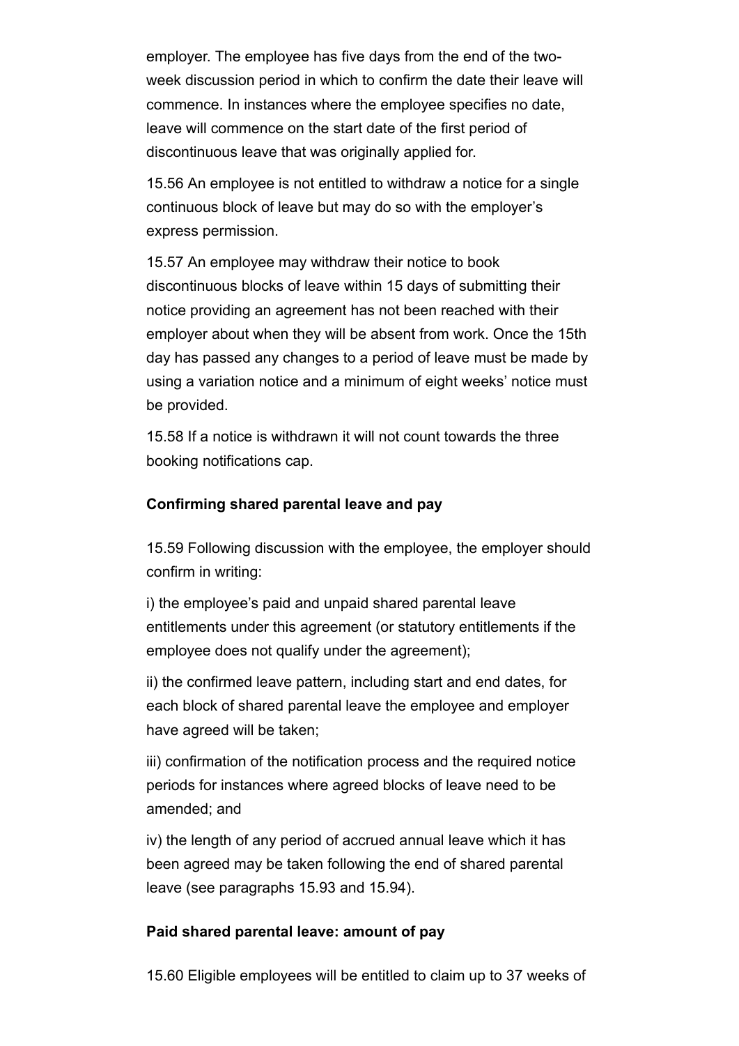employer. The employee has five days from the end of the two-week discussion period in which to confirm the date their leave will commence. In instances where the employee specifies no date, leave will commence on the start date of the first period of discontinuous leave that was originally applied for.

15.56 An employee is not entitled to withdraw a notice for a single continuous block of leave but may do so with the employer's express permission.

15.57 An employee may withdraw their notice to book discontinuous blocks of leave within 15 days of submitting their notice providing an agreement has not been reached with their employer about when they will be absent from work. Once the 15th day has passed any changes to a period of leave must be made by using a variation notice and a minimum of eight weeks' notice must be provided.

15.58 If a notice is withdrawn it will not count towards the three booking notifications cap.

**Confirming shared parental leave and pay**

15.59 Following discussion with the employee, the employer should confirm in writing:

i) the employee's paid and unpaid shared parental leave entitlements under this agreement (or statutory entitlements if the employee does not qualify under the agreement);

ii) the confirmed leave pattern, including start and end dates, for each block of shared parental leave the employee and employer have agreed will be taken;

iii) confirmation of the notification process and the required notice periods for instances where agreed blocks of leave need to be amended; and

iv) the length of any period of accrued annual leave which it has been agreed may be taken following the end of shared parental leave (see paragraphs 15.93 and 15.94).

**Paid shared parental leave: amount of pay**

15.60 Eligible employees will be entitled to claim up to 37 weeks of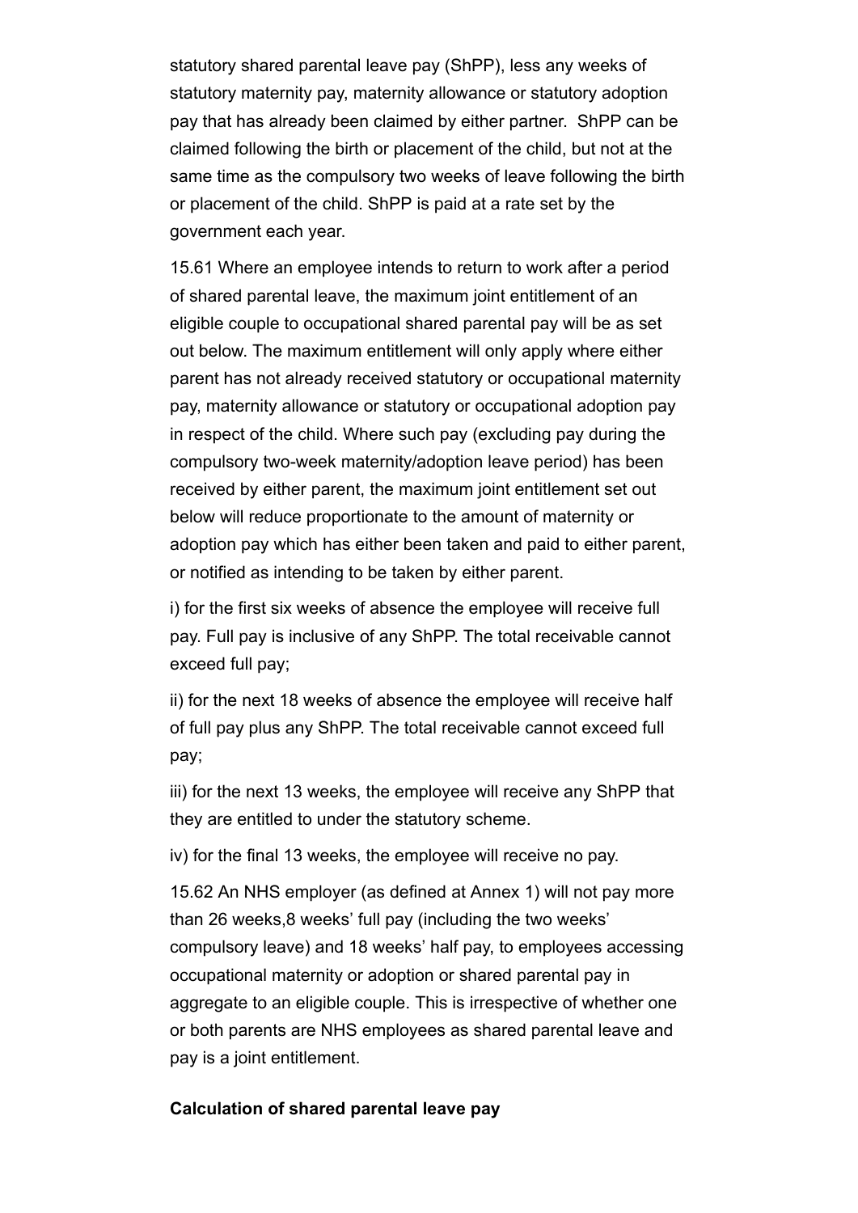statutory shared parental leave pay (ShPP), less any weeks of statutory maternity pay, maternity allowance or statutory adoption pay that has already been claimed by either partner. ShPP can be claimed following the birth or placement of the child, but not at the same time as the compulsory two weeks of leave following the birth or placement of the child. ShPP is paid at a rate set by the government each year.

15.61 Where an employee intends to return to work after a period of shared parental leave, the maximum joint entitlement of an eligible couple to occupational shared parental pay will be as set out below. The maximum entitlement will only apply where either parent has not already received statutory or occupational maternity pay, maternity allowance or statutory or occupational adoption pay in respect of the child. Where such pay (excluding pay during the compulsory two-week maternity/adoption leave period) has been received by either parent, the maximum joint entitlement set out below will reduce proportionate to the amount of maternity or adoption pay which has either been taken and paid to either parent, or notified as intending to be taken by either parent.

i) for the first six weeks of absence the employee will receive full pay. Full pay is inclusive of any ShPP. The total receivable cannot exceed full pay;

ii) for the next 18 weeks of absence the employee will receive half of full pay plus any ShPP. The total receivable cannot exceed full pay;

iii) for the next 13 weeks, the employee will receive any ShPP that they are entitled to under the statutory scheme.

iv) for the final 13 weeks, the employee will receive no pay.

15.62 An NHS employer (as defined at Annex 1) will not pay more than 26 weeks,8 weeks' full pay (including the two weeks' compulsory leave) and 18 weeks' half pay, to employees accessing occupational maternity or adoption or shared parental pay in aggregate to an eligible couple. This is irrespective of whether one or both parents are NHS employees as shared parental leave and pay is a joint entitlement.

**Calculation of shared parental leave pay**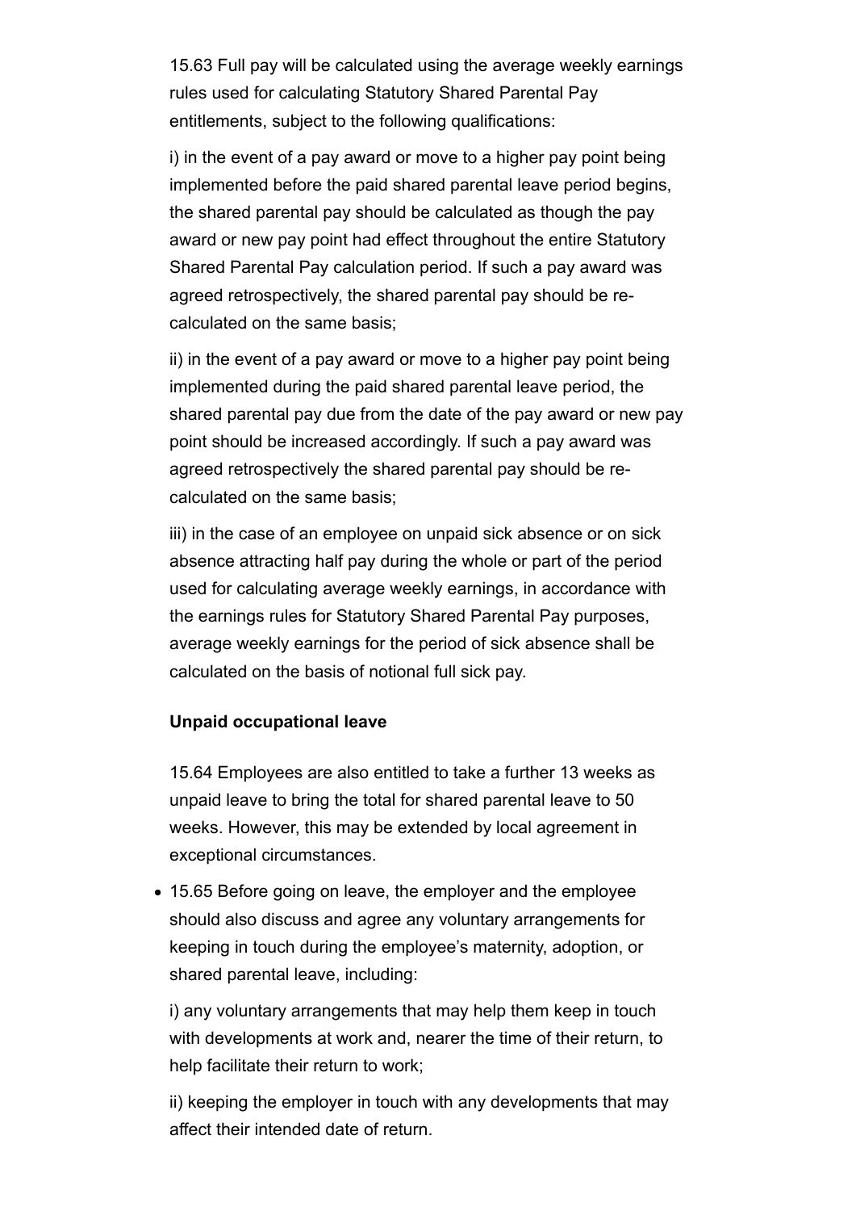15.63 Full pay will be calculated using the average weekly earnings rules used for calculating Statutory Shared Parental Pay entitlements, subject to the following qualifications:

i) in the event of a pay award or move to a higher pay point being implemented before the paid shared parental leave period begins, the shared parental pay should be calculated as though the pay award or new pay point had effect throughout the entire Statutory Shared Parental Pay calculation period. If such a pay award was agreed retrospectively, the shared parental pay should be re-calculated on the same basis;

ii) in the event of a pay award or move to a higher pay point being implemented during the paid shared parental leave period, the shared parental pay due from the date of the pay award or new pay point should be increased accordingly. If such a pay award was agreed retrospectively the shared parental pay should be re-calculated on the same basis;

iii) in the case of an employee on unpaid sick absence or on sick absence attracting half pay during the whole or part of the period used for calculating average weekly earnings, in accordance with the earnings rules for Statutory Shared Parental Pay purposes, average weekly earnings for the period of sick absence shall be calculated on the basis of notional full sick pay.

**Unpaid occupational leave**

15.64 Employees are also entitled to take a further 13 weeks as unpaid leave to bring the total for shared parental leave to 50 weeks. However, this may be extended by local agreement in exceptional circumstances.

- 15.65 Before going on leave, the employer and the employee should also discuss and agree any voluntary arrangements for keeping in touch during the employee's maternity, adoption, or shared parental leave, including:

  i) any voluntary arrangements that may help them keep in touch with developments at work and, nearer the time of their return, to help facilitate their return to work;

  ii) keeping the employer in touch with any developments that may affect their intended date of return.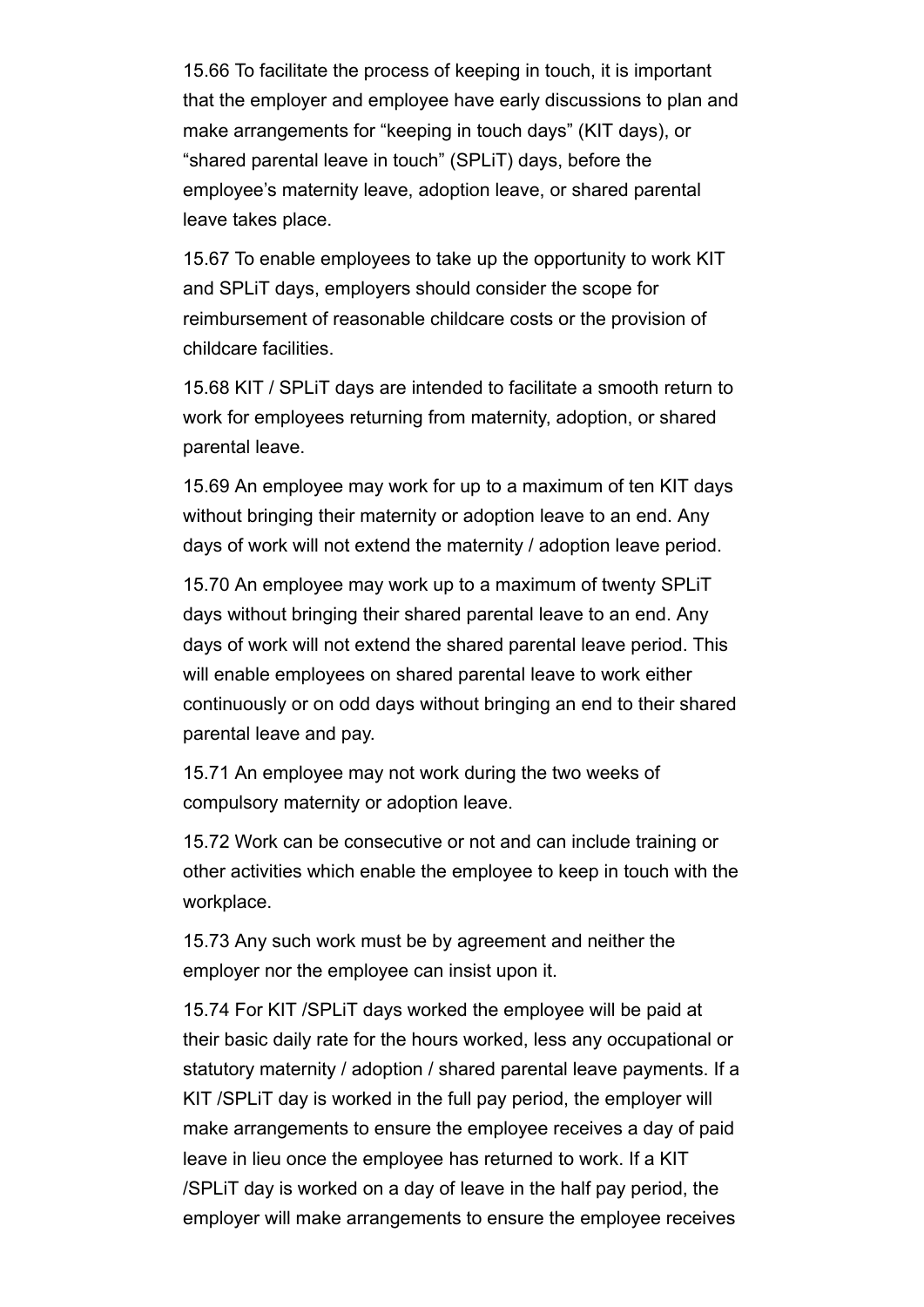15.66 To facilitate the process of keeping in touch, it is important that the employer and employee have early discussions to plan and make arrangements for "keeping in touch days" (KIT days), or "shared parental leave in touch" (SPLiT) days, before the employee's maternity leave, adoption leave, or shared parental leave takes place.

15.67 To enable employees to take up the opportunity to work KIT and SPLiT days, employers should consider the scope for reimbursement of reasonable childcare costs or the provision of childcare facilities.

15.68 KIT / SPLiT days are intended to facilitate a smooth return to work for employees returning from maternity, adoption, or shared parental leave.

15.69 An employee may work for up to a maximum of ten KIT days without bringing their maternity or adoption leave to an end. Any days of work will not extend the maternity / adoption leave period.

15.70 An employee may work up to a maximum of twenty SPLiT days without bringing their shared parental leave to an end. Any days of work will not extend the shared parental leave period. This will enable employees on shared parental leave to work either continuously or on odd days without bringing an end to their shared parental leave and pay.

15.71 An employee may not work during the two weeks of compulsory maternity or adoption leave.

15.72 Work can be consecutive or not and can include training or other activities which enable the employee to keep in touch with the workplace.

15.73 Any such work must be by agreement and neither the employer nor the employee can insist upon it.

15.74 For KIT /SPLiT days worked the employee will be paid at their basic daily rate for the hours worked, less any occupational or statutory maternity / adoption / shared parental leave payments. If a KIT /SPLiT day is worked in the full pay period, the employer will make arrangements to ensure the employee receives a day of paid leave in lieu once the employee has returned to work. If a KIT /SPLiT day is worked on a day of leave in the half pay period, the employer will make arrangements to ensure the employee receives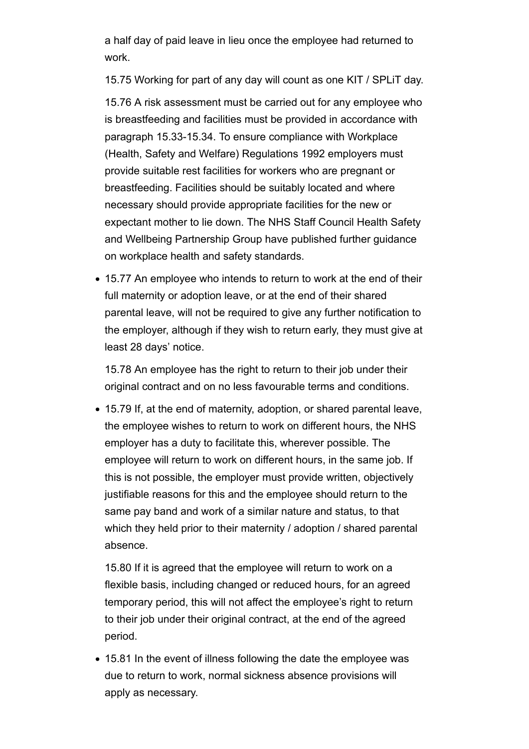a half day of paid leave in lieu once the employee had returned to work.

15.75 Working for part of any day will count as one KIT / SPLiT day.

15.76 A risk assessment must be carried out for any employee who is breastfeeding and facilities must be provided in accordance with paragraph 15.33-15.34. To ensure compliance with Workplace (Health, Safety and Welfare) Regulations 1992 employers must provide suitable rest facilities for workers who are pregnant or breastfeeding. Facilities should be suitably located and where necessary should provide appropriate facilities for the new or expectant mother to lie down. The NHS Staff Council Health Safety and Wellbeing Partnership Group have published further guidance on workplace health and safety standards.

- 15.77 An employee who intends to return to work at the end of their full maternity or adoption leave, or at the end of their shared parental leave, will not be required to give any further notification to the employer, although if they wish to return early, they must give at least 28 days' notice.

  15.78 An employee has the right to return to their job under their original contract and on no less favourable terms and conditions.

- 15.79 If, at the end of maternity, adoption, or shared parental leave, the employee wishes to return to work on different hours, the NHS employer has a duty to facilitate this, wherever possible. The employee will return to work on different hours, in the same job. If this is not possible, the employer must provide written, objectively justifiable reasons for this and the employee should return to the same pay band and work of a similar nature and status, to that which they held prior to their maternity / adoption / shared parental absence.

  15.80 If it is agreed that the employee will return to work on a flexible basis, including changed or reduced hours, for an agreed temporary period, this will not affect the employee's right to return to their job under their original contract, at the end of the agreed period.

- 15.81 In the event of illness following the date the employee was due to return to work, normal sickness absence provisions will apply as necessary.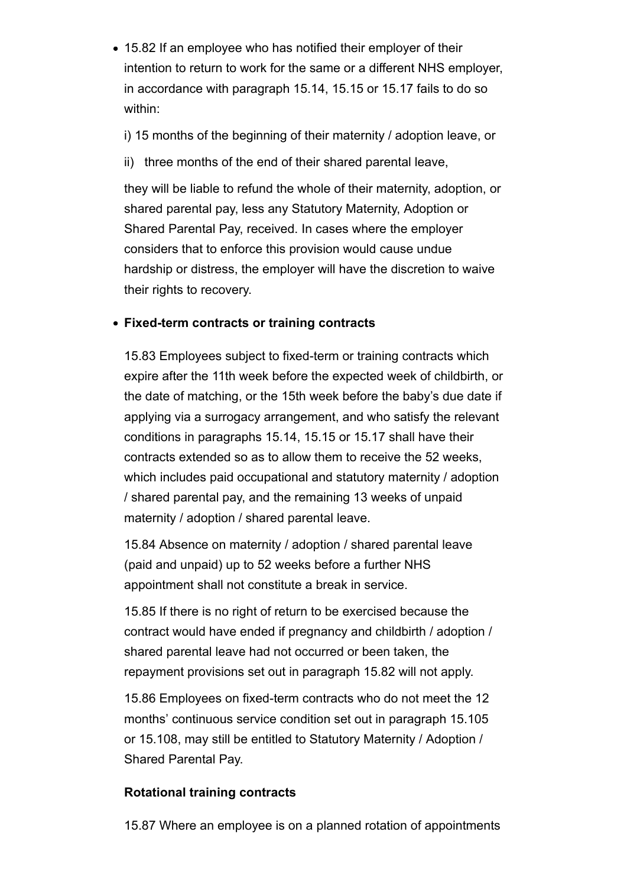- 15.82 If an employee who has notified their employer of their intention to return to work for the same or a different NHS employer, in accordance with paragraph 15.14, 15.15 or 15.17 fails to do so within:

  i) 15 months of the beginning of their maternity / adoption leave, or

  ii) three months of the end of their shared parental leave,

  they will be liable to refund the whole of their maternity, adoption, or shared parental pay, less any Statutory Maternity, Adoption or Shared Parental Pay, received. In cases where the employer considers that to enforce this provision would cause undue hardship or distress, the employer will have the discretion to waive their rights to recovery.

- **Fixed-term contracts or training contracts**

  15.83 Employees subject to fixed-term or training contracts which expire after the 11th week before the expected week of childbirth, or the date of matching, or the 15th week before the baby's due date if applying via a surrogacy arrangement, and who satisfy the relevant conditions in paragraphs 15.14, 15.15 or 15.17 shall have their contracts extended so as to allow them to receive the 52 weeks, which includes paid occupational and statutory maternity / adoption / shared parental pay, and the remaining 13 weeks of unpaid maternity / adoption / shared parental leave.

  15.84 Absence on maternity / adoption / shared parental leave (paid and unpaid) up to 52 weeks before a further NHS appointment shall not constitute a break in service.

  15.85 If there is no right of return to be exercised because the contract would have ended if pregnancy and childbirth / adoption / shared parental leave had not occurred or been taken, the repayment provisions set out in paragraph 15.82 will not apply.

  15.86 Employees on fixed-term contracts who do not meet the 12 months' continuous service condition set out in paragraph 15.105 or 15.108, may still be entitled to Statutory Maternity / Adoption / Shared Parental Pay.

  **Rotational training contracts**

  15.87 Where an employee is on a planned rotation of appointments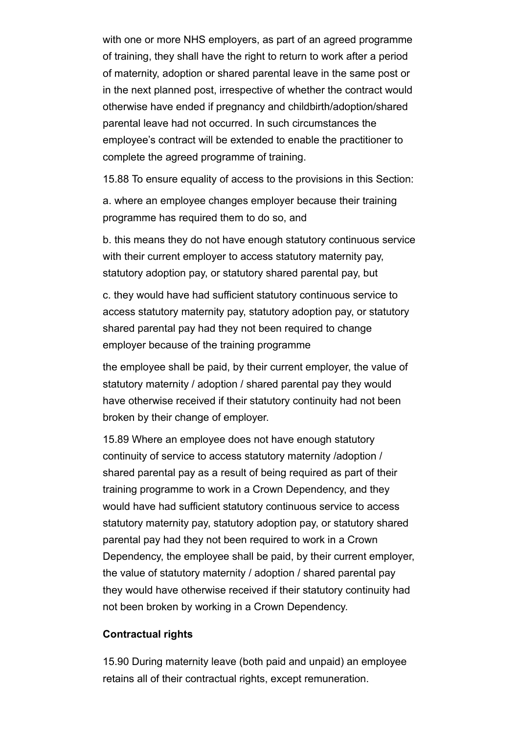with one or more NHS employers, as part of an agreed programme of training, they shall have the right to return to work after a period of maternity, adoption or shared parental leave in the same post or in the next planned post, irrespective of whether the contract would otherwise have ended if pregnancy and childbirth/adoption/shared parental leave had not occurred. In such circumstances the employee's contract will be extended to enable the practitioner to complete the agreed programme of training.

15.88 To ensure equality of access to the provisions in this Section:

a. where an employee changes employer because their training programme has required them to do so, and

b. this means they do not have enough statutory continuous service with their current employer to access statutory maternity pay, statutory adoption pay, or statutory shared parental pay, but

c. they would have had sufficient statutory continuous service to access statutory maternity pay, statutory adoption pay, or statutory shared parental pay had they not been required to change employer because of the training programme

the employee shall be paid, by their current employer, the value of statutory maternity / adoption / shared parental pay they would have otherwise received if their statutory continuity had not been broken by their change of employer.

15.89 Where an employee does not have enough statutory continuity of service to access statutory maternity /adoption / shared parental pay as a result of being required as part of their training programme to work in a Crown Dependency, and they would have had sufficient statutory continuous service to access statutory maternity pay, statutory adoption pay, or statutory shared parental pay had they not been required to work in a Crown Dependency, the employee shall be paid, by their current employer, the value of statutory maternity / adoption / shared parental pay they would have otherwise received if their statutory continuity had not been broken by working in a Crown Dependency.

**Contractual rights**

15.90 During maternity leave (both paid and unpaid) an employee retains all of their contractual rights, except remuneration.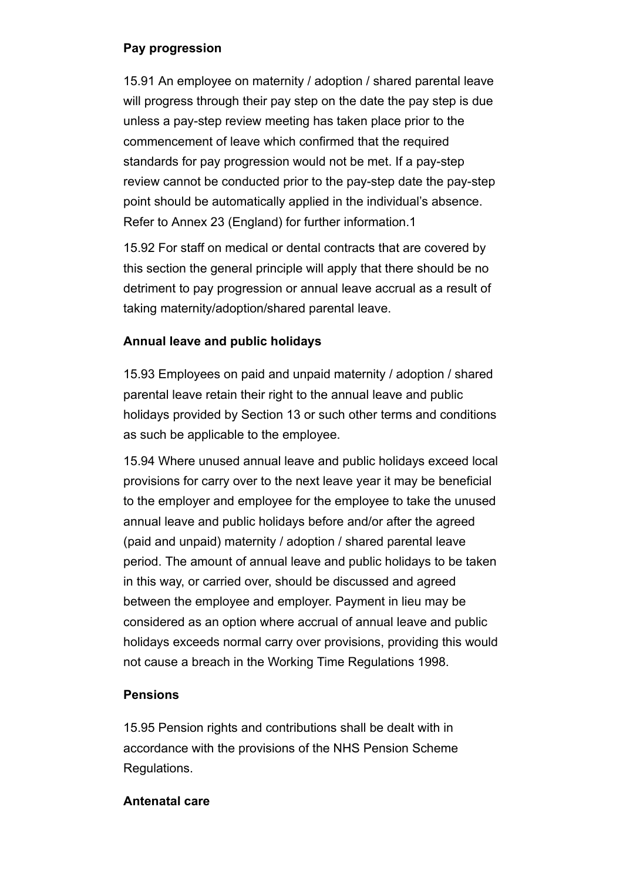**Pay progression**

15.91 An employee on maternity / adoption / shared parental leave will progress through their pay step on the date the pay step is due unless a pay-step review meeting has taken place prior to the commencement of leave which confirmed that the required standards for pay progression would not be met. If a pay-step review cannot be conducted prior to the pay-step date the pay-step point should be automatically applied in the individual's absence. Refer to Annex 23 (England) for further information.[1]

15.92 For staff on medical or dental contracts that are covered by this section the general principle will apply that there should be no detriment to pay progression or annual leave accrual as a result of taking maternity/adoption/shared parental leave.

**Annual leave and public holidays**

15.93 Employees on paid and unpaid maternity / adoption / shared parental leave retain their right to the annual leave and public holidays provided by Section 13 or such other terms and conditions as such be applicable to the employee.

15.94 Where unused annual leave and public holidays exceed local provisions for carry over to the next leave year it may be beneficial to the employer and employee for the employee to take the unused annual leave and public holidays before and/or after the agreed (paid and unpaid) maternity / adoption / shared parental leave period. The amount of annual leave and public holidays to be taken in this way, or carried over, should be discussed and agreed between the employee and employer. Payment in lieu may be considered as an option where accrual of annual leave and public holidays exceeds normal carry over provisions, providing this would not cause a breach in the Working Time Regulations 1998.

**Pensions**

15.95 Pension rights and contributions shall be dealt with in accordance with the provisions of the NHS Pension Scheme Regulations.

**Antenatal care**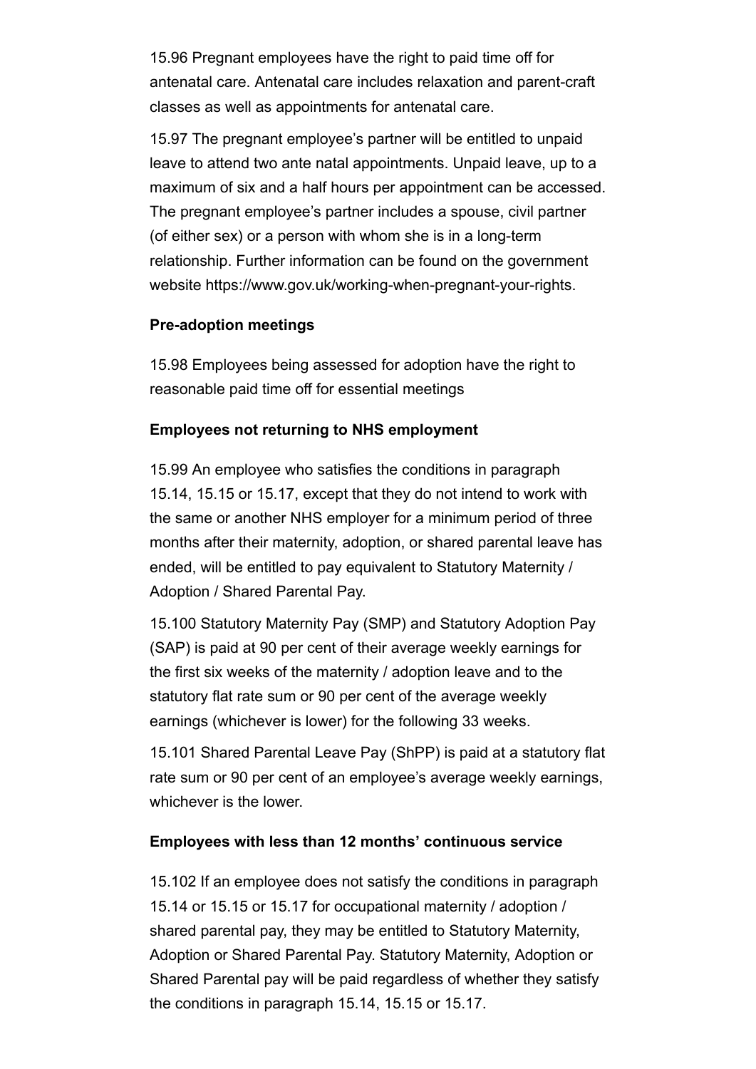15.96 Pregnant employees have the right to paid time off for antenatal care. Antenatal care includes relaxation and parent-craft classes as well as appointments for antenatal care.

15.97 The pregnant employee's partner will be entitled to unpaid leave to attend two ante natal appointments. Unpaid leave, up to a maximum of six and a half hours per appointment can be accessed. The pregnant employee's partner includes a spouse, civil partner (of either sex) or a person with whom she is in a long-term relationship. Further information can be found on the government website https://www.gov.uk/working-when-pregnant-your-rights.

**Pre-adoption meetings**

15.98 Employees being assessed for adoption have the right to reasonable paid time off for essential meetings

**Employees not returning to NHS employment**

15.99 An employee who satisfies the conditions in paragraph 15.14, 15.15 or 15.17, except that they do not intend to work with the same or another NHS employer for a minimum period of three months after their maternity, adoption, or shared parental leave has ended, will be entitled to pay equivalent to Statutory Maternity / Adoption / Shared Parental Pay.

15.100 Statutory Maternity Pay (SMP) and Statutory Adoption Pay (SAP) is paid at 90 per cent of their average weekly earnings for the first six weeks of the maternity / adoption leave and to the statutory flat rate sum or 90 per cent of the average weekly earnings (whichever is lower) for the following 33 weeks.

15.101 Shared Parental Leave Pay (ShPP) is paid at a statutory flat rate sum or 90 per cent of an employee's average weekly earnings, whichever is the lower.

**Employees with less than 12 months' continuous service**

15.102 If an employee does not satisfy the conditions in paragraph 15.14 or 15.15 or 15.17 for occupational maternity / adoption / shared parental pay, they may be entitled to Statutory Maternity, Adoption or Shared Parental Pay. Statutory Maternity, Adoption or Shared Parental pay will be paid regardless of whether they satisfy the conditions in paragraph 15.14, 15.15 or 15.17.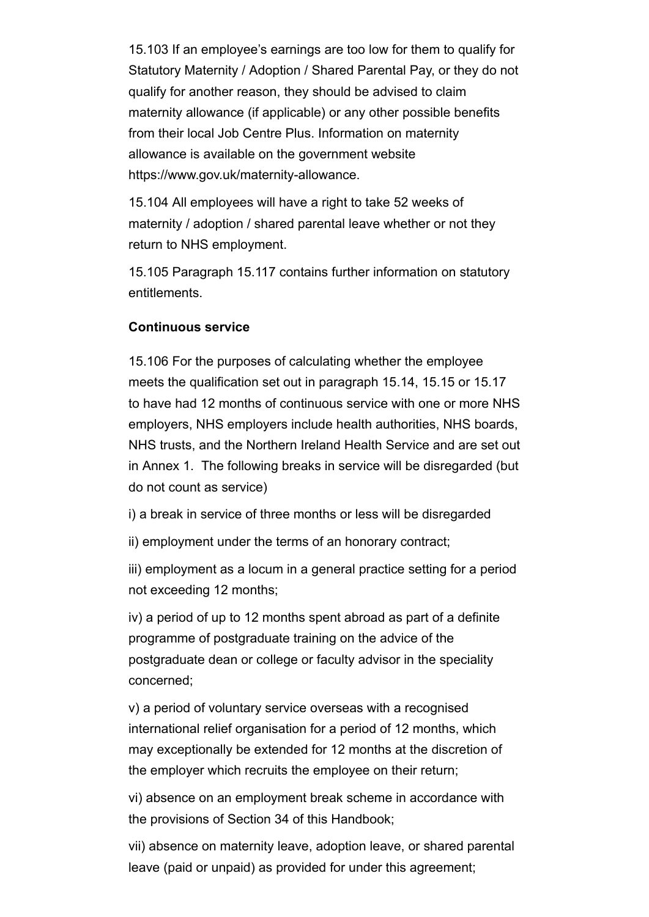15.103 If an employee's earnings are too low for them to qualify for Statutory Maternity / Adoption / Shared Parental Pay, or they do not qualify for another reason, they should be advised to claim maternity allowance (if applicable) or any other possible benefits from their local Job Centre Plus. Information on maternity allowance is available on the government website https://www.gov.uk/maternity-allowance.

15.104 All employees will have a right to take 52 weeks of maternity / adoption / shared parental leave whether or not they return to NHS employment.

15.105 Paragraph 15.117 contains further information on statutory entitlements.

**Continuous service**

15.106 For the purposes of calculating whether the employee meets the qualification set out in paragraph 15.14, 15.15 or 15.17 to have had 12 months of continuous service with one or more NHS employers, NHS employers include health authorities, NHS boards, NHS trusts, and the Northern Ireland Health Service and are set out in Annex 1. The following breaks in service will be disregarded (but do not count as service)

i) a break in service of three months or less will be disregarded

ii) employment under the terms of an honorary contract;

iii) employment as a locum in a general practice setting for a period not exceeding 12 months;

iv) a period of up to 12 months spent abroad as part of a definite programme of postgraduate training on the advice of the postgraduate dean or college or faculty advisor in the speciality concerned;

v) a period of voluntary service overseas with a recognised international relief organisation for a period of 12 months, which may exceptionally be extended for 12 months at the discretion of the employer which recruits the employee on their return;

vi) absence on an employment break scheme in accordance with the provisions of Section 34 of this Handbook;

vii) absence on maternity leave, adoption leave, or shared parental leave (paid or unpaid) as provided for under this agreement;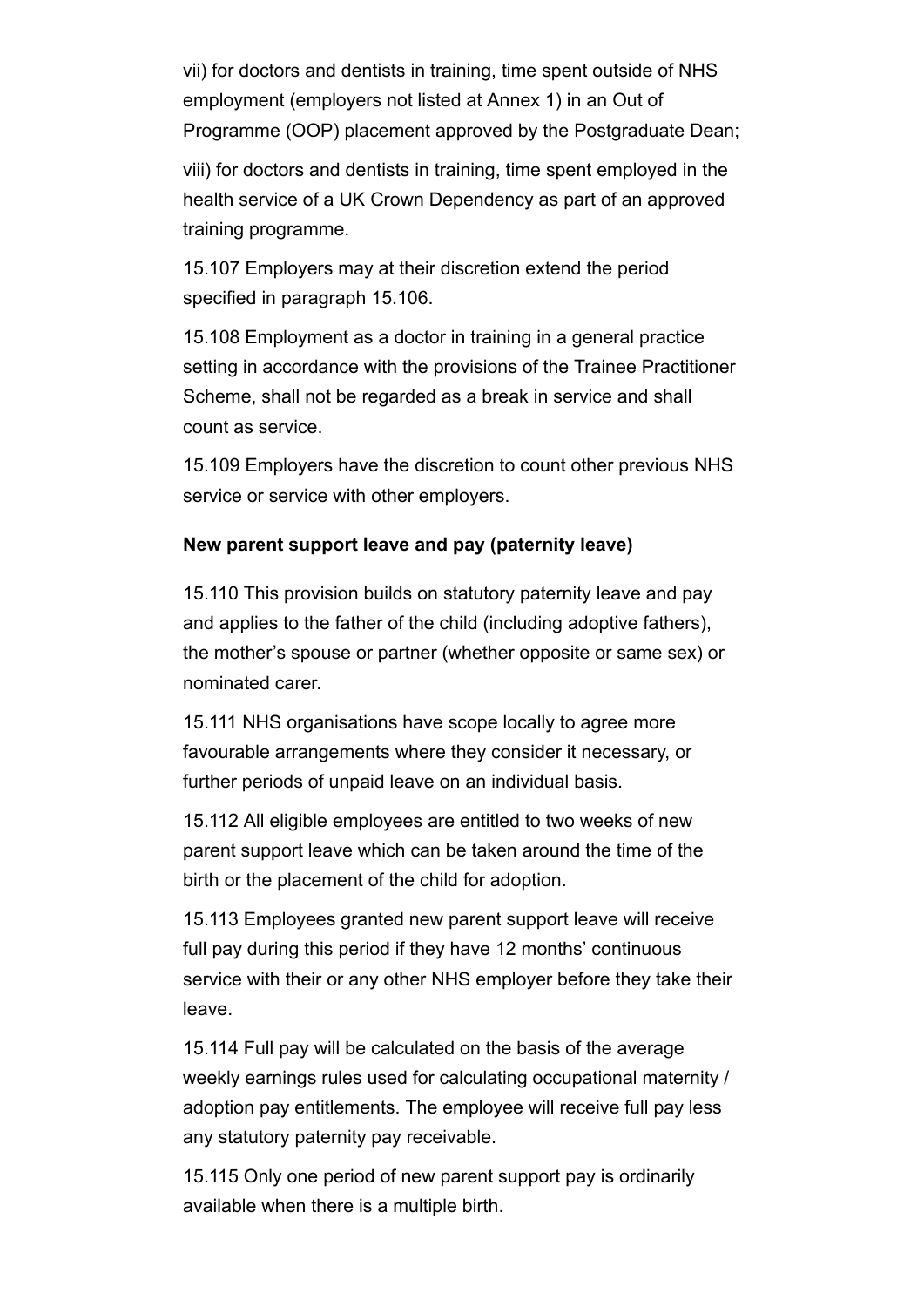vii) for doctors and dentists in training, time spent outside of NHS employment (employers not listed at Annex 1) in an Out of Programme (OOP) placement approved by the Postgraduate Dean;

viii) for doctors and dentists in training, time spent employed in the health service of a UK Crown Dependency as part of an approved training programme.

15.107 Employers may at their discretion extend the period specified in paragraph 15.106.

15.108 Employment as a doctor in training in a general practice setting in accordance with the provisions of the Trainee Practitioner Scheme, shall not be regarded as a break in service and shall count as service.

15.109 Employers have the discretion to count other previous NHS service or service with other employers.

**New parent support leave and pay (paternity leave)**

15.110 This provision builds on statutory paternity leave and pay and applies to the father of the child (including adoptive fathers), the mother's spouse or partner (whether opposite or same sex) or nominated carer.

15.111 NHS organisations have scope locally to agree more favourable arrangements where they consider it necessary, or further periods of unpaid leave on an individual basis.

15.112 All eligible employees are entitled to two weeks of new parent support leave which can be taken around the time of the birth or the placement of the child for adoption.

15.113 Employees granted new parent support leave will receive full pay during this period if they have 12 months' continuous service with their or any other NHS employer before they take their leave.

15.114 Full pay will be calculated on the basis of the average weekly earnings rules used for calculating occupational maternity / adoption pay entitlements. The employee will receive full pay less any statutory paternity pay receivable.

15.115 Only one period of new parent support pay is ordinarily available when there is a multiple birth.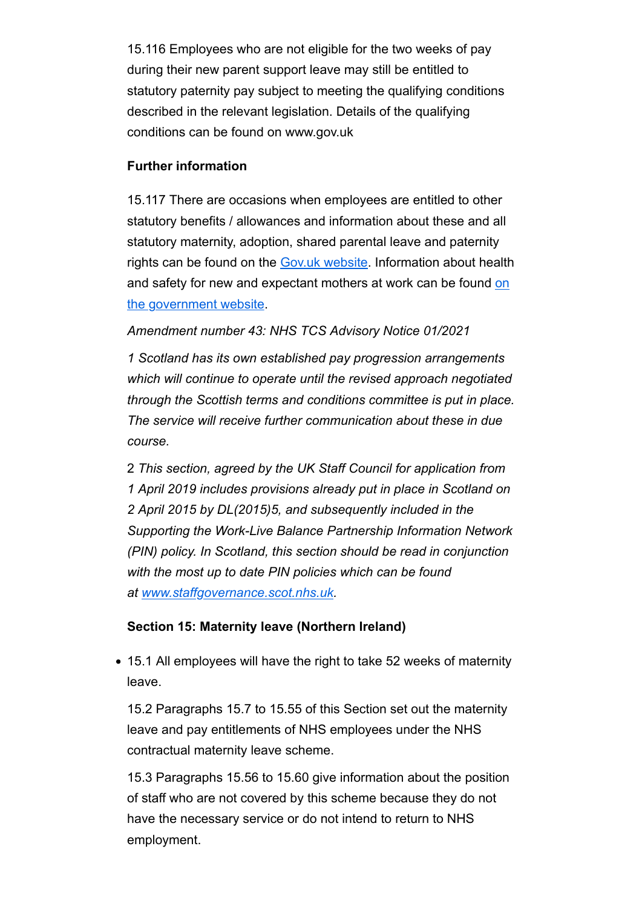15.116 Employees who are not eligible for the two weeks of pay during their new parent support leave may still be entitled to statutory paternity pay subject to meeting the qualifying conditions described in the relevant legislation. Details of the qualifying conditions can be found on www.gov.uk

**Further information**

15.117 There are occasions when employees are entitled to other statutory benefits / allowances and information about these and all statutory maternity, adoption, shared parental leave and paternity rights can be found on the [Gov.uk website](). Information about health and safety for new and expectant mothers at work can be found [on the government website]().

*Amendment number 43: NHS TCS Advisory Notice 01/2021*

*1 Scotland has its own established pay progression arrangements which will continue to operate until the revised approach negotiated through the Scottish terms and conditions committee is put in place. The service will receive further communication about these in due course.*

2 *This section, agreed by the UK Staff Council for application from 1 April 2019 includes provisions already put in place in Scotland on 2 April 2015 by DL(2015)5, and subsequently included in the Supporting the Work-Live Balance Partnership Information Network (PIN) policy. In Scotland, this section should be read in conjunction with the most up to date PIN policies which can be found at [www.staffgovernance.scot.nhs.uk]().*

**Section 15: Maternity leave (Northern Ireland)**

- 15.1 All employees will have the right to take 52 weeks of maternity leave.

15.2 Paragraphs 15.7 to 15.55 of this Section set out the maternity leave and pay entitlements of NHS employees under the NHS contractual maternity leave scheme.

15.3 Paragraphs 15.56 to 15.60 give information about the position of staff who are not covered by this scheme because they do not have the necessary service or do not intend to return to NHS employment.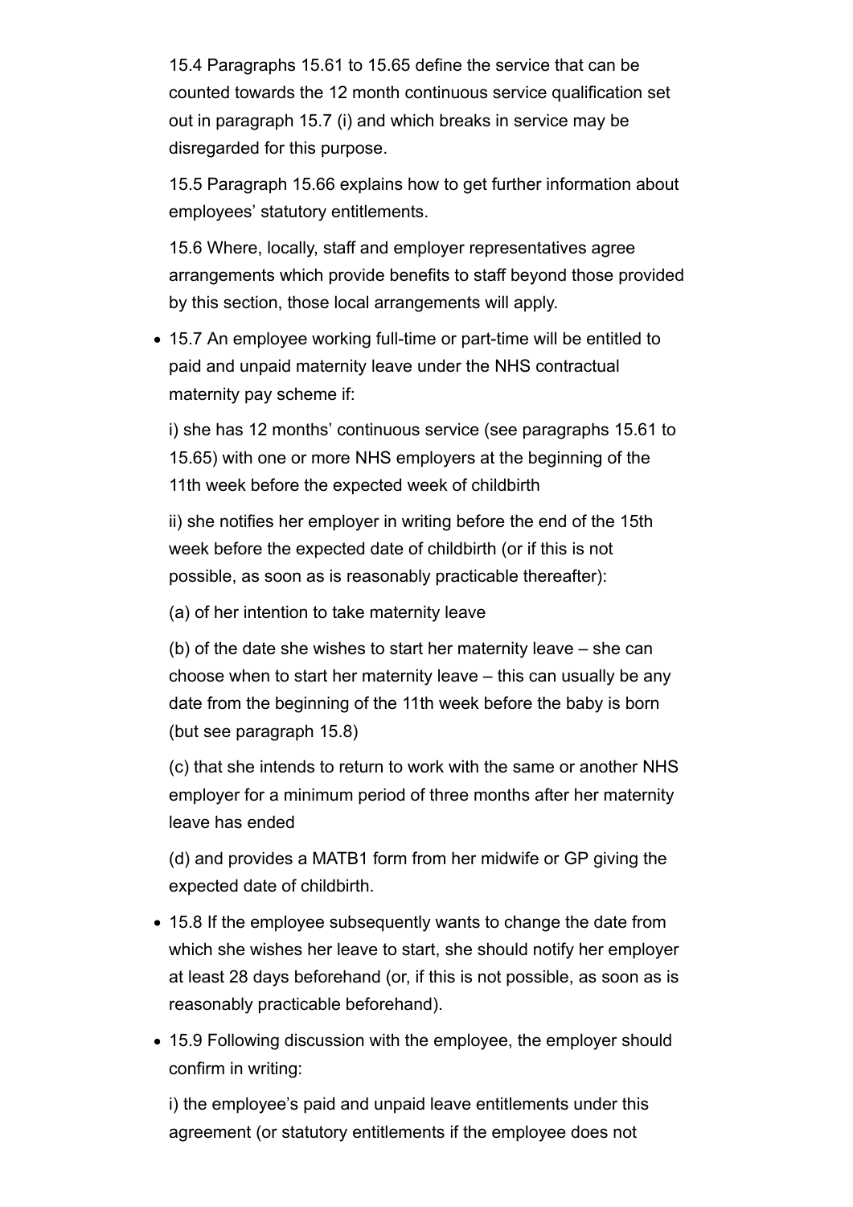15.4 Paragraphs 15.61 to 15.65 define the service that can be counted towards the 12 month continuous service qualification set out in paragraph 15.7 (i) and which breaks in service may be disregarded for this purpose.

15.5 Paragraph 15.66 explains how to get further information about employees' statutory entitlements.

15.6 Where, locally, staff and employer representatives agree arrangements which provide benefits to staff beyond those provided by this section, those local arrangements will apply.

- 15.7 An employee working full-time or part-time will be entitled to paid and unpaid maternity leave under the NHS contractual maternity pay scheme if:

  i) she has 12 months' continuous service (see paragraphs 15.61 to 15.65) with one or more NHS employers at the beginning of the 11th week before the expected week of childbirth

  ii) she notifies her employer in writing before the end of the 15th week before the expected date of childbirth (or if this is not possible, as soon as is reasonably practicable thereafter):

  (a) of her intention to take maternity leave

  (b) of the date she wishes to start her maternity leave – she can choose when to start her maternity leave – this can usually be any date from the beginning of the 11th week before the baby is born (but see paragraph 15.8)

  (c) that she intends to return to work with the same or another NHS employer for a minimum period of three months after her maternity leave has ended

  (d) and provides a MATB1 form from her midwife or GP giving the expected date of childbirth.

- 15.8 If the employee subsequently wants to change the date from which she wishes her leave to start, she should notify her employer at least 28 days beforehand (or, if this is not possible, as soon as is reasonably practicable beforehand).

- 15.9 Following discussion with the employee, the employer should confirm in writing:

  i) the employee's paid and unpaid leave entitlements under this agreement (or statutory entitlements if the employee does not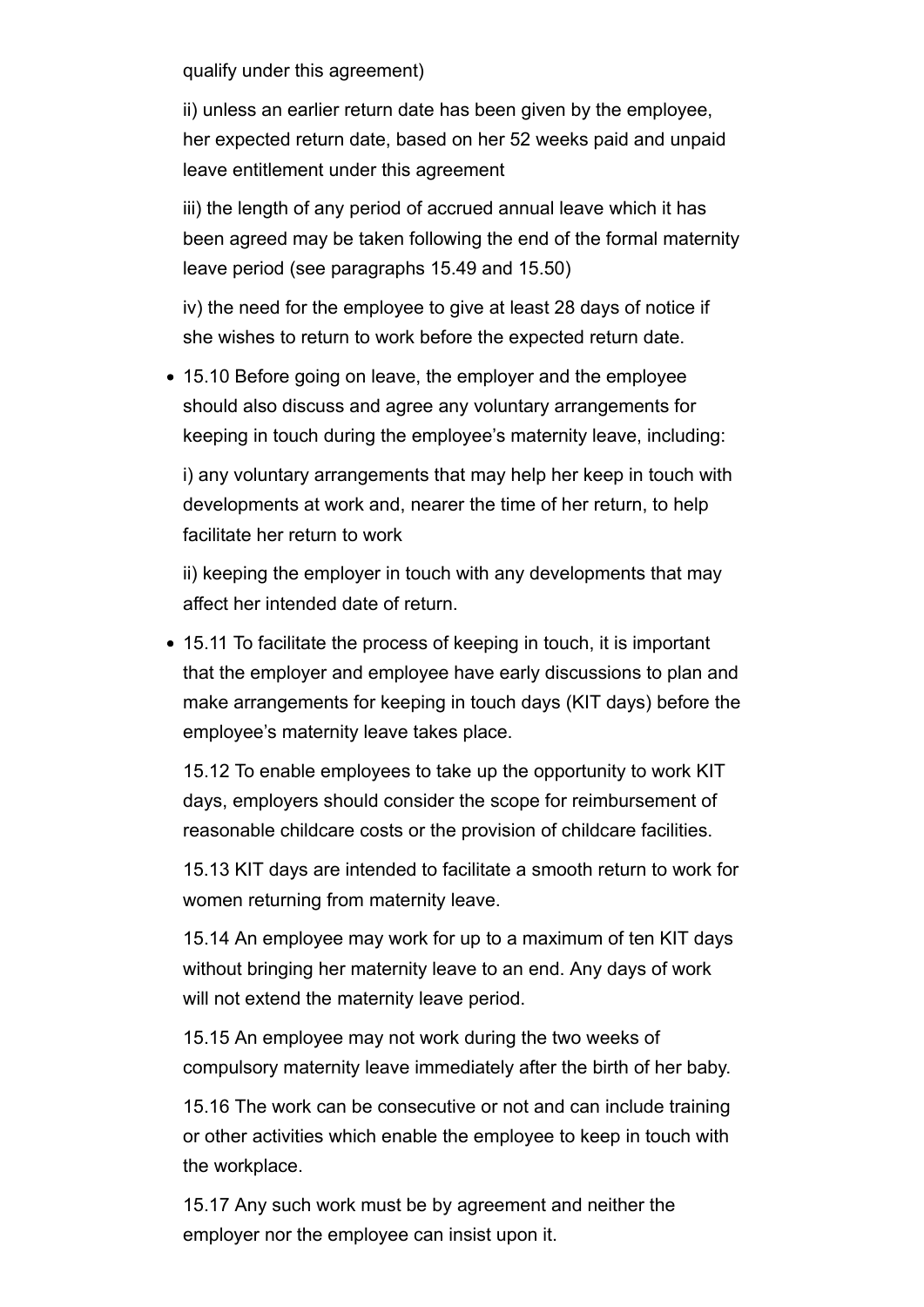qualify under this agreement)

ii) unless an earlier return date has been given by the employee, her expected return date, based on her 52 weeks paid and unpaid leave entitlement under this agreement

iii) the length of any period of accrued annual leave which it has been agreed may be taken following the end of the formal maternity leave period (see paragraphs 15.49 and 15.50)

iv) the need for the employee to give at least 28 days of notice if she wishes to return to work before the expected return date.

- 15.10 Before going on leave, the employer and the employee should also discuss and agree any voluntary arrangements for keeping in touch during the employee's maternity leave, including:

  i) any voluntary arrangements that may help her keep in touch with developments at work and, nearer the time of her return, to help facilitate her return to work

  ii) keeping the employer in touch with any developments that may affect her intended date of return.

- 15.11 To facilitate the process of keeping in touch, it is important that the employer and employee have early discussions to plan and make arrangements for keeping in touch days (KIT days) before the employee's maternity leave takes place.

  15.12 To enable employees to take up the opportunity to work KIT days, employers should consider the scope for reimbursement of reasonable childcare costs or the provision of childcare facilities.

  15.13 KIT days are intended to facilitate a smooth return to work for women returning from maternity leave.

  15.14 An employee may work for up to a maximum of ten KIT days without bringing her maternity leave to an end. Any days of work will not extend the maternity leave period.

  15.15 An employee may not work during the two weeks of compulsory maternity leave immediately after the birth of her baby.

  15.16 The work can be consecutive or not and can include training or other activities which enable the employee to keep in touch with the workplace.

  15.17 Any such work must be by agreement and neither the employer nor the employee can insist upon it.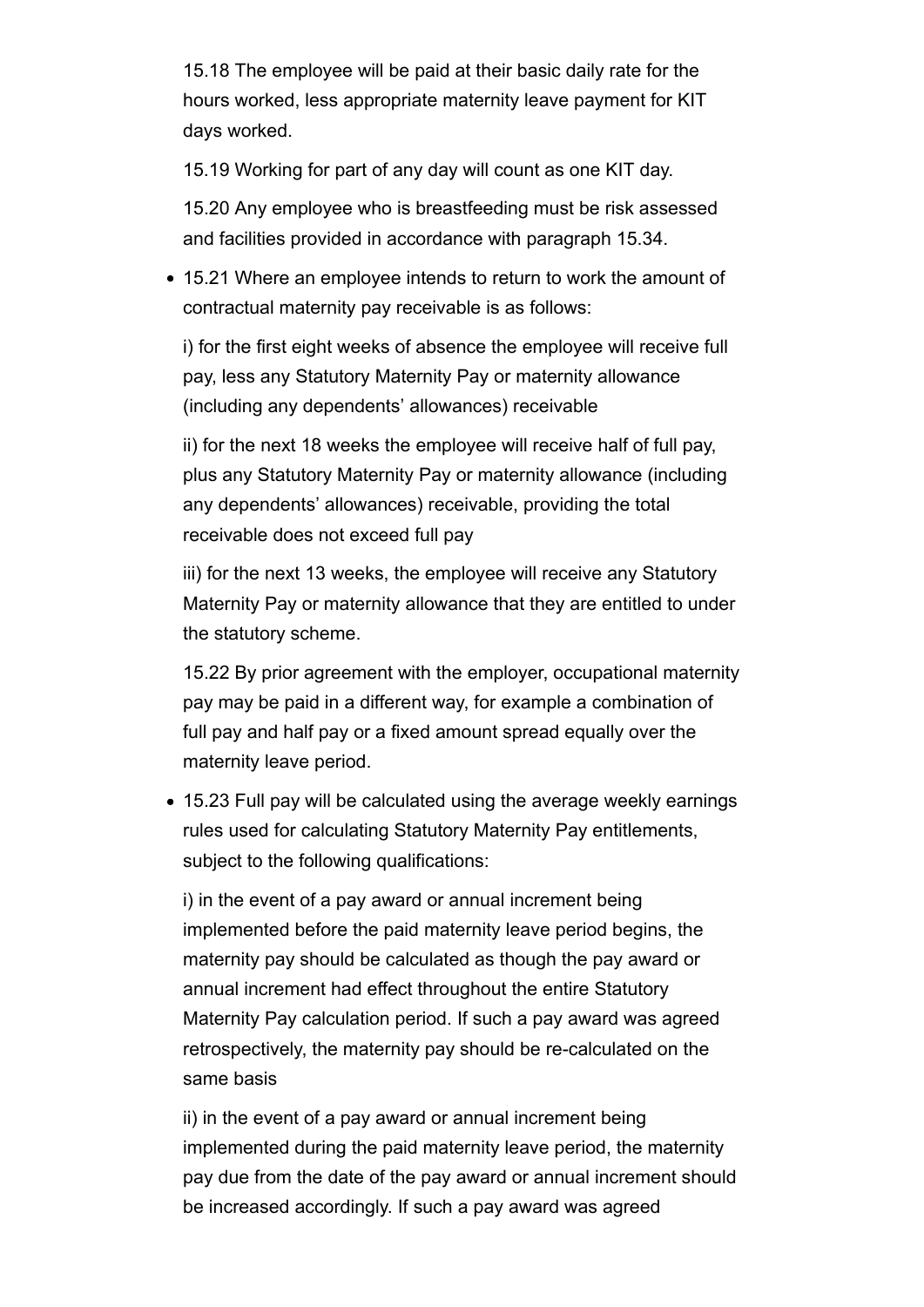15.18 The employee will be paid at their basic daily rate for the hours worked, less appropriate maternity leave payment for KIT days worked.

15.19 Working for part of any day will count as one KIT day.

15.20 Any employee who is breastfeeding must be risk assessed and facilities provided in accordance with paragraph 15.34.

- 15.21 Where an employee intends to return to work the amount of contractual maternity pay receivable is as follows:

  i) for the first eight weeks of absence the employee will receive full pay, less any Statutory Maternity Pay or maternity allowance (including any dependents' allowances) receivable

  ii) for the next 18 weeks the employee will receive half of full pay, plus any Statutory Maternity Pay or maternity allowance (including any dependents' allowances) receivable, providing the total receivable does not exceed full pay

  iii) for the next 13 weeks, the employee will receive any Statutory Maternity Pay or maternity allowance that they are entitled to under the statutory scheme.

  15.22 By prior agreement with the employer, occupational maternity pay may be paid in a different way, for example a combination of full pay and half pay or a fixed amount spread equally over the maternity leave period.

- 15.23 Full pay will be calculated using the average weekly earnings rules used for calculating Statutory Maternity Pay entitlements, subject to the following qualifications:

  i) in the event of a pay award or annual increment being implemented before the paid maternity leave period begins, the maternity pay should be calculated as though the pay award or annual increment had effect throughout the entire Statutory Maternity Pay calculation period. If such a pay award was agreed retrospectively, the maternity pay should be re-calculated on the same basis

  ii) in the event of a pay award or annual increment being implemented during the paid maternity leave period, the maternity pay due from the date of the pay award or annual increment should be increased accordingly. If such a pay award was agreed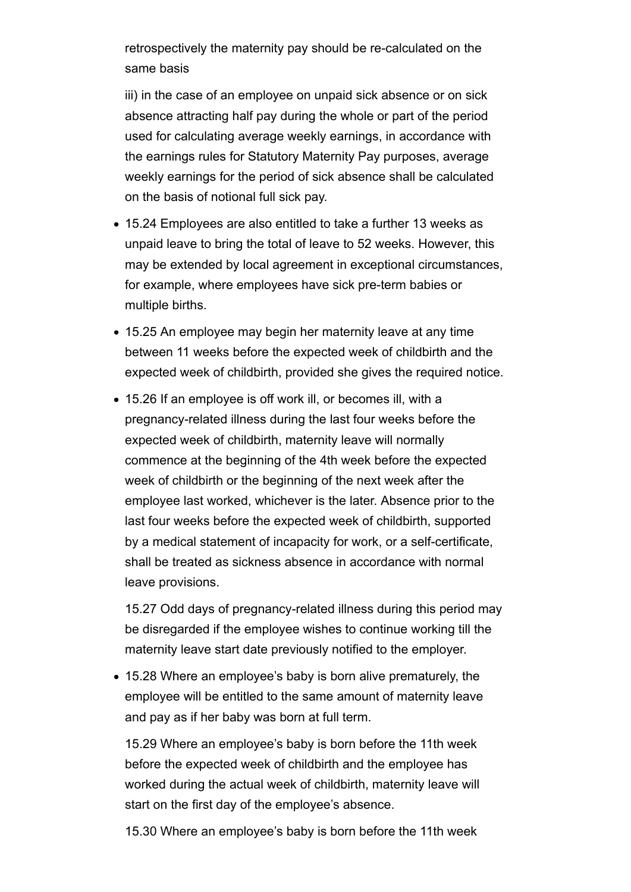retrospectively the maternity pay should be re-calculated on the same basis

iii) in the case of an employee on unpaid sick absence or on sick absence attracting half pay during the whole or part of the period used for calculating average weekly earnings, in accordance with the earnings rules for Statutory Maternity Pay purposes, average weekly earnings for the period of sick absence shall be calculated on the basis of notional full sick pay.

- 15.24 Employees are also entitled to take a further 13 weeks as unpaid leave to bring the total of leave to 52 weeks. However, this may be extended by local agreement in exceptional circumstances, for example, where employees have sick pre-term babies or multiple births.
- 15.25 An employee may begin her maternity leave at any time between 11 weeks before the expected week of childbirth and the expected week of childbirth, provided she gives the required notice.
- 15.26 If an employee is off work ill, or becomes ill, with a pregnancy-related illness during the last four weeks before the expected week of childbirth, maternity leave will normally commence at the beginning of the 4th week before the expected week of childbirth or the beginning of the next week after the employee last worked, whichever is the later. Absence prior to the last four weeks before the expected week of childbirth, supported by a medical statement of incapacity for work, or a self-certificate, shall be treated as sickness absence in accordance with normal leave provisions.

  15.27 Odd days of pregnancy-related illness during this period may be disregarded if the employee wishes to continue working till the maternity leave start date previously notified to the employer.

- 15.28 Where an employee's baby is born alive prematurely, the employee will be entitled to the same amount of maternity leave and pay as if her baby was born at full term.

  15.29 Where an employee's baby is born before the 11th week before the expected week of childbirth and the employee has worked during the actual week of childbirth, maternity leave will start on the first day of the employee's absence.

  15.30 Where an employee's baby is born before the 11th week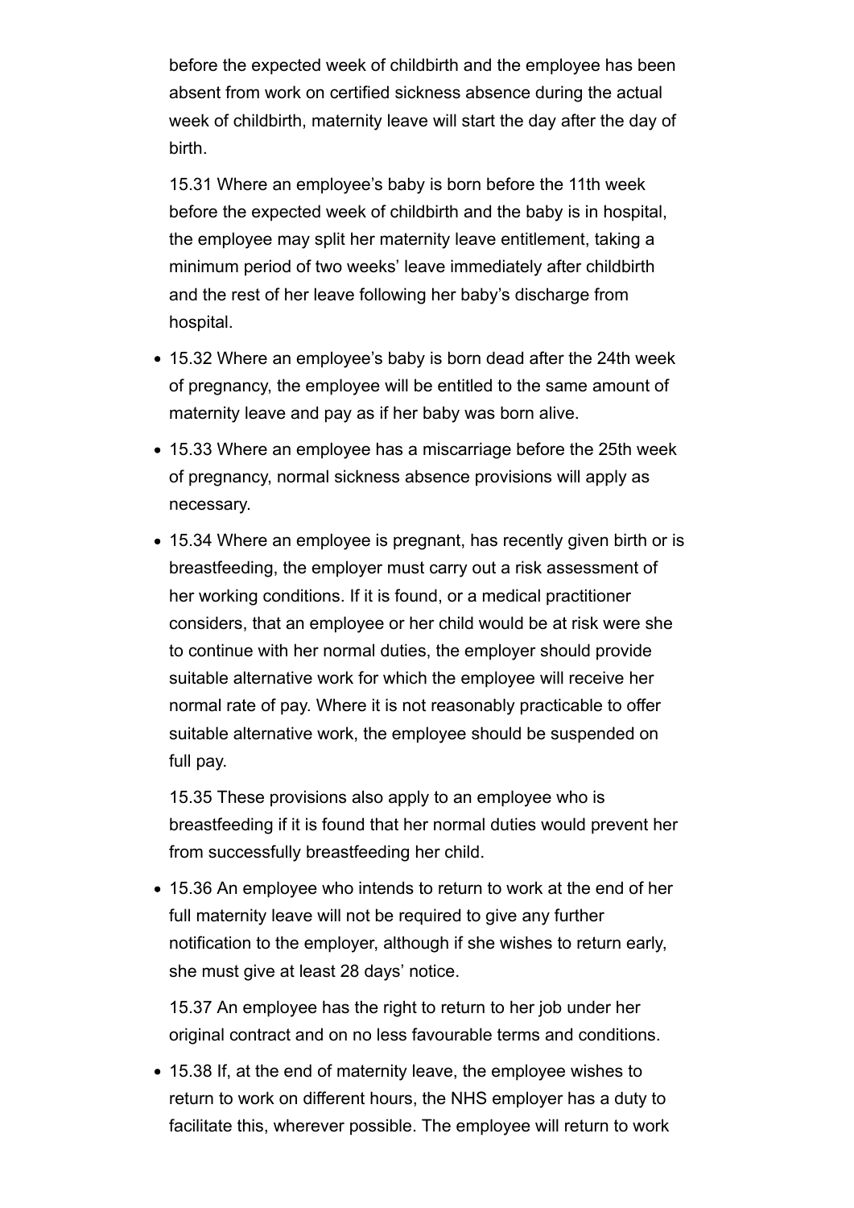before the expected week of childbirth and the employee has been absent from work on certified sickness absence during the actual week of childbirth, maternity leave will start the day after the day of birth.

15.31 Where an employee's baby is born before the 11th week before the expected week of childbirth and the baby is in hospital, the employee may split her maternity leave entitlement, taking a minimum period of two weeks' leave immediately after childbirth and the rest of her leave following her baby's discharge from hospital.

- 15.32 Where an employee's baby is born dead after the 24th week of pregnancy, the employee will be entitled to the same amount of maternity leave and pay as if her baby was born alive.
- 15.33 Where an employee has a miscarriage before the 25th week of pregnancy, normal sickness absence provisions will apply as necessary.
- 15.34 Where an employee is pregnant, has recently given birth or is breastfeeding, the employer must carry out a risk assessment of her working conditions. If it is found, or a medical practitioner considers, that an employee or her child would be at risk were she to continue with her normal duties, the employer should provide suitable alternative work for which the employee will receive her normal rate of pay. Where it is not reasonably practicable to offer suitable alternative work, the employee should be suspended on full pay.

15.35 These provisions also apply to an employee who is breastfeeding if it is found that her normal duties would prevent her from successfully breastfeeding her child.

- 15.36 An employee who intends to return to work at the end of her full maternity leave will not be required to give any further notification to the employer, although if she wishes to return early, she must give at least 28 days' notice.

15.37 An employee has the right to return to her job under her original contract and on no less favourable terms and conditions.

- 15.38 If, at the end of maternity leave, the employee wishes to return to work on different hours, the NHS employer has a duty to facilitate this, wherever possible. The employee will return to work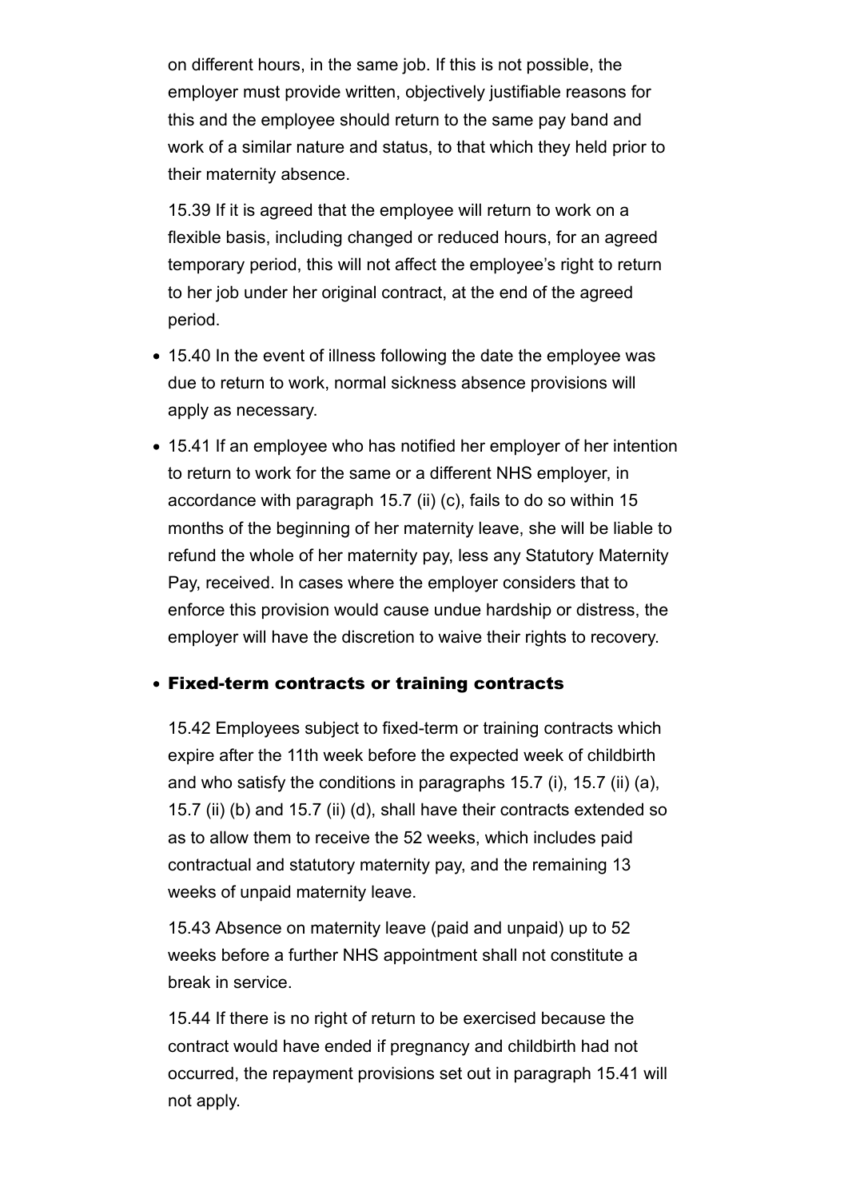on different hours, in the same job. If this is not possible, the employer must provide written, objectively justifiable reasons for this and the employee should return to the same pay band and work of a similar nature and status, to that which they held prior to their maternity absence.

15.39 If it is agreed that the employee will return to work on a flexible basis, including changed or reduced hours, for an agreed temporary period, this will not affect the employee's right to return to her job under her original contract, at the end of the agreed period.

- 15.40 In the event of illness following the date the employee was due to return to work, normal sickness absence provisions will apply as necessary.
- 15.41 If an employee who has notified her employer of her intention to return to work for the same or a different NHS employer, in accordance with paragraph 15.7 (ii) (c), fails to do so within 15 months of the beginning of her maternity leave, she will be liable to refund the whole of her maternity pay, less any Statutory Maternity Pay, received. In cases where the employer considers that to enforce this provision would cause undue hardship or distress, the employer will have the discretion to waive their rights to recovery.

- **Fixed-term contracts or training contracts**

  15.42 Employees subject to fixed-term or training contracts which expire after the 11th week before the expected week of childbirth and who satisfy the conditions in paragraphs 15.7 (i), 15.7 (ii) (a), 15.7 (ii) (b) and 15.7 (ii) (d), shall have their contracts extended so as to allow them to receive the 52 weeks, which includes paid contractual and statutory maternity pay, and the remaining 13 weeks of unpaid maternity leave.

  15.43 Absence on maternity leave (paid and unpaid) up to 52 weeks before a further NHS appointment shall not constitute a break in service.

  15.44 If there is no right of return to be exercised because the contract would have ended if pregnancy and childbirth had not occurred, the repayment provisions set out in paragraph 15.41 will not apply.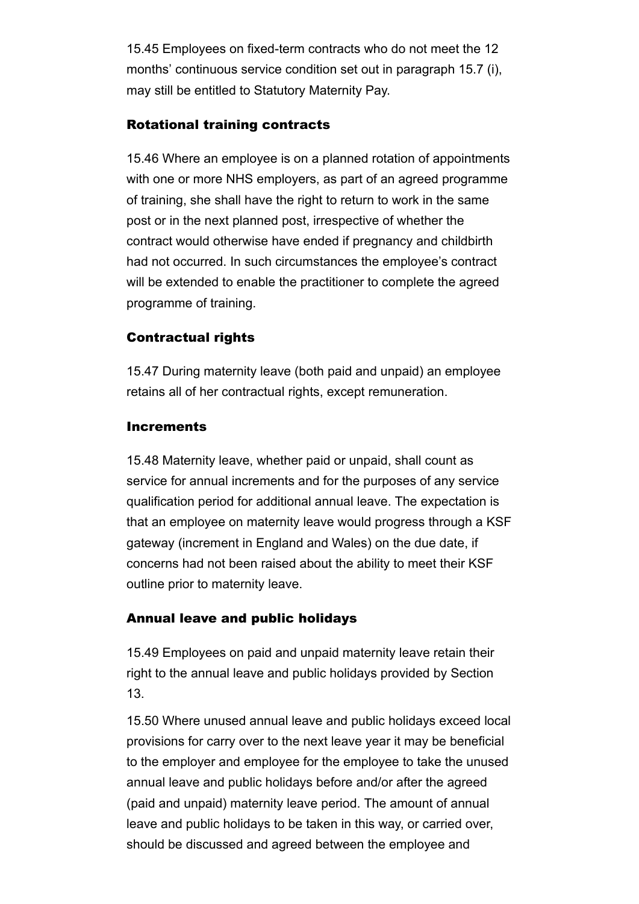15.45 Employees on fixed-term contracts who do not meet the 12 months' continuous service condition set out in paragraph 15.7 (i), may still be entitled to Statutory Maternity Pay.

### Rotational training contracts

15.46 Where an employee is on a planned rotation of appointments with one or more NHS employers, as part of an agreed programme of training, she shall have the right to return to work in the same post or in the next planned post, irrespective of whether the contract would otherwise have ended if pregnancy and childbirth had not occurred. In such circumstances the employee's contract will be extended to enable the practitioner to complete the agreed programme of training.

### Contractual rights

15.47 During maternity leave (both paid and unpaid) an employee retains all of her contractual rights, except remuneration.

### Increments

15.48 Maternity leave, whether paid or unpaid, shall count as service for annual increments and for the purposes of any service qualification period for additional annual leave. The expectation is that an employee on maternity leave would progress through a KSF gateway (increment in England and Wales) on the due date, if concerns had not been raised about the ability to meet their KSF outline prior to maternity leave.

### Annual leave and public holidays

15.49 Employees on paid and unpaid maternity leave retain their right to the annual leave and public holidays provided by Section 13.

15.50 Where unused annual leave and public holidays exceed local provisions for carry over to the next leave year it may be beneficial to the employer and employee for the employee to take the unused annual leave and public holidays before and/or after the agreed (paid and unpaid) maternity leave period. The amount of annual leave and public holidays to be taken in this way, or carried over, should be discussed and agreed between the employee and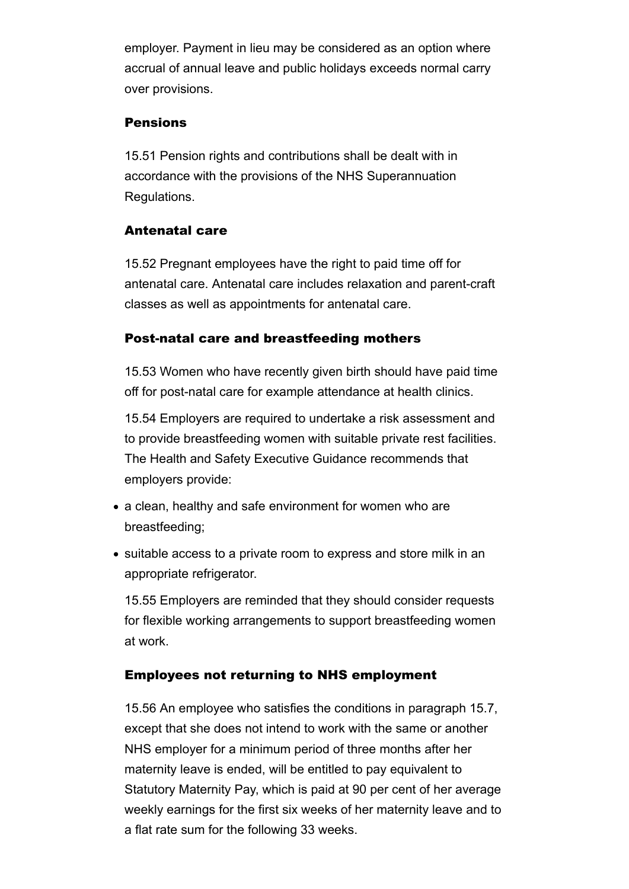employer. Payment in lieu may be considered as an option where accrual of annual leave and public holidays exceeds normal carry over provisions.

### Pensions

15.51 Pension rights and contributions shall be dealt with in accordance with the provisions of the NHS Superannuation Regulations.

### Antenatal care

15.52 Pregnant employees have the right to paid time off for antenatal care. Antenatal care includes relaxation and parent-craft classes as well as appointments for antenatal care.

### Post-natal care and breastfeeding mothers

15.53 Women who have recently given birth should have paid time off for post-natal care for example attendance at health clinics.

15.54 Employers are required to undertake a risk assessment and to provide breastfeeding women with suitable private rest facilities. The Health and Safety Executive Guidance recommends that employers provide:

- a clean, healthy and safe environment for women who are breastfeeding;
- suitable access to a private room to express and store milk in an appropriate refrigerator.

15.55 Employers are reminded that they should consider requests for flexible working arrangements to support breastfeeding women at work.

### Employees not returning to NHS employment

15.56 An employee who satisfies the conditions in paragraph 15.7, except that she does not intend to work with the same or another NHS employer for a minimum period of three months after her maternity leave is ended, will be entitled to pay equivalent to Statutory Maternity Pay, which is paid at 90 per cent of her average weekly earnings for the first six weeks of her maternity leave and to a flat rate sum for the following 33 weeks.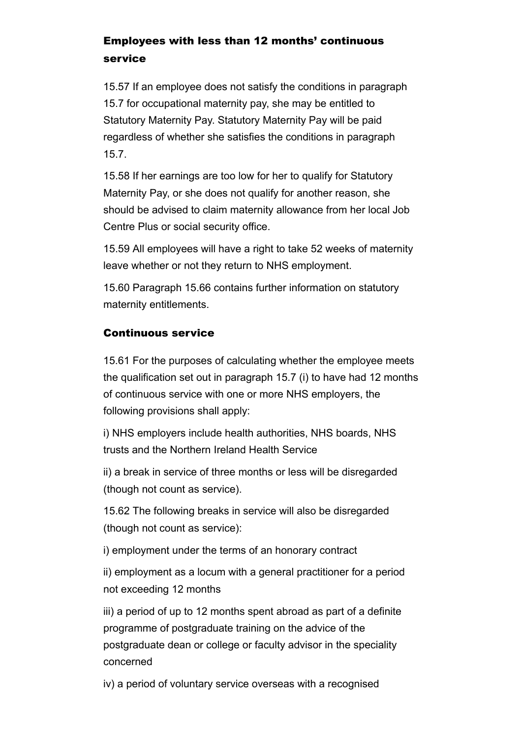### Employees with less than 12 months' continuous service

15.57 If an employee does not satisfy the conditions in paragraph 15.7 for occupational maternity pay, she may be entitled to Statutory Maternity Pay. Statutory Maternity Pay will be paid regardless of whether she satisfies the conditions in paragraph 15.7.

15.58 If her earnings are too low for her to qualify for Statutory Maternity Pay, or she does not qualify for another reason, she should be advised to claim maternity allowance from her local Job Centre Plus or social security office.

15.59 All employees will have a right to take 52 weeks of maternity leave whether or not they return to NHS employment.

15.60 Paragraph 15.66 contains further information on statutory maternity entitlements.

### Continuous service

15.61 For the purposes of calculating whether the employee meets the qualification set out in paragraph 15.7 (i) to have had 12 months of continuous service with one or more NHS employers, the following provisions shall apply:

i) NHS employers include health authorities, NHS boards, NHS trusts and the Northern Ireland Health Service

ii) a break in service of three months or less will be disregarded (though not count as service).

15.62 The following breaks in service will also be disregarded (though not count as service):

i) employment under the terms of an honorary contract

ii) employment as a locum with a general practitioner for a period not exceeding 12 months

iii) a period of up to 12 months spent abroad as part of a definite programme of postgraduate training on the advice of the postgraduate dean or college or faculty advisor in the speciality concerned

iv) a period of voluntary service overseas with a recognised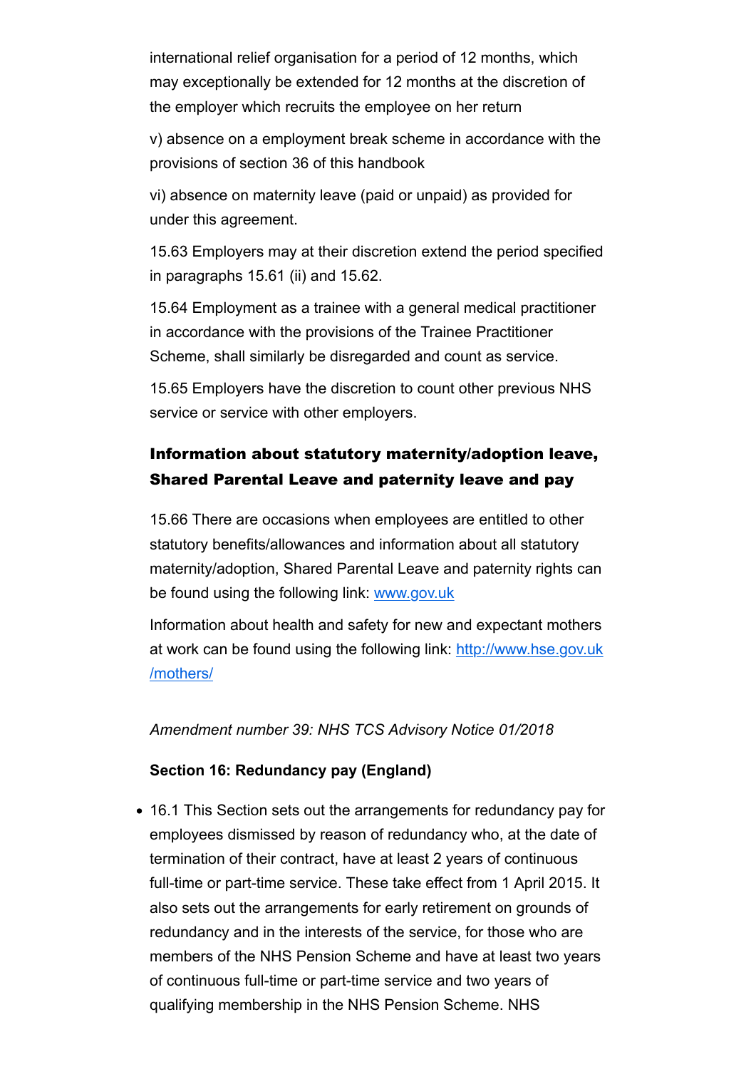international relief organisation for a period of 12 months, which may exceptionally be extended for 12 months at the discretion of the employer which recruits the employee on her return

v) absence on a employment break scheme in accordance with the provisions of section 36 of this handbook

vi) absence on maternity leave (paid or unpaid) as provided for under this agreement.

15.63 Employers may at their discretion extend the period specified in paragraphs 15.61 (ii) and 15.62.

15.64 Employment as a trainee with a general medical practitioner in accordance with the provisions of the Trainee Practitioner Scheme, shall similarly be disregarded and count as service.

15.65 Employers have the discretion to count other previous NHS service or service with other employers.

### Information about statutory maternity/adoption leave, Shared Parental Leave and paternity leave and pay

15.66 There are occasions when employees are entitled to other statutory benefits/allowances and information about all statutory maternity/adoption, Shared Parental Leave and paternity rights can be found using the following link: [www.gov.uk](www.gov.uk)

Information about health and safety for new and expectant mothers at work can be found using the following link: [http://www.hse.gov.uk/mothers/](http://www.hse.gov.uk/mothers/)

*Amendment number 39: NHS TCS Advisory Notice 01/2018*

**Section 16: Redundancy pay (England)**

- 16.1 This Section sets out the arrangements for redundancy pay for employees dismissed by reason of redundancy who, at the date of termination of their contract, have at least 2 years of continuous full-time or part-time service. These take effect from 1 April 2015. It also sets out the arrangements for early retirement on grounds of redundancy and in the interests of the service, for those who are members of the NHS Pension Scheme and have at least two years of continuous full-time or part-time service and two years of qualifying membership in the NHS Pension Scheme. NHS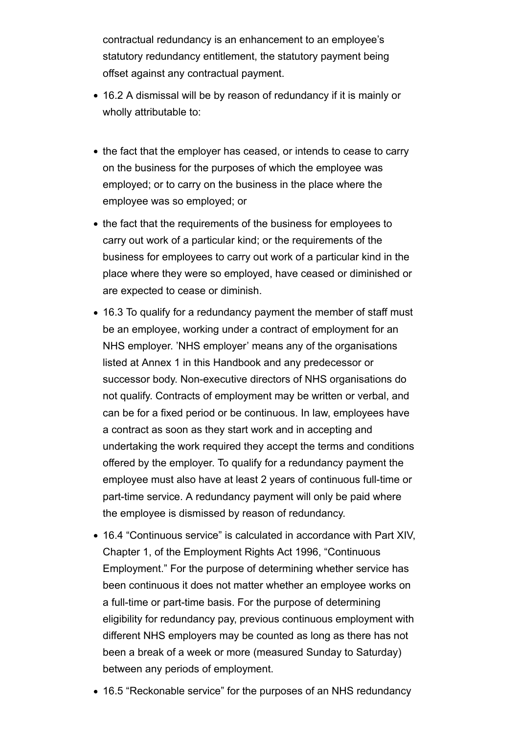contractual redundancy is an enhancement to an employee's statutory redundancy entitlement, the statutory payment being offset against any contractual payment.

- 16.2 A dismissal will be by reason of redundancy if it is mainly or wholly attributable to:

- the fact that the employer has ceased, or intends to cease to carry on the business for the purposes of which the employee was employed; or to carry on the business in the place where the employee was so employed; or
- the fact that the requirements of the business for employees to carry out work of a particular kind; or the requirements of the business for employees to carry out work of a particular kind in the place where they were so employed, have ceased or diminished or are expected to cease or diminish.
- 16.3 To qualify for a redundancy payment the member of staff must be an employee, working under a contract of employment for an NHS employer. 'NHS employer' means any of the organisations listed at Annex 1 in this Handbook and any predecessor or successor body. Non-executive directors of NHS organisations do not qualify. Contracts of employment may be written or verbal, and can be for a fixed period or be continuous. In law, employees have a contract as soon as they start work and in accepting and undertaking the work required they accept the terms and conditions offered by the employer. To qualify for a redundancy payment the employee must also have at least 2 years of continuous full-time or part-time service. A redundancy payment will only be paid where the employee is dismissed by reason of redundancy.
- 16.4 "Continuous service" is calculated in accordance with Part XIV, Chapter 1, of the Employment Rights Act 1996, "Continuous Employment." For the purpose of determining whether service has been continuous it does not matter whether an employee works on a full-time or part-time basis. For the purpose of determining eligibility for redundancy pay, previous continuous employment with different NHS employers may be counted as long as there has not been a break of a week or more (measured Sunday to Saturday) between any periods of employment.
- 16.5 "Reckonable service" for the purposes of an NHS redundancy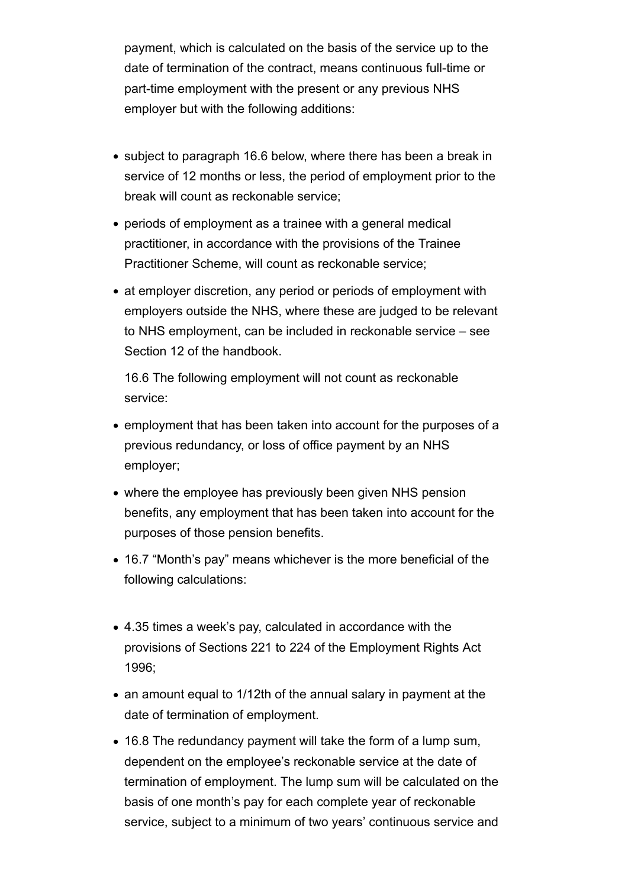payment, which is calculated on the basis of the service up to the date of termination of the contract, means continuous full-time or part-time employment with the present or any previous NHS employer but with the following additions:

- subject to paragraph 16.6 below, where there has been a break in service of 12 months or less, the period of employment prior to the break will count as reckonable service;
- periods of employment as a trainee with a general medical practitioner, in accordance with the provisions of the Trainee Practitioner Scheme, will count as reckonable service;
- at employer discretion, any period or periods of employment with employers outside the NHS, where these are judged to be relevant to NHS employment, can be included in reckonable service – see Section 12 of the handbook.

  16.6 The following employment will not count as reckonable service:

- employment that has been taken into account for the purposes of a previous redundancy, or loss of office payment by an NHS employer;
- where the employee has previously been given NHS pension benefits, any employment that has been taken into account for the purposes of those pension benefits.
- 16.7 "Month's pay" means whichever is the more beneficial of the following calculations:

- 4.35 times a week's pay, calculated in accordance with the provisions of Sections 221 to 224 of the Employment Rights Act 1996;
- an amount equal to 1/12th of the annual salary in payment at the date of termination of employment.
- 16.8 The redundancy payment will take the form of a lump sum, dependent on the employee's reckonable service at the date of termination of employment. The lump sum will be calculated on the basis of one month's pay for each complete year of reckonable service, subject to a minimum of two years' continuous service and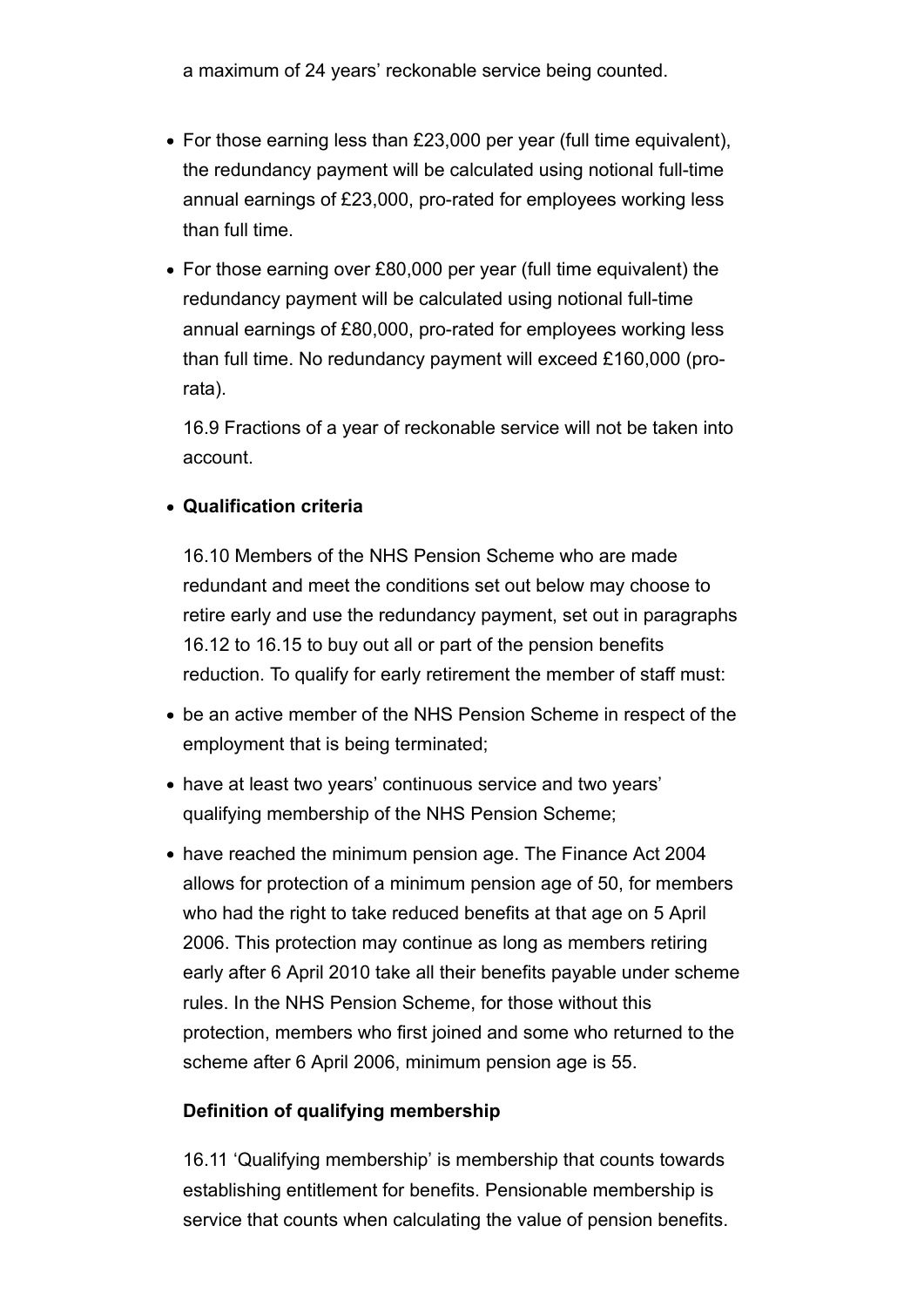a maximum of 24 years' reckonable service being counted.

- For those earning less than £23,000 per year (full time equivalent), the redundancy payment will be calculated using notional full-time annual earnings of £23,000, pro-rated for employees working less than full time.
- For those earning over £80,000 per year (full time equivalent) the redundancy payment will be calculated using notional full-time annual earnings of £80,000, pro-rated for employees working less than full time. No redundancy payment will exceed £160,000 (pro-rata).

  16.9 Fractions of a year of reckonable service will not be taken into account.

- **Qualification criteria**

  16.10 Members of the NHS Pension Scheme who are made redundant and meet the conditions set out below may choose to retire early and use the redundancy payment, set out in paragraphs 16.12 to 16.15 to buy out all or part of the pension benefits reduction. To qualify for early retirement the member of staff must:

- be an active member of the NHS Pension Scheme in respect of the employment that is being terminated;
- have at least two years' continuous service and two years' qualifying membership of the NHS Pension Scheme;
- have reached the minimum pension age. The Finance Act 2004 allows for protection of a minimum pension age of 50, for members who had the right to take reduced benefits at that age on 5 April 2006. This protection may continue as long as members retiring early after 6 April 2010 take all their benefits payable under scheme rules. In the NHS Pension Scheme, for those without this protection, members who first joined and some who returned to the scheme after 6 April 2006, minimum pension age is 55.

**Definition of qualifying membership**

16.11 'Qualifying membership' is membership that counts towards establishing entitlement for benefits. Pensionable membership is service that counts when calculating the value of pension benefits.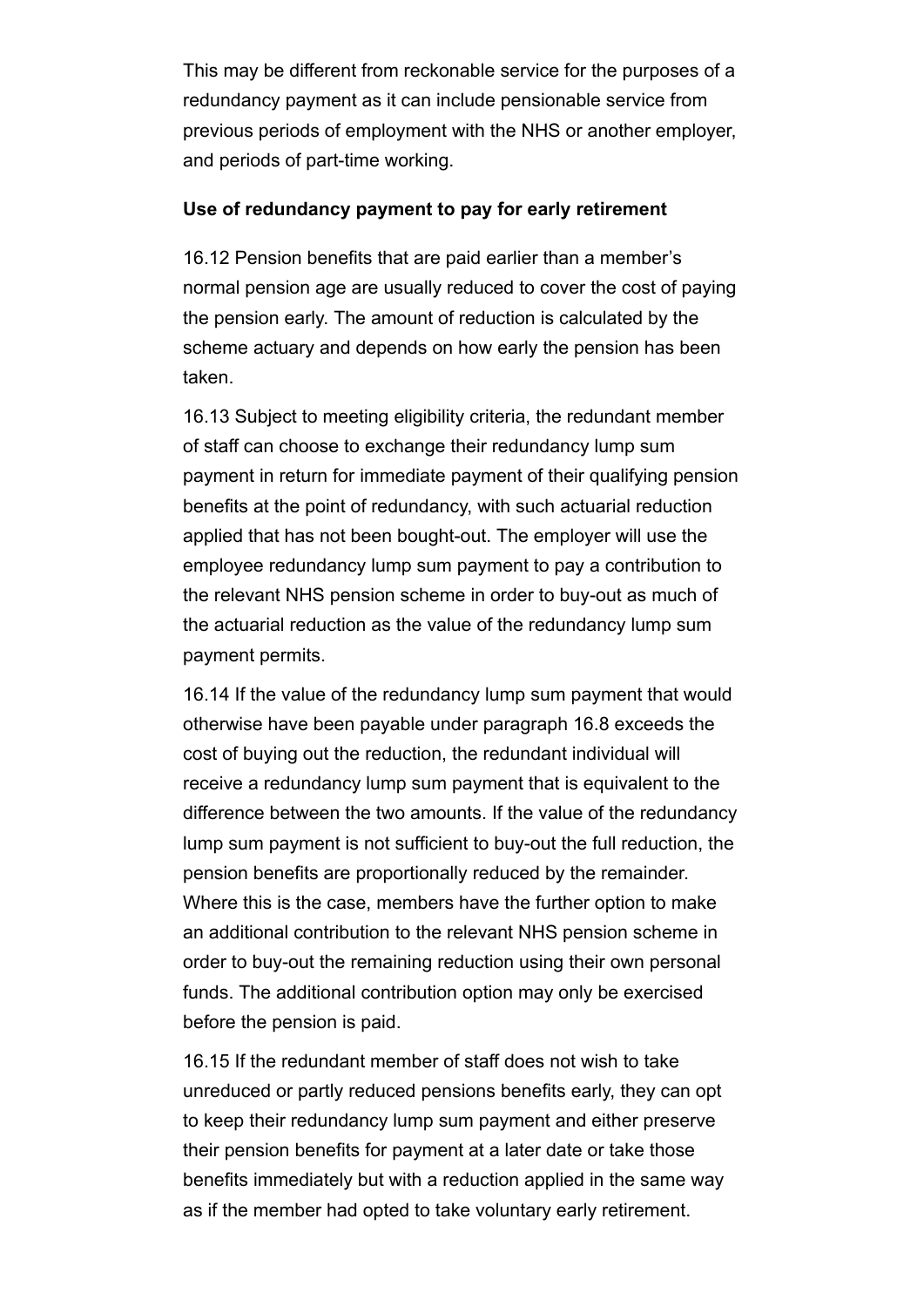This may be different from reckonable service for the purposes of a redundancy payment as it can include pensionable service from previous periods of employment with the NHS or another employer, and periods of part-time working.

**Use of redundancy payment to pay for early retirement**

16.12 Pension benefits that are paid earlier than a member's normal pension age are usually reduced to cover the cost of paying the pension early. The amount of reduction is calculated by the scheme actuary and depends on how early the pension has been taken.

16.13 Subject to meeting eligibility criteria, the redundant member of staff can choose to exchange their redundancy lump sum payment in return for immediate payment of their qualifying pension benefits at the point of redundancy, with such actuarial reduction applied that has not been bought-out. The employer will use the employee redundancy lump sum payment to pay a contribution to the relevant NHS pension scheme in order to buy-out as much of the actuarial reduction as the value of the redundancy lump sum payment permits.

16.14 If the value of the redundancy lump sum payment that would otherwise have been payable under paragraph 16.8 exceeds the cost of buying out the reduction, the redundant individual will receive a redundancy lump sum payment that is equivalent to the difference between the two amounts. If the value of the redundancy lump sum payment is not sufficient to buy-out the full reduction, the pension benefits are proportionally reduced by the remainder. Where this is the case, members have the further option to make an additional contribution to the relevant NHS pension scheme in order to buy-out the remaining reduction using their own personal funds. The additional contribution option may only be exercised before the pension is paid.

16.15 If the redundant member of staff does not wish to take unreduced or partly reduced pensions benefits early, they can opt to keep their redundancy lump sum payment and either preserve their pension benefits for payment at a later date or take those benefits immediately but with a reduction applied in the same way as if the member had opted to take voluntary early retirement.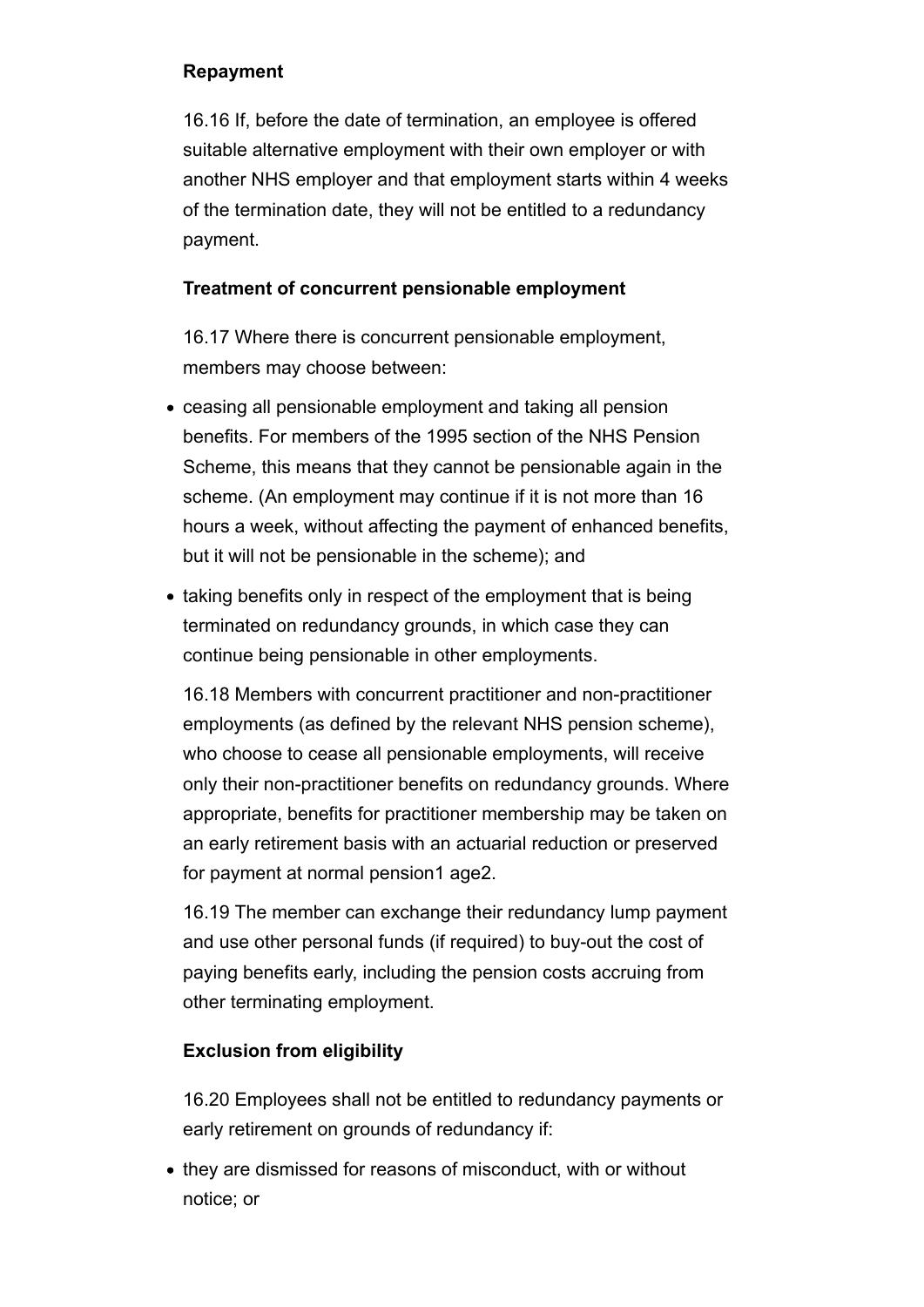**Repayment**

16.16 If, before the date of termination, an employee is offered suitable alternative employment with their own employer or with another NHS employer and that employment starts within 4 weeks of the termination date, they will not be entitled to a redundancy payment.

**Treatment of concurrent pensionable employment**

16.17 Where there is concurrent pensionable employment, members may choose between:

- ceasing all pensionable employment and taking all pension benefits. For members of the 1995 section of the NHS Pension Scheme, this means that they cannot be pensionable again in the scheme. (An employment may continue if it is not more than 16 hours a week, without affecting the payment of enhanced benefits, but it will not be pensionable in the scheme); and
- taking benefits only in respect of the employment that is being terminated on redundancy grounds, in which case they can continue being pensionable in other employments.

16.18 Members with concurrent practitioner and non-practitioner employments (as defined by the relevant NHS pension scheme), who choose to cease all pensionable employments, will receive only their non-practitioner benefits on redundancy grounds. Where appropriate, benefits for practitioner membership may be taken on an early retirement basis with an actuarial reduction or preserved for payment at normal pension[1] age[2].

16.19 The member can exchange their redundancy lump payment and use other personal funds (if required) to buy-out the cost of paying benefits early, including the pension costs accruing from other terminating employment.

**Exclusion from eligibility**

16.20 Employees shall not be entitled to redundancy payments or early retirement on grounds of redundancy if:

- they are dismissed for reasons of misconduct, with or without notice; or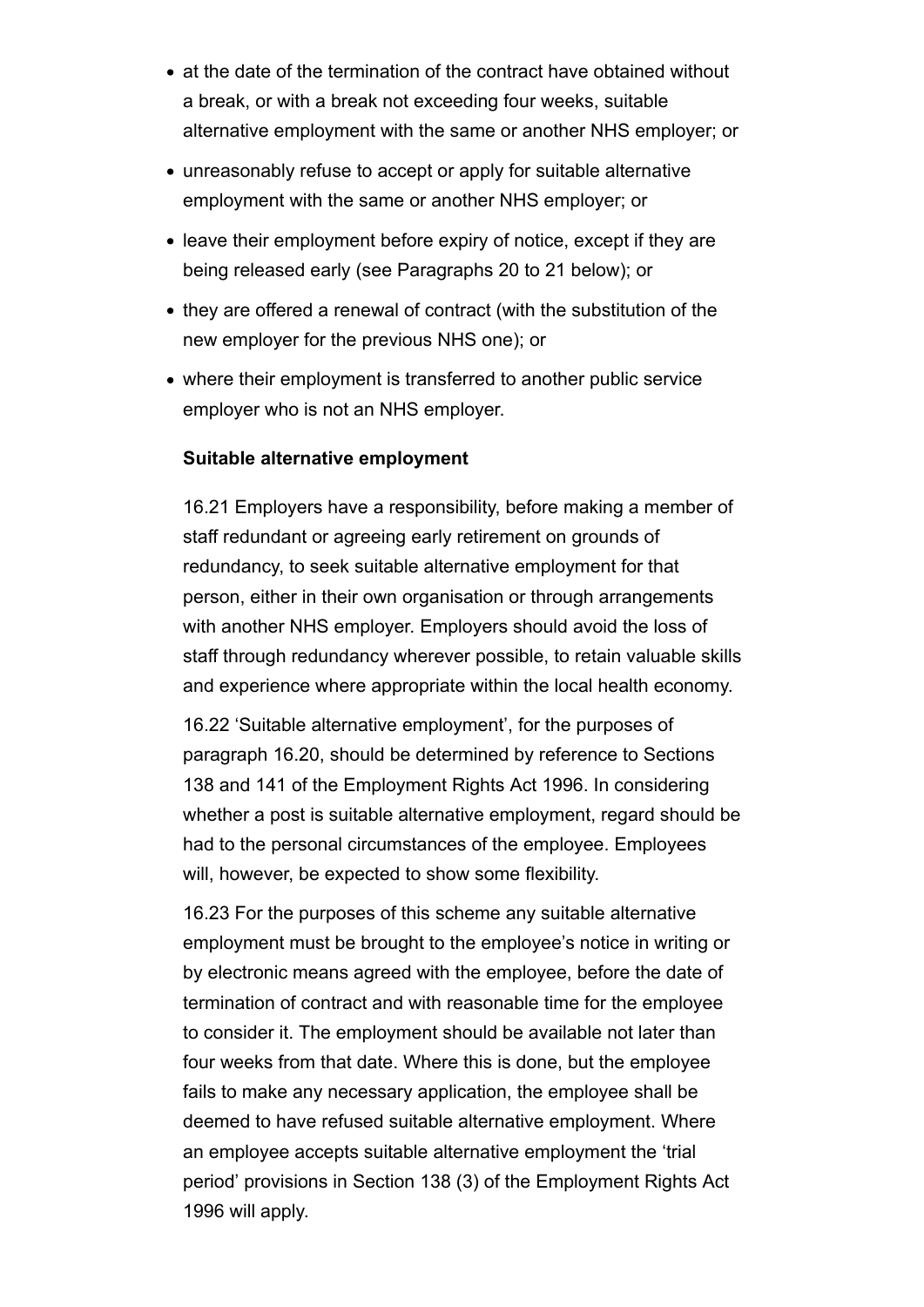- at the date of the termination of the contract have obtained without a break, or with a break not exceeding four weeks, suitable alternative employment with the same or another NHS employer; or
- unreasonably refuse to accept or apply for suitable alternative employment with the same or another NHS employer; or
- leave their employment before expiry of notice, except if they are being released early (see Paragraphs 20 to 21 below); or
- they are offered a renewal of contract (with the substitution of the new employer for the previous NHS one); or
- where their employment is transferred to another public service employer who is not an NHS employer.

**Suitable alternative employment**

16.21 Employers have a responsibility, before making a member of staff redundant or agreeing early retirement on grounds of redundancy, to seek suitable alternative employment for that person, either in their own organisation or through arrangements with another NHS employer. Employers should avoid the loss of staff through redundancy wherever possible, to retain valuable skills and experience where appropriate within the local health economy.

16.22 'Suitable alternative employment', for the purposes of paragraph 16.20, should be determined by reference to Sections 138 and 141 of the Employment Rights Act 1996. In considering whether a post is suitable alternative employment, regard should be had to the personal circumstances of the employee. Employees will, however, be expected to show some flexibility.

16.23 For the purposes of this scheme any suitable alternative employment must be brought to the employee's notice in writing or by electronic means agreed with the employee, before the date of termination of contract and with reasonable time for the employee to consider it. The employment should be available not later than four weeks from that date. Where this is done, but the employee fails to make any necessary application, the employee shall be deemed to have refused suitable alternative employment. Where an employee accepts suitable alternative employment the 'trial period' provisions in Section 138 (3) of the Employment Rights Act 1996 will apply.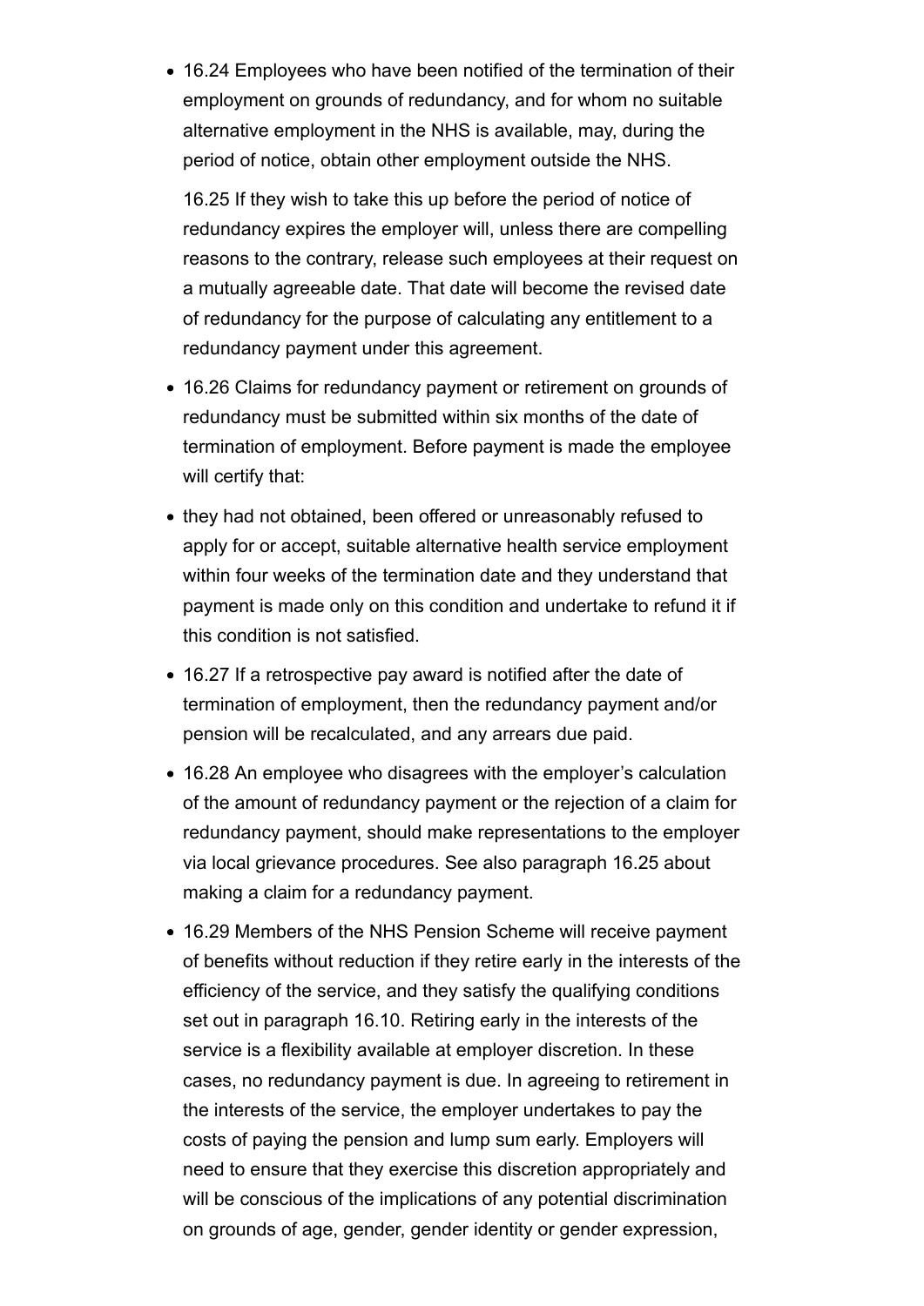- 16.24 Employees who have been notified of the termination of their employment on grounds of redundancy, and for whom no suitable alternative employment in the NHS is available, may, during the period of notice, obtain other employment outside the NHS.

  16.25 If they wish to take this up before the period of notice of redundancy expires the employer will, unless there are compelling reasons to the contrary, release such employees at their request on a mutually agreeable date. That date will become the revised date of redundancy for the purpose of calculating any entitlement to a redundancy payment under this agreement.

- 16.26 Claims for redundancy payment or retirement on grounds of redundancy must be submitted within six months of the date of termination of employment. Before payment is made the employee will certify that:
- they had not obtained, been offered or unreasonably refused to apply for or accept, suitable alternative health service employment within four weeks of the termination date and they understand that payment is made only on this condition and undertake to refund it if this condition is not satisfied.
- 16.27 If a retrospective pay award is notified after the date of termination of employment, then the redundancy payment and/or pension will be recalculated, and any arrears due paid.
- 16.28 An employee who disagrees with the employer's calculation of the amount of redundancy payment or the rejection of a claim for redundancy payment, should make representations to the employer via local grievance procedures. See also paragraph 16.25 about making a claim for a redundancy payment.
- 16.29 Members of the NHS Pension Scheme will receive payment of benefits without reduction if they retire early in the interests of the efficiency of the service, and they satisfy the qualifying conditions set out in paragraph 16.10. Retiring early in the interests of the service is a flexibility available at employer discretion. In these cases, no redundancy payment is due. In agreeing to retirement in the interests of the service, the employer undertakes to pay the costs of paying the pension and lump sum early. Employers will need to ensure that they exercise this discretion appropriately and will be conscious of the implications of any potential discrimination on grounds of age, gender, gender identity or gender expression,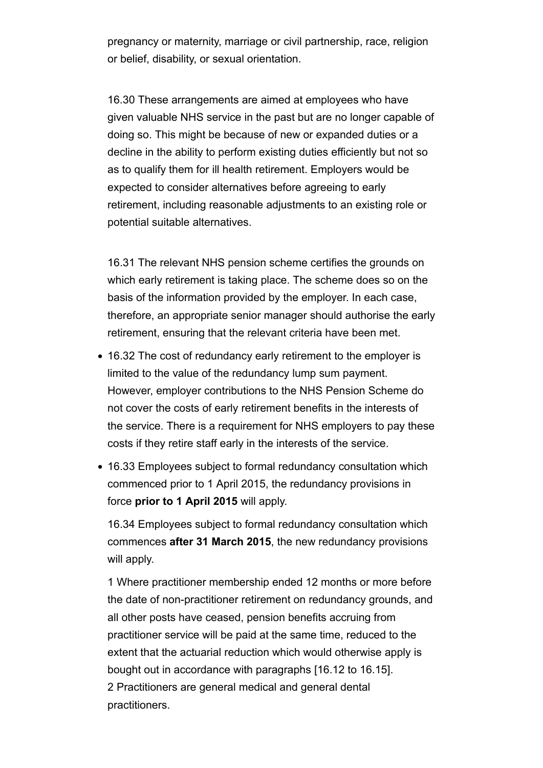pregnancy or maternity, marriage or civil partnership, race, religion or belief, disability, or sexual orientation.

16.30 These arrangements are aimed at employees who have given valuable NHS service in the past but are no longer capable of doing so. This might be because of new or expanded duties or a decline in the ability to perform existing duties efficiently but not so as to qualify them for ill health retirement. Employers would be expected to consider alternatives before agreeing to early retirement, including reasonable adjustments to an existing role or potential suitable alternatives.

16.31 The relevant NHS pension scheme certifies the grounds on which early retirement is taking place. The scheme does so on the basis of the information provided by the employer. In each case, therefore, an appropriate senior manager should authorise the early retirement, ensuring that the relevant criteria have been met.

- 16.32 The cost of redundancy early retirement to the employer is limited to the value of the redundancy lump sum payment. However, employer contributions to the NHS Pension Scheme do not cover the costs of early retirement benefits in the interests of the service. There is a requirement for NHS employers to pay these costs if they retire staff early in the interests of the service.
- 16.33 Employees subject to formal redundancy consultation which commenced prior to 1 April 2015, the redundancy provisions in force **prior to 1 April 2015** will apply.

  16.34 Employees subject to formal redundancy consultation which commences **after 31 March 2015**, the new redundancy provisions will apply.

  1 Where practitioner membership ended 12 months or more before the date of non-practitioner retirement on redundancy grounds, and all other posts have ceased, pension benefits accruing from practitioner service will be paid at the same time, reduced to the extent that the actuarial reduction which would otherwise apply is bought out in accordance with paragraphs [16.12 to 16.15].
  2 Practitioners are general medical and general dental practitioners.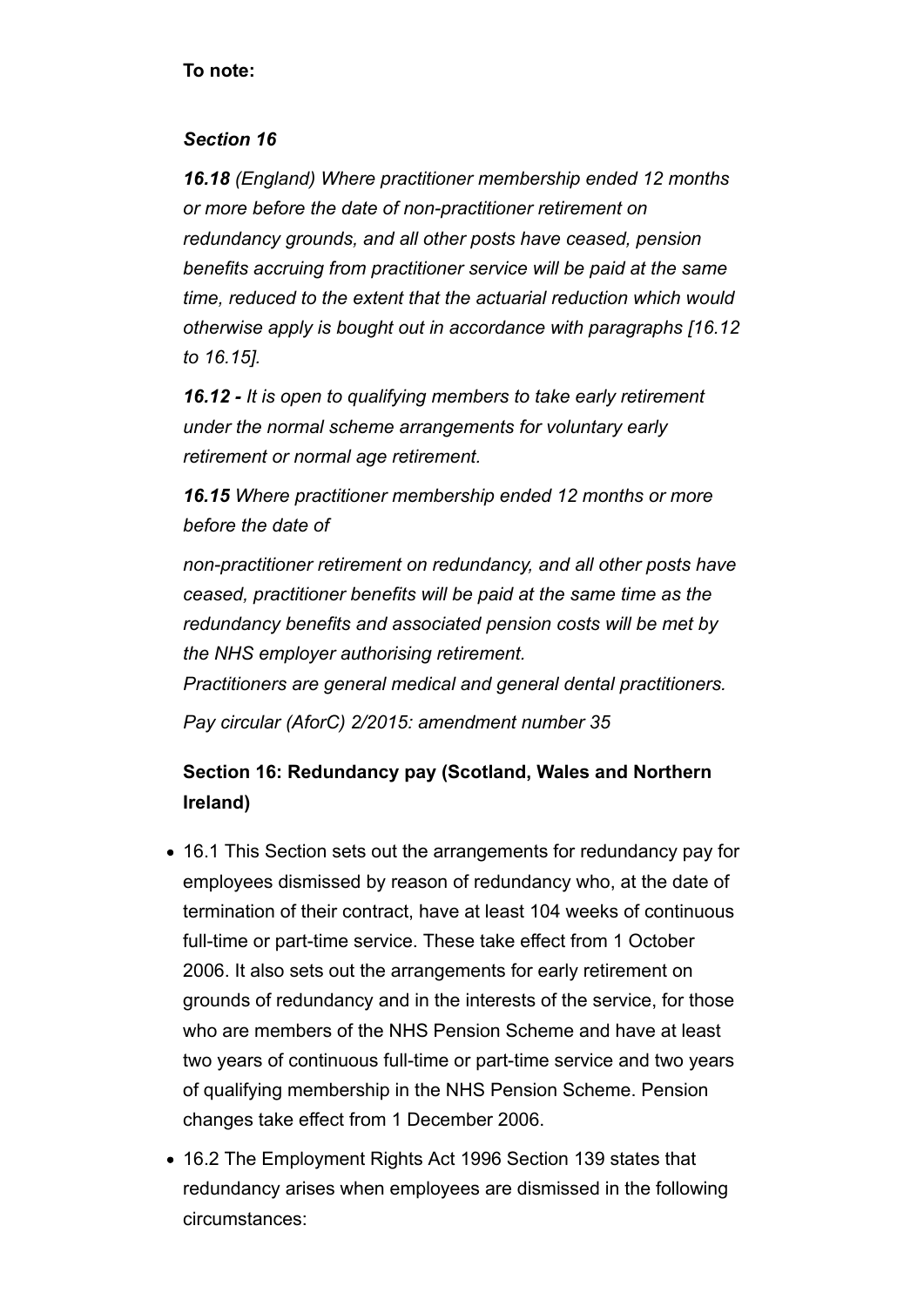**To note:**

***Section 16***

***16.18*** *(England) Where practitioner membership ended 12 months or more before the date of non-practitioner retirement on redundancy grounds, and all other posts have ceased, pension benefits accruing from practitioner service will be paid at the same time, reduced to the extent that the actuarial reduction which would otherwise apply is bought out in accordance with paragraphs [16.12 to 16.15].*

***16.12 -*** *It is open to qualifying members to take early retirement under the normal scheme arrangements for voluntary early retirement or normal age retirement.*

***16.15*** *Where practitioner membership ended 12 months or more before the date of*

*non-practitioner retirement on redundancy, and all other posts have ceased, practitioner benefits will be paid at the same time as the redundancy benefits and associated pension costs will be met by the NHS employer authorising retirement.*
*Practitioners are general medical and general dental practitioners.*

*Pay circular (AforC) 2/2015: amendment number 35*

## Section 16: Redundancy pay (Scotland, Wales and Northern Ireland)

- 16.1 This Section sets out the arrangements for redundancy pay for employees dismissed by reason of redundancy who, at the date of termination of their contract, have at least 104 weeks of continuous full-time or part-time service. These take effect from 1 October 2006. It also sets out the arrangements for early retirement on grounds of redundancy and in the interests of the service, for those who are members of the NHS Pension Scheme and have at least two years of continuous full-time or part-time service and two years of qualifying membership in the NHS Pension Scheme. Pension changes take effect from 1 December 2006.
- 16.2 The Employment Rights Act 1996 Section 139 states that redundancy arises when employees are dismissed in the following circumstances: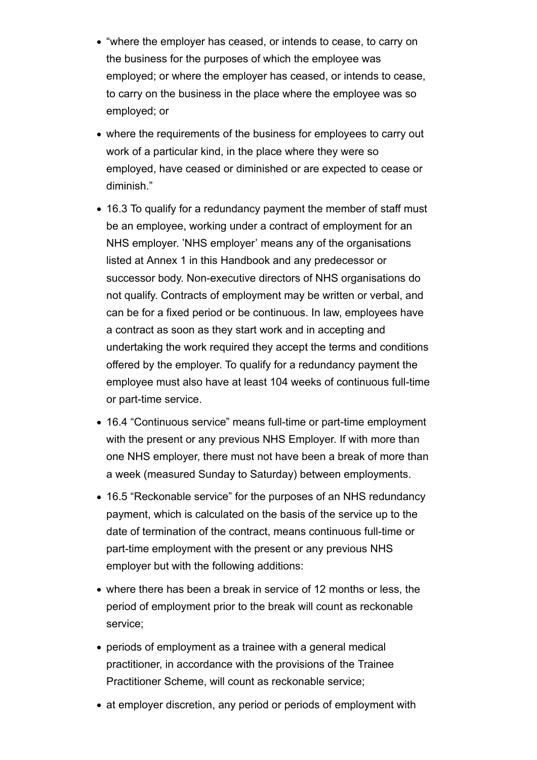- "where the employer has ceased, or intends to cease, to carry on the business for the purposes of which the employee was employed; or where the employer has ceased, or intends to cease, to carry on the business in the place where the employee was so employed; or
- where the requirements of the business for employees to carry out work of a particular kind, in the place where they were so employed, have ceased or diminished or are expected to cease or diminish."
- 16.3 To qualify for a redundancy payment the member of staff must be an employee, working under a contract of employment for an NHS employer. 'NHS employer' means any of the organisations listed at Annex 1 in this Handbook and any predecessor or successor body. Non-executive directors of NHS organisations do not qualify. Contracts of employment may be written or verbal, and can be for a fixed period or be continuous. In law, employees have a contract as soon as they start work and in accepting and undertaking the work required they accept the terms and conditions offered by the employer. To qualify for a redundancy payment the employee must also have at least 104 weeks of continuous full-time or part-time service.
- 16.4 "Continuous service" means full-time or part-time employment with the present or any previous NHS Employer. If with more than one NHS employer, there must not have been a break of more than a week (measured Sunday to Saturday) between employments.
- 16.5 "Reckonable service" for the purposes of an NHS redundancy payment, which is calculated on the basis of the service up to the date of termination of the contract, means continuous full-time or part-time employment with the present or any previous NHS employer but with the following additions:
- where there has been a break in service of 12 months or less, the period of employment prior to the break will count as reckonable service;
- periods of employment as a trainee with a general medical practitioner, in accordance with the provisions of the Trainee Practitioner Scheme, will count as reckonable service;
- at employer discretion, any period or periods of employment with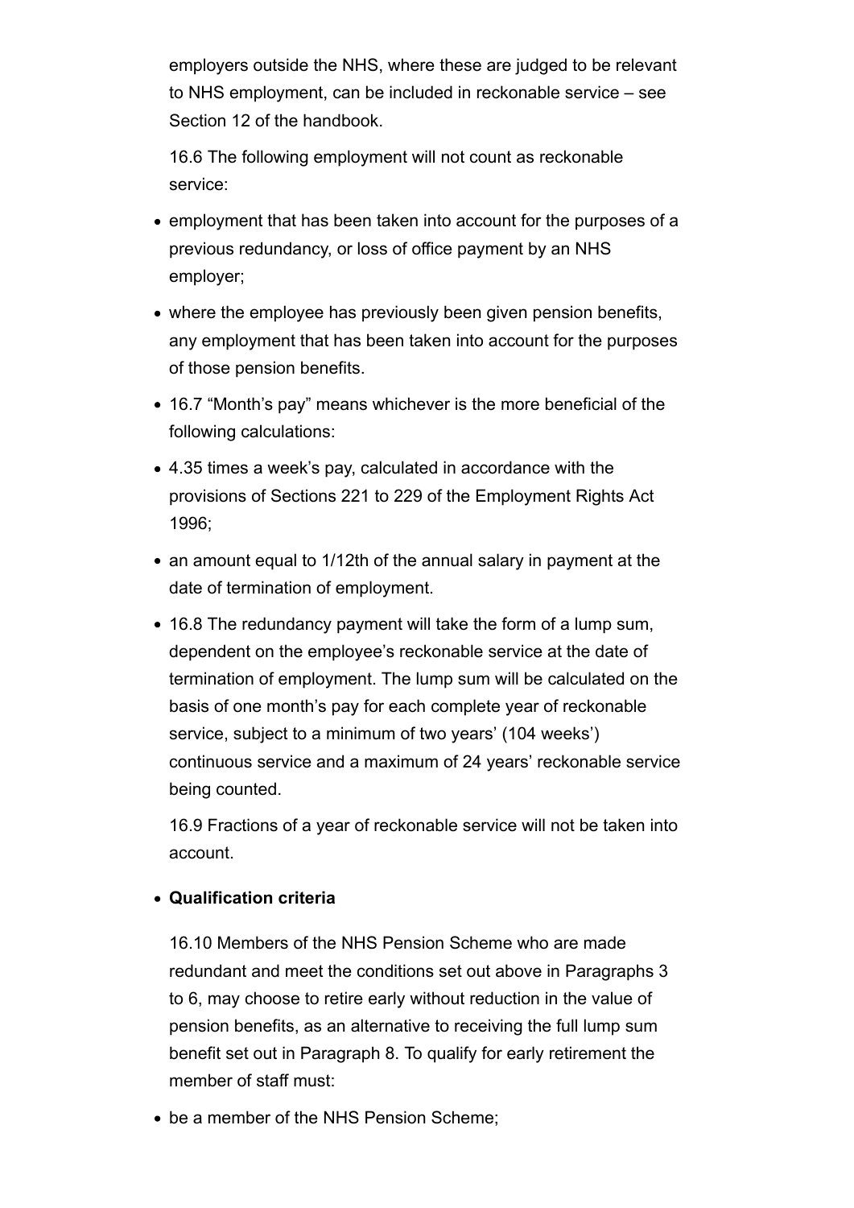employers outside the NHS, where these are judged to be relevant to NHS employment, can be included in reckonable service – see Section 12 of the handbook.

16.6 The following employment will not count as reckonable service:

- employment that has been taken into account for the purposes of a previous redundancy, or loss of office payment by an NHS employer;
- where the employee has previously been given pension benefits, any employment that has been taken into account for the purposes of those pension benefits.
- 16.7 "Month's pay" means whichever is the more beneficial of the following calculations:
- 4.35 times a week's pay, calculated in accordance with the provisions of Sections 221 to 229 of the Employment Rights Act 1996;
- an amount equal to 1/12th of the annual salary in payment at the date of termination of employment.
- 16.8 The redundancy payment will take the form of a lump sum, dependent on the employee's reckonable service at the date of termination of employment. The lump sum will be calculated on the basis of one month's pay for each complete year of reckonable service, subject to a minimum of two years' (104 weeks') continuous service and a maximum of 24 years' reckonable service being counted.

  16.9 Fractions of a year of reckonable service will not be taken into account.

- **Qualification criteria**

  16.10 Members of the NHS Pension Scheme who are made redundant and meet the conditions set out above in Paragraphs 3 to 6, may choose to retire early without reduction in the value of pension benefits, as an alternative to receiving the full lump sum benefit set out in Paragraph 8. To qualify for early retirement the member of staff must:

- be a member of the NHS Pension Scheme;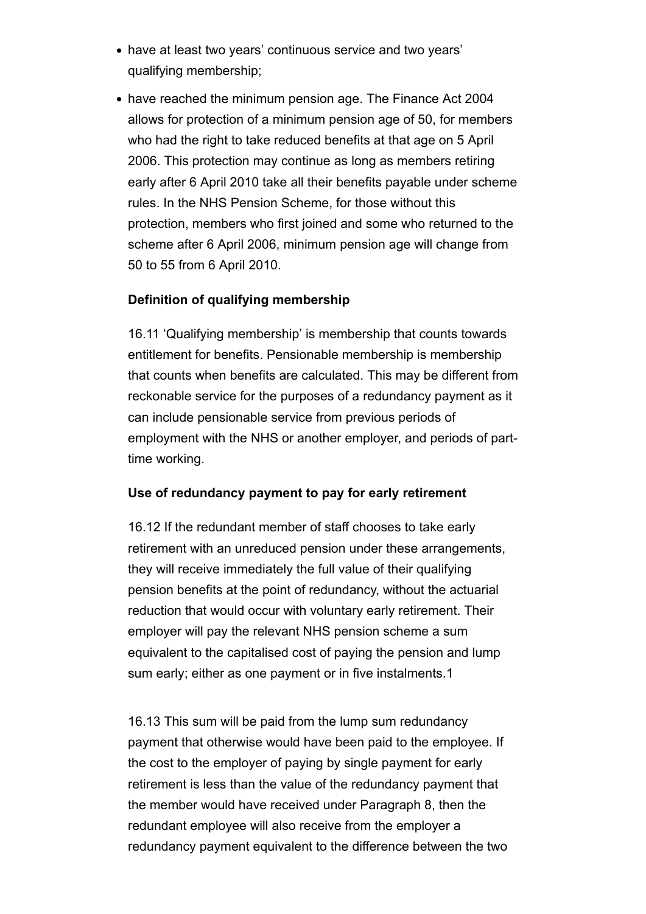- have at least two years' continuous service and two years' qualifying membership;
- have reached the minimum pension age. The Finance Act 2004 allows for protection of a minimum pension age of 50, for members who had the right to take reduced benefits at that age on 5 April 2006. This protection may continue as long as members retiring early after 6 April 2010 take all their benefits payable under scheme rules. In the NHS Pension Scheme, for those without this protection, members who first joined and some who returned to the scheme after 6 April 2006, minimum pension age will change from 50 to 55 from 6 April 2010.

**Definition of qualifying membership**

16.11 'Qualifying membership' is membership that counts towards entitlement for benefits. Pensionable membership is membership that counts when benefits are calculated. This may be different from reckonable service for the purposes of a redundancy payment as it can include pensionable service from previous periods of employment with the NHS or another employer, and periods of part-time working.

**Use of redundancy payment to pay for early retirement**

16.12 If the redundant member of staff chooses to take early retirement with an unreduced pension under these arrangements, they will receive immediately the full value of their qualifying pension benefits at the point of redundancy, without the actuarial reduction that would occur with voluntary early retirement. Their employer will pay the relevant NHS pension scheme a sum equivalent to the capitalised cost of paying the pension and lump sum early; either as one payment or in five instalments.[1]

16.13 This sum will be paid from the lump sum redundancy payment that otherwise would have been paid to the employee. If the cost to the employer of paying by single payment for early retirement is less than the value of the redundancy payment that the member would have received under Paragraph 8, then the redundant employee will also receive from the employer a redundancy payment equivalent to the difference between the two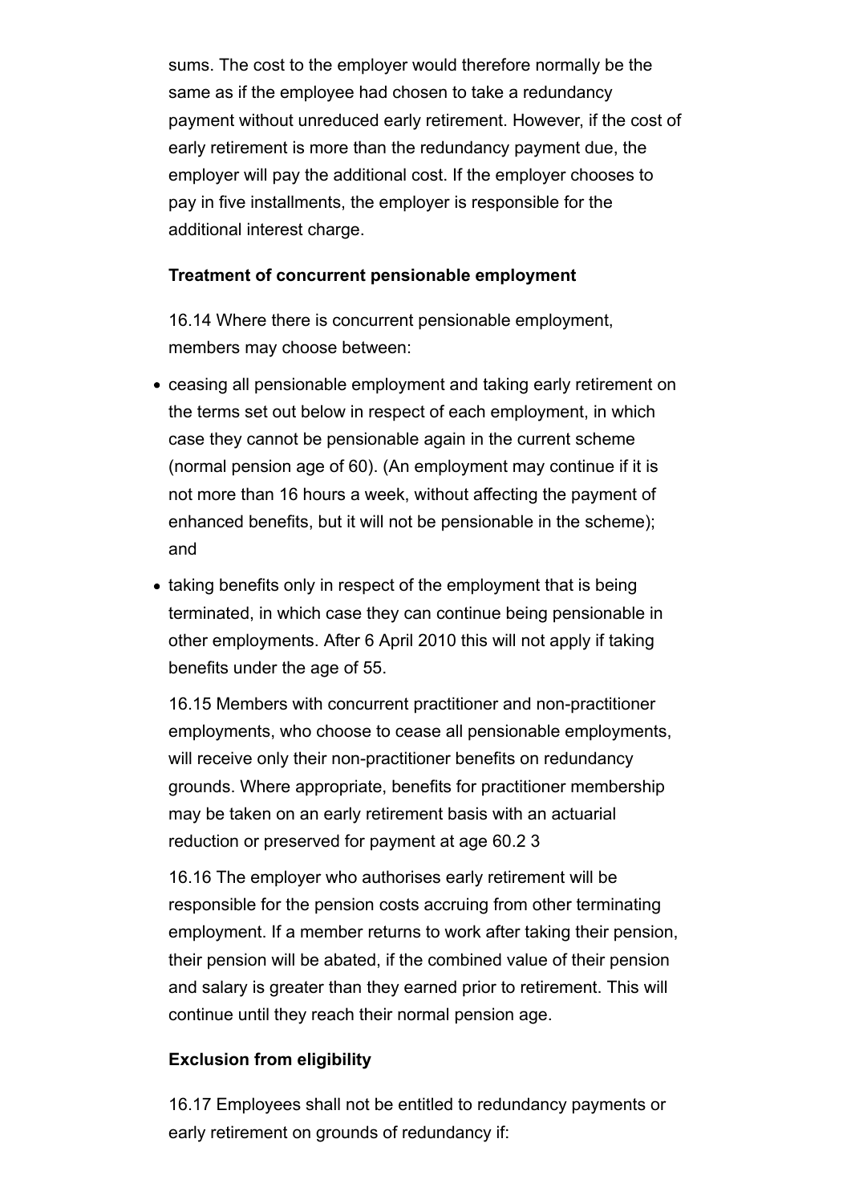sums. The cost to the employer would therefore normally be the same as if the employee had chosen to take a redundancy payment without unreduced early retirement. However, if the cost of early retirement is more than the redundancy payment due, the employer will pay the additional cost. If the employer chooses to pay in five installments, the employer is responsible for the additional interest charge.

**Treatment of concurrent pensionable employment**

16.14 Where there is concurrent pensionable employment, members may choose between:

- ceasing all pensionable employment and taking early retirement on the terms set out below in respect of each employment, in which case they cannot be pensionable again in the current scheme (normal pension age of 60). (An employment may continue if it is not more than 16 hours a week, without affecting the payment of enhanced benefits, but it will not be pensionable in the scheme); and
- taking benefits only in respect of the employment that is being terminated, in which case they can continue being pensionable in other employments. After 6 April 2010 this will not apply if taking benefits under the age of 55.

16.15 Members with concurrent practitioner and non-practitioner employments, who choose to cease all pensionable employments, will receive only their non-practitioner benefits on redundancy grounds. Where appropriate, benefits for practitioner membership may be taken on an early retirement basis with an actuarial reduction or preserved for payment at age 60.2 3

16.16 The employer who authorises early retirement will be responsible for the pension costs accruing from other terminating employment. If a member returns to work after taking their pension, their pension will be abated, if the combined value of their pension and salary is greater than they earned prior to retirement. This will continue until they reach their normal pension age.

**Exclusion from eligibility**

16.17 Employees shall not be entitled to redundancy payments or early retirement on grounds of redundancy if: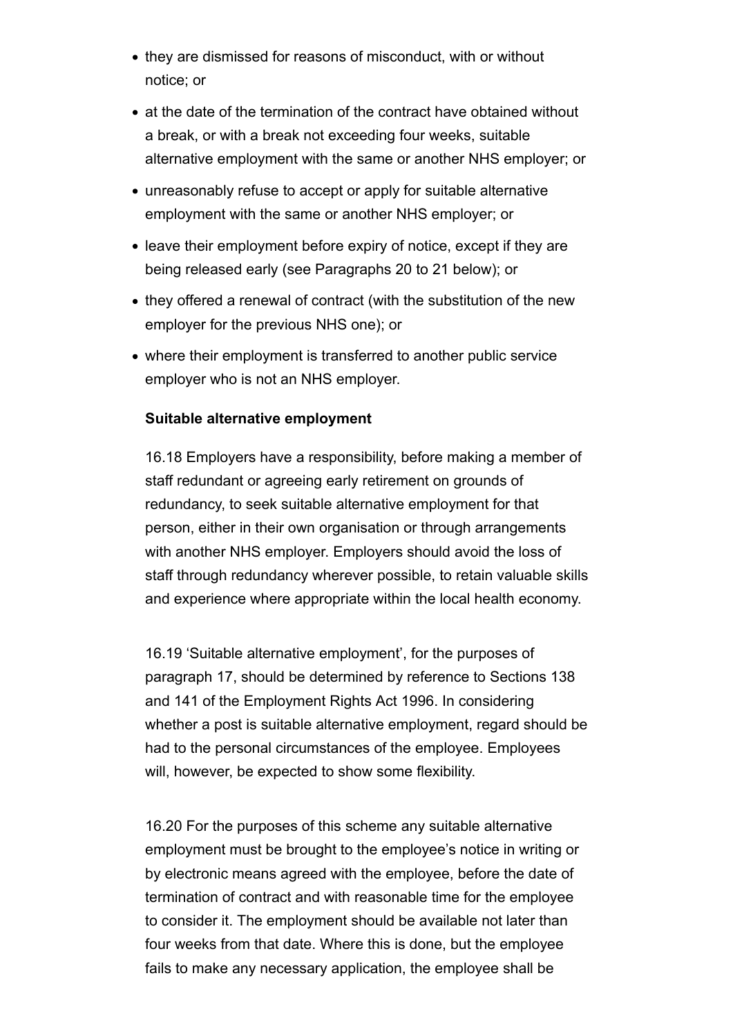- they are dismissed for reasons of misconduct, with or without notice; or
- at the date of the termination of the contract have obtained without a break, or with a break not exceeding four weeks, suitable alternative employment with the same or another NHS employer; or
- unreasonably refuse to accept or apply for suitable alternative employment with the same or another NHS employer; or
- leave their employment before expiry of notice, except if they are being released early (see Paragraphs 20 to 21 below); or
- they offered a renewal of contract (with the substitution of the new employer for the previous NHS one); or
- where their employment is transferred to another public service employer who is not an NHS employer.

**Suitable alternative employment**

16.18 Employers have a responsibility, before making a member of staff redundant or agreeing early retirement on grounds of redundancy, to seek suitable alternative employment for that person, either in their own organisation or through arrangements with another NHS employer. Employers should avoid the loss of staff through redundancy wherever possible, to retain valuable skills and experience where appropriate within the local health economy.

16.19 'Suitable alternative employment', for the purposes of paragraph 17, should be determined by reference to Sections 138 and 141 of the Employment Rights Act 1996. In considering whether a post is suitable alternative employment, regard should be had to the personal circumstances of the employee. Employees will, however, be expected to show some flexibility.

16.20 For the purposes of this scheme any suitable alternative employment must be brought to the employee's notice in writing or by electronic means agreed with the employee, before the date of termination of contract and with reasonable time for the employee to consider it. The employment should be available not later than four weeks from that date. Where this is done, but the employee fails to make any necessary application, the employee shall be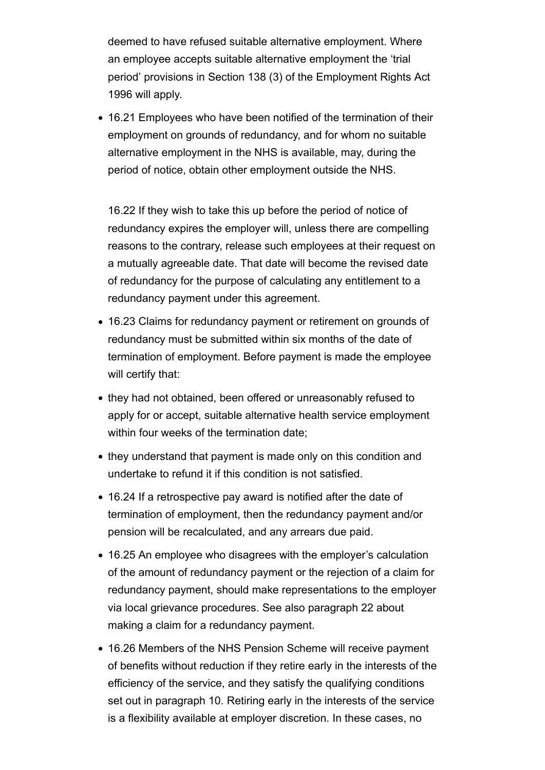deemed to have refused suitable alternative employment. Where an employee accepts suitable alternative employment the 'trial period' provisions in Section 138 (3) of the Employment Rights Act 1996 will apply.

- 16.21 Employees who have been notified of the termination of their employment on grounds of redundancy, and for whom no suitable alternative employment in the NHS is available, may, during the period of notice, obtain other employment outside the NHS.

  16.22 If they wish to take this up before the period of notice of redundancy expires the employer will, unless there are compelling reasons to the contrary, release such employees at their request on a mutually agreeable date. That date will become the revised date of redundancy for the purpose of calculating any entitlement to a redundancy payment under this agreement.

- 16.23 Claims for redundancy payment or retirement on grounds of redundancy must be submitted within six months of the date of termination of employment. Before payment is made the employee will certify that:
- they had not obtained, been offered or unreasonably refused to apply for or accept, suitable alternative health service employment within four weeks of the termination date;
- they understand that payment is made only on this condition and undertake to refund it if this condition is not satisfied.
- 16.24 If a retrospective pay award is notified after the date of termination of employment, then the redundancy payment and/or pension will be recalculated, and any arrears due paid.
- 16.25 An employee who disagrees with the employer's calculation of the amount of redundancy payment or the rejection of a claim for redundancy payment, should make representations to the employer via local grievance procedures. See also paragraph 22 about making a claim for a redundancy payment.
- 16.26 Members of the NHS Pension Scheme will receive payment of benefits without reduction if they retire early in the interests of the efficiency of the service, and they satisfy the qualifying conditions set out in paragraph 10. Retiring early in the interests of the service is a flexibility available at employer discretion. In these cases, no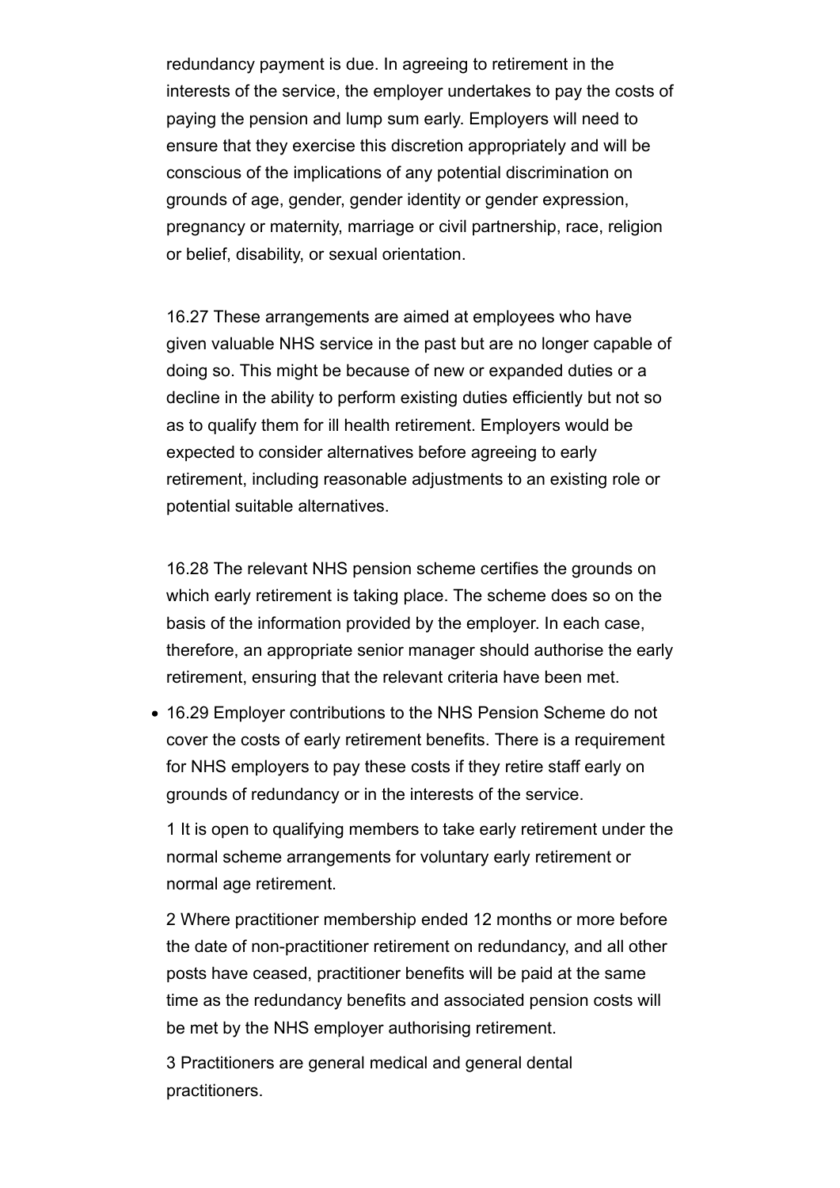redundancy payment is due. In agreeing to retirement in the interests of the service, the employer undertakes to pay the costs of paying the pension and lump sum early. Employers will need to ensure that they exercise this discretion appropriately and will be conscious of the implications of any potential discrimination on grounds of age, gender, gender identity or gender expression, pregnancy or maternity, marriage or civil partnership, race, religion or belief, disability, or sexual orientation.

16.27 These arrangements are aimed at employees who have given valuable NHS service in the past but are no longer capable of doing so. This might be because of new or expanded duties or a decline in the ability to perform existing duties efficiently but not so as to qualify them for ill health retirement. Employers would be expected to consider alternatives before agreeing to early retirement, including reasonable adjustments to an existing role or potential suitable alternatives.

16.28 The relevant NHS pension scheme certifies the grounds on which early retirement is taking place. The scheme does so on the basis of the information provided by the employer. In each case, therefore, an appropriate senior manager should authorise the early retirement, ensuring that the relevant criteria have been met.

- 16.29 Employer contributions to the NHS Pension Scheme do not cover the costs of early retirement benefits. There is a requirement for NHS employers to pay these costs if they retire staff early on grounds of redundancy or in the interests of the service.

1 It is open to qualifying members to take early retirement under the normal scheme arrangements for voluntary early retirement or normal age retirement.

2 Where practitioner membership ended 12 months or more before the date of non-practitioner retirement on redundancy, and all other posts have ceased, practitioner benefits will be paid at the same time as the redundancy benefits and associated pension costs will be met by the NHS employer authorising retirement.

3 Practitioners are general medical and general dental practitioners.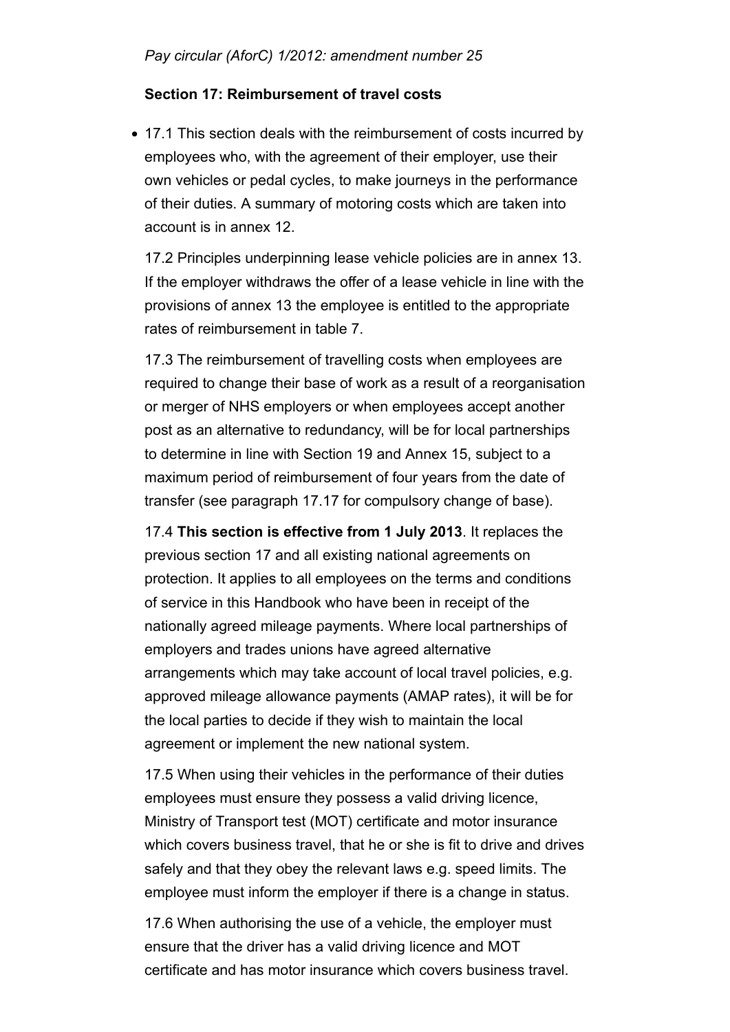*Pay circular (AforC) 1/2012: amendment number 25*

**Section 17: Reimbursement of travel costs**

- 17.1 This section deals with the reimbursement of costs incurred by employees who, with the agreement of their employer, use their own vehicles or pedal cycles, to make journeys in the performance of their duties. A summary of motoring costs which are taken into account is in annex 12.

  17.2 Principles underpinning lease vehicle policies are in annex 13. If the employer withdraws the offer of a lease vehicle in line with the provisions of annex 13 the employee is entitled to the appropriate rates of reimbursement in table 7.

  17.3 The reimbursement of travelling costs when employees are required to change their base of work as a result of a reorganisation or merger of NHS employers or when employees accept another post as an alternative to redundancy, will be for local partnerships to determine in line with Section 19 and Annex 15, subject to a maximum period of reimbursement of four years from the date of transfer (see paragraph 17.17 for compulsory change of base).

  17.4 **This section is effective from 1 July 2013**. It replaces the previous section 17 and all existing national agreements on protection. It applies to all employees on the terms and conditions of service in this Handbook who have been in receipt of the nationally agreed mileage payments. Where local partnerships of employers and trades unions have agreed alternative arrangements which may take account of local travel policies, e.g. approved mileage allowance payments (AMAP rates), it will be for the local parties to decide if they wish to maintain the local agreement or implement the new national system.

  17.5 When using their vehicles in the performance of their duties employees must ensure they possess a valid driving licence, Ministry of Transport test (MOT) certificate and motor insurance which covers business travel, that he or she is fit to drive and drives safely and that they obey the relevant laws e.g. speed limits. The employee must inform the employer if there is a change in status.

  17.6 When authorising the use of a vehicle, the employer must ensure that the driver has a valid driving licence and MOT certificate and has motor insurance which covers business travel.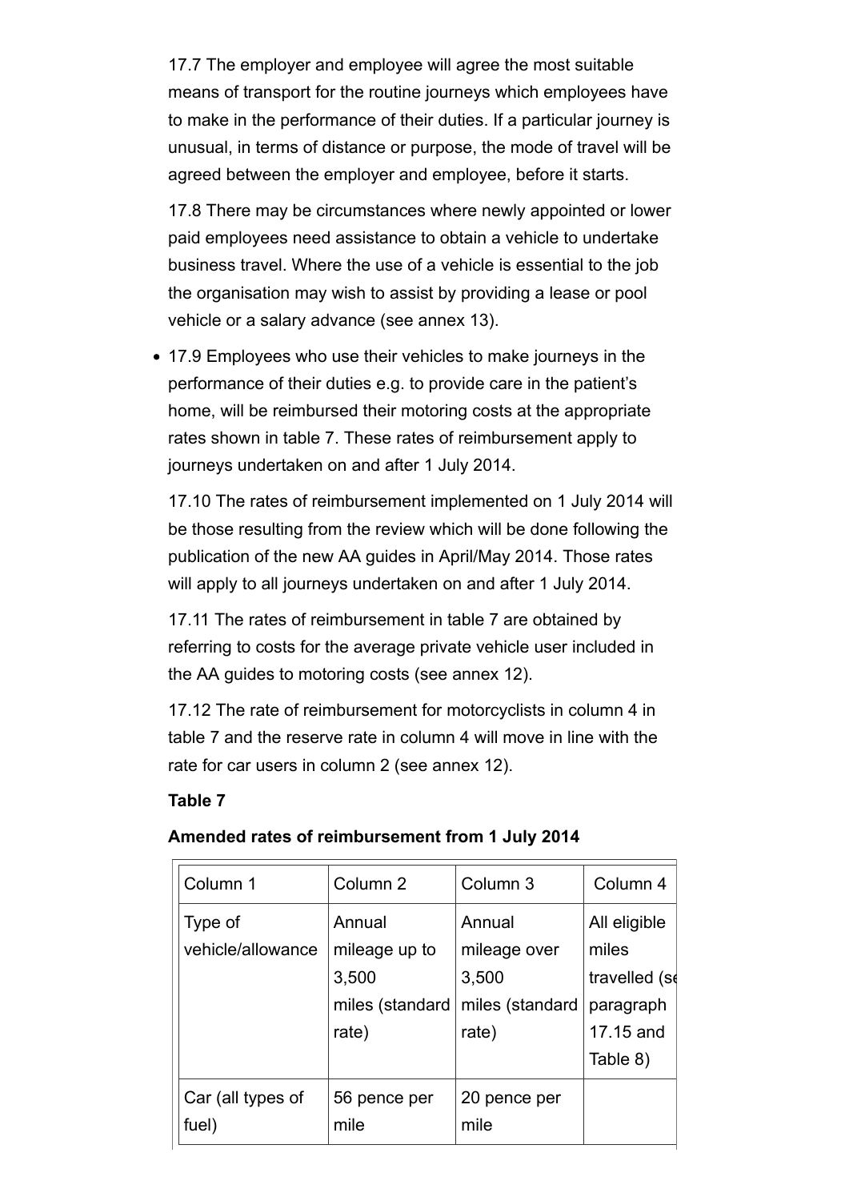17.7 The employer and employee will agree the most suitable means of transport for the routine journeys which employees have to make in the performance of their duties. If a particular journey is unusual, in terms of distance or purpose, the mode of travel will be agreed between the employer and employee, before it starts.

17.8 There may be circumstances where newly appointed or lower paid employees need assistance to obtain a vehicle to undertake business travel. Where the use of a vehicle is essential to the job the organisation may wish to assist by providing a lease or pool vehicle or a salary advance (see annex 13).

- 17.9 Employees who use their vehicles to make journeys in the performance of their duties e.g. to provide care in the patient's home, will be reimbursed their motoring costs at the appropriate rates shown in table 7. These rates of reimbursement apply to journeys undertaken on and after 1 July 2014.

17.10 The rates of reimbursement implemented on 1 July 2014 will be those resulting from the review which will be done following the publication of the new AA guides in April/May 2014. Those rates will apply to all journeys undertaken on and after 1 July 2014.

17.11 The rates of reimbursement in table 7 are obtained by referring to costs for the average private vehicle user included in the AA guides to motoring costs (see annex 12).

17.12 The rate of reimbursement for motorcyclists in column 4 in table 7 and the reserve rate in column 4 will move in line with the rate for car users in column 2 (see annex 12).

**Table 7**

**Amended rates of reimbursement from 1 July 2014**

| Column 1 | Column 2 | Column 3 | Column 4 |
|---|---|---|---|
| Type of vehicle/allowance | Annual mileage up to 3,500 miles (standard rate) | Annual mileage over 3,500 miles (standard rate) | All eligible miles travelled (se paragraph 17.15 and Table 8) |
| Car (all types of fuel) | 56 pence per mile | 20 pence per mile | |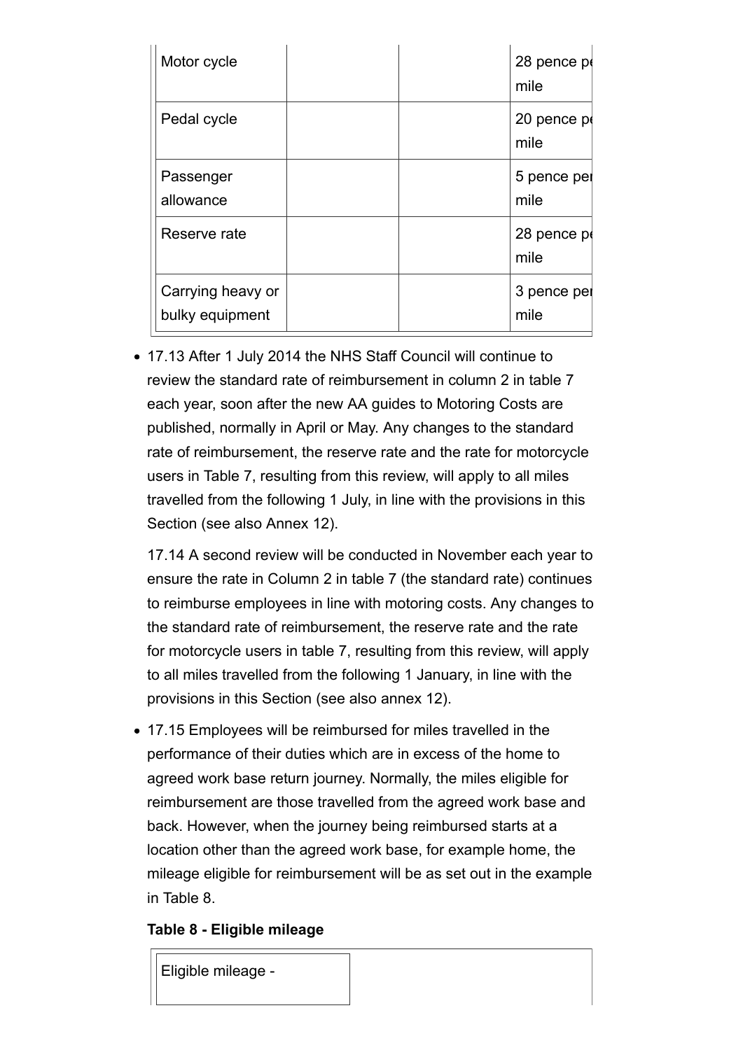| | | | |
|---|---|---|---|
| Motor cycle | | | 28 pence per mile |
| Pedal cycle | | | 20 pence per mile |
| Passenger allowance | | | 5 pence per mile |
| Reserve rate | | | 28 pence per mile |
| Carrying heavy or bulky equipment | | | 3 pence per mile |

- 17.13 After 1 July 2014 the NHS Staff Council will continue to review the standard rate of reimbursement in column 2 in table 7 each year, soon after the new AA guides to Motoring Costs are published, normally in April or May. Any changes to the standard rate of reimbursement, the reserve rate and the rate for motorcycle users in Table 7, resulting from this review, will apply to all miles travelled from the following 1 July, in line with the provisions in this Section (see also Annex 12).

  17.14 A second review will be conducted in November each year to ensure the rate in Column 2 in table 7 (the standard rate) continues to reimburse employees in line with motoring costs. Any changes to the standard rate of reimbursement, the reserve rate and the rate for motorcycle users in table 7, resulting from this review, will apply to all miles travelled from the following 1 January, in line with the provisions in this Section (see also annex 12).

- 17.15 Employees will be reimbursed for miles travelled in the performance of their duties which are in excess of the home to agreed work base return journey. Normally, the miles eligible for reimbursement are those travelled from the agreed work base and back. However, when the journey being reimbursed starts at a location other than the agreed work base, for example home, the mileage eligible for reimbursement will be as set out in the example in Table 8.

**Table 8 - Eligible mileage**

| Eligible mileage - | |
|---|---|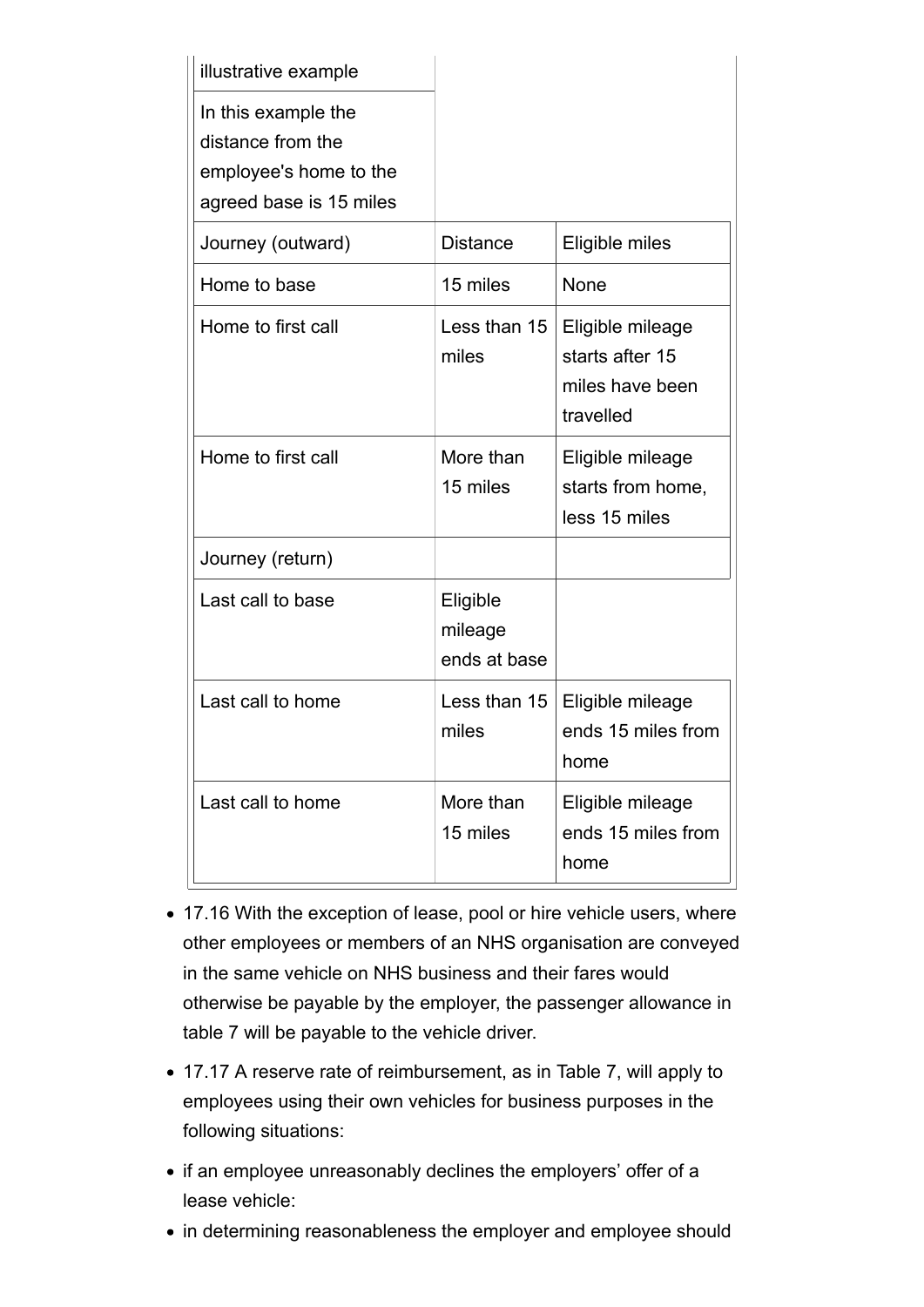| illustrative example | | |
|---|---|---|
| In this example the distance from the employee's home to the agreed base is 15 miles | | |
| Journey (outward) | Distance | Eligible miles |
| Home to base | 15 miles | None |
| Home to first call | Less than 15 miles | Eligible mileage starts after 15 miles have been travelled |
| Home to first call | More than 15 miles | Eligible mileage starts from home, less 15 miles |
| Journey (return) | | |
| Last call to base | Eligible mileage ends at base | |
| Last call to home | Less than 15 miles | Eligible mileage ends 15 miles from home |
| Last call to home | More than 15 miles | Eligible mileage ends 15 miles from home |

- 17.16 With the exception of lease, pool or hire vehicle users, where other employees or members of an NHS organisation are conveyed in the same vehicle on NHS business and their fares would otherwise be payable by the employer, the passenger allowance in table 7 will be payable to the vehicle driver.
- 17.17 A reserve rate of reimbursement, as in Table 7, will apply to employees using their own vehicles for business purposes in the following situations:
- if an employee unreasonably declines the employers' offer of a lease vehicle:
- in determining reasonableness the employer and employee should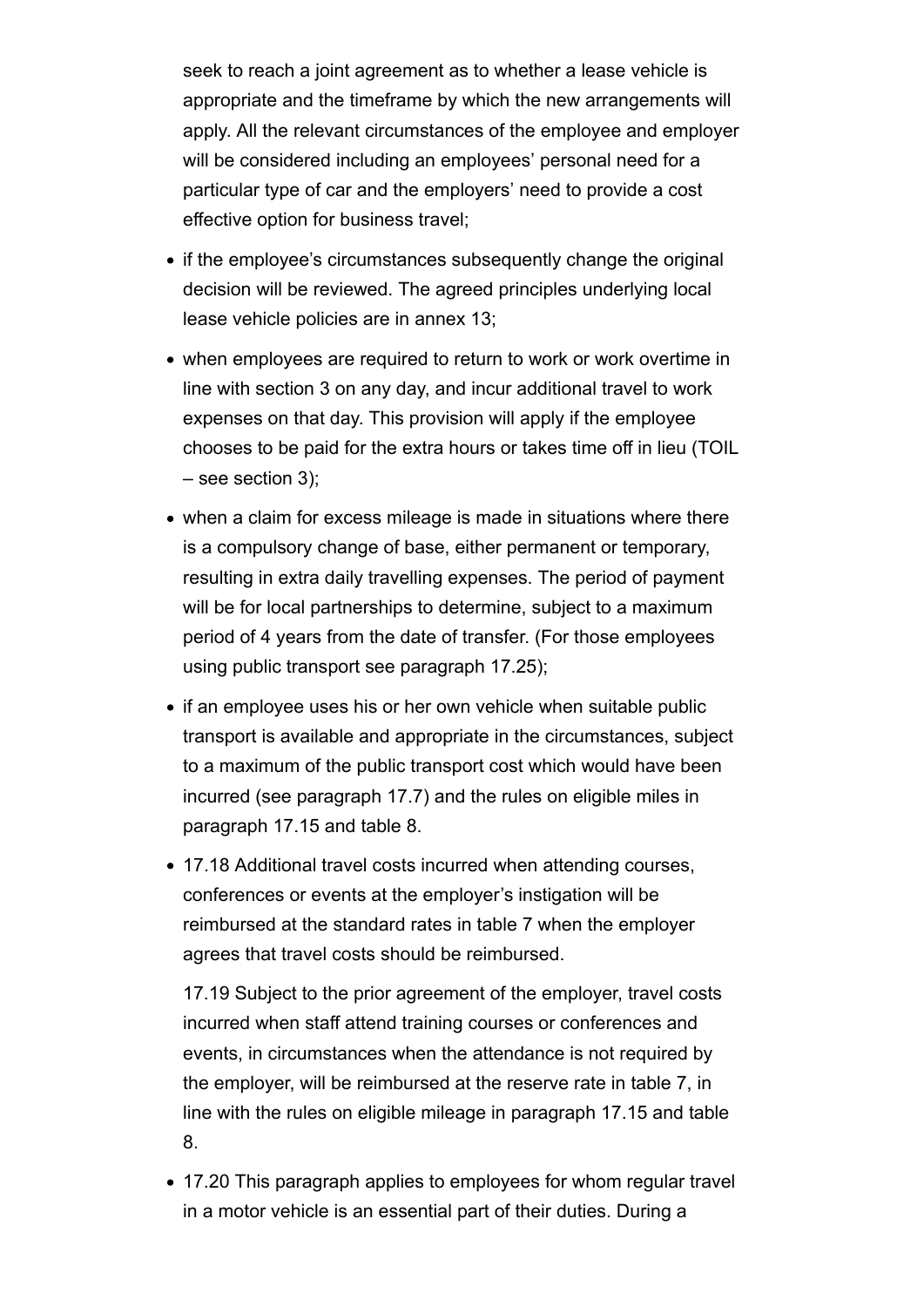seek to reach a joint agreement as to whether a lease vehicle is appropriate and the timeframe by which the new arrangements will apply. All the relevant circumstances of the employee and employer will be considered including an employees' personal need for a particular type of car and the employers' need to provide a cost effective option for business travel;

- if the employee's circumstances subsequently change the original decision will be reviewed. The agreed principles underlying local lease vehicle policies are in annex 13;
- when employees are required to return to work or work overtime in line with section 3 on any day, and incur additional travel to work expenses on that day. This provision will apply if the employee chooses to be paid for the extra hours or takes time off in lieu (TOIL – see section 3);
- when a claim for excess mileage is made in situations where there is a compulsory change of base, either permanent or temporary, resulting in extra daily travelling expenses. The period of payment will be for local partnerships to determine, subject to a maximum period of 4 years from the date of transfer. (For those employees using public transport see paragraph 17.25);
- if an employee uses his or her own vehicle when suitable public transport is available and appropriate in the circumstances, subject to a maximum of the public transport cost which would have been incurred (see paragraph 17.7) and the rules on eligible miles in paragraph 17.15 and table 8.
- 17.18 Additional travel costs incurred when attending courses, conferences or events at the employer's instigation will be reimbursed at the standard rates in table 7 when the employer agrees that travel costs should be reimbursed.

  17.19 Subject to the prior agreement of the employer, travel costs incurred when staff attend training courses or conferences and events, in circumstances when the attendance is not required by the employer, will be reimbursed at the reserve rate in table 7, in line with the rules on eligible mileage in paragraph 17.15 and table 8.

- 17.20 This paragraph applies to employees for whom regular travel in a motor vehicle is an essential part of their duties. During a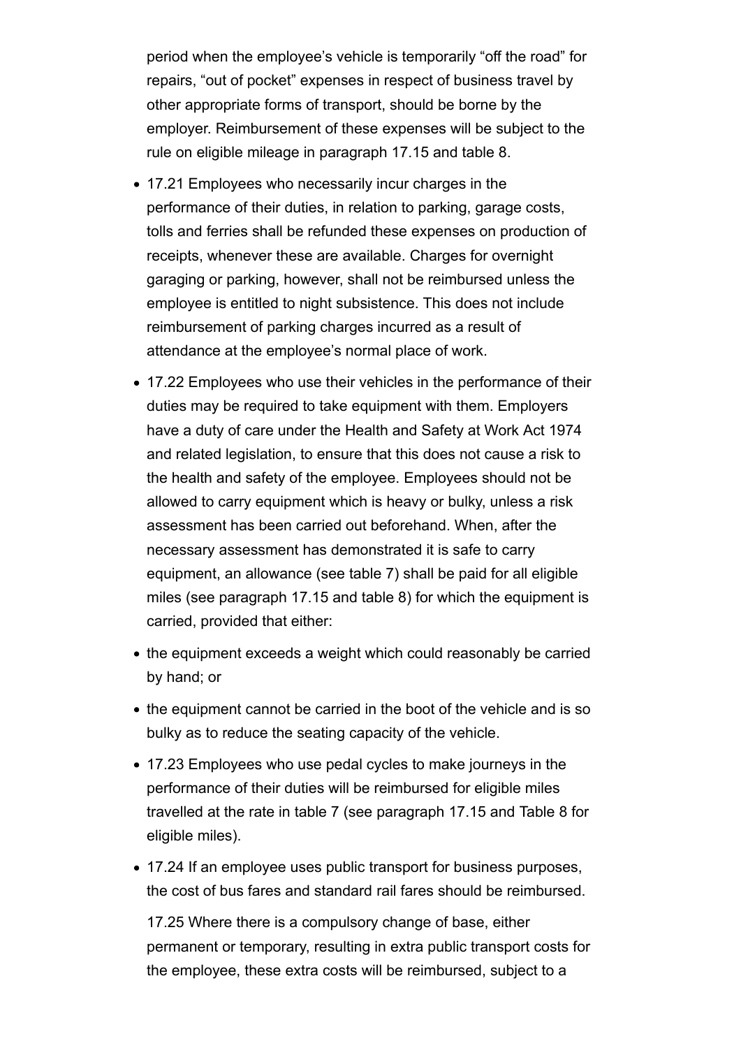period when the employee’s vehicle is temporarily “off the road” for repairs, “out of pocket” expenses in respect of business travel by other appropriate forms of transport, should be borne by the employer. Reimbursement of these expenses will be subject to the rule on eligible mileage in paragraph 17.15 and table 8.

- 17.21 Employees who necessarily incur charges in the performance of their duties, in relation to parking, garage costs, tolls and ferries shall be refunded these expenses on production of receipts, whenever these are available. Charges for overnight garaging or parking, however, shall not be reimbursed unless the employee is entitled to night subsistence. This does not include reimbursement of parking charges incurred as a result of attendance at the employee’s normal place of work.
- 17.22 Employees who use their vehicles in the performance of their duties may be required to take equipment with them. Employers have a duty of care under the Health and Safety at Work Act 1974 and related legislation, to ensure that this does not cause a risk to the health and safety of the employee. Employees should not be allowed to carry equipment which is heavy or bulky, unless a risk assessment has been carried out beforehand. When, after the necessary assessment has demonstrated it is safe to carry equipment, an allowance (see table 7) shall be paid for all eligible miles (see paragraph 17.15 and table 8) for which the equipment is carried, provided that either:
- the equipment exceeds a weight which could reasonably be carried by hand; or
- the equipment cannot be carried in the boot of the vehicle and is so bulky as to reduce the seating capacity of the vehicle.
- 17.23 Employees who use pedal cycles to make journeys in the performance of their duties will be reimbursed for eligible miles travelled at the rate in table 7 (see paragraph 17.15 and Table 8 for eligible miles).
- 17.24 If an employee uses public transport for business purposes, the cost of bus fares and standard rail fares should be reimbursed.

  17.25 Where there is a compulsory change of base, either permanent or temporary, resulting in extra public transport costs for the employee, these extra costs will be reimbursed, subject to a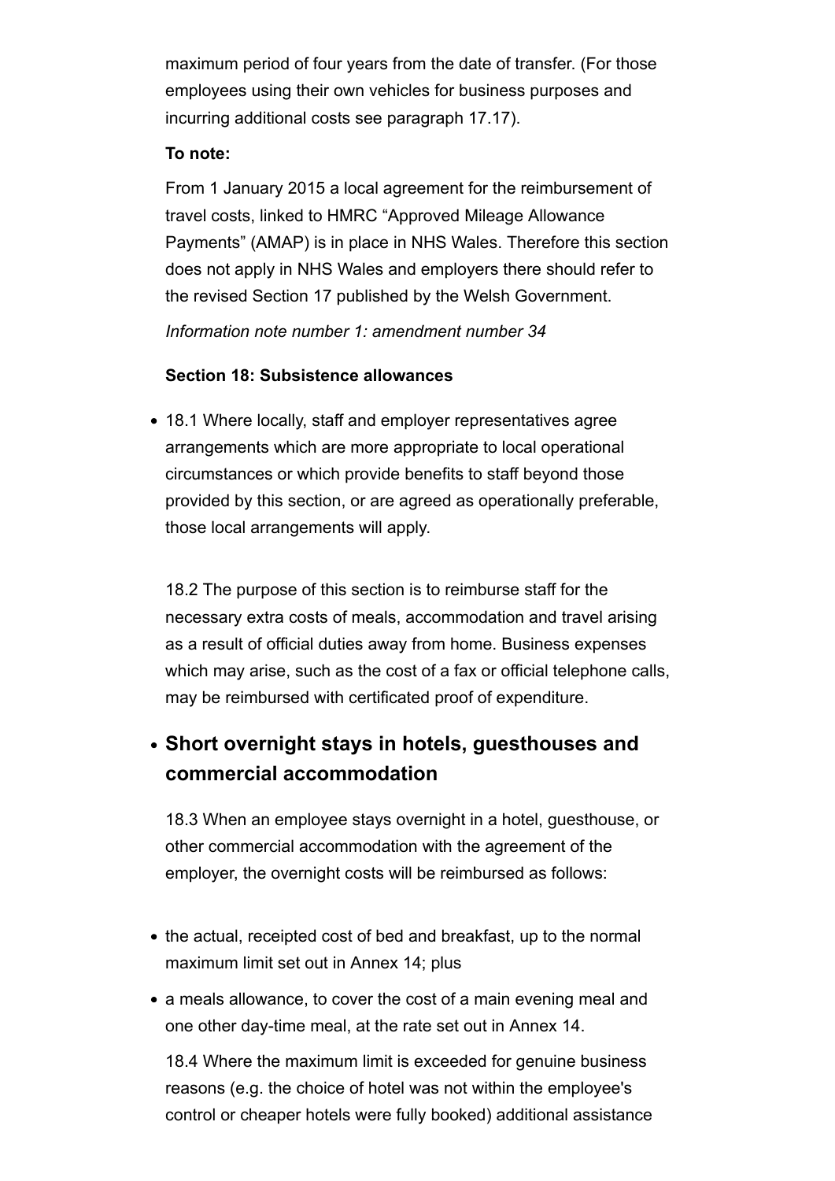maximum period of four years from the date of transfer. (For those employees using their own vehicles for business purposes and incurring additional costs see paragraph 17.17).

**To note:**

From 1 January 2015 a local agreement for the reimbursement of travel costs, linked to HMRC "Approved Mileage Allowance Payments" (AMAP) is in place in NHS Wales. Therefore this section does not apply in NHS Wales and employers there should refer to the revised Section 17 published by the Welsh Government.

*Information note number 1: amendment number 34*

**Section 18: Subsistence allowances**

- 18.1 Where locally, staff and employer representatives agree arrangements which are more appropriate to local operational circumstances or which provide benefits to staff beyond those provided by this section, or are agreed as operationally preferable, those local arrangements will apply.

  18.2 The purpose of this section is to reimburse staff for the necessary extra costs of meals, accommodation and travel arising as a result of official duties away from home. Business expenses which may arise, such as the cost of a fax or official telephone calls, may be reimbursed with certificated proof of expenditure.

- ## Short overnight stays in hotels, guesthouses and commercial accommodation

  18.3 When an employee stays overnight in a hotel, guesthouse, or other commercial accommodation with the agreement of the employer, the overnight costs will be reimbursed as follows:

- the actual, receipted cost of bed and breakfast, up to the normal maximum limit set out in Annex 14; plus
- a meals allowance, to cover the cost of a main evening meal and one other day-time meal, at the rate set out in Annex 14.

  18.4 Where the maximum limit is exceeded for genuine business reasons (e.g. the choice of hotel was not within the employee's control or cheaper hotels were fully booked) additional assistance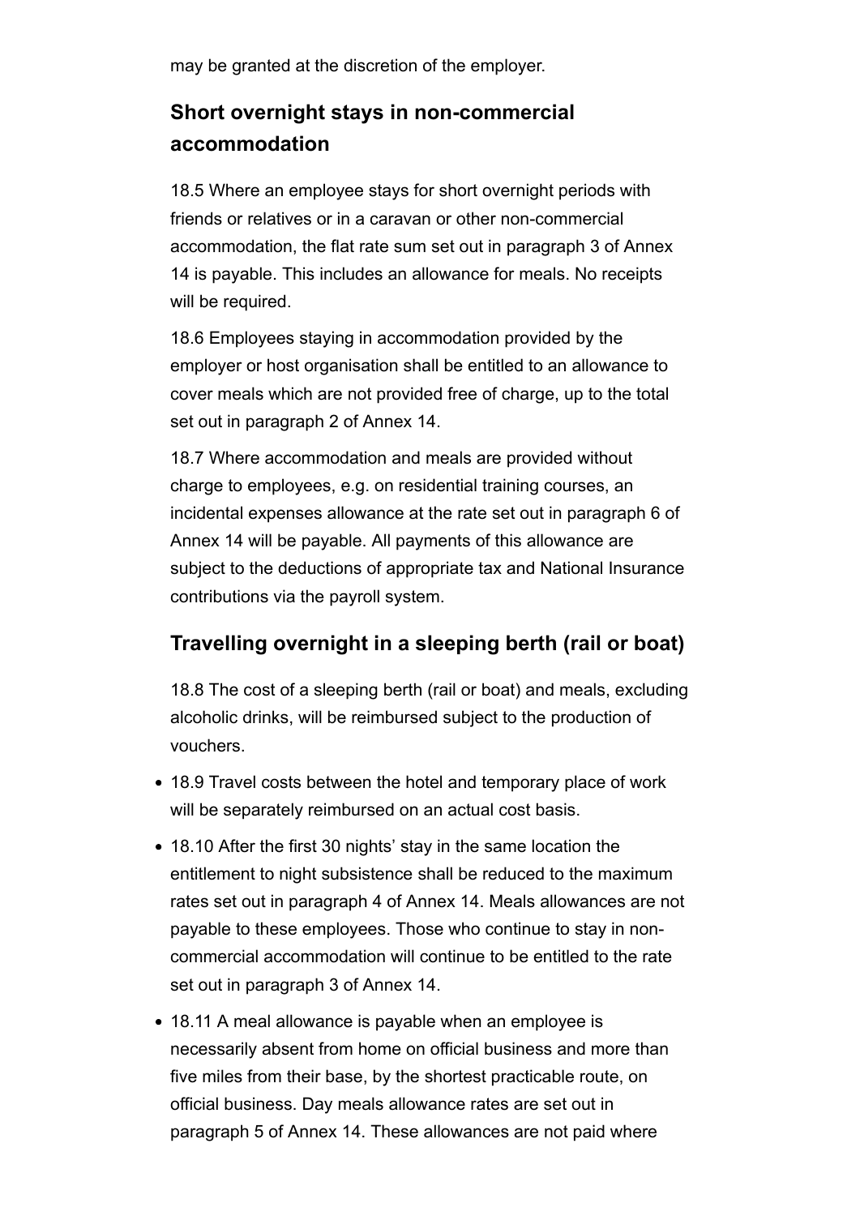may be granted at the discretion of the employer.

### Short overnight stays in non-commercial accommodation

18.5 Where an employee stays for short overnight periods with friends or relatives or in a caravan or other non-commercial accommodation, the flat rate sum set out in paragraph 3 of Annex 14 is payable. This includes an allowance for meals. No receipts will be required.

18.6 Employees staying in accommodation provided by the employer or host organisation shall be entitled to an allowance to cover meals which are not provided free of charge, up to the total set out in paragraph 2 of Annex 14.

18.7 Where accommodation and meals are provided without charge to employees, e.g. on residential training courses, an incidental expenses allowance at the rate set out in paragraph 6 of Annex 14 will be payable. All payments of this allowance are subject to the deductions of appropriate tax and National Insurance contributions via the payroll system.

### Travelling overnight in a sleeping berth (rail or boat)

18.8 The cost of a sleeping berth (rail or boat) and meals, excluding alcoholic drinks, will be reimbursed subject to the production of vouchers.

- 18.9 Travel costs between the hotel and temporary place of work will be separately reimbursed on an actual cost basis.
- 18.10 After the first 30 nights' stay in the same location the entitlement to night subsistence shall be reduced to the maximum rates set out in paragraph 4 of Annex 14. Meals allowances are not payable to these employees. Those who continue to stay in non-commercial accommodation will continue to be entitled to the rate set out in paragraph 3 of Annex 14.
- 18.11 A meal allowance is payable when an employee is necessarily absent from home on official business and more than five miles from their base, by the shortest practicable route, on official business. Day meals allowance rates are set out in paragraph 5 of Annex 14. These allowances are not paid where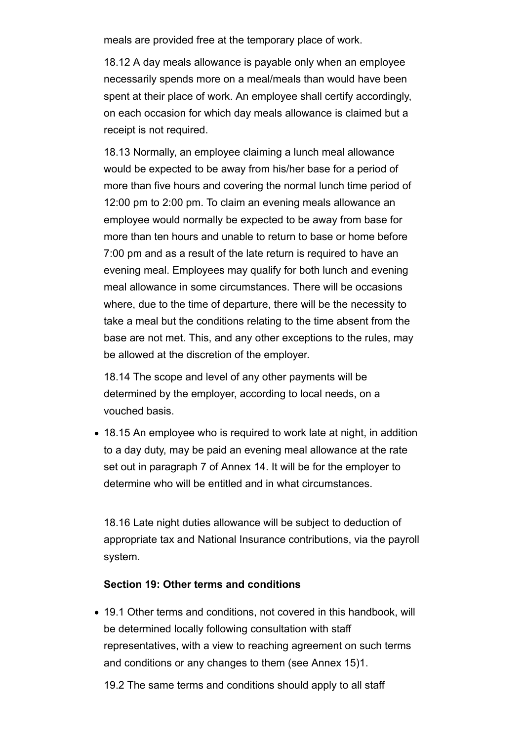meals are provided free at the temporary place of work.

18.12 A day meals allowance is payable only when an employee necessarily spends more on a meal/meals than would have been spent at their place of work. An employee shall certify accordingly, on each occasion for which day meals allowance is claimed but a receipt is not required.

18.13 Normally, an employee claiming a lunch meal allowance would be expected to be away from his/her base for a period of more than five hours and covering the normal lunch time period of 12:00 pm to 2:00 pm. To claim an evening meals allowance an employee would normally be expected to be away from base for more than ten hours and unable to return to base or home before 7:00 pm and as a result of the late return is required to have an evening meal. Employees may qualify for both lunch and evening meal allowance in some circumstances. There will be occasions where, due to the time of departure, there will be the necessity to take a meal but the conditions relating to the time absent from the base are not met. This, and any other exceptions to the rules, may be allowed at the discretion of the employer.

18.14 The scope and level of any other payments will be determined by the employer, according to local needs, on a vouched basis.

- 18.15 An employee who is required to work late at night, in addition to a day duty, may be paid an evening meal allowance at the rate set out in paragraph 7 of Annex 14. It will be for the employer to determine who will be entitled and in what circumstances.

18.16 Late night duties allowance will be subject to deduction of appropriate tax and National Insurance contributions, via the payroll system.

**Section 19: Other terms and conditions**

- 19.1 Other terms and conditions, not covered in this handbook, will be determined locally following consultation with staff representatives, with a view to reaching agreement on such terms and conditions or any changes to them (see Annex 15)1.

19.2 The same terms and conditions should apply to all staff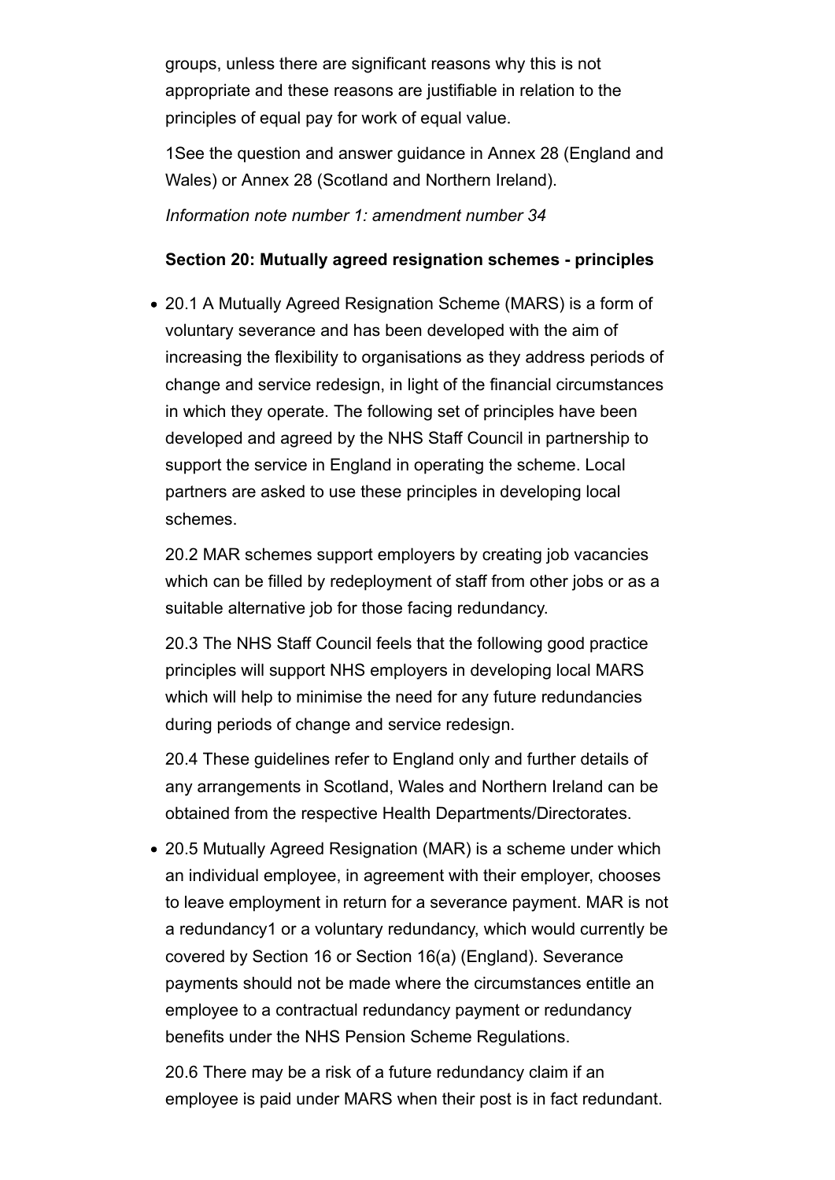groups, unless there are significant reasons why this is not appropriate and these reasons are justifiable in relation to the principles of equal pay for work of equal value.

1See the question and answer guidance in Annex 28 (England and Wales) or Annex 28 (Scotland and Northern Ireland).

*Information note number 1: amendment number 34*

**Section 20: Mutually agreed resignation schemes - principles**

- 20.1 A Mutually Agreed Resignation Scheme (MARS) is a form of voluntary severance and has been developed with the aim of increasing the flexibility to organisations as they address periods of change and service redesign, in light of the financial circumstances in which they operate. The following set of principles have been developed and agreed by the NHS Staff Council in partnership to support the service in England in operating the scheme. Local partners are asked to use these principles in developing local schemes.

  20.2 MAR schemes support employers by creating job vacancies which can be filled by redeployment of staff from other jobs or as a suitable alternative job for those facing redundancy.

  20.3 The NHS Staff Council feels that the following good practice principles will support NHS employers in developing local MARS which will help to minimise the need for any future redundancies during periods of change and service redesign.

  20.4 These guidelines refer to England only and further details of any arrangements in Scotland, Wales and Northern Ireland can be obtained from the respective Health Departments/Directorates.

- 20.5 Mutually Agreed Resignation (MAR) is a scheme under which an individual employee, in agreement with their employer, chooses to leave employment in return for a severance payment. MAR is not a redundancy[1] or a voluntary redundancy, which would currently be covered by Section 16 or Section 16(a) (England). Severance payments should not be made where the circumstances entitle an employee to a contractual redundancy payment or redundancy benefits under the NHS Pension Scheme Regulations.

  20.6 There may be a risk of a future redundancy claim if an employee is paid under MARS when their post is in fact redundant.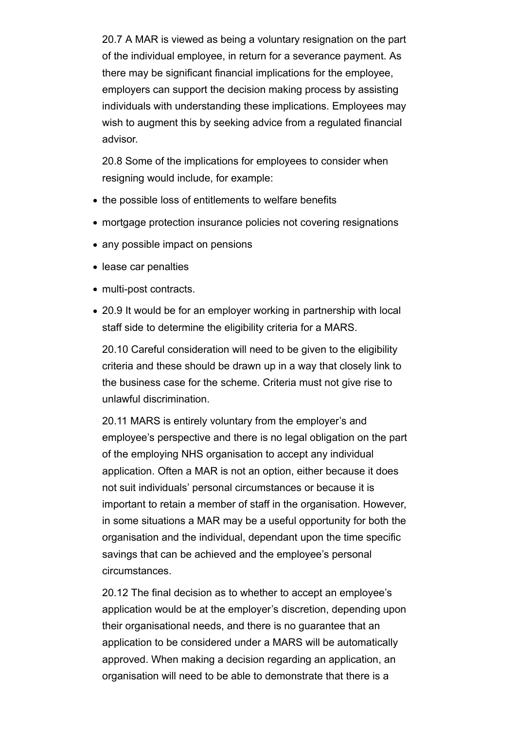20.7 A MAR is viewed as being a voluntary resignation on the part of the individual employee, in return for a severance payment. As there may be significant financial implications for the employee, employers can support the decision making process by assisting individuals with understanding these implications. Employees may wish to augment this by seeking advice from a regulated financial advisor.

20.8 Some of the implications for employees to consider when resigning would include, for example:

- the possible loss of entitlements to welfare benefits
- mortgage protection insurance policies not covering resignations
- any possible impact on pensions
- lease car penalties
- multi-post contracts.
- 20.9 It would be for an employer working in partnership with local staff side to determine the eligibility criteria for a MARS.

20.10 Careful consideration will need to be given to the eligibility criteria and these should be drawn up in a way that closely link to the business case for the scheme. Criteria must not give rise to unlawful discrimination.

20.11 MARS is entirely voluntary from the employer's and employee's perspective and there is no legal obligation on the part of the employing NHS organisation to accept any individual application. Often a MAR is not an option, either because it does not suit individuals' personal circumstances or because it is important to retain a member of staff in the organisation. However, in some situations a MAR may be a useful opportunity for both the organisation and the individual, dependant upon the time specific savings that can be achieved and the employee's personal circumstances.

20.12 The final decision as to whether to accept an employee's application would be at the employer's discretion, depending upon their organisational needs, and there is no guarantee that an application to be considered under a MARS will be automatically approved. When making a decision regarding an application, an organisation will need to be able to demonstrate that there is a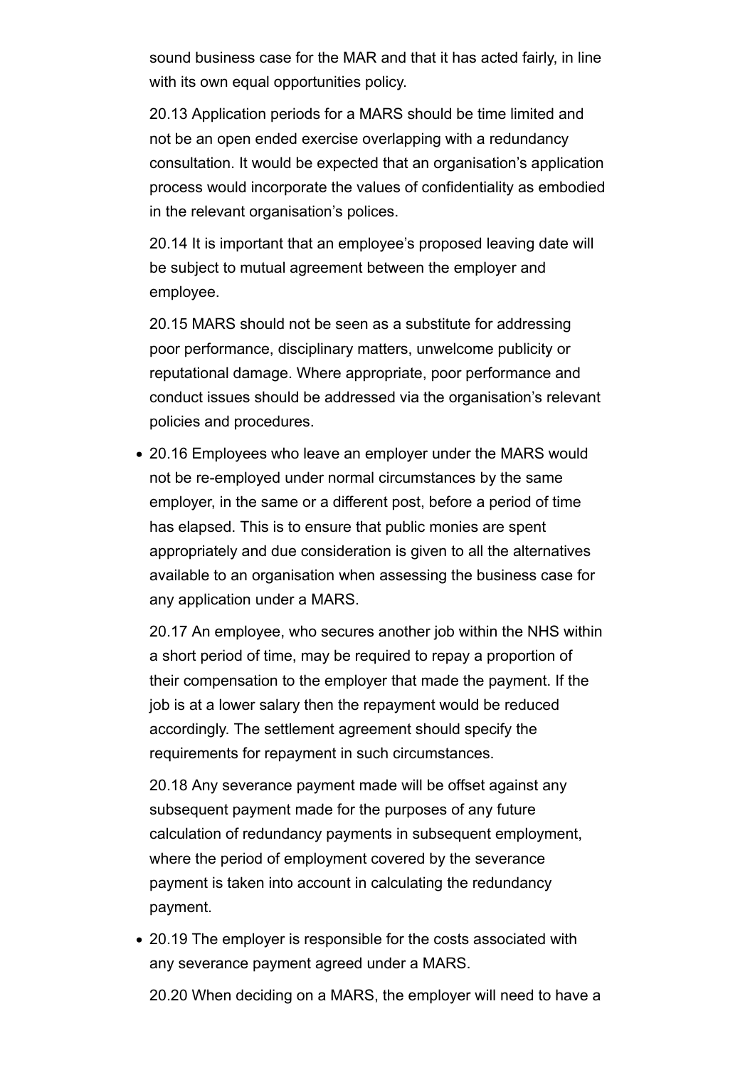sound business case for the MAR and that it has acted fairly, in line with its own equal opportunities policy.

20.13 Application periods for a MARS should be time limited and not be an open ended exercise overlapping with a redundancy consultation. It would be expected that an organisation's application process would incorporate the values of confidentiality as embodied in the relevant organisation's polices.

20.14 It is important that an employee's proposed leaving date will be subject to mutual agreement between the employer and employee.

20.15 MARS should not be seen as a substitute for addressing poor performance, disciplinary matters, unwelcome publicity or reputational damage. Where appropriate, poor performance and conduct issues should be addressed via the organisation's relevant policies and procedures.

- 20.16 Employees who leave an employer under the MARS would not be re-employed under normal circumstances by the same employer, in the same or a different post, before a period of time has elapsed. This is to ensure that public monies are spent appropriately and due consideration is given to all the alternatives available to an organisation when assessing the business case for any application under a MARS.

20.17 An employee, who secures another job within the NHS within a short period of time, may be required to repay a proportion of their compensation to the employer that made the payment. If the job is at a lower salary then the repayment would be reduced accordingly. The settlement agreement should specify the requirements for repayment in such circumstances.

20.18 Any severance payment made will be offset against any subsequent payment made for the purposes of any future calculation of redundancy payments in subsequent employment, where the period of employment covered by the severance payment is taken into account in calculating the redundancy payment.

- 20.19 The employer is responsible for the costs associated with any severance payment agreed under a MARS.

20.20 When deciding on a MARS, the employer will need to have a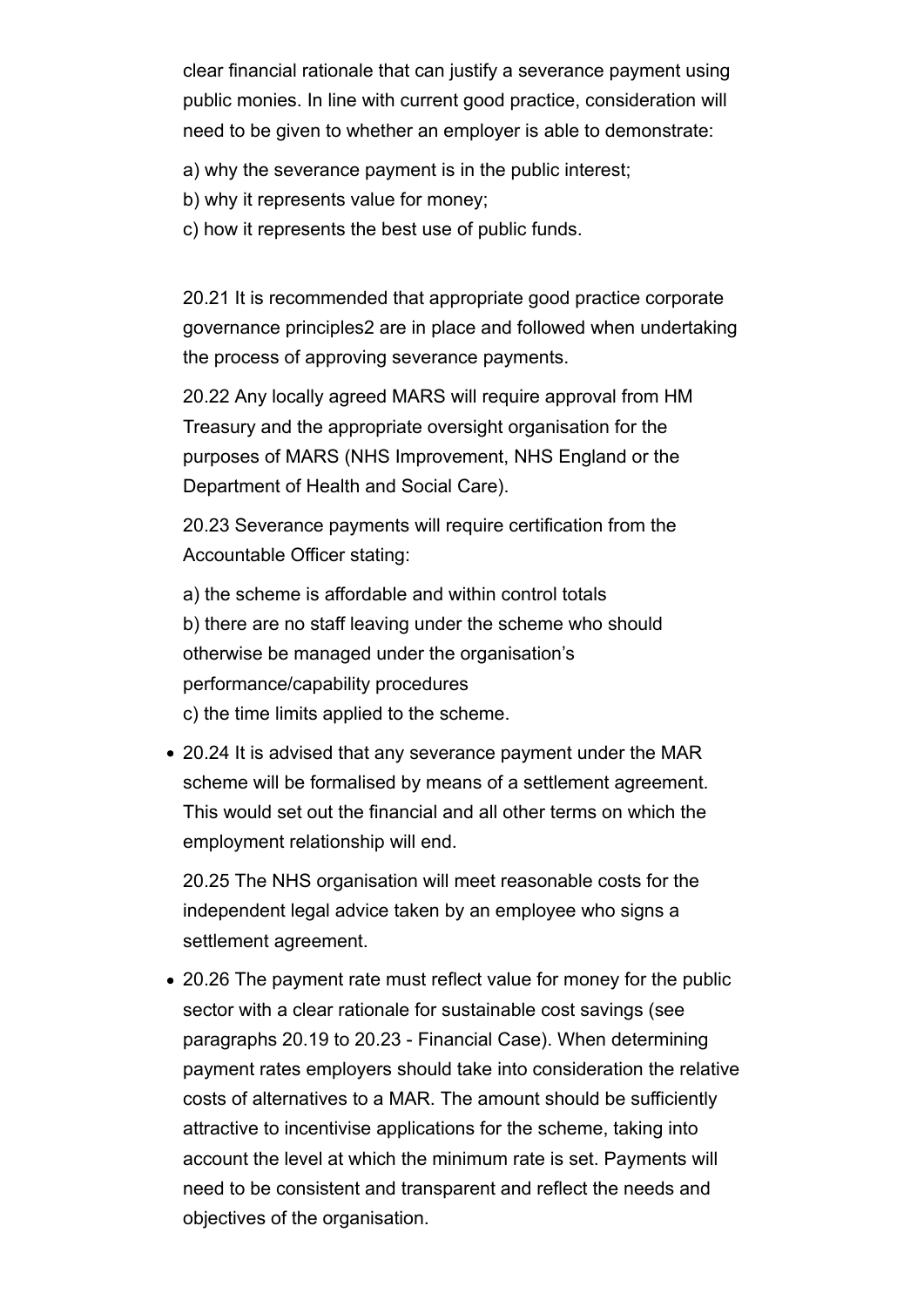clear financial rationale that can justify a severance payment using public monies. In line with current good practice, consideration will need to be given to whether an employer is able to demonstrate:

a) why the severance payment is in the public interest;
b) why it represents value for money;
c) how it represents the best use of public funds.

20.21 It is recommended that appropriate good practice corporate governance principles2 are in place and followed when undertaking the process of approving severance payments.

20.22 Any locally agreed MARS will require approval from HM Treasury and the appropriate oversight organisation for the purposes of MARS (NHS Improvement, NHS England or the Department of Health and Social Care).

20.23 Severance payments will require certification from the Accountable Officer stating:

a) the scheme is affordable and within control totals
b) there are no staff leaving under the scheme who should otherwise be managed under the organisation's performance/capability procedures
c) the time limits applied to the scheme.

- 20.24 It is advised that any severance payment under the MAR scheme will be formalised by means of a settlement agreement. This would set out the financial and all other terms on which the employment relationship will end.

  20.25 The NHS organisation will meet reasonable costs for the independent legal advice taken by an employee who signs a settlement agreement.

- 20.26 The payment rate must reflect value for money for the public sector with a clear rationale for sustainable cost savings (see paragraphs 20.19 to 20.23 - Financial Case). When determining payment rates employers should take into consideration the relative costs of alternatives to a MAR. The amount should be sufficiently attractive to incentivise applications for the scheme, taking into account the level at which the minimum rate is set. Payments will need to be consistent and transparent and reflect the needs and objectives of the organisation.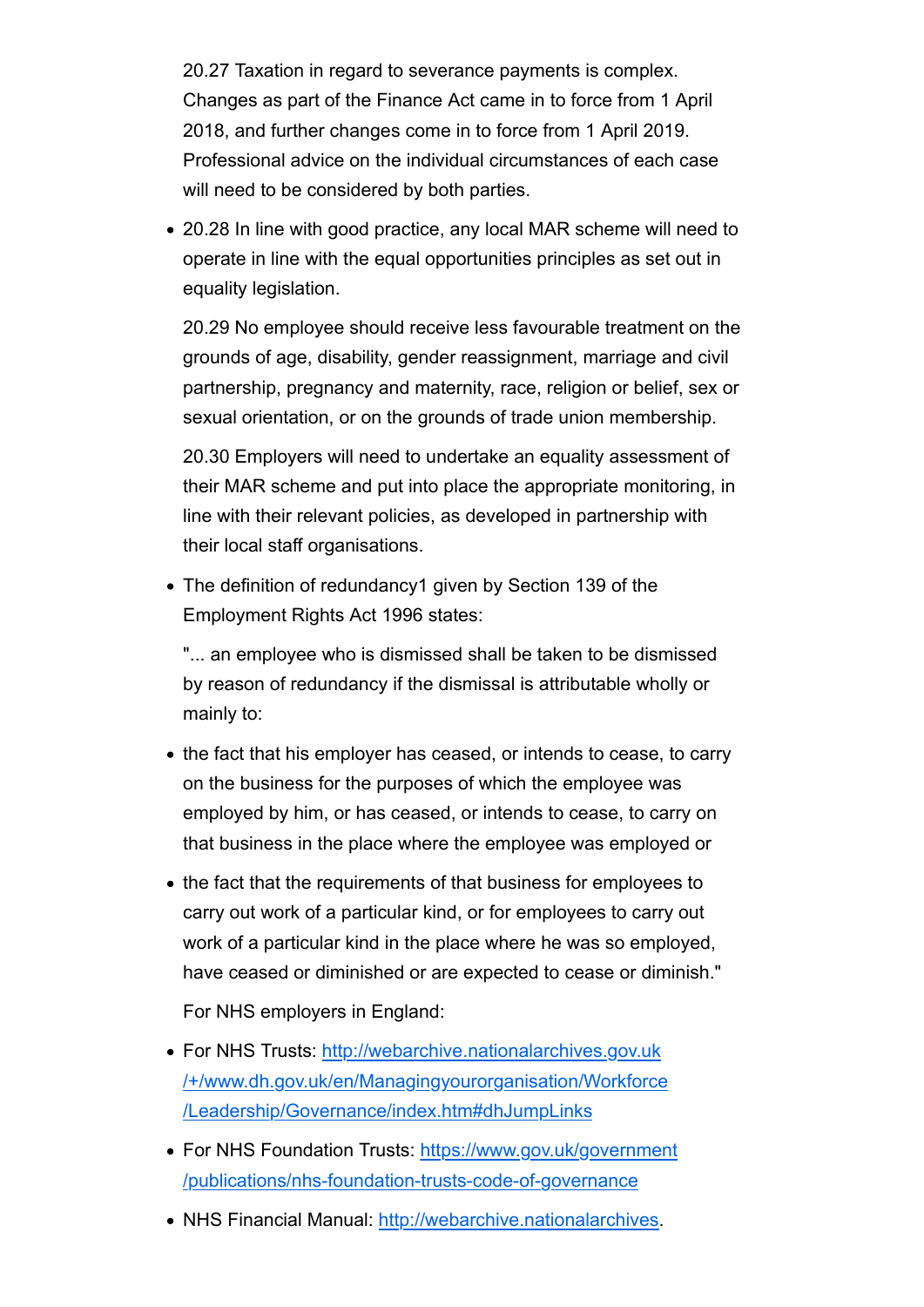20.27 Taxation in regard to severance payments is complex. Changes as part of the Finance Act came in to force from 1 April 2018, and further changes come in to force from 1 April 2019. Professional advice on the individual circumstances of each case will need to be considered by both parties.

- 20.28 In line with good practice, any local MAR scheme will need to operate in line with the equal opportunities principles as set out in equality legislation.

  20.29 No employee should receive less favourable treatment on the grounds of age, disability, gender reassignment, marriage and civil partnership, pregnancy and maternity, race, religion or belief, sex or sexual orientation, or on the grounds of trade union membership.

  20.30 Employers will need to undertake an equality assessment of their MAR scheme and put into place the appropriate monitoring, in line with their relevant policies, as developed in partnership with their local staff organisations.

- The definition of redundancy1 given by Section 139 of the Employment Rights Act 1996 states:

  "... an employee who is dismissed shall be taken to be dismissed by reason of redundancy if the dismissal is attributable wholly or mainly to:

- the fact that his employer has ceased, or intends to cease, to carry on the business for the purposes of which the employee was employed by him, or has ceased, or intends to cease, to carry on that business in the place where the employee was employed or

- the fact that the requirements of that business for employees to carry out work of a particular kind, or for employees to carry out work of a particular kind in the place where he was so employed, have ceased or diminished or are expected to cease or diminish."

  For NHS employers in England:

- For NHS Trusts: [http://webarchive.nationalarchives.gov.uk/+/www.dh.gov.uk/en/Managingyourorganisation/Workforce/Leadership/Governance/index.htm#dhJumpLinks](http://webarchive.nationalarchives.gov.uk/+/www.dh.gov.uk/en/Managingyourorganisation/Workforce/Leadership/Governance/index.htm#dhJumpLinks)

- For NHS Foundation Trusts: [https://www.gov.uk/government/publications/nhs-foundation-trusts-code-of-governance](https://www.gov.uk/government/publications/nhs-foundation-trusts-code-of-governance)

- NHS Financial Manual: [http://webarchive.nationalarchives](http://webarchive.nationalarchives).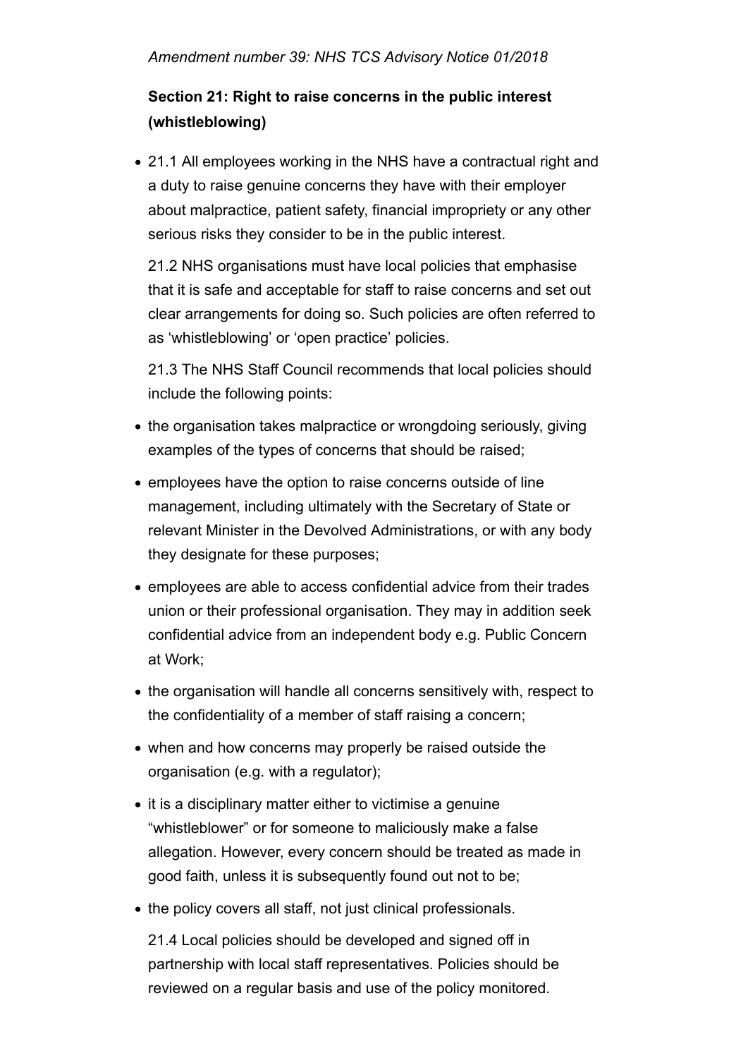*Amendment number 39: NHS TCS Advisory Notice 01/2018*

**Section 21: Right to raise concerns in the public interest (whistleblowing)**

- 21.1 All employees working in the NHS have a contractual right and a duty to raise genuine concerns they have with their employer about malpractice, patient safety, financial impropriety or any other serious risks they consider to be in the public interest.

  21.2 NHS organisations must have local policies that emphasise that it is safe and acceptable for staff to raise concerns and set out clear arrangements for doing so. Such policies are often referred to as 'whistleblowing' or 'open practice' policies.

  21.3 The NHS Staff Council recommends that local policies should include the following points:

- the organisation takes malpractice or wrongdoing seriously, giving examples of the types of concerns that should be raised;
- employees have the option to raise concerns outside of line management, including ultimately with the Secretary of State or relevant Minister in the Devolved Administrations, or with any body they designate for these purposes;
- employees are able to access confidential advice from their trades union or their professional organisation. They may in addition seek confidential advice from an independent body e.g. Public Concern at Work;
- the organisation will handle all concerns sensitively with, respect to the confidentiality of a member of staff raising a concern;
- when and how concerns may properly be raised outside the organisation (e.g. with a regulator);
- it is a disciplinary matter either to victimise a genuine "whistleblower" or for someone to maliciously make a false allegation. However, every concern should be treated as made in good faith, unless it is subsequently found out not to be;
- the policy covers all staff, not just clinical professionals.

  21.4 Local policies should be developed and signed off in partnership with local staff representatives. Policies should be reviewed on a regular basis and use of the policy monitored.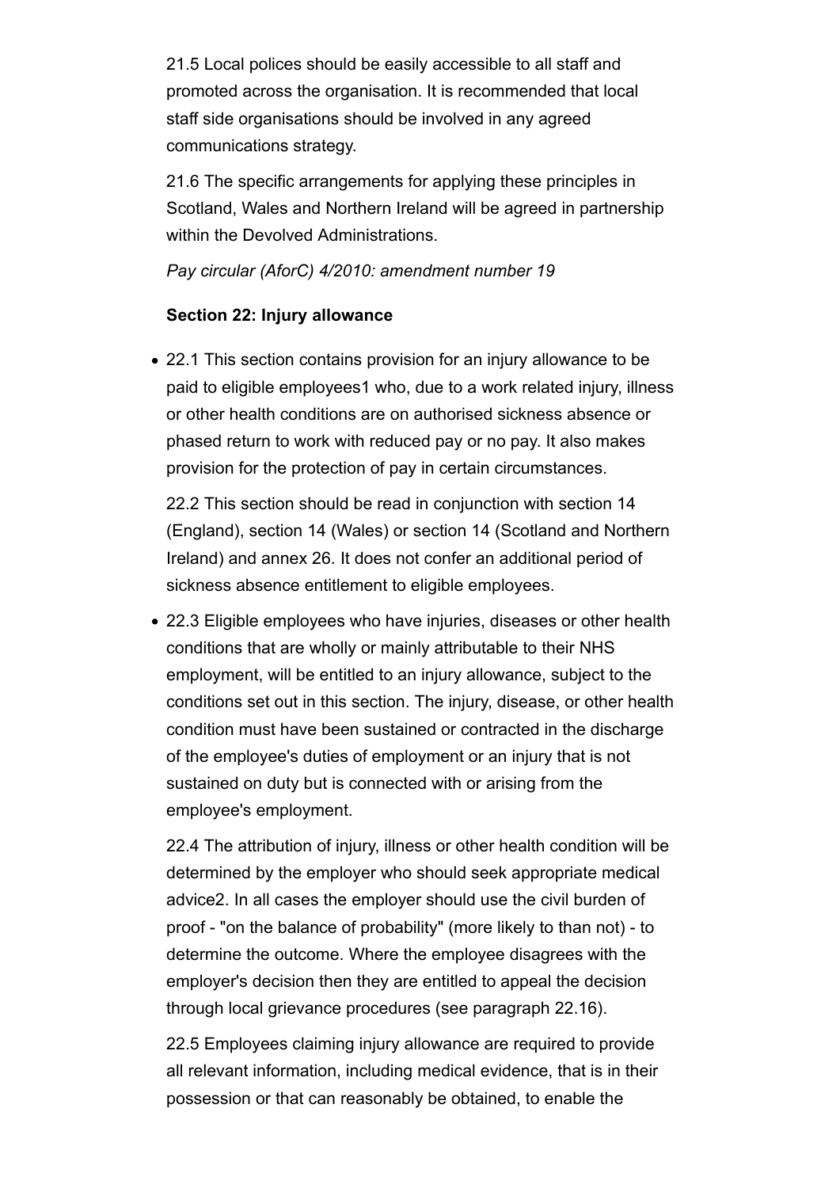21.5 Local polices should be easily accessible to all staff and promoted across the organisation. It is recommended that local staff side organisations should be involved in any agreed communications strategy.

21.6 The specific arrangements for applying these principles in Scotland, Wales and Northern Ireland will be agreed in partnership within the Devolved Administrations.

*Pay circular (AforC) 4/2010: amendment number 19*

**Section 22: Injury allowance**

- 22.1 This section contains provision for an injury allowance to be paid to eligible employees[1] who, due to a work related injury, illness or other health conditions are on authorised sickness absence or phased return to work with reduced pay or no pay. It also makes provision for the protection of pay in certain circumstances.

  22.2 This section should be read in conjunction with section 14 (England), section 14 (Wales) or section 14 (Scotland and Northern Ireland) and annex 26. It does not confer an additional period of sickness absence entitlement to eligible employees.

- 22.3 Eligible employees who have injuries, diseases or other health conditions that are wholly or mainly attributable to their NHS employment, will be entitled to an injury allowance, subject to the conditions set out in this section. The injury, disease, or other health condition must have been sustained or contracted in the discharge of the employee's duties of employment or an injury that is not sustained on duty but is connected with or arising from the employee's employment.

  22.4 The attribution of injury, illness or other health condition will be determined by the employer who should seek appropriate medical advice[2]. In all cases the employer should use the civil burden of proof - "on the balance of probability" (more likely to than not) - to determine the outcome. Where the employee disagrees with the employer's decision then they are entitled to appeal the decision through local grievance procedures (see paragraph 22.16).

  22.5 Employees claiming injury allowance are required to provide all relevant information, including medical evidence, that is in their possession or that can reasonably be obtained, to enable the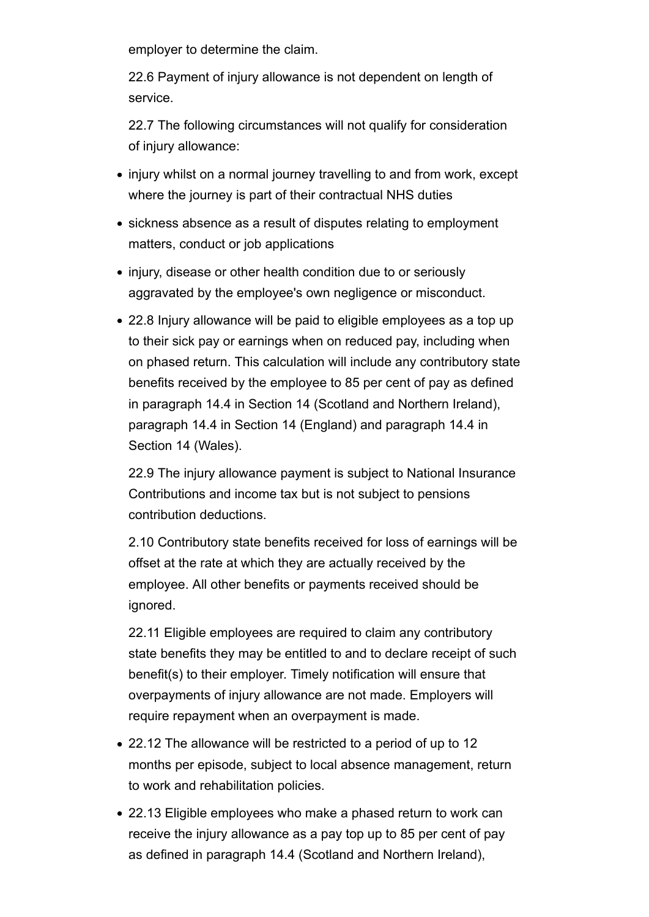employer to determine the claim.

22.6 Payment of injury allowance is not dependent on length of service.

22.7 The following circumstances will not qualify for consideration of injury allowance:

- injury whilst on a normal journey travelling to and from work, except where the journey is part of their contractual NHS duties
- sickness absence as a result of disputes relating to employment matters, conduct or job applications
- injury, disease or other health condition due to or seriously aggravated by the employee's own negligence or misconduct.
- 22.8 Injury allowance will be paid to eligible employees as a top up to their sick pay or earnings when on reduced pay, including when on phased return. This calculation will include any contributory state benefits received by the employee to 85 per cent of pay as defined in paragraph 14.4 in Section 14 (Scotland and Northern Ireland), paragraph 14.4 in Section 14 (England) and paragraph 14.4 in Section 14 (Wales).

22.9 The injury allowance payment is subject to National Insurance Contributions and income tax but is not subject to pensions contribution deductions.

2.10 Contributory state benefits received for loss of earnings will be offset at the rate at which they are actually received by the employee. All other benefits or payments received should be ignored.

22.11 Eligible employees are required to claim any contributory state benefits they may be entitled to and to declare receipt of such benefit(s) to their employer. Timely notification will ensure that overpayments of injury allowance are not made. Employers will require repayment when an overpayment is made.

- 22.12 The allowance will be restricted to a period of up to 12 months per episode, subject to local absence management, return to work and rehabilitation policies.
- 22.13 Eligible employees who make a phased return to work can receive the injury allowance as a pay top up to 85 per cent of pay as defined in paragraph 14.4 (Scotland and Northern Ireland),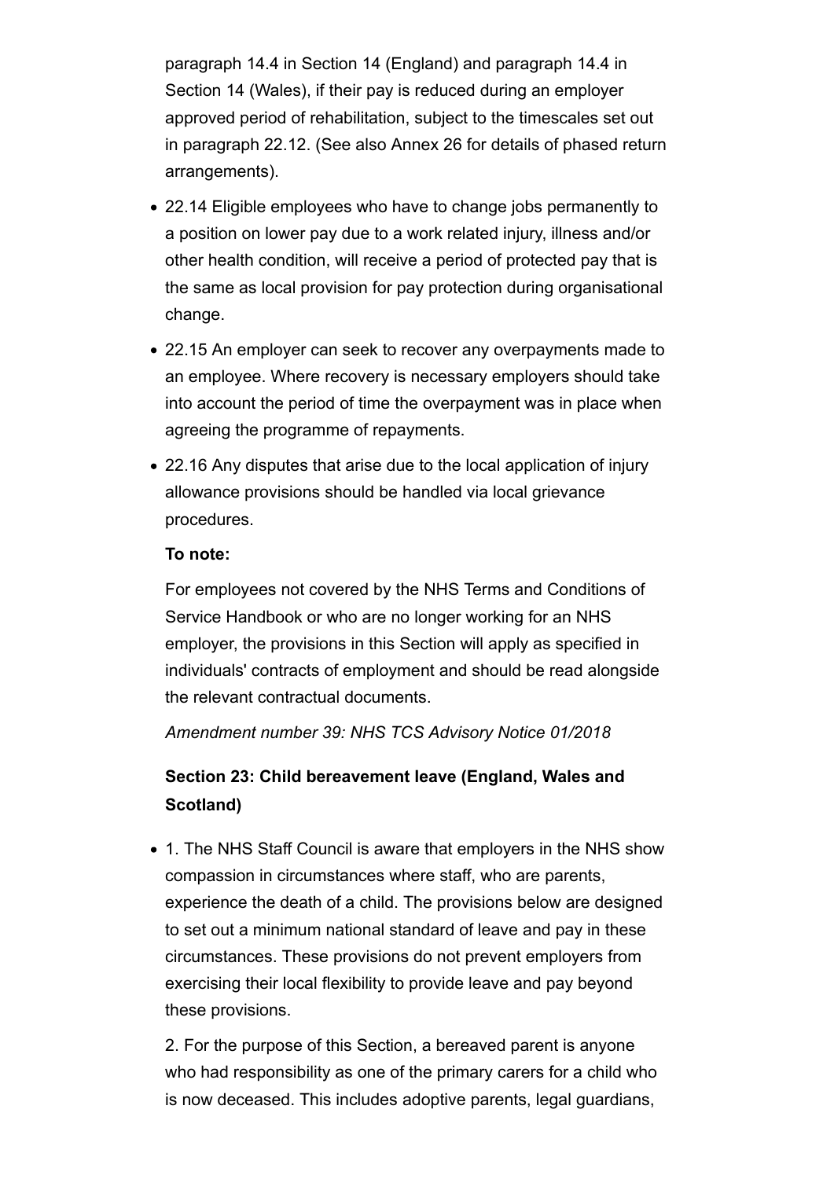paragraph 14.4 in Section 14 (England) and paragraph 14.4 in Section 14 (Wales), if their pay is reduced during an employer approved period of rehabilitation, subject to the timescales set out in paragraph 22.12. (See also Annex 26 for details of phased return arrangements).

- 22.14 Eligible employees who have to change jobs permanently to a position on lower pay due to a work related injury, illness and/or other health condition, will receive a period of protected pay that is the same as local provision for pay protection during organisational change.
- 22.15 An employer can seek to recover any overpayments made to an employee. Where recovery is necessary employers should take into account the period of time the overpayment was in place when agreeing the programme of repayments.
- 22.16 Any disputes that arise due to the local application of injury allowance provisions should be handled via local grievance procedures.

  **To note:**

  For employees not covered by the NHS Terms and Conditions of Service Handbook or who are no longer working for an NHS employer, the provisions in this Section will apply as specified in individuals' contracts of employment and should be read alongside the relevant contractual documents.

  *Amendment number 39: NHS TCS Advisory Notice 01/2018*

### Section 23: Child bereavement leave (England, Wales and Scotland)

- 1. The NHS Staff Council is aware that employers in the NHS show compassion in circumstances where staff, who are parents, experience the death of a child. The provisions below are designed to set out a minimum national standard of leave and pay in these circumstances. These provisions do not prevent employers from exercising their local flexibility to provide leave and pay beyond these provisions.

  2. For the purpose of this Section, a bereaved parent is anyone who had responsibility as one of the primary carers for a child who is now deceased. This includes adoptive parents, legal guardians,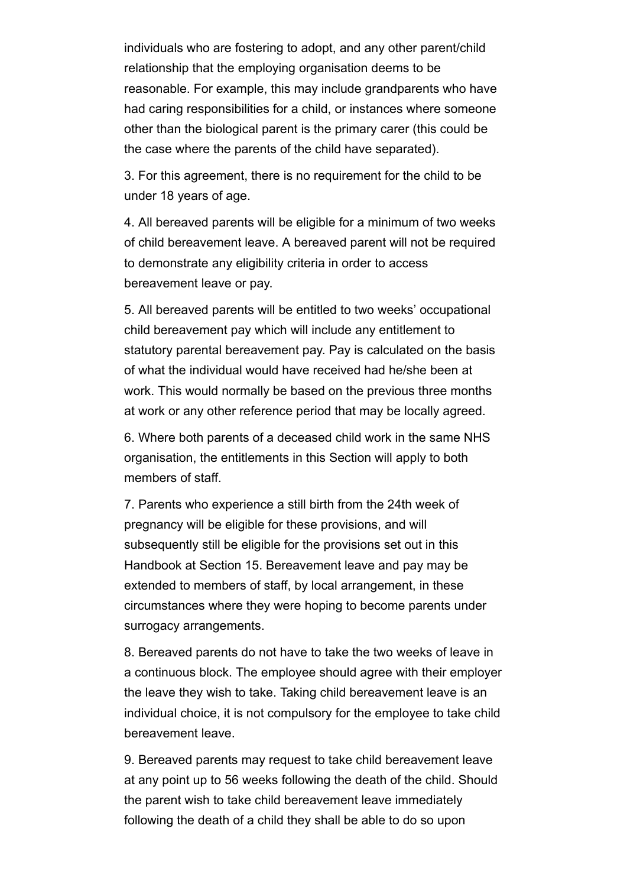individuals who are fostering to adopt, and any other parent/child relationship that the employing organisation deems to be reasonable. For example, this may include grandparents who have had caring responsibilities for a child, or instances where someone other than the biological parent is the primary carer (this could be the case where the parents of the child have separated).

3. For this agreement, there is no requirement for the child to be under 18 years of age.

4. All bereaved parents will be eligible for a minimum of two weeks of child bereavement leave. A bereaved parent will not be required to demonstrate any eligibility criteria in order to access bereavement leave or pay.

5. All bereaved parents will be entitled to two weeks' occupational child bereavement pay which will include any entitlement to statutory parental bereavement pay. Pay is calculated on the basis of what the individual would have received had he/she been at work. This would normally be based on the previous three months at work or any other reference period that may be locally agreed.

6. Where both parents of a deceased child work in the same NHS organisation, the entitlements in this Section will apply to both members of staff.

7. Parents who experience a still birth from the 24th week of pregnancy will be eligible for these provisions, and will subsequently still be eligible for the provisions set out in this Handbook at Section 15. Bereavement leave and pay may be extended to members of staff, by local arrangement, in these circumstances where they were hoping to become parents under surrogacy arrangements.

8. Bereaved parents do not have to take the two weeks of leave in a continuous block. The employee should agree with their employer the leave they wish to take. Taking child bereavement leave is an individual choice, it is not compulsory for the employee to take child bereavement leave.

9. Bereaved parents may request to take child bereavement leave at any point up to 56 weeks following the death of the child. Should the parent wish to take child bereavement leave immediately following the death of a child they shall be able to do so upon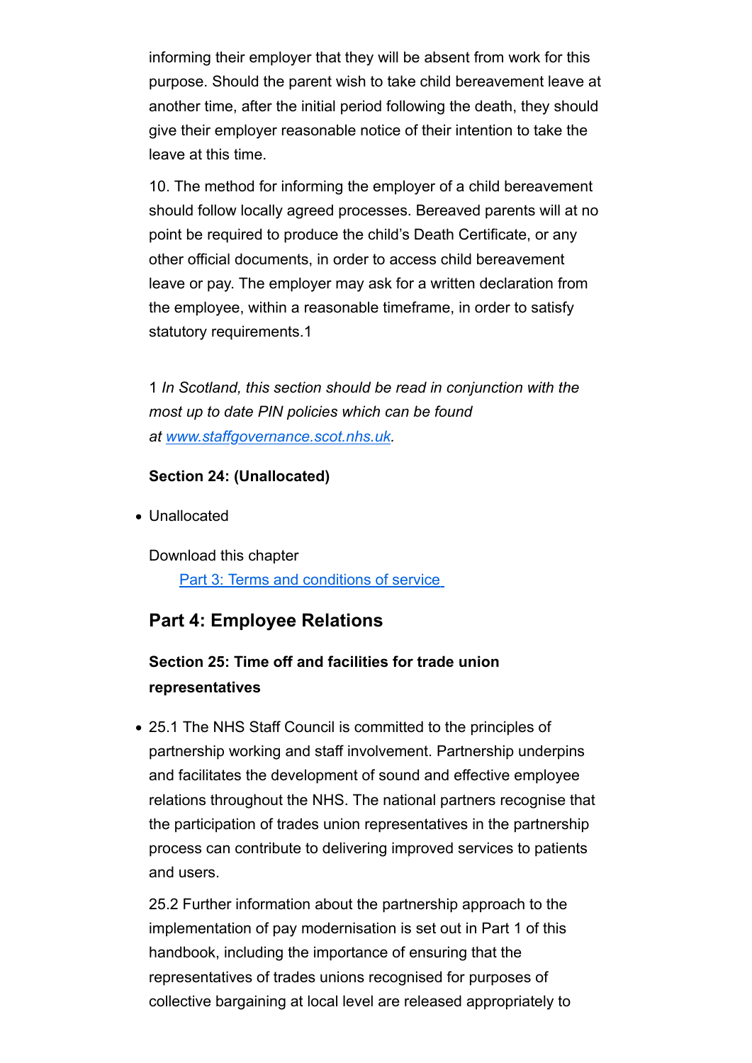informing their employer that they will be absent from work for this purpose. Should the parent wish to take child bereavement leave at another time, after the initial period following the death, they should give their employer reasonable notice of their intention to take the leave at this time.

10. The method for informing the employer of a child bereavement should follow locally agreed processes. Bereaved parents will at no point be required to produce the child's Death Certificate, or any other official documents, in order to access child bereavement leave or pay. The employer may ask for a written declaration from the employee, within a reasonable timeframe, in order to satisfy statutory requirements.1

1 *In Scotland, this section should be read in conjunction with the most up to date PIN policies which can be found at [www.staffgovernance.scot.nhs.uk](http://www.staffgovernance.scot.nhs.uk).*

**Section 24: (Unallocated)**

- Unallocated

Download this chapter
[Part 3: Terms and conditions of service](#)

## Part 4: Employee Relations

### Section 25: Time off and facilities for trade union representatives

- 25.1 The NHS Staff Council is committed to the principles of partnership working and staff involvement. Partnership underpins and facilitates the development of sound and effective employee relations throughout the NHS. The national partners recognise that the participation of trades union representatives in the partnership process can contribute to delivering improved services to patients and users.

  25.2 Further information about the partnership approach to the implementation of pay modernisation is set out in Part 1 of this handbook, including the importance of ensuring that the representatives of trades unions recognised for purposes of collective bargaining at local level are released appropriately to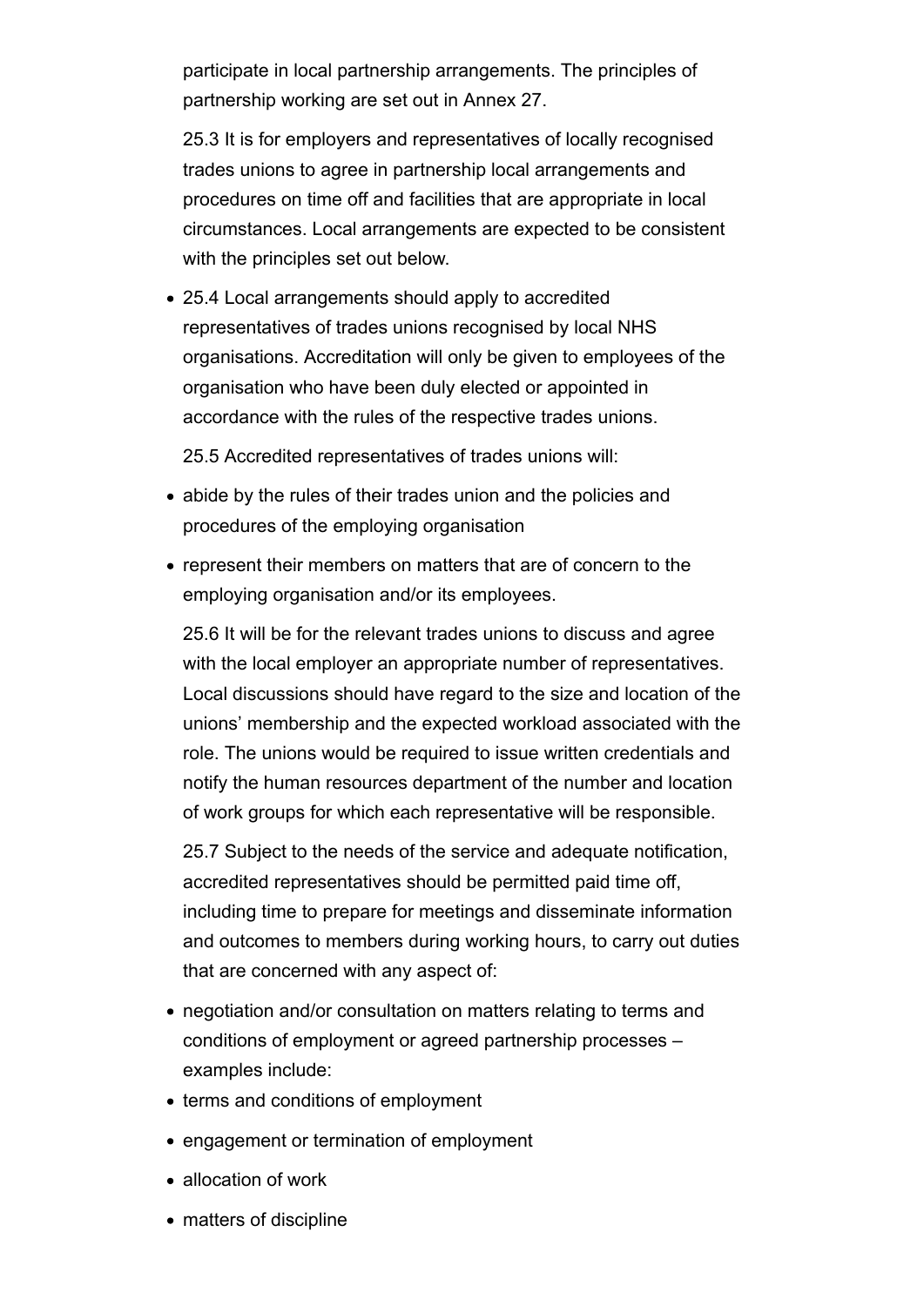participate in local partnership arrangements. The principles of partnership working are set out in Annex 27.

25.3 It is for employers and representatives of locally recognised trades unions to agree in partnership local arrangements and procedures on time off and facilities that are appropriate in local circumstances. Local arrangements are expected to be consistent with the principles set out below.

- 25.4 Local arrangements should apply to accredited representatives of trades unions recognised by local NHS organisations. Accreditation will only be given to employees of the organisation who have been duly elected or appointed in accordance with the rules of the respective trades unions.

25.5 Accredited representatives of trades unions will:

- abide by the rules of their trades union and the policies and procedures of the employing organisation
- represent their members on matters that are of concern to the employing organisation and/or its employees.

25.6 It will be for the relevant trades unions to discuss and agree with the local employer an appropriate number of representatives. Local discussions should have regard to the size and location of the unions' membership and the expected workload associated with the role. The unions would be required to issue written credentials and notify the human resources department of the number and location of work groups for which each representative will be responsible.

25.7 Subject to the needs of the service and adequate notification, accredited representatives should be permitted paid time off, including time to prepare for meetings and disseminate information and outcomes to members during working hours, to carry out duties that are concerned with any aspect of:

- negotiation and/or consultation on matters relating to terms and conditions of employment or agreed partnership processes – examples include:
- terms and conditions of employment
- engagement or termination of employment
- allocation of work
- matters of discipline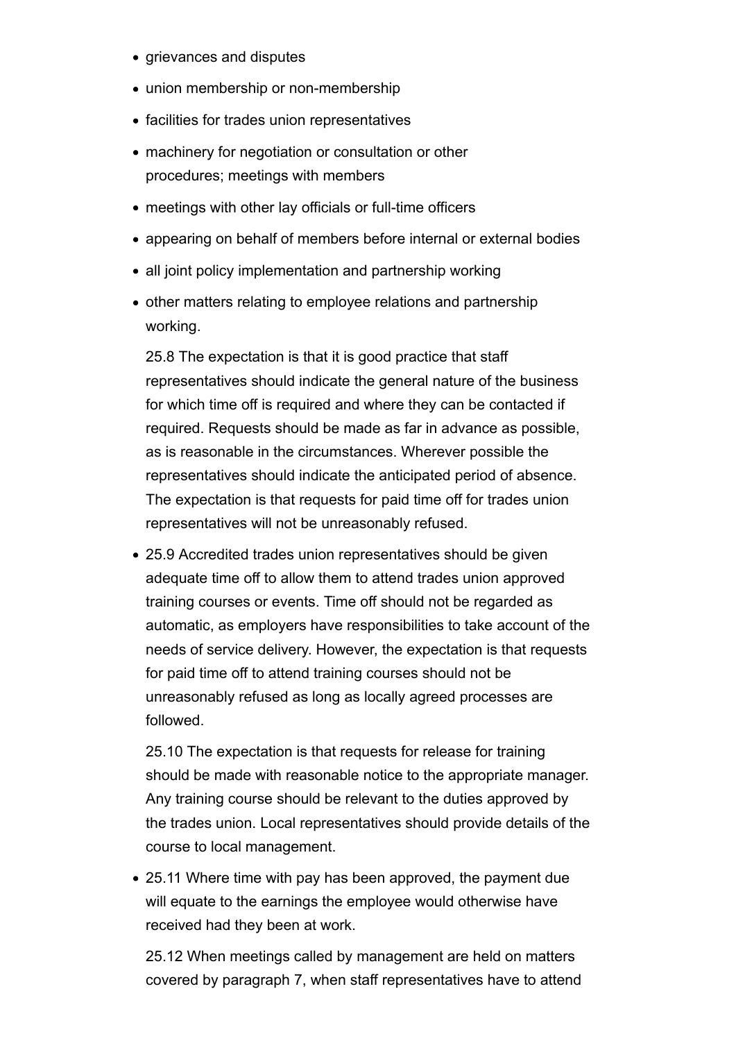- grievances and disputes
- union membership or non-membership
- facilities for trades union representatives
- machinery for negotiation or consultation or other procedures; meetings with members
- meetings with other lay officials or full-time officers
- appearing on behalf of members before internal or external bodies
- all joint policy implementation and partnership working
- other matters relating to employee relations and partnership working.

  25.8 The expectation is that it is good practice that staff representatives should indicate the general nature of the business for which time off is required and where they can be contacted if required. Requests should be made as far in advance as possible, as is reasonable in the circumstances. Wherever possible the representatives should indicate the anticipated period of absence. The expectation is that requests for paid time off for trades union representatives will not be unreasonably refused.

- 25.9 Accredited trades union representatives should be given adequate time off to allow them to attend trades union approved training courses or events. Time off should not be regarded as automatic, as employers have responsibilities to take account of the needs of service delivery. However, the expectation is that requests for paid time off to attend training courses should not be unreasonably refused as long as locally agreed processes are followed.

  25.10 The expectation is that requests for release for training should be made with reasonable notice to the appropriate manager. Any training course should be relevant to the duties approved by the trades union. Local representatives should provide details of the course to local management.

- 25.11 Where time with pay has been approved, the payment due will equate to the earnings the employee would otherwise have received had they been at work.

  25.12 When meetings called by management are held on matters covered by paragraph 7, when staff representatives have to attend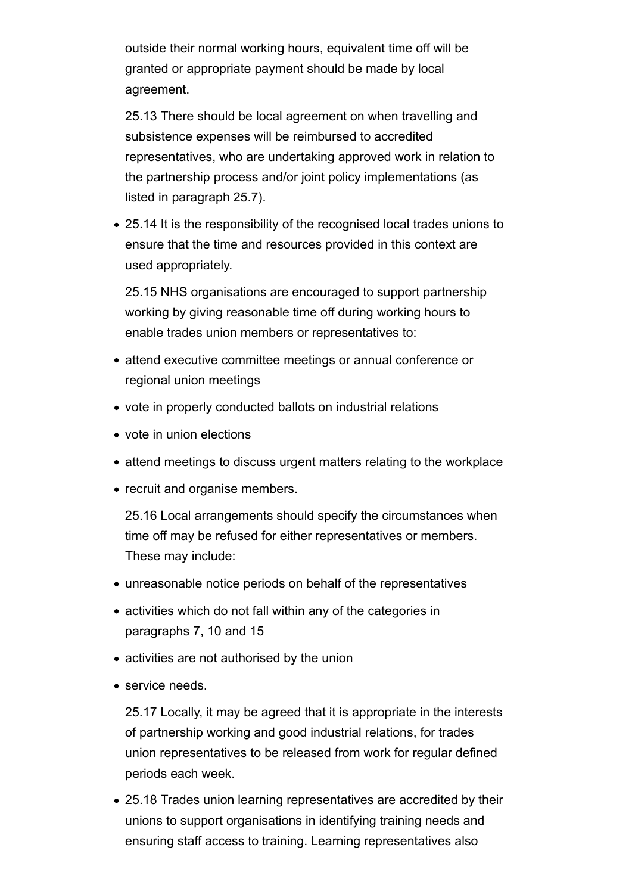outside their normal working hours, equivalent time off will be granted or appropriate payment should be made by local agreement.

25.13 There should be local agreement on when travelling and subsistence expenses will be reimbursed to accredited representatives, who are undertaking approved work in relation to the partnership process and/or joint policy implementations (as listed in paragraph 25.7).

- 25.14 It is the responsibility of the recognised local trades unions to ensure that the time and resources provided in this context are used appropriately.

25.15 NHS organisations are encouraged to support partnership working by giving reasonable time off during working hours to enable trades union members or representatives to:

- attend executive committee meetings or annual conference or regional union meetings
- vote in properly conducted ballots on industrial relations
- vote in union elections
- attend meetings to discuss urgent matters relating to the workplace
- recruit and organise members.

25.16 Local arrangements should specify the circumstances when time off may be refused for either representatives or members. These may include:

- unreasonable notice periods on behalf of the representatives
- activities which do not fall within any of the categories in paragraphs 7, 10 and 15
- activities are not authorised by the union
- service needs.

25.17 Locally, it may be agreed that it is appropriate in the interests of partnership working and good industrial relations, for trades union representatives to be released from work for regular defined periods each week.

- 25.18 Trades union learning representatives are accredited by their unions to support organisations in identifying training needs and ensuring staff access to training. Learning representatives also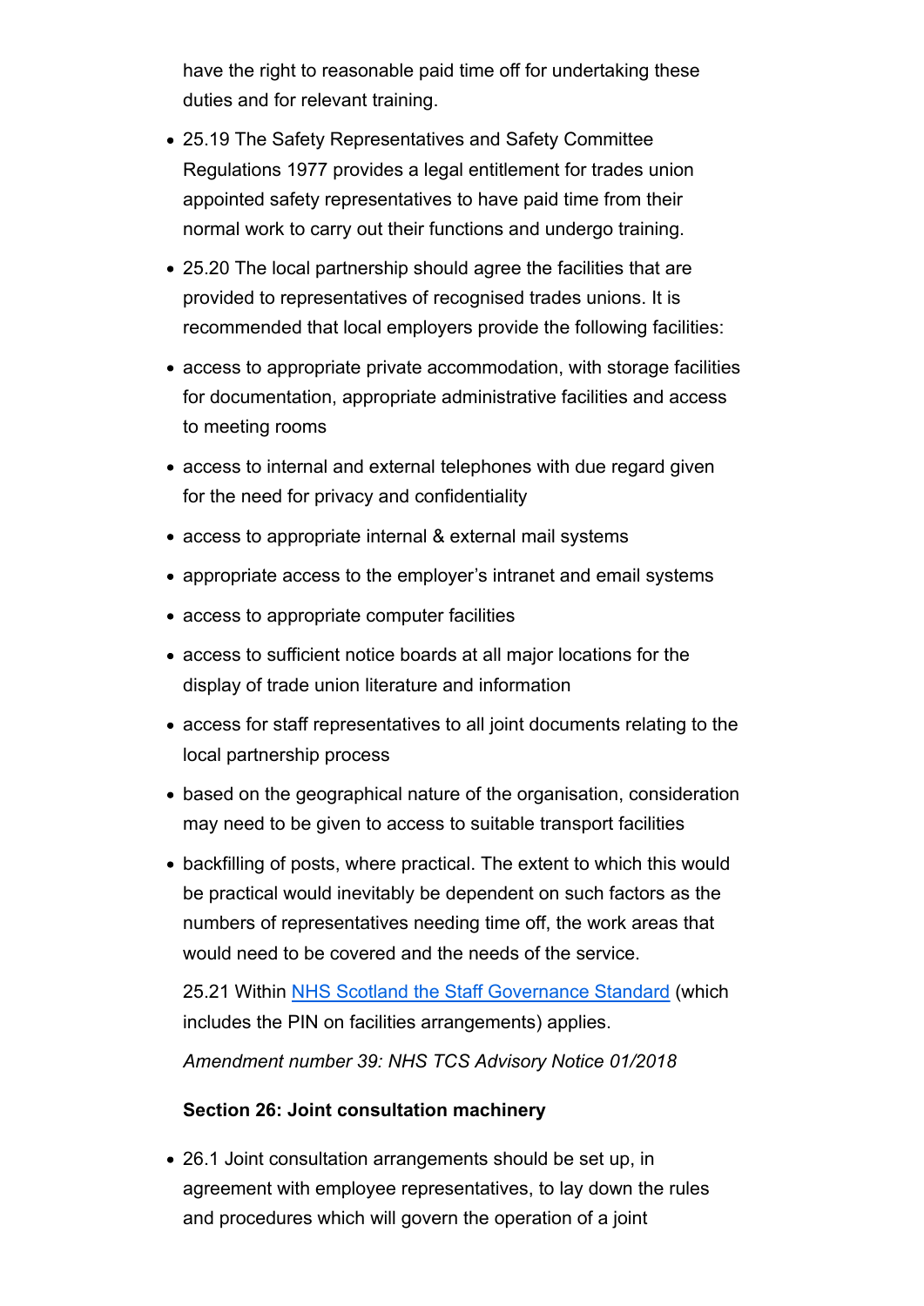have the right to reasonable paid time off for undertaking these duties and for relevant training.

- 25.19 The Safety Representatives and Safety Committee Regulations 1977 provides a legal entitlement for trades union appointed safety representatives to have paid time from their normal work to carry out their functions and undergo training.
- 25.20 The local partnership should agree the facilities that are provided to representatives of recognised trades unions. It is recommended that local employers provide the following facilities:
- access to appropriate private accommodation, with storage facilities for documentation, appropriate administrative facilities and access to meeting rooms
- access to internal and external telephones with due regard given for the need for privacy and confidentiality
- access to appropriate internal & external mail systems
- appropriate access to the employer's intranet and email systems
- access to appropriate computer facilities
- access to sufficient notice boards at all major locations for the display of trade union literature and information
- access for staff representatives to all joint documents relating to the local partnership process
- based on the geographical nature of the organisation, consideration may need to be given to access to suitable transport facilities
- backfilling of posts, where practical. The extent to which this would be practical would inevitably be dependent on such factors as the numbers of representatives needing time off, the work areas that would need to be covered and the needs of the service.

  25.21 Within [NHS Scotland the Staff Governance Standard] (which includes the PIN on facilities arrangements) applies.

  *Amendment number 39: NHS TCS Advisory Notice 01/2018*

**Section 26: Joint consultation machinery**

- 26.1 Joint consultation arrangements should be set up, in agreement with employee representatives, to lay down the rules and procedures which will govern the operation of a joint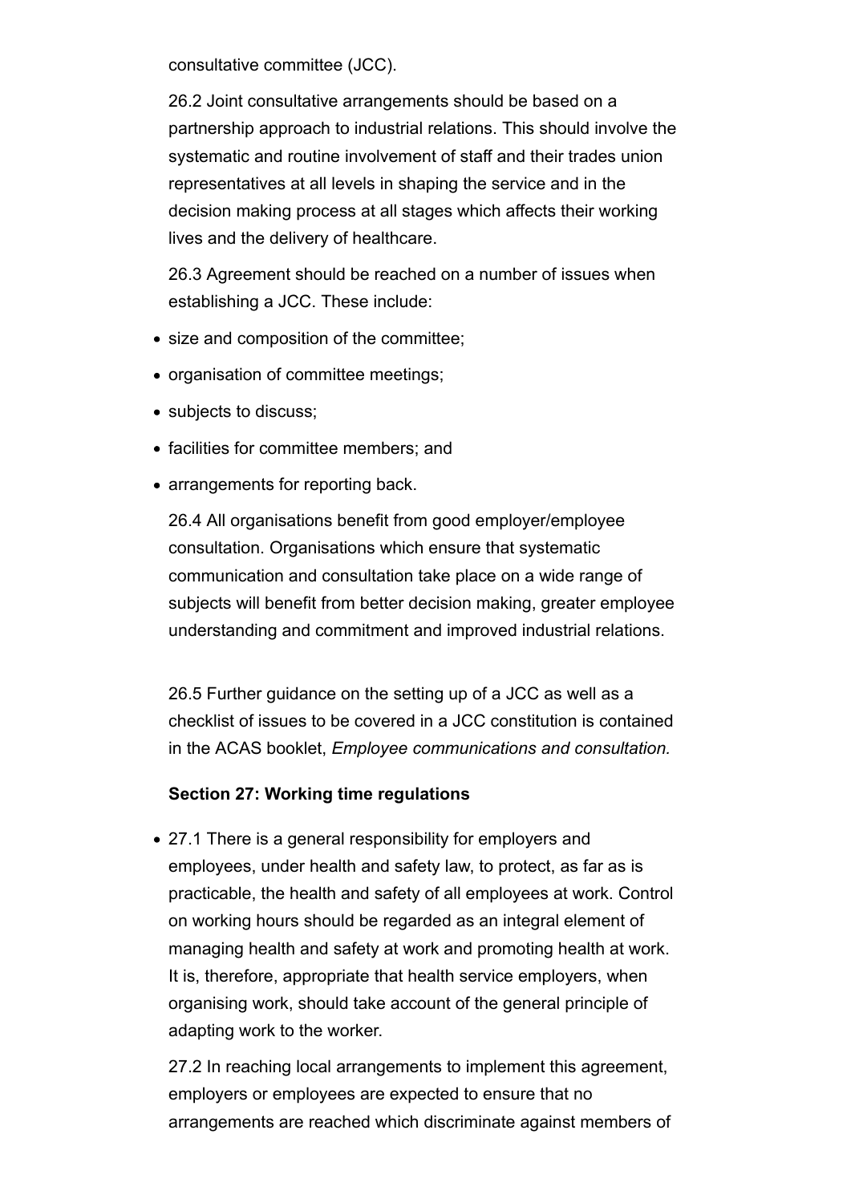consultative committee (JCC).

26.2 Joint consultative arrangements should be based on a partnership approach to industrial relations. This should involve the systematic and routine involvement of staff and their trades union representatives at all levels in shaping the service and in the decision making process at all stages which affects their working lives and the delivery of healthcare.

26.3 Agreement should be reached on a number of issues when establishing a JCC. These include:

- size and composition of the committee;
- organisation of committee meetings;
- subjects to discuss;
- facilities for committee members; and
- arrangements for reporting back.

26.4 All organisations benefit from good employer/employee consultation. Organisations which ensure that systematic communication and consultation take place on a wide range of subjects will benefit from better decision making, greater employee understanding and commitment and improved industrial relations.

26.5 Further guidance on the setting up of a JCC as well as a checklist of issues to be covered in a JCC constitution is contained in the ACAS booklet, *Employee communications and consultation.*

**Section 27: Working time regulations**

- 27.1 There is a general responsibility for employers and employees, under health and safety law, to protect, as far as is practicable, the health and safety of all employees at work. Control on working hours should be regarded as an integral element of managing health and safety at work and promoting health at work. It is, therefore, appropriate that health service employers, when organising work, should take account of the general principle of adapting work to the worker.

27.2 In reaching local arrangements to implement this agreement, employers or employees are expected to ensure that no arrangements are reached which discriminate against members of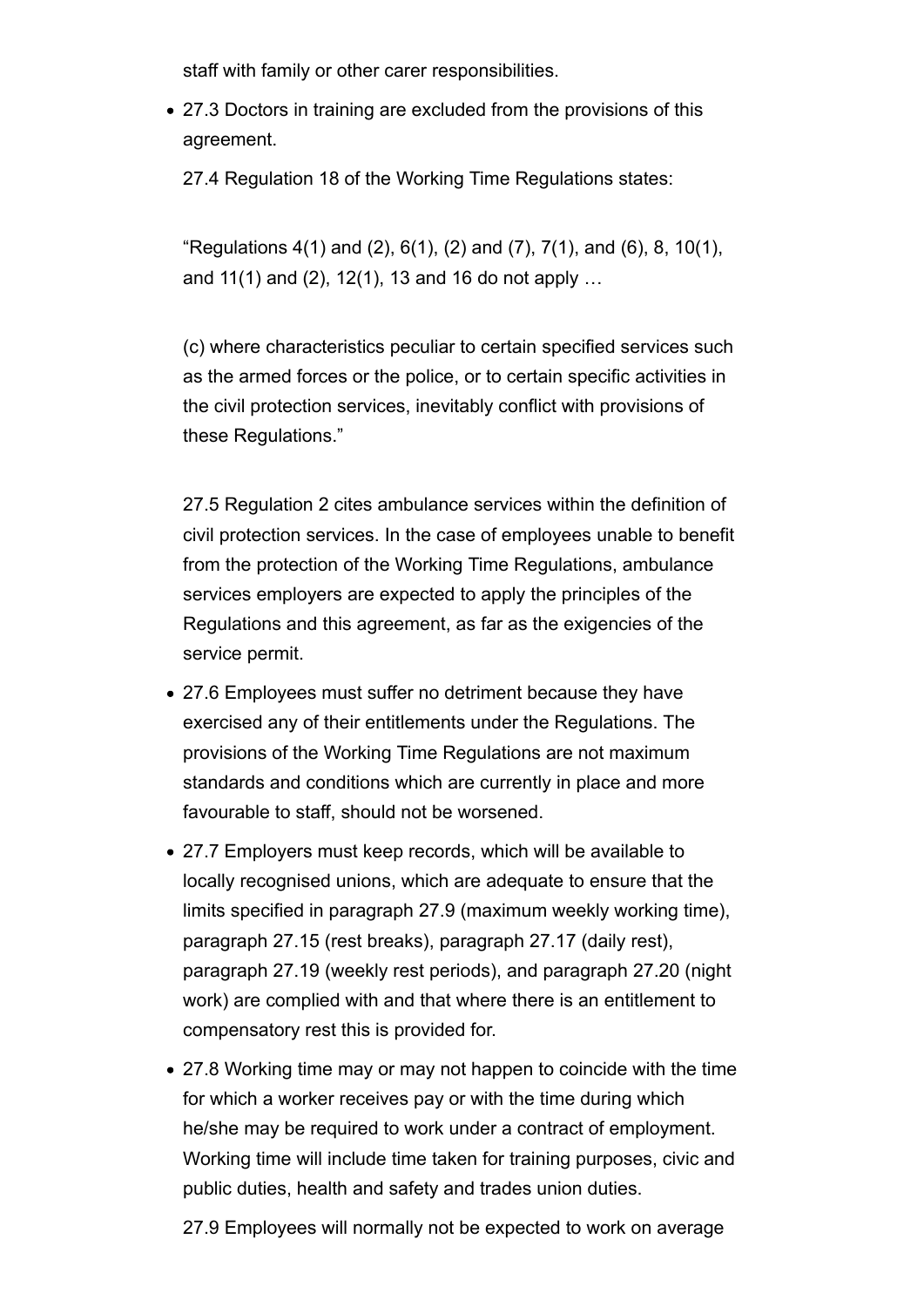staff with family or other carer responsibilities.

- 27.3 Doctors in training are excluded from the provisions of this agreement.

  27.4 Regulation 18 of the Working Time Regulations states:

  "Regulations 4(1) and (2), 6(1), (2) and (7), 7(1), and (6), 8, 10(1), and 11(1) and (2), 12(1), 13 and 16 do not apply …

  (c) where characteristics peculiar to certain specified services such as the armed forces or the police, or to certain specific activities in the civil protection services, inevitably conflict with provisions of these Regulations."

  27.5 Regulation 2 cites ambulance services within the definition of civil protection services. In the case of employees unable to benefit from the protection of the Working Time Regulations, ambulance services employers are expected to apply the principles of the Regulations and this agreement, as far as the exigencies of the service permit.

- 27.6 Employees must suffer no detriment because they have exercised any of their entitlements under the Regulations. The provisions of the Working Time Regulations are not maximum standards and conditions which are currently in place and more favourable to staff, should not be worsened.
- 27.7 Employers must keep records, which will be available to locally recognised unions, which are adequate to ensure that the limits specified in paragraph 27.9 (maximum weekly working time), paragraph 27.15 (rest breaks), paragraph 27.17 (daily rest), paragraph 27.19 (weekly rest periods), and paragraph 27.20 (night work) are complied with and that where there is an entitlement to compensatory rest this is provided for.
- 27.8 Working time may or may not happen to coincide with the time for which a worker receives pay or with the time during which he/she may be required to work under a contract of employment. Working time will include time taken for training purposes, civic and public duties, health and safety and trades union duties.

  27.9 Employees will normally not be expected to work on average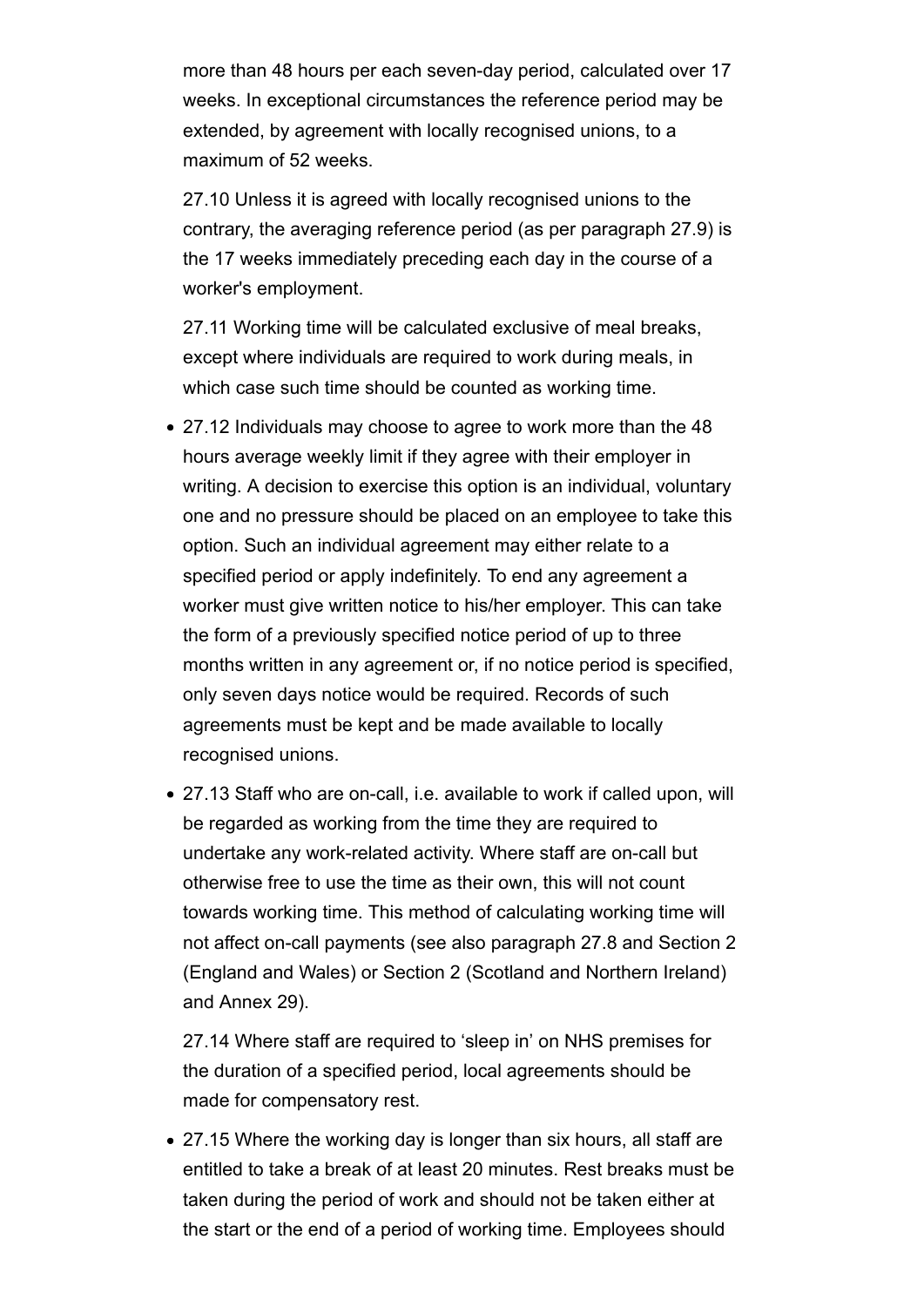more than 48 hours per each seven-day period, calculated over 17 weeks. In exceptional circumstances the reference period may be extended, by agreement with locally recognised unions, to a maximum of 52 weeks.

27.10 Unless it is agreed with locally recognised unions to the contrary, the averaging reference period (as per paragraph 27.9) is the 17 weeks immediately preceding each day in the course of a worker's employment.

27.11 Working time will be calculated exclusive of meal breaks, except where individuals are required to work during meals, in which case such time should be counted as working time.

- 27.12 Individuals may choose to agree to work more than the 48 hours average weekly limit if they agree with their employer in writing. A decision to exercise this option is an individual, voluntary one and no pressure should be placed on an employee to take this option. Such an individual agreement may either relate to a specified period or apply indefinitely. To end any agreement a worker must give written notice to his/her employer. This can take the form of a previously specified notice period of up to three months written in any agreement or, if no notice period is specified, only seven days notice would be required. Records of such agreements must be kept and be made available to locally recognised unions.
- 27.13 Staff who are on-call, i.e. available to work if called upon, will be regarded as working from the time they are required to undertake any work-related activity. Where staff are on-call but otherwise free to use the time as their own, this will not count towards working time. This method of calculating working time will not affect on-call payments (see also paragraph 27.8 and Section 2 (England and Wales) or Section 2 (Scotland and Northern Ireland) and Annex 29).

  27.14 Where staff are required to 'sleep in' on NHS premises for the duration of a specified period, local agreements should be made for compensatory rest.

- 27.15 Where the working day is longer than six hours, all staff are entitled to take a break of at least 20 minutes. Rest breaks must be taken during the period of work and should not be taken either at the start or the end of a period of working time. Employees should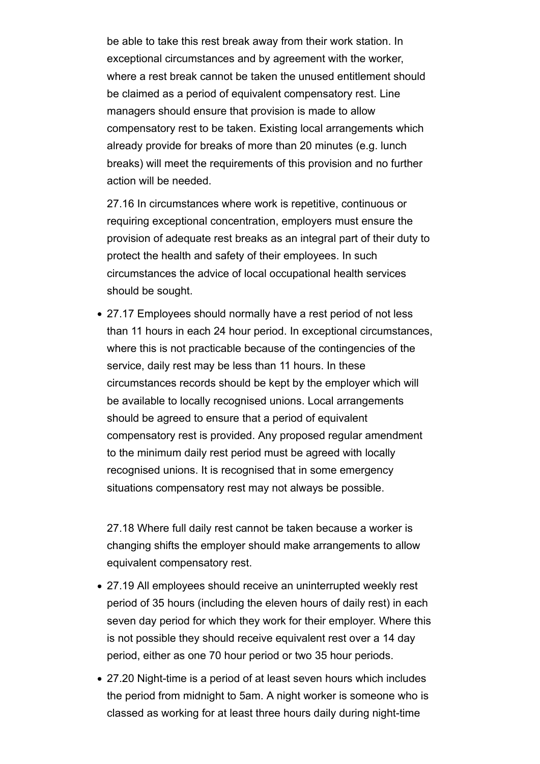be able to take this rest break away from their work station. In exceptional circumstances and by agreement with the worker, where a rest break cannot be taken the unused entitlement should be claimed as a period of equivalent compensatory rest. Line managers should ensure that provision is made to allow compensatory rest to be taken. Existing local arrangements which already provide for breaks of more than 20 minutes (e.g. lunch breaks) will meet the requirements of this provision and no further action will be needed.

27.16 In circumstances where work is repetitive, continuous or requiring exceptional concentration, employers must ensure the provision of adequate rest breaks as an integral part of their duty to protect the health and safety of their employees. In such circumstances the advice of local occupational health services should be sought.

- 27.17 Employees should normally have a rest period of not less than 11 hours in each 24 hour period. In exceptional circumstances, where this is not practicable because of the contingencies of the service, daily rest may be less than 11 hours. In these circumstances records should be kept by the employer which will be available to locally recognised unions. Local arrangements should be agreed to ensure that a period of equivalent compensatory rest is provided. Any proposed regular amendment to the minimum daily rest period must be agreed with locally recognised unions. It is recognised that in some emergency situations compensatory rest may not always be possible.

27.18 Where full daily rest cannot be taken because a worker is changing shifts the employer should make arrangements to allow equivalent compensatory rest.

- 27.19 All employees should receive an uninterrupted weekly rest period of 35 hours (including the eleven hours of daily rest) in each seven day period for which they work for their employer. Where this is not possible they should receive equivalent rest over a 14 day period, either as one 70 hour period or two 35 hour periods.
- 27.20 Night-time is a period of at least seven hours which includes the period from midnight to 5am. A night worker is someone who is classed as working for at least three hours daily during night-time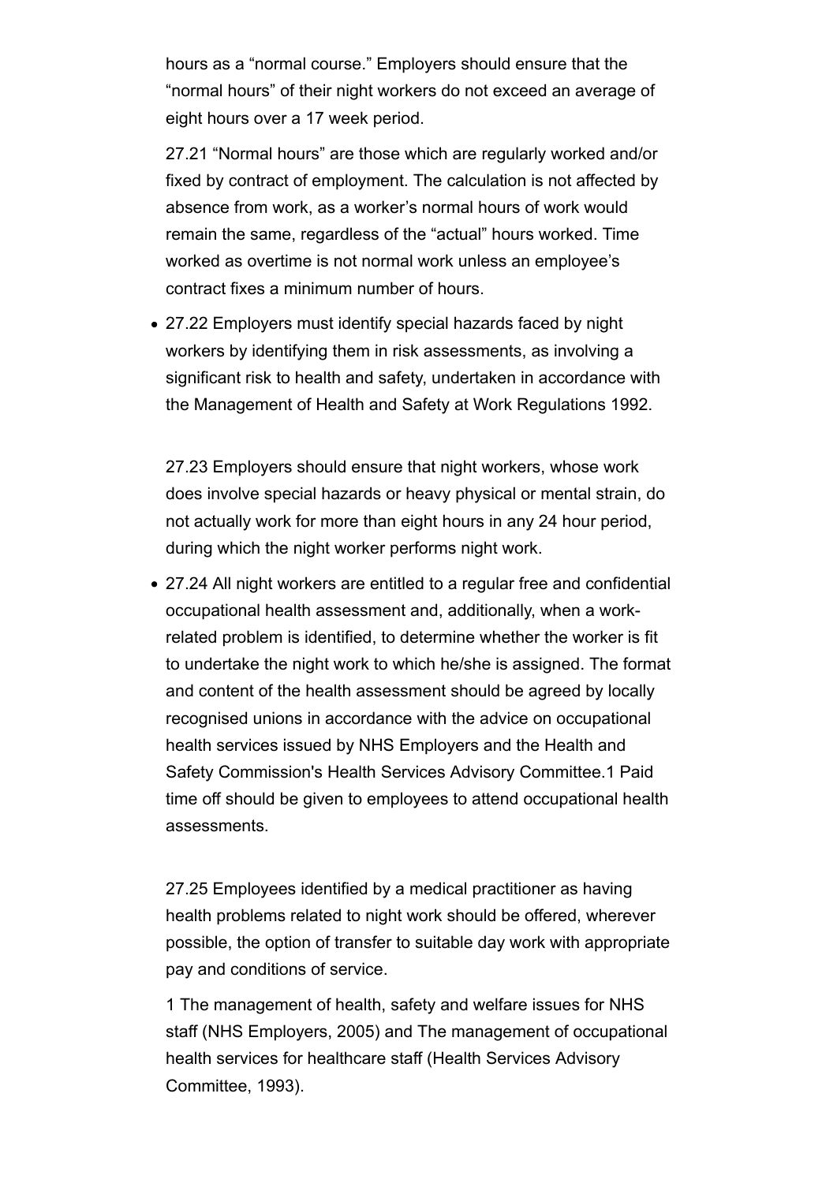hours as a "normal course." Employers should ensure that the "normal hours" of their night workers do not exceed an average of eight hours over a 17 week period.

27.21 "Normal hours" are those which are regularly worked and/or fixed by contract of employment. The calculation is not affected by absence from work, as a worker's normal hours of work would remain the same, regardless of the "actual" hours worked. Time worked as overtime is not normal work unless an employee's contract fixes a minimum number of hours.

- 27.22 Employers must identify special hazards faced by night workers by identifying them in risk assessments, as involving a significant risk to health and safety, undertaken in accordance with the Management of Health and Safety at Work Regulations 1992.

27.23 Employers should ensure that night workers, whose work does involve special hazards or heavy physical or mental strain, do not actually work for more than eight hours in any 24 hour period, during which the night worker performs night work.

- 27.24 All night workers are entitled to a regular free and confidential occupational health assessment and, additionally, when a work-related problem is identified, to determine whether the worker is fit to undertake the night work to which he/she is assigned. The format and content of the health assessment should be agreed by locally recognised unions in accordance with the advice on occupational health services issued by NHS Employers and the Health and Safety Commission's Health Services Advisory Committee.[1] Paid time off should be given to employees to attend occupational health assessments.

27.25 Employees identified by a medical practitioner as having health problems related to night work should be offered, wherever possible, the option of transfer to suitable day work with appropriate pay and conditions of service.

1 The management of health, safety and welfare issues for NHS staff (NHS Employers, 2005) and The management of occupational health services for healthcare staff (Health Services Advisory Committee, 1993).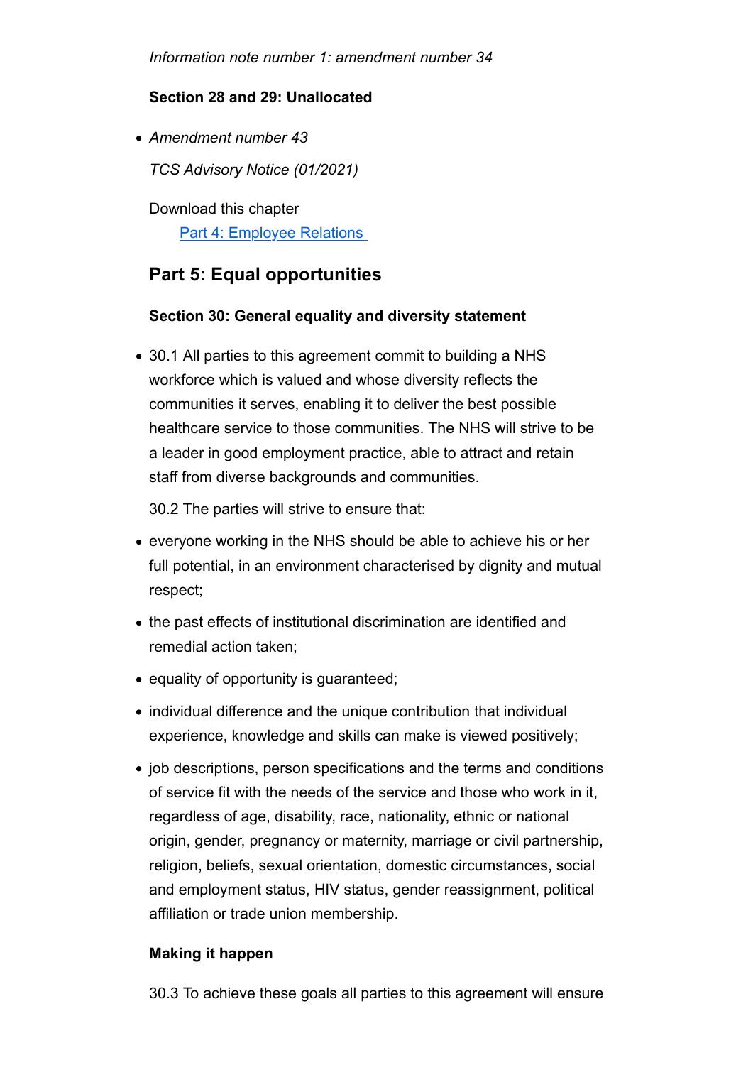*Information note number 1: amendment number 34*

**Section 28 and 29: Unallocated**

- *Amendment number 43*

  *TCS Advisory Notice (01/2021)*

  Download this chapter

  [Part 4: Employee Relations](#)

## Part 5: Equal opportunities

**Section 30: General equality and diversity statement**

- 30.1 All parties to this agreement commit to building a NHS workforce which is valued and whose diversity reflects the communities it serves, enabling it to deliver the best possible healthcare service to those communities. The NHS will strive to be a leader in good employment practice, able to attract and retain staff from diverse backgrounds and communities.

  30.2 The parties will strive to ensure that:

- everyone working in the NHS should be able to achieve his or her full potential, in an environment characterised by dignity and mutual respect;
- the past effects of institutional discrimination are identified and remedial action taken;
- equality of opportunity is guaranteed;
- individual difference and the unique contribution that individual experience, knowledge and skills can make is viewed positively;
- job descriptions, person specifications and the terms and conditions of service fit with the needs of the service and those who work in it, regardless of age, disability, race, nationality, ethnic or national origin, gender, pregnancy or maternity, marriage or civil partnership, religion, beliefs, sexual orientation, domestic circumstances, social and employment status, HIV status, gender reassignment, political affiliation or trade union membership.

**Making it happen**

30.3 To achieve these goals all parties to this agreement will ensure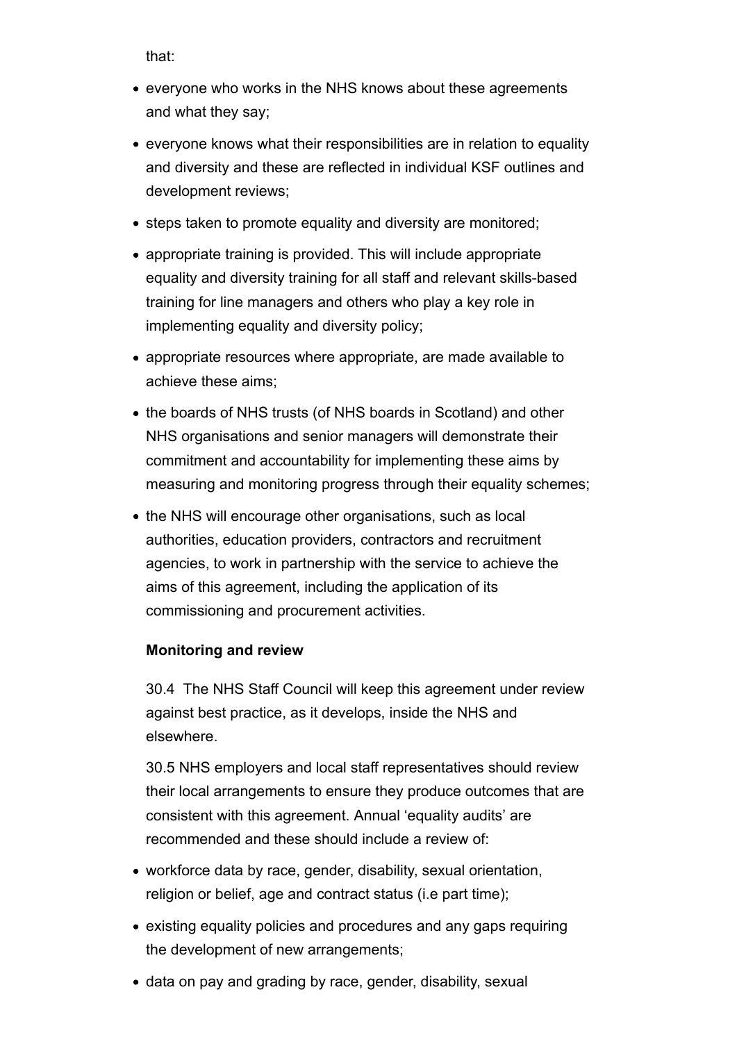that:

- everyone who works in the NHS knows about these agreements and what they say;
- everyone knows what their responsibilities are in relation to equality and diversity and these are reflected in individual KSF outlines and development reviews;
- steps taken to promote equality and diversity are monitored;
- appropriate training is provided. This will include appropriate equality and diversity training for all staff and relevant skills-based training for line managers and others who play a key role in implementing equality and diversity policy;
- appropriate resources where appropriate, are made available to achieve these aims;
- the boards of NHS trusts (of NHS boards in Scotland) and other NHS organisations and senior managers will demonstrate their commitment and accountability for implementing these aims by measuring and monitoring progress through their equality schemes;
- the NHS will encourage other organisations, such as local authorities, education providers, contractors and recruitment agencies, to work in partnership with the service to achieve the aims of this agreement, including the application of its commissioning and procurement activities.

**Monitoring and review**

30.4 The NHS Staff Council will keep this agreement under review against best practice, as it develops, inside the NHS and elsewhere.

30.5 NHS employers and local staff representatives should review their local arrangements to ensure they produce outcomes that are consistent with this agreement. Annual 'equality audits' are recommended and these should include a review of:

- workforce data by race, gender, disability, sexual orientation, religion or belief, age and contract status (i.e part time);
- existing equality policies and procedures and any gaps requiring the development of new arrangements;
- data on pay and grading by race, gender, disability, sexual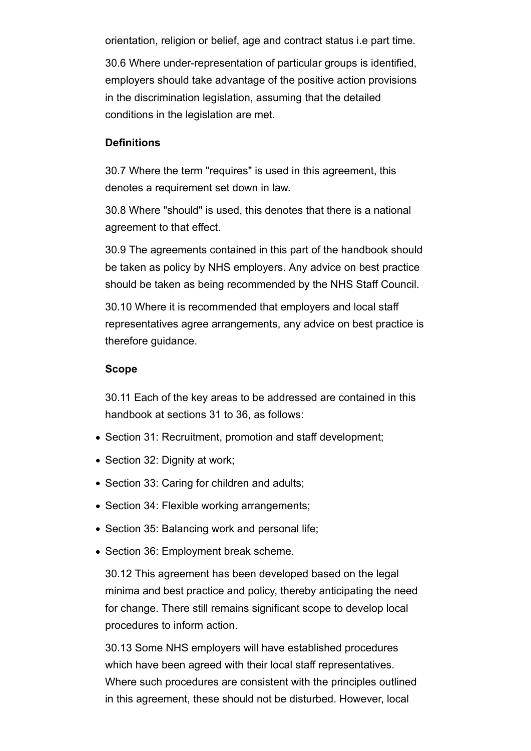orientation, religion or belief, age and contract status i.e part time.

30.6 Where under-representation of particular groups is identified, employers should take advantage of the positive action provisions in the discrimination legislation, assuming that the detailed conditions in the legislation are met.

**Definitions**

30.7 Where the term "requires" is used in this agreement, this denotes a requirement set down in law.

30.8 Where "should" is used, this denotes that there is a national agreement to that effect.

30.9 The agreements contained in this part of the handbook should be taken as policy by NHS employers. Any advice on best practice should be taken as being recommended by the NHS Staff Council.

30.10 Where it is recommended that employers and local staff representatives agree arrangements, any advice on best practice is therefore guidance.

**Scope**

30.11 Each of the key areas to be addressed are contained in this handbook at sections 31 to 36, as follows:

- Section 31: Recruitment, promotion and staff development;
- Section 32: Dignity at work;
- Section 33: Caring for children and adults;
- Section 34: Flexible working arrangements;
- Section 35: Balancing work and personal life;
- Section 36: Employment break scheme.

30.12 This agreement has been developed based on the legal minima and best practice and policy, thereby anticipating the need for change. There still remains significant scope to develop local procedures to inform action.

30.13 Some NHS employers will have established procedures which have been agreed with their local staff representatives. Where such procedures are consistent with the principles outlined in this agreement, these should not be disturbed. However, local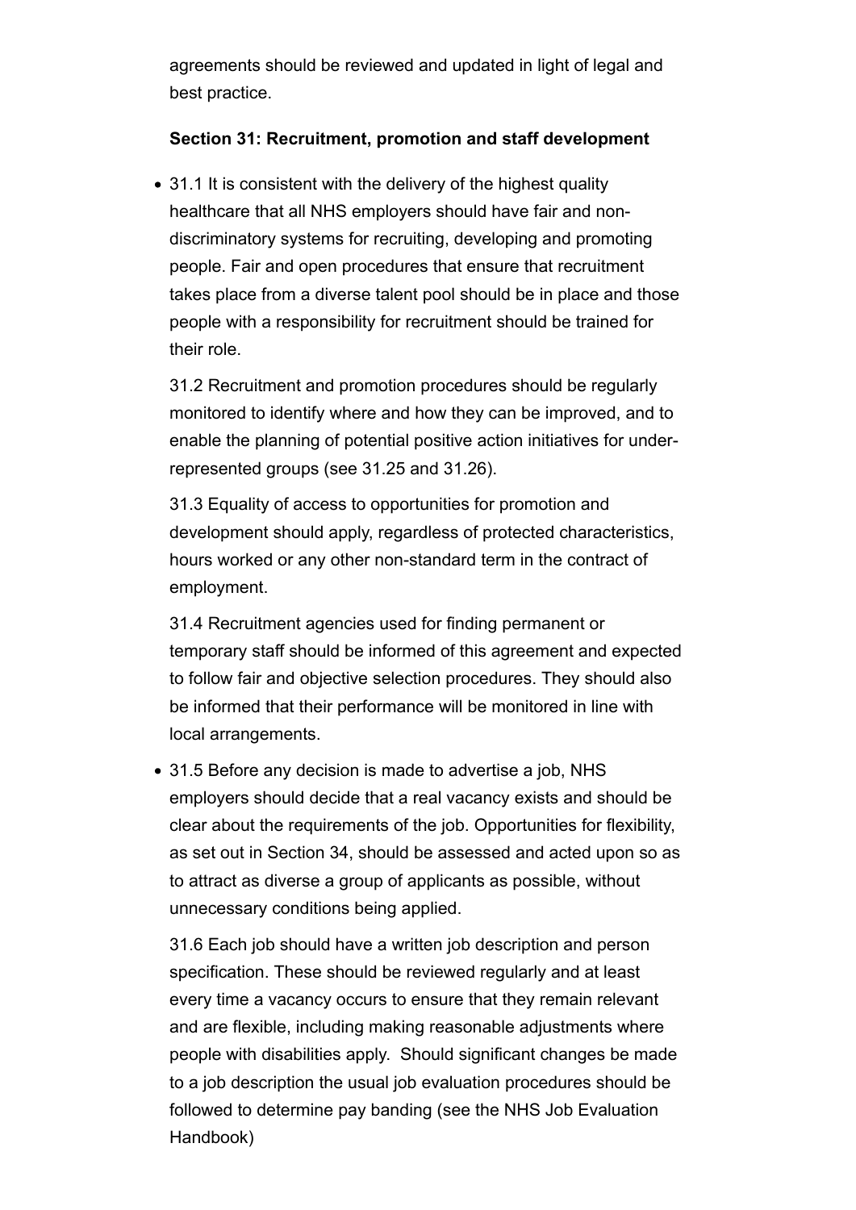agreements should be reviewed and updated in light of legal and best practice.

**Section 31: Recruitment, promotion and staff development**

- 31.1 It is consistent with the delivery of the highest quality healthcare that all NHS employers should have fair and non-discriminatory systems for recruiting, developing and promoting people. Fair and open procedures that ensure that recruitment takes place from a diverse talent pool should be in place and those people with a responsibility for recruitment should be trained for their role.

  31.2 Recruitment and promotion procedures should be regularly monitored to identify where and how they can be improved, and to enable the planning of potential positive action initiatives for under-represented groups (see 31.25 and 31.26).

  31.3 Equality of access to opportunities for promotion and development should apply, regardless of protected characteristics, hours worked or any other non-standard term in the contract of employment.

  31.4 Recruitment agencies used for finding permanent or temporary staff should be informed of this agreement and expected to follow fair and objective selection procedures. They should also be informed that their performance will be monitored in line with local arrangements.

- 31.5 Before any decision is made to advertise a job, NHS employers should decide that a real vacancy exists and should be clear about the requirements of the job. Opportunities for flexibility, as set out in Section 34, should be assessed and acted upon so as to attract as diverse a group of applicants as possible, without unnecessary conditions being applied.

  31.6 Each job should have a written job description and person specification. These should be reviewed regularly and at least every time a vacancy occurs to ensure that they remain relevant and are flexible, including making reasonable adjustments where people with disabilities apply. Should significant changes be made to a job description the usual job evaluation procedures should be followed to determine pay banding (see the NHS Job Evaluation Handbook)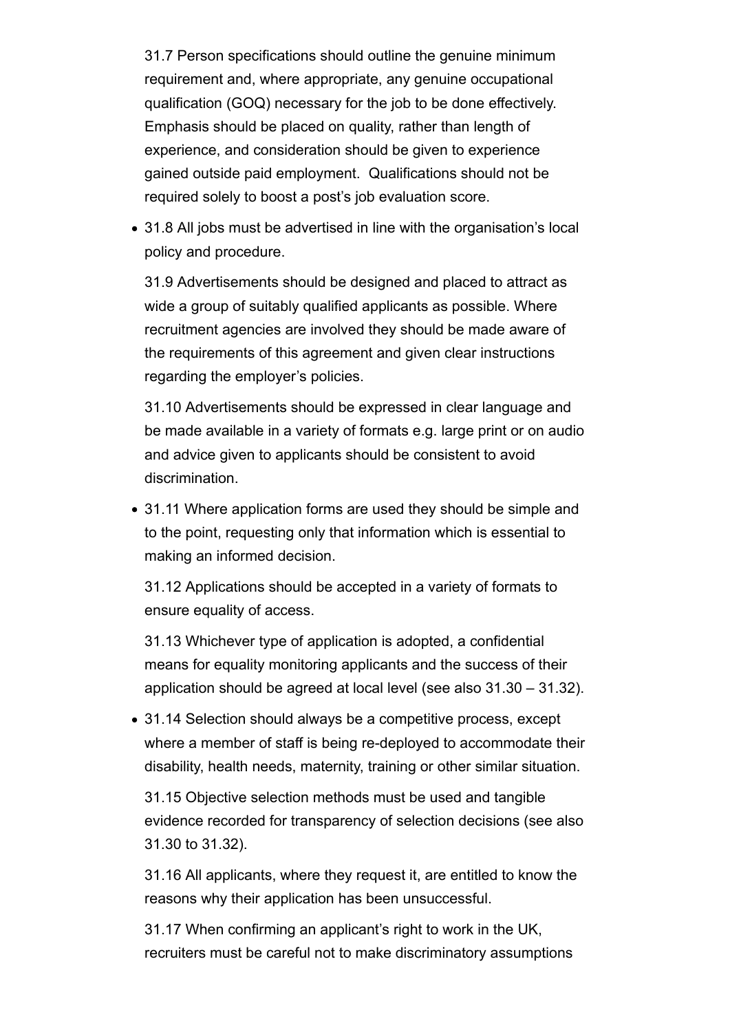31.7 Person specifications should outline the genuine minimum requirement and, where appropriate, any genuine occupational qualification (GOQ) necessary for the job to be done effectively. Emphasis should be placed on quality, rather than length of experience, and consideration should be given to experience gained outside paid employment. Qualifications should not be required solely to boost a post's job evaluation score.

- 31.8 All jobs must be advertised in line with the organisation's local policy and procedure.

  31.9 Advertisements should be designed and placed to attract as wide a group of suitably qualified applicants as possible. Where recruitment agencies are involved they should be made aware of the requirements of this agreement and given clear instructions regarding the employer's policies.

  31.10 Advertisements should be expressed in clear language and be made available in a variety of formats e.g. large print or on audio and advice given to applicants should be consistent to avoid discrimination.

- 31.11 Where application forms are used they should be simple and to the point, requesting only that information which is essential to making an informed decision.

  31.12 Applications should be accepted in a variety of formats to ensure equality of access.

  31.13 Whichever type of application is adopted, a confidential means for equality monitoring applicants and the success of their application should be agreed at local level (see also 31.30 – 31.32).

- 31.14 Selection should always be a competitive process, except where a member of staff is being re-deployed to accommodate their disability, health needs, maternity, training or other similar situation.

  31.15 Objective selection methods must be used and tangible evidence recorded for transparency of selection decisions (see also 31.30 to 31.32).

  31.16 All applicants, where they request it, are entitled to know the reasons why their application has been unsuccessful.

  31.17 When confirming an applicant's right to work in the UK, recruiters must be careful not to make discriminatory assumptions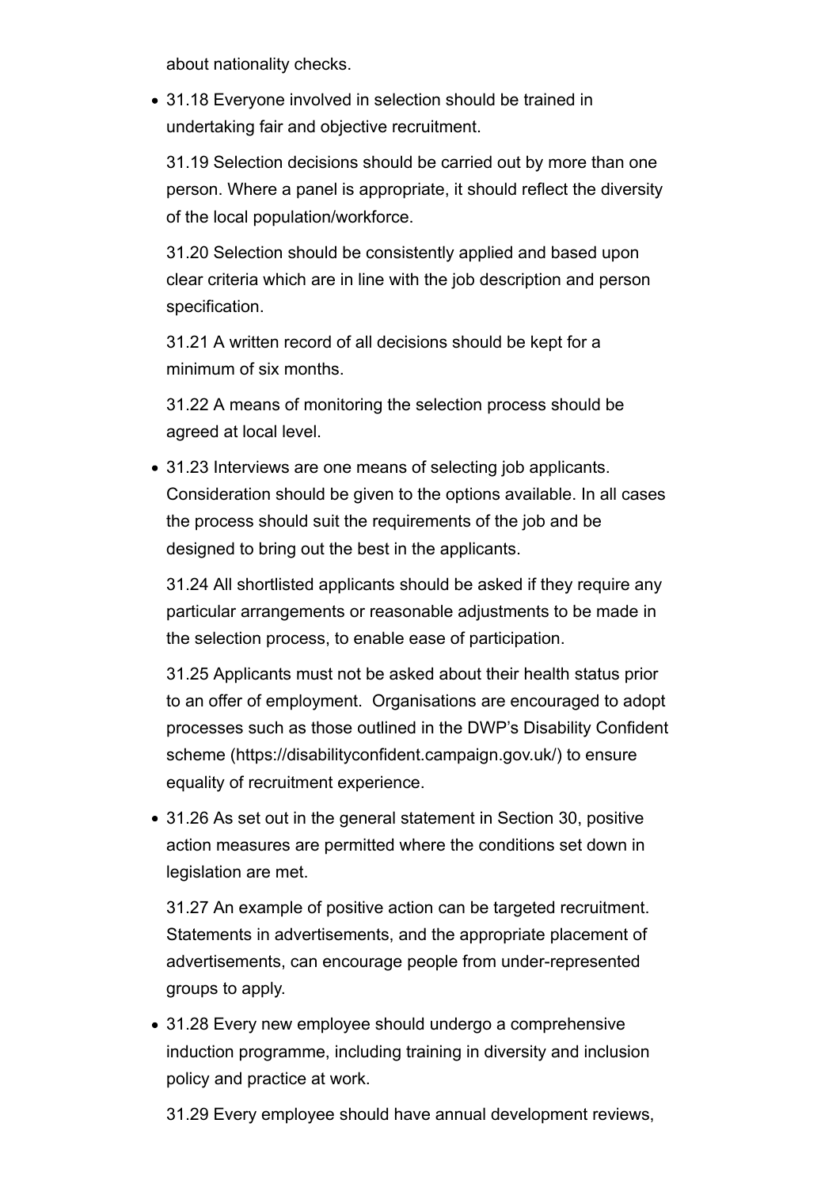about nationality checks.

- 31.18 Everyone involved in selection should be trained in undertaking fair and objective recruitment.

  31.19 Selection decisions should be carried out by more than one person. Where a panel is appropriate, it should reflect the diversity of the local population/workforce.

  31.20 Selection should be consistently applied and based upon clear criteria which are in line with the job description and person specification.

  31.21 A written record of all decisions should be kept for a minimum of six months.

  31.22 A means of monitoring the selection process should be agreed at local level.

- 31.23 Interviews are one means of selecting job applicants. Consideration should be given to the options available. In all cases the process should suit the requirements of the job and be designed to bring out the best in the applicants.

  31.24 All shortlisted applicants should be asked if they require any particular arrangements or reasonable adjustments to be made in the selection process, to enable ease of participation.

  31.25 Applicants must not be asked about their health status prior to an offer of employment.  Organisations are encouraged to adopt processes such as those outlined in the DWP's Disability Confident scheme (https://disabilityconfident.campaign.gov.uk/) to ensure equality of recruitment experience.

- 31.26 As set out in the general statement in Section 30, positive action measures are permitted where the conditions set down in legislation are met.

  31.27 An example of positive action can be targeted recruitment. Statements in advertisements, and the appropriate placement of advertisements, can encourage people from under-represented groups to apply.

- 31.28 Every new employee should undergo a comprehensive induction programme, including training in diversity and inclusion policy and practice at work.

  31.29 Every employee should have annual development reviews,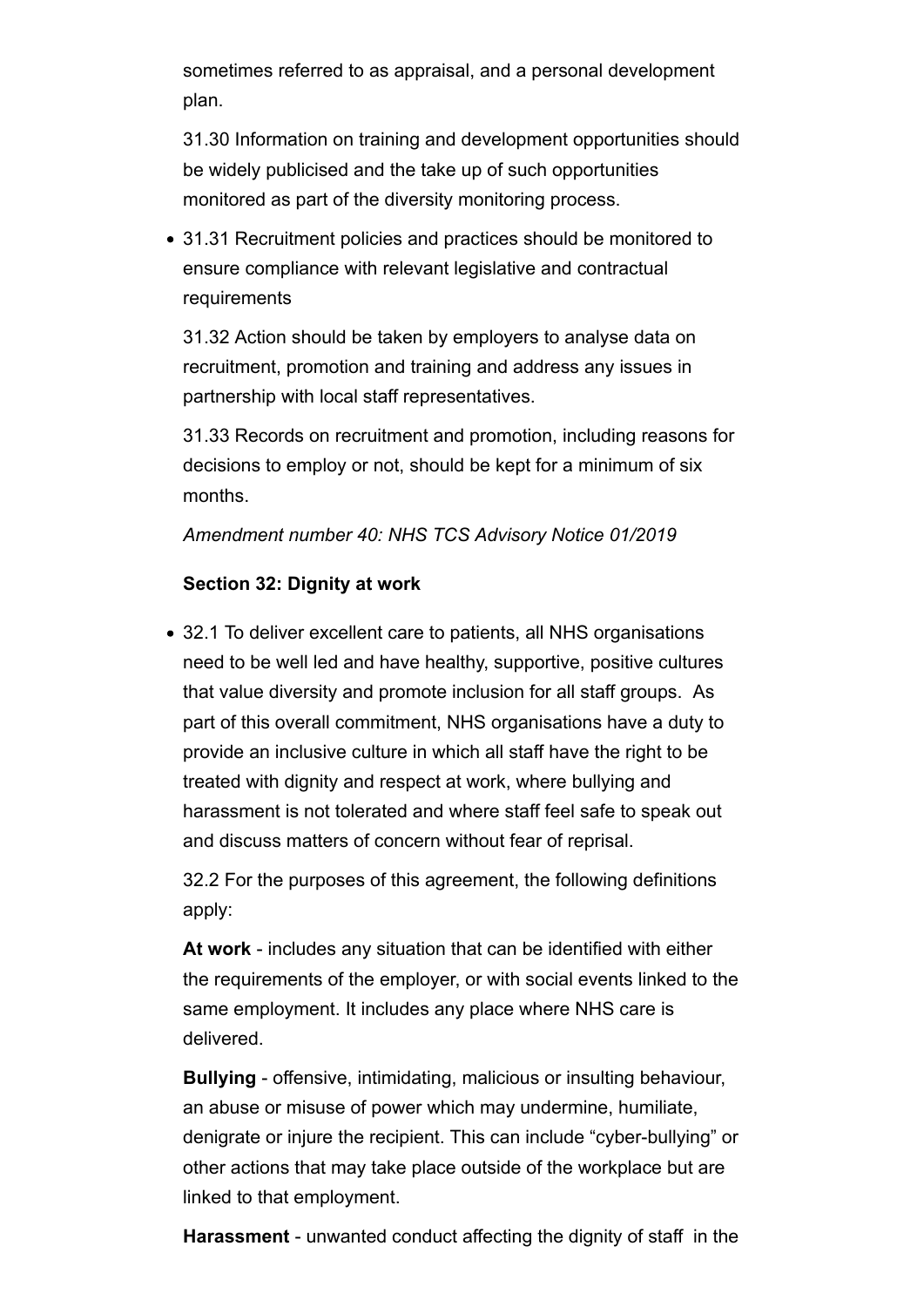sometimes referred to as appraisal, and a personal development plan.

31.30 Information on training and development opportunities should be widely publicised and the take up of such opportunities monitored as part of the diversity monitoring process.

- 31.31 Recruitment policies and practices should be monitored to ensure compliance with relevant legislative and contractual requirements

31.32 Action should be taken by employers to analyse data on recruitment, promotion and training and address any issues in partnership with local staff representatives.

31.33 Records on recruitment and promotion, including reasons for decisions to employ or not, should be kept for a minimum of six months.

*Amendment number 40: NHS TCS Advisory Notice 01/2019*

**Section 32: Dignity at work**

- 32.1 To deliver excellent care to patients, all NHS organisations need to be well led and have healthy, supportive, positive cultures that value diversity and promote inclusion for all staff groups. As part of this overall commitment, NHS organisations have a duty to provide an inclusive culture in which all staff have the right to be treated with dignity and respect at work, where bullying and harassment is not tolerated and where staff feel safe to speak out and discuss matters of concern without fear of reprisal.

32.2 For the purposes of this agreement, the following definitions apply:

**At work** - includes any situation that can be identified with either the requirements of the employer, or with social events linked to the same employment. It includes any place where NHS care is delivered.

**Bullying** - offensive, intimidating, malicious or insulting behaviour, an abuse or misuse of power which may undermine, humiliate, denigrate or injure the recipient. This can include "cyber-bullying" or other actions that may take place outside of the workplace but are linked to that employment.

**Harassment** - unwanted conduct affecting the dignity of staff in the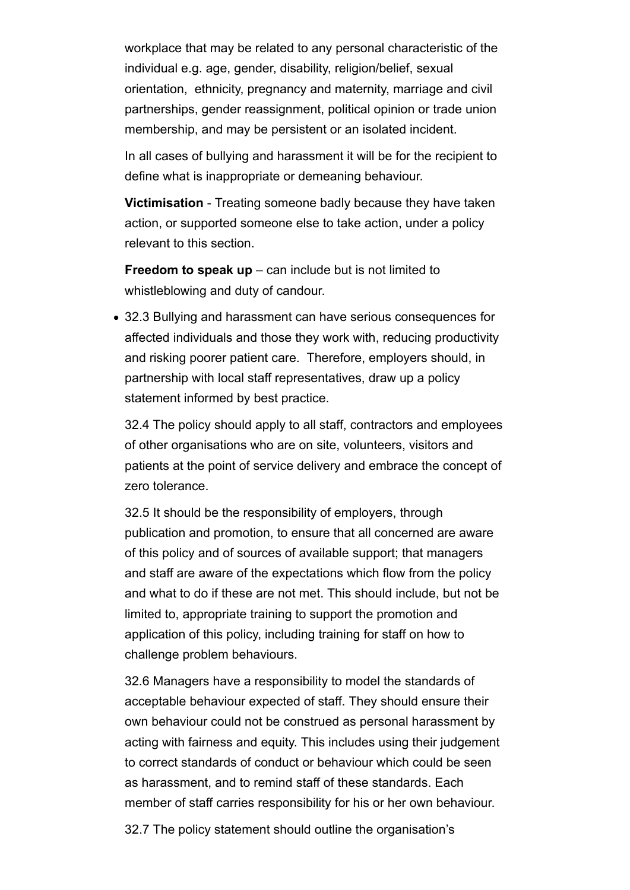workplace that may be related to any personal characteristic of the individual e.g. age, gender, disability, religion/belief, sexual orientation, ethnicity, pregnancy and maternity, marriage and civil partnerships, gender reassignment, political opinion or trade union membership, and may be persistent or an isolated incident.

In all cases of bullying and harassment it will be for the recipient to define what is inappropriate or demeaning behaviour.

**Victimisation** - Treating someone badly because they have taken action, or supported someone else to take action, under a policy relevant to this section.

**Freedom to speak up** – can include but is not limited to whistleblowing and duty of candour.

- 32.3 Bullying and harassment can have serious consequences for affected individuals and those they work with, reducing productivity and risking poorer patient care. Therefore, employers should, in partnership with local staff representatives, draw up a policy statement informed by best practice.

  32.4 The policy should apply to all staff, contractors and employees of other organisations who are on site, volunteers, visitors and patients at the point of service delivery and embrace the concept of zero tolerance.

  32.5 It should be the responsibility of employers, through publication and promotion, to ensure that all concerned are aware of this policy and of sources of available support; that managers and staff are aware of the expectations which flow from the policy and what to do if these are not met. This should include, but not be limited to, appropriate training to support the promotion and application of this policy, including training for staff on how to challenge problem behaviours.

  32.6 Managers have a responsibility to model the standards of acceptable behaviour expected of staff. They should ensure their own behaviour could not be construed as personal harassment by acting with fairness and equity. This includes using their judgement to correct standards of conduct or behaviour which could be seen as harassment, and to remind staff of these standards. Each member of staff carries responsibility for his or her own behaviour.

  32.7 The policy statement should outline the organisation's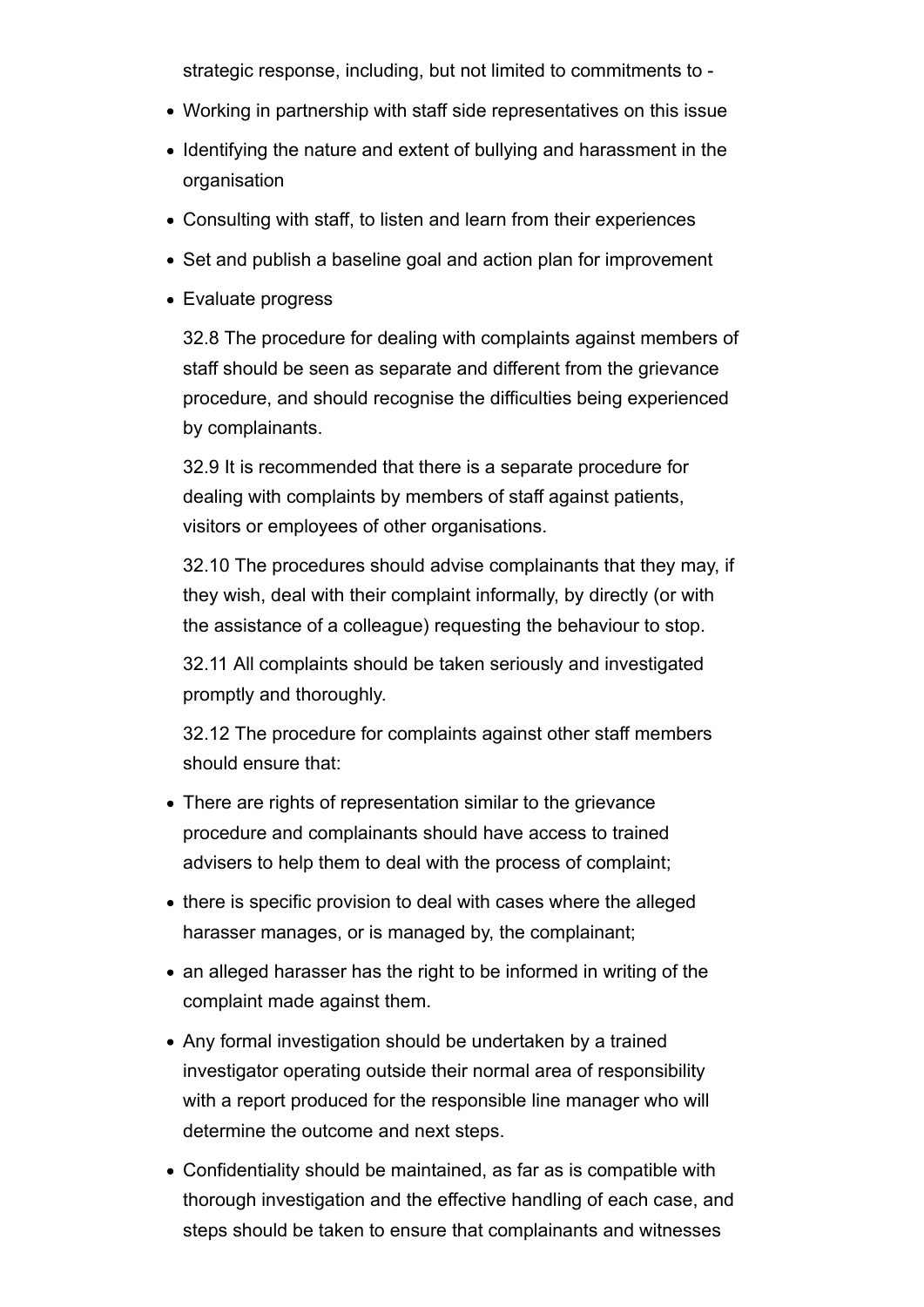strategic response, including, but not limited to commitments to -

- Working in partnership with staff side representatives on this issue
- Identifying the nature and extent of bullying and harassment in the organisation
- Consulting with staff, to listen and learn from their experiences
- Set and publish a baseline goal and action plan for improvement
- Evaluate progress

32.8 The procedure for dealing with complaints against members of staff should be seen as separate and different from the grievance procedure, and should recognise the difficulties being experienced by complainants.

32.9 It is recommended that there is a separate procedure for dealing with complaints by members of staff against patients, visitors or employees of other organisations.

32.10 The procedures should advise complainants that they may, if they wish, deal with their complaint informally, by directly (or with the assistance of a colleague) requesting the behaviour to stop.

32.11 All complaints should be taken seriously and investigated promptly and thoroughly.

32.12 The procedure for complaints against other staff members should ensure that:

- There are rights of representation similar to the grievance procedure and complainants should have access to trained advisers to help them to deal with the process of complaint;
- there is specific provision to deal with cases where the alleged harasser manages, or is managed by, the complainant;
- an alleged harasser has the right to be informed in writing of the complaint made against them.
- Any formal investigation should be undertaken by a trained investigator operating outside their normal area of responsibility with a report produced for the responsible line manager who will determine the outcome and next steps.
- Confidentiality should be maintained, as far as is compatible with thorough investigation and the effective handling of each case, and steps should be taken to ensure that complainants and witnesses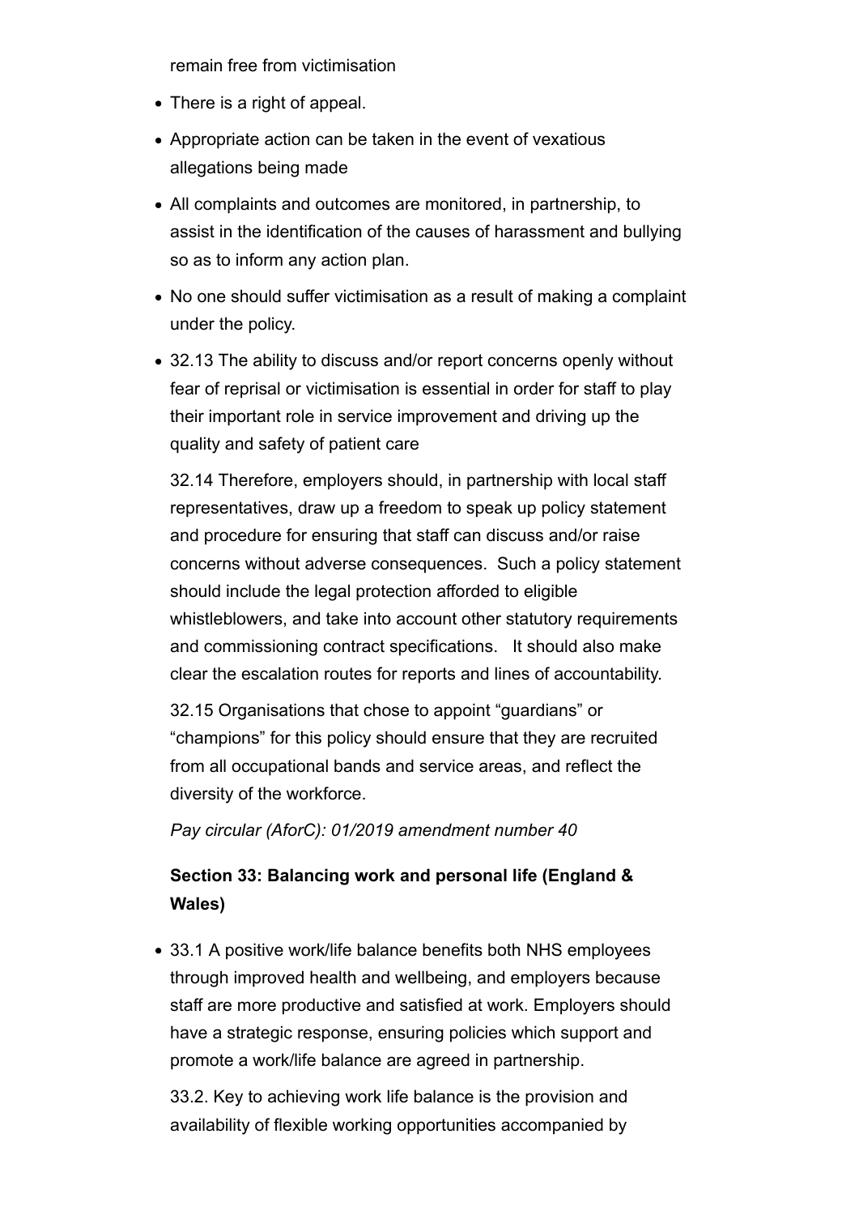remain free from victimisation

- There is a right of appeal.
- Appropriate action can be taken in the event of vexatious allegations being made
- All complaints and outcomes are monitored, in partnership, to assist in the identification of the causes of harassment and bullying so as to inform any action plan.
- No one should suffer victimisation as a result of making a complaint under the policy.
- 32.13 The ability to discuss and/or report concerns openly without fear of reprisal or victimisation is essential in order for staff to play their important role in service improvement and driving up the quality and safety of patient care

  32.14 Therefore, employers should, in partnership with local staff representatives, draw up a freedom to speak up policy statement and procedure for ensuring that staff can discuss and/or raise concerns without adverse consequences. Such a policy statement should include the legal protection afforded to eligible whistleblowers, and take into account other statutory requirements and commissioning contract specifications. It should also make clear the escalation routes for reports and lines of accountability.

  32.15 Organisations that chose to appoint "guardians" or "champions" for this policy should ensure that they are recruited from all occupational bands and service areas, and reflect the diversity of the workforce.

  *Pay circular (AforC): 01/2019 amendment number 40*

  **Section 33: Balancing work and personal life (England & Wales)**

- 33.1 A positive work/life balance benefits both NHS employees through improved health and wellbeing, and employers because staff are more productive and satisfied at work. Employers should have a strategic response, ensuring policies which support and promote a work/life balance are agreed in partnership.

  33.2. Key to achieving work life balance is the provision and availability of flexible working opportunities accompanied by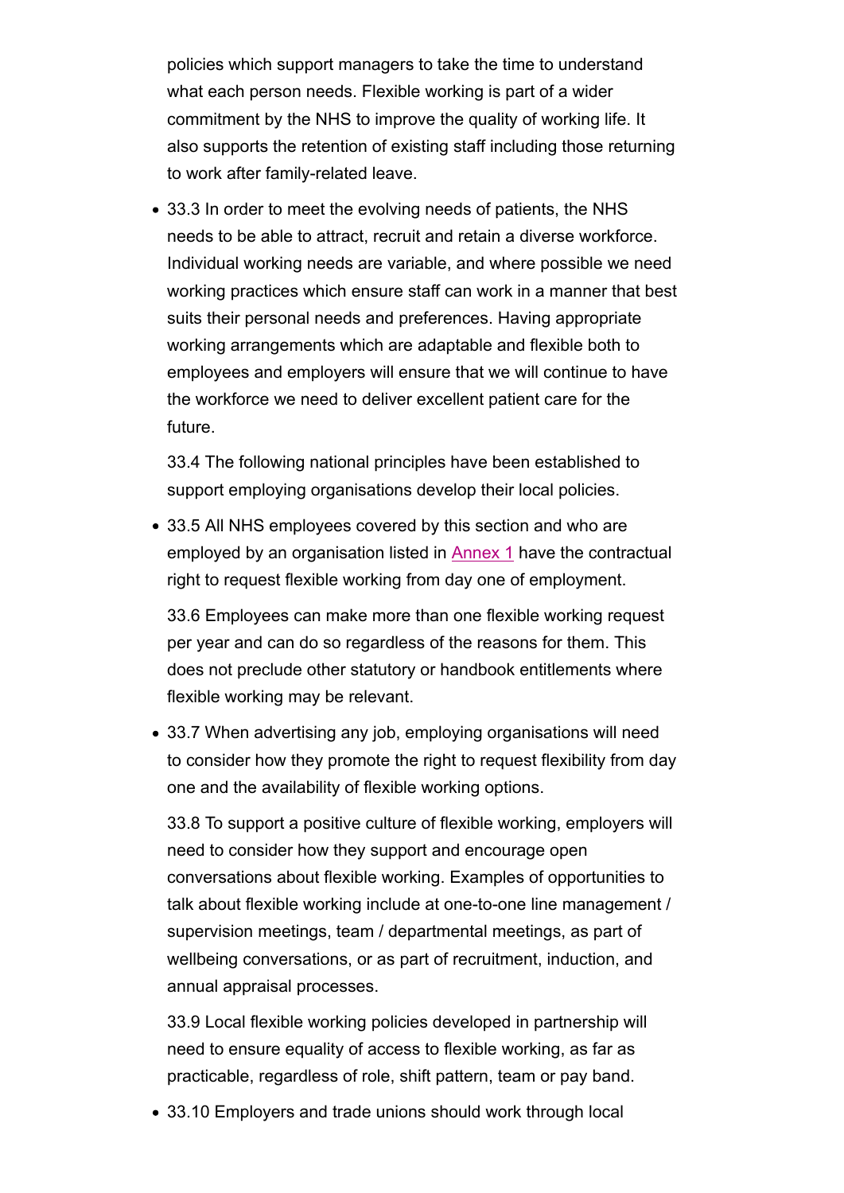policies which support managers to take the time to understand what each person needs. Flexible working is part of a wider commitment by the NHS to improve the quality of working life. It also supports the retention of existing staff including those returning to work after family-related leave.

- 33.3 In order to meet the evolving needs of patients, the NHS needs to be able to attract, recruit and retain a diverse workforce. Individual working needs are variable, and where possible we need working practices which ensure staff can work in a manner that best suits their personal needs and preferences. Having appropriate working arrangements which are adaptable and flexible both to employees and employers will ensure that we will continue to have the workforce we need to deliver excellent patient care for the future.

  33.4 The following national principles have been established to support employing organisations develop their local policies.

- 33.5 All NHS employees covered by this section and who are employed by an organisation listed in Annex 1 have the contractual right to request flexible working from day one of employment.

  33.6 Employees can make more than one flexible working request per year and can do so regardless of the reasons for them. This does not preclude other statutory or handbook entitlements where flexible working may be relevant.

- 33.7 When advertising any job, employing organisations will need to consider how they promote the right to request flexibility from day one and the availability of flexible working options.

  33.8 To support a positive culture of flexible working, employers will need to consider how they support and encourage open conversations about flexible working. Examples of opportunities to talk about flexible working include at one-to-one line management / supervision meetings, team / departmental meetings, as part of wellbeing conversations, or as part of recruitment, induction, and annual appraisal processes.

  33.9 Local flexible working policies developed in partnership will need to ensure equality of access to flexible working, as far as practicable, regardless of role, shift pattern, team or pay band.

- 33.10 Employers and trade unions should work through local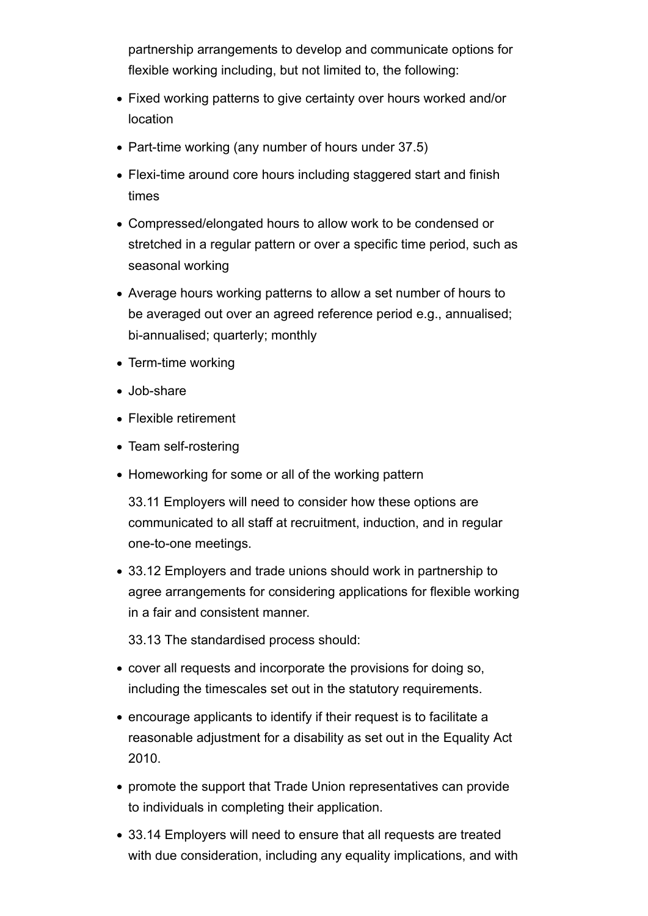partnership arrangements to develop and communicate options for flexible working including, but not limited to, the following:

- Fixed working patterns to give certainty over hours worked and/or location
- Part-time working (any number of hours under 37.5)
- Flexi-time around core hours including staggered start and finish times
- Compressed/elongated hours to allow work to be condensed or stretched in a regular pattern or over a specific time period, such as seasonal working
- Average hours working patterns to allow a set number of hours to be averaged out over an agreed reference period e.g., annualised; bi-annualised; quarterly; monthly
- Term-time working
- Job-share
- Flexible retirement
- Team self-rostering
- Homeworking for some or all of the working pattern

  33.11 Employers will need to consider how these options are communicated to all staff at recruitment, induction, and in regular one-to-one meetings.

- 33.12 Employers and trade unions should work in partnership to agree arrangements for considering applications for flexible working in a fair and consistent manner.

  33.13 The standardised process should:

- cover all requests and incorporate the provisions for doing so, including the timescales set out in the statutory requirements.
- encourage applicants to identify if their request is to facilitate a reasonable adjustment for a disability as set out in the Equality Act 2010.
- promote the support that Trade Union representatives can provide to individuals in completing their application.
- 33.14 Employers will need to ensure that all requests are treated with due consideration, including any equality implications, and with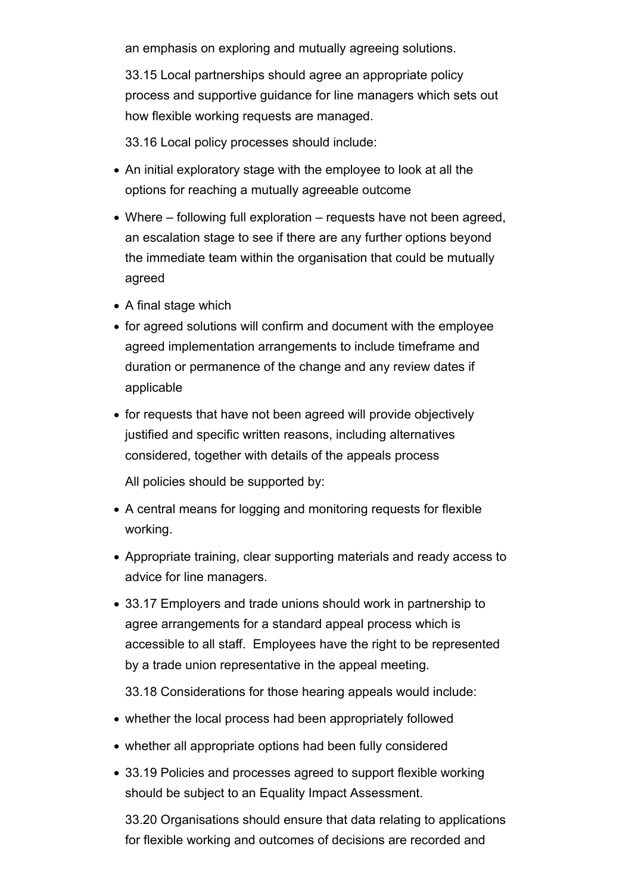an emphasis on exploring and mutually agreeing solutions.

33.15 Local partnerships should agree an appropriate policy process and supportive guidance for line managers which sets out how flexible working requests are managed.

33.16 Local policy processes should include:

- An initial exploratory stage with the employee to look at all the options for reaching a mutually agreeable outcome
- Where – following full exploration – requests have not been agreed, an escalation stage to see if there are any further options beyond the immediate team within the organisation that could be mutually agreed
- A final stage which
- for agreed solutions will confirm and document with the employee agreed implementation arrangements to include timeframe and duration or permanence of the change and any review dates if applicable
- for requests that have not been agreed will provide objectively justified and specific written reasons, including alternatives considered, together with details of the appeals process

All policies should be supported by:

- A central means for logging and monitoring requests for flexible working.
- Appropriate training, clear supporting materials and ready access to advice for line managers.
- 33.17 Employers and trade unions should work in partnership to agree arrangements for a standard appeal process which is accessible to all staff. Employees have the right to be represented by a trade union representative in the appeal meeting.

33.18 Considerations for those hearing appeals would include:

- whether the local process had been appropriately followed
- whether all appropriate options had been fully considered
- 33.19 Policies and processes agreed to support flexible working should be subject to an Equality Impact Assessment.

33.20 Organisations should ensure that data relating to applications for flexible working and outcomes of decisions are recorded and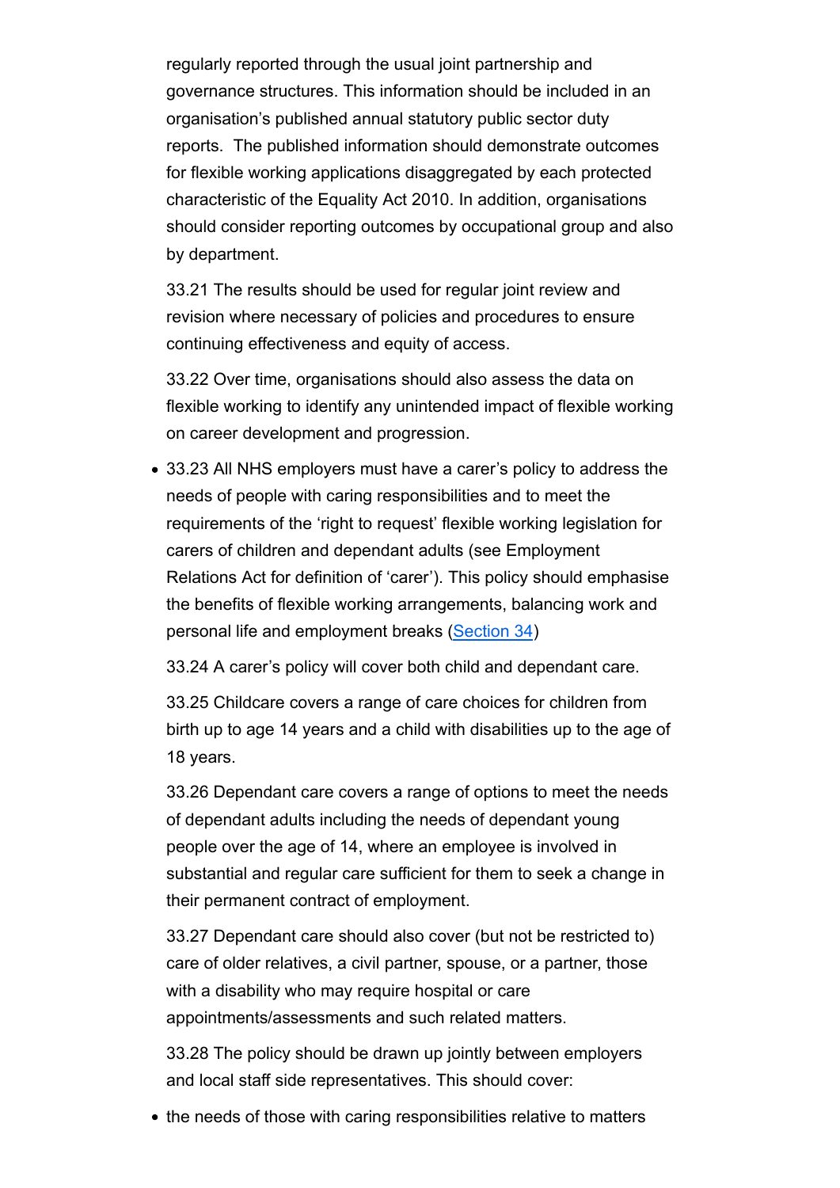regularly reported through the usual joint partnership and governance structures. This information should be included in an organisation's published annual statutory public sector duty reports. The published information should demonstrate outcomes for flexible working applications disaggregated by each protected characteristic of the Equality Act 2010. In addition, organisations should consider reporting outcomes by occupational group and also by department.

33.21 The results should be used for regular joint review and revision where necessary of policies and procedures to ensure continuing effectiveness and equity of access.

33.22 Over time, organisations should also assess the data on flexible working to identify any unintended impact of flexible working on career development and progression.

- 33.23 All NHS employers must have a carer's policy to address the needs of people with caring responsibilities and to meet the requirements of the 'right to request' flexible working legislation for carers of children and dependant adults (see Employment Relations Act for definition of 'carer'). This policy should emphasise the benefits of flexible working arrangements, balancing work and personal life and employment breaks (Section 34)

33.24 A carer's policy will cover both child and dependant care.

33.25 Childcare covers a range of care choices for children from birth up to age 14 years and a child with disabilities up to the age of 18 years.

33.26 Dependant care covers a range of options to meet the needs of dependant adults including the needs of dependant young people over the age of 14, where an employee is involved in substantial and regular care sufficient for them to seek a change in their permanent contract of employment.

33.27 Dependant care should also cover (but not be restricted to) care of older relatives, a civil partner, spouse, or a partner, those with a disability who may require hospital or care appointments/assessments and such related matters.

33.28 The policy should be drawn up jointly between employers and local staff side representatives. This should cover:

- the needs of those with caring responsibilities relative to matters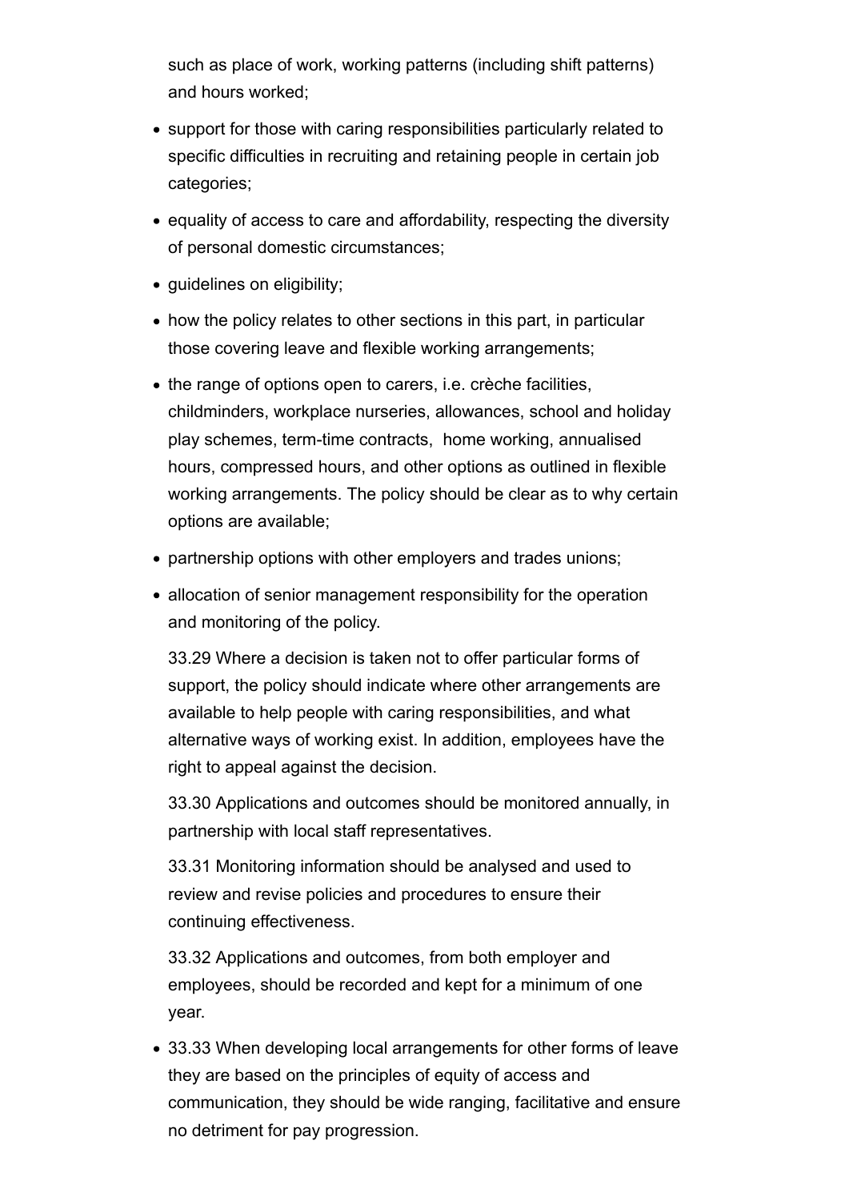such as place of work, working patterns (including shift patterns) and hours worked;

- support for those with caring responsibilities particularly related to specific difficulties in recruiting and retaining people in certain job categories;
- equality of access to care and affordability, respecting the diversity of personal domestic circumstances;
- guidelines on eligibility;
- how the policy relates to other sections in this part, in particular those covering leave and flexible working arrangements;
- the range of options open to carers, i.e. crèche facilities, childminders, workplace nurseries, allowances, school and holiday play schemes, term-time contracts, home working, annualised hours, compressed hours, and other options as outlined in flexible working arrangements. The policy should be clear as to why certain options are available;
- partnership options with other employers and trades unions;
- allocation of senior management responsibility for the operation and monitoring of the policy.

  33.29 Where a decision is taken not to offer particular forms of support, the policy should indicate where other arrangements are available to help people with caring responsibilities, and what alternative ways of working exist. In addition, employees have the right to appeal against the decision.

  33.30 Applications and outcomes should be monitored annually, in partnership with local staff representatives.

  33.31 Monitoring information should be analysed and used to review and revise policies and procedures to ensure their continuing effectiveness.

  33.32 Applications and outcomes, from both employer and employees, should be recorded and kept for a minimum of one year.

- 33.33 When developing local arrangements for other forms of leave they are based on the principles of equity of access and communication, they should be wide ranging, facilitative and ensure no detriment for pay progression.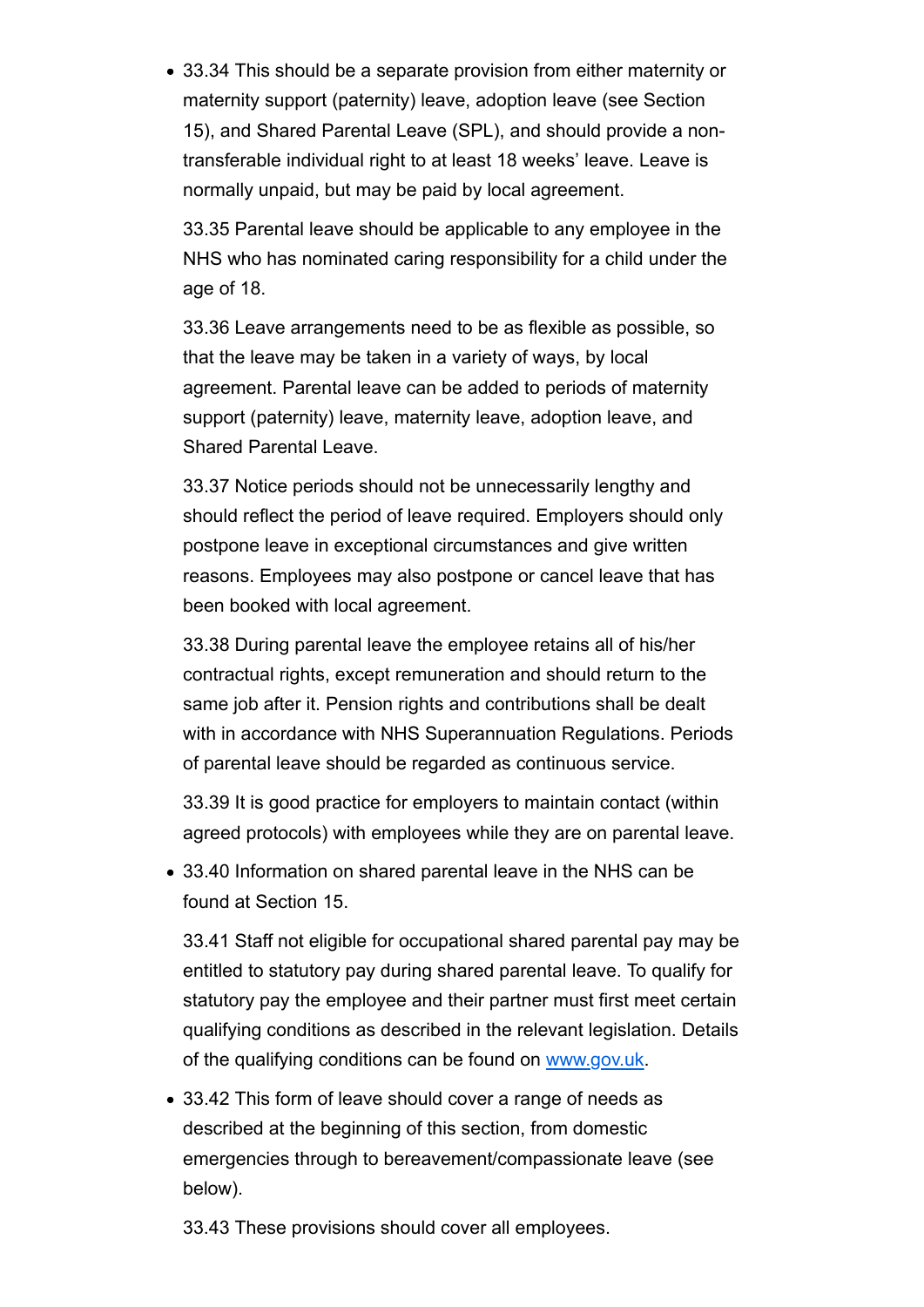- 33.34 This should be a separate provision from either maternity or maternity support (paternity) leave, adoption leave (see Section 15), and Shared Parental Leave (SPL), and should provide a non-transferable individual right to at least 18 weeks' leave. Leave is normally unpaid, but may be paid by local agreement.

  33.35 Parental leave should be applicable to any employee in the NHS who has nominated caring responsibility for a child under the age of 18.

  33.36 Leave arrangements need to be as flexible as possible, so that the leave may be taken in a variety of ways, by local agreement. Parental leave can be added to periods of maternity support (paternity) leave, maternity leave, adoption leave, and Shared Parental Leave.

  33.37 Notice periods should not be unnecessarily lengthy and should reflect the period of leave required. Employers should only postpone leave in exceptional circumstances and give written reasons. Employees may also postpone or cancel leave that has been booked with local agreement.

  33.38 During parental leave the employee retains all of his/her contractual rights, except remuneration and should return to the same job after it. Pension rights and contributions shall be dealt with in accordance with NHS Superannuation Regulations. Periods of parental leave should be regarded as continuous service.

  33.39 It is good practice for employers to maintain contact (within agreed protocols) with employees while they are on parental leave.

- 33.40 Information on shared parental leave in the NHS can be found at Section 15.

  33.41 Staff not eligible for occupational shared parental pay may be entitled to statutory pay during shared parental leave. To qualify for statutory pay the employee and their partner must first meet certain qualifying conditions as described in the relevant legislation. Details of the qualifying conditions can be found on [www.gov.uk](http://www.gov.uk).

- 33.42 This form of leave should cover a range of needs as described at the beginning of this section, from domestic emergencies through to bereavement/compassionate leave (see below).

  33.43 These provisions should cover all employees.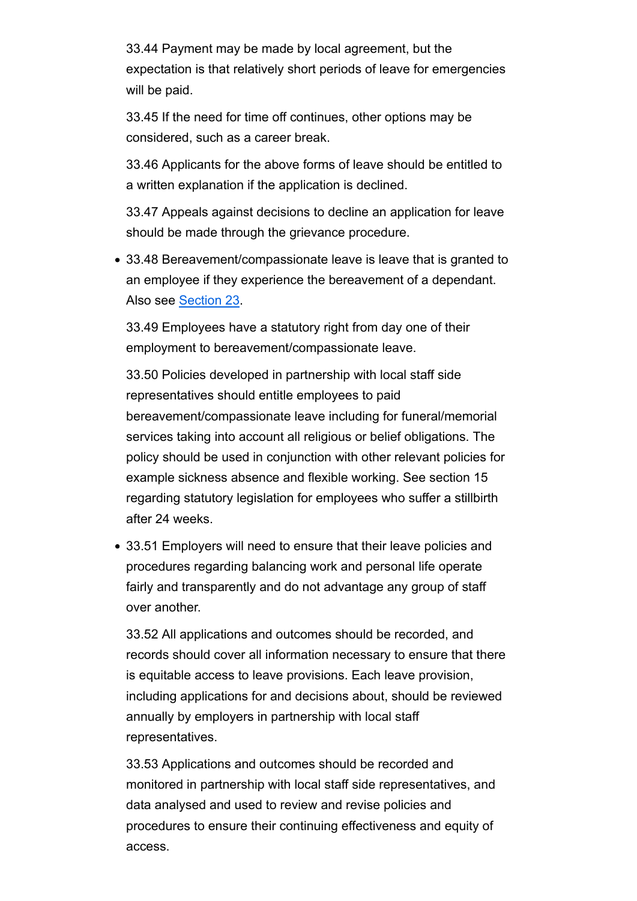33.44 Payment may be made by local agreement, but the expectation is that relatively short periods of leave for emergencies will be paid.

33.45 If the need for time off continues, other options may be considered, such as a career break.

33.46 Applicants for the above forms of leave should be entitled to a written explanation if the application is declined.

33.47 Appeals against decisions to decline an application for leave should be made through the grievance procedure.

- 33.48 Bereavement/compassionate leave is leave that is granted to an employee if they experience the bereavement of a dependant. Also see [Section 23](#).

  33.49 Employees have a statutory right from day one of their employment to bereavement/compassionate leave.

  33.50 Policies developed in partnership with local staff side representatives should entitle employees to paid bereavement/compassionate leave including for funeral/memorial services taking into account all religious or belief obligations. The policy should be used in conjunction with other relevant policies for example sickness absence and flexible working. See section 15 regarding statutory legislation for employees who suffer a stillbirth after 24 weeks.

- 33.51 Employers will need to ensure that their leave policies and procedures regarding balancing work and personal life operate fairly and transparently and do not advantage any group of staff over another.

  33.52 All applications and outcomes should be recorded, and records should cover all information necessary to ensure that there is equitable access to leave provisions. Each leave provision, including applications for and decisions about, should be reviewed annually by employers in partnership with local staff representatives.

  33.53 Applications and outcomes should be recorded and monitored in partnership with local staff side representatives, and data analysed and used to review and revise policies and procedures to ensure their continuing effectiveness and equity of access.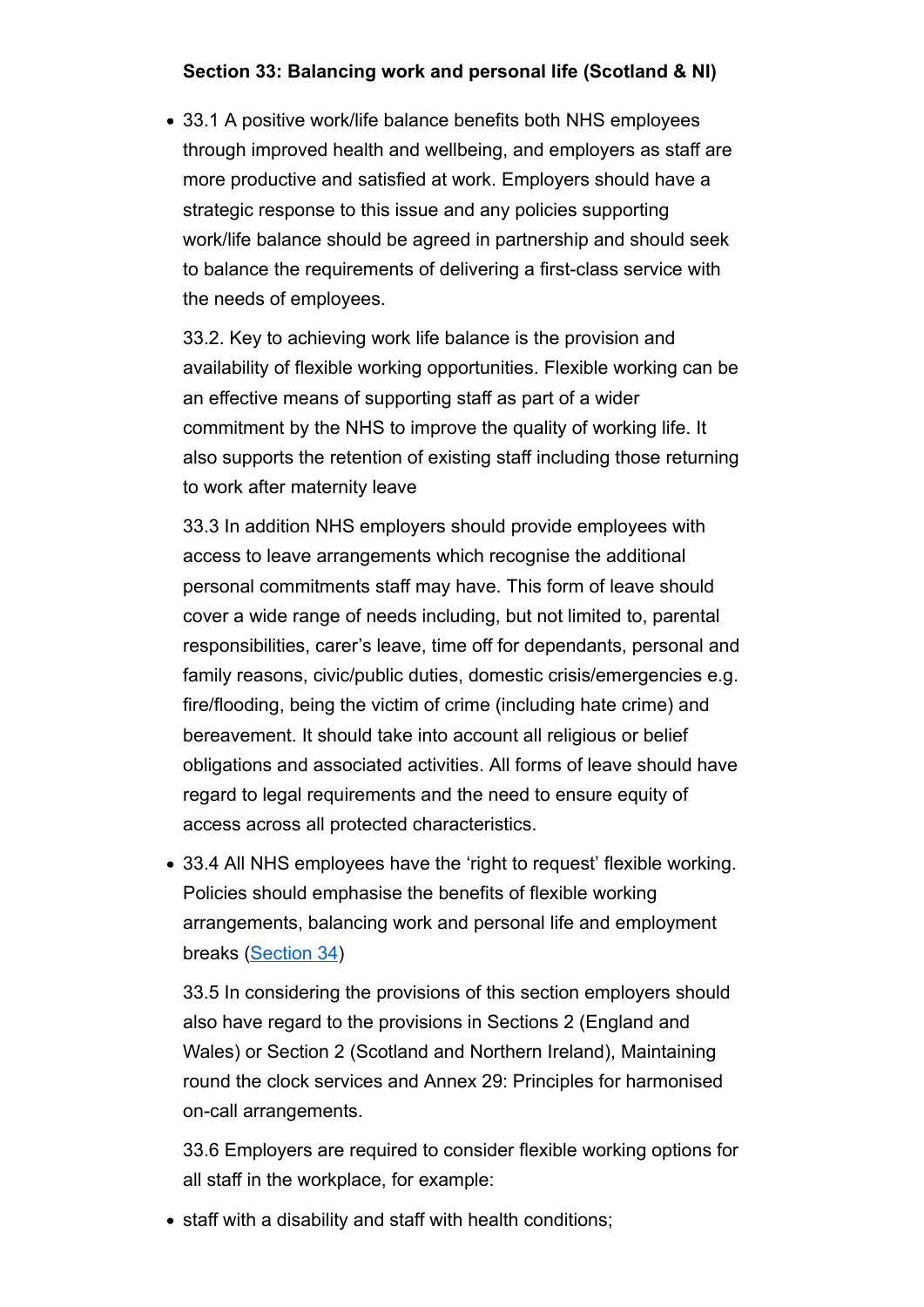**Section 33: Balancing work and personal life (Scotland & NI)**

- 33.1 A positive work/life balance benefits both NHS employees through improved health and wellbeing, and employers as staff are more productive and satisfied at work. Employers should have a strategic response to this issue and any policies supporting work/life balance should be agreed in partnership and should seek to balance the requirements of delivering a first-class service with the needs of employees.

  33.2. Key to achieving work life balance is the provision and availability of flexible working opportunities. Flexible working can be an effective means of supporting staff as part of a wider commitment by the NHS to improve the quality of working life. It also supports the retention of existing staff including those returning to work after maternity leave

  33.3 In addition NHS employers should provide employees with access to leave arrangements which recognise the additional personal commitments staff may have. This form of leave should cover a wide range of needs including, but not limited to, parental responsibilities, carer's leave, time off for dependants, personal and family reasons, civic/public duties, domestic crisis/emergencies e.g. fire/flooding, being the victim of crime (including hate crime) and bereavement. It should take into account all religious or belief obligations and associated activities. All forms of leave should have regard to legal requirements and the need to ensure equity of access across all protected characteristics.

- 33.4 All NHS employees have the 'right to request' flexible working. Policies should emphasise the benefits of flexible working arrangements, balancing work and personal life and employment breaks (Section 34)

  33.5 In considering the provisions of this section employers should also have regard to the provisions in Sections 2 (England and Wales) or Section 2 (Scotland and Northern Ireland), Maintaining round the clock services and Annex 29: Principles for harmonised on-call arrangements.

  33.6 Employers are required to consider flexible working options for all staff in the workplace, for example:

- staff with a disability and staff with health conditions;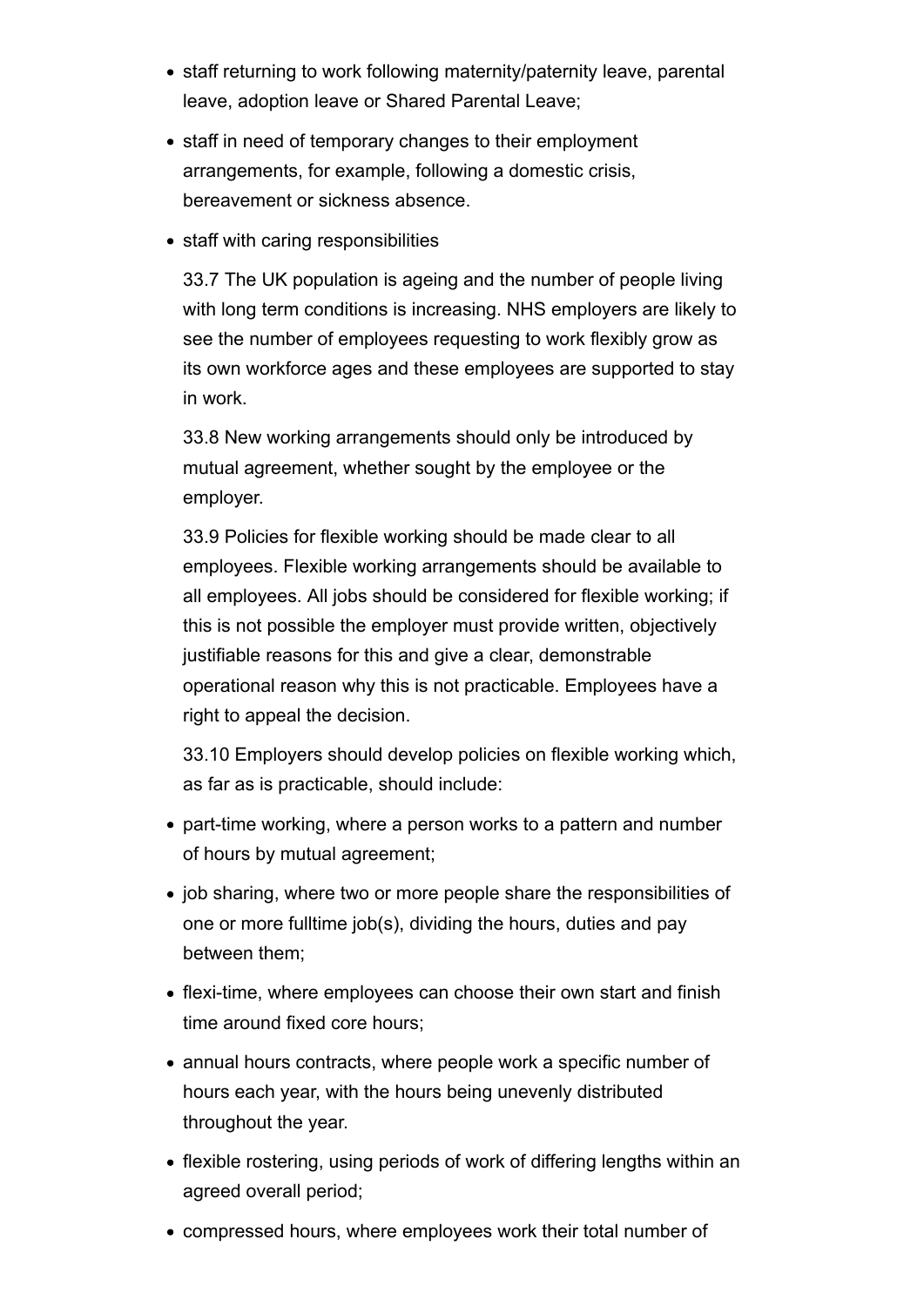- staff returning to work following maternity/paternity leave, parental leave, adoption leave or Shared Parental Leave;
- staff in need of temporary changes to their employment arrangements, for example, following a domestic crisis, bereavement or sickness absence.
- staff with caring responsibilities

33.7 The UK population is ageing and the number of people living with long term conditions is increasing. NHS employers are likely to see the number of employees requesting to work flexibly grow as its own workforce ages and these employees are supported to stay in work.

33.8 New working arrangements should only be introduced by mutual agreement, whether sought by the employee or the employer.

33.9 Policies for flexible working should be made clear to all employees. Flexible working arrangements should be available to all employees. All jobs should be considered for flexible working; if this is not possible the employer must provide written, objectively justifiable reasons for this and give a clear, demonstrable operational reason why this is not practicable. Employees have a right to appeal the decision.

33.10 Employers should develop policies on flexible working which, as far as is practicable, should include:

- part-time working, where a person works to a pattern and number of hours by mutual agreement;
- job sharing, where two or more people share the responsibilities of one or more fulltime job(s), dividing the hours, duties and pay between them;
- flexi-time, where employees can choose their own start and finish time around fixed core hours;
- annual hours contracts, where people work a specific number of hours each year, with the hours being unevenly distributed throughout the year.
- flexible rostering, using periods of work of differing lengths within an agreed overall period;
- compressed hours, where employees work their total number of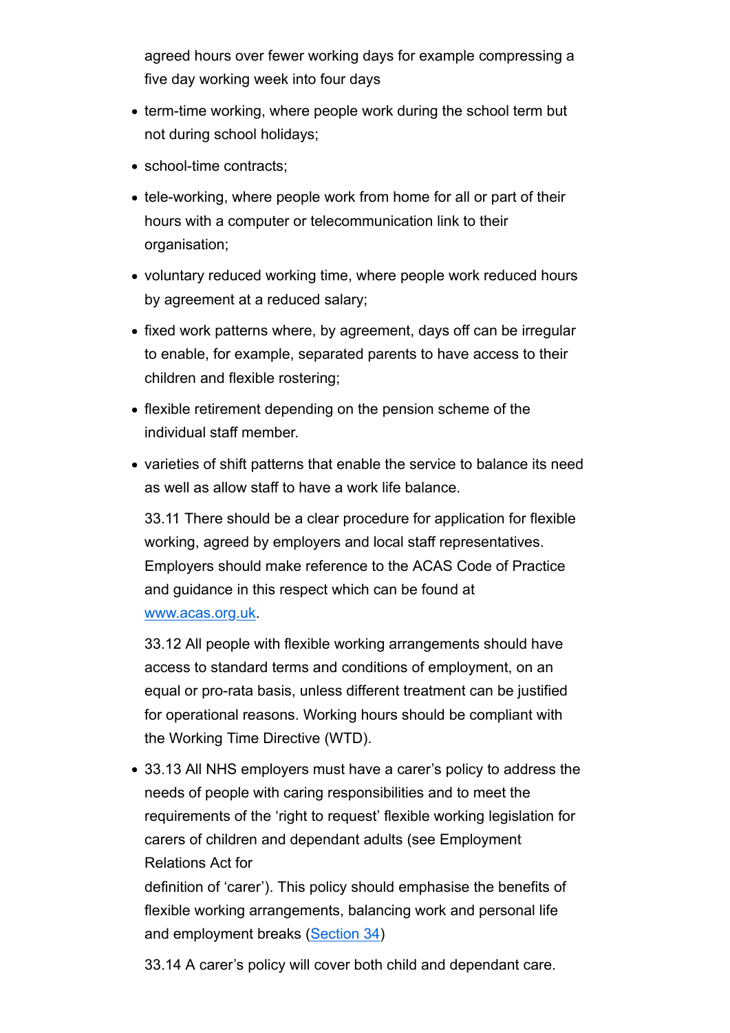agreed hours over fewer working days for example compressing a five day working week into four days

- term-time working, where people work during the school term but not during school holidays;
- school-time contracts;
- tele-working, where people work from home for all or part of their hours with a computer or telecommunication link to their organisation;
- voluntary reduced working time, where people work reduced hours by agreement at a reduced salary;
- fixed work patterns where, by agreement, days off can be irregular to enable, for example, separated parents to have access to their children and flexible rostering;
- flexible retirement depending on the pension scheme of the individual staff member.
- varieties of shift patterns that enable the service to balance its need as well as allow staff to have a work life balance.

33.11 There should be a clear procedure for application for flexible working, agreed by employers and local staff representatives. Employers should make reference to the ACAS Code of Practice and guidance in this respect which can be found at [www.acas.org.uk](http://www.acas.org.uk).

33.12 All people with flexible working arrangements should have access to standard terms and conditions of employment, on an equal or pro-rata basis, unless different treatment can be justified for operational reasons. Working hours should be compliant with the Working Time Directive (WTD).

- 33.13 All NHS employers must have a carer's policy to address the needs of people with caring responsibilities and to meet the requirements of the 'right to request' flexible working legislation for carers of children and dependant adults (see Employment Relations Act for definition of 'carer'). This policy should emphasise the benefits of flexible working arrangements, balancing work and personal life and employment breaks ([Section 34](#))

33.14 A carer's policy will cover both child and dependant care.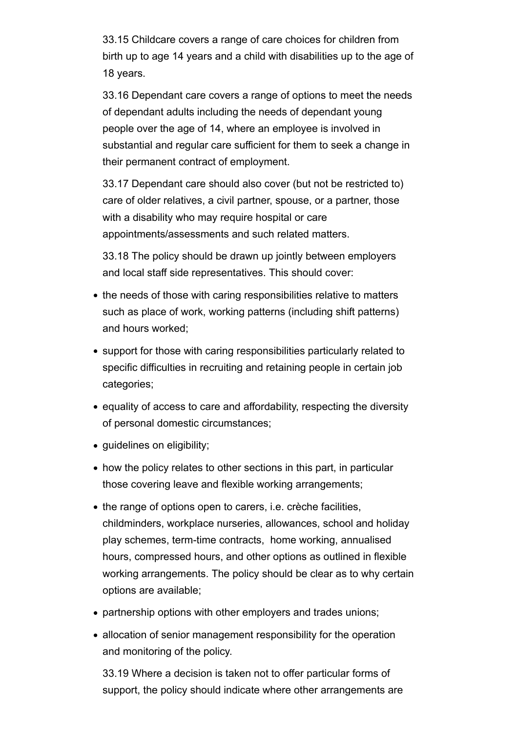33.15 Childcare covers a range of care choices for children from birth up to age 14 years and a child with disabilities up to the age of 18 years.

33.16 Dependant care covers a range of options to meet the needs of dependant adults including the needs of dependant young people over the age of 14, where an employee is involved in substantial and regular care sufficient for them to seek a change in their permanent contract of employment.

33.17 Dependant care should also cover (but not be restricted to) care of older relatives, a civil partner, spouse, or a partner, those with a disability who may require hospital or care appointments/assessments and such related matters.

33.18 The policy should be drawn up jointly between employers and local staff side representatives. This should cover:

- the needs of those with caring responsibilities relative to matters such as place of work, working patterns (including shift patterns) and hours worked;
- support for those with caring responsibilities particularly related to specific difficulties in recruiting and retaining people in certain job categories;
- equality of access to care and affordability, respecting the diversity of personal domestic circumstances;
- guidelines on eligibility;
- how the policy relates to other sections in this part, in particular those covering leave and flexible working arrangements;
- the range of options open to carers, i.e. crèche facilities, childminders, workplace nurseries, allowances, school and holiday play schemes, term-time contracts, home working, annualised hours, compressed hours, and other options as outlined in flexible working arrangements. The policy should be clear as to why certain options are available;
- partnership options with other employers and trades unions;
- allocation of senior management responsibility for the operation and monitoring of the policy.

33.19 Where a decision is taken not to offer particular forms of support, the policy should indicate where other arrangements are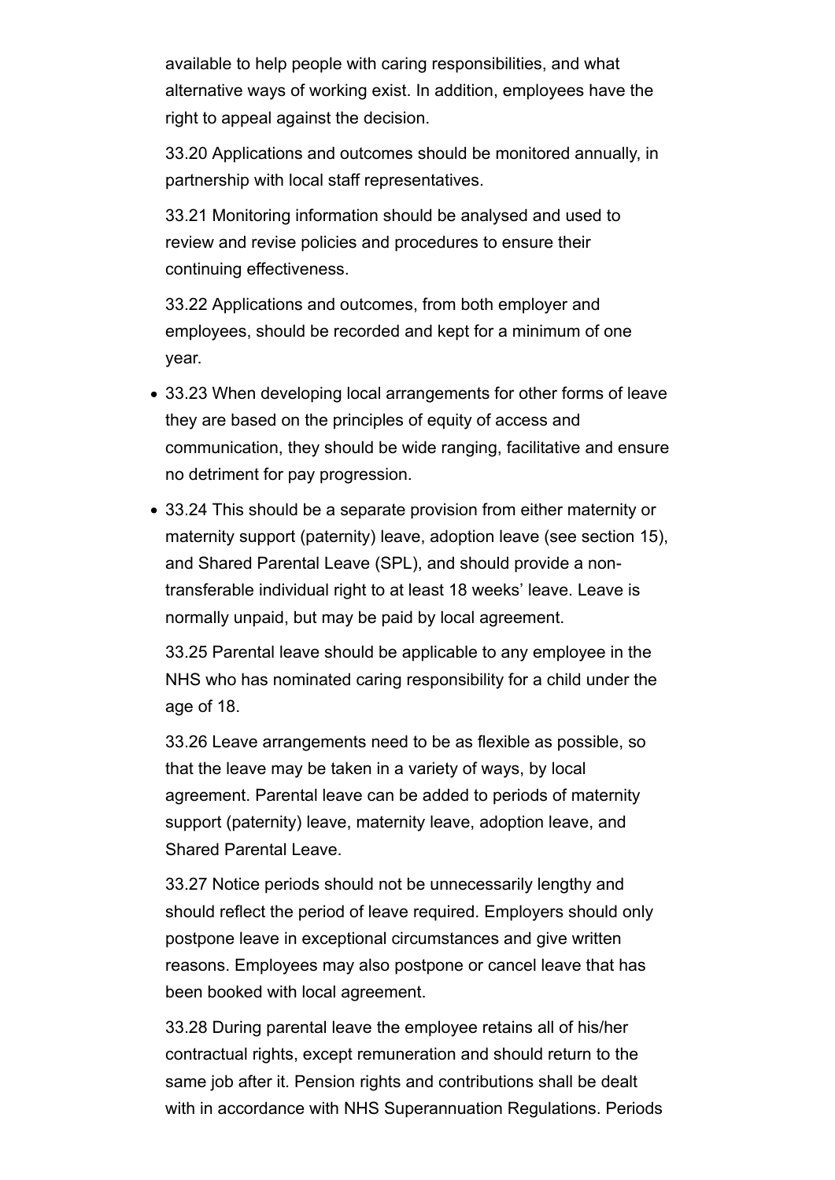available to help people with caring responsibilities, and what alternative ways of working exist. In addition, employees have the right to appeal against the decision.

33.20 Applications and outcomes should be monitored annually, in partnership with local staff representatives.

33.21 Monitoring information should be analysed and used to review and revise policies and procedures to ensure their continuing effectiveness.

33.22 Applications and outcomes, from both employer and employees, should be recorded and kept for a minimum of one year.

- 33.23 When developing local arrangements for other forms of leave they are based on the principles of equity of access and communication, they should be wide ranging, facilitative and ensure no detriment for pay progression.
- 33.24 This should be a separate provision from either maternity or maternity support (paternity) leave, adoption leave (see section 15), and Shared Parental Leave (SPL), and should provide a non-transferable individual right to at least 18 weeks' leave. Leave is normally unpaid, but may be paid by local agreement.

33.25 Parental leave should be applicable to any employee in the NHS who has nominated caring responsibility for a child under the age of 18.

33.26 Leave arrangements need to be as flexible as possible, so that the leave may be taken in a variety of ways, by local agreement. Parental leave can be added to periods of maternity support (paternity) leave, maternity leave, adoption leave, and Shared Parental Leave.

33.27 Notice periods should not be unnecessarily lengthy and should reflect the period of leave required. Employers should only postpone leave in exceptional circumstances and give written reasons. Employees may also postpone or cancel leave that has been booked with local agreement.

33.28 During parental leave the employee retains all of his/her contractual rights, except remuneration and should return to the same job after it. Pension rights and contributions shall be dealt with in accordance with NHS Superannuation Regulations. Periods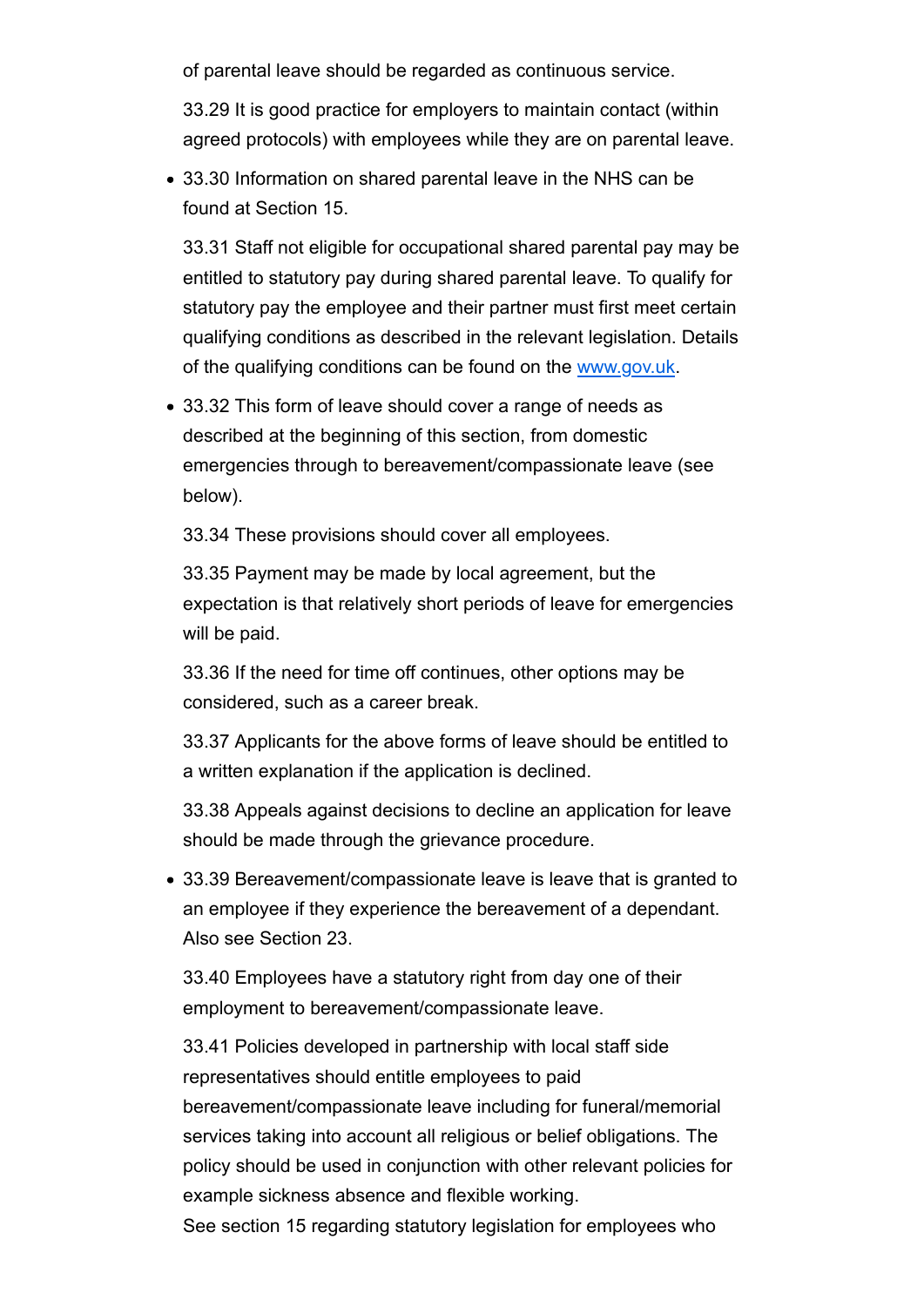of parental leave should be regarded as continuous service.

33.29 It is good practice for employers to maintain contact (within agreed protocols) with employees while they are on parental leave.

- 33.30 Information on shared parental leave in the NHS can be found at Section 15.

  33.31 Staff not eligible for occupational shared parental pay may be entitled to statutory pay during shared parental leave. To qualify for statutory pay the employee and their partner must first meet certain qualifying conditions as described in the relevant legislation. Details of the qualifying conditions can be found on the www.gov.uk.

- 33.32 This form of leave should cover a range of needs as described at the beginning of this section, from domestic emergencies through to bereavement/compassionate leave (see below).

  33.34 These provisions should cover all employees.

  33.35 Payment may be made by local agreement, but the expectation is that relatively short periods of leave for emergencies will be paid.

  33.36 If the need for time off continues, other options may be considered, such as a career break.

  33.37 Applicants for the above forms of leave should be entitled to a written explanation if the application is declined.

  33.38 Appeals against decisions to decline an application for leave should be made through the grievance procedure.

- 33.39 Bereavement/compassionate leave is leave that is granted to an employee if they experience the bereavement of a dependant. Also see Section 23.

  33.40 Employees have a statutory right from day one of their employment to bereavement/compassionate leave.

  33.41 Policies developed in partnership with local staff side representatives should entitle employees to paid bereavement/compassionate leave including for funeral/memorial services taking into account all religious or belief obligations. The policy should be used in conjunction with other relevant policies for example sickness absence and flexible working.
  See section 15 regarding statutory legislation for employees who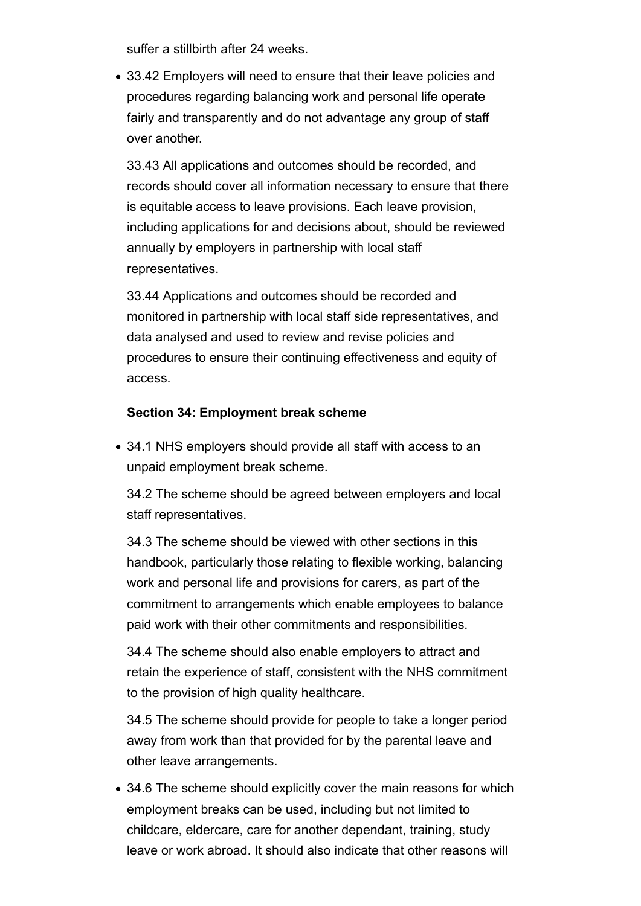suffer a stillbirth after 24 weeks.

- 33.42 Employers will need to ensure that their leave policies and procedures regarding balancing work and personal life operate fairly and transparently and do not advantage any group of staff over another.

  33.43 All applications and outcomes should be recorded, and records should cover all information necessary to ensure that there is equitable access to leave provisions. Each leave provision, including applications for and decisions about, should be reviewed annually by employers in partnership with local staff representatives.

  33.44 Applications and outcomes should be recorded and monitored in partnership with local staff side representatives, and data analysed and used to review and revise policies and procedures to ensure their continuing effectiveness and equity of access.

**Section 34: Employment break scheme**

- 34.1 NHS employers should provide all staff with access to an unpaid employment break scheme.

  34.2 The scheme should be agreed between employers and local staff representatives.

  34.3 The scheme should be viewed with other sections in this handbook, particularly those relating to flexible working, balancing work and personal life and provisions for carers, as part of the commitment to arrangements which enable employees to balance paid work with their other commitments and responsibilities.

  34.4 The scheme should also enable employers to attract and retain the experience of staff, consistent with the NHS commitment to the provision of high quality healthcare.

  34.5 The scheme should provide for people to take a longer period away from work than that provided for by the parental leave and other leave arrangements.

- 34.6 The scheme should explicitly cover the main reasons for which employment breaks can be used, including but not limited to childcare, eldercare, care for another dependant, training, study leave or work abroad. It should also indicate that other reasons will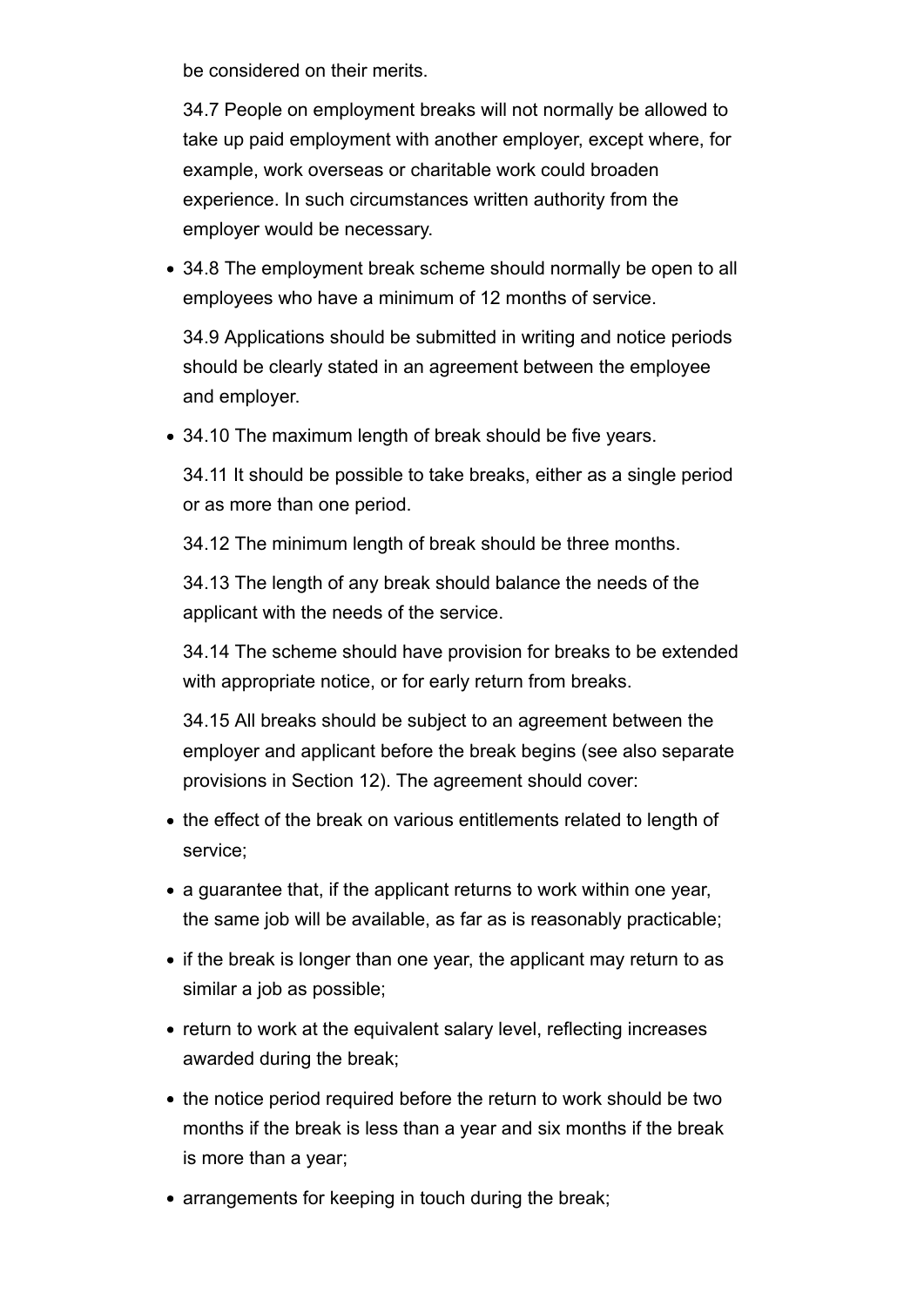be considered on their merits.

34.7 People on employment breaks will not normally be allowed to take up paid employment with another employer, except where, for example, work overseas or charitable work could broaden experience. In such circumstances written authority from the employer would be necessary.

- 34.8 The employment break scheme should normally be open to all employees who have a minimum of 12 months of service.

  34.9 Applications should be submitted in writing and notice periods should be clearly stated in an agreement between the employee and employer.

- 34.10 The maximum length of break should be five years.

  34.11 It should be possible to take breaks, either as a single period or as more than one period.

  34.12 The minimum length of break should be three months.

  34.13 The length of any break should balance the needs of the applicant with the needs of the service.

  34.14 The scheme should have provision for breaks to be extended with appropriate notice, or for early return from breaks.

  34.15 All breaks should be subject to an agreement between the employer and applicant before the break begins (see also separate provisions in Section 12). The agreement should cover:

- the effect of the break on various entitlements related to length of service;
- a guarantee that, if the applicant returns to work within one year, the same job will be available, as far as is reasonably practicable;
- if the break is longer than one year, the applicant may return to as similar a job as possible;
- return to work at the equivalent salary level, reflecting increases awarded during the break;
- the notice period required before the return to work should be two months if the break is less than a year and six months if the break is more than a year;
- arrangements for keeping in touch during the break;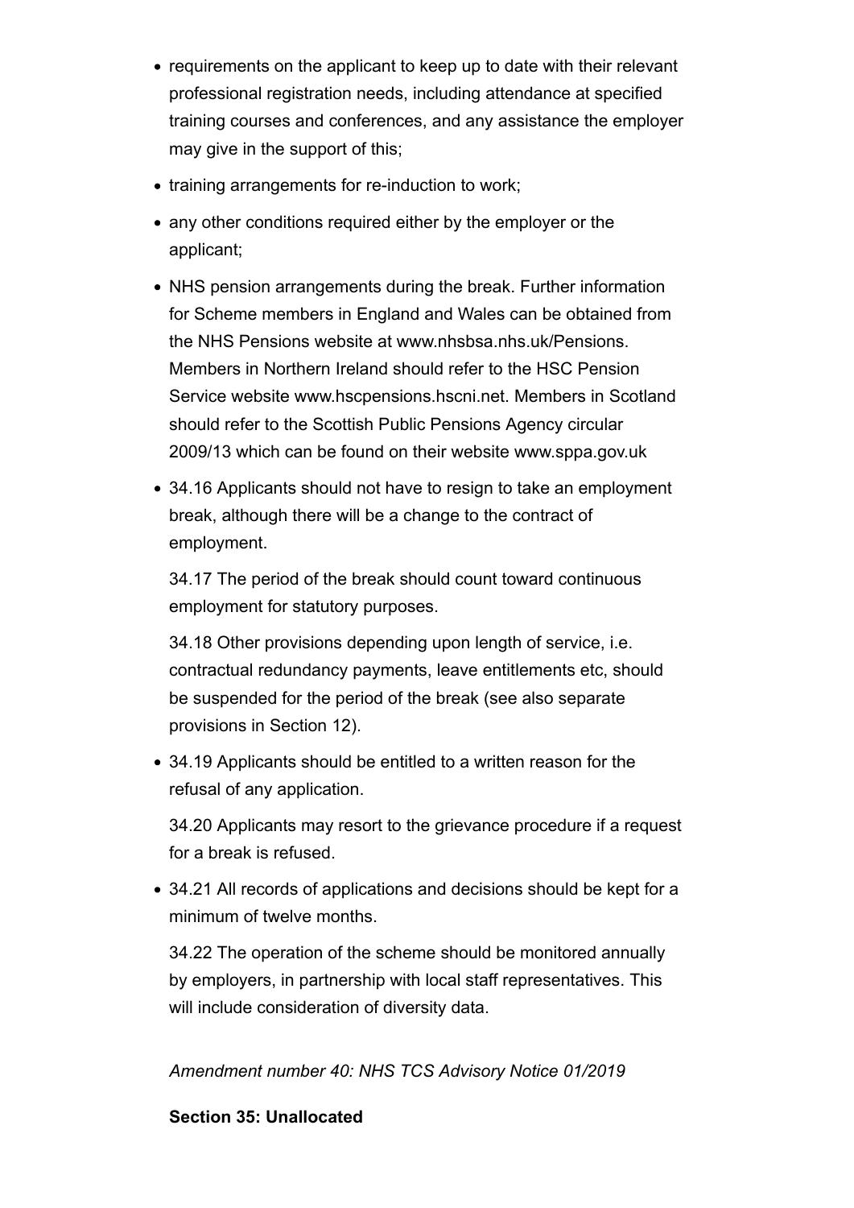- requirements on the applicant to keep up to date with their relevant professional registration needs, including attendance at specified training courses and conferences, and any assistance the employer may give in the support of this;
- training arrangements for re-induction to work;
- any other conditions required either by the employer or the applicant;
- NHS pension arrangements during the break. Further information for Scheme members in England and Wales can be obtained from the NHS Pensions website at www.nhsbsa.nhs.uk/Pensions. Members in Northern Ireland should refer to the HSC Pension Service website www.hscpensions.hscni.net. Members in Scotland should refer to the Scottish Public Pensions Agency circular 2009/13 which can be found on their website www.sppa.gov.uk
- 34.16 Applicants should not have to resign to take an employment break, although there will be a change to the contract of employment.

  34.17 The period of the break should count toward continuous employment for statutory purposes.

  34.18 Other provisions depending upon length of service, i.e. contractual redundancy payments, leave entitlements etc, should be suspended for the period of the break (see also separate provisions in Section 12).
- 34.19 Applicants should be entitled to a written reason for the refusal of any application.

  34.20 Applicants may resort to the grievance procedure if a request for a break is refused.
- 34.21 All records of applications and decisions should be kept for a minimum of twelve months.

  34.22 The operation of the scheme should be monitored annually by employers, in partnership with local staff representatives. This will include consideration of diversity data.

*Amendment number 40: NHS TCS Advisory Notice 01/2019*

**Section 35: Unallocated**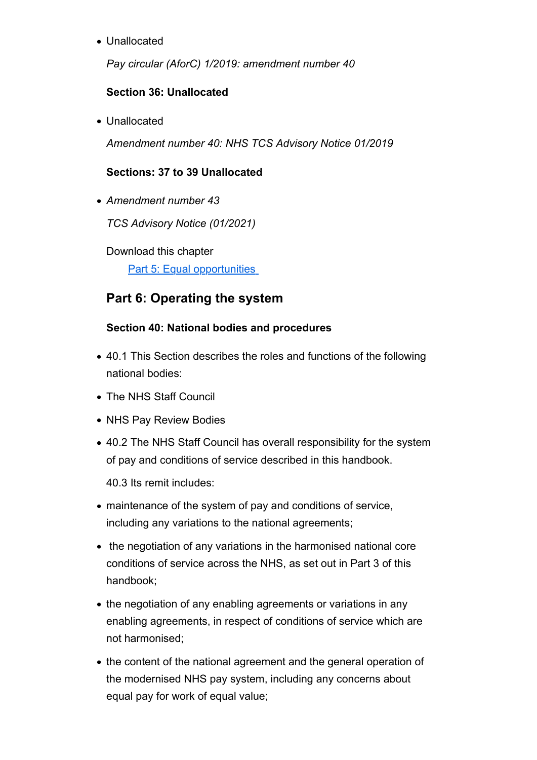- Unallocated

  *Pay circular (AforC) 1/2019: amendment number 40*

  **Section 36: Unallocated**

- Unallocated

  *Amendment number 40: NHS TCS Advisory Notice 01/2019*

  **Sections: 37 to 39 Unallocated**

- *Amendment number 43*

  *TCS Advisory Notice (01/2021)*

  Download this chapter

  [Part 5: Equal opportunities](#)

## Part 6: Operating the system

**Section 40: National bodies and procedures**

- 40.1 This Section describes the roles and functions of the following national bodies:
- The NHS Staff Council
- NHS Pay Review Bodies
- 40.2 The NHS Staff Council has overall responsibility for the system of pay and conditions of service described in this handbook.

  40.3 Its remit includes:

- maintenance of the system of pay and conditions of service, including any variations to the national agreements;
- the negotiation of any variations in the harmonised national core conditions of service across the NHS, as set out in Part 3 of this handbook;
- the negotiation of any enabling agreements or variations in any enabling agreements, in respect of conditions of service which are not harmonised;
- the content of the national agreement and the general operation of the modernised NHS pay system, including any concerns about equal pay for work of equal value;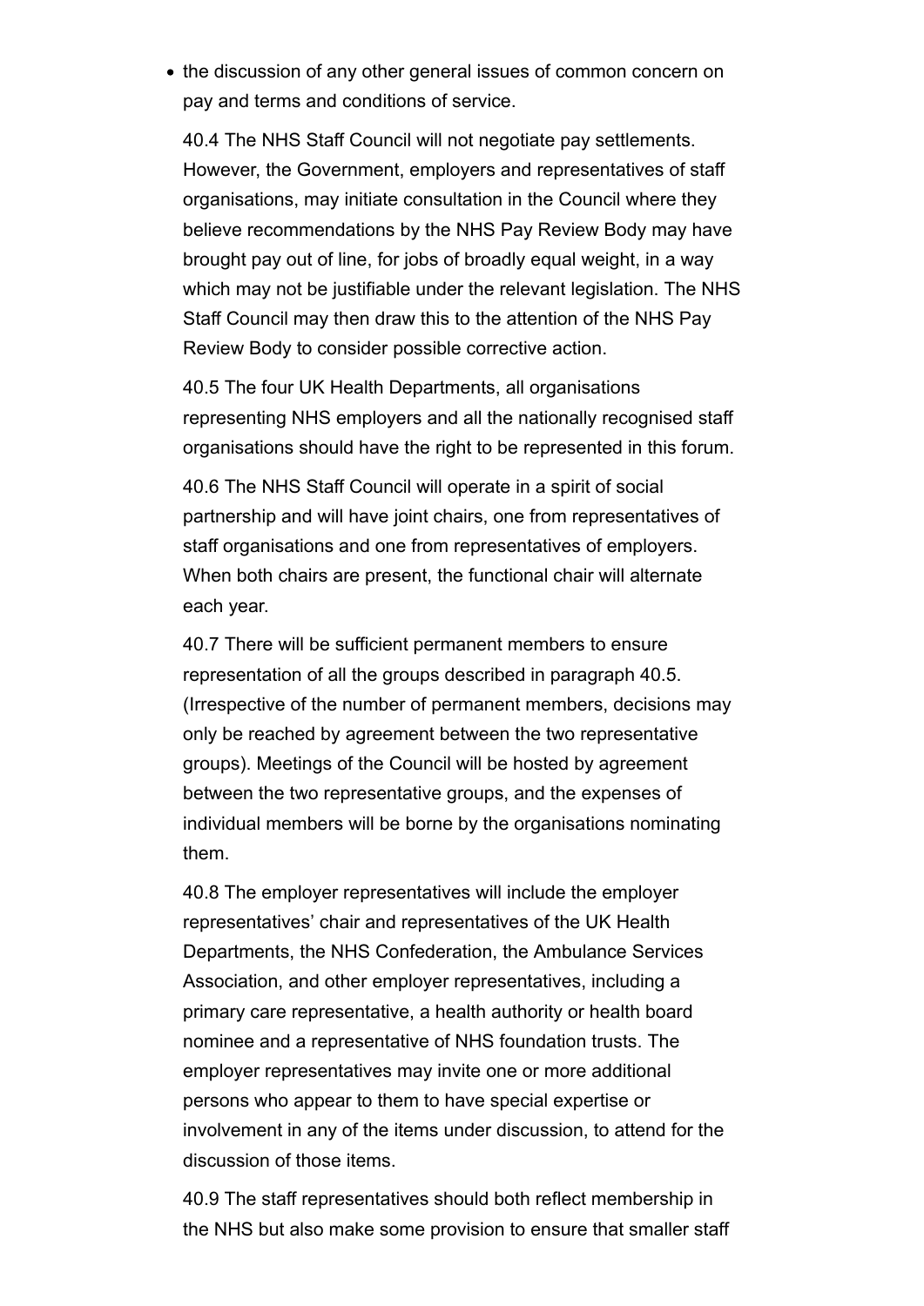- the discussion of any other general issues of common concern on pay and terms and conditions of service.

40.4 The NHS Staff Council will not negotiate pay settlements. However, the Government, employers and representatives of staff organisations, may initiate consultation in the Council where they believe recommendations by the NHS Pay Review Body may have brought pay out of line, for jobs of broadly equal weight, in a way which may not be justifiable under the relevant legislation. The NHS Staff Council may then draw this to the attention of the NHS Pay Review Body to consider possible corrective action.

40.5 The four UK Health Departments, all organisations representing NHS employers and all the nationally recognised staff organisations should have the right to be represented in this forum.

40.6 The NHS Staff Council will operate in a spirit of social partnership and will have joint chairs, one from representatives of staff organisations and one from representatives of employers. When both chairs are present, the functional chair will alternate each year.

40.7 There will be sufficient permanent members to ensure representation of all the groups described in paragraph 40.5. (Irrespective of the number of permanent members, decisions may only be reached by agreement between the two representative groups). Meetings of the Council will be hosted by agreement between the two representative groups, and the expenses of individual members will be borne by the organisations nominating them.

40.8 The employer representatives will include the employer representatives' chair and representatives of the UK Health Departments, the NHS Confederation, the Ambulance Services Association, and other employer representatives, including a primary care representative, a health authority or health board nominee and a representative of NHS foundation trusts. The employer representatives may invite one or more additional persons who appear to them to have special expertise or involvement in any of the items under discussion, to attend for the discussion of those items.

40.9 The staff representatives should both reflect membership in the NHS but also make some provision to ensure that smaller staff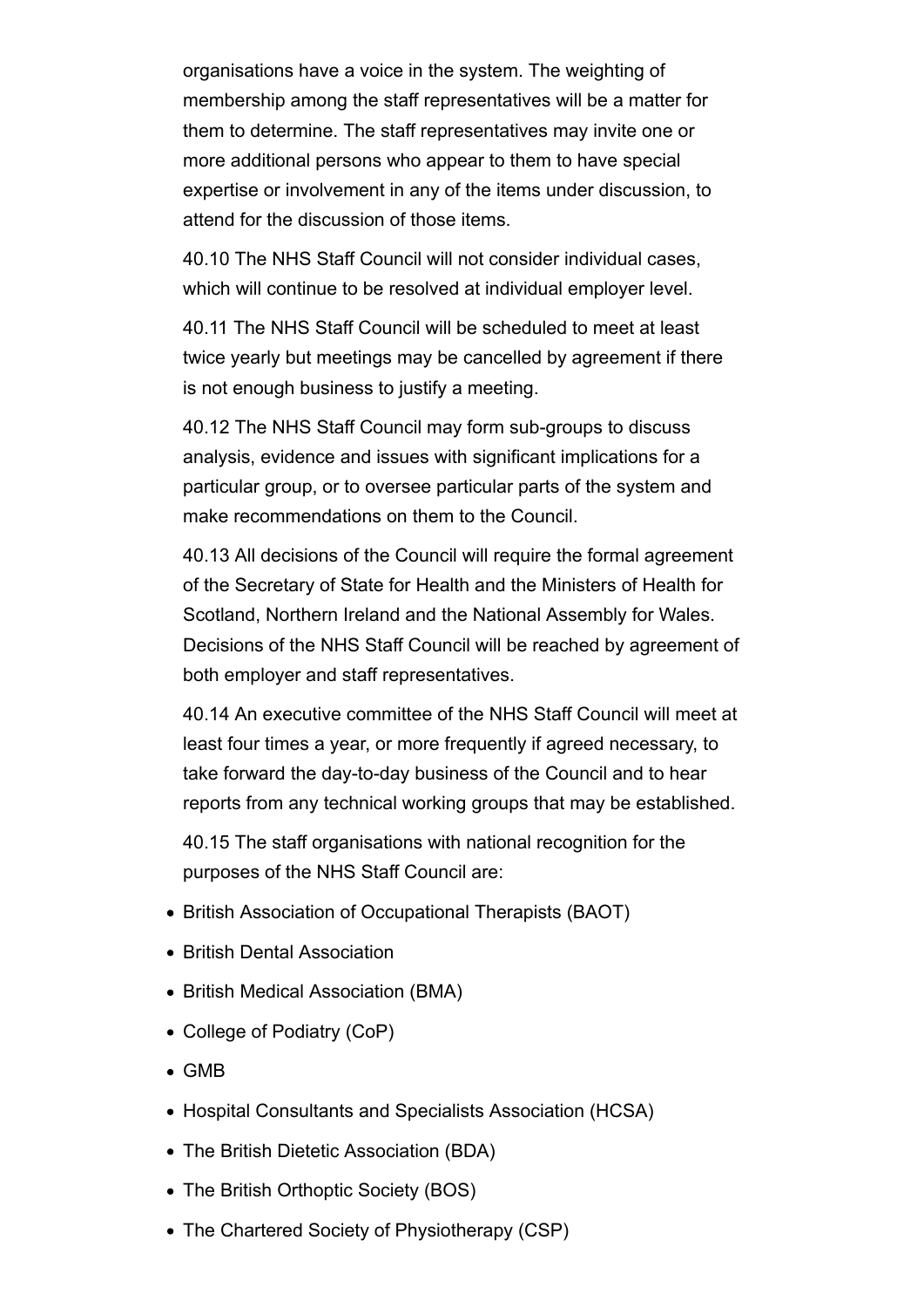organisations have a voice in the system. The weighting of membership among the staff representatives will be a matter for them to determine. The staff representatives may invite one or more additional persons who appear to them to have special expertise or involvement in any of the items under discussion, to attend for the discussion of those items.

40.10 The NHS Staff Council will not consider individual cases, which will continue to be resolved at individual employer level.

40.11 The NHS Staff Council will be scheduled to meet at least twice yearly but meetings may be cancelled by agreement if there is not enough business to justify a meeting.

40.12 The NHS Staff Council may form sub-groups to discuss analysis, evidence and issues with significant implications for a particular group, or to oversee particular parts of the system and make recommendations on them to the Council.

40.13 All decisions of the Council will require the formal agreement of the Secretary of State for Health and the Ministers of Health for Scotland, Northern Ireland and the National Assembly for Wales. Decisions of the NHS Staff Council will be reached by agreement of both employer and staff representatives.

40.14 An executive committee of the NHS Staff Council will meet at least four times a year, or more frequently if agreed necessary, to take forward the day-to-day business of the Council and to hear reports from any technical working groups that may be established.

40.15 The staff organisations with national recognition for the purposes of the NHS Staff Council are:

- British Association of Occupational Therapists (BAOT)
- British Dental Association
- British Medical Association (BMA)
- College of Podiatry (CoP)
- GMB
- Hospital Consultants and Specialists Association (HCSA)
- The British Dietetic Association (BDA)
- The British Orthoptic Society (BOS)
- The Chartered Society of Physiotherapy (CSP)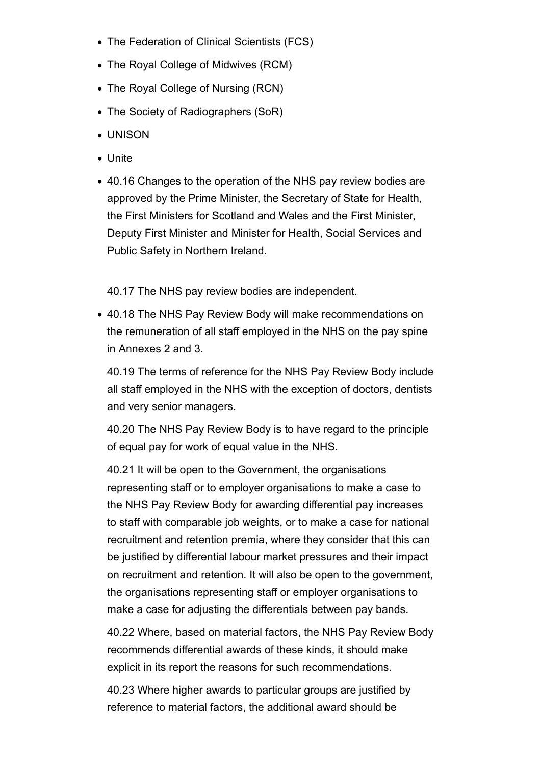- The Federation of Clinical Scientists (FCS)
- The Royal College of Midwives (RCM)
- The Royal College of Nursing (RCN)
- The Society of Radiographers (SoR)
- UNISON
- Unite
- 40.16 Changes to the operation of the NHS pay review bodies are approved by the Prime Minister, the Secretary of State for Health, the First Ministers for Scotland and Wales and the First Minister, Deputy First Minister and Minister for Health, Social Services and Public Safety in Northern Ireland.

  40.17 The NHS pay review bodies are independent.

- 40.18 The NHS Pay Review Body will make recommendations on the remuneration of all staff employed in the NHS on the pay spine in Annexes 2 and 3.

  40.19 The terms of reference for the NHS Pay Review Body include all staff employed in the NHS with the exception of doctors, dentists and very senior managers.

  40.20 The NHS Pay Review Body is to have regard to the principle of equal pay for work of equal value in the NHS.

  40.21 It will be open to the Government, the organisations representing staff or to employer organisations to make a case to the NHS Pay Review Body for awarding differential pay increases to staff with comparable job weights, or to make a case for national recruitment and retention premia, where they consider that this can be justified by differential labour market pressures and their impact on recruitment and retention. It will also be open to the government, the organisations representing staff or employer organisations to make a case for adjusting the differentials between pay bands.

  40.22 Where, based on material factors, the NHS Pay Review Body recommends differential awards of these kinds, it should make explicit in its report the reasons for such recommendations.

  40.23 Where higher awards to particular groups are justified by reference to material factors, the additional award should be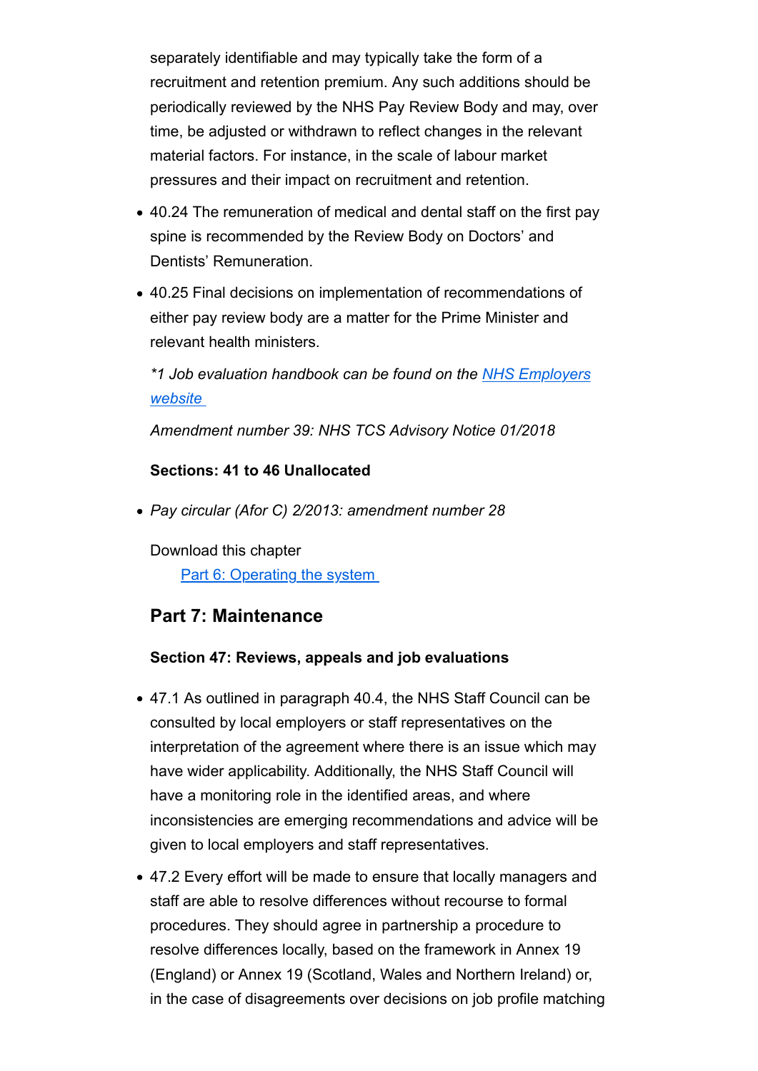separately identifiable and may typically take the form of a recruitment and retention premium. Any such additions should be periodically reviewed by the NHS Pay Review Body and may, over time, be adjusted or withdrawn to reflect changes in the relevant material factors. For instance, in the scale of labour market pressures and their impact on recruitment and retention.

- 40.24 The remuneration of medical and dental staff on the first pay spine is recommended by the Review Body on Doctors' and Dentists' Remuneration.
- 40.25 Final decisions on implementation of recommendations of either pay review body are a matter for the Prime Minister and relevant health ministers.

*\*1 Job evaluation handbook can be found on the [NHS Employers website](#)*

*Amendment number 39: NHS TCS Advisory Notice 01/2018*

**Sections: 41 to 46 Unallocated**

- *Pay circular (Afor C) 2/2013: amendment number 28*

Download this chapter

[Part 6: Operating the system](#)

## Part 7: Maintenance

**Section 47: Reviews, appeals and job evaluations**

- 47.1 As outlined in paragraph 40.4, the NHS Staff Council can be consulted by local employers or staff representatives on the interpretation of the agreement where there is an issue which may have wider applicability. Additionally, the NHS Staff Council will have a monitoring role in the identified areas, and where inconsistencies are emerging recommendations and advice will be given to local employers and staff representatives.
- 47.2 Every effort will be made to ensure that locally managers and staff are able to resolve differences without recourse to formal procedures. They should agree in partnership a procedure to resolve differences locally, based on the framework in Annex 19 (England) or Annex 19 (Scotland, Wales and Northern Ireland) or, in the case of disagreements over decisions on job profile matching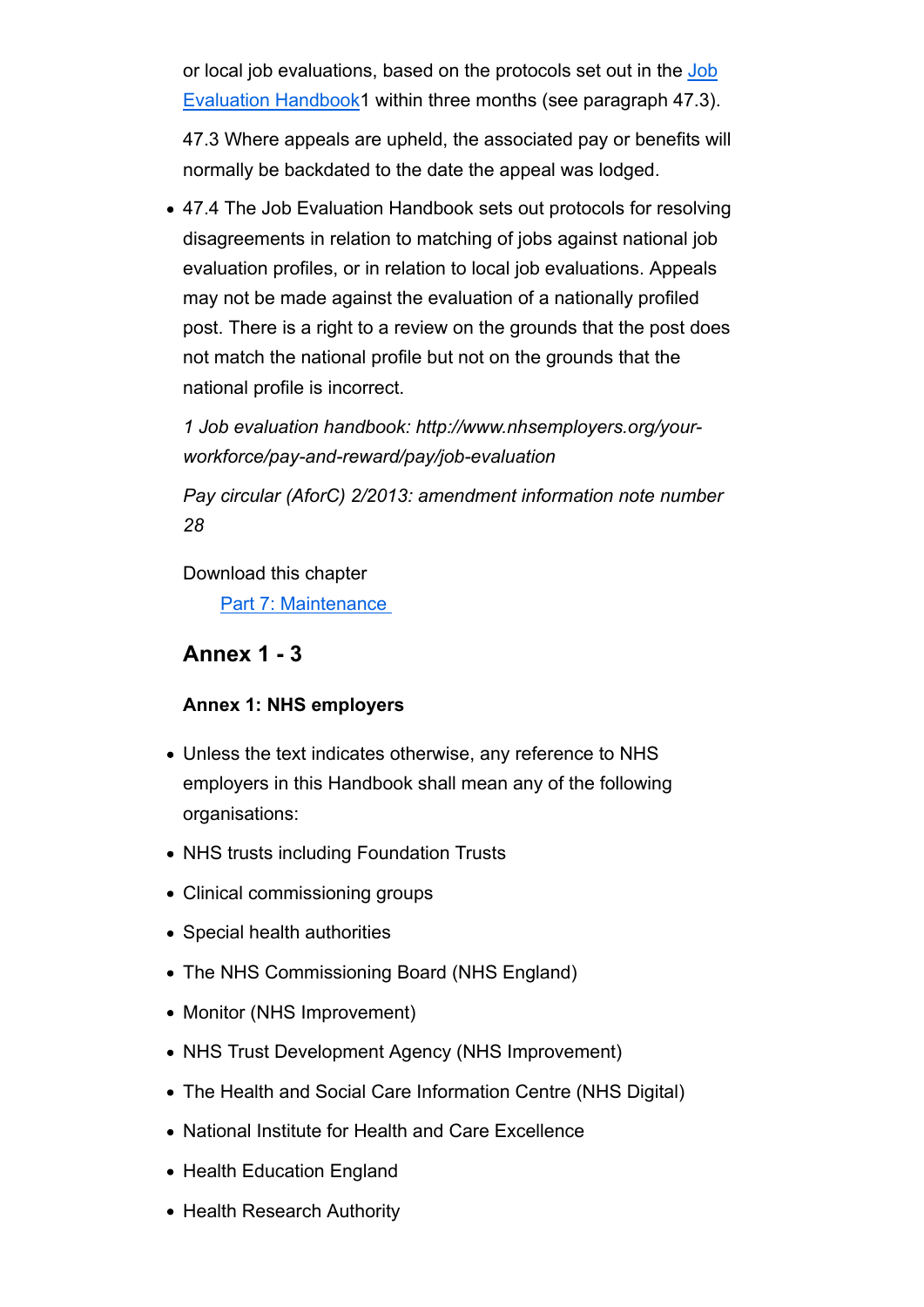or local job evaluations, based on the protocols set out in the Job Evaluation Handbook[1] within three months (see paragraph 47.3).

47.3 Where appeals are upheld, the associated pay or benefits will normally be backdated to the date the appeal was lodged.

- 47.4 The Job Evaluation Handbook sets out protocols for resolving disagreements in relation to matching of jobs against national job evaluation profiles, or in relation to local job evaluations. Appeals may not be made against the evaluation of a nationally profiled post. There is a right to a review on the grounds that the post does not match the national profile but not on the grounds that the national profile is incorrect.

*1 Job evaluation handbook: http://www.nhsemployers.org/your-workforce/pay-and-reward/pay/job-evaluation*

*Pay circular (AforC) 2/2013: amendment information note number 28*

Download this chapter

Part 7: Maintenance

## Annex 1 - 3

### Annex 1: NHS employers

- Unless the text indicates otherwise, any reference to NHS employers in this Handbook shall mean any of the following organisations:
- NHS trusts including Foundation Trusts
- Clinical commissioning groups
- Special health authorities
- The NHS Commissioning Board (NHS England)
- Monitor (NHS Improvement)
- NHS Trust Development Agency (NHS Improvement)
- The Health and Social Care Information Centre (NHS Digital)
- National Institute for Health and Care Excellence
- Health Education England
- Health Research Authority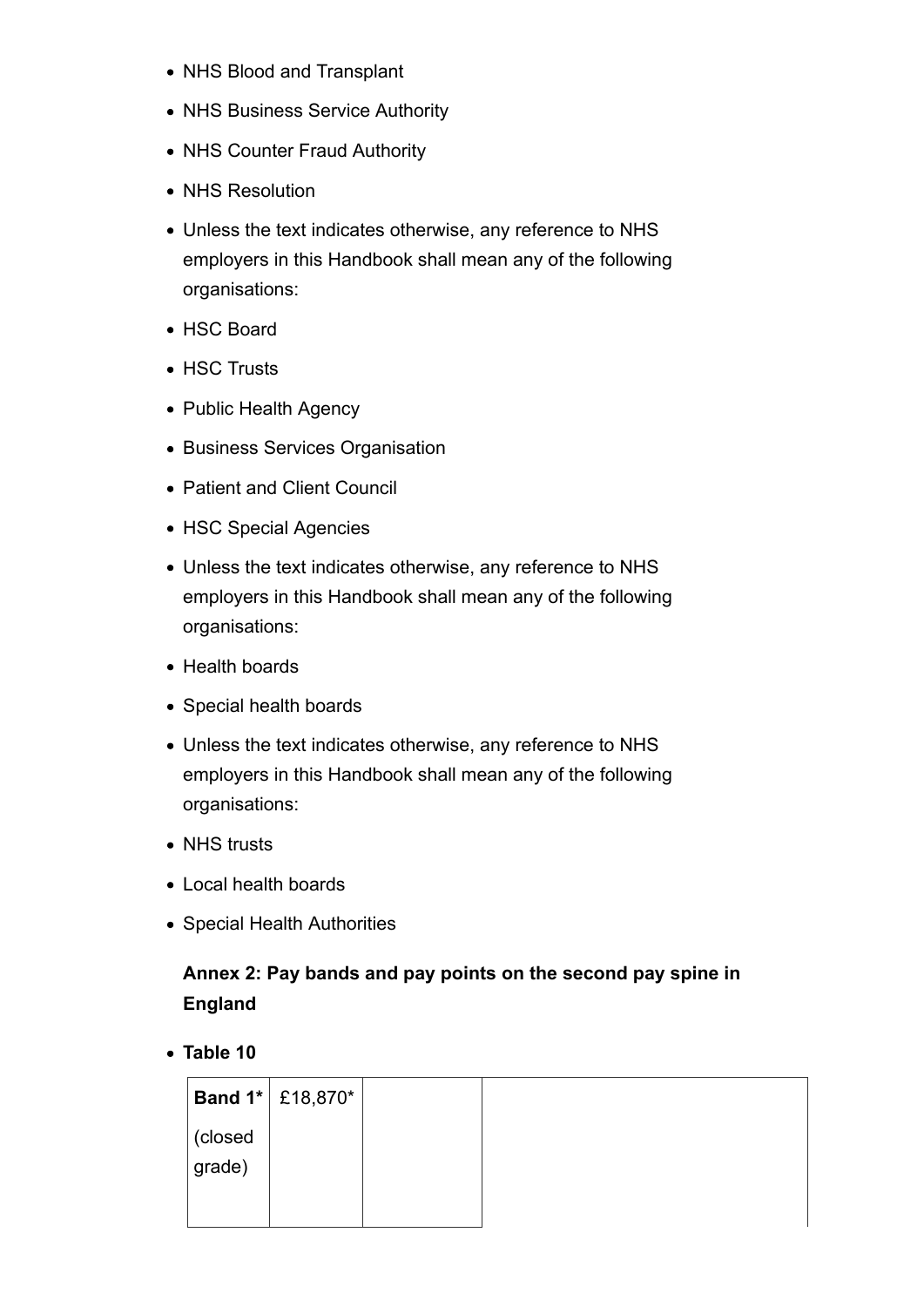- NHS Blood and Transplant
- NHS Business Service Authority
- NHS Counter Fraud Authority
- NHS Resolution
- Unless the text indicates otherwise, any reference to NHS employers in this Handbook shall mean any of the following organisations:
- HSC Board
- HSC Trusts
- Public Health Agency
- Business Services Organisation
- Patient and Client Council
- HSC Special Agencies
- Unless the text indicates otherwise, any reference to NHS employers in this Handbook shall mean any of the following organisations:
- Health boards
- Special health boards
- Unless the text indicates otherwise, any reference to NHS employers in this Handbook shall mean any of the following organisations:
- NHS trusts
- Local health boards
- Special Health Authorities

**Annex 2: Pay bands and pay points on the second pay spine in England**

- **Table 10**

| **Band 1*** (closed grade) | £18,870* | | |
|---|---|---|---|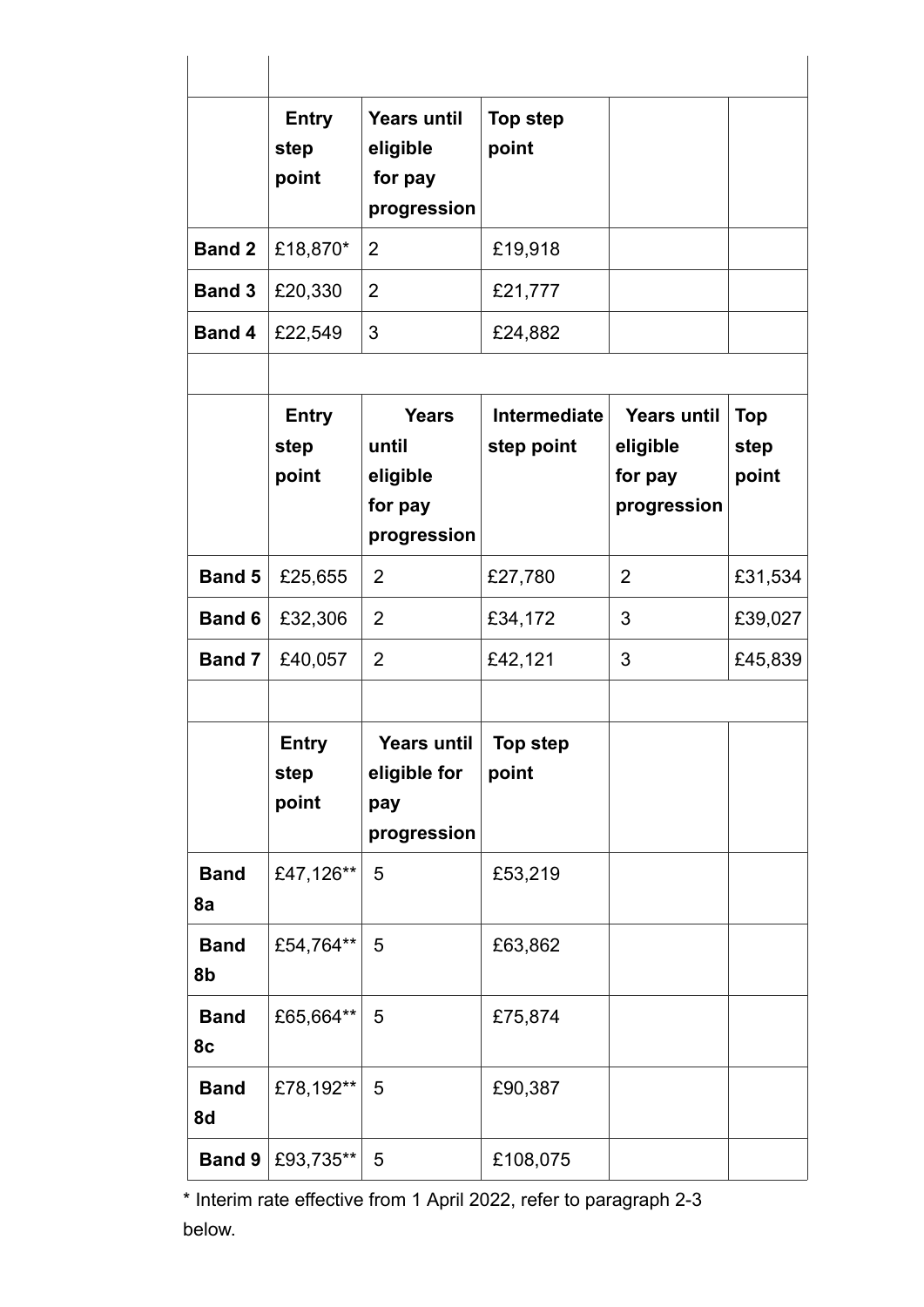| | Entry step point | Years until eligible for pay progression | Top step point | | |
|---|---|---|---|---|---|
| Band 2 | £18,870* | 2 | £19,918 | | |
| Band 3 | £20,330 | 2 | £21,777 | | |
| Band 4 | £22,549 | 3 | £24,882 | | |
| | | | | | |
| | Entry step point | Years until eligible for pay progression | Intermediate step point | Years until eligible for pay progression | Top step point |
| Band 5 | £25,655 | 2 | £27,780 | 2 | £31,534 |
| Band 6 | £32,306 | 2 | £34,172 | 3 | £39,027 |
| Band 7 | £40,057 | 2 | £42,121 | 3 | £45,839 |
| | | | | | |
| | Entry step point | Years until eligible for pay progression | Top step point | | |
| Band 8a | £47,126** | 5 | £53,219 | | |
| Band 8b | £54,764** | 5 | £63,862 | | |
| Band 8c | £65,664** | 5 | £75,874 | | |
| Band 8d | £78,192** | 5 | £90,387 | | |
| Band 9 | £93,735** | 5 | £108,075 | | |

* Interim rate effective from 1 April 2022, refer to paragraph 2-3 below.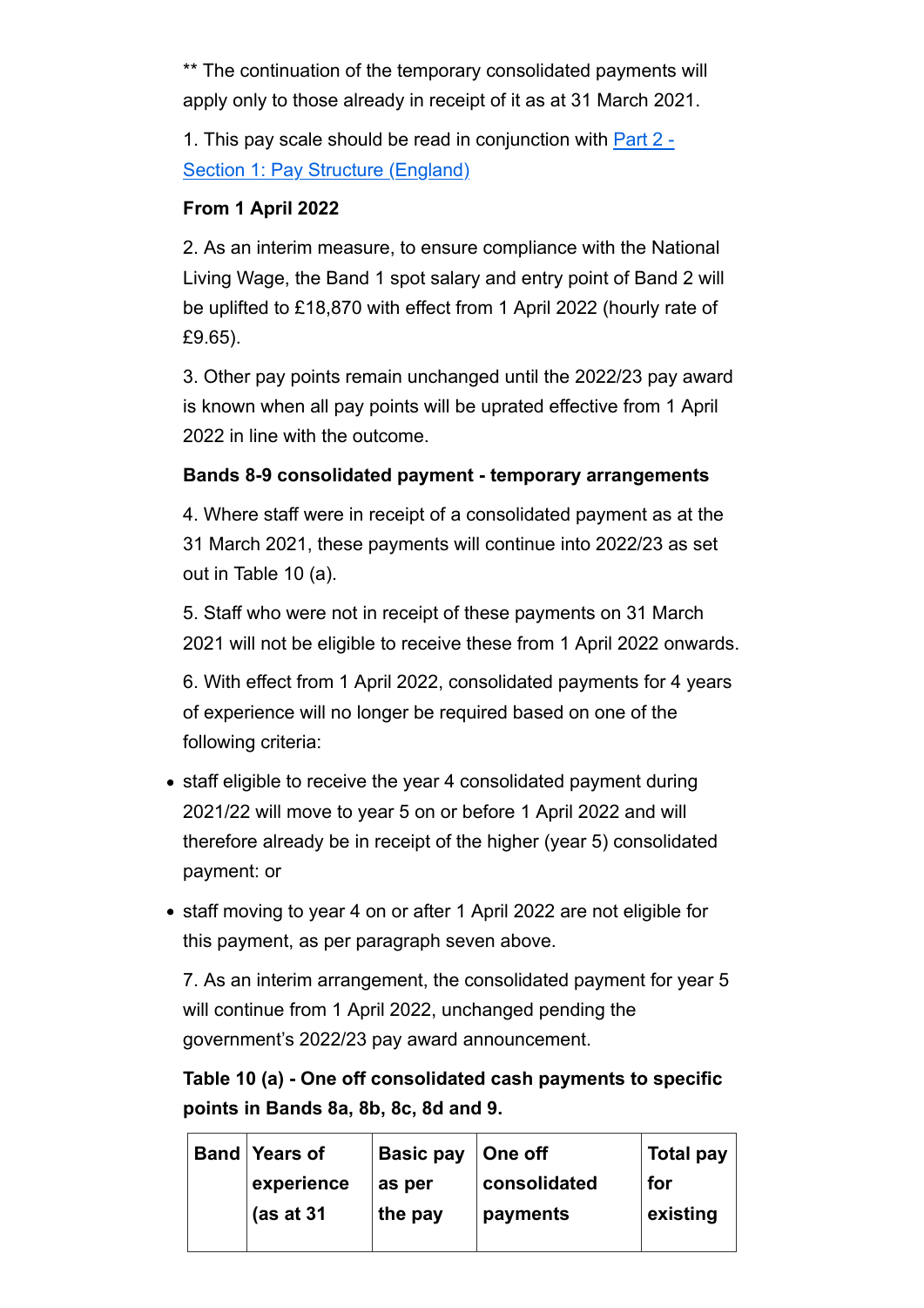** The continuation of the temporary consolidated payments will apply only to those already in receipt of it as at 31 March 2021.

1. This pay scale should be read in conjunction with [Part 2 - Section 1: Pay Structure (England)]

**From 1 April 2022**

2. As an interim measure, to ensure compliance with the National Living Wage, the Band 1 spot salary and entry point of Band 2 will be uplifted to £18,870 with effect from 1 April 2022 (hourly rate of £9.65).

3. Other pay points remain unchanged until the 2022/23 pay award is known when all pay points will be uprated effective from 1 April 2022 in line with the outcome.

**Bands 8-9 consolidated payment - temporary arrangements**

4. Where staff were in receipt of a consolidated payment as at the 31 March 2021, these payments will continue into 2022/23 as set out in Table 10 (a).

5. Staff who were not in receipt of these payments on 31 March 2021 will not be eligible to receive these from 1 April 2022 onwards.

6. With effect from 1 April 2022, consolidated payments for 4 years of experience will no longer be required based on one of the following criteria:

- staff eligible to receive the year 4 consolidated payment during 2021/22 will move to year 5 on or before 1 April 2022 and will therefore already be in receipt of the higher (year 5) consolidated payment: or
- staff moving to year 4 on or after 1 April 2022 are not eligible for this payment, as per paragraph seven above.

7. As an interim arrangement, the consolidated payment for year 5 will continue from 1 April 2022, unchanged pending the government's 2022/23 pay award announcement.

**Table 10 (a) - One off consolidated cash payments to specific points in Bands 8a, 8b, 8c, 8d and 9.**

| Band | Years of experience (as at 31 | Basic pay as per the pay | One off consolidated payments | Total pay for existing |
|---|---|---|---|---|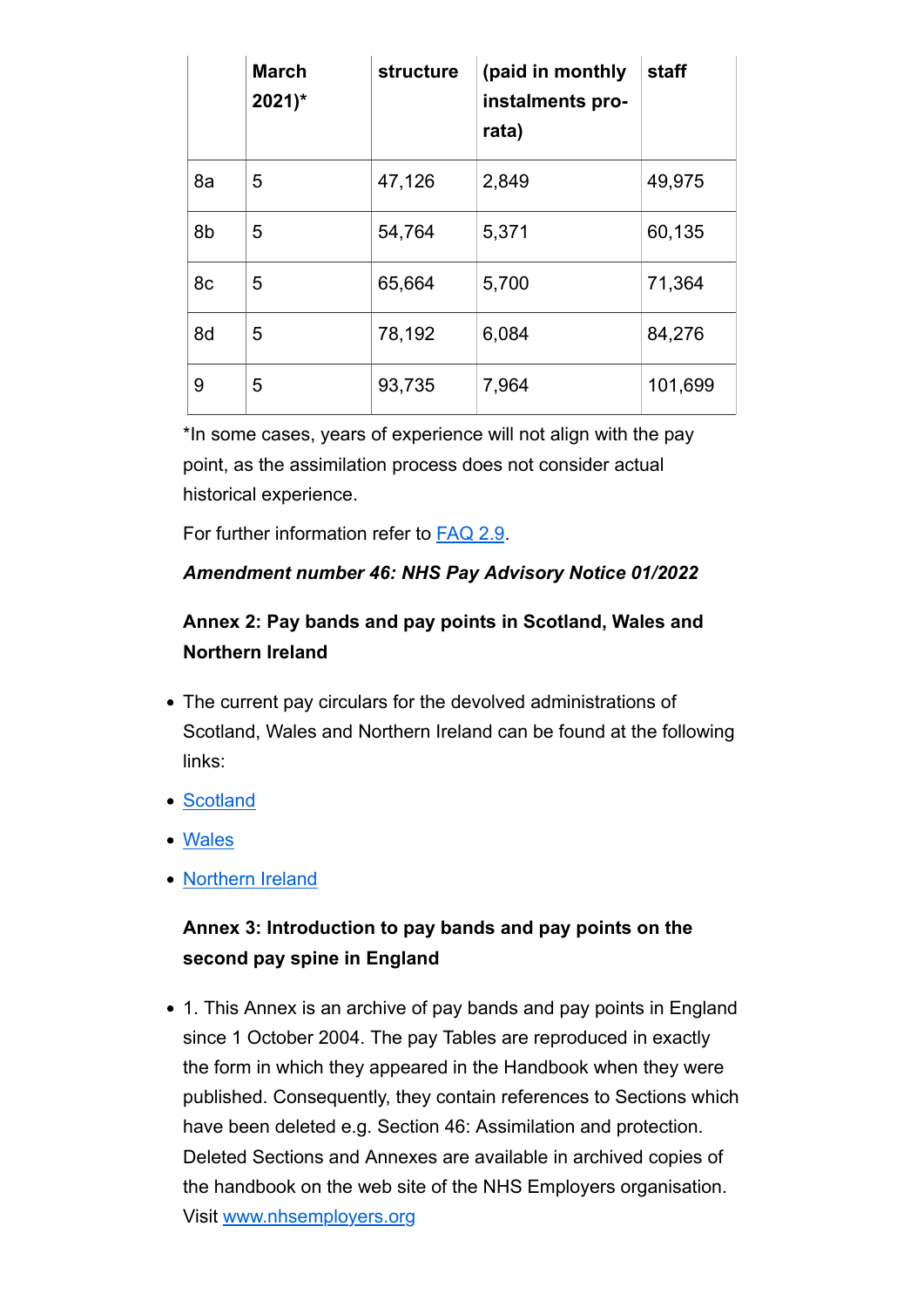| | March 2021)* | structure | (paid in monthly instalments pro-rata) | staff |
|---|---|---|---|---|
| 8a | 5 | 47,126 | 2,849 | 49,975 |
| 8b | 5 | 54,764 | 5,371 | 60,135 |
| 8c | 5 | 65,664 | 5,700 | 71,364 |
| 8d | 5 | 78,192 | 6,084 | 84,276 |
| 9 | 5 | 93,735 | 7,964 | 101,699 |

*In some cases, years of experience will not align with the pay point, as the assimilation process does not consider actual historical experience.

For further information refer to FAQ 2.9.

***Amendment number 46: NHS Pay Advisory Notice 01/2022***

**Annex 2: Pay bands and pay points in Scotland, Wales and Northern Ireland**

- The current pay circulars for the devolved administrations of Scotland, Wales and Northern Ireland can be found at the following links:
- Scotland
- Wales
- Northern Ireland

**Annex 3: Introduction to pay bands and pay points on the second pay spine in England**

- 1. This Annex is an archive of pay bands and pay points in England since 1 October 2004. The pay Tables are reproduced in exactly the form in which they appeared in the Handbook when they were published. Consequently, they contain references to Sections which have been deleted e.g. Section 46: Assimilation and protection. Deleted Sections and Annexes are available in archived copies of the handbook on the web site of the NHS Employers organisation. Visit www.nhsemployers.org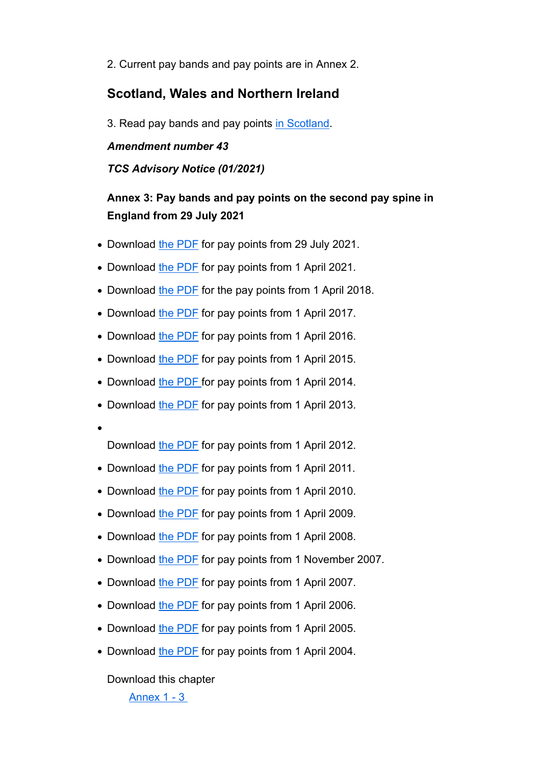2. Current pay bands and pay points are in Annex 2.

## Scotland, Wales and Northern Ireland

3. Read pay bands and pay points in Scotland.

***Amendment number 43***

***TCS Advisory Notice (01/2021)***

### Annex 3: Pay bands and pay points on the second pay spine in England from 29 July 2021

- Download the PDF for pay points from 29 July 2021.
- Download the PDF for pay points from 1 April 2021.
- Download the PDF for the pay points from 1 April 2018.
- Download the PDF for pay points from 1 April 2017.
- Download the PDF for pay points from 1 April 2016.
- Download the PDF for pay points from 1 April 2015.
- Download the PDF for pay points from 1 April 2014.
- Download the PDF for pay points from 1 April 2013.
- Download the PDF for pay points from 1 April 2012.
- Download the PDF for pay points from 1 April 2011.
- Download the PDF for pay points from 1 April 2010.
- Download the PDF for pay points from 1 April 2009.
- Download the PDF for pay points from 1 April 2008.
- Download the PDF for pay points from 1 November 2007.
- Download the PDF for pay points from 1 April 2007.
- Download the PDF for pay points from 1 April 2006.
- Download the PDF for pay points from 1 April 2005.
- Download the PDF for pay points from 1 April 2004.

Download this chapter

Annex 1 - 3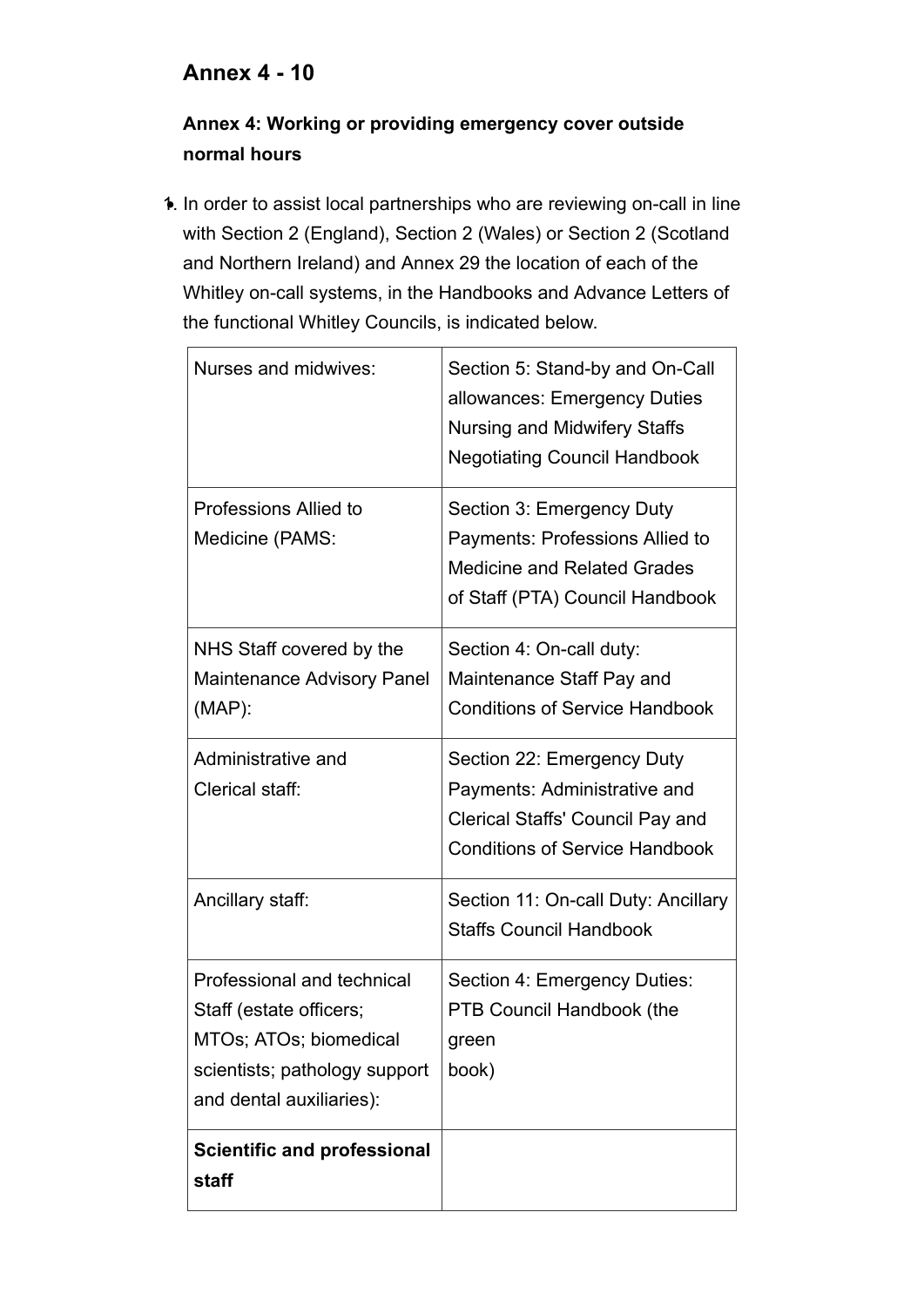# Annex 4 - 10

## Annex 4: Working or providing emergency cover outside normal hours

1. In order to assist local partnerships who are reviewing on-call in line with Section 2 (England), Section 2 (Wales) or Section 2 (Scotland and Northern Ireland) and Annex 29 the location of each of the Whitley on-call systems, in the Handbooks and Advance Letters of the functional Whitley Councils, is indicated below.

| | |
|---|---|
| Nurses and midwives: | Section 5: Stand-by and On-Call allowances: Emergency Duties Nursing and Midwifery Staffs Negotiating Council Handbook |
| Professions Allied to Medicine (PAMS: | Section 3: Emergency Duty Payments: Professions Allied to Medicine and Related Grades of Staff (PTA) Council Handbook |
| NHS Staff covered by the Maintenance Advisory Panel (MAP): | Section 4: On-call duty: Maintenance Staff Pay and Conditions of Service Handbook |
| Administrative and Clerical staff: | Section 22: Emergency Duty Payments: Administrative and Clerical Staffs' Council Pay and Conditions of Service Handbook |
| Ancillary staff: | Section 11: On-call Duty: Ancillary Staffs Council Handbook |
| Professional and technical Staff (estate officers; MTOs; ATOs; biomedical scientists; pathology support and dental auxiliaries): | Section 4: Emergency Duties: PTB Council Handbook (the green book) |
| **Scientific and professional staff** | |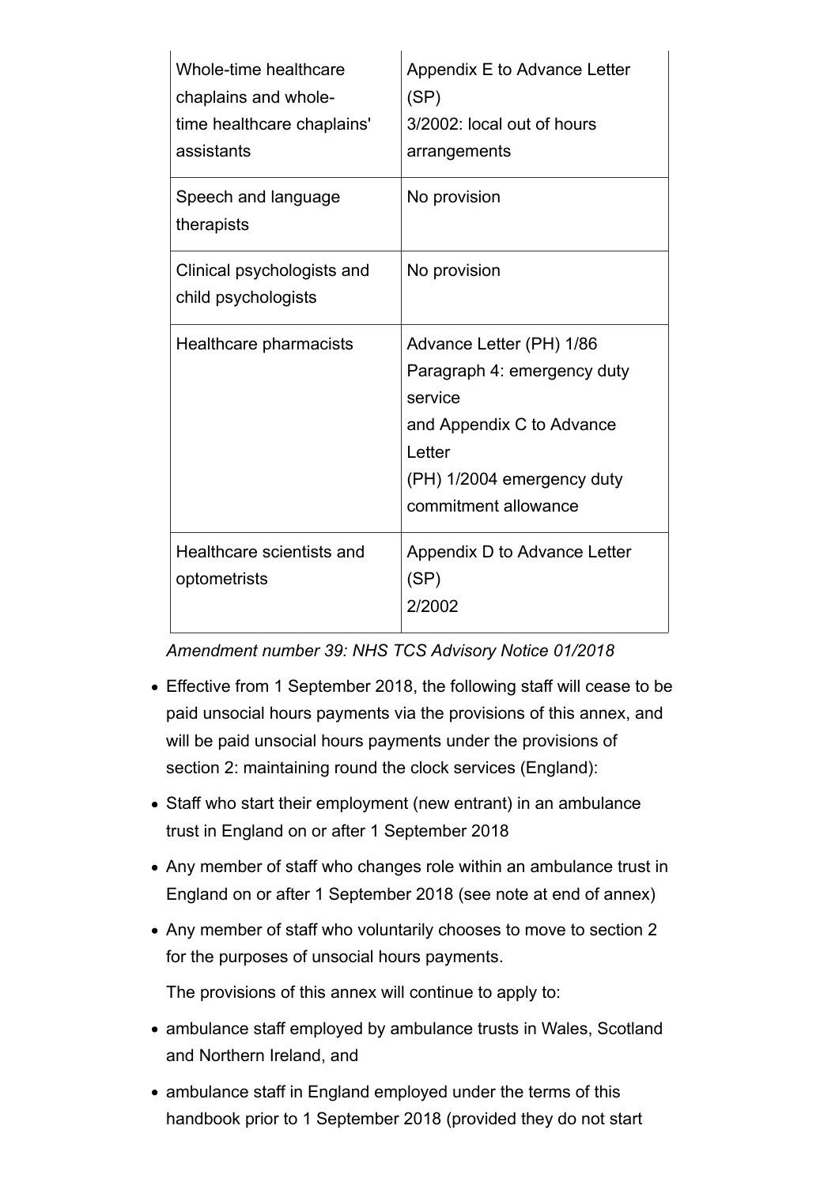| | |
|---|---|
| Whole-time healthcare chaplains and whole-time healthcare chaplains' assistants | Appendix E to Advance Letter (SP) 3/2002: local out of hours arrangements |
| Speech and language therapists | No provision |
| Clinical psychologists and child psychologists | No provision |
| Healthcare pharmacists | Advance Letter (PH) 1/86 Paragraph 4: emergency duty service and Appendix C to Advance Letter (PH) 1/2004 emergency duty commitment allowance |
| Healthcare scientists and optometrists | Appendix D to Advance Letter (SP) 2/2002 |

*Amendment number 39: NHS TCS Advisory Notice 01/2018*

- Effective from 1 September 2018, the following staff will cease to be paid unsocial hours payments via the provisions of this annex, and will be paid unsocial hours payments under the provisions of section 2: maintaining round the clock services (England):
- Staff who start their employment (new entrant) in an ambulance trust in England on or after 1 September 2018
- Any member of staff who changes role within an ambulance trust in England on or after 1 September 2018 (see note at end of annex)
- Any member of staff who voluntarily chooses to move to section 2 for the purposes of unsocial hours payments.

  The provisions of this annex will continue to apply to:

- ambulance staff employed by ambulance trusts in Wales, Scotland and Northern Ireland, and
- ambulance staff in England employed under the terms of this handbook prior to 1 September 2018 (provided they do not start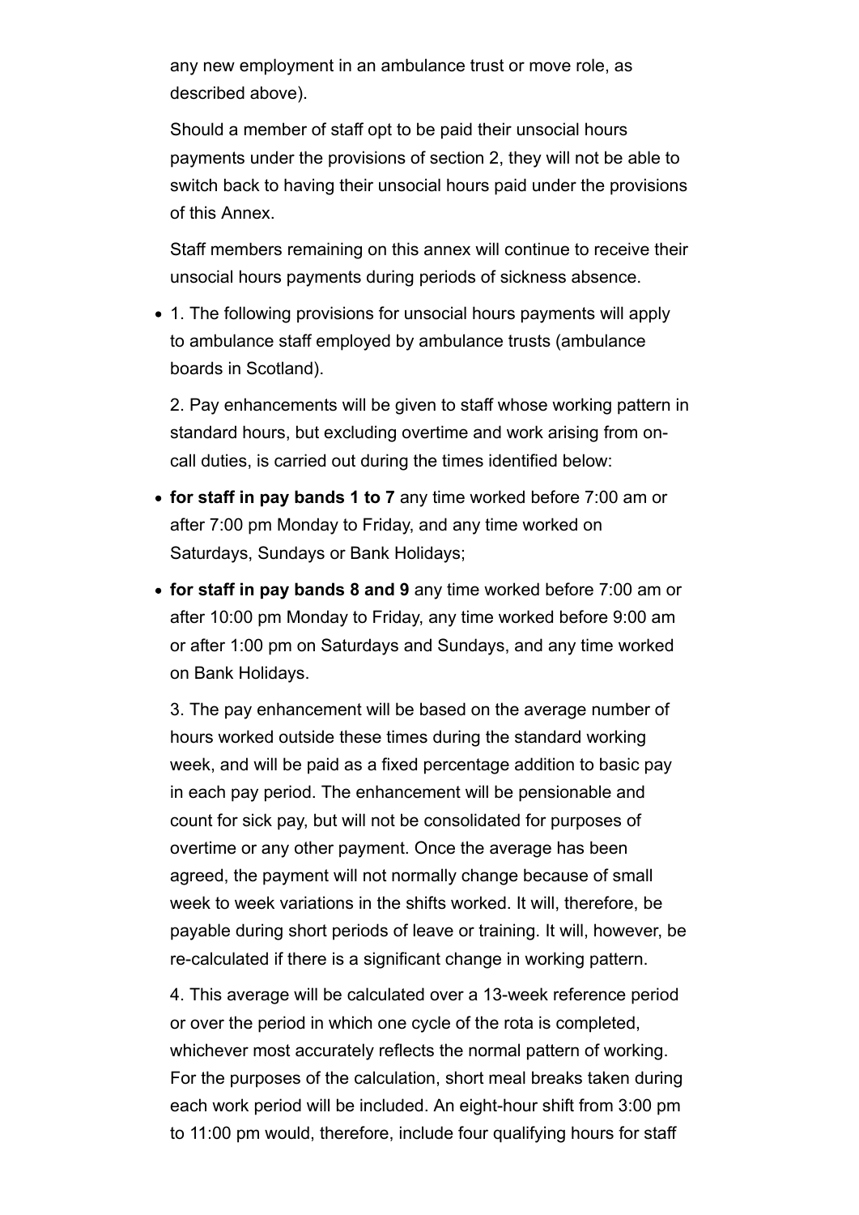any new employment in an ambulance trust or move role, as described above).

Should a member of staff opt to be paid their unsocial hours payments under the provisions of section 2, they will not be able to switch back to having their unsocial hours paid under the provisions of this Annex.

Staff members remaining on this annex will continue to receive their unsocial hours payments during periods of sickness absence.

- 1. The following provisions for unsocial hours payments will apply to ambulance staff employed by ambulance trusts (ambulance boards in Scotland).

  2. Pay enhancements will be given to staff whose working pattern in standard hours, but excluding overtime and work arising from on-call duties, is carried out during the times identified below:

- **for staff in pay bands 1 to 7** any time worked before 7:00 am or after 7:00 pm Monday to Friday, and any time worked on Saturdays, Sundays or Bank Holidays;
- **for staff in pay bands 8 and 9** any time worked before 7:00 am or after 10:00 pm Monday to Friday, any time worked before 9:00 am or after 1:00 pm on Saturdays and Sundays, and any time worked on Bank Holidays.

  3. The pay enhancement will be based on the average number of hours worked outside these times during the standard working week, and will be paid as a fixed percentage addition to basic pay in each pay period. The enhancement will be pensionable and count for sick pay, but will not be consolidated for purposes of overtime or any other payment. Once the average has been agreed, the payment will not normally change because of small week to week variations in the shifts worked. It will, therefore, be payable during short periods of leave or training. It will, however, be re-calculated if there is a significant change in working pattern.

  4. This average will be calculated over a 13-week reference period or over the period in which one cycle of the rota is completed, whichever most accurately reflects the normal pattern of working. For the purposes of the calculation, short meal breaks taken during each work period will be included. An eight-hour shift from 3:00 pm to 11:00 pm would, therefore, include four qualifying hours for staff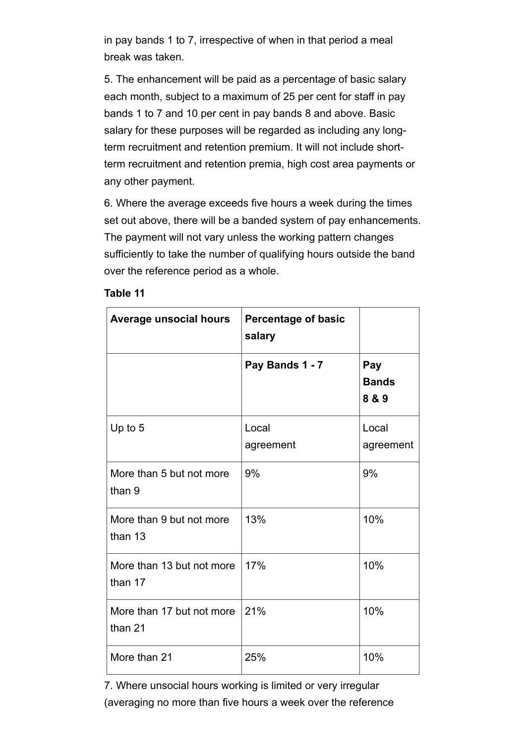in pay bands 1 to 7, irrespective of when in that period a meal break was taken.

5. The enhancement will be paid as a percentage of basic salary each month, subject to a maximum of 25 per cent for staff in pay bands 1 to 7 and 10 per cent in pay bands 8 and above. Basic salary for these purposes will be regarded as including any long-term recruitment and retention premium. It will not include short-term recruitment and retention premia, high cost area payments or any other payment.

6. Where the average exceeds five hours a week during the times set out above, there will be a banded system of pay enhancements. The payment will not vary unless the working pattern changes sufficiently to take the number of qualifying hours outside the band over the reference period as a whole.

**Table 11**

| **Average unsocial hours** | **Percentage of basic salary** | |
|---|---|---|
| | **Pay Bands 1 - 7** | **Pay Bands 8 & 9** |
| Up to 5 | Local agreement | Local agreement |
| More than 5 but not more than 9 | 9% | 9% |
| More than 9 but not more than 13 | 13% | 10% |
| More than 13 but not more than 17 | 17% | 10% |
| More than 17 but not more than 21 | 21% | 10% |
| More than 21 | 25% | 10% |

7. Where unsocial hours working is limited or very irregular (averaging no more than five hours a week over the reference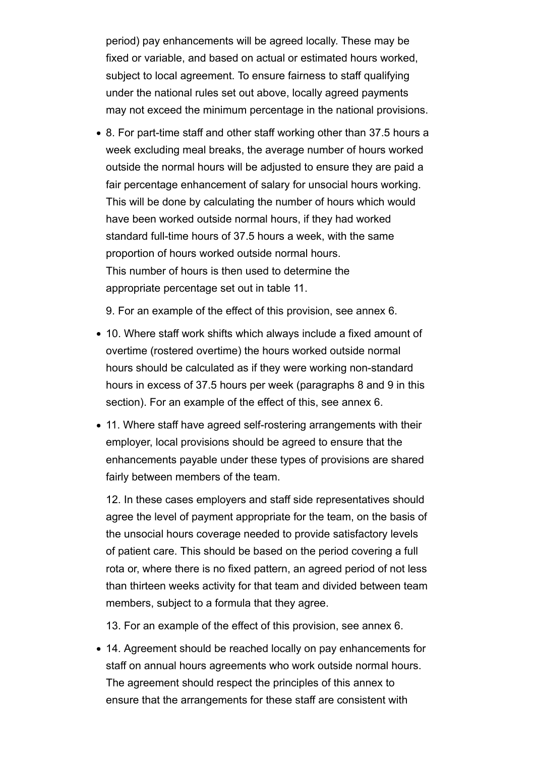period) pay enhancements will be agreed locally. These may be fixed or variable, and based on actual or estimated hours worked, subject to local agreement. To ensure fairness to staff qualifying under the national rules set out above, locally agreed payments may not exceed the minimum percentage in the national provisions.

- 8. For part-time staff and other staff working other than 37.5 hours a week excluding meal breaks, the average number of hours worked outside the normal hours will be adjusted to ensure they are paid a fair percentage enhancement of salary for unsocial hours working. This will be done by calculating the number of hours which would have been worked outside normal hours, if they had worked standard full-time hours of 37.5 hours a week, with the same proportion of hours worked outside normal hours.
  This number of hours is then used to determine the appropriate percentage set out in table 11.

  9. For an example of the effect of this provision, see annex 6.

- 10. Where staff work shifts which always include a fixed amount of overtime (rostered overtime) the hours worked outside normal hours should be calculated as if they were working non-standard hours in excess of 37.5 hours per week (paragraphs 8 and 9 in this section). For an example of the effect of this, see annex 6.

- 11. Where staff have agreed self-rostering arrangements with their employer, local provisions should be agreed to ensure that the enhancements payable under these types of provisions are shared fairly between members of the team.

  12. In these cases employers and staff side representatives should agree the level of payment appropriate for the team, on the basis of the unsocial hours coverage needed to provide satisfactory levels of patient care. This should be based on the period covering a full rota or, where there is no fixed pattern, an agreed period of not less than thirteen weeks activity for that team and divided between team members, subject to a formula that they agree.

  13. For an example of the effect of this provision, see annex 6.

- 14. Agreement should be reached locally on pay enhancements for staff on annual hours agreements who work outside normal hours. The agreement should respect the principles of this annex to ensure that the arrangements for these staff are consistent with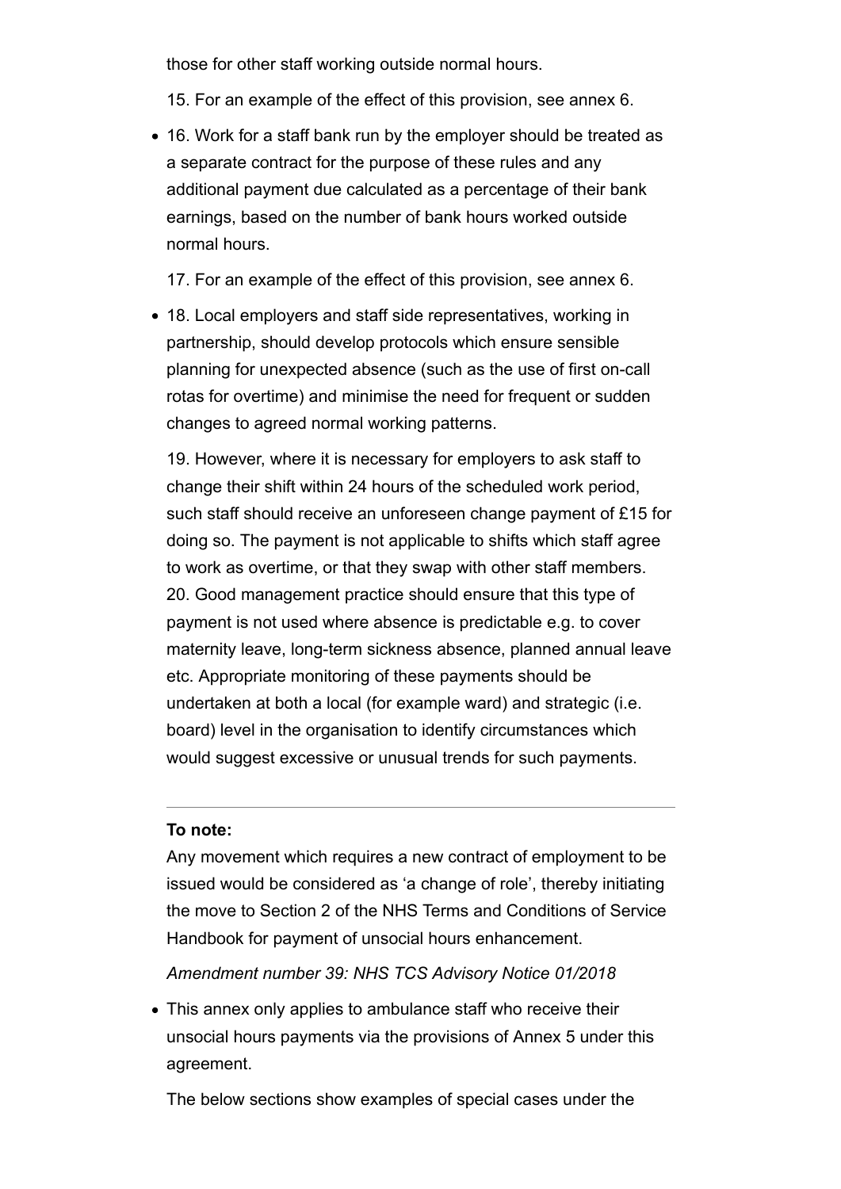those for other staff working outside normal hours.

15. For an example of the effect of this provision, see annex 6.

- 16. Work for a staff bank run by the employer should be treated as a separate contract for the purpose of these rules and any additional payment due calculated as a percentage of their bank earnings, based on the number of bank hours worked outside normal hours.

  17. For an example of the effect of this provision, see annex 6.

- 18. Local employers and staff side representatives, working in partnership, should develop protocols which ensure sensible planning for unexpected absence (such as the use of first on-call rotas for overtime) and minimise the need for frequent or sudden changes to agreed normal working patterns.

  19. However, where it is necessary for employers to ask staff to change their shift within 24 hours of the scheduled work period, such staff should receive an unforeseen change payment of £15 for doing so. The payment is not applicable to shifts which staff agree to work as overtime, or that they swap with other staff members.
  20. Good management practice should ensure that this type of payment is not used where absence is predictable e.g. to cover maternity leave, long-term sickness absence, planned annual leave etc. Appropriate monitoring of these payments should be undertaken at both a local (for example ward) and strategic (i.e. board) level in the organisation to identify circumstances which would suggest excessive or unusual trends for such payments.

---

**To note:**

Any movement which requires a new contract of employment to be issued would be considered as 'a change of role', thereby initiating the move to Section 2 of the NHS Terms and Conditions of Service Handbook for payment of unsocial hours enhancement.

*Amendment number 39: NHS TCS Advisory Notice 01/2018*

- This annex only applies to ambulance staff who receive their unsocial hours payments via the provisions of Annex 5 under this agreement.

  The below sections show examples of special cases under the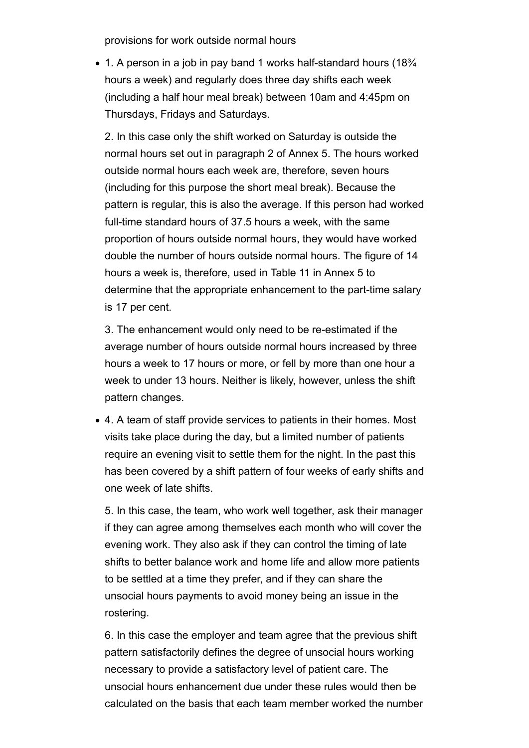provisions for work outside normal hours

- 1. A person in a job in pay band 1 works half-standard hours (18¾ hours a week) and regularly does three day shifts each week (including a half hour meal break) between 10am and 4:45pm on Thursdays, Fridays and Saturdays.

  2. In this case only the shift worked on Saturday is outside the normal hours set out in paragraph 2 of Annex 5. The hours worked outside normal hours each week are, therefore, seven hours (including for this purpose the short meal break). Because the pattern is regular, this is also the average. If this person had worked full-time standard hours of 37.5 hours a week, with the same proportion of hours outside normal hours, they would have worked double the number of hours outside normal hours. The figure of 14 hours a week is, therefore, used in Table 11 in Annex 5 to determine that the appropriate enhancement to the part-time salary is 17 per cent.

  3. The enhancement would only need to be re-estimated if the average number of hours outside normal hours increased by three hours a week to 17 hours or more, or fell by more than one hour a week to under 13 hours. Neither is likely, however, unless the shift pattern changes.

- 4. A team of staff provide services to patients in their homes. Most visits take place during the day, but a limited number of patients require an evening visit to settle them for the night. In the past this has been covered by a shift pattern of four weeks of early shifts and one week of late shifts.

  5. In this case, the team, who work well together, ask their manager if they can agree among themselves each month who will cover the evening work. They also ask if they can control the timing of late shifts to better balance work and home life and allow more patients to be settled at a time they prefer, and if they can share the unsocial hours payments to avoid money being an issue in the rostering.

  6. In this case the employer and team agree that the previous shift pattern satisfactorily defines the degree of unsocial hours working necessary to provide a satisfactory level of patient care. The unsocial hours enhancement due under these rules would then be calculated on the basis that each team member worked the number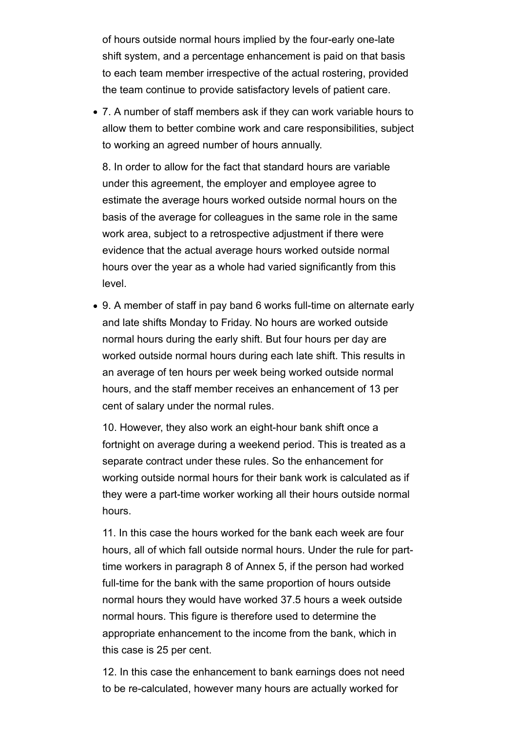of hours outside normal hours implied by the four-early one-late shift system, and a percentage enhancement is paid on that basis to each team member irrespective of the actual rostering, provided the team continue to provide satisfactory levels of patient care.

- 7. A number of staff members ask if they can work variable hours to allow them to better combine work and care responsibilities, subject to working an agreed number of hours annually.

  8. In order to allow for the fact that standard hours are variable under this agreement, the employer and employee agree to estimate the average hours worked outside normal hours on the basis of the average for colleagues in the same role in the same work area, subject to a retrospective adjustment if there were evidence that the actual average hours worked outside normal hours over the year as a whole had varied significantly from this level.

- 9. A member of staff in pay band 6 works full-time on alternate early and late shifts Monday to Friday. No hours are worked outside normal hours during the early shift. But four hours per day are worked outside normal hours during each late shift. This results in an average of ten hours per week being worked outside normal hours, and the staff member receives an enhancement of 13 per cent of salary under the normal rules.

  10. However, they also work an eight-hour bank shift once a fortnight on average during a weekend period. This is treated as a separate contract under these rules. So the enhancement for working outside normal hours for their bank work is calculated as if they were a part-time worker working all their hours outside normal hours.

  11. In this case the hours worked for the bank each week are four hours, all of which fall outside normal hours. Under the rule for part-time workers in paragraph 8 of Annex 5, if the person had worked full-time for the bank with the same proportion of hours outside normal hours they would have worked 37.5 hours a week outside normal hours. This figure is therefore used to determine the appropriate enhancement to the income from the bank, which in this case is 25 per cent.

  12. In this case the enhancement to bank earnings does not need to be re-calculated, however many hours are actually worked for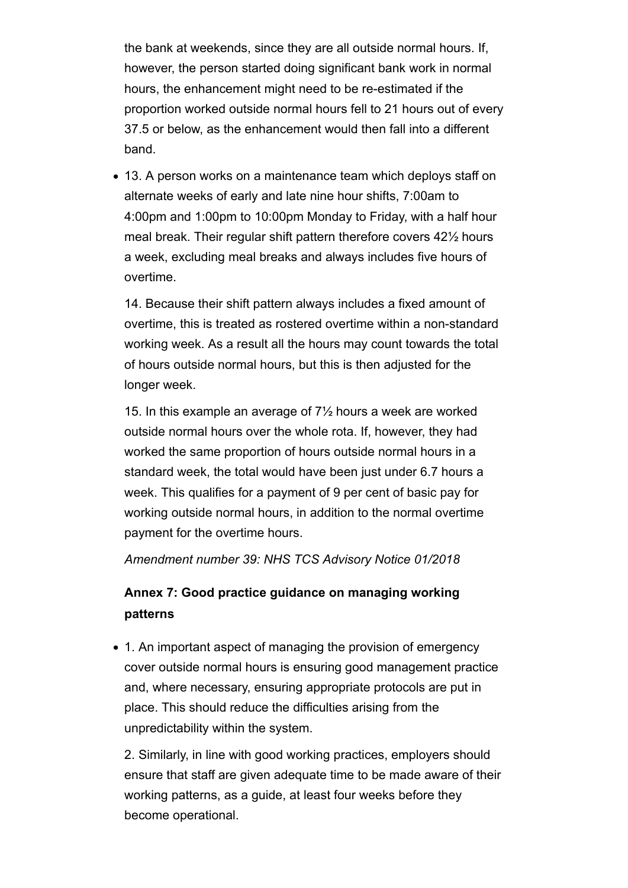the bank at weekends, since they are all outside normal hours. If, however, the person started doing significant bank work in normal hours, the enhancement might need to be re-estimated if the proportion worked outside normal hours fell to 21 hours out of every 37.5 or below, as the enhancement would then fall into a different band.

- 13. A person works on a maintenance team which deploys staff on alternate weeks of early and late nine hour shifts, 7:00am to 4:00pm and 1:00pm to 10:00pm Monday to Friday, with a half hour meal break. Their regular shift pattern therefore covers 42½ hours a week, excluding meal breaks and always includes five hours of overtime.

  14. Because their shift pattern always includes a fixed amount of overtime, this is treated as rostered overtime within a non-standard working week. As a result all the hours may count towards the total of hours outside normal hours, but this is then adjusted for the longer week.

  15. In this example an average of 7½ hours a week are worked outside normal hours over the whole rota. If, however, they had worked the same proportion of hours outside normal hours in a standard week, the total would have been just under 6.7 hours a week. This qualifies for a payment of 9 per cent of basic pay for working outside normal hours, in addition to the normal overtime payment for the overtime hours.

  *Amendment number 39: NHS TCS Advisory Notice 01/2018*

### Annex 7: Good practice guidance on managing working patterns

- 1. An important aspect of managing the provision of emergency cover outside normal hours is ensuring good management practice and, where necessary, ensuring appropriate protocols are put in place. This should reduce the difficulties arising from the unpredictability within the system.

  2. Similarly, in line with good working practices, employers should ensure that staff are given adequate time to be made aware of their working patterns, as a guide, at least four weeks before they become operational.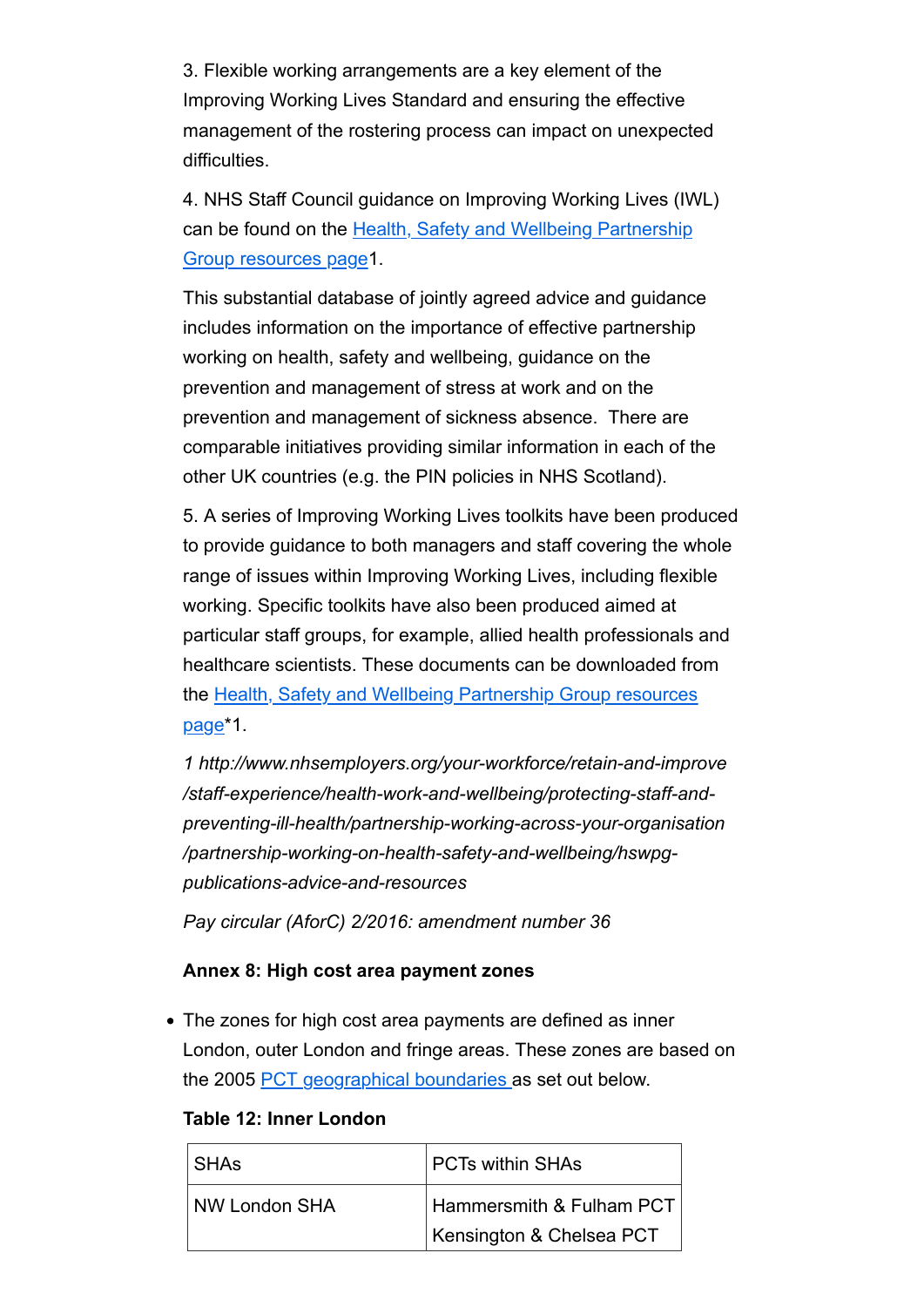3. Flexible working arrangements are a key element of the Improving Working Lives Standard and ensuring the effective management of the rostering process can impact on unexpected difficulties.

4. NHS Staff Council guidance on Improving Working Lives (IWL) can be found on the Health, Safety and Wellbeing Partnership Group resources page1.

This substantial database of jointly agreed advice and guidance includes information on the importance of effective partnership working on health, safety and wellbeing, guidance on the prevention and management of stress at work and on the prevention and management of sickness absence. There are comparable initiatives providing similar information in each of the other UK countries (e.g. the PIN policies in NHS Scotland).

5. A series of Improving Working Lives toolkits have been produced to provide guidance to both managers and staff covering the whole range of issues within Improving Working Lives, including flexible working. Specific toolkits have also been produced aimed at particular staff groups, for example, allied health professionals and healthcare scientists. These documents can be downloaded from the Health, Safety and Wellbeing Partnership Group resources page*1.

*1 http://www.nhsemployers.org/your-workforce/retain-and-improve/staff-experience/health-work-and-wellbeing/protecting-staff-and-preventing-ill-health/partnership-working-across-your-organisation/partnership-working-on-health-safety-and-wellbeing/hswpg-publications-advice-and-resources*

*Pay circular (AforC) 2/2016: amendment number 36*

**Annex 8: High cost area payment zones**

- The zones for high cost area payments are defined as inner London, outer London and fringe areas. These zones are based on the 2005 PCT geographical boundaries as set out below.

**Table 12: Inner London**

| SHAs | PCTs within SHAs |
|---|---|
| NW London SHA | Hammersmith & Fulham PCT<br>Kensington & Chelsea PCT |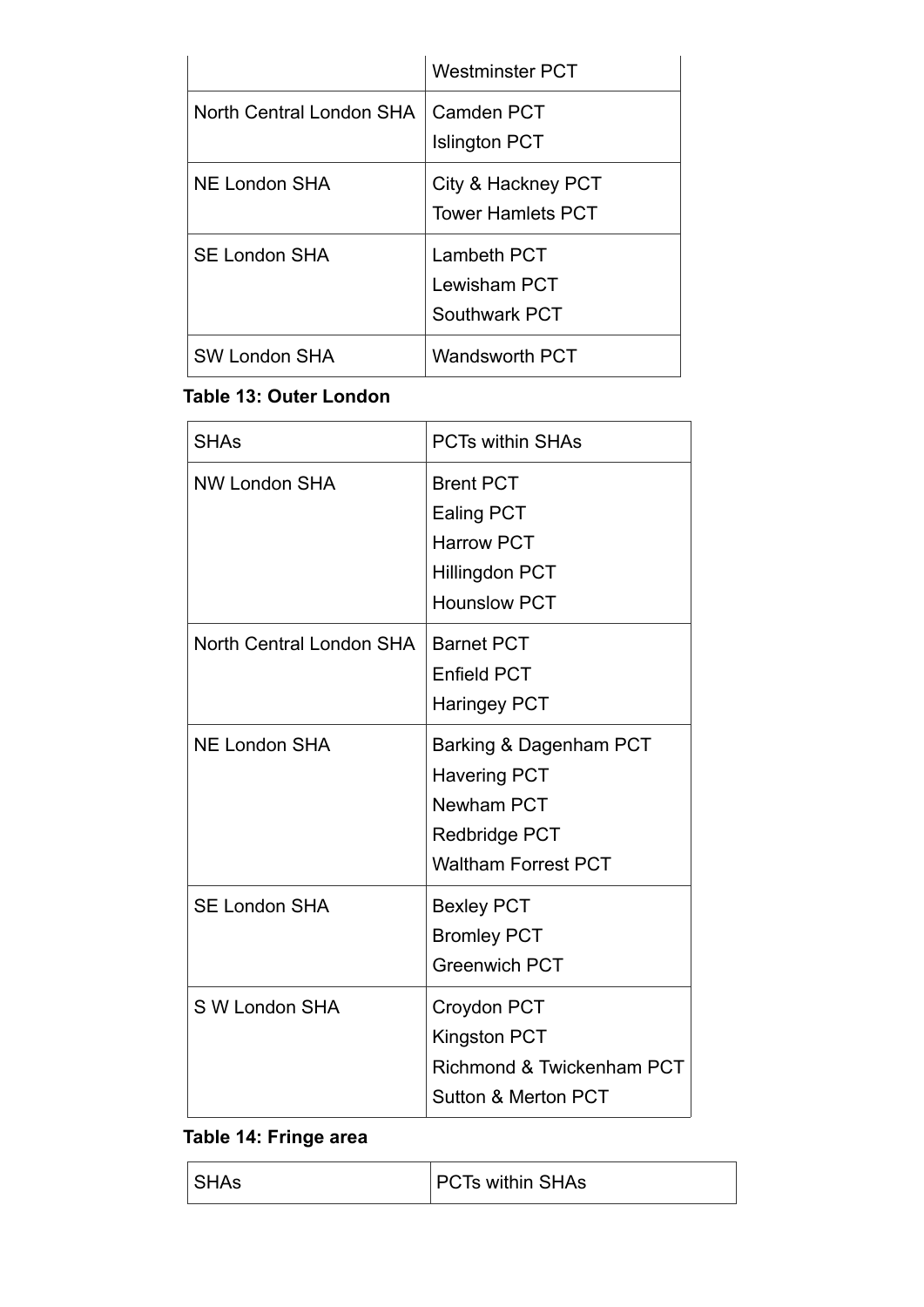| | |
|---|---|
| | Westminster PCT |
| North Central London SHA | Camden PCT<br>Islington PCT |
| NE London SHA | City & Hackney PCT<br>Tower Hamlets PCT |
| SE London SHA | Lambeth PCT<br>Lewisham PCT<br>Southwark PCT |
| SW London SHA | Wandsworth PCT |

**Table 13: Outer London**

| SHAs | PCTs within SHAs |
|---|---|
| NW London SHA | Brent PCT<br>Ealing PCT<br>Harrow PCT<br>Hillingdon PCT<br>Hounslow PCT |
| North Central London SHA | Barnet PCT<br>Enfield PCT<br>Haringey PCT |
| NE London SHA | Barking & Dagenham PCT<br>Havering PCT<br>Newham PCT<br>Redbridge PCT<br>Waltham Forrest PCT |
| SE London SHA | Bexley PCT<br>Bromley PCT<br>Greenwich PCT |
| S W London SHA | Croydon PCT<br>Kingston PCT<br>Richmond & Twickenham PCT<br>Sutton & Merton PCT |

**Table 14: Fringe area**

| SHAs | PCTs within SHAs |
|---|---|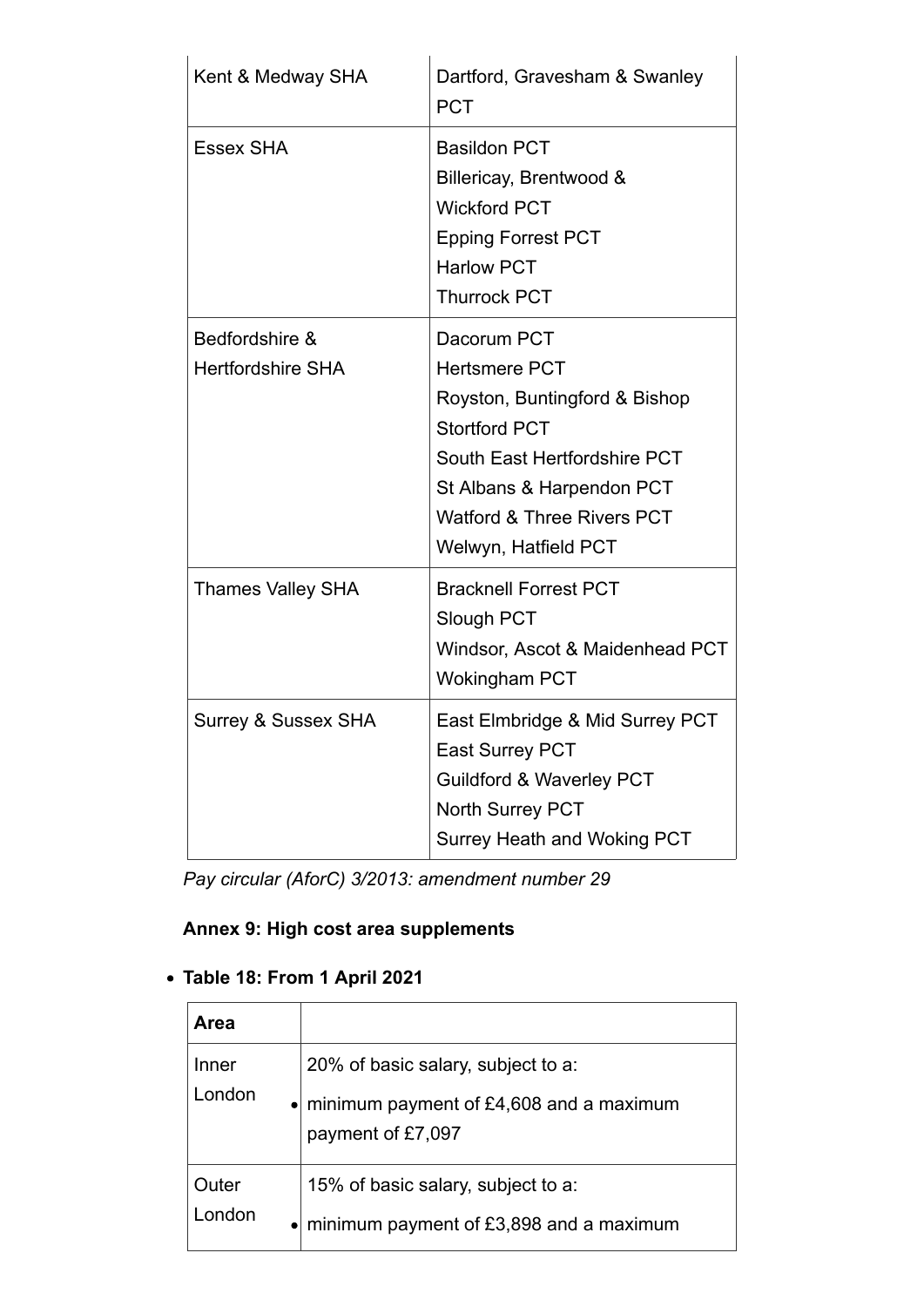| | |
|---|---|
| Kent & Medway SHA | Dartford, Gravesham & Swanley PCT |
| Essex SHA | Basildon PCT<br>Billericay, Brentwood & Wickford PCT<br>Epping Forrest PCT<br>Harlow PCT<br>Thurrock PCT |
| Bedfordshire & Hertfordshire SHA | Dacorum PCT<br>Hertsmere PCT<br>Royston, Buntingford & Bishop Stortford PCT<br>South East Hertfordshire PCT<br>St Albans & Harpendon PCT<br>Watford & Three Rivers PCT<br>Welwyn, Hatfield PCT |
| Thames Valley SHA | Bracknell Forrest PCT<br>Slough PCT<br>Windsor, Ascot & Maidenhead PCT<br>Wokingham PCT |
| Surrey & Sussex SHA | East Elmbridge & Mid Surrey PCT<br>East Surrey PCT<br>Guildford & Waverley PCT<br>North Surrey PCT<br>Surrey Heath and Woking PCT |

*Pay circular (AforC) 3/2013: amendment number 29*

**Annex 9: High cost area supplements**

- **Table 18: From 1 April 2021**

| Area | |
|---|---|
| Inner London | 20% of basic salary, subject to a:<br>• minimum payment of £4,608 and a maximum payment of £7,097 |
| Outer London | 15% of basic salary, subject to a:<br>• minimum payment of £3,898 and a maximum |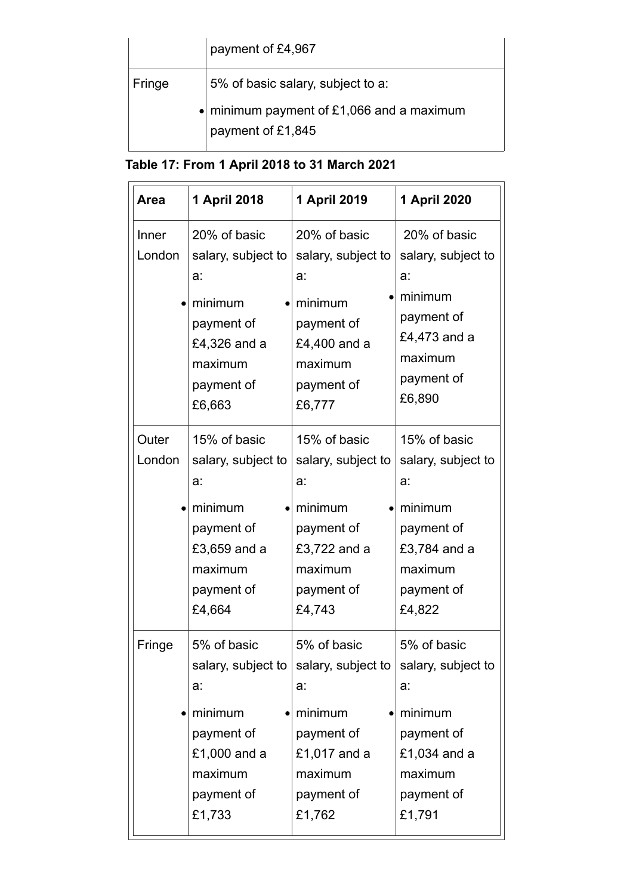| | |
|---|---|
| | payment of £4,967 |
| Fringe | 5% of basic salary, subject to a:<br>• minimum payment of £1,066 and a maximum payment of £1,845 |

**Table 17: From 1 April 2018 to 31 March 2021**

| Area | 1 April 2018 | 1 April 2019 | 1 April 2020 |
|---|---|---|---|
| Inner London | 20% of basic salary, subject to a:<br>• minimum payment of £4,326 and a maximum payment of £6,663 | 20% of basic salary, subject to a:<br>• minimum payment of £4,400 and a maximum payment of £6,777 | 20% of basic salary, subject to a:<br>• minimum payment of £4,473 and a maximum payment of £6,890 |
| Outer London | 15% of basic salary, subject to a:<br>• minimum payment of £3,659 and a maximum payment of £4,664 | 15% of basic salary, subject to a:<br>• minimum payment of £3,722 and a maximum payment of £4,743 | 15% of basic salary, subject to a:<br>• minimum payment of £3,784 and a maximum payment of £4,822 |
| Fringe | 5% of basic salary, subject to a:<br>• minimum payment of £1,000 and a maximum payment of £1,733 | 5% of basic salary, subject to a:<br>• minimum payment of £1,017 and a maximum payment of £1,762 | 5% of basic salary, subject to a:<br>• minimum payment of £1,034 and a maximum payment of £1,791 |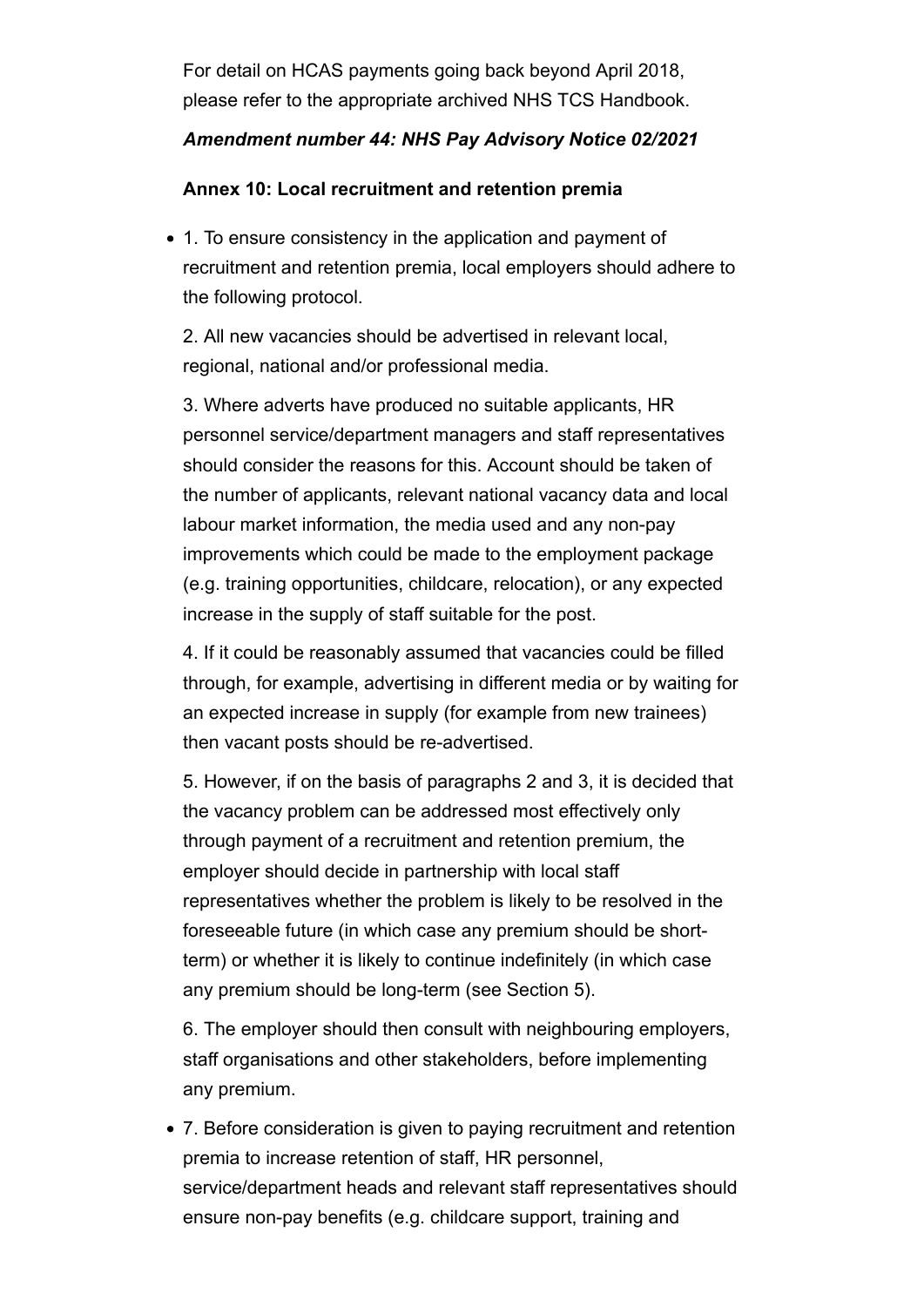For detail on HCAS payments going back beyond April 2018, please refer to the appropriate archived NHS TCS Handbook.

***Amendment number 44: NHS Pay Advisory Notice 02/2021***

**Annex 10: Local recruitment and retention premia**

- 1. To ensure consistency in the application and payment of recruitment and retention premia, local employers should adhere to the following protocol.

  2. All new vacancies should be advertised in relevant local, regional, national and/or professional media.

  3. Where adverts have produced no suitable applicants, HR personnel service/department managers and staff representatives should consider the reasons for this. Account should be taken of the number of applicants, relevant national vacancy data and local labour market information, the media used and any non-pay improvements which could be made to the employment package (e.g. training opportunities, childcare, relocation), or any expected increase in the supply of staff suitable for the post.

  4. If it could be reasonably assumed that vacancies could be filled through, for example, advertising in different media or by waiting for an expected increase in supply (for example from new trainees) then vacant posts should be re-advertised.

  5. However, if on the basis of paragraphs 2 and 3, it is decided that the vacancy problem can be addressed most effectively only through payment of a recruitment and retention premium, the employer should decide in partnership with local staff representatives whether the problem is likely to be resolved in the foreseeable future (in which case any premium should be short-term) or whether it is likely to continue indefinitely (in which case any premium should be long-term (see Section 5).

  6. The employer should then consult with neighbouring employers, staff organisations and other stakeholders, before implementing any premium.

- 7. Before consideration is given to paying recruitment and retention premia to increase retention of staff, HR personnel, service/department heads and relevant staff representatives should ensure non-pay benefits (e.g. childcare support, training and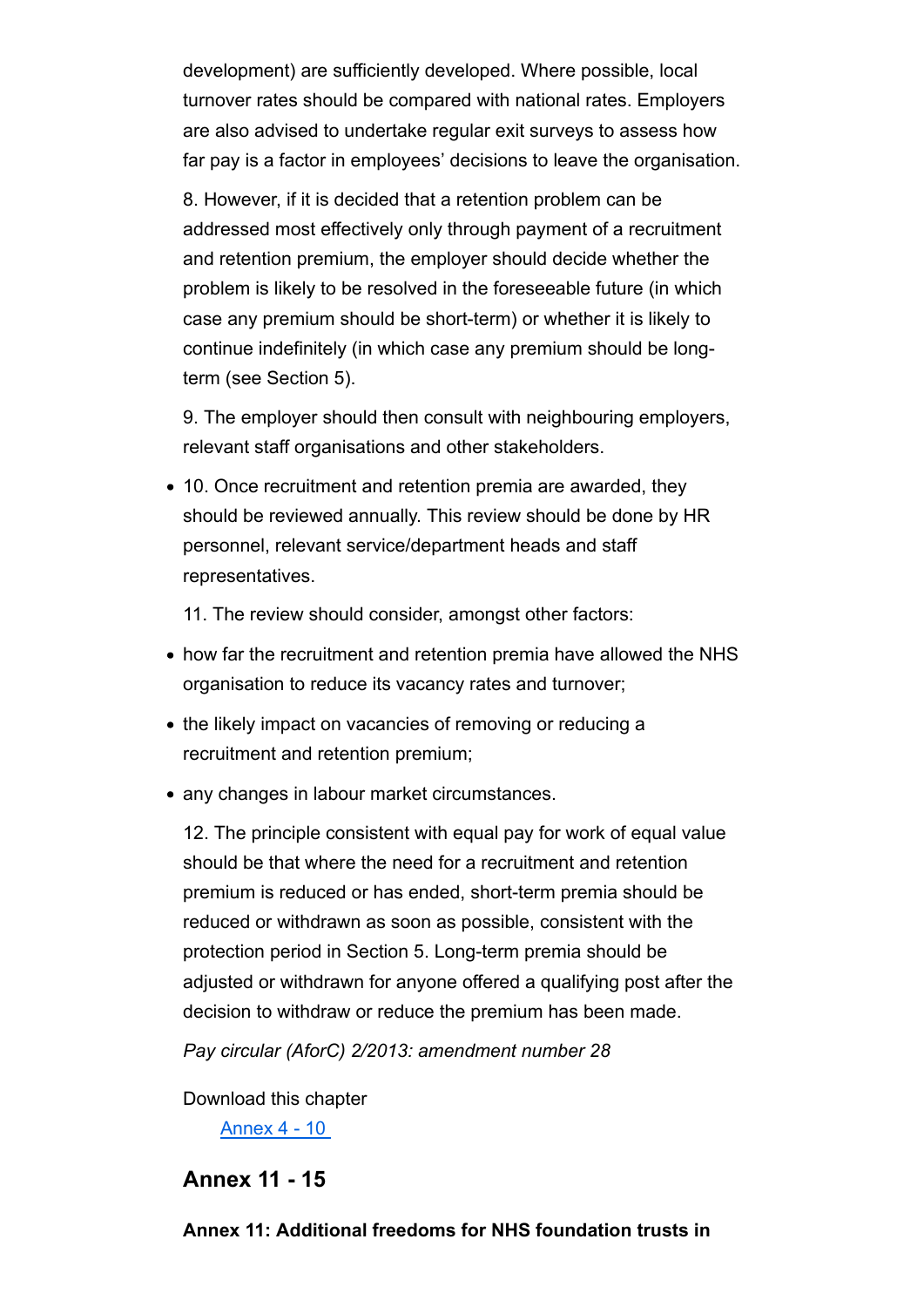development) are sufficiently developed. Where possible, local turnover rates should be compared with national rates. Employers are also advised to undertake regular exit surveys to assess how far pay is a factor in employees' decisions to leave the organisation.

8. However, if it is decided that a retention problem can be addressed most effectively only through payment of a recruitment and retention premium, the employer should decide whether the problem is likely to be resolved in the foreseeable future (in which case any premium should be short-term) or whether it is likely to continue indefinitely (in which case any premium should be long-term (see Section 5).

9. The employer should then consult with neighbouring employers, relevant staff organisations and other stakeholders.

- 10. Once recruitment and retention premia are awarded, they should be reviewed annually. This review should be done by HR personnel, relevant service/department heads and staff representatives.

11. The review should consider, amongst other factors:

- how far the recruitment and retention premia have allowed the NHS organisation to reduce its vacancy rates and turnover;
- the likely impact on vacancies of removing or reducing a recruitment and retention premium;
- any changes in labour market circumstances.

12. The principle consistent with equal pay for work of equal value should be that where the need for a recruitment and retention premium is reduced or has ended, short-term premia should be reduced or withdrawn as soon as possible, consistent with the protection period in Section 5. Long-term premia should be adjusted or withdrawn for anyone offered a qualifying post after the decision to withdraw or reduce the premium has been made.

*Pay circular (AforC) 2/2013: amendment number 28*

Download this chapter

Annex 4 - 10

## Annex 11 - 15

**Annex 11: Additional freedoms for NHS foundation trusts in**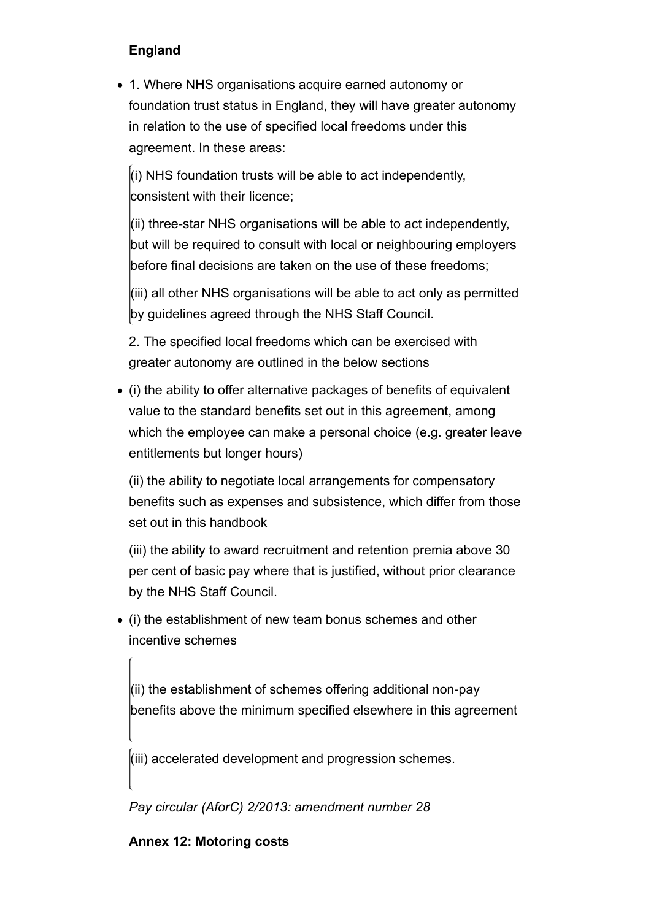**England**

- 1. Where NHS organisations acquire earned autonomy or foundation trust status in England, they will have greater autonomy in relation to the use of specified local freedoms under this agreement. In these areas:

  (i) NHS foundation trusts will be able to act independently, consistent with their licence;

  (ii) three-star NHS organisations will be able to act independently, but will be required to consult with local or neighbouring employers before final decisions are taken on the use of these freedoms;

  (iii) all other NHS organisations will be able to act only as permitted by guidelines agreed through the NHS Staff Council.

  2. The specified local freedoms which can be exercised with greater autonomy are outlined in the below sections

- (i) the ability to offer alternative packages of benefits of equivalent value to the standard benefits set out in this agreement, among which the employee can make a personal choice (e.g. greater leave entitlements but longer hours)

  (ii) the ability to negotiate local arrangements for compensatory benefits such as expenses and subsistence, which differ from those set out in this handbook

  (iii) the ability to award recruitment and retention premia above 30 per cent of basic pay where that is justified, without prior clearance by the NHS Staff Council.

- (i) the establishment of new team bonus schemes and other incentive schemes

  (ii) the establishment of schemes offering additional non-pay benefits above the minimum specified elsewhere in this agreement

  (iii) accelerated development and progression schemes.

*Pay circular (AforC) 2/2013: amendment number 28*

**Annex 12: Motoring costs**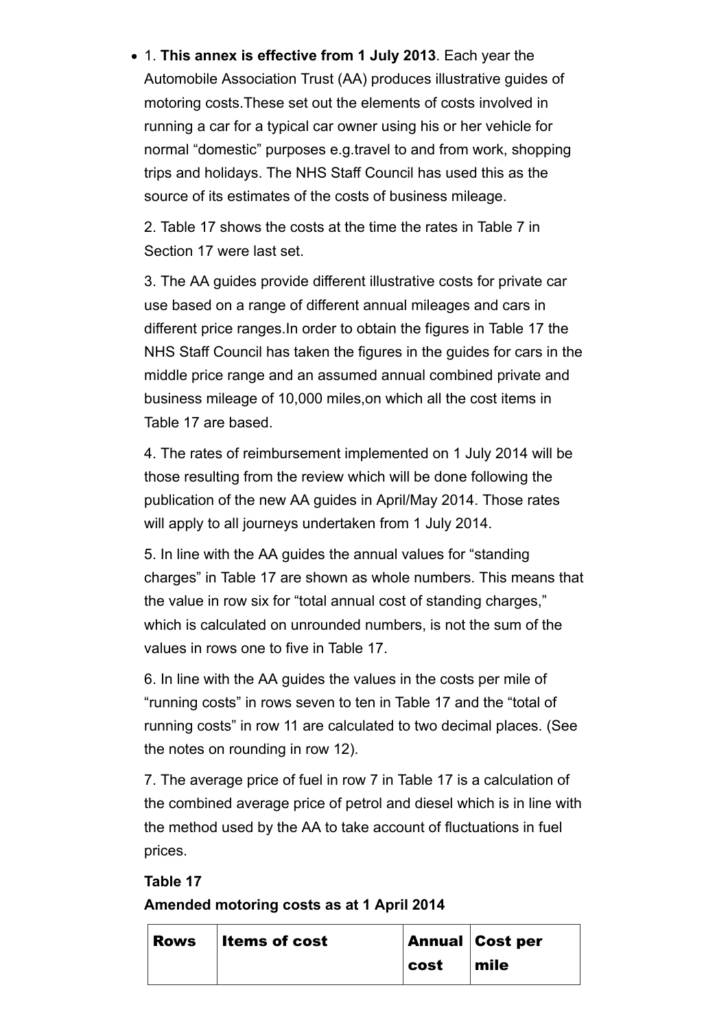- 1. **This annex is effective from 1 July 2013**. Each year the Automobile Association Trust (AA) produces illustrative guides of motoring costs.These set out the elements of costs involved in running a car for a typical car owner using his or her vehicle for normal "domestic" purposes e.g.travel to and from work, shopping trips and holidays. The NHS Staff Council has used this as the source of its estimates of the costs of business mileage.

  2. Table 17 shows the costs at the time the rates in Table 7 in Section 17 were last set.

  3. The AA guides provide different illustrative costs for private car use based on a range of different annual mileages and cars in different price ranges.In order to obtain the figures in Table 17 the NHS Staff Council has taken the figures in the guides for cars in the middle price range and an assumed annual combined private and business mileage of 10,000 miles,on which all the cost items in Table 17 are based.

  4. The rates of reimbursement implemented on 1 July 2014 will be those resulting from the review which will be done following the publication of the new AA guides in April/May 2014. Those rates will apply to all journeys undertaken from 1 July 2014.

  5. In line with the AA guides the annual values for "standing charges" in Table 17 are shown as whole numbers. This means that the value in row six for "total annual cost of standing charges," which is calculated on unrounded numbers, is not the sum of the values in rows one to five in Table 17.

  6. In line with the AA guides the values in the costs per mile of "running costs" in rows seven to ten in Table 17 and the "total of running costs" in row 11 are calculated to two decimal places. (See the notes on rounding in row 12).

  7. The average price of fuel in row 7 in Table 17 is a calculation of the combined average price of petrol and diesel which is in line with the method used by the AA to take account of fluctuations in fuel prices.

  **Table 17**

  **Amended motoring costs as at 1 April 2014**

  | Rows | Items of cost | Annual cost | Cost per mile |
  |---|---|---|---|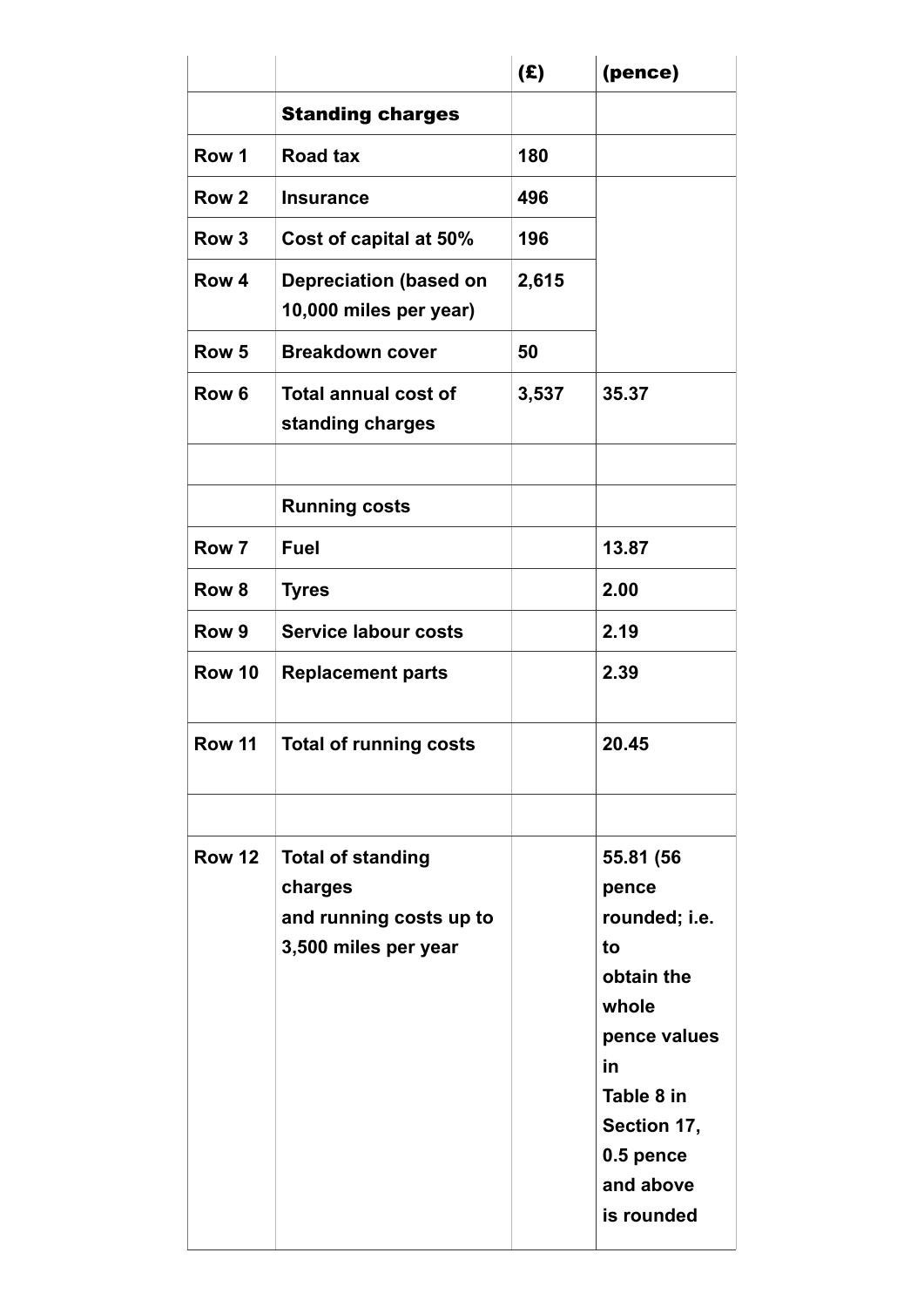| | | (£) | (pence) |
|---|---|---|---|
| | **Standing charges** | | |
| Row 1 | Road tax | 180 | |
| Row 2 | Insurance | 496 | |
| Row 3 | Cost of capital at 50% | 196 | |
| Row 4 | Depreciation (based on 10,000 miles per year) | 2,615 | |
| Row 5 | Breakdown cover | 50 | |
| Row 6 | Total annual cost of standing charges | 3,537 | 35.37 |
| | | | |
| | **Running costs** | | |
| Row 7 | Fuel | | 13.87 |
| Row 8 | Tyres | | 2.00 |
| Row 9 | Service labour costs | | 2.19 |
| Row 10 | Replacement parts | | 2.39 |
| Row 11 | Total of running costs | | 20.45 |
| | | | |
| Row 12 | Total of standing charges and running costs up to 3,500 miles per year | | 55.81 (56 pence rounded; i.e. to obtain the whole pence values in Table 8 in Section 17, 0.5 pence and above is rounded |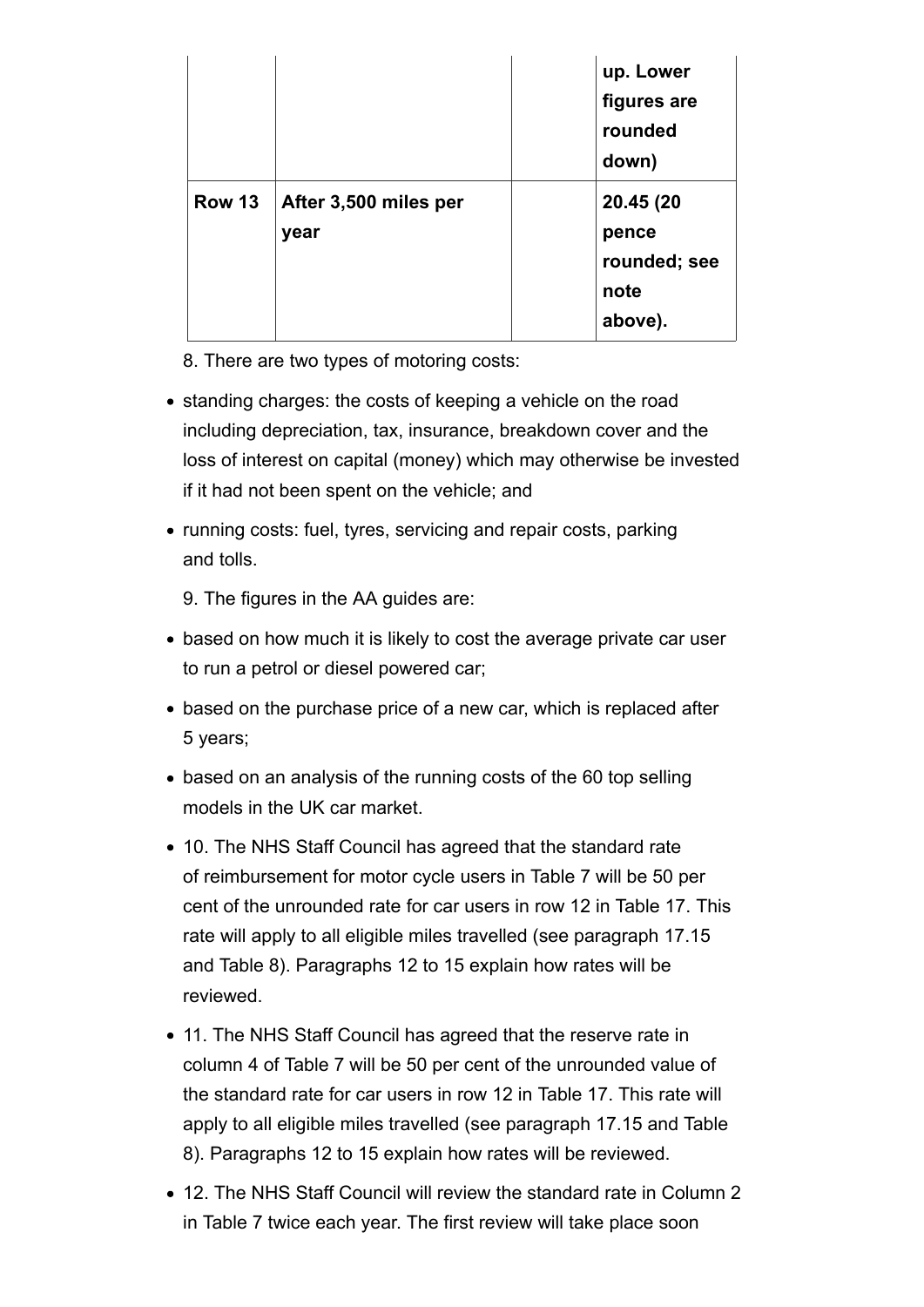| | | | up. Lower figures are rounded down) |
|---|---|---|---|
| **Row 13** | **After 3,500 miles per year** | | **20.45 (20 pence rounded; see note above).** |

8. There are two types of motoring costs:

- standing charges: the costs of keeping a vehicle on the road including depreciation, tax, insurance, breakdown cover and the loss of interest on capital (money) which may otherwise be invested if it had not been spent on the vehicle; and
- running costs: fuel, tyres, servicing and repair costs, parking and tolls.

9. The figures in the AA guides are:

- based on how much it is likely to cost the average private car user to run a petrol or diesel powered car;
- based on the purchase price of a new car, which is replaced after 5 years;
- based on an analysis of the running costs of the 60 top selling models in the UK car market.
- 10. The NHS Staff Council has agreed that the standard rate of reimbursement for motor cycle users in Table 7 will be 50 per cent of the unrounded rate for car users in row 12 in Table 17. This rate will apply to all eligible miles travelled (see paragraph 17.15 and Table 8). Paragraphs 12 to 15 explain how rates will be reviewed.
- 11. The NHS Staff Council has agreed that the reserve rate in column 4 of Table 7 will be 50 per cent of the unrounded value of the standard rate for car users in row 12 in Table 17. This rate will apply to all eligible miles travelled (see paragraph 17.15 and Table 8). Paragraphs 12 to 15 explain how rates will be reviewed.
- 12. The NHS Staff Council will review the standard rate in Column 2 in Table 7 twice each year. The first review will take place soon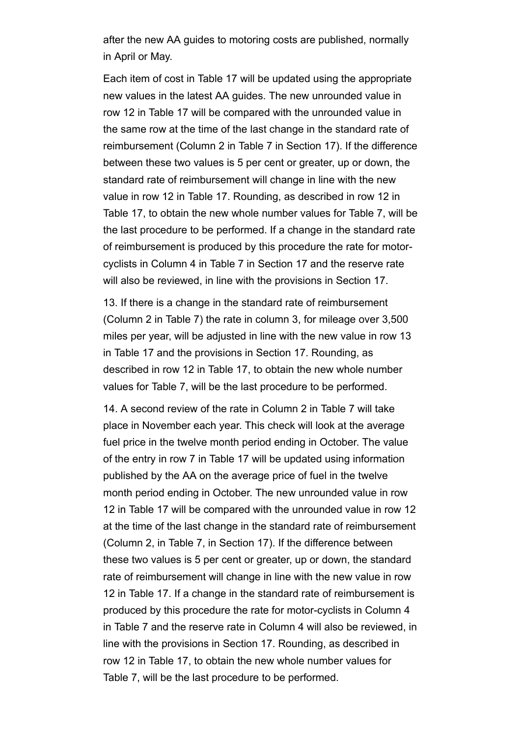after the new AA guides to motoring costs are published, normally in April or May.

Each item of cost in Table 17 will be updated using the appropriate new values in the latest AA guides. The new unrounded value in row 12 in Table 17 will be compared with the unrounded value in the same row at the time of the last change in the standard rate of reimbursement (Column 2 in Table 7 in Section 17). If the difference between these two values is 5 per cent or greater, up or down, the standard rate of reimbursement will change in line with the new value in row 12 in Table 17. Rounding, as described in row 12 in Table 17, to obtain the new whole number values for Table 7, will be the last procedure to be performed. If a change in the standard rate of reimbursement is produced by this procedure the rate for motor-cyclists in Column 4 in Table 7 in Section 17 and the reserve rate will also be reviewed, in line with the provisions in Section 17.

13. If there is a change in the standard rate of reimbursement (Column 2 in Table 7) the rate in column 3, for mileage over 3,500 miles per year, will be adjusted in line with the new value in row 13 in Table 17 and the provisions in Section 17. Rounding, as described in row 12 in Table 17, to obtain the new whole number values for Table 7, will be the last procedure to be performed.

14. A second review of the rate in Column 2 in Table 7 will take place in November each year. This check will look at the average fuel price in the twelve month period ending in October. The value of the entry in row 7 in Table 17 will be updated using information published by the AA on the average price of fuel in the twelve month period ending in October. The new unrounded value in row 12 in Table 17 will be compared with the unrounded value in row 12 at the time of the last change in the standard rate of reimbursement (Column 2, in Table 7, in Section 17). If the difference between these two values is 5 per cent or greater, up or down, the standard rate of reimbursement will change in line with the new value in row 12 in Table 17. If a change in the standard rate of reimbursement is produced by this procedure the rate for motor-cyclists in Column 4 in Table 7 and the reserve rate in Column 4 will also be reviewed, in line with the provisions in Section 17. Rounding, as described in row 12 in Table 17, to obtain the new whole number values for Table 7, will be the last procedure to be performed.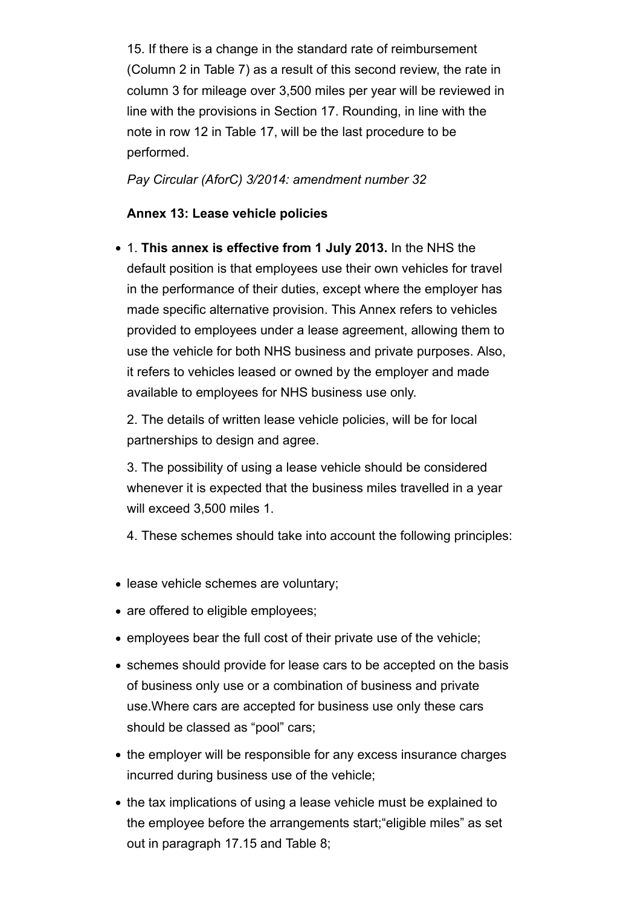15. If there is a change in the standard rate of reimbursement (Column 2 in Table 7) as a result of this second review, the rate in column 3 for mileage over 3,500 miles per year will be reviewed in line with the provisions in Section 17. Rounding, in line with the note in row 12 in Table 17, will be the last procedure to be performed.

*Pay Circular (AforC) 3/2014: amendment number 32*

**Annex 13: Lease vehicle policies**

- 1. **This annex is effective from 1 July 2013.** In the NHS the default position is that employees use their own vehicles for travel in the performance of their duties, except where the employer has made specific alternative provision. This Annex refers to vehicles provided to employees under a lease agreement, allowing them to use the vehicle for both NHS business and private purposes. Also, it refers to vehicles leased or owned by the employer and made available to employees for NHS business use only.

  2. The details of written lease vehicle policies, will be for local partnerships to design and agree.

  3. The possibility of using a lease vehicle should be considered whenever it is expected that the business miles travelled in a year will exceed 3,500 miles 1.

  4. These schemes should take into account the following principles:

- lease vehicle schemes are voluntary;
- are offered to eligible employees;
- employees bear the full cost of their private use of the vehicle;
- schemes should provide for lease cars to be accepted on the basis of business only use or a combination of business and private use.Where cars are accepted for business use only these cars should be classed as “pool” cars;
- the employer will be responsible for any excess insurance charges incurred during business use of the vehicle;
- the tax implications of using a lease vehicle must be explained to the employee before the arrangements start;“eligible miles” as set out in paragraph 17.15 and Table 8;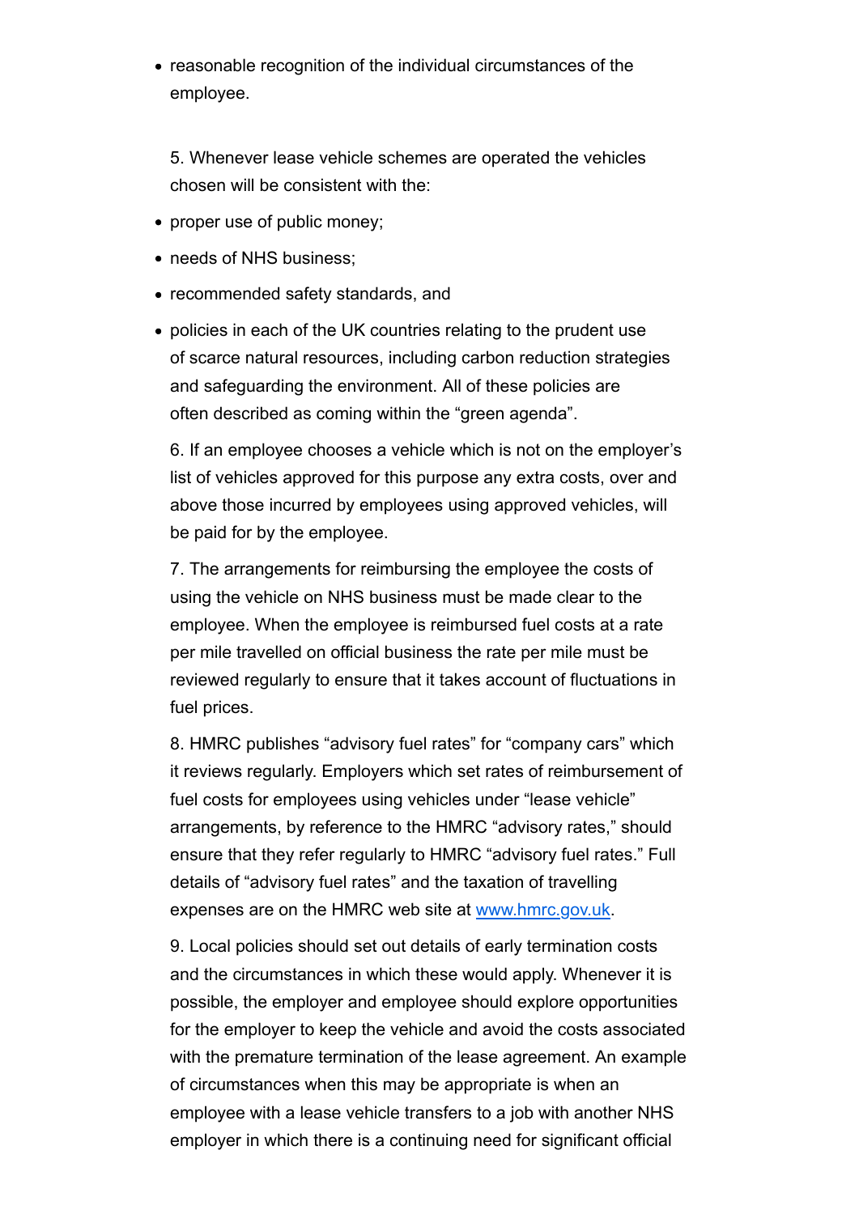- reasonable recognition of the individual circumstances of the employee.

5. Whenever lease vehicle schemes are operated the vehicles chosen will be consistent with the:

- proper use of public money;
- needs of NHS business;
- recommended safety standards, and
- policies in each of the UK countries relating to the prudent use of scarce natural resources, including carbon reduction strategies and safeguarding the environment. All of these policies are often described as coming within the "green agenda".

6. If an employee chooses a vehicle which is not on the employer's list of vehicles approved for this purpose any extra costs, over and above those incurred by employees using approved vehicles, will be paid for by the employee.

7. The arrangements for reimbursing the employee the costs of using the vehicle on NHS business must be made clear to the employee. When the employee is reimbursed fuel costs at a rate per mile travelled on official business the rate per mile must be reviewed regularly to ensure that it takes account of fluctuations in fuel prices.

8. HMRC publishes "advisory fuel rates" for "company cars" which it reviews regularly. Employers which set rates of reimbursement of fuel costs for employees using vehicles under "lease vehicle" arrangements, by reference to the HMRC "advisory rates," should ensure that they refer regularly to HMRC "advisory fuel rates." Full details of "advisory fuel rates" and the taxation of travelling expenses are on the HMRC web site at [www.hmrc.gov.uk](http://www.hmrc.gov.uk).

9. Local policies should set out details of early termination costs and the circumstances in which these would apply. Whenever it is possible, the employer and employee should explore opportunities for the employer to keep the vehicle and avoid the costs associated with the premature termination of the lease agreement. An example of circumstances when this may be appropriate is when an employee with a lease vehicle transfers to a job with another NHS employer in which there is a continuing need for significant official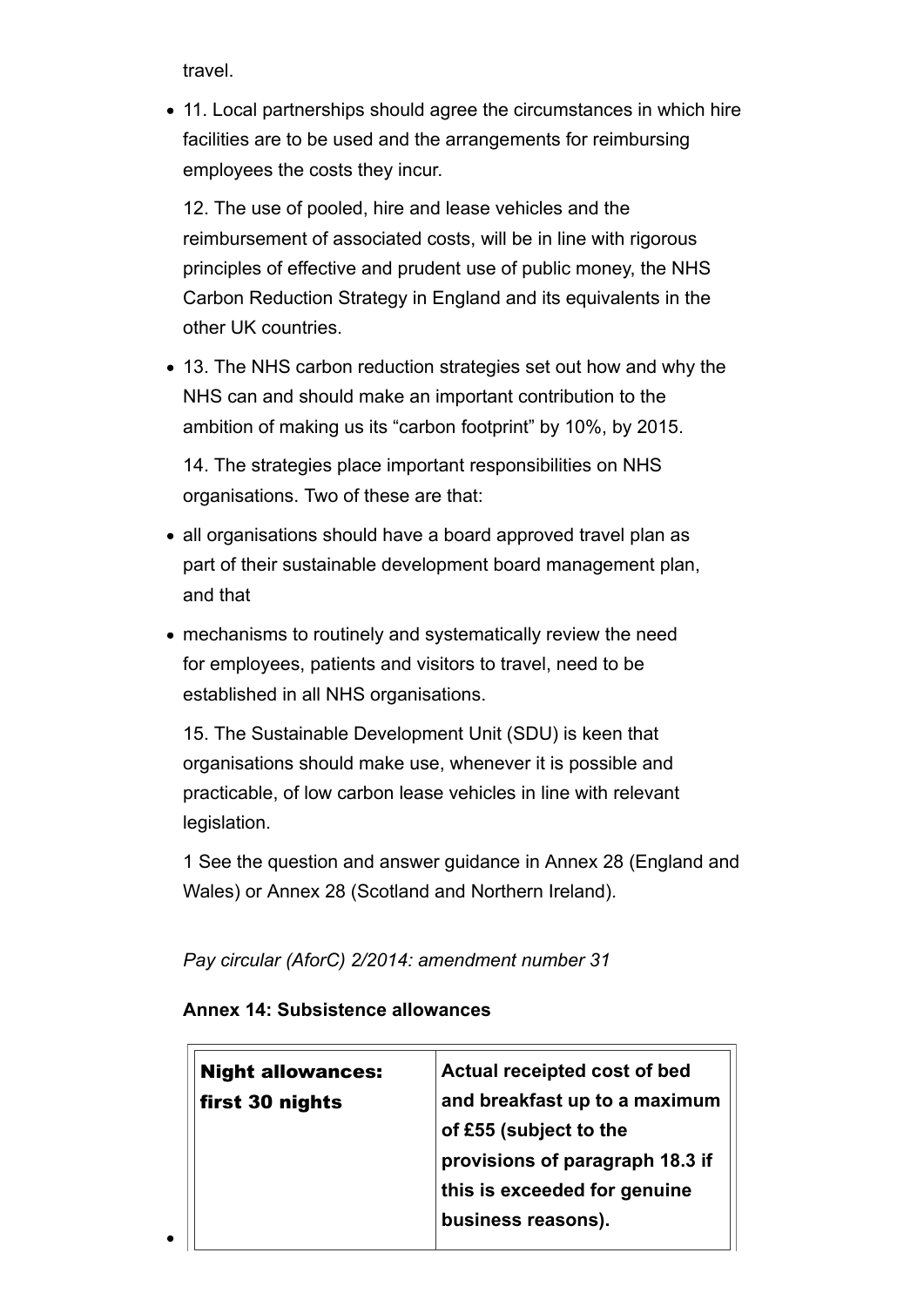travel.

- 11. Local partnerships should agree the circumstances in which hire facilities are to be used and the arrangements for reimbursing employees the costs they incur.

  12. The use of pooled, hire and lease vehicles and the reimbursement of associated costs, will be in line with rigorous principles of effective and prudent use of public money, the NHS Carbon Reduction Strategy in England and its equivalents in the other UK countries.

- 13. The NHS carbon reduction strategies set out how and why the NHS can and should make an important contribution to the ambition of making us its "carbon footprint" by 10%, by 2015.

  14. The strategies place important responsibilities on NHS organisations. Two of these are that:

- all organisations should have a board approved travel plan as part of their sustainable development board management plan, and that

- mechanisms to routinely and systematically review the need for employees, patients and visitors to travel, need to be established in all NHS organisations.

  15. The Sustainable Development Unit (SDU) is keen that organisations should make use, whenever it is possible and practicable, of low carbon lease vehicles in line with relevant legislation.

  1 See the question and answer guidance in Annex 28 (England and Wales) or Annex 28 (Scotland and Northern Ireland).

  *Pay circular (AforC) 2/2014: amendment number 31*

  **Annex 14: Subsistence allowances**

- | Night allowances: first 30 nights | Actual receipted cost of bed and breakfast up to a maximum of £55 (subject to the provisions of paragraph 18.3 if this is exceeded for genuine business reasons). |
  |---|---|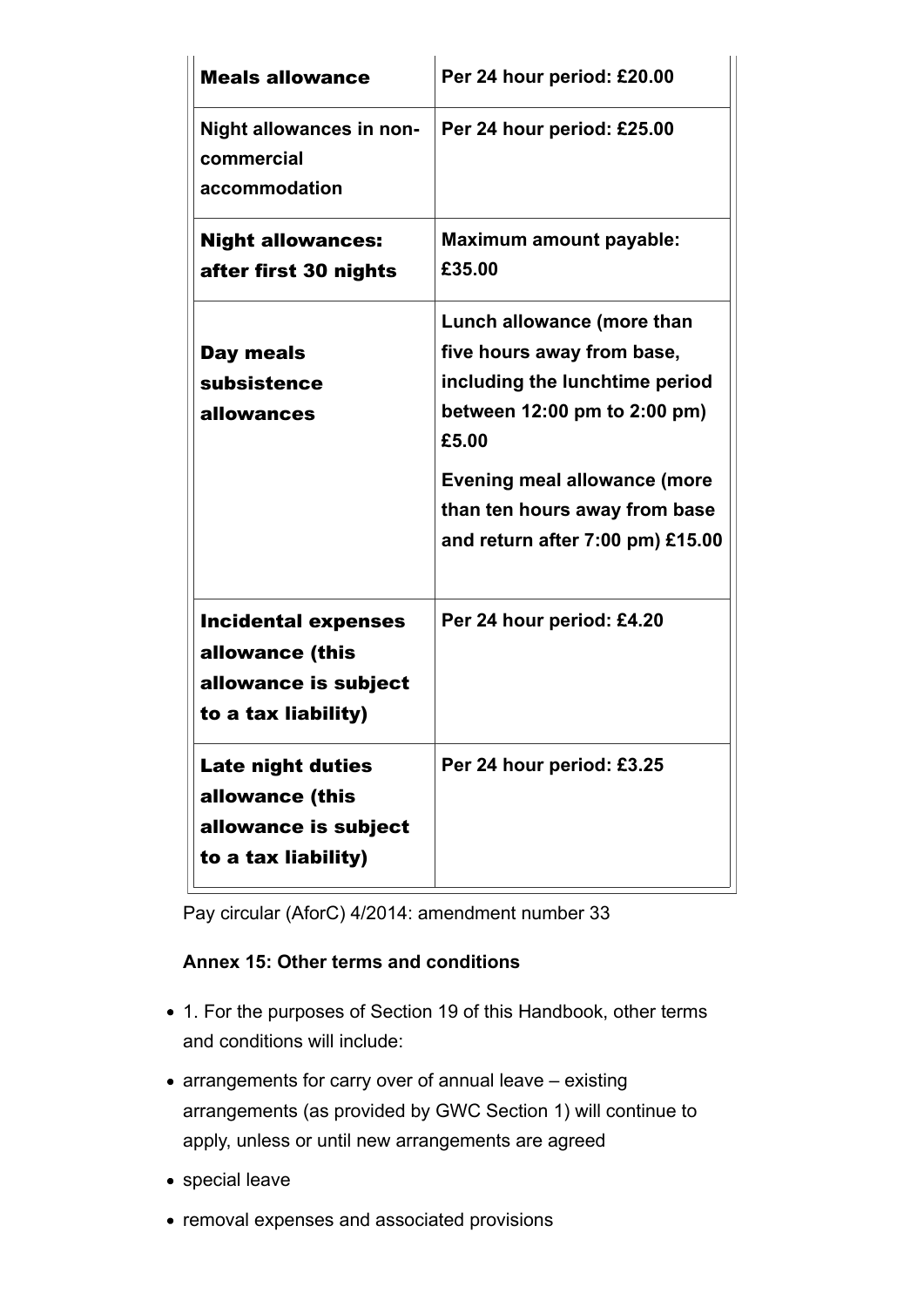| **Meals allowance** | **Per 24 hour period: £20.00** |
|---|---|
| **Night allowances in non-commercial accommodation** | **Per 24 hour period: £25.00** |
| **Night allowances: after first 30 nights** | **Maximum amount payable: £35.00** |
| **Day meals subsistence allowances** | **Lunch allowance (more than five hours away from base, including the lunchtime period between 12:00 pm to 2:00 pm) £5.00**<br><br>**Evening meal allowance (more than ten hours away from base and return after 7:00 pm) £15.00** |
| **Incidental expenses allowance (this allowance is subject to a tax liability)** | **Per 24 hour period: £4.20** |
| **Late night duties allowance (this allowance is subject to a tax liability)** | **Per 24 hour period: £3.25** |

Pay circular (AforC) 4/2014: amendment number 33

**Annex 15: Other terms and conditions**

- 1. For the purposes of Section 19 of this Handbook, other terms and conditions will include:
- arrangements for carry over of annual leave – existing arrangements (as provided by GWC Section 1) will continue to apply, unless or until new arrangements are agreed
- special leave
- removal expenses and associated provisions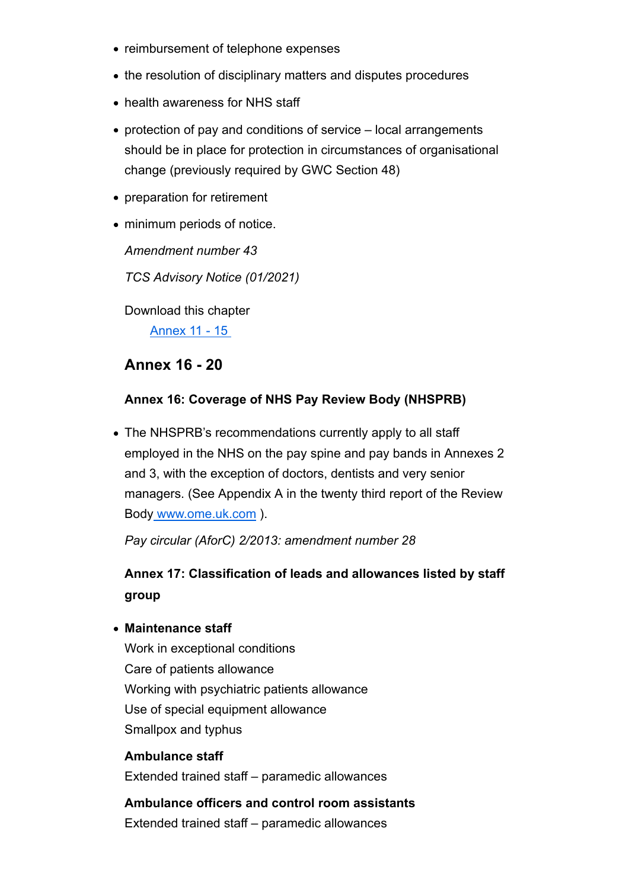- reimbursement of telephone expenses
- the resolution of disciplinary matters and disputes procedures
- health awareness for NHS staff
- protection of pay and conditions of service – local arrangements should be in place for protection in circumstances of organisational change (previously required by GWC Section 48)
- preparation for retirement
- minimum periods of notice.

  *Amendment number 43*

  *TCS Advisory Notice (01/2021)*

  Download this chapter

  [Annex 11 - 15](#)

## Annex 16 - 20

### Annex 16: Coverage of NHS Pay Review Body (NHSPRB)

- The NHSPRB's recommendations currently apply to all staff employed in the NHS on the pay spine and pay bands in Annexes 2 and 3, with the exception of doctors, dentists and very senior managers. (See Appendix A in the twenty third report of the Review Body [www.ome.uk.com](www.ome.uk.com) ).

  *Pay circular (AforC) 2/2013: amendment number 28*

### Annex 17: Classification of leads and allowances listed by staff group

- **Maintenance staff**
  Work in exceptional conditions
  Care of patients allowance
  Working with psychiatric patients allowance
  Use of special equipment allowance
  Smallpox and typhus

  **Ambulance staff**
  Extended trained staff – paramedic allowances

  **Ambulance officers and control room assistants**
  Extended trained staff – paramedic allowances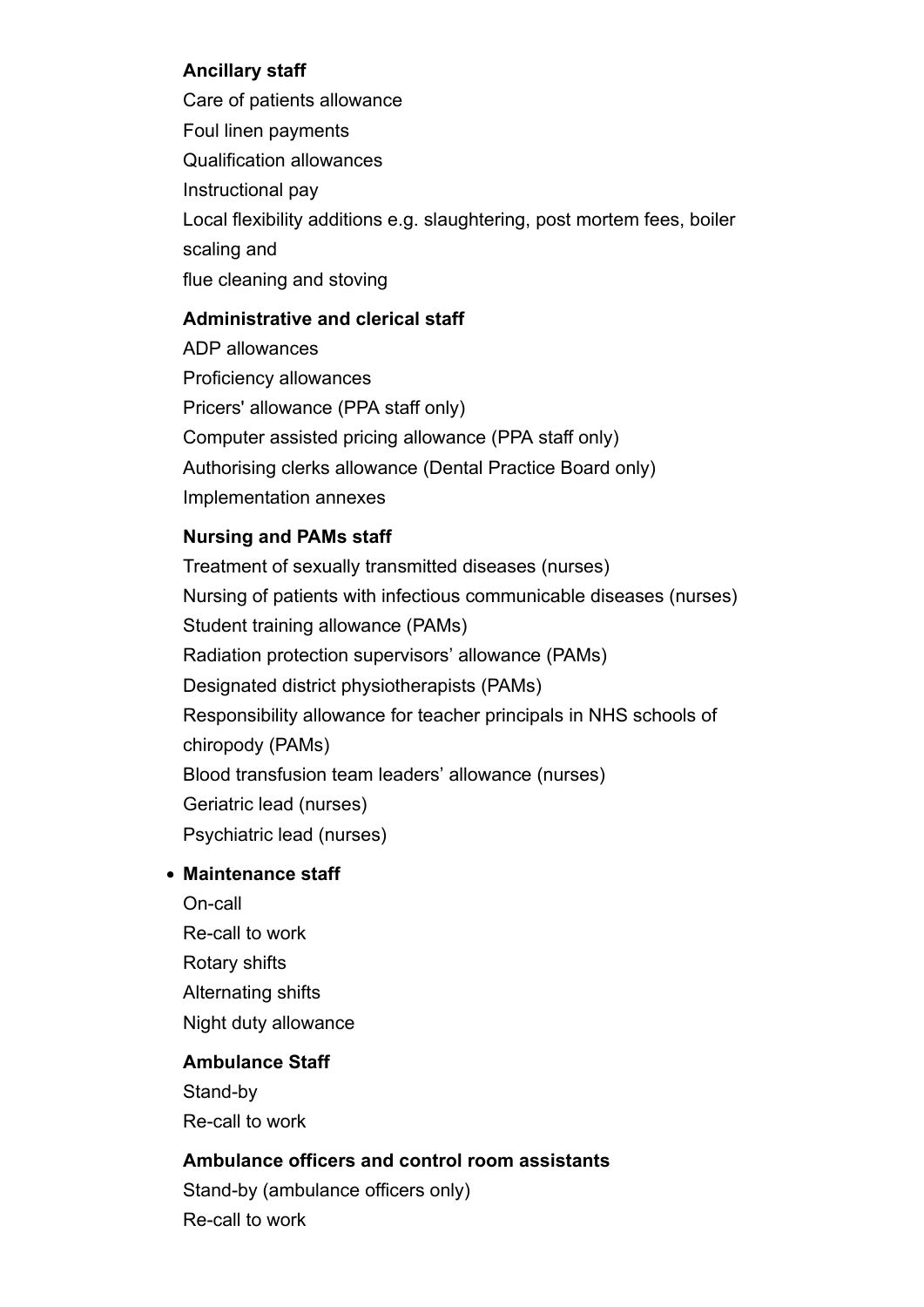**Ancillary staff**

Care of patients allowance
Foul linen payments
Qualification allowances
Instructional pay
Local flexibility additions e.g. slaughtering, post mortem fees, boiler scaling and
flue cleaning and stoving

**Administrative and clerical staff**

ADP allowances
Proficiency allowances
Pricers' allowance (PPA staff only)
Computer assisted pricing allowance (PPA staff only)
Authorising clerks allowance (Dental Practice Board only)
Implementation annexes

**Nursing and PAMs staff**

Treatment of sexually transmitted diseases (nurses)
Nursing of patients with infectious communicable diseases (nurses)
Student training allowance (PAMs)
Radiation protection supervisors' allowance (PAMs)
Designated district physiotherapists (PAMs)
Responsibility allowance for teacher principals in NHS schools of chiropody (PAMs)
Blood transfusion team leaders' allowance (nurses)
Geriatric lead (nurses)
Psychiatric lead (nurses)

- **Maintenance staff**

  On-call
  Re-call to work
  Rotary shifts
  Alternating shifts
  Night duty allowance

**Ambulance Staff**

Stand-by
Re-call to work

**Ambulance officers and control room assistants**

Stand-by (ambulance officers only)
Re-call to work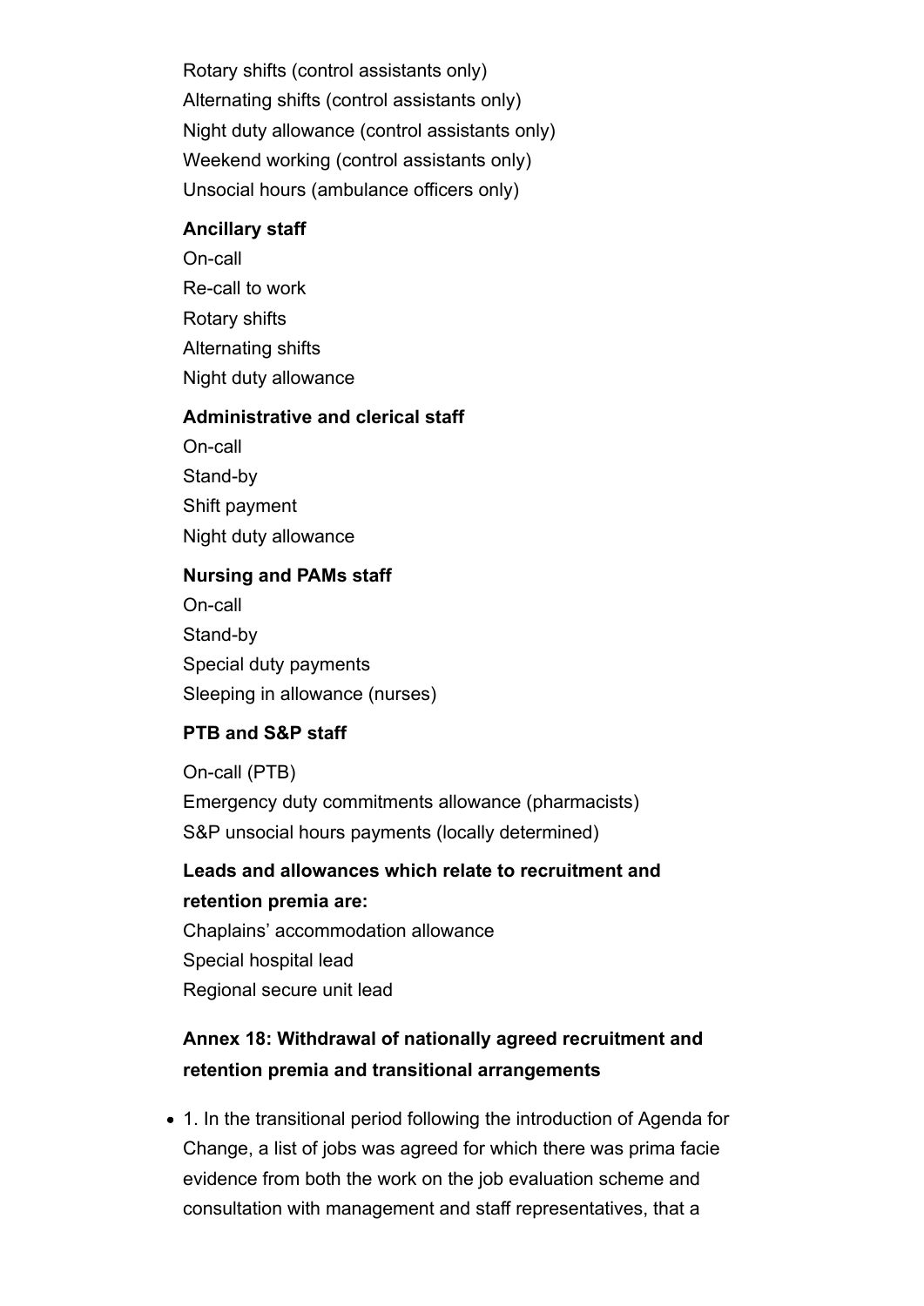Rotary shifts (control assistants only)
Alternating shifts (control assistants only)
Night duty allowance (control assistants only)
Weekend working (control assistants only)
Unsocial hours (ambulance officers only)

**Ancillary staff**

On-call
Re-call to work
Rotary shifts
Alternating shifts
Night duty allowance

**Administrative and clerical staff**

On-call
Stand-by
Shift payment
Night duty allowance

**Nursing and PAMs staff**

On-call
Stand-by
Special duty payments
Sleeping in allowance (nurses)

**PTB and S&P staff**

On-call (PTB)
Emergency duty commitments allowance (pharmacists)
S&P unsocial hours payments (locally determined)

**Leads and allowances which relate to recruitment and retention premia are:**

Chaplains' accommodation allowance
Special hospital lead
Regional secure unit lead

### Annex 18: Withdrawal of nationally agreed recruitment and retention premia and transitional arrangements

- 1. In the transitional period following the introduction of Agenda for Change, a list of jobs was agreed for which there was prima facie evidence from both the work on the job evaluation scheme and consultation with management and staff representatives, that a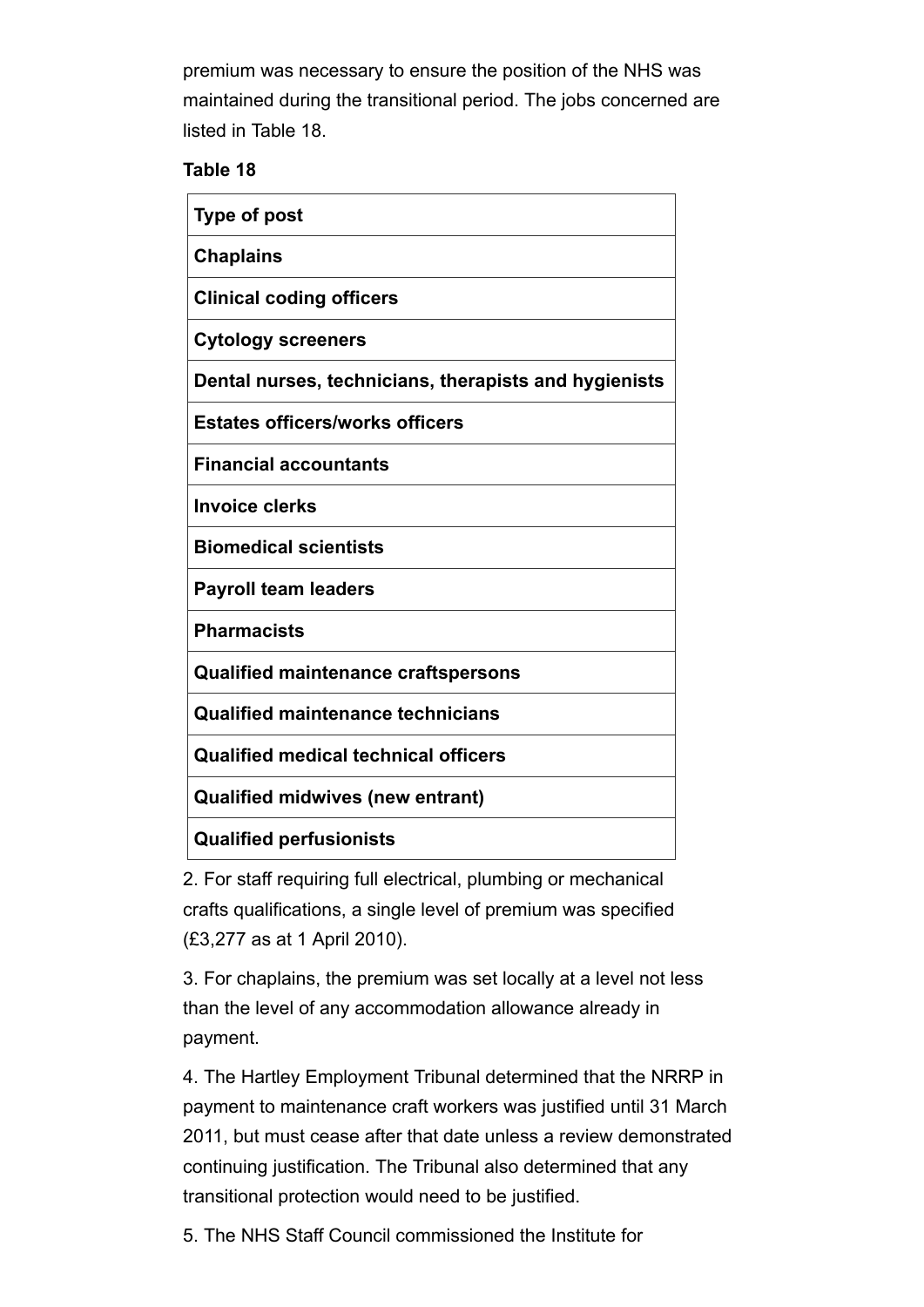premium was necessary to ensure the position of the NHS was maintained during the transitional period. The jobs concerned are listed in Table 18.

**Table 18**

| Type of post |
|---|
| Chaplains |
| Clinical coding officers |
| Cytology screeners |
| Dental nurses, technicians, therapists and hygienists |
| Estates officers/works officers |
| Financial accountants |
| Invoice clerks |
| Biomedical scientists |
| Payroll team leaders |
| Pharmacists |
| Qualified maintenance craftspersons |
| Qualified maintenance technicians |
| Qualified medical technical officers |
| Qualified midwives (new entrant) |
| Qualified perfusionists |

2. For staff requiring full electrical, plumbing or mechanical crafts qualifications, a single level of premium was specified (£3,277 as at 1 April 2010).

3. For chaplains, the premium was set locally at a level not less than the level of any accommodation allowance already in payment.

4. The Hartley Employment Tribunal determined that the NRRP in payment to maintenance craft workers was justified until 31 March 2011, but must cease after that date unless a review demonstrated continuing justification. The Tribunal also determined that any transitional protection would need to be justified.

5. The NHS Staff Council commissioned the Institute for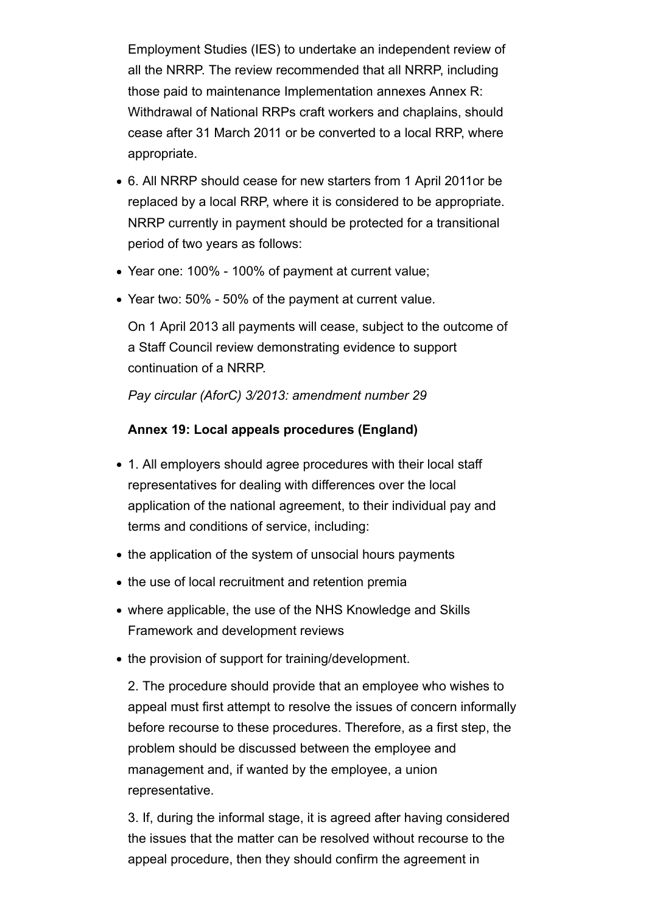Employment Studies (IES) to undertake an independent review of all the NRRP. The review recommended that all NRRP, including those paid to maintenance Implementation annexes Annex R: Withdrawal of National RRPs craft workers and chaplains, should cease after 31 March 2011 or be converted to a local RRP, where appropriate.

- 6. All NRRP should cease for new starters from 1 April 2011or be replaced by a local RRP, where it is considered to be appropriate. NRRP currently in payment should be protected for a transitional period of two years as follows:
- Year one: 100% - 100% of payment at current value;
- Year two: 50% - 50% of the payment at current value.

  On 1 April 2013 all payments will cease, subject to the outcome of a Staff Council review demonstrating evidence to support continuation of a NRRP.

  *Pay circular (AforC) 3/2013: amendment number 29*

  **Annex 19: Local appeals procedures (England)**

- 1. All employers should agree procedures with their local staff representatives for dealing with differences over the local application of the national agreement, to their individual pay and terms and conditions of service, including:
- the application of the system of unsocial hours payments
- the use of local recruitment and retention premia
- where applicable, the use of the NHS Knowledge and Skills Framework and development reviews
- the provision of support for training/development.

  2. The procedure should provide that an employee who wishes to appeal must first attempt to resolve the issues of concern informally before recourse to these procedures. Therefore, as a first step, the problem should be discussed between the employee and management and, if wanted by the employee, a union representative.

  3. If, during the informal stage, it is agreed after having considered the issues that the matter can be resolved without recourse to the appeal procedure, then they should confirm the agreement in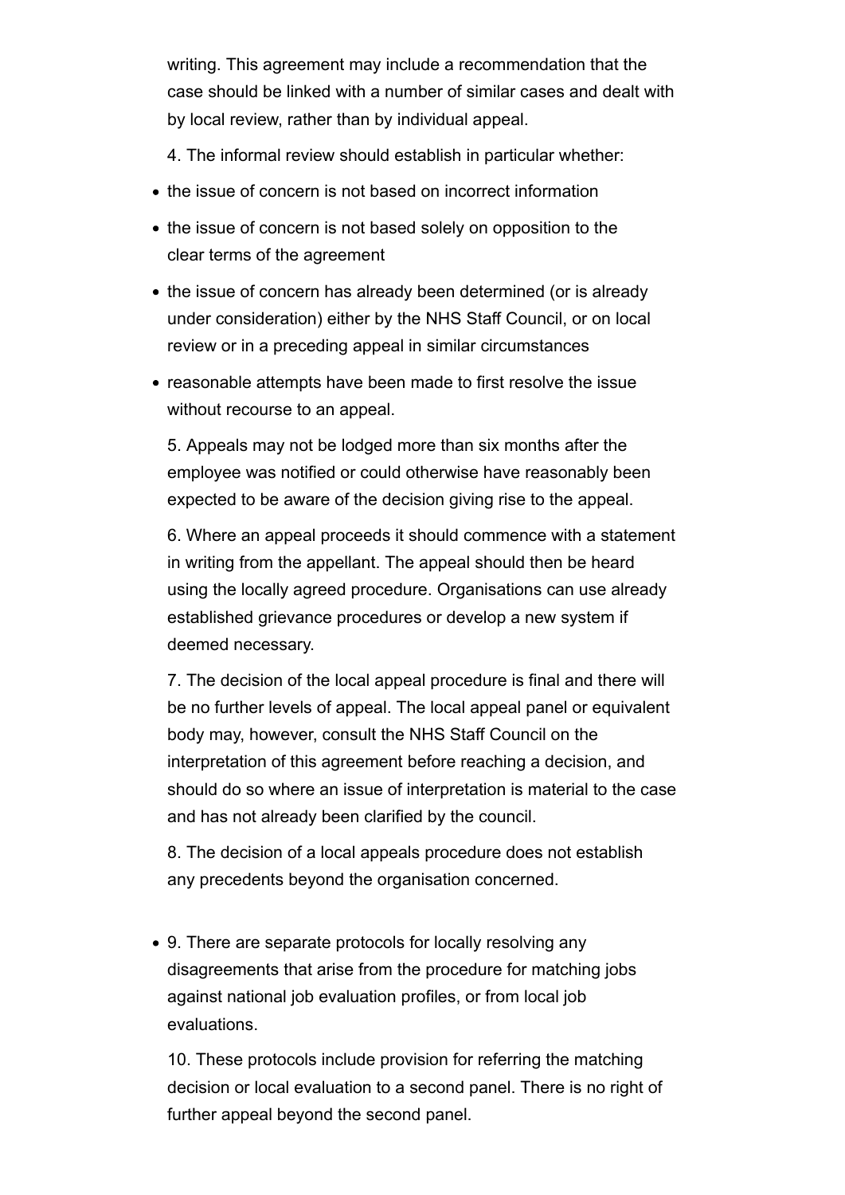writing. This agreement may include a recommendation that the case should be linked with a number of similar cases and dealt with by local review, rather than by individual appeal.

4. The informal review should establish in particular whether:

- the issue of concern is not based on incorrect information
- the issue of concern is not based solely on opposition to the clear terms of the agreement
- the issue of concern has already been determined (or is already under consideration) either by the NHS Staff Council, or on local review or in a preceding appeal in similar circumstances
- reasonable attempts have been made to first resolve the issue without recourse to an appeal.

5. Appeals may not be lodged more than six months after the employee was notified or could otherwise have reasonably been expected to be aware of the decision giving rise to the appeal.

6. Where an appeal proceeds it should commence with a statement in writing from the appellant. The appeal should then be heard using the locally agreed procedure. Organisations can use already established grievance procedures or develop a new system if deemed necessary.

7. The decision of the local appeal procedure is final and there will be no further levels of appeal. The local appeal panel or equivalent body may, however, consult the NHS Staff Council on the interpretation of this agreement before reaching a decision, and should do so where an issue of interpretation is material to the case and has not already been clarified by the council.

8. The decision of a local appeals procedure does not establish any precedents beyond the organisation concerned.

- 9. There are separate protocols for locally resolving any disagreements that arise from the procedure for matching jobs against national job evaluation profiles, or from local job evaluations.

10. These protocols include provision for referring the matching decision or local evaluation to a second panel. There is no right of further appeal beyond the second panel.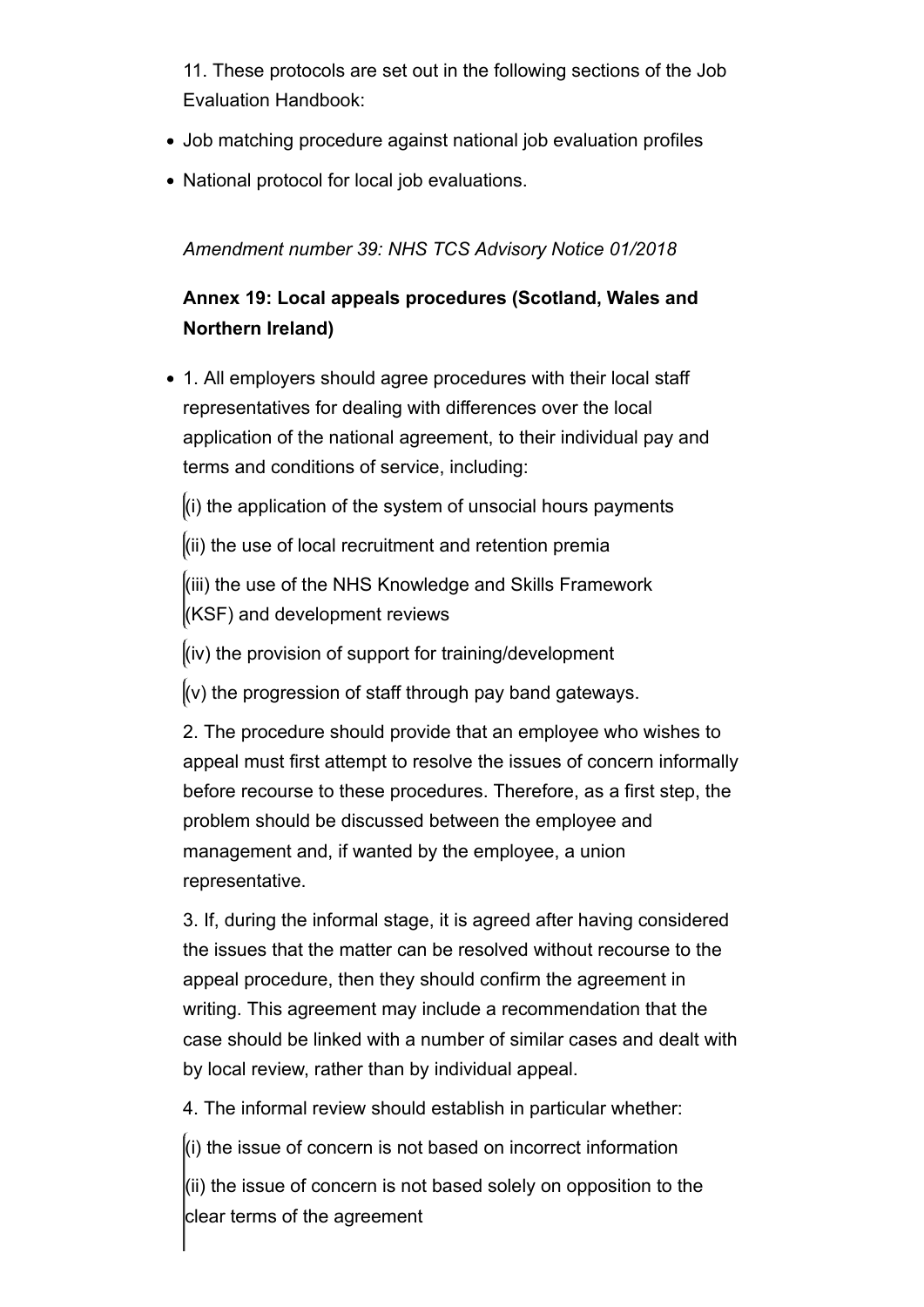11. These protocols are set out in the following sections of the Job Evaluation Handbook:

- Job matching procedure against national job evaluation profiles
- National protocol for local job evaluations.

*Amendment number 39: NHS TCS Advisory Notice 01/2018*

**Annex 19: Local appeals procedures (Scotland, Wales and Northern Ireland)**

- 1. All employers should agree procedures with their local staff representatives for dealing with differences over the local application of the national agreement, to their individual pay and terms and conditions of service, including:

  (i) the application of the system of unsocial hours payments

  (ii) the use of local recruitment and retention premia

  (iii) the use of the NHS Knowledge and Skills Framework (KSF) and development reviews

  (iv) the provision of support for training/development

  (v) the progression of staff through pay band gateways.

  2. The procedure should provide that an employee who wishes to appeal must first attempt to resolve the issues of concern informally before recourse to these procedures. Therefore, as a first step, the problem should be discussed between the employee and management and, if wanted by the employee, a union representative.

  3. If, during the informal stage, it is agreed after having considered the issues that the matter can be resolved without recourse to the appeal procedure, then they should confirm the agreement in writing. This agreement may include a recommendation that the case should be linked with a number of similar cases and dealt with by local review, rather than by individual appeal.

  4. The informal review should establish in particular whether:

  (i) the issue of concern is not based on incorrect information

  (ii) the issue of concern is not based solely on opposition to the clear terms of the agreement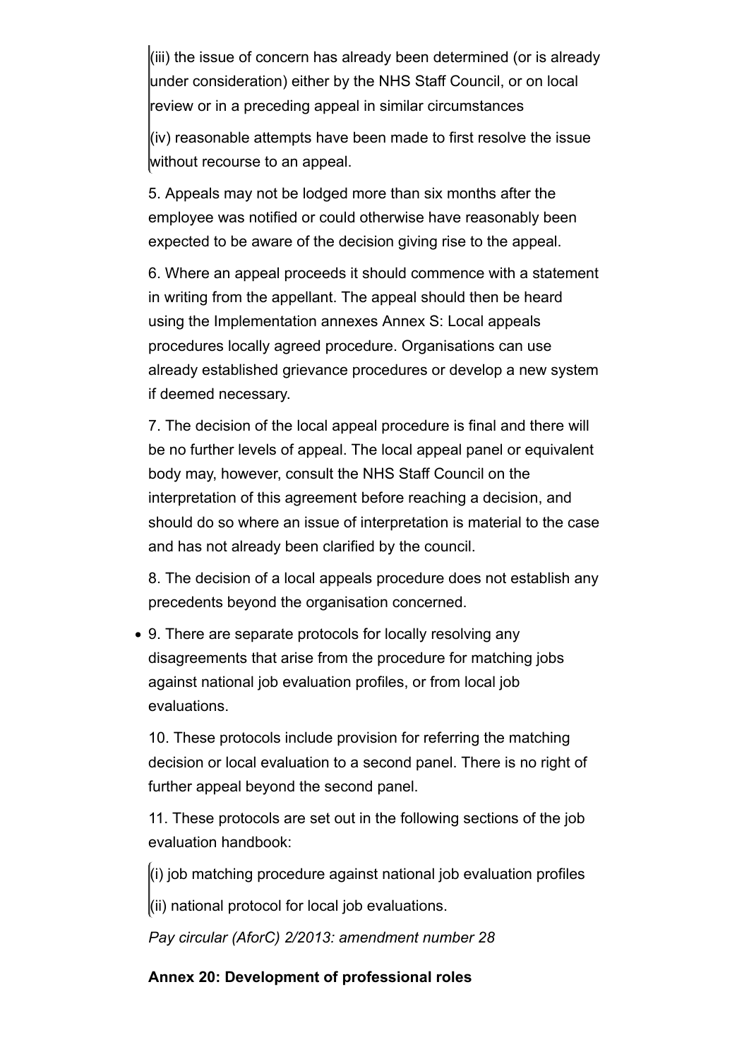(iii) the issue of concern has already been determined (or is already under consideration) either by the NHS Staff Council, or on local review or in a preceding appeal in similar circumstances

(iv) reasonable attempts have been made to first resolve the issue without recourse to an appeal.

5. Appeals may not be lodged more than six months after the employee was notified or could otherwise have reasonably been expected to be aware of the decision giving rise to the appeal.

6. Where an appeal proceeds it should commence with a statement in writing from the appellant. The appeal should then be heard using the Implementation annexes Annex S: Local appeals procedures locally agreed procedure. Organisations can use already established grievance procedures or develop a new system if deemed necessary.

7. The decision of the local appeal procedure is final and there will be no further levels of appeal. The local appeal panel or equivalent body may, however, consult the NHS Staff Council on the interpretation of this agreement before reaching a decision, and should do so where an issue of interpretation is material to the case and has not already been clarified by the council.

8. The decision of a local appeals procedure does not establish any precedents beyond the organisation concerned.

- 9. There are separate protocols for locally resolving any disagreements that arise from the procedure for matching jobs against national job evaluation profiles, or from local job evaluations.

10. These protocols include provision for referring the matching decision or local evaluation to a second panel. There is no right of further appeal beyond the second panel.

11. These protocols are set out in the following sections of the job evaluation handbook:

(i) job matching procedure against national job evaluation profiles

(ii) national protocol for local job evaluations.

*Pay circular (AforC) 2/2013: amendment number 28*

**Annex 20: Development of professional roles**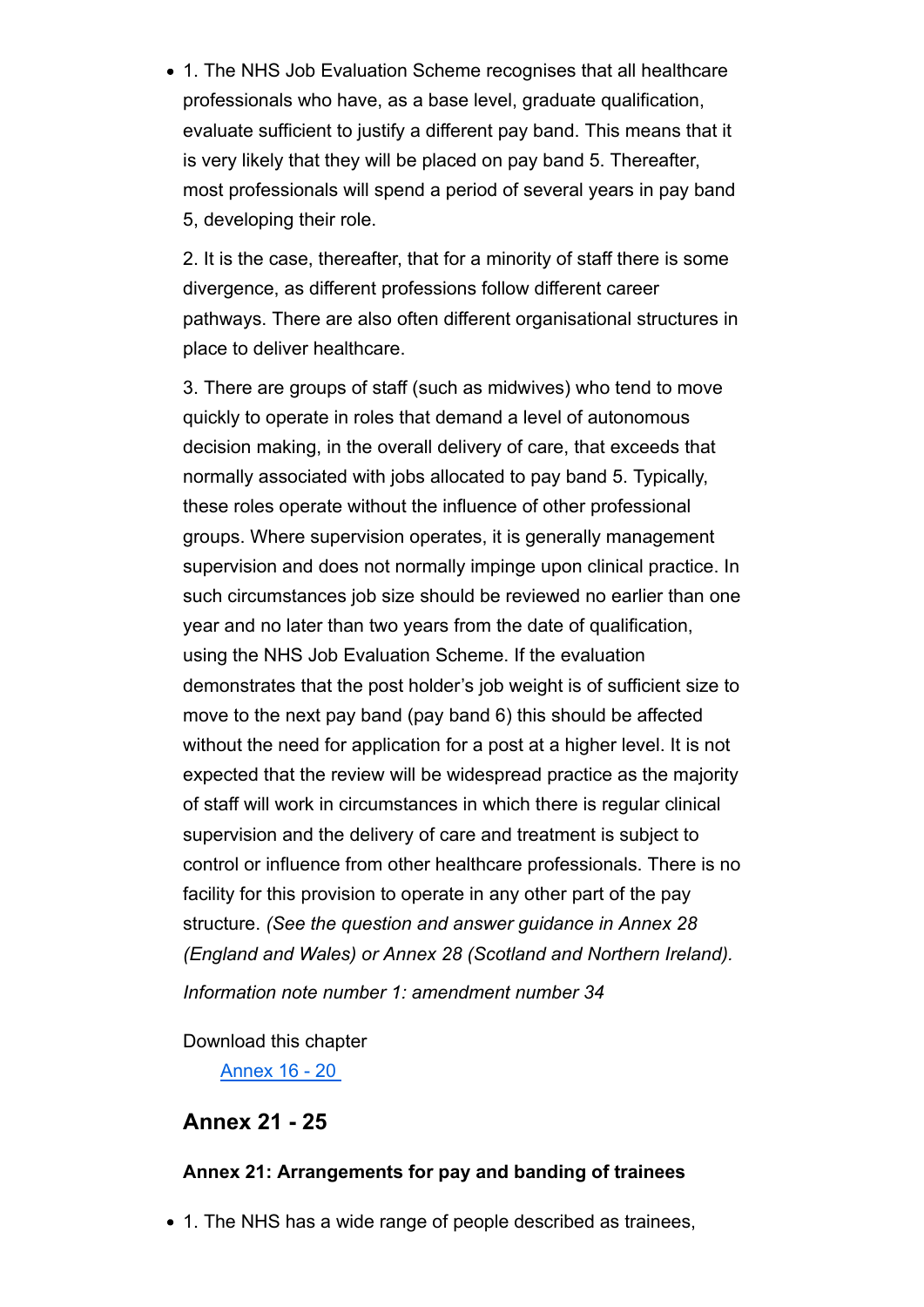- 1. The NHS Job Evaluation Scheme recognises that all healthcare professionals who have, as a base level, graduate qualification, evaluate sufficient to justify a different pay band. This means that it is very likely that they will be placed on pay band 5. Thereafter, most professionals will spend a period of several years in pay band 5, developing their role.

  2. It is the case, thereafter, that for a minority of staff there is some divergence, as different professions follow different career pathways. There are also often different organisational structures in place to deliver healthcare.

  3. There are groups of staff (such as midwives) who tend to move quickly to operate in roles that demand a level of autonomous decision making, in the overall delivery of care, that exceeds that normally associated with jobs allocated to pay band 5. Typically, these roles operate without the influence of other professional groups. Where supervision operates, it is generally management supervision and does not normally impinge upon clinical practice. In such circumstances job size should be reviewed no earlier than one year and no later than two years from the date of qualification, using the NHS Job Evaluation Scheme. If the evaluation demonstrates that the post holder's job weight is of sufficient size to move to the next pay band (pay band 6) this should be affected without the need for application for a post at a higher level. It is not expected that the review will be widespread practice as the majority of staff will work in circumstances in which there is regular clinical supervision and the delivery of care and treatment is subject to control or influence from other healthcare professionals. There is no facility for this provision to operate in any other part of the pay structure. *(See the question and answer guidance in Annex 28 (England and Wales) or Annex 28 (Scotland and Northern Ireland).*

  *Information note number 1: amendment number 34*

  Download this chapter

  [Annex 16 - 20](#)

## Annex 21 - 25

**Annex 21: Arrangements for pay and banding of trainees**

- 1. The NHS has a wide range of people described as trainees,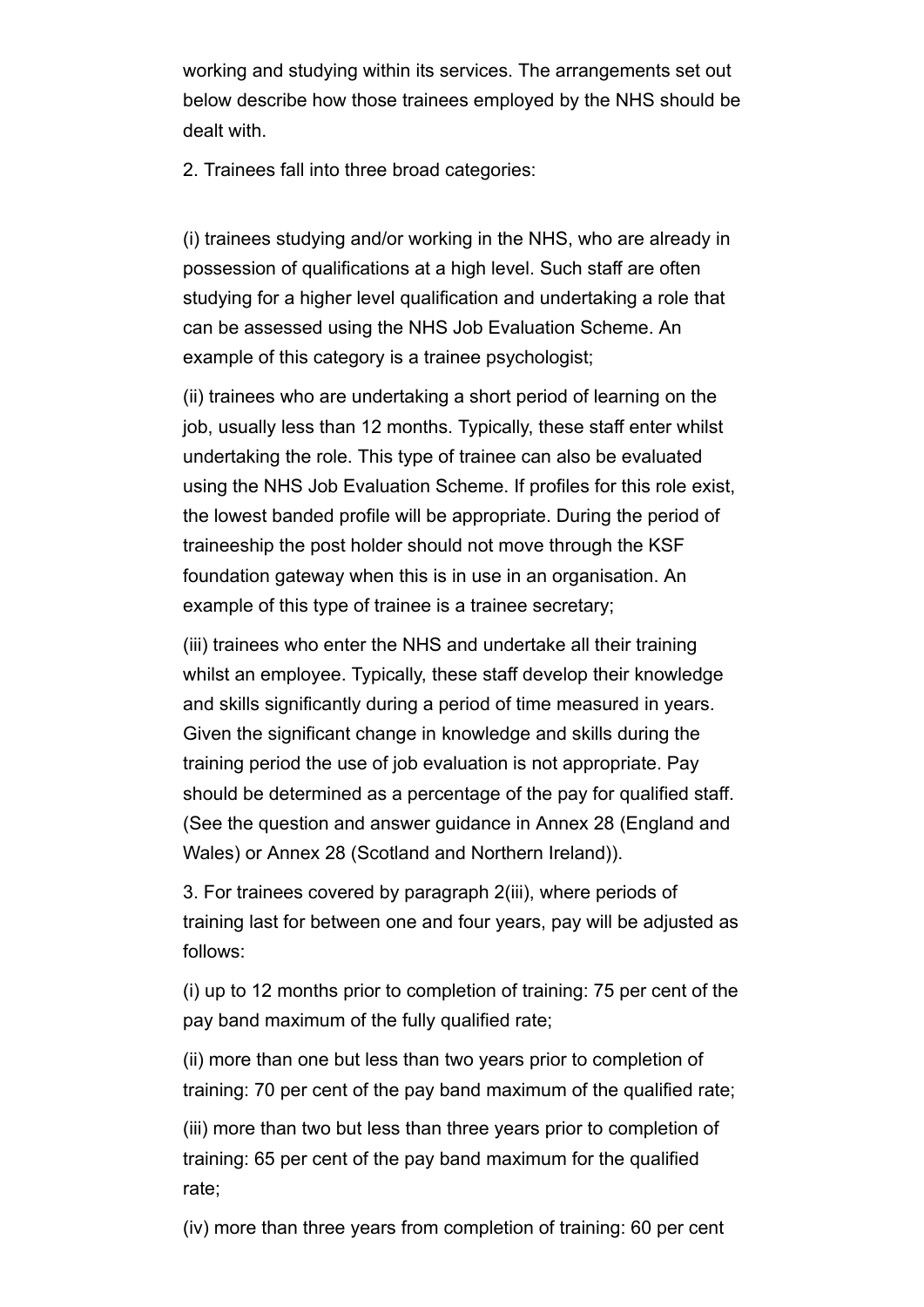working and studying within its services. The arrangements set out below describe how those trainees employed by the NHS should be dealt with.

2. Trainees fall into three broad categories:

(i) trainees studying and/or working in the NHS, who are already in possession of qualifications at a high level. Such staff are often studying for a higher level qualification and undertaking a role that can be assessed using the NHS Job Evaluation Scheme. An example of this category is a trainee psychologist;

(ii) trainees who are undertaking a short period of learning on the job, usually less than 12 months. Typically, these staff enter whilst undertaking the role. This type of trainee can also be evaluated using the NHS Job Evaluation Scheme. If profiles for this role exist, the lowest banded profile will be appropriate. During the period of traineeship the post holder should not move through the KSF foundation gateway when this is in use in an organisation. An example of this type of trainee is a trainee secretary;

(iii) trainees who enter the NHS and undertake all their training whilst an employee. Typically, these staff develop their knowledge and skills significantly during a period of time measured in years. Given the significant change in knowledge and skills during the training period the use of job evaluation is not appropriate. Pay should be determined as a percentage of the pay for qualified staff. (See the question and answer guidance in Annex 28 (England and Wales) or Annex 28 (Scotland and Northern Ireland)).

3. For trainees covered by paragraph 2(iii), where periods of training last for between one and four years, pay will be adjusted as follows:

(i) up to 12 months prior to completion of training: 75 per cent of the pay band maximum of the fully qualified rate;

(ii) more than one but less than two years prior to completion of training: 70 per cent of the pay band maximum of the qualified rate;

(iii) more than two but less than three years prior to completion of training: 65 per cent of the pay band maximum for the qualified rate;

(iv) more than three years from completion of training: 60 per cent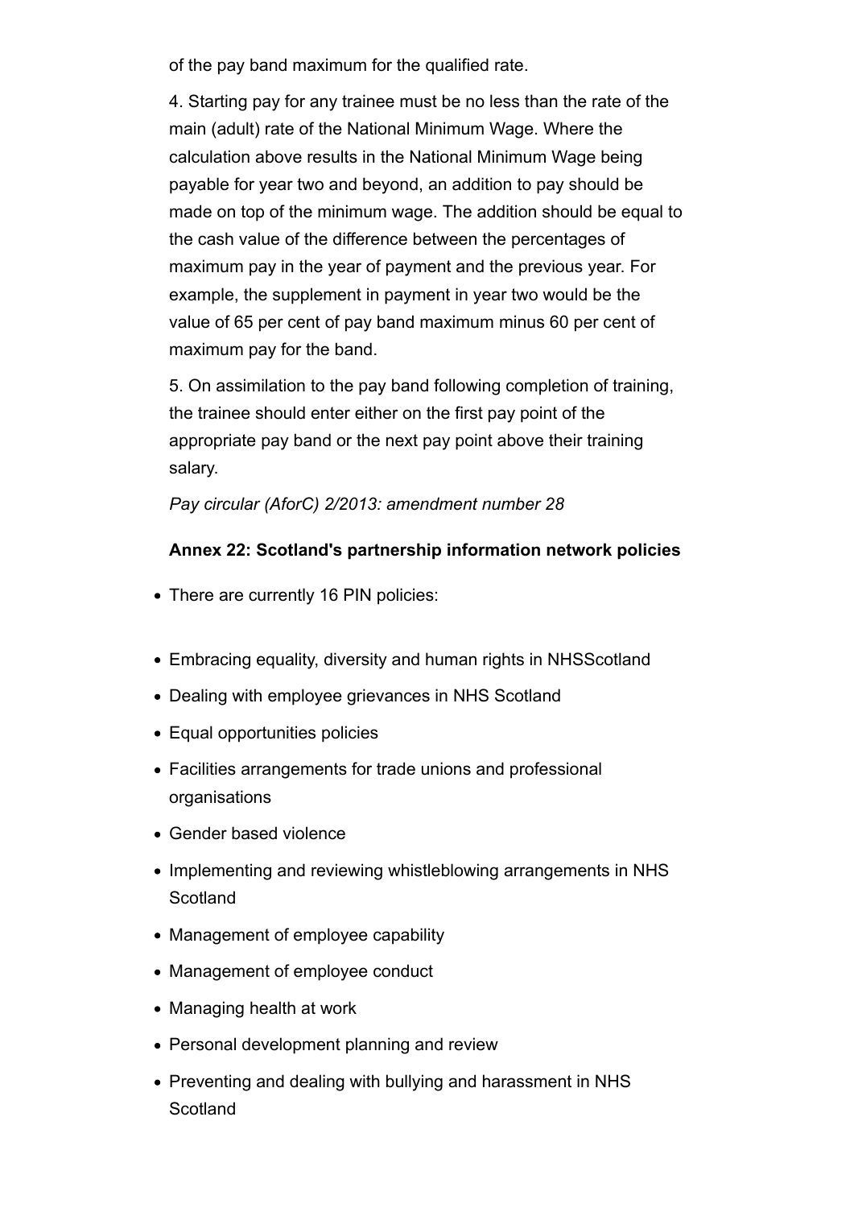of the pay band maximum for the qualified rate.

4. Starting pay for any trainee must be no less than the rate of the main (adult) rate of the National Minimum Wage. Where the calculation above results in the National Minimum Wage being payable for year two and beyond, an addition to pay should be made on top of the minimum wage. The addition should be equal to the cash value of the difference between the percentages of maximum pay in the year of payment and the previous year. For example, the supplement in payment in year two would be the value of 65 per cent of pay band maximum minus 60 per cent of maximum pay for the band.

5. On assimilation to the pay band following completion of training, the trainee should enter either on the first pay point of the appropriate pay band or the next pay point above their training salary.

*Pay circular (AforC) 2/2013: amendment number 28*

**Annex 22: Scotland's partnership information network policies**

- There are currently 16 PIN policies:

- Embracing equality, diversity and human rights in NHSScotland
- Dealing with employee grievances in NHS Scotland
- Equal opportunities policies
- Facilities arrangements for trade unions and professional organisations
- Gender based violence
- Implementing and reviewing whistleblowing arrangements in NHS Scotland
- Management of employee capability
- Management of employee conduct
- Managing health at work
- Personal development planning and review
- Preventing and dealing with bullying and harassment in NHS Scotland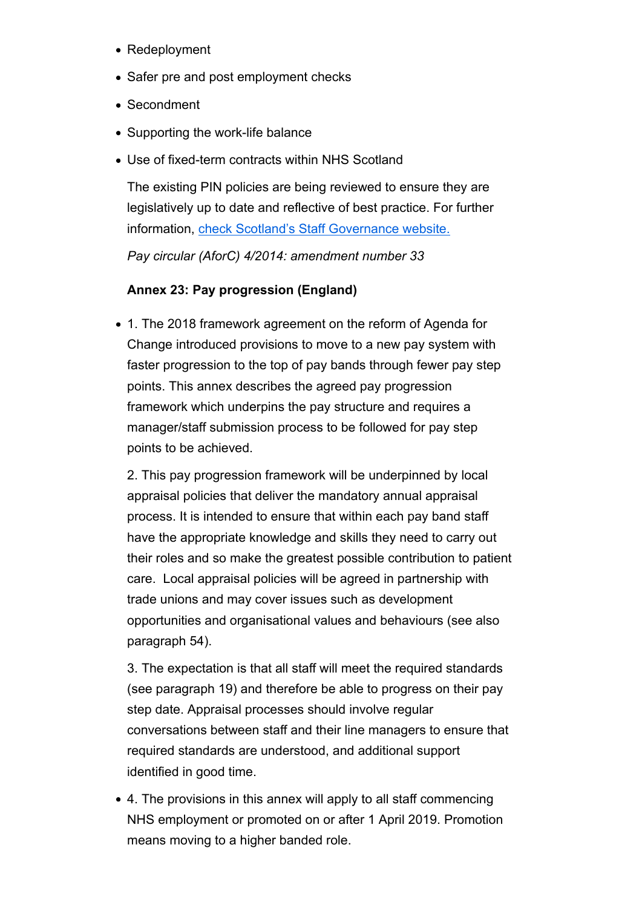- Redeployment
- Safer pre and post employment checks
- Secondment
- Supporting the work-life balance
- Use of fixed-term contracts within NHS Scotland

  The existing PIN policies are being reviewed to ensure they are legislatively up to date and reflective of best practice. For further information, [check Scotland's Staff Governance website.]()

  *Pay circular (AforC) 4/2014: amendment number 33*

  **Annex 23: Pay progression (England)**

- 1. The 2018 framework agreement on the reform of Agenda for Change introduced provisions to move to a new pay system with faster progression to the top of pay bands through fewer pay step points. This annex describes the agreed pay progression framework which underpins the pay structure and requires a manager/staff submission process to be followed for pay step points to be achieved.

  2. This pay progression framework will be underpinned by local appraisal policies that deliver the mandatory annual appraisal process. It is intended to ensure that within each pay band staff have the appropriate knowledge and skills they need to carry out their roles and so make the greatest possible contribution to patient care. Local appraisal policies will be agreed in partnership with trade unions and may cover issues such as development opportunities and organisational values and behaviours (see also paragraph 54).

  3. The expectation is that all staff will meet the required standards (see paragraph 19) and therefore be able to progress on their pay step date. Appraisal processes should involve regular conversations between staff and their line managers to ensure that required standards are understood, and additional support identified in good time.

- 4. The provisions in this annex will apply to all staff commencing NHS employment or promoted on or after 1 April 2019. Promotion means moving to a higher banded role.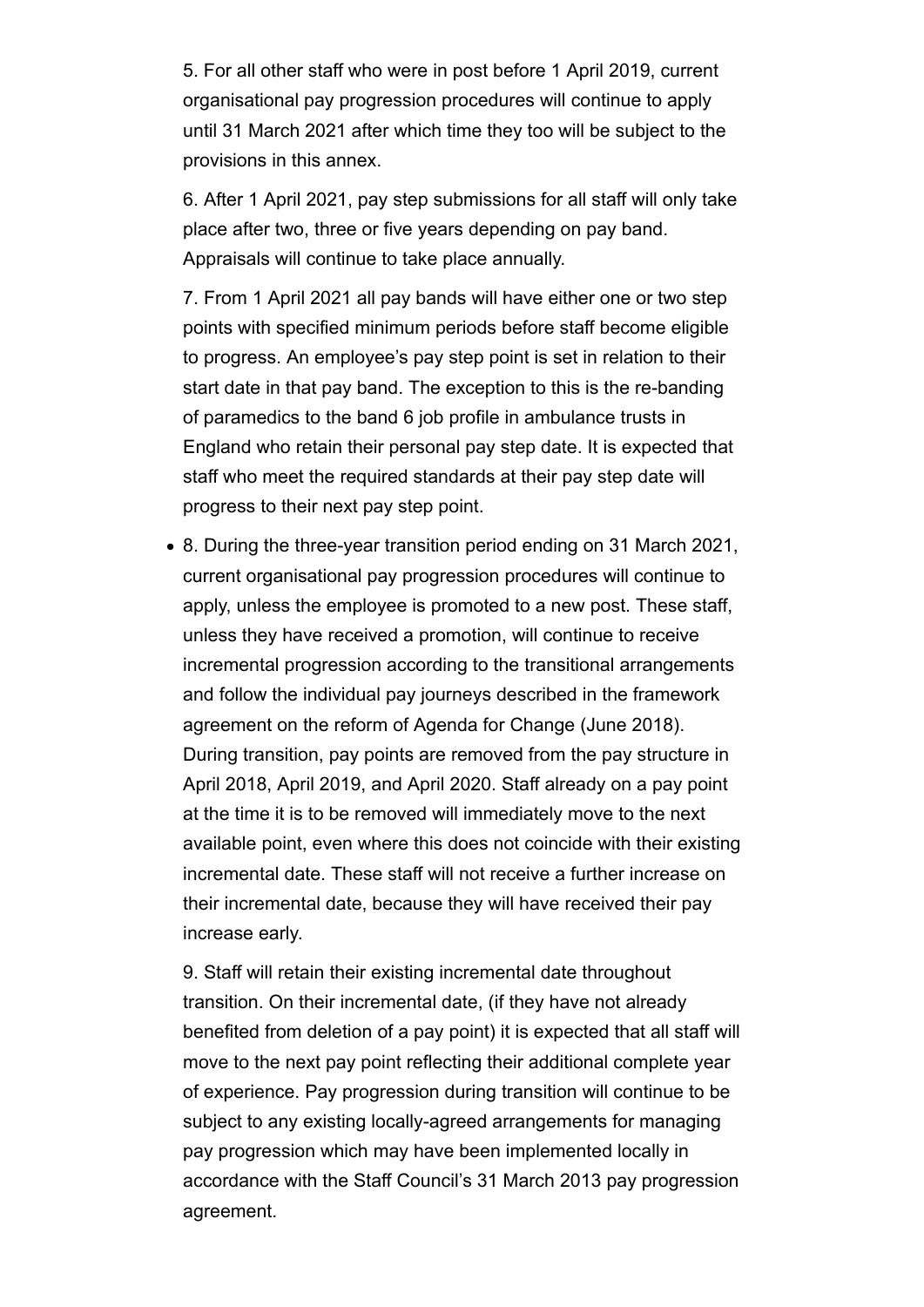5. For all other staff who were in post before 1 April 2019, current organisational pay progression procedures will continue to apply until 31 March 2021 after which time they too will be subject to the provisions in this annex.

6. After 1 April 2021, pay step submissions for all staff will only take place after two, three or five years depending on pay band. Appraisals will continue to take place annually.

7. From 1 April 2021 all pay bands will have either one or two step points with specified minimum periods before staff become eligible to progress. An employee's pay step point is set in relation to their start date in that pay band. The exception to this is the re-banding of paramedics to the band 6 job profile in ambulance trusts in England who retain their personal pay step date. It is expected that staff who meet the required standards at their pay step date will progress to their next pay step point.

- 8. During the three-year transition period ending on 31 March 2021, current organisational pay progression procedures will continue to apply, unless the employee is promoted to a new post. These staff, unless they have received a promotion, will continue to receive incremental progression according to the transitional arrangements and follow the individual pay journeys described in the framework agreement on the reform of Agenda for Change (June 2018). During transition, pay points are removed from the pay structure in April 2018, April 2019, and April 2020. Staff already on a pay point at the time it is to be removed will immediately move to the next available point, even where this does not coincide with their existing incremental date. These staff will not receive a further increase on their incremental date, because they will have received their pay increase early.

9. Staff will retain their existing incremental date throughout transition. On their incremental date, (if they have not already benefited from deletion of a pay point) it is expected that all staff will move to the next pay point reflecting their additional complete year of experience. Pay progression during transition will continue to be subject to any existing locally-agreed arrangements for managing pay progression which may have been implemented locally in accordance with the Staff Council's 31 March 2013 pay progression agreement.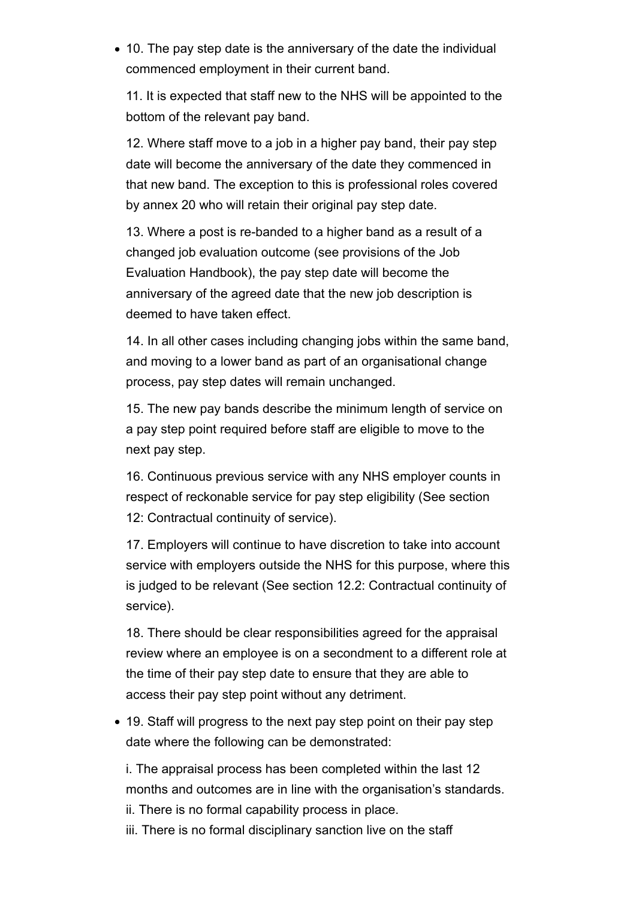- 10. The pay step date is the anniversary of the date the individual commenced employment in their current band.

  11. It is expected that staff new to the NHS will be appointed to the bottom of the relevant pay band.

  12. Where staff move to a job in a higher pay band, their pay step date will become the anniversary of the date they commenced in that new band. The exception to this is professional roles covered by annex 20 who will retain their original pay step date.

  13. Where a post is re-banded to a higher band as a result of a changed job evaluation outcome (see provisions of the Job Evaluation Handbook), the pay step date will become the anniversary of the agreed date that the new job description is deemed to have taken effect.

  14. In all other cases including changing jobs within the same band, and moving to a lower band as part of an organisational change process, pay step dates will remain unchanged.

  15. The new pay bands describe the minimum length of service on a pay step point required before staff are eligible to move to the next pay step.

  16. Continuous previous service with any NHS employer counts in respect of reckonable service for pay step eligibility (See section 12: Contractual continuity of service).

  17. Employers will continue to have discretion to take into account service with employers outside the NHS for this purpose, where this is judged to be relevant (See section 12.2: Contractual continuity of service).

  18. There should be clear responsibilities agreed for the appraisal review where an employee is on a secondment to a different role at the time of their pay step date to ensure that they are able to access their pay step point without any detriment.

- 19. Staff will progress to the next pay step point on their pay step date where the following can be demonstrated:

  i. The appraisal process has been completed within the last 12 months and outcomes are in line with the organisation's standards.
  ii. There is no formal capability process in place.
  iii. There is no formal disciplinary sanction live on the staff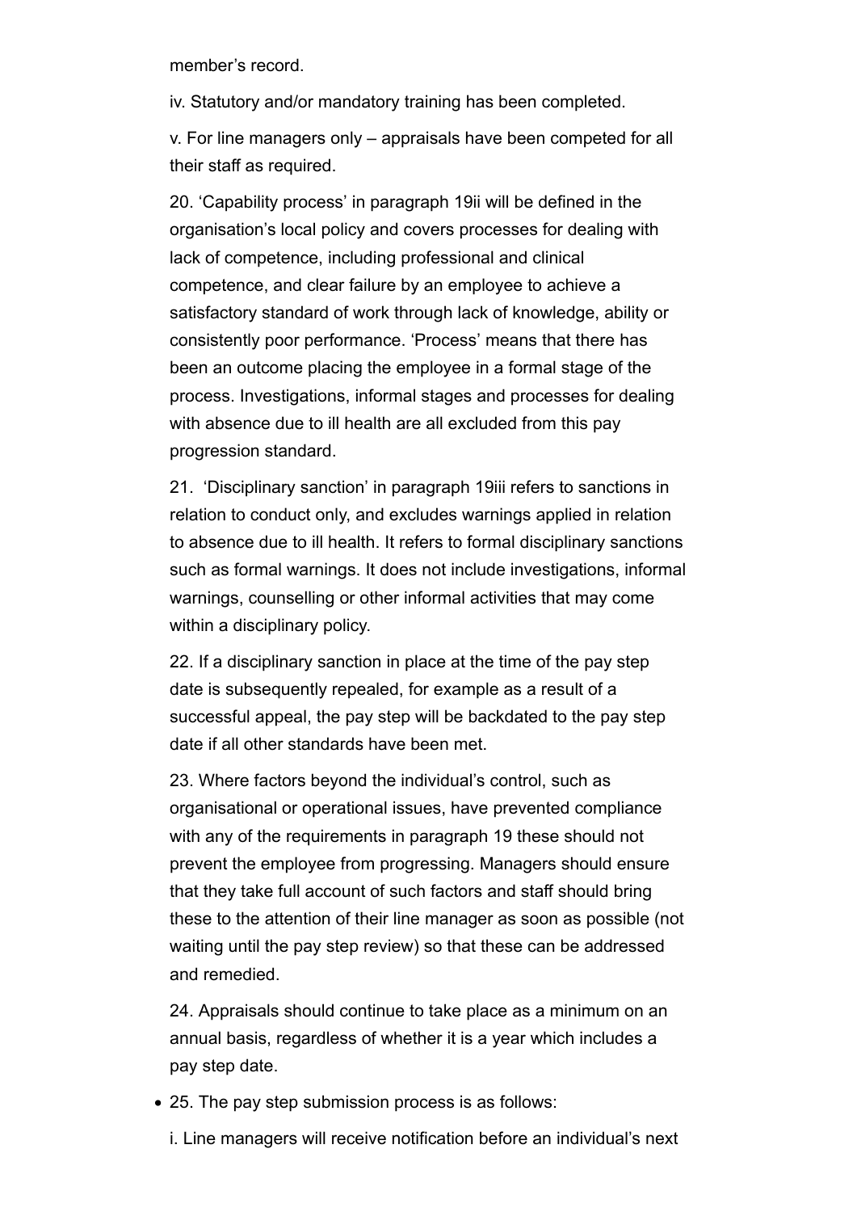member's record.

iv. Statutory and/or mandatory training has been completed.

v. For line managers only – appraisals have been competed for all their staff as required.

20. 'Capability process' in paragraph 19ii will be defined in the organisation's local policy and covers processes for dealing with lack of competence, including professional and clinical competence, and clear failure by an employee to achieve a satisfactory standard of work through lack of knowledge, ability or consistently poor performance. 'Process' means that there has been an outcome placing the employee in a formal stage of the process. Investigations, informal stages and processes for dealing with absence due to ill health are all excluded from this pay progression standard.

21. 'Disciplinary sanction' in paragraph 19iii refers to sanctions in relation to conduct only, and excludes warnings applied in relation to absence due to ill health. It refers to formal disciplinary sanctions such as formal warnings. It does not include investigations, informal warnings, counselling or other informal activities that may come within a disciplinary policy.

22. If a disciplinary sanction in place at the time of the pay step date is subsequently repealed, for example as a result of a successful appeal, the pay step will be backdated to the pay step date if all other standards have been met.

23. Where factors beyond the individual's control, such as organisational or operational issues, have prevented compliance with any of the requirements in paragraph 19 these should not prevent the employee from progressing. Managers should ensure that they take full account of such factors and staff should bring these to the attention of their line manager as soon as possible (not waiting until the pay step review) so that these can be addressed and remedied.

24. Appraisals should continue to take place as a minimum on an annual basis, regardless of whether it is a year which includes a pay step date.

- 25. The pay step submission process is as follows:

i. Line managers will receive notification before an individual's next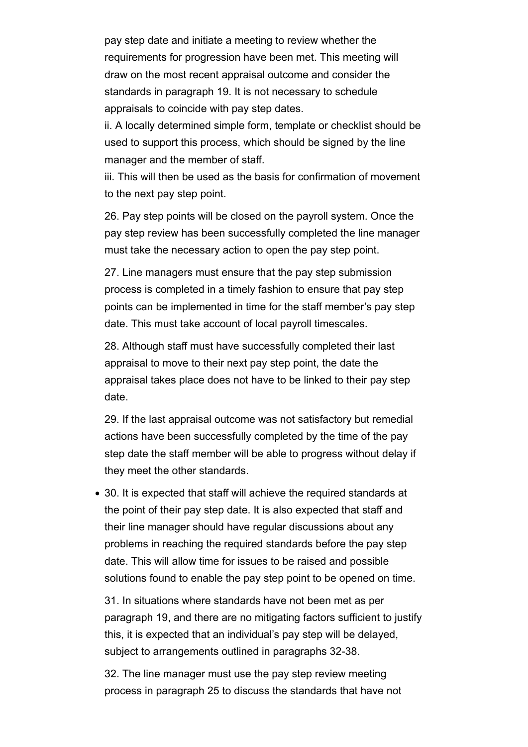pay step date and initiate a meeting to review whether the requirements for progression have been met. This meeting will draw on the most recent appraisal outcome and consider the standards in paragraph 19. It is not necessary to schedule appraisals to coincide with pay step dates.

ii. A locally determined simple form, template or checklist should be used to support this process, which should be signed by the line manager and the member of staff.

iii. This will then be used as the basis for confirmation of movement to the next pay step point.

26. Pay step points will be closed on the payroll system. Once the pay step review has been successfully completed the line manager must take the necessary action to open the pay step point.

27. Line managers must ensure that the pay step submission process is completed in a timely fashion to ensure that pay step points can be implemented in time for the staff member's pay step date. This must take account of local payroll timescales.

28. Although staff must have successfully completed their last appraisal to move to their next pay step point, the date the appraisal takes place does not have to be linked to their pay step date.

29. If the last appraisal outcome was not satisfactory but remedial actions have been successfully completed by the time of the pay step date the staff member will be able to progress without delay if they meet the other standards.

- 30. It is expected that staff will achieve the required standards at the point of their pay step date. It is also expected that staff and their line manager should have regular discussions about any problems in reaching the required standards before the pay step date. This will allow time for issues to be raised and possible solutions found to enable the pay step point to be opened on time.

31. In situations where standards have not been met as per paragraph 19, and there are no mitigating factors sufficient to justify this, it is expected that an individual's pay step will be delayed, subject to arrangements outlined in paragraphs 32-38.

32. The line manager must use the pay step review meeting process in paragraph 25 to discuss the standards that have not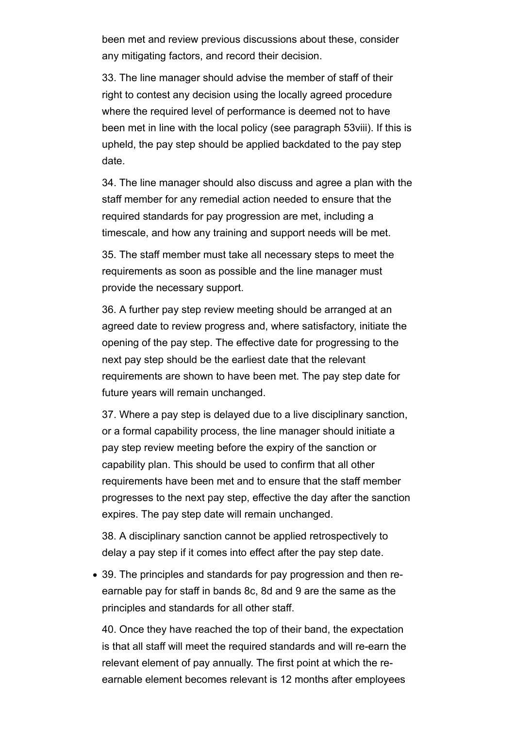been met and review previous discussions about these, consider any mitigating factors, and record their decision.

33. The line manager should advise the member of staff of their right to contest any decision using the locally agreed procedure where the required level of performance is deemed not to have been met in line with the local policy (see paragraph 53viii). If this is upheld, the pay step should be applied backdated to the pay step date.

34. The line manager should also discuss and agree a plan with the staff member for any remedial action needed to ensure that the required standards for pay progression are met, including a timescale, and how any training and support needs will be met.

35. The staff member must take all necessary steps to meet the requirements as soon as possible and the line manager must provide the necessary support.

36. A further pay step review meeting should be arranged at an agreed date to review progress and, where satisfactory, initiate the opening of the pay step. The effective date for progressing to the next pay step should be the earliest date that the relevant requirements are shown to have been met. The pay step date for future years will remain unchanged.

37. Where a pay step is delayed due to a live disciplinary sanction, or a formal capability process, the line manager should initiate a pay step review meeting before the expiry of the sanction or capability plan. This should be used to confirm that all other requirements have been met and to ensure that the staff member progresses to the next pay step, effective the day after the sanction expires. The pay step date will remain unchanged.

38. A disciplinary sanction cannot be applied retrospectively to delay a pay step if it comes into effect after the pay step date.

- 39. The principles and standards for pay progression and then re-earnable pay for staff in bands 8c, 8d and 9 are the same as the principles and standards for all other staff.

40. Once they have reached the top of their band, the expectation is that all staff will meet the required standards and will re-earn the relevant element of pay annually. The first point at which the re-earnable element becomes relevant is 12 months after employees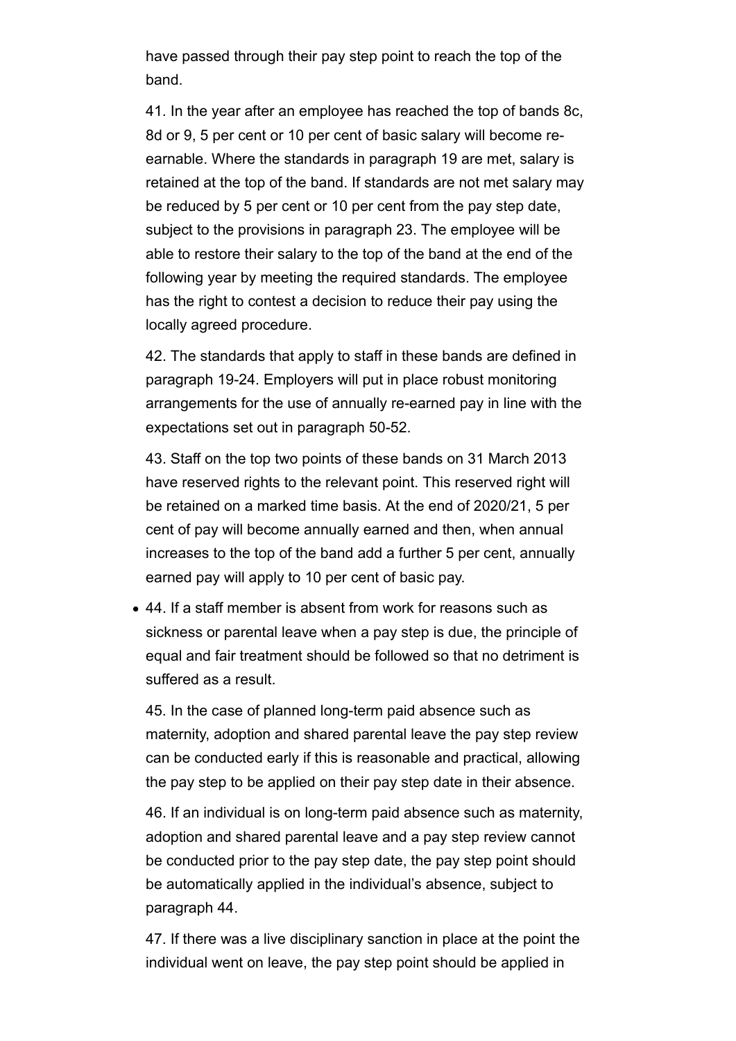have passed through their pay step point to reach the top of the band.

41. In the year after an employee has reached the top of bands 8c, 8d or 9, 5 per cent or 10 per cent of basic salary will become re-earnable. Where the standards in paragraph 19 are met, salary is retained at the top of the band. If standards are not met salary may be reduced by 5 per cent or 10 per cent from the pay step date, subject to the provisions in paragraph 23. The employee will be able to restore their salary to the top of the band at the end of the following year by meeting the required standards. The employee has the right to contest a decision to reduce their pay using the locally agreed procedure.

42. The standards that apply to staff in these bands are defined in paragraph 19-24. Employers will put in place robust monitoring arrangements for the use of annually re-earned pay in line with the expectations set out in paragraph 50-52.

43. Staff on the top two points of these bands on 31 March 2013 have reserved rights to the relevant point. This reserved right will be retained on a marked time basis. At the end of 2020/21, 5 per cent of pay will become annually earned and then, when annual increases to the top of the band add a further 5 per cent, annually earned pay will apply to 10 per cent of basic pay.

- 44. If a staff member is absent from work for reasons such as sickness or parental leave when a pay step is due, the principle of equal and fair treatment should be followed so that no detriment is suffered as a result.

45. In the case of planned long-term paid absence such as maternity, adoption and shared parental leave the pay step review can be conducted early if this is reasonable and practical, allowing the pay step to be applied on their pay step date in their absence.

46. If an individual is on long-term paid absence such as maternity, adoption and shared parental leave and a pay step review cannot be conducted prior to the pay step date, the pay step point should be automatically applied in the individual's absence, subject to paragraph 44.

47. If there was a live disciplinary sanction in place at the point the individual went on leave, the pay step point should be applied in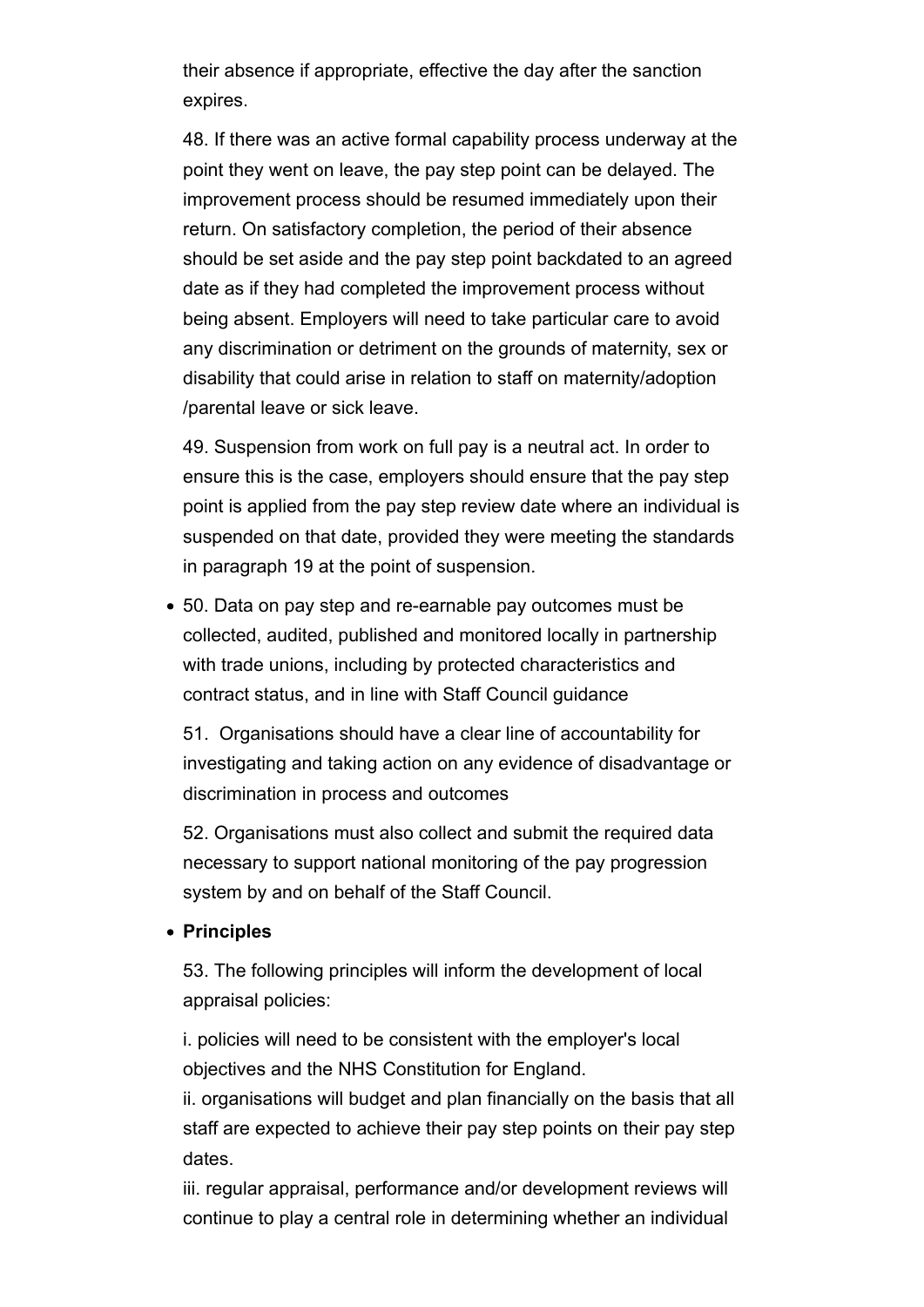their absence if appropriate, effective the day after the sanction expires.

48. If there was an active formal capability process underway at the point they went on leave, the pay step point can be delayed. The improvement process should be resumed immediately upon their return. On satisfactory completion, the period of their absence should be set aside and the pay step point backdated to an agreed date as if they had completed the improvement process without being absent. Employers will need to take particular care to avoid any discrimination or detriment on the grounds of maternity, sex or disability that could arise in relation to staff on maternity/adoption /parental leave or sick leave.

49. Suspension from work on full pay is a neutral act. In order to ensure this is the case, employers should ensure that the pay step point is applied from the pay step review date where an individual is suspended on that date, provided they were meeting the standards in paragraph 19 at the point of suspension.

- 50. Data on pay step and re-earnable pay outcomes must be collected, audited, published and monitored locally in partnership with trade unions, including by protected characteristics and contract status, and in line with Staff Council guidance

  51. Organisations should have a clear line of accountability for investigating and taking action on any evidence of disadvantage or discrimination in process and outcomes

  52. Organisations must also collect and submit the required data necessary to support national monitoring of the pay progression system by and on behalf of the Staff Council.

- **Principles**

  53. The following principles will inform the development of local appraisal policies:

  i. policies will need to be consistent with the employer's local objectives and the NHS Constitution for England.
  ii. organisations will budget and plan financially on the basis that all staff are expected to achieve their pay step points on their pay step dates.
  iii. regular appraisal, performance and/or development reviews will continue to play a central role in determining whether an individual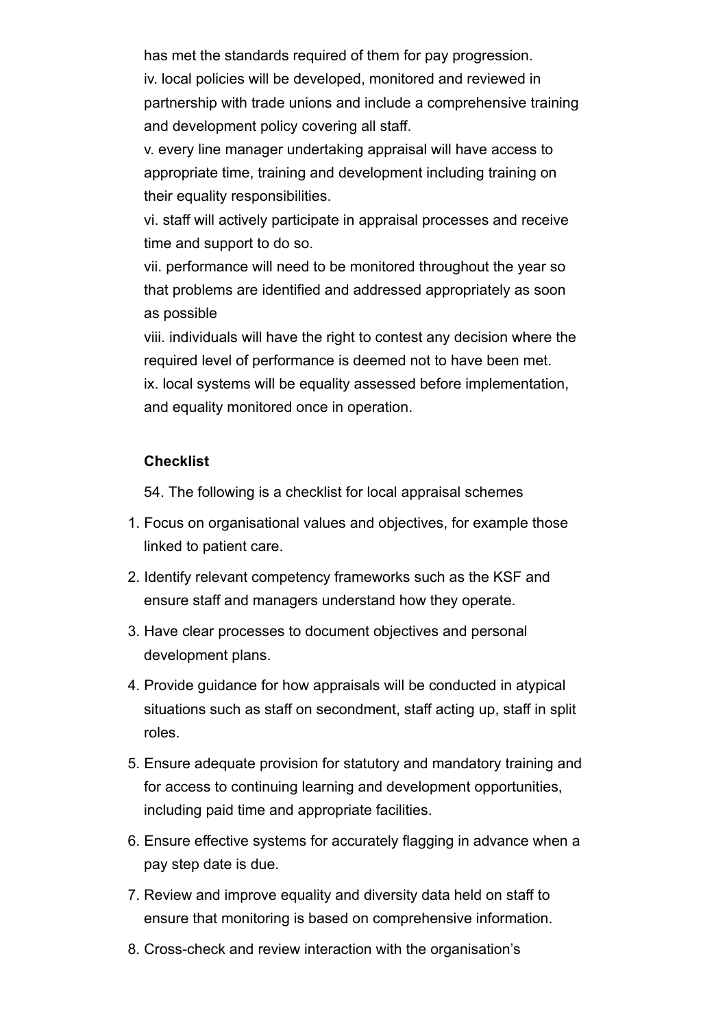has met the standards required of them for pay progression.

iv. local policies will be developed, monitored and reviewed in partnership with trade unions and include a comprehensive training and development policy covering all staff.

v. every line manager undertaking appraisal will have access to appropriate time, training and development including training on their equality responsibilities.

vi. staff will actively participate in appraisal processes and receive time and support to do so.

vii. performance will need to be monitored throughout the year so that problems are identified and addressed appropriately as soon as possible

viii. individuals will have the right to contest any decision where the required level of performance is deemed not to have been met.

ix. local systems will be equality assessed before implementation, and equality monitored once in operation.

**Checklist**

54. The following is a checklist for local appraisal schemes

1. Focus on organisational values and objectives, for example those linked to patient care.
2. Identify relevant competency frameworks such as the KSF and ensure staff and managers understand how they operate.
3. Have clear processes to document objectives and personal development plans.
4. Provide guidance for how appraisals will be conducted in atypical situations such as staff on secondment, staff acting up, staff in split roles.
5. Ensure adequate provision for statutory and mandatory training and for access to continuing learning and development opportunities, including paid time and appropriate facilities.
6. Ensure effective systems for accurately flagging in advance when a pay step date is due.
7. Review and improve equality and diversity data held on staff to ensure that monitoring is based on comprehensive information.
8. Cross-check and review interaction with the organisation's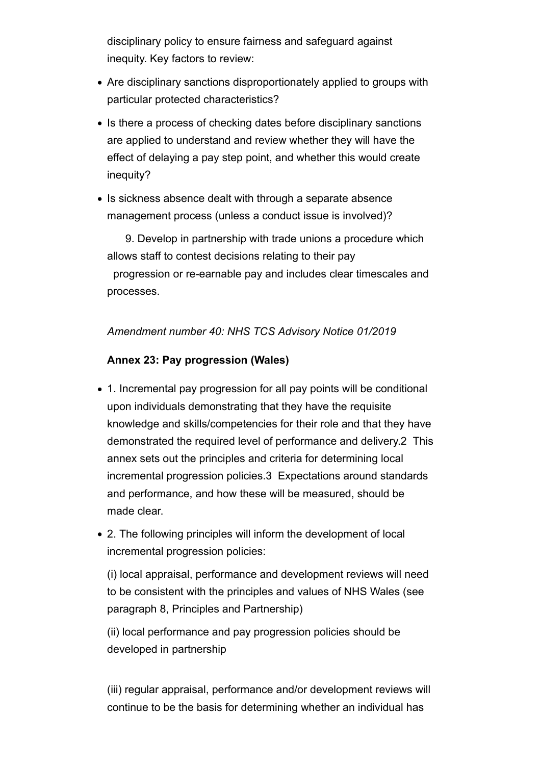disciplinary policy to ensure fairness and safeguard against inequity. Key factors to review:

- Are disciplinary sanctions disproportionately applied to groups with particular protected characteristics?
- Is there a process of checking dates before disciplinary sanctions are applied to understand and review whether they will have the effect of delaying a pay step point, and whether this would create inequity?
- Is sickness absence dealt with through a separate absence management process (unless a conduct issue is involved)?

9. Develop in partnership with trade unions a procedure which allows staff to contest decisions relating to their pay progression or re-earnable pay and includes clear timescales and processes.

*Amendment number 40: NHS TCS Advisory Notice 01/2019*

**Annex 23: Pay progression (Wales)**

- 1. Incremental pay progression for all pay points will be conditional upon individuals demonstrating that they have the requisite knowledge and skills/competencies for their role and that they have demonstrated the required level of performance and delivery.2 This annex sets out the principles and criteria for determining local incremental progression policies.3 Expectations around standards and performance, and how these will be measured, should be made clear.
- 2. The following principles will inform the development of local incremental progression policies:

  (i) local appraisal, performance and development reviews will need to be consistent with the principles and values of NHS Wales (see paragraph 8, Principles and Partnership)

  (ii) local performance and pay progression policies should be developed in partnership

  (iii) regular appraisal, performance and/or development reviews will continue to be the basis for determining whether an individual has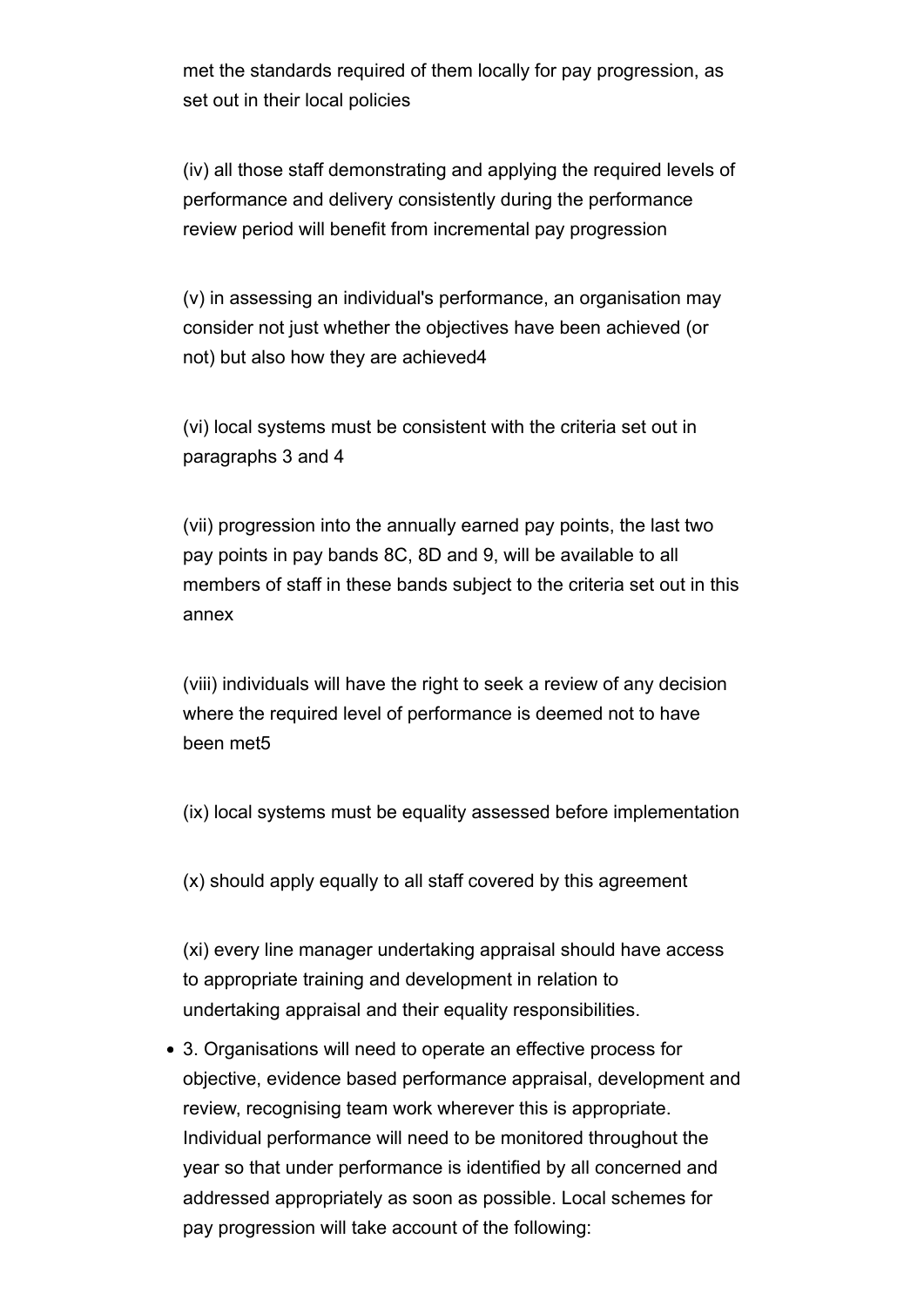met the standards required of them locally for pay progression, as set out in their local policies

(iv) all those staff demonstrating and applying the required levels of performance and delivery consistently during the performance review period will benefit from incremental pay progression

(v) in assessing an individual's performance, an organisation may consider not just whether the objectives have been achieved (or not) but also how they are achieved[4]

(vi) local systems must be consistent with the criteria set out in paragraphs 3 and 4

(vii) progression into the annually earned pay points, the last two pay points in pay bands 8C, 8D and 9, will be available to all members of staff in these bands subject to the criteria set out in this annex

(viii) individuals will have the right to seek a review of any decision where the required level of performance is deemed not to have been met[5]

(ix) local systems must be equality assessed before implementation

(x) should apply equally to all staff covered by this agreement

(xi) every line manager undertaking appraisal should have access to appropriate training and development in relation to undertaking appraisal and their equality responsibilities.

- 3. Organisations will need to operate an effective process for objective, evidence based performance appraisal, development and review, recognising team work wherever this is appropriate. Individual performance will need to be monitored throughout the year so that under performance is identified by all concerned and addressed appropriately as soon as possible. Local schemes for pay progression will take account of the following: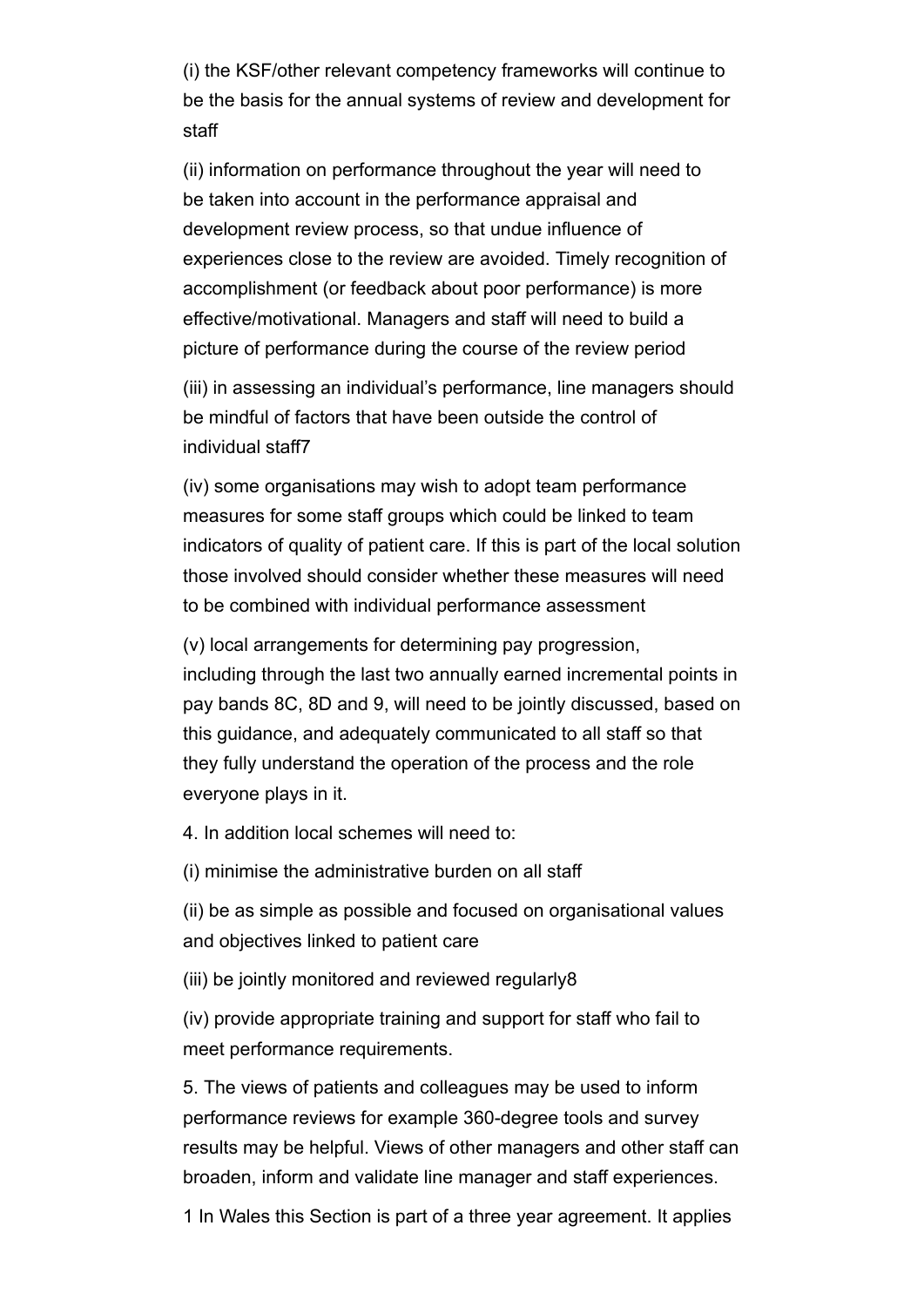(i) the KSF/other relevant competency frameworks will continue to be the basis for the annual systems of review and development for staff

(ii) information on performance throughout the year will need to be taken into account in the performance appraisal and development review process, so that undue influence of experiences close to the review are avoided. Timely recognition of accomplishment (or feedback about poor performance) is more effective/motivational. Managers and staff will need to build a picture of performance during the course of the review period

(iii) in assessing an individual's performance, line managers should be mindful of factors that have been outside the control of individual staff[7]

(iv) some organisations may wish to adopt team performance measures for some staff groups which could be linked to team indicators of quality of patient care. If this is part of the local solution those involved should consider whether these measures will need to be combined with individual performance assessment

(v) local arrangements for determining pay progression, including through the last two annually earned incremental points in pay bands 8C, 8D and 9, will need to be jointly discussed, based on this guidance, and adequately communicated to all staff so that they fully understand the operation of the process and the role everyone plays in it.

4. In addition local schemes will need to:

(i) minimise the administrative burden on all staff

(ii) be as simple as possible and focused on organisational values and objectives linked to patient care

(iii) be jointly monitored and reviewed regularly[8]

(iv) provide appropriate training and support for staff who fail to meet performance requirements.

5. The views of patients and colleagues may be used to inform performance reviews for example 360-degree tools and survey results may be helpful. Views of other managers and other staff can broaden, inform and validate line manager and staff experiences.

1 In Wales this Section is part of a three year agreement. It applies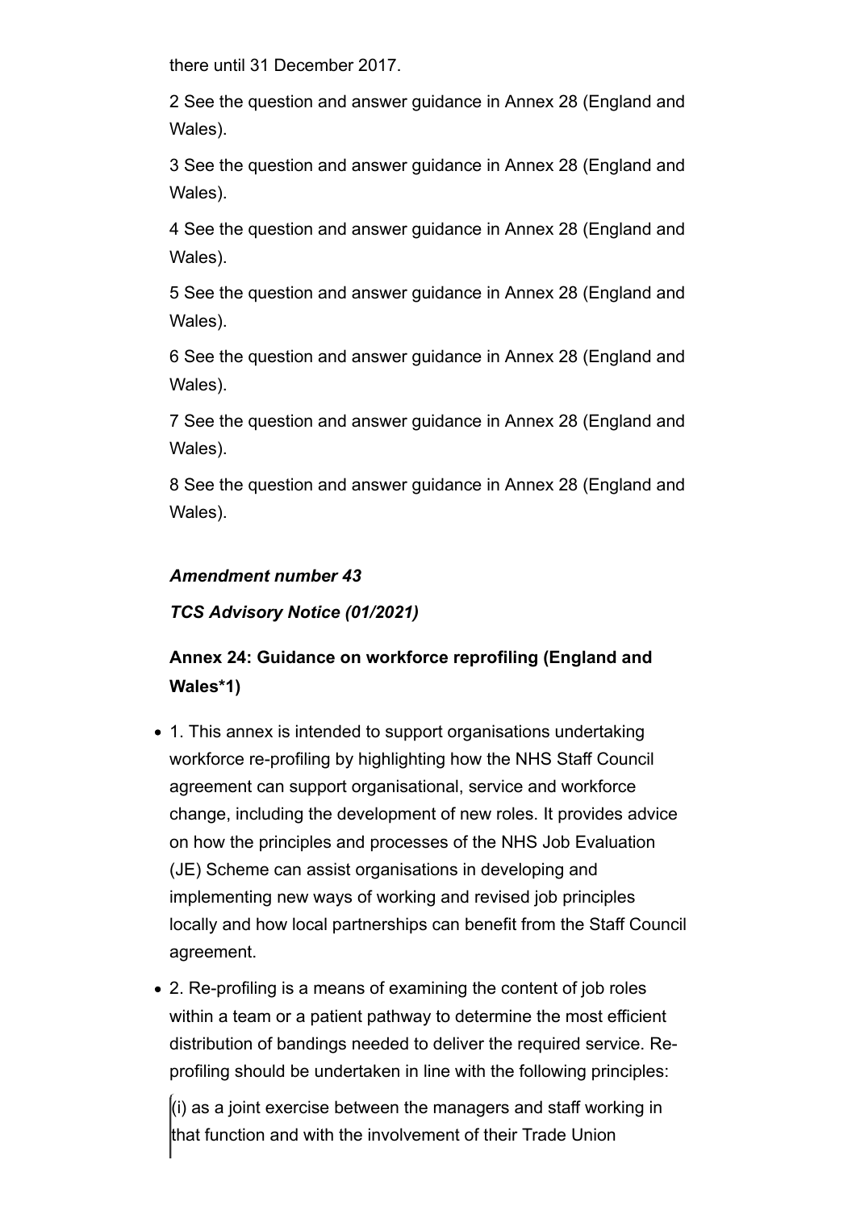there until 31 December 2017.

2 See the question and answer guidance in Annex 28 (England and Wales).

3 See the question and answer guidance in Annex 28 (England and Wales).

4 See the question and answer guidance in Annex 28 (England and Wales).

5 See the question and answer guidance in Annex 28 (England and Wales).

6 See the question and answer guidance in Annex 28 (England and Wales).

7 See the question and answer guidance in Annex 28 (England and Wales).

8 See the question and answer guidance in Annex 28 (England and Wales).

***Amendment number 43***

***TCS Advisory Notice (01/2021)***

**Annex 24: Guidance on workforce reprofiling (England and Wales*1)**

- 1. This annex is intended to support organisations undertaking workforce re-profiling by highlighting how the NHS Staff Council agreement can support organisational, service and workforce change, including the development of new roles. It provides advice on how the principles and processes of the NHS Job Evaluation (JE) Scheme can assist organisations in developing and implementing new ways of working and revised job principles locally and how local partnerships can benefit from the Staff Council agreement.
- 2. Re-profiling is a means of examining the content of job roles within a team or a patient pathway to determine the most efficient distribution of bandings needed to deliver the required service. Re-profiling should be undertaken in line with the following principles:

  (i) as a joint exercise between the managers and staff working in that function and with the involvement of their Trade Union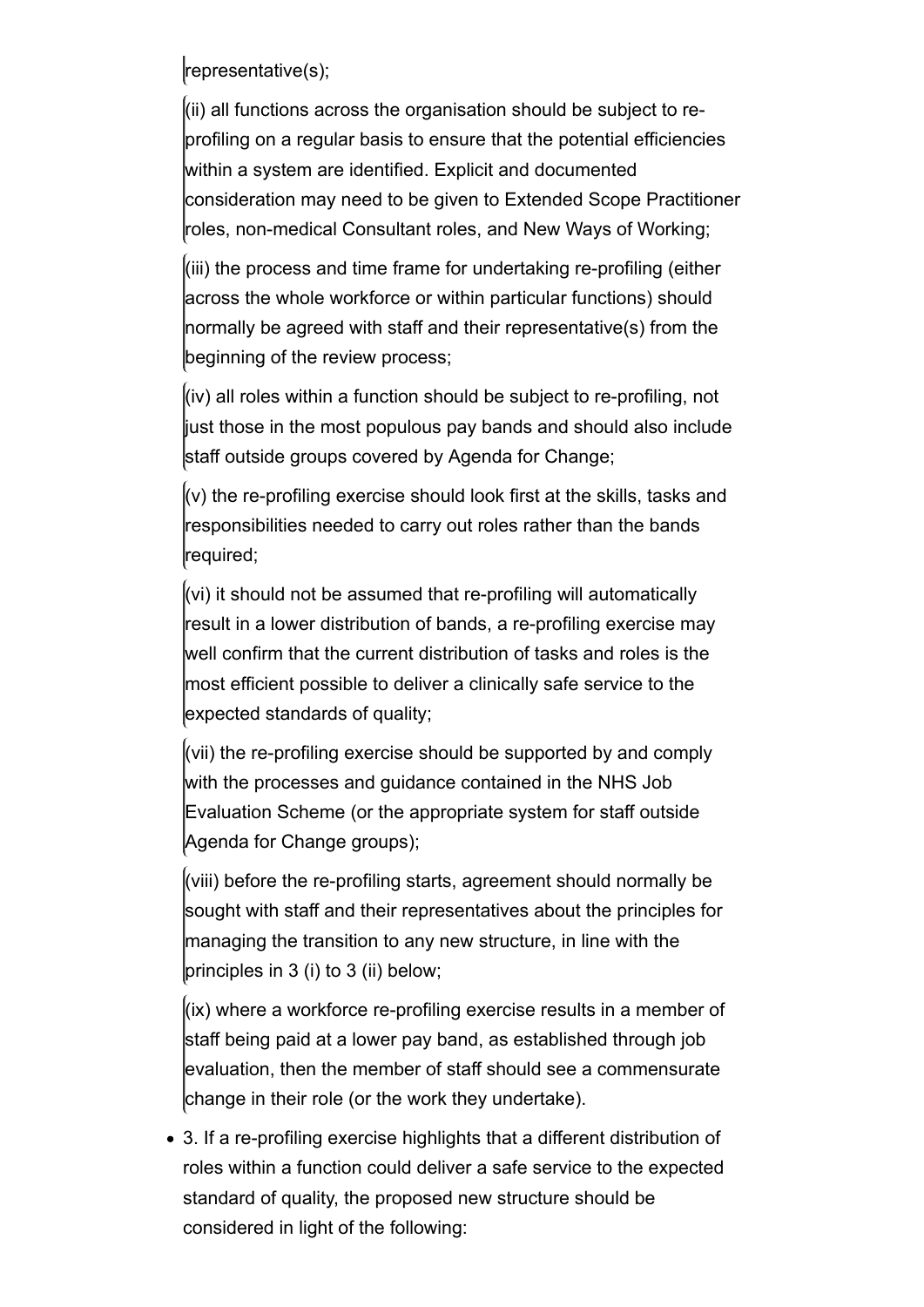representative(s);

(ii) all functions across the organisation should be subject to re-profiling on a regular basis to ensure that the potential efficiencies within a system are identified. Explicit and documented consideration may need to be given to Extended Scope Practitioner roles, non-medical Consultant roles, and New Ways of Working;

(iii) the process and time frame for undertaking re-profiling (either across the whole workforce or within particular functions) should normally be agreed with staff and their representative(s) from the beginning of the review process;

(iv) all roles within a function should be subject to re-profiling, not just those in the most populous pay bands and should also include staff outside groups covered by Agenda for Change;

(v) the re-profiling exercise should look first at the skills, tasks and responsibilities needed to carry out roles rather than the bands required;

(vi) it should not be assumed that re-profiling will automatically result in a lower distribution of bands, a re-profiling exercise may well confirm that the current distribution of tasks and roles is the most efficient possible to deliver a clinically safe service to the expected standards of quality;

(vii) the re-profiling exercise should be supported by and comply with the processes and guidance contained in the NHS Job Evaluation Scheme (or the appropriate system for staff outside Agenda for Change groups);

(viii) before the re-profiling starts, agreement should normally be sought with staff and their representatives about the principles for managing the transition to any new structure, in line with the principles in 3 (i) to 3 (ii) below;

(ix) where a workforce re-profiling exercise results in a member of staff being paid at a lower pay band, as established through job evaluation, then the member of staff should see a commensurate change in their role (or the work they undertake).

- 3. If a re-profiling exercise highlights that a different distribution of roles within a function could deliver a safe service to the expected standard of quality, the proposed new structure should be considered in light of the following: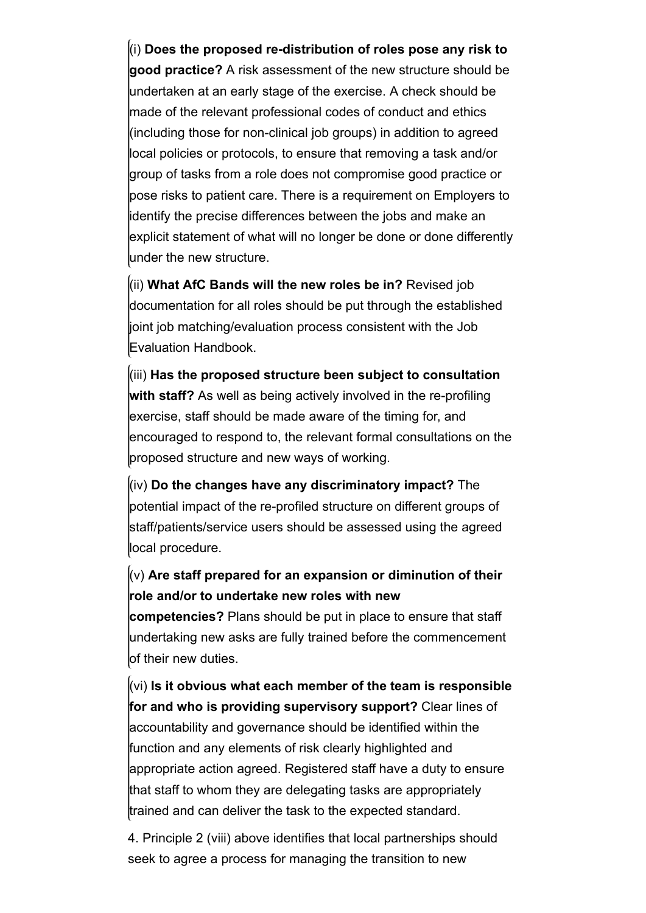(i) **Does the proposed re-distribution of roles pose any risk to good practice?** A risk assessment of the new structure should be undertaken at an early stage of the exercise. A check should be made of the relevant professional codes of conduct and ethics (including those for non-clinical job groups) in addition to agreed local policies or protocols, to ensure that removing a task and/or group of tasks from a role does not compromise good practice or pose risks to patient care. There is a requirement on Employers to identify the precise differences between the jobs and make an explicit statement of what will no longer be done or done differently under the new structure.

(ii) **What AfC Bands will the new roles be in?** Revised job documentation for all roles should be put through the established joint job matching/evaluation process consistent with the Job Evaluation Handbook.

(iii) **Has the proposed structure been subject to consultation with staff?** As well as being actively involved in the re-profiling exercise, staff should be made aware of the timing for, and encouraged to respond to, the relevant formal consultations on the proposed structure and new ways of working.

(iv) **Do the changes have any discriminatory impact?** The potential impact of the re-profiled structure on different groups of staff/patients/service users should be assessed using the agreed local procedure.

(v) **Are staff prepared for an expansion or diminution of their role and/or to undertake new roles with new competencies?** Plans should be put in place to ensure that staff undertaking new asks are fully trained before the commencement of their new duties.

(vi) **Is it obvious what each member of the team is responsible for and who is providing supervisory support?** Clear lines of accountability and governance should be identified within the function and any elements of risk clearly highlighted and appropriate action agreed. Registered staff have a duty to ensure that staff to whom they are delegating tasks are appropriately trained and can deliver the task to the expected standard.

4. Principle 2 (viii) above identifies that local partnerships should seek to agree a process for managing the transition to new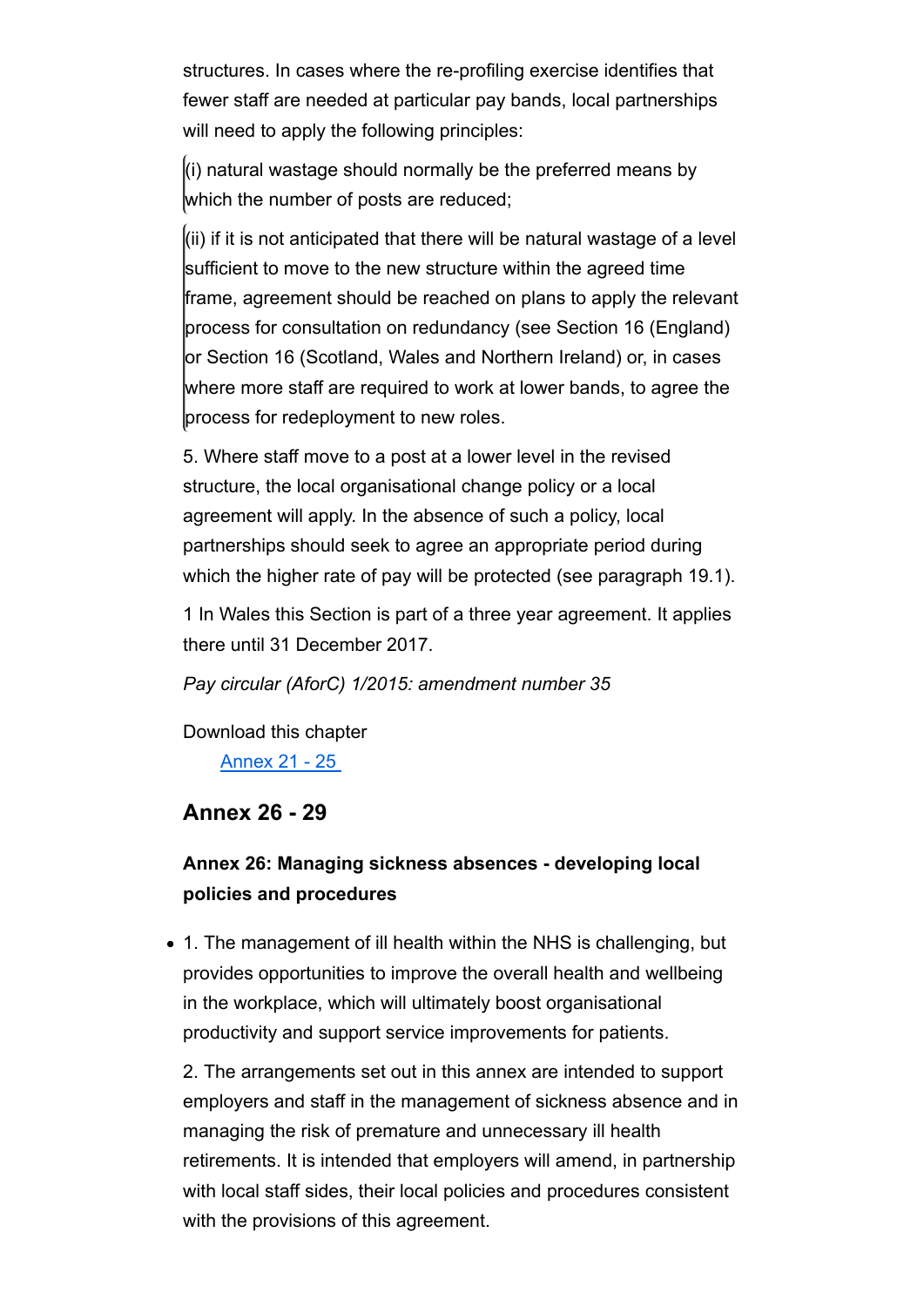structures. In cases where the re-profiling exercise identifies that fewer staff are needed at particular pay bands, local partnerships will need to apply the following principles:

> (i) natural wastage should normally be the preferred means by which the number of posts are reduced;

> (ii) if it is not anticipated that there will be natural wastage of a level sufficient to move to the new structure within the agreed time frame, agreement should be reached on plans to apply the relevant process for consultation on redundancy (see Section 16 (England) or Section 16 (Scotland, Wales and Northern Ireland) or, in cases where more staff are required to work at lower bands, to agree the process for redeployment to new roles.

5. Where staff move to a post at a lower level in the revised structure, the local organisational change policy or a local agreement will apply. In the absence of such a policy, local partnerships should seek to agree an appropriate period during which the higher rate of pay will be protected (see paragraph 19.1).

1 In Wales this Section is part of a three year agreement. It applies there until 31 December 2017.

*Pay circular (AforC) 1/2015: amendment number 35*

Download this chapter

[Annex 21 - 25](#)

## Annex 26 - 29

### Annex 26: Managing sickness absences - developing local policies and procedures

- 1. The management of ill health within the NHS is challenging, but provides opportunities to improve the overall health and wellbeing in the workplace, which will ultimately boost organisational productivity and support service improvements for patients.

  2. The arrangements set out in this annex are intended to support employers and staff in the management of sickness absence and in managing the risk of premature and unnecessary ill health retirements. It is intended that employers will amend, in partnership with local staff sides, their local policies and procedures consistent with the provisions of this agreement.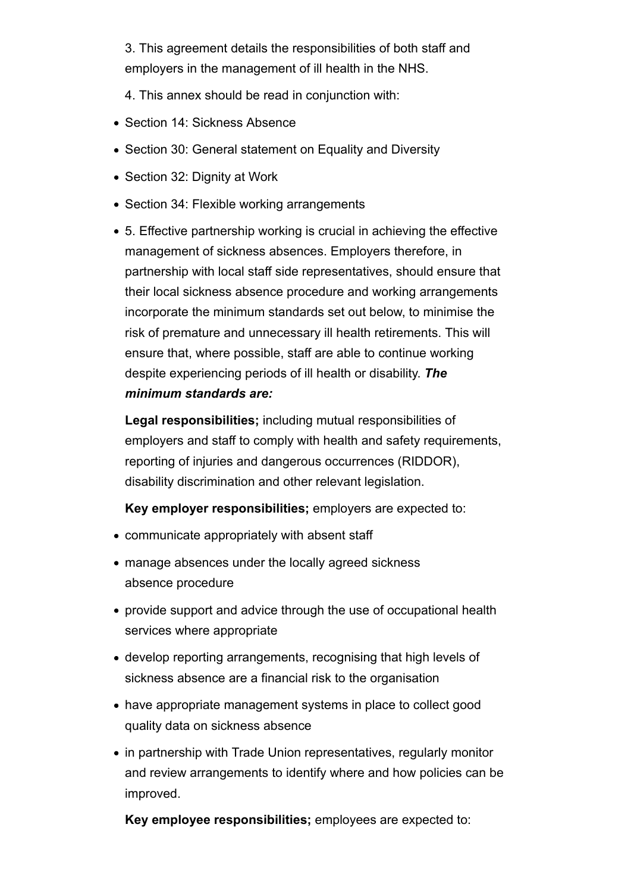3. This agreement details the responsibilities of both staff and employers in the management of ill health in the NHS.

4. This annex should be read in conjunction with:

- Section 14: Sickness Absence
- Section 30: General statement on Equality and Diversity
- Section 32: Dignity at Work
- Section 34: Flexible working arrangements
- 5. Effective partnership working is crucial in achieving the effective management of sickness absences. Employers therefore, in partnership with local staff side representatives, should ensure that their local sickness absence procedure and working arrangements incorporate the minimum standards set out below, to minimise the risk of premature and unnecessary ill health retirements. This will ensure that, where possible, staff are able to continue working despite experiencing periods of ill health or disability. ***The minimum standards are:***

**Legal responsibilities;** including mutual responsibilities of employers and staff to comply with health and safety requirements, reporting of injuries and dangerous occurrences (RIDDOR), disability discrimination and other relevant legislation.

**Key employer responsibilities;** employers are expected to:

- communicate appropriately with absent staff
- manage absences under the locally agreed sickness absence procedure
- provide support and advice through the use of occupational health services where appropriate
- develop reporting arrangements, recognising that high levels of sickness absence are a financial risk to the organisation
- have appropriate management systems in place to collect good quality data on sickness absence
- in partnership with Trade Union representatives, regularly monitor and review arrangements to identify where and how policies can be improved.

**Key employee responsibilities;** employees are expected to: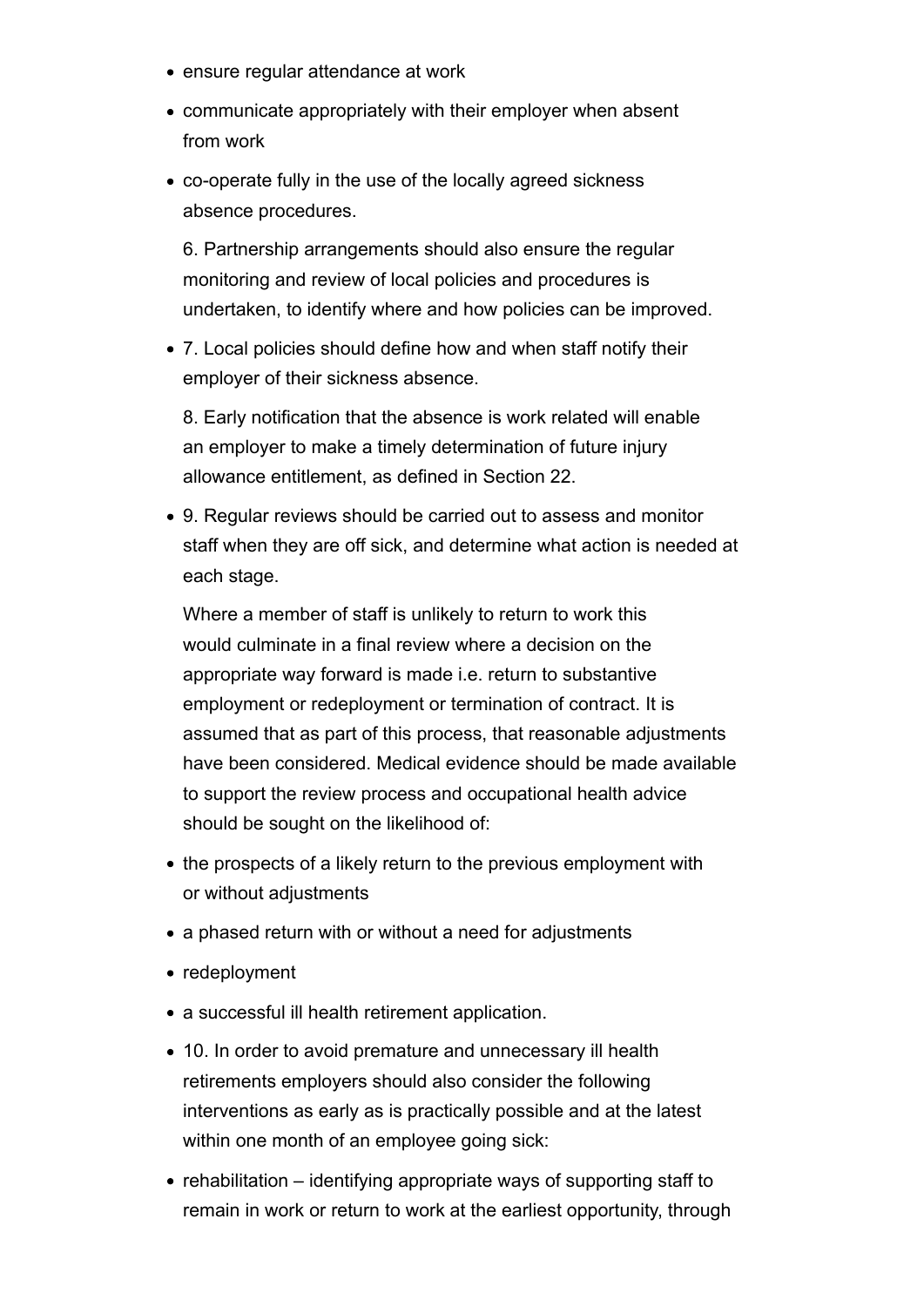- ensure regular attendance at work
- communicate appropriately with their employer when absent from work
- co-operate fully in the use of the locally agreed sickness absence procedures.

  6. Partnership arrangements should also ensure the regular monitoring and review of local policies and procedures is undertaken, to identify where and how policies can be improved.

- 7. Local policies should define how and when staff notify their employer of their sickness absence.

  8. Early notification that the absence is work related will enable an employer to make a timely determination of future injury allowance entitlement, as defined in Section 22.

- 9. Regular reviews should be carried out to assess and monitor staff when they are off sick, and determine what action is needed at each stage.

  Where a member of staff is unlikely to return to work this would culminate in a final review where a decision on the appropriate way forward is made i.e. return to substantive employment or redeployment or termination of contract. It is assumed that as part of this process, that reasonable adjustments have been considered. Medical evidence should be made available to support the review process and occupational health advice should be sought on the likelihood of:

- the prospects of a likely return to the previous employment with or without adjustments
- a phased return with or without a need for adjustments
- redeployment
- a successful ill health retirement application.
- 10. In order to avoid premature and unnecessary ill health retirements employers should also consider the following interventions as early as is practically possible and at the latest within one month of an employee going sick:
- rehabilitation – identifying appropriate ways of supporting staff to remain in work or return to work at the earliest opportunity, through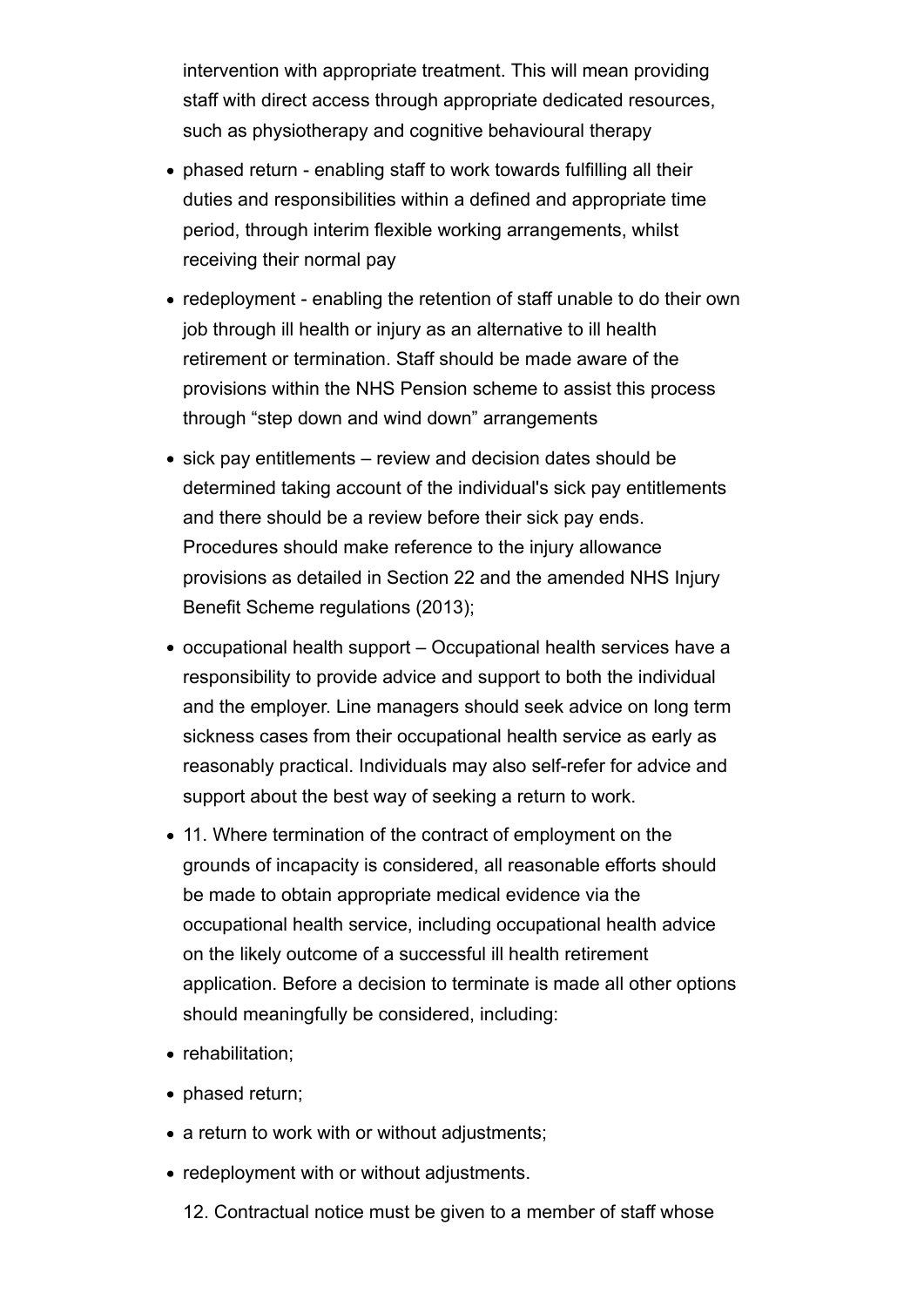intervention with appropriate treatment. This will mean providing staff with direct access through appropriate dedicated resources, such as physiotherapy and cognitive behavioural therapy

- phased return - enabling staff to work towards fulfilling all their duties and responsibilities within a defined and appropriate time period, through interim flexible working arrangements, whilst receiving their normal pay
- redeployment - enabling the retention of staff unable to do their own job through ill health or injury as an alternative to ill health retirement or termination. Staff should be made aware of the provisions within the NHS Pension scheme to assist this process through "step down and wind down" arrangements
- sick pay entitlements – review and decision dates should be determined taking account of the individual's sick pay entitlements and there should be a review before their sick pay ends. Procedures should make reference to the injury allowance provisions as detailed in Section 22 and the amended NHS Injury Benefit Scheme regulations (2013);
- occupational health support – Occupational health services have a responsibility to provide advice and support to both the individual and the employer. Line managers should seek advice on long term sickness cases from their occupational health service as early as reasonably practical. Individuals may also self-refer for advice and support about the best way of seeking a return to work.
- 11. Where termination of the contract of employment on the grounds of incapacity is considered, all reasonable efforts should be made to obtain appropriate medical evidence via the occupational health service, including occupational health advice on the likely outcome of a successful ill health retirement application. Before a decision to terminate is made all other options should meaningfully be considered, including:
- rehabilitation;
- phased return;
- a return to work with or without adjustments;
- redeployment with or without adjustments.

12. Contractual notice must be given to a member of staff whose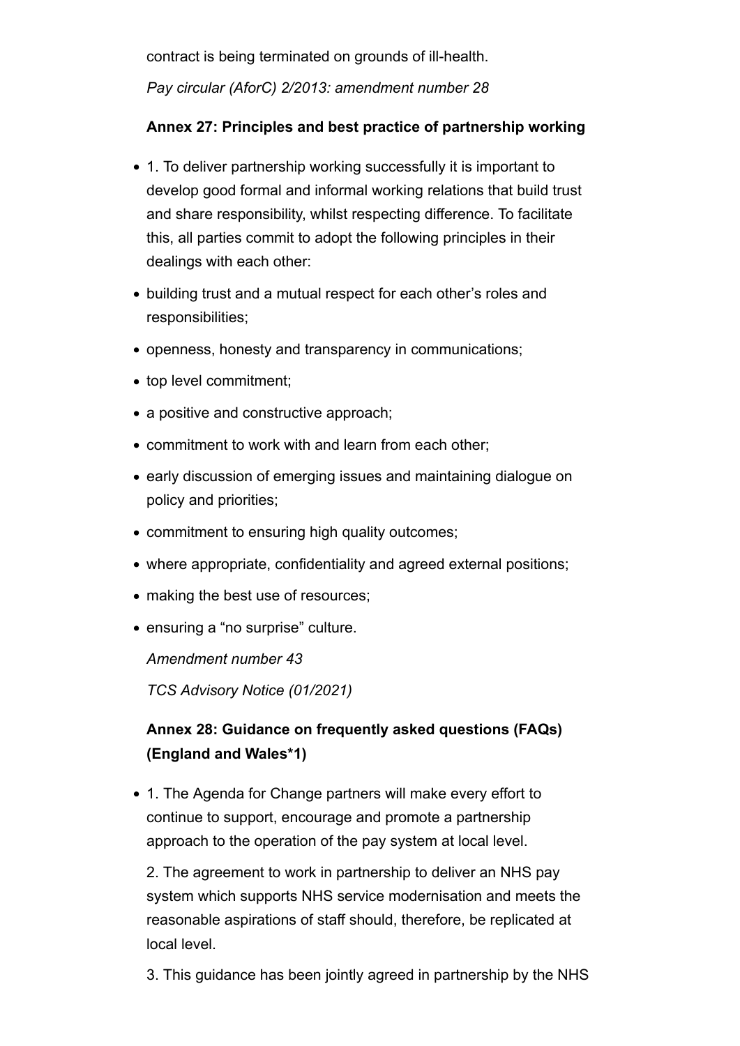contract is being terminated on grounds of ill-health.

*Pay circular (AforC) 2/2013: amendment number 28*

**Annex 27: Principles and best practice of partnership working**

- 1. To deliver partnership working successfully it is important to develop good formal and informal working relations that build trust and share responsibility, whilst respecting difference. To facilitate this, all parties commit to adopt the following principles in their dealings with each other:
- building trust and a mutual respect for each other's roles and responsibilities;
- openness, honesty and transparency in communications;
- top level commitment;
- a positive and constructive approach;
- commitment to work with and learn from each other;
- early discussion of emerging issues and maintaining dialogue on policy and priorities;
- commitment to ensuring high quality outcomes;
- where appropriate, confidentiality and agreed external positions;
- making the best use of resources;
- ensuring a "no surprise" culture.

  *Amendment number 43*

  *TCS Advisory Notice (01/2021)*

**Annex 28: Guidance on frequently asked questions (FAQs) (England and Wales*1)**

- 1. The Agenda for Change partners will make every effort to continue to support, encourage and promote a partnership approach to the operation of the pay system at local level.

  2. The agreement to work in partnership to deliver an NHS pay system which supports NHS service modernisation and meets the reasonable aspirations of staff should, therefore, be replicated at local level.

  3. This guidance has been jointly agreed in partnership by the NHS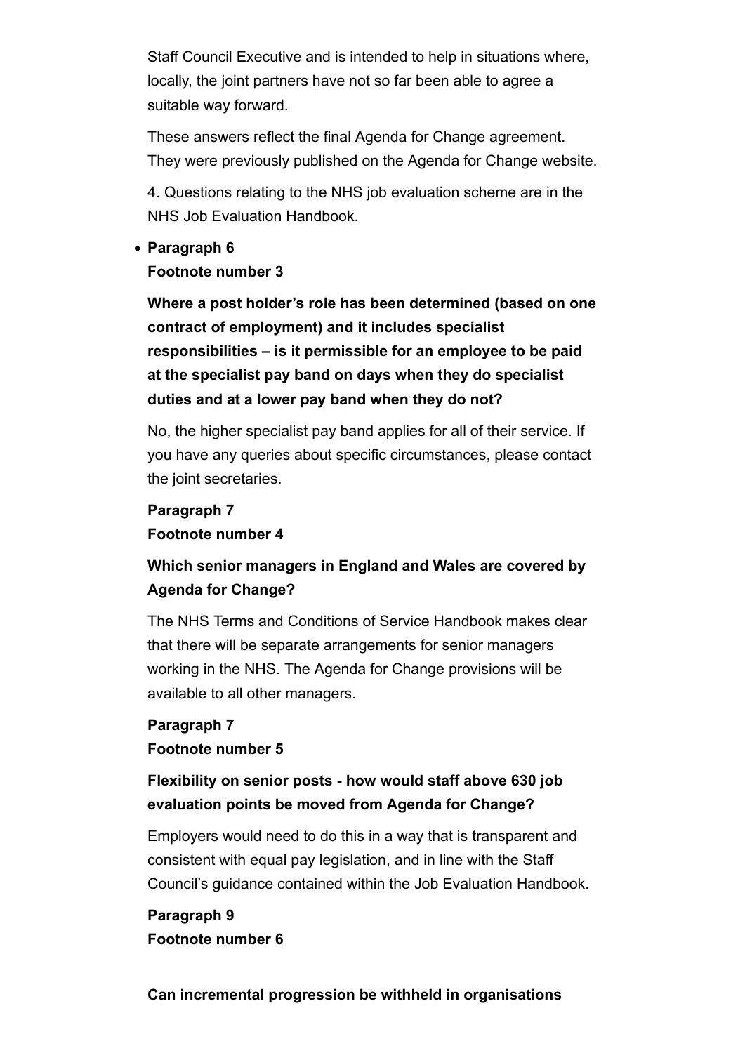Staff Council Executive and is intended to help in situations where, locally, the joint partners have not so far been able to agree a suitable way forward.

These answers reflect the final Agenda for Change agreement. They were previously published on the Agenda for Change website.

4. Questions relating to the NHS job evaluation scheme are in the NHS Job Evaluation Handbook.

- **Paragraph 6**
  **Footnote number 3**

  **Where a post holder's role has been determined (based on one contract of employment) and it includes specialist responsibilities – is it permissible for an employee to be paid at the specialist pay band on days when they do specialist duties and at a lower pay band when they do not?**

  No, the higher specialist pay band applies for all of their service. If you have any queries about specific circumstances, please contact the joint secretaries.

  **Paragraph 7**
  **Footnote number 4**

  **Which senior managers in England and Wales are covered by Agenda for Change?**

  The NHS Terms and Conditions of Service Handbook makes clear that there will be separate arrangements for senior managers working in the NHS. The Agenda for Change provisions will be available to all other managers.

  **Paragraph 7**
  **Footnote number 5**

  **Flexibility on senior posts - how would staff above 630 job evaluation points be moved from Agenda for Change?**

  Employers would need to do this in a way that is transparent and consistent with equal pay legislation, and in line with the Staff Council's guidance contained within the Job Evaluation Handbook.

  **Paragraph 9**
  **Footnote number 6**

  **Can incremental progression be withheld in organisations**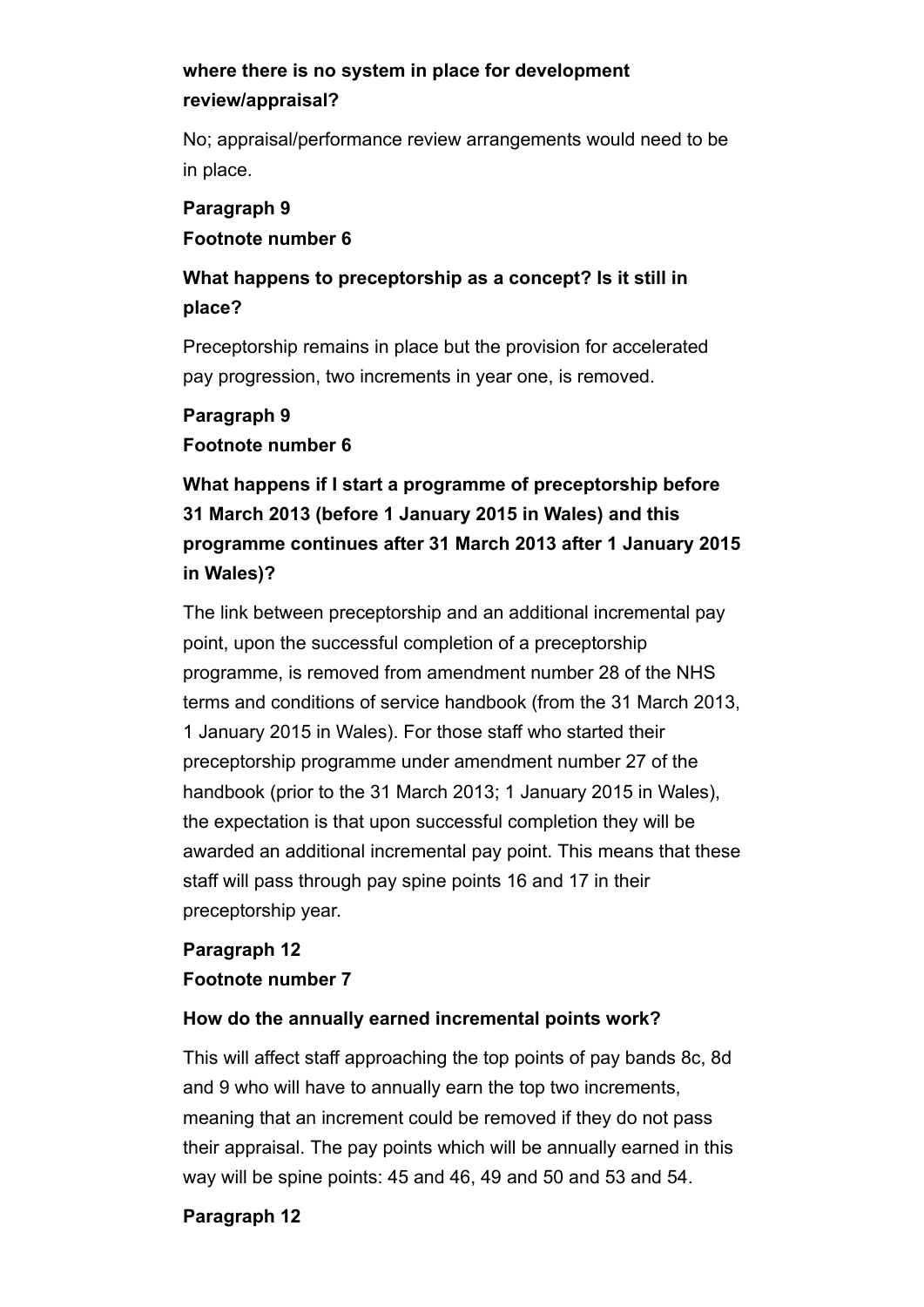**where there is no system in place for development review/appraisal?**

No; appraisal/performance review arrangements would need to be in place.

**Paragraph 9**
**Footnote number 6**

### What happens to preceptorship as a concept? Is it still in place?

Preceptorship remains in place but the provision for accelerated pay progression, two increments in year one, is removed.

**Paragraph 9**
**Footnote number 6**

### What happens if I start a programme of preceptorship before 31 March 2013 (before 1 January 2015 in Wales) and this programme continues after 31 March 2013 after 1 January 2015 in Wales)?

The link between preceptorship and an additional incremental pay point, upon the successful completion of a preceptorship programme, is removed from amendment number 28 of the NHS terms and conditions of service handbook (from the 31 March 2013, 1 January 2015 in Wales). For those staff who started their preceptorship programme under amendment number 27 of the handbook (prior to the 31 March 2013; 1 January 2015 in Wales), the expectation is that upon successful completion they will be awarded an additional incremental pay point. This means that these staff will pass through pay spine points 16 and 17 in their preceptorship year.

**Paragraph 12**
**Footnote number 7**

**How do the annually earned incremental points work?**

This will affect staff approaching the top points of pay bands 8c, 8d and 9 who will have to annually earn the top two increments, meaning that an increment could be removed if they do not pass their appraisal. The pay points which will be annually earned in this way will be spine points: 45 and 46, 49 and 50 and 53 and 54.

**Paragraph 12**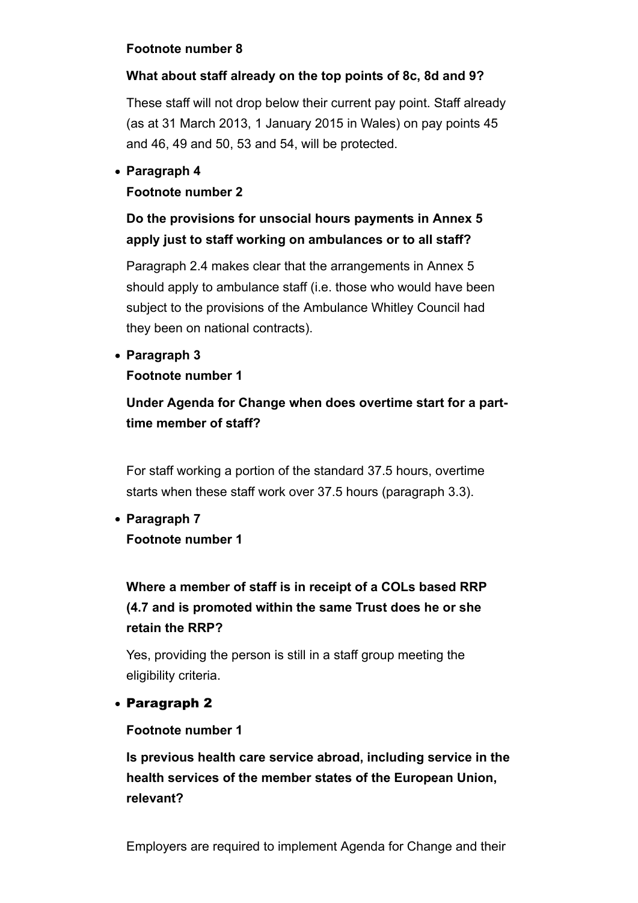**Footnote number 8**

**What about staff already on the top points of 8c, 8d and 9?**

These staff will not drop below their current pay point. Staff already (as at 31 March 2013, 1 January 2015 in Wales) on pay points 45 and 46, 49 and 50, 53 and 54, will be protected.

- **Paragraph 4**
  **Footnote number 2**

**Do the provisions for unsocial hours payments in Annex 5 apply just to staff working on ambulances or to all staff?**

Paragraph 2.4 makes clear that the arrangements in Annex 5 should apply to ambulance staff (i.e. those who would have been subject to the provisions of the Ambulance Whitley Council had they been on national contracts).

- **Paragraph 3**
  **Footnote number 1**

**Under Agenda for Change when does overtime start for a part-time member of staff?**

For staff working a portion of the standard 37.5 hours, overtime starts when these staff work over 37.5 hours (paragraph 3.3).

- **Paragraph 7**
  **Footnote number 1**

**Where a member of staff is in receipt of a COLs based RRP (4.7 and is promoted within the same Trust does he or she retain the RRP?**

Yes, providing the person is still in a staff group meeting the eligibility criteria.

- **Paragraph 2**

**Footnote number 1**

**Is previous health care service abroad, including service in the health services of the member states of the European Union, relevant?**

Employers are required to implement Agenda for Change and their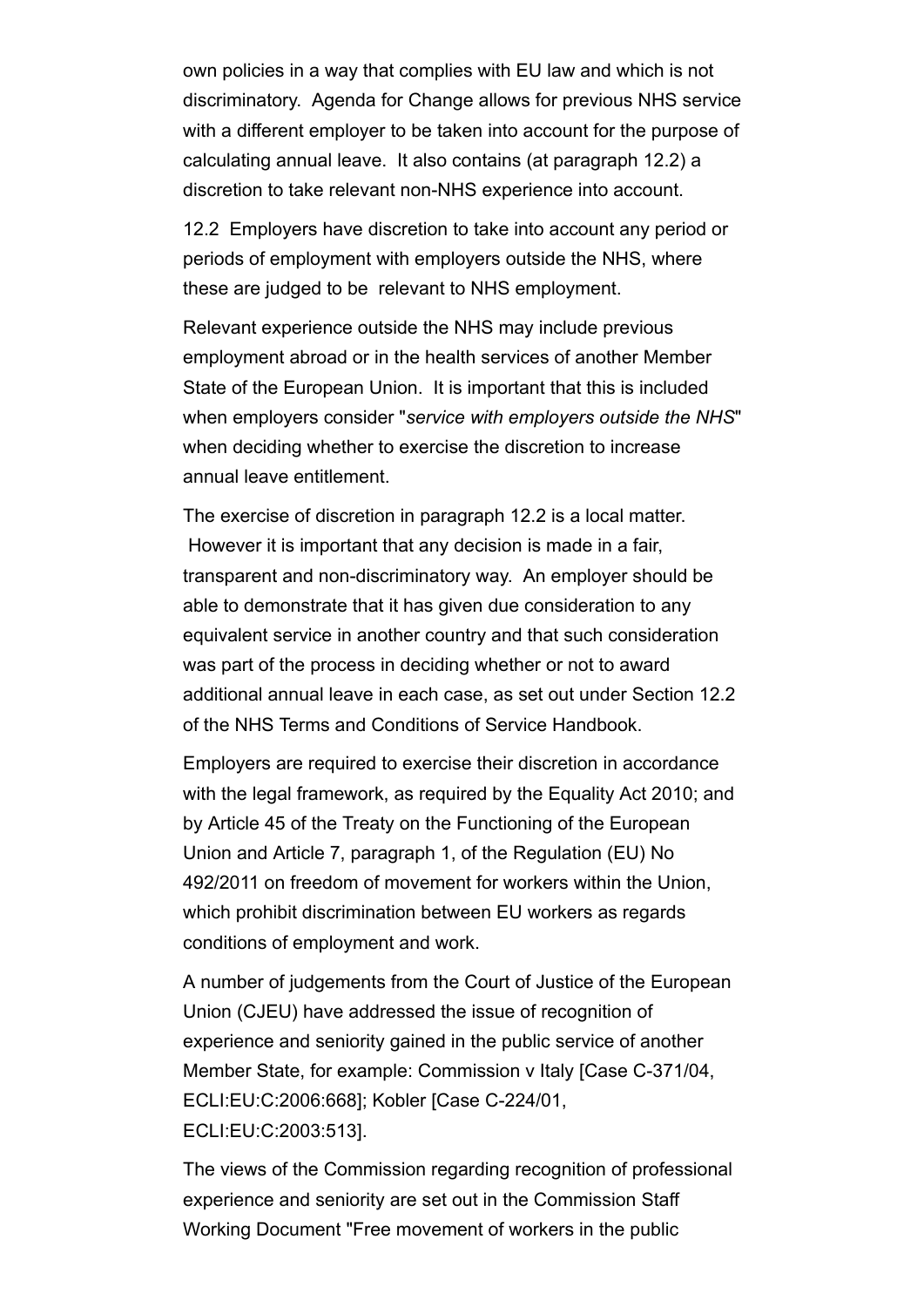own policies in a way that complies with EU law and which is not discriminatory. Agenda for Change allows for previous NHS service with a different employer to be taken into account for the purpose of calculating annual leave. It also contains (at paragraph 12.2) a discretion to take relevant non-NHS experience into account.

12.2 Employers have discretion to take into account any period or periods of employment with employers outside the NHS, where these are judged to be relevant to NHS employment.

Relevant experience outside the NHS may include previous employment abroad or in the health services of another Member State of the European Union. It is important that this is included when employers consider "*service with employers outside the NHS*" when deciding whether to exercise the discretion to increase annual leave entitlement.

The exercise of discretion in paragraph 12.2 is a local matter. However it is important that any decision is made in a fair, transparent and non-discriminatory way. An employer should be able to demonstrate that it has given due consideration to any equivalent service in another country and that such consideration was part of the process in deciding whether or not to award additional annual leave in each case, as set out under Section 12.2 of the NHS Terms and Conditions of Service Handbook.

Employers are required to exercise their discretion in accordance with the legal framework, as required by the Equality Act 2010; and by Article 45 of the Treaty on the Functioning of the European Union and Article 7, paragraph 1, of the Regulation (EU) No 492/2011 on freedom of movement for workers within the Union, which prohibit discrimination between EU workers as regards conditions of employment and work.

A number of judgements from the Court of Justice of the European Union (CJEU) have addressed the issue of recognition of experience and seniority gained in the public service of another Member State, for example: Commission v Italy [Case C-371/04, ECLI:EU:C:2006:668]; Kobler [Case C-224/01, ECLI:EU:C:2003:513].

The views of the Commission regarding recognition of professional experience and seniority are set out in the Commission Staff Working Document "Free movement of workers in the public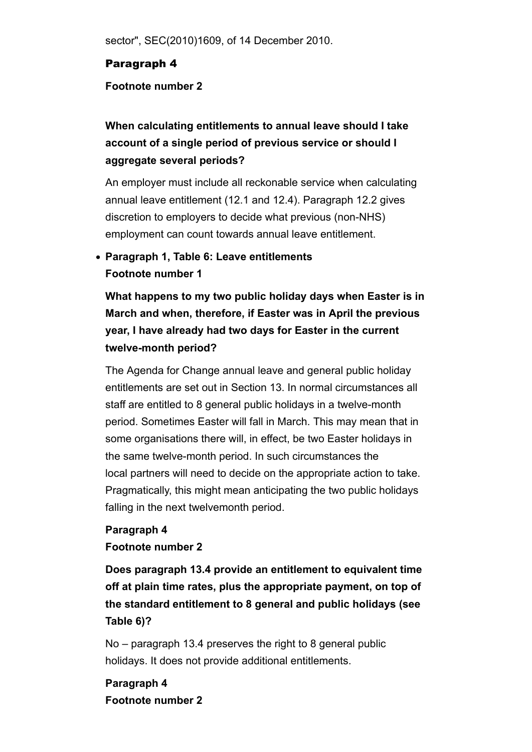sector", SEC(2010)1609, of 14 December 2010.

### Paragraph 4

**Footnote number 2**

**When calculating entitlements to annual leave should I take account of a single period of previous service or should I aggregate several periods?**

An employer must include all reckonable service when calculating annual leave entitlement (12.1 and 12.4). Paragraph 12.2 gives discretion to employers to decide what previous (non-NHS) employment can count towards annual leave entitlement.

- **Paragraph 1, Table 6: Leave entitlements**
  **Footnote number 1**

**What happens to my two public holiday days when Easter is in March and when, therefore, if Easter was in April the previous year, I have already had two days for Easter in the current twelve-month period?**

The Agenda for Change annual leave and general public holiday entitlements are set out in Section 13. In normal circumstances all staff are entitled to 8 general public holidays in a twelve-month period. Sometimes Easter will fall in March. This may mean that in some organisations there will, in effect, be two Easter holidays in the same twelve-month period. In such circumstances the local partners will need to decide on the appropriate action to take. Pragmatically, this might mean anticipating the two public holidays falling in the next twelvemonth period.

**Paragraph 4**
**Footnote number 2**

**Does paragraph 13.4 provide an entitlement to equivalent time off at plain time rates, plus the appropriate payment, on top of the standard entitlement to 8 general and public holidays (see Table 6)?**

No – paragraph 13.4 preserves the right to 8 general public holidays. It does not provide additional entitlements.

**Paragraph 4**
**Footnote number 2**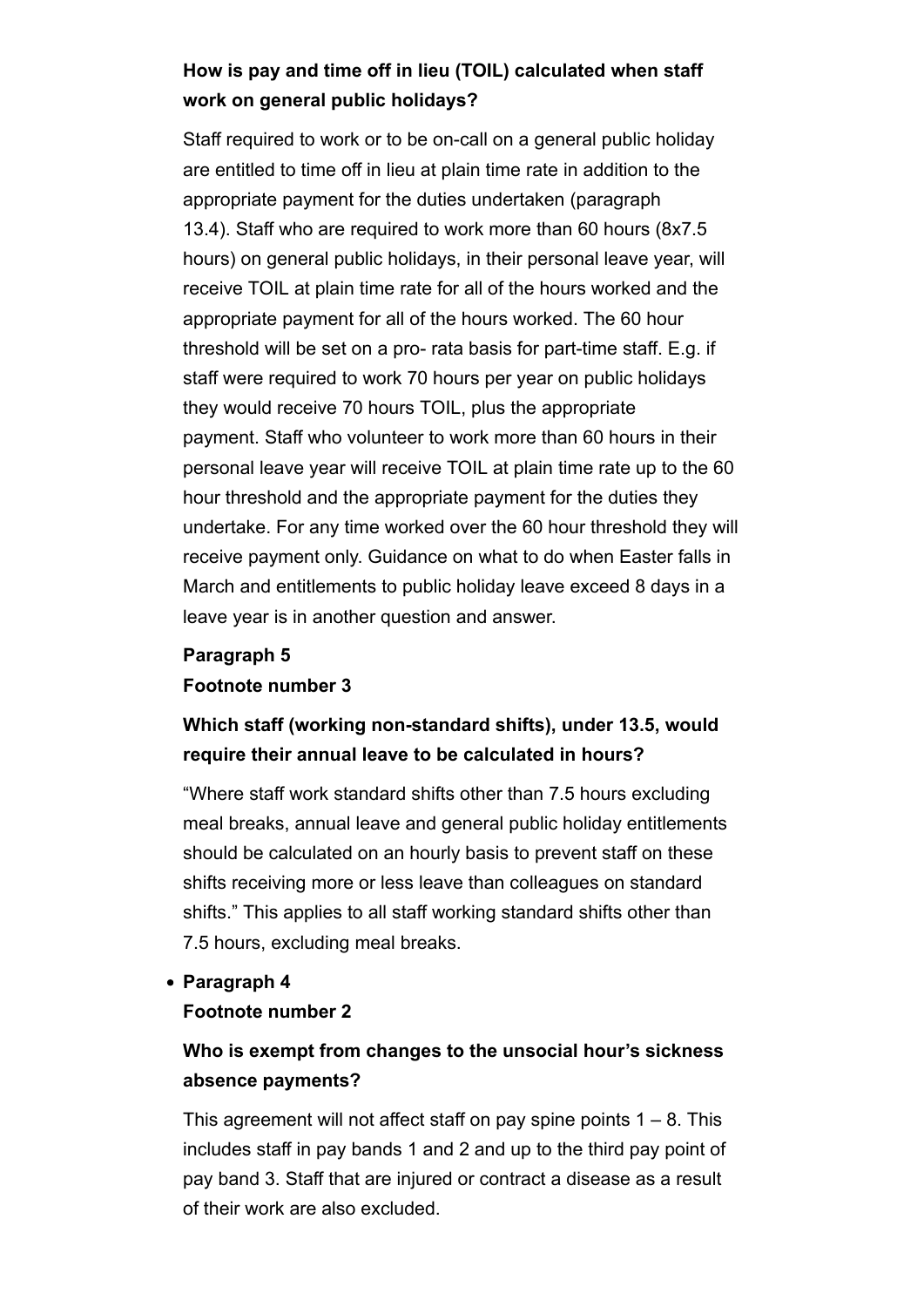### How is pay and time off in lieu (TOIL) calculated when staff work on general public holidays?

Staff required to work or to be on-call on a general public holiday are entitled to time off in lieu at plain time rate in addition to the appropriate payment for the duties undertaken (paragraph 13.4). Staff who are required to work more than 60 hours (8x7.5 hours) on general public holidays, in their personal leave year, will receive TOIL at plain time rate for all of the hours worked and the appropriate payment for all of the hours worked. The 60 hour threshold will be set on a pro- rata basis for part-time staff. E.g. if staff were required to work 70 hours per year on public holidays they would receive 70 hours TOIL, plus the appropriate payment. Staff who volunteer to work more than 60 hours in their personal leave year will receive TOIL at plain time rate up to the 60 hour threshold and the appropriate payment for the duties they undertake. For any time worked over the 60 hour threshold they will receive payment only. Guidance on what to do when Easter falls in March and entitlements to public holiday leave exceed 8 days in a leave year is in another question and answer.

**Paragraph 5**
**Footnote number 3**

### Which staff (working non-standard shifts), under 13.5, would require their annual leave to be calculated in hours?

"Where staff work standard shifts other than 7.5 hours excluding meal breaks, annual leave and general public holiday entitlements should be calculated on an hourly basis to prevent staff on these shifts receiving more or less leave than colleagues on standard shifts." This applies to all staff working standard shifts other than 7.5 hours, excluding meal breaks.

- **Paragraph 4**
  **Footnote number 2**

### Who is exempt from changes to the unsocial hour's sickness absence payments?

This agreement will not affect staff on pay spine points 1 – 8. This includes staff in pay bands 1 and 2 and up to the third pay point of pay band 3. Staff that are injured or contract a disease as a result of their work are also excluded.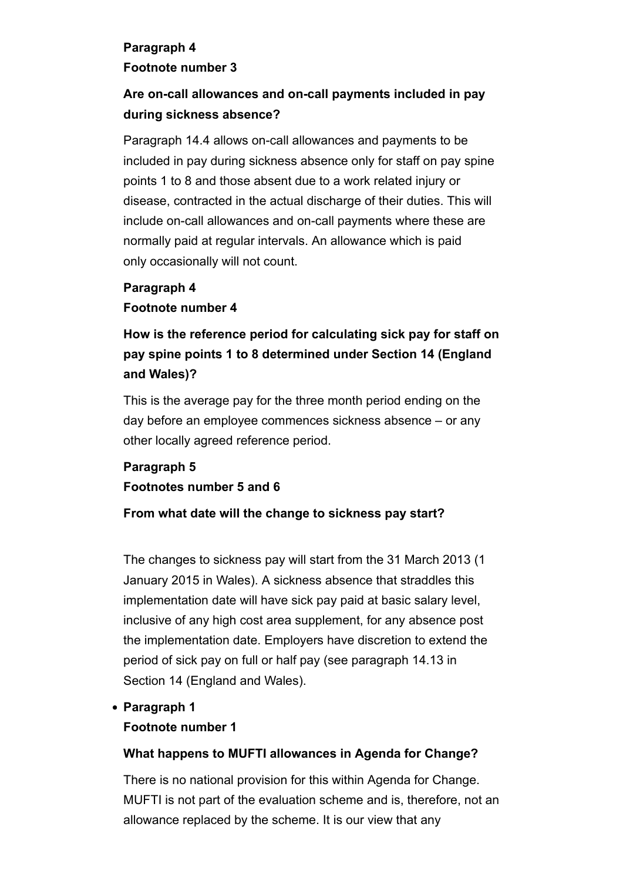**Paragraph 4**
**Footnote number 3**

**Are on-call allowances and on-call payments included in pay during sickness absence?**

Paragraph 14.4 allows on-call allowances and payments to be included in pay during sickness absence only for staff on pay spine points 1 to 8 and those absent due to a work related injury or disease, contracted in the actual discharge of their duties. This will include on-call allowances and on-call payments where these are normally paid at regular intervals. An allowance which is paid only occasionally will not count.

**Paragraph 4**
**Footnote number 4**

**How is the reference period for calculating sick pay for staff on pay spine points 1 to 8 determined under Section 14 (England and Wales)?**

This is the average pay for the three month period ending on the day before an employee commences sickness absence – or any other locally agreed reference period.

**Paragraph 5**
**Footnotes number 5 and 6**

**From what date will the change to sickness pay start?**

The changes to sickness pay will start from the 31 March 2013 (1 January 2015 in Wales). A sickness absence that straddles this implementation date will have sick pay paid at basic salary level, inclusive of any high cost area supplement, for any absence post the implementation date. Employers have discretion to extend the period of sick pay on full or half pay (see paragraph 14.13 in Section 14 (England and Wales).

- **Paragraph 1**
  **Footnote number 1**

**What happens to MUFTI allowances in Agenda for Change?**

There is no national provision for this within Agenda for Change. MUFTI is not part of the evaluation scheme and is, therefore, not an allowance replaced by the scheme. It is our view that any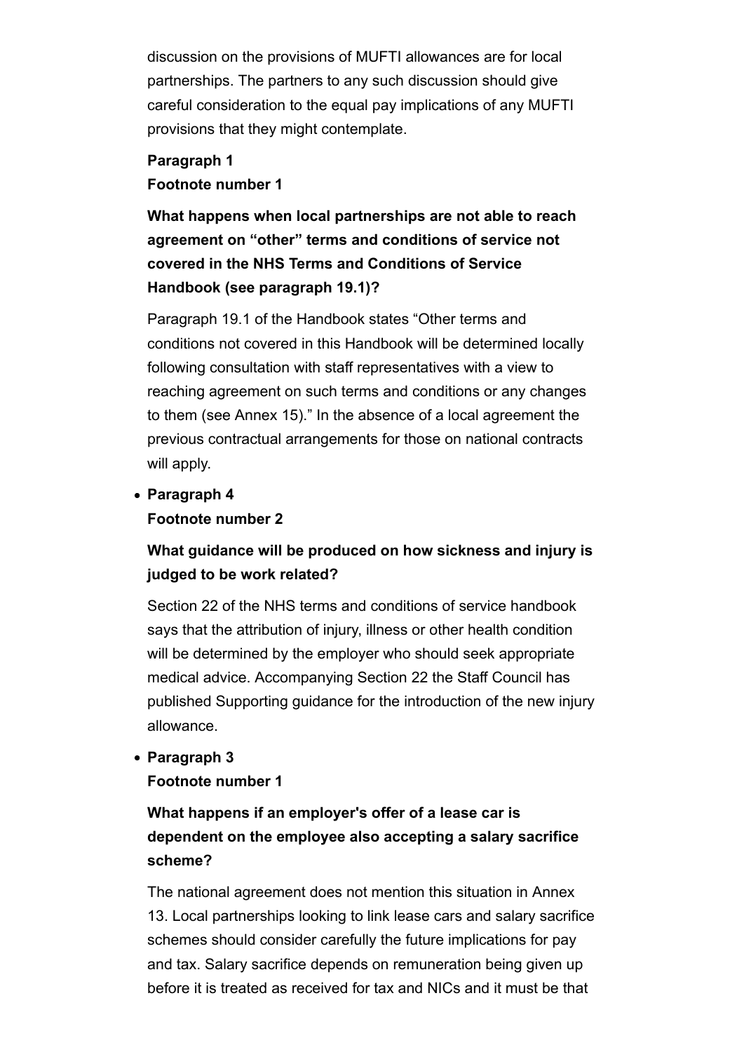discussion on the provisions of MUFTI allowances are for local partnerships. The partners to any such discussion should give careful consideration to the equal pay implications of any MUFTI provisions that they might contemplate.

**Paragraph 1**
**Footnote number 1**

### What happens when local partnerships are not able to reach agreement on “other” terms and conditions of service not covered in the NHS Terms and Conditions of Service Handbook (see paragraph 19.1)?

Paragraph 19.1 of the Handbook states “Other terms and conditions not covered in this Handbook will be determined locally following consultation with staff representatives with a view to reaching agreement on such terms and conditions or any changes to them (see Annex 15).” In the absence of a local agreement the previous contractual arrangements for those on national contracts will apply.

- **Paragraph 4**
  **Footnote number 2**

### What guidance will be produced on how sickness and injury is judged to be work related?

Section 22 of the NHS terms and conditions of service handbook says that the attribution of injury, illness or other health condition will be determined by the employer who should seek appropriate medical advice. Accompanying Section 22 the Staff Council has published Supporting guidance for the introduction of the new injury allowance.

- **Paragraph 3**
  **Footnote number 1**

### What happens if an employer's offer of a lease car is dependent on the employee also accepting a salary sacrifice scheme?

The national agreement does not mention this situation in Annex 13. Local partnerships looking to link lease cars and salary sacrifice schemes should consider carefully the future implications for pay and tax. Salary sacrifice depends on remuneration being given up before it is treated as received for tax and NICs and it must be that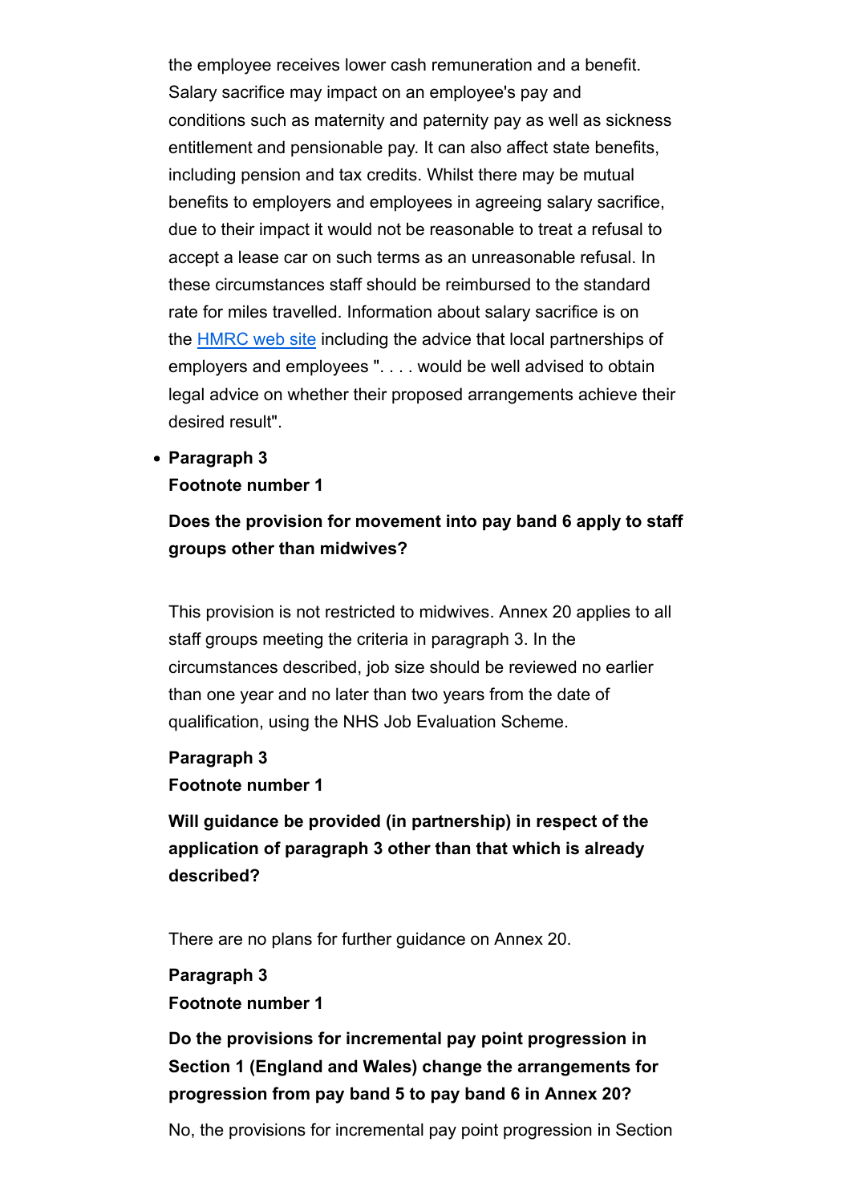the employee receives lower cash remuneration and a benefit. Salary sacrifice may impact on an employee's pay and conditions such as maternity and paternity pay as well as sickness entitlement and pensionable pay. It can also affect state benefits, including pension and tax credits. Whilst there may be mutual benefits to employers and employees in agreeing salary sacrifice, due to their impact it would not be reasonable to treat a refusal to accept a lease car on such terms as an unreasonable refusal. In these circumstances staff should be reimbursed to the standard rate for miles travelled. Information about salary sacrifice is on the HMRC web site including the advice that local partnerships of employers and employees ". . . . would be well advised to obtain legal advice on whether their proposed arrangements achieve their desired result".

- **Paragraph 3**
  **Footnote number 1**

  **Does the provision for movement into pay band 6 apply to staff groups other than midwives?**

  This provision is not restricted to midwives. Annex 20 applies to all staff groups meeting the criteria in paragraph 3. In the circumstances described, job size should be reviewed no earlier than one year and no later than two years from the date of qualification, using the NHS Job Evaluation Scheme.

  **Paragraph 3**
  **Footnote number 1**

  **Will guidance be provided (in partnership) in respect of the application of paragraph 3 other than that which is already described?**

  There are no plans for further guidance on Annex 20.

  **Paragraph 3**
  **Footnote number 1**

  **Do the provisions for incremental pay point progression in Section 1 (England and Wales) change the arrangements for progression from pay band 5 to pay band 6 in Annex 20?**

  No, the provisions for incremental pay point progression in Section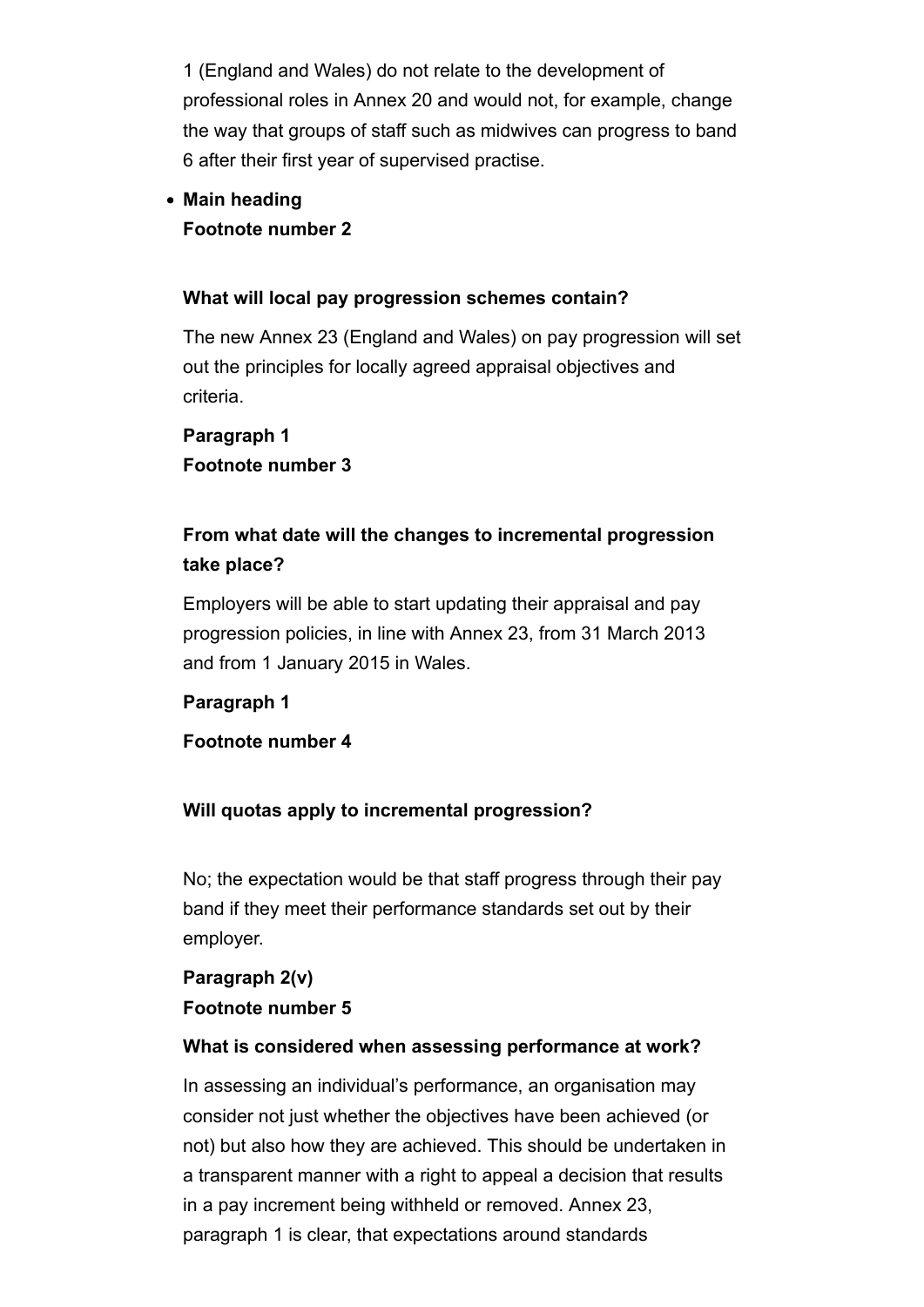1 (England and Wales) do not relate to the development of professional roles in Annex 20 and would not, for example, change the way that groups of staff such as midwives can progress to band 6 after their first year of supervised practise.

- **Main heading**
  **Footnote number 2**

**What will local pay progression schemes contain?**

The new Annex 23 (England and Wales) on pay progression will set out the principles for locally agreed appraisal objectives and criteria.

**Paragraph 1**
**Footnote number 3**

**From what date will the changes to incremental progression take place?**

Employers will be able to start updating their appraisal and pay progression policies, in line with Annex 23, from 31 March 2013 and from 1 January 2015 in Wales.

**Paragraph 1**

**Footnote number 4**

**Will quotas apply to incremental progression?**

No; the expectation would be that staff progress through their pay band if they meet their performance standards set out by their employer.

**Paragraph 2(v)**
**Footnote number 5**

**What is considered when assessing performance at work?**

In assessing an individual's performance, an organisation may consider not just whether the objectives have been achieved (or not) but also how they are achieved. This should be undertaken in a transparent manner with a right to appeal a decision that results in a pay increment being withheld or removed. Annex 23, paragraph 1 is clear, that expectations around standards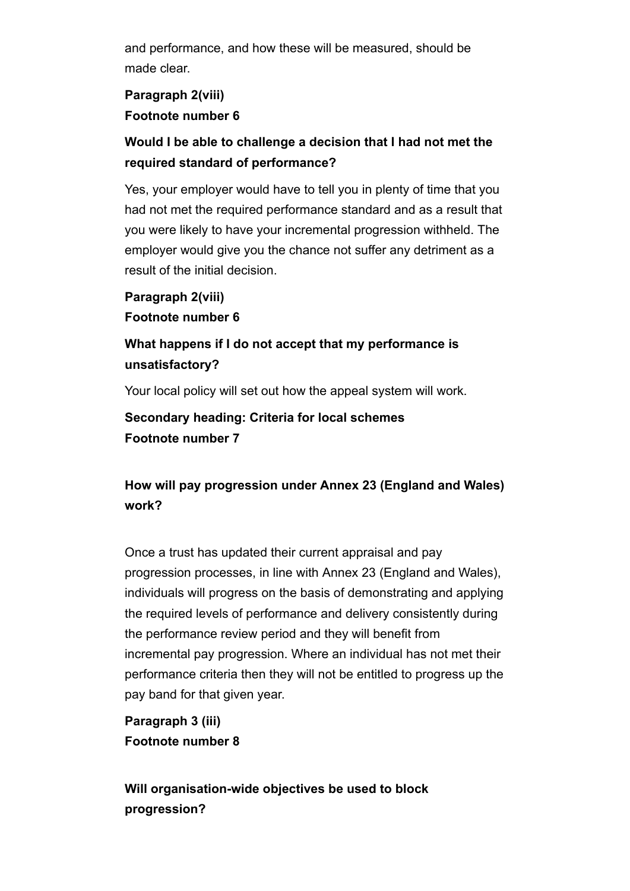and performance, and how these will be measured, should be made clear.

**Paragraph 2(viii)**
**Footnote number 6**

**Would I be able to challenge a decision that I had not met the required standard of performance?**

Yes, your employer would have to tell you in plenty of time that you had not met the required performance standard and as a result that you were likely to have your incremental progression withheld. The employer would give you the chance not suffer any detriment as a result of the initial decision.

**Paragraph 2(viii)**
**Footnote number 6**

**What happens if I do not accept that my performance is unsatisfactory?**

Your local policy will set out how the appeal system will work.

**Secondary heading: Criteria for local schemes**
**Footnote number 7**

**How will pay progression under Annex 23 (England and Wales) work?**

Once a trust has updated their current appraisal and pay progression processes, in line with Annex 23 (England and Wales), individuals will progress on the basis of demonstrating and applying the required levels of performance and delivery consistently during the performance review period and they will benefit from incremental pay progression. Where an individual has not met their performance criteria then they will not be entitled to progress up the pay band for that given year.

**Paragraph 3 (iii)**
**Footnote number 8**

**Will organisation-wide objectives be used to block progression?**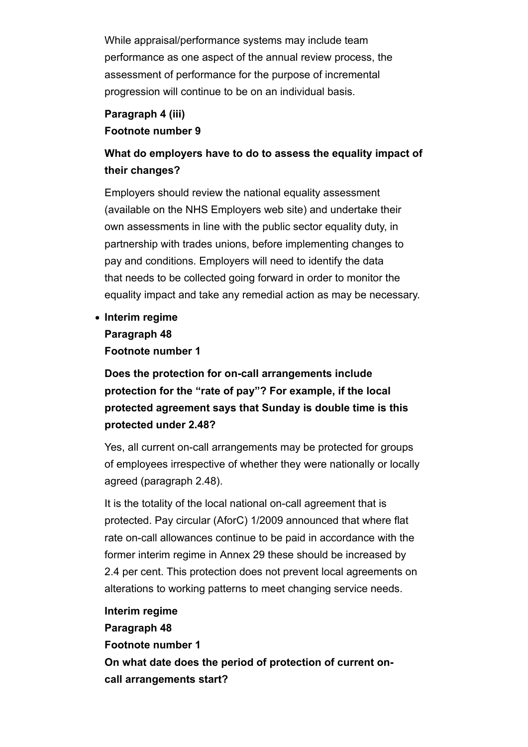While appraisal/performance systems may include team performance as one aspect of the annual review process, the assessment of performance for the purpose of incremental progression will continue to be on an individual basis.

**Paragraph 4 (iii)**
**Footnote number 9**

**What do employers have to do to assess the equality impact of their changes?**

Employers should review the national equality assessment (available on the NHS Employers web site) and undertake their own assessments in line with the public sector equality duty, in partnership with trades unions, before implementing changes to pay and conditions. Employers will need to identify the data that needs to be collected going forward in order to monitor the equality impact and take any remedial action as may be necessary.

- **Interim regime**
  **Paragraph 48**
  **Footnote number 1**

  **Does the protection for on-call arrangements include protection for the "rate of pay"? For example, if the local protected agreement says that Sunday is double time is this protected under 2.48?**

  Yes, all current on-call arrangements may be protected for groups of employees irrespective of whether they were nationally or locally agreed (paragraph 2.48).

  It is the totality of the local national on-call agreement that is protected. Pay circular (AforC) 1/2009 announced that where flat rate on-call allowances continue to be paid in accordance with the former interim regime in Annex 29 these should be increased by 2.4 per cent. This protection does not prevent local agreements on alterations to working patterns to meet changing service needs.

  **Interim regime**
  **Paragraph 48**
  **Footnote number 1**
  **On what date does the period of protection of current on-call arrangements start?**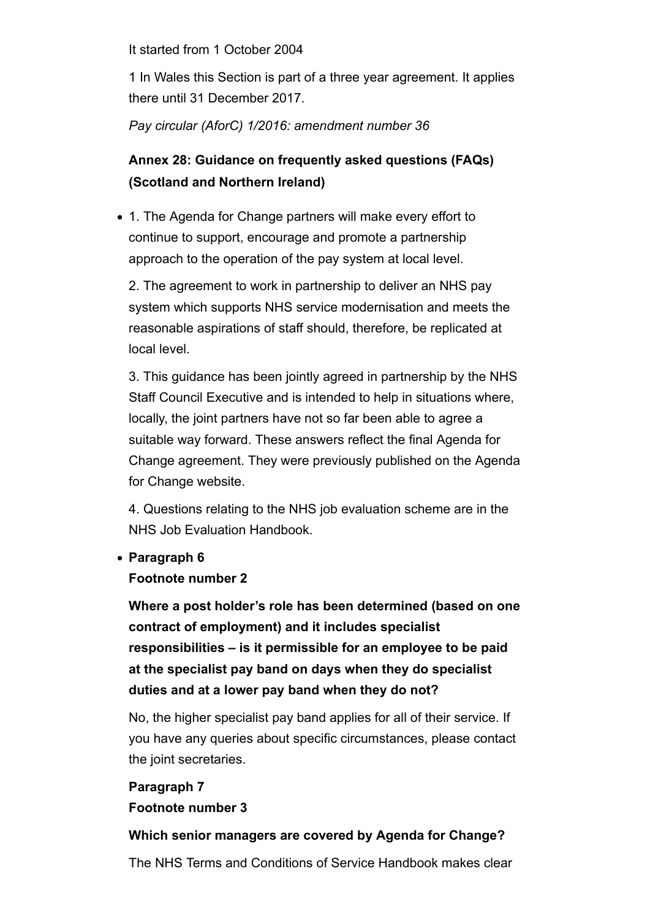It started from 1 October 2004

1 In Wales this Section is part of a three year agreement. It applies there until 31 December 2017.

*Pay circular (AforC) 1/2016: amendment number 36*

**Annex 28: Guidance on frequently asked questions (FAQs) (Scotland and Northern Ireland)**

- 1. The Agenda for Change partners will make every effort to continue to support, encourage and promote a partnership approach to the operation of the pay system at local level.

  2. The agreement to work in partnership to deliver an NHS pay system which supports NHS service modernisation and meets the reasonable aspirations of staff should, therefore, be replicated at local level.

  3. This guidance has been jointly agreed in partnership by the NHS Staff Council Executive and is intended to help in situations where, locally, the joint partners have not so far been able to agree a suitable way forward. These answers reflect the final Agenda for Change agreement. They were previously published on the Agenda for Change website.

  4. Questions relating to the NHS job evaluation scheme are in the NHS Job Evaluation Handbook.

- **Paragraph 6**
  **Footnote number 2**

  **Where a post holder's role has been determined (based on one contract of employment) and it includes specialist responsibilities – is it permissible for an employee to be paid at the specialist pay band on days when they do specialist duties and at a lower pay band when they do not?**

  No, the higher specialist pay band applies for all of their service. If you have any queries about specific circumstances, please contact the joint secretaries.

  **Paragraph 7**
  **Footnote number 3**

  **Which senior managers are covered by Agenda for Change?**

  The NHS Terms and Conditions of Service Handbook makes clear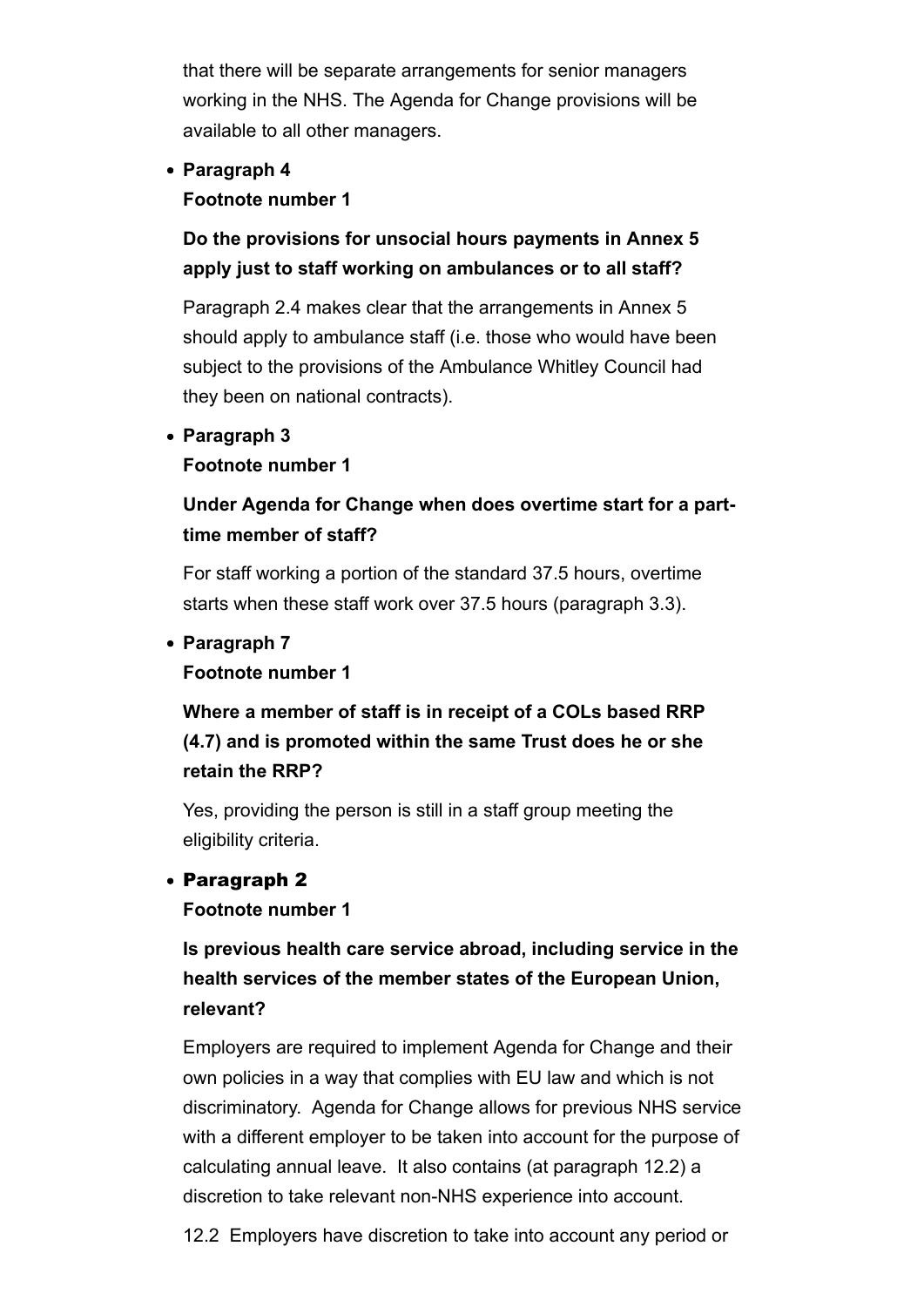that there will be separate arrangements for senior managers working in the NHS. The Agenda for Change provisions will be available to all other managers.

- **Paragraph 4**
  **Footnote number 1**

  **Do the provisions for unsocial hours payments in Annex 5 apply just to staff working on ambulances or to all staff?**

  Paragraph 2.4 makes clear that the arrangements in Annex 5 should apply to ambulance staff (i.e. those who would have been subject to the provisions of the Ambulance Whitley Council had they been on national contracts).

- **Paragraph 3**
  **Footnote number 1**

  **Under Agenda for Change when does overtime start for a part-time member of staff?**

  For staff working a portion of the standard 37.5 hours, overtime starts when these staff work over 37.5 hours (paragraph 3.3).

- **Paragraph 7**
  **Footnote number 1**

  **Where a member of staff is in receipt of a COLs based RRP (4.7) and is promoted within the same Trust does he or she retain the RRP?**

  Yes, providing the person is still in a staff group meeting the eligibility criteria.

- **Paragraph 2**
  **Footnote number 1**

  **Is previous health care service abroad, including service in the health services of the member states of the European Union, relevant?**

  Employers are required to implement Agenda for Change and their own policies in a way that complies with EU law and which is not discriminatory. Agenda for Change allows for previous NHS service with a different employer to be taken into account for the purpose of calculating annual leave. It also contains (at paragraph 12.2) a discretion to take relevant non-NHS experience into account.

  12.2 Employers have discretion to take into account any period or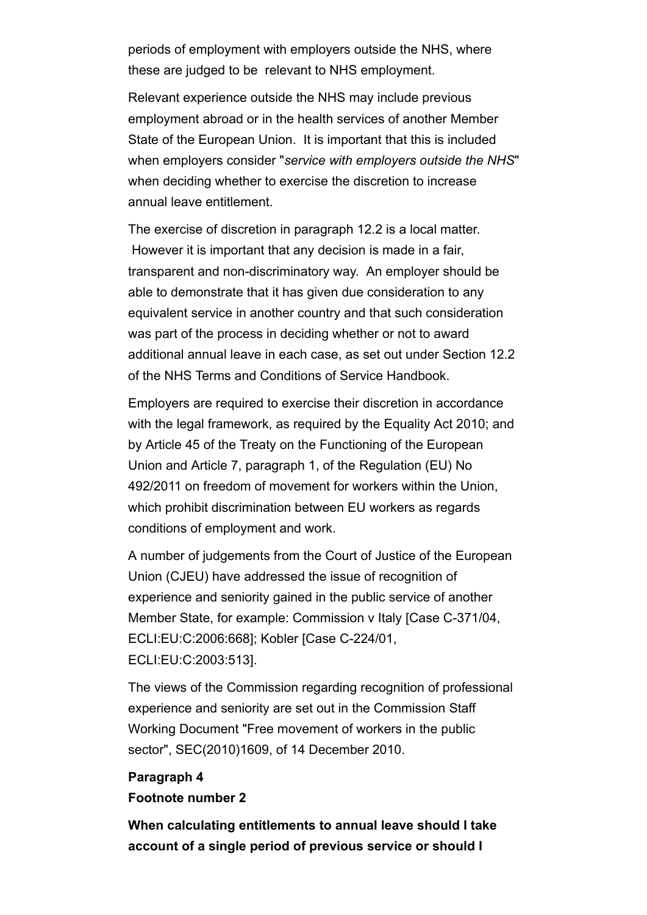periods of employment with employers outside the NHS, where these are judged to be relevant to NHS employment.

Relevant experience outside the NHS may include previous employment abroad or in the health services of another Member State of the European Union. It is important that this is included when employers consider "*service with employers outside the NHS*" when deciding whether to exercise the discretion to increase annual leave entitlement.

The exercise of discretion in paragraph 12.2 is a local matter. However it is important that any decision is made in a fair, transparent and non-discriminatory way. An employer should be able to demonstrate that it has given due consideration to any equivalent service in another country and that such consideration was part of the process in deciding whether or not to award additional annual leave in each case, as set out under Section 12.2 of the NHS Terms and Conditions of Service Handbook.

Employers are required to exercise their discretion in accordance with the legal framework, as required by the Equality Act 2010; and by Article 45 of the Treaty on the Functioning of the European Union and Article 7, paragraph 1, of the Regulation (EU) No 492/2011 on freedom of movement for workers within the Union, which prohibit discrimination between EU workers as regards conditions of employment and work.

A number of judgements from the Court of Justice of the European Union (CJEU) have addressed the issue of recognition of experience and seniority gained in the public service of another Member State, for example: Commission v Italy [Case C-371/04, ECLI:EU:C:2006:668]; Kobler [Case C-224/01, ECLI:EU:C:2003:513].

The views of the Commission regarding recognition of professional experience and seniority are set out in the Commission Staff Working Document "Free movement of workers in the public sector", SEC(2010)1609, of 14 December 2010.

**Paragraph 4**

**Footnote number 2**

**When calculating entitlements to annual leave should I take account of a single period of previous service or should I**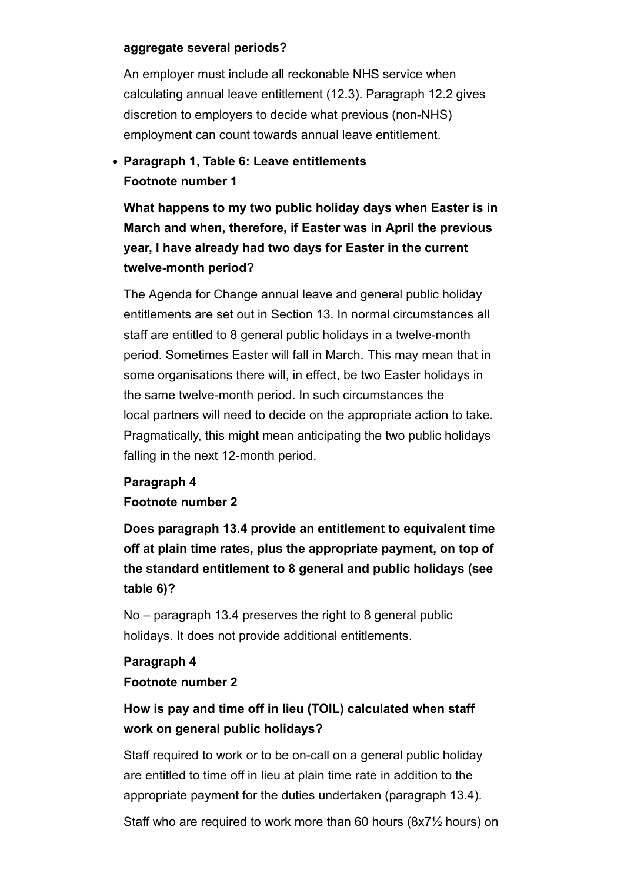**aggregate several periods?**

An employer must include all reckonable NHS service when calculating annual leave entitlement (12.3). Paragraph 12.2 gives discretion to employers to decide what previous (non-NHS) employment can count towards annual leave entitlement.

- **Paragraph 1, Table 6: Leave entitlements**
  **Footnote number 1**

**What happens to my two public holiday days when Easter is in March and when, therefore, if Easter was in April the previous year, I have already had two days for Easter in the current twelve-month period?**

The Agenda for Change annual leave and general public holiday entitlements are set out in Section 13. In normal circumstances all staff are entitled to 8 general public holidays in a twelve-month period. Sometimes Easter will fall in March. This may mean that in some organisations there will, in effect, be two Easter holidays in the same twelve-month period. In such circumstances the local partners will need to decide on the appropriate action to take. Pragmatically, this might mean anticipating the two public holidays falling in the next 12-month period.

**Paragraph 4**
**Footnote number 2**

**Does paragraph 13.4 provide an entitlement to equivalent time off at plain time rates, plus the appropriate payment, on top of the standard entitlement to 8 general and public holidays (see table 6)?**

No – paragraph 13.4 preserves the right to 8 general public holidays. It does not provide additional entitlements.

**Paragraph 4**
**Footnote number 2**

**How is pay and time off in lieu (TOIL) calculated when staff work on general public holidays?**

Staff required to work or to be on-call on a general public holiday are entitled to time off in lieu at plain time rate in addition to the appropriate payment for the duties undertaken (paragraph 13.4).

Staff who are required to work more than 60 hours (8x7½ hours) on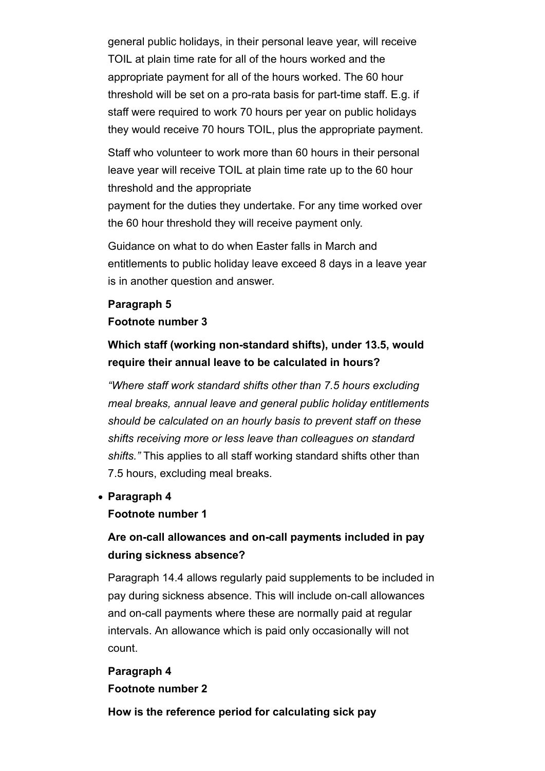general public holidays, in their personal leave year, will receive TOIL at plain time rate for all of the hours worked and the appropriate payment for all of the hours worked. The 60 hour threshold will be set on a pro-rata basis for part-time staff. E.g. if staff were required to work 70 hours per year on public holidays they would receive 70 hours TOIL, plus the appropriate payment.

Staff who volunteer to work more than 60 hours in their personal leave year will receive TOIL at plain time rate up to the 60 hour threshold and the appropriate
payment for the duties they undertake. For any time worked over the 60 hour threshold they will receive payment only.

Guidance on what to do when Easter falls in March and entitlements to public holiday leave exceed 8 days in a leave year is in another question and answer.

**Paragraph 5**
**Footnote number 3**

**Which staff (working non-standard shifts), under 13.5, would require their annual leave to be calculated in hours?**

*"Where staff work standard shifts other than 7.5 hours excluding meal breaks, annual leave and general public holiday entitlements should be calculated on an hourly basis to prevent staff on these shifts receiving more or less leave than colleagues on standard shifts."* This applies to all staff working standard shifts other than 7.5 hours, excluding meal breaks.

- **Paragraph 4**
  **Footnote number 1**

**Are on-call allowances and on-call payments included in pay during sickness absence?**

Paragraph 14.4 allows regularly paid supplements to be included in pay during sickness absence. This will include on-call allowances and on-call payments where these are normally paid at regular intervals. An allowance which is paid only occasionally will not count.

**Paragraph 4**
**Footnote number 2**

**How is the reference period for calculating sick pay**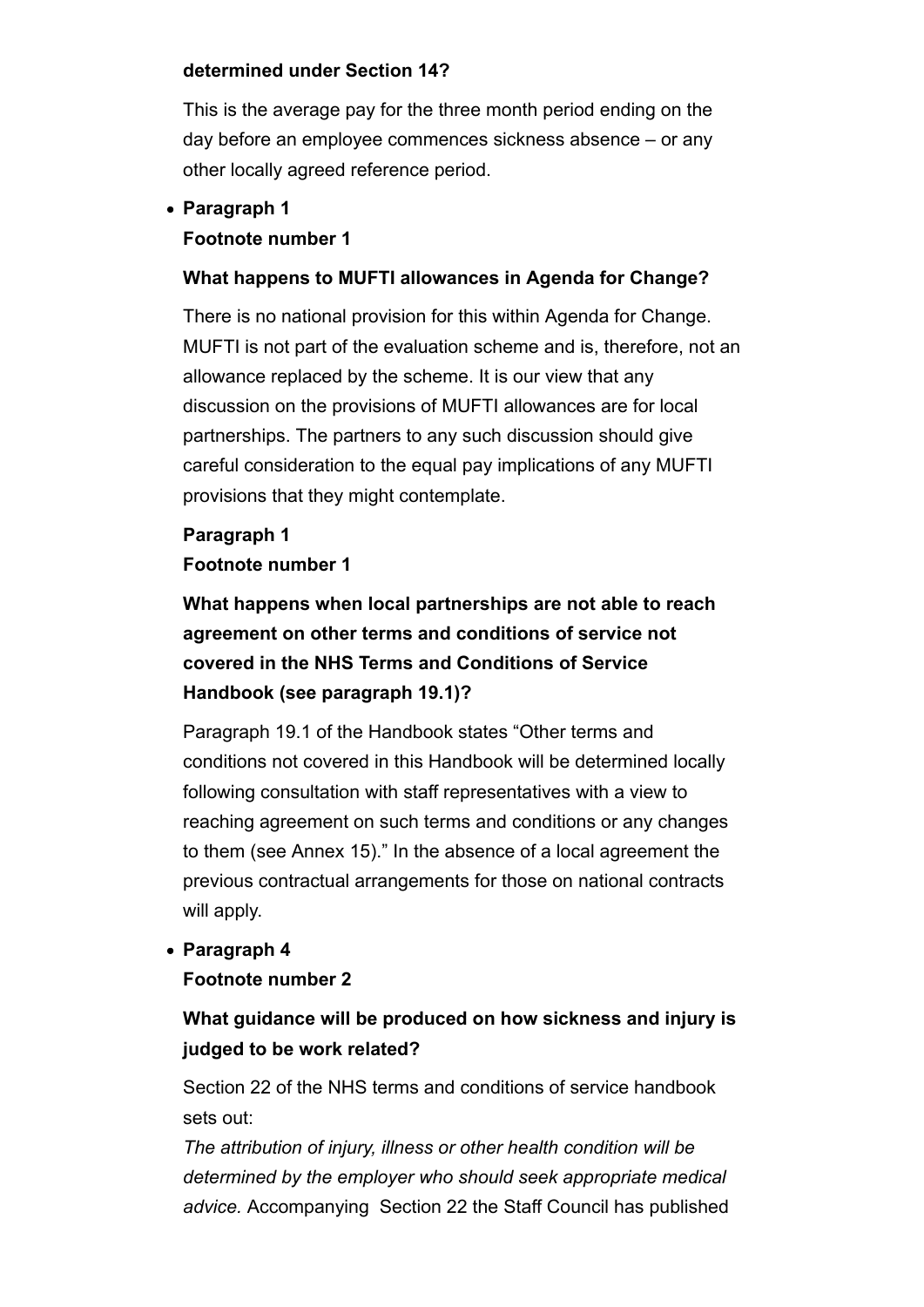**determined under Section 14?**

This is the average pay for the three month period ending on the day before an employee commences sickness absence – or any other locally agreed reference period.

- **Paragraph 1**
  **Footnote number 1**

  **What happens to MUFTI allowances in Agenda for Change?**

  There is no national provision for this within Agenda for Change. MUFTI is not part of the evaluation scheme and is, therefore, not an allowance replaced by the scheme. It is our view that any discussion on the provisions of MUFTI allowances are for local partnerships. The partners to any such discussion should give careful consideration to the equal pay implications of any MUFTI provisions that they might contemplate.

  **Paragraph 1**
  **Footnote number 1**

  **What happens when local partnerships are not able to reach agreement on other terms and conditions of service not covered in the NHS Terms and Conditions of Service Handbook (see paragraph 19.1)?**

  Paragraph 19.1 of the Handbook states "Other terms and conditions not covered in this Handbook will be determined locally following consultation with staff representatives with a view to reaching agreement on such terms and conditions or any changes to them (see Annex 15)." In the absence of a local agreement the previous contractual arrangements for those on national contracts will apply.

- **Paragraph 4**
  **Footnote number 2**

  **What guidance will be produced on how sickness and injury is judged to be work related?**

  Section 22 of the NHS terms and conditions of service handbook sets out:
  *The attribution of injury, illness or other health condition will be determined by the employer who should seek appropriate medical advice.* Accompanying Section 22 the Staff Council has published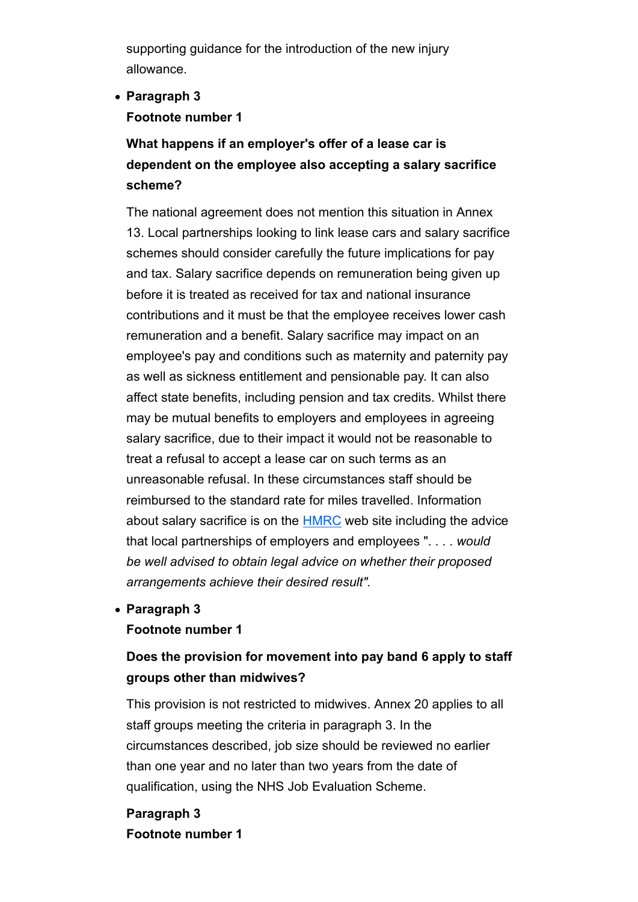supporting guidance for the introduction of the new injury allowance.

- **Paragraph 3**
  **Footnote number 1**

  **What happens if an employer's offer of a lease car is dependent on the employee also accepting a salary sacrifice scheme?**

  The national agreement does not mention this situation in Annex 13. Local partnerships looking to link lease cars and salary sacrifice schemes should consider carefully the future implications for pay and tax. Salary sacrifice depends on remuneration being given up before it is treated as received for tax and national insurance contributions and it must be that the employee receives lower cash remuneration and a benefit. Salary sacrifice may impact on an employee's pay and conditions such as maternity and paternity pay as well as sickness entitlement and pensionable pay. It can also affect state benefits, including pension and tax credits. Whilst there may be mutual benefits to employers and employees in agreeing salary sacrifice, due to their impact it would not be reasonable to treat a refusal to accept a lease car on such terms as an unreasonable refusal. In these circumstances staff should be reimbursed to the standard rate for miles travelled. Information about salary sacrifice is on the HMRC web site including the advice that local partnerships of employers and employees ". . . . *would be well advised to obtain legal advice on whether their proposed arrangements achieve their desired result".*

- **Paragraph 3**
  **Footnote number 1**

  **Does the provision for movement into pay band 6 apply to staff groups other than midwives?**

  This provision is not restricted to midwives. Annex 20 applies to all staff groups meeting the criteria in paragraph 3. In the circumstances described, job size should be reviewed no earlier than one year and no later than two years from the date of qualification, using the NHS Job Evaluation Scheme.

  **Paragraph 3**
  **Footnote number 1**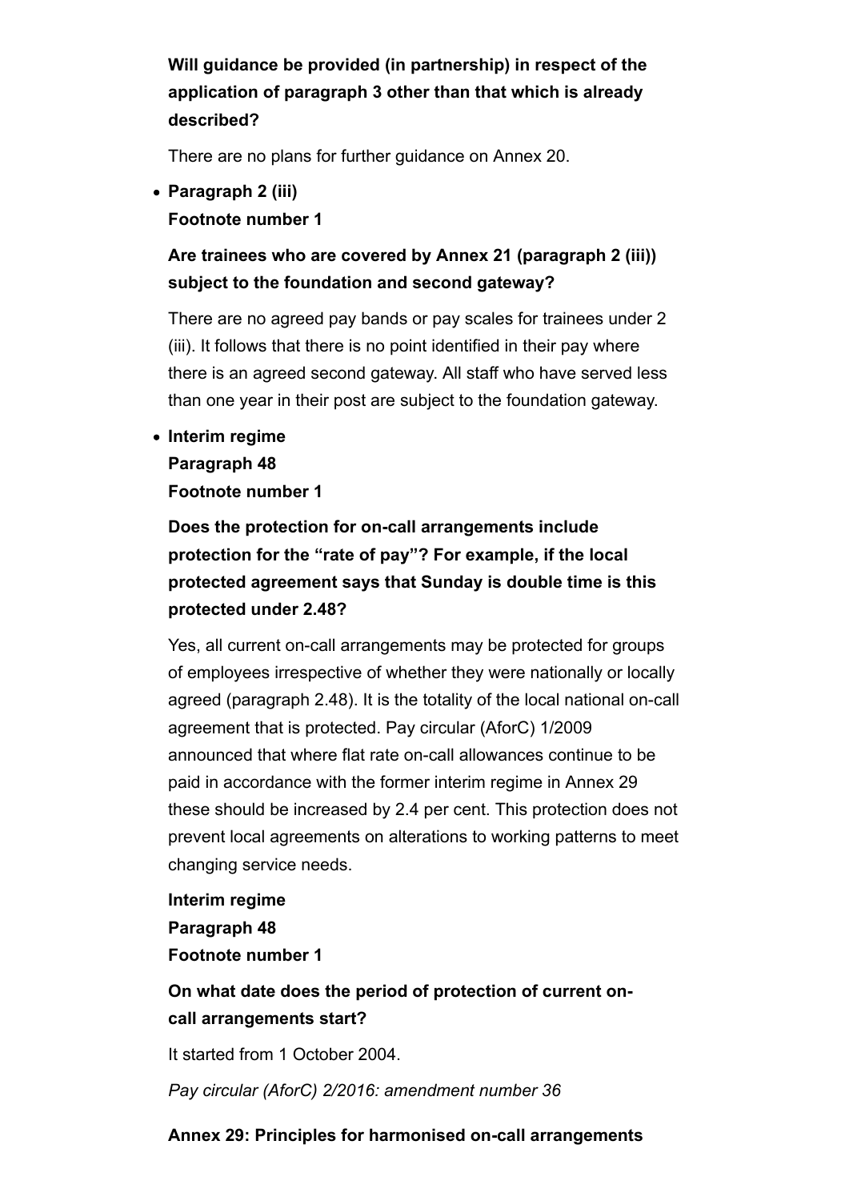**Will guidance be provided (in partnership) in respect of the application of paragraph 3 other than that which is already described?**

There are no plans for further guidance on Annex 20.

- **Paragraph 2 (iii)**
  **Footnote number 1**

  **Are trainees who are covered by Annex 21 (paragraph 2 (iii)) subject to the foundation and second gateway?**

  There are no agreed pay bands or pay scales for trainees under 2 (iii). It follows that there is no point identified in their pay where there is an agreed second gateway. All staff who have served less than one year in their post are subject to the foundation gateway.

- **Interim regime**
  **Paragraph 48**
  **Footnote number 1**

  **Does the protection for on-call arrangements include protection for the "rate of pay"? For example, if the local protected agreement says that Sunday is double time is this protected under 2.48?**

  Yes, all current on-call arrangements may be protected for groups of employees irrespective of whether they were nationally or locally agreed (paragraph 2.48). It is the totality of the local national on-call agreement that is protected. Pay circular (AforC) 1/2009 announced that where flat rate on-call allowances continue to be paid in accordance with the former interim regime in Annex 29 these should be increased by 2.4 per cent. This protection does not prevent local agreements on alterations to working patterns to meet changing service needs.

  **Interim regime**
  **Paragraph 48**
  **Footnote number 1**

  **On what date does the period of protection of current on-call arrangements start?**

  It started from 1 October 2004.

  *Pay circular (AforC) 2/2016: amendment number 36*

**Annex 29: Principles for harmonised on-call arrangements**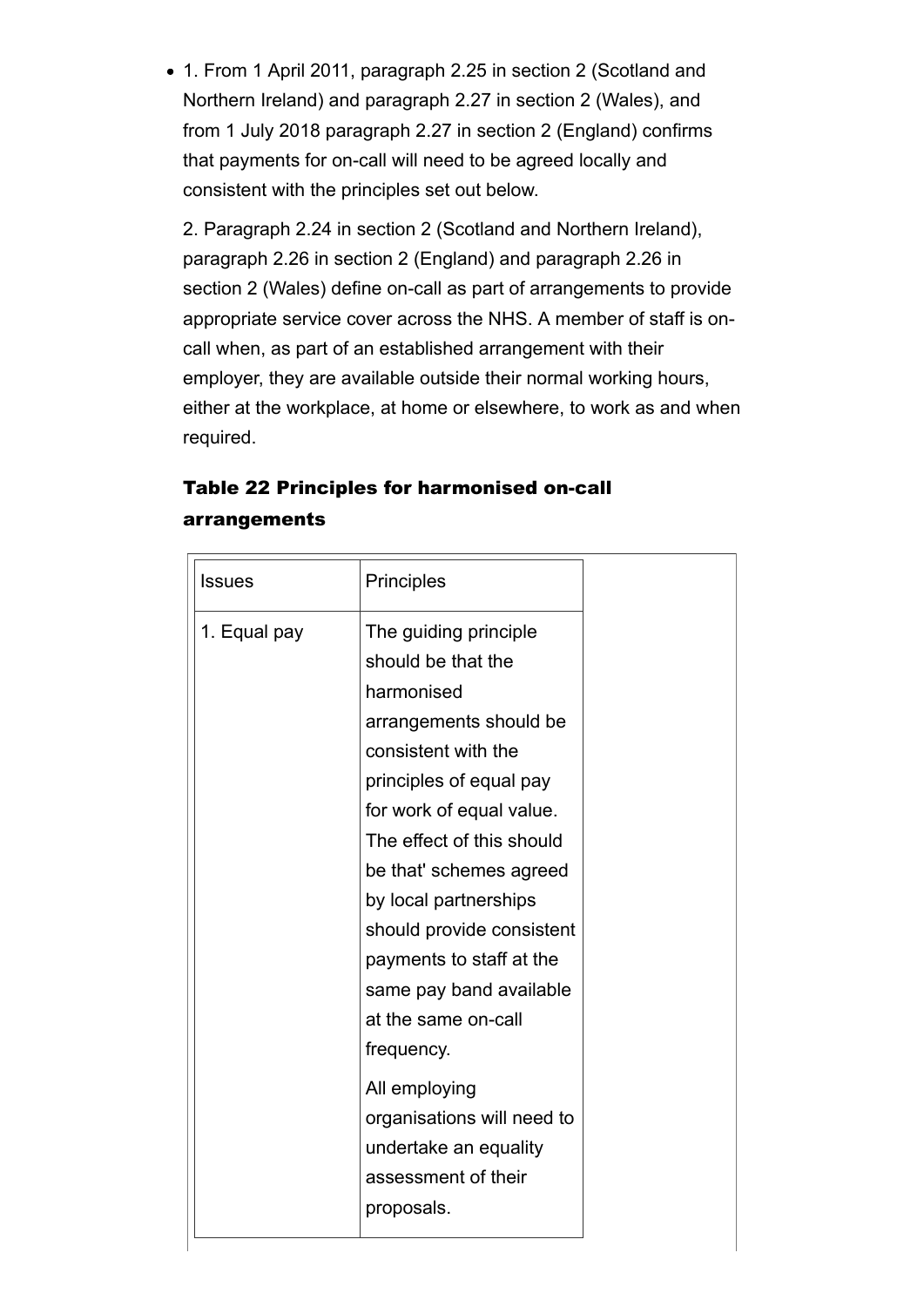- 1. From 1 April 2011, paragraph 2.25 in section 2 (Scotland and Northern Ireland) and paragraph 2.27 in section 2 (Wales), and from 1 July 2018 paragraph 2.27 in section 2 (England) confirms that payments for on-call will need to be agreed locally and consistent with the principles set out below.

  2. Paragraph 2.24 in section 2 (Scotland and Northern Ireland), paragraph 2.26 in section 2 (England) and paragraph 2.26 in section 2 (Wales) define on-call as part of arrangements to provide appropriate service cover across the NHS. A member of staff is on-call when, as part of an established arrangement with their employer, they are available outside their normal working hours, either at the workplace, at home or elsewhere, to work as and when required.

### Table 22 Principles for harmonised on-call arrangements

| Issues | Principles |
| --- | --- |
| 1. Equal pay | The guiding principle should be that the harmonised arrangements should be consistent with the principles of equal pay for work of equal value. The effect of this should be that' schemes agreed by local partnerships should provide consistent payments to staff at the same pay band available at the same on-call frequency.<br><br>All employing organisations will need to undertake an equality assessment of their proposals. |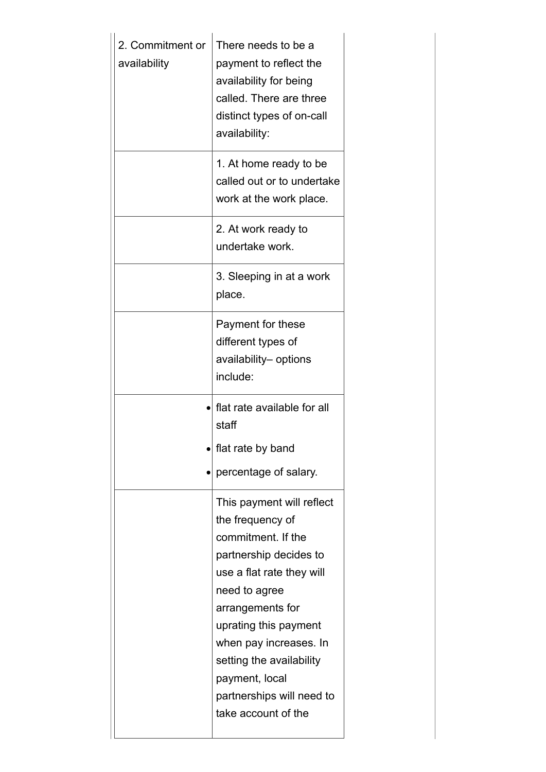| | | |
|---|---|---|
| 2. Commitment or availability | There needs to be a payment to reflect the availability for being called. There are three distinct types of on-call availability: | |
| | 1. At home ready to be called out or to undertake work at the work place. | |
| | 2. At work ready to undertake work. | |
| | 3. Sleeping in at a work place. | |
| | Payment for these different types of availability– options include: | |
| | • flat rate available for all staff<br>• flat rate by band<br>• percentage of salary. | |
| | This payment will reflect the frequency of commitment. If the partnership decides to use a flat rate they will need to agree arrangements for uprating this payment when pay increases. In setting the availability payment, local partnerships will need to take account of the | |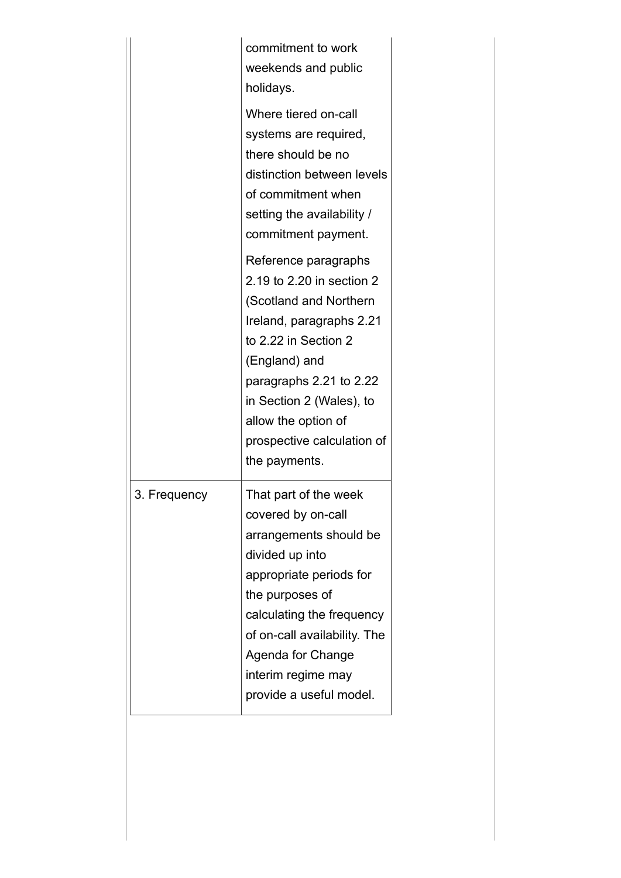| | |
|---|---|
| | commitment to work weekends and public holidays.<br><br>Where tiered on-call systems are required, there should be no distinction between levels of commitment when setting the availability / commitment payment.<br><br>Reference paragraphs 2.19 to 2.20 in section 2 (Scotland and Northern Ireland, paragraphs 2.21 to 2.22 in Section 2 (England) and paragraphs 2.21 to 2.22 in Section 2 (Wales), to allow the option of prospective calculation of the payments. |
| 3. Frequency | That part of the week covered by on-call arrangements should be divided up into appropriate periods for the purposes of calculating the frequency of on-call availability. The Agenda for Change interim regime may provide a useful model. |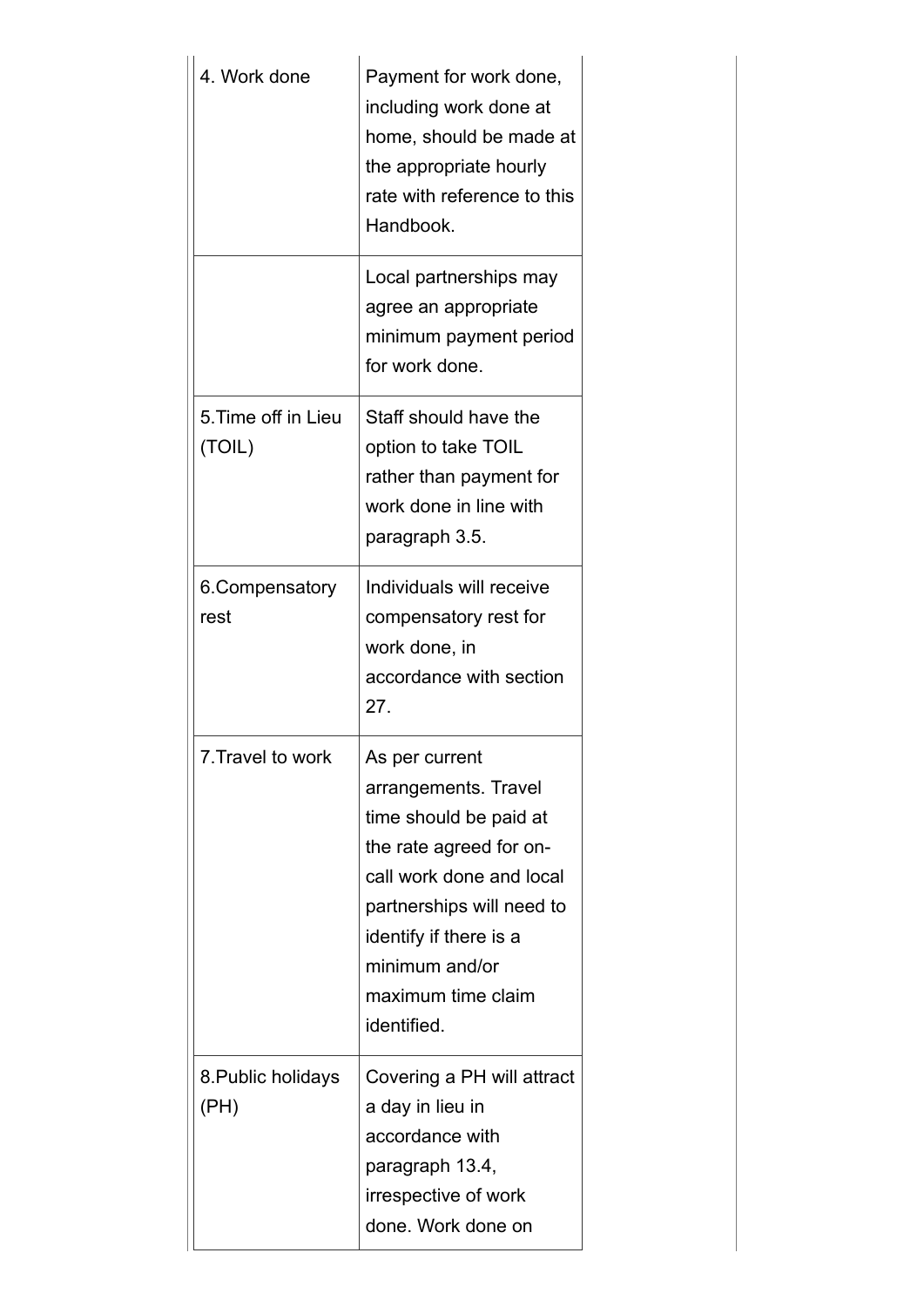| | |
|---|---|
| 4. Work done | Payment for work done, including work done at home, should be made at the appropriate hourly rate with reference to this Handbook. |
| | Local partnerships may agree an appropriate minimum payment period for work done. |
| 5.Time off in Lieu (TOIL) | Staff should have the option to take TOIL rather than payment for work done in line with paragraph 3.5. |
| 6.Compensatory rest | Individuals will receive compensatory rest for work done, in accordance with section 27. |
| 7.Travel to work | As per current arrangements. Travel time should be paid at the rate agreed for on-call work done and local partnerships will need to identify if there is a minimum and/or maximum time claim identified. |
| 8.Public holidays (PH) | Covering a PH will attract a day in lieu in accordance with paragraph 13.4, irrespective of work done. Work done on |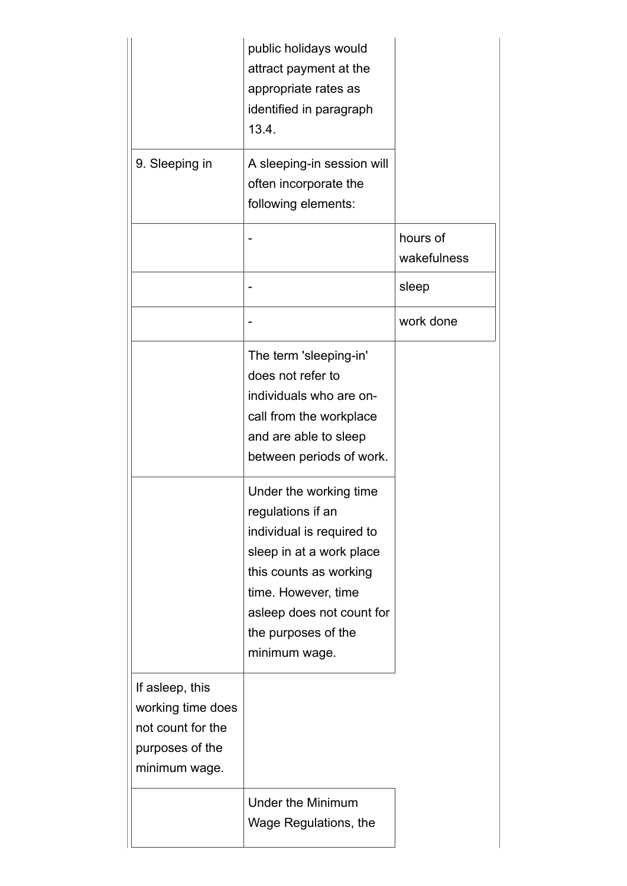| | | |
|---|---|---|
| | public holidays would attract payment at the appropriate rates as identified in paragraph 13.4. | |
| 9. Sleeping in | A sleeping-in session will often incorporate the following elements: | |
| | - | hours of wakefulness |
| | - | sleep |
| | - | work done |
| | The term 'sleeping-in' does not refer to individuals who are on-call from the workplace and are able to sleep between periods of work. | |
| | Under the working time regulations if an individual is required to sleep in at a work place this counts as working time. However, time asleep does not count for the purposes of the minimum wage. | |
| If asleep, this working time does not count for the purposes of the minimum wage. | | |
| | Under the Minimum Wage Regulations, the | |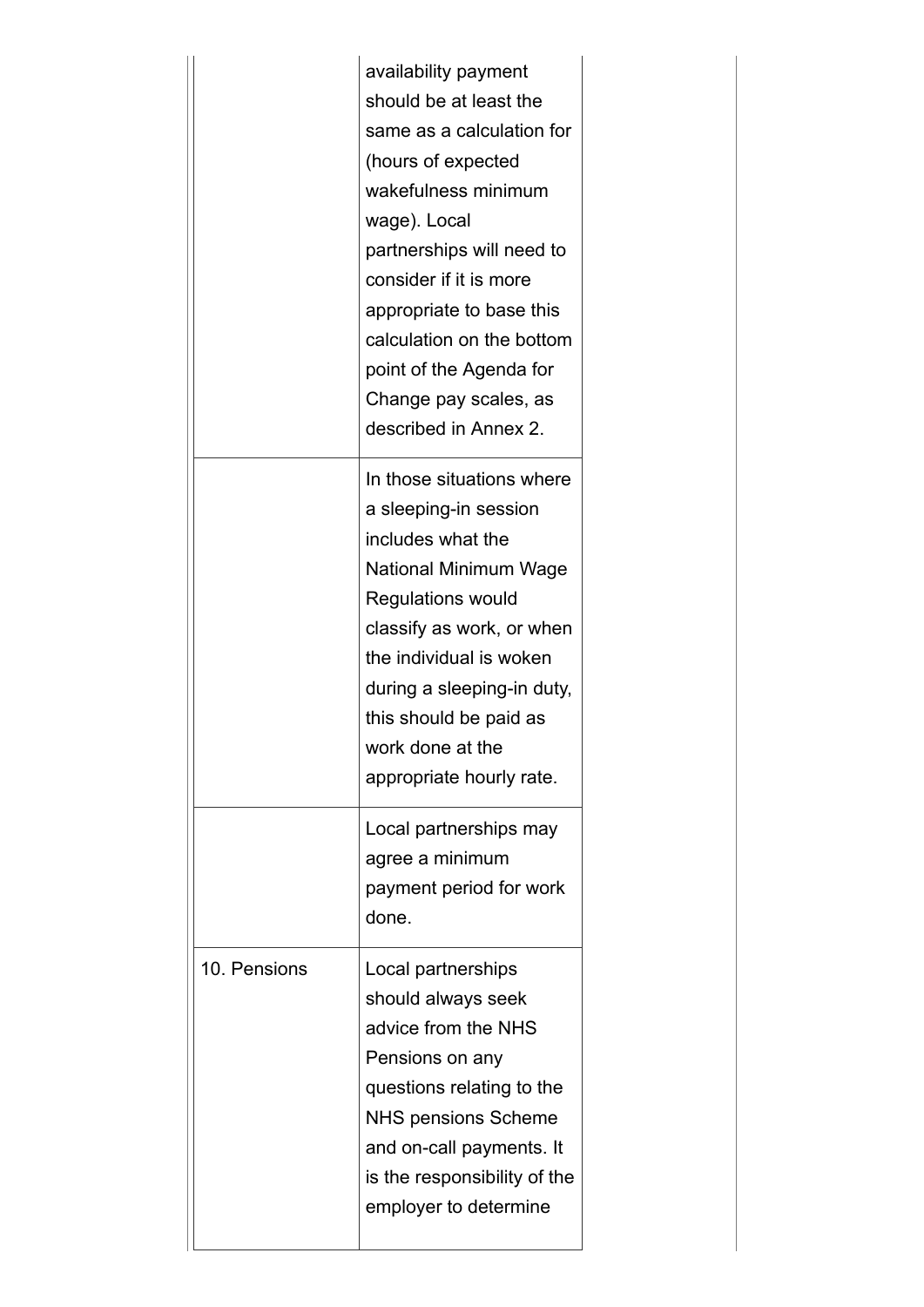| | |
|---|---|
| | availability payment should be at least the same as a calculation for (hours of expected wakefulness minimum wage). Local partnerships will need to consider if it is more appropriate to base this calculation on the bottom point of the Agenda for Change pay scales, as described in Annex 2. |
| | In those situations where a sleeping-in session includes what the National Minimum Wage Regulations would classify as work, or when the individual is woken during a sleeping-in duty, this should be paid as work done at the appropriate hourly rate. |
| | Local partnerships may agree a minimum payment period for work done. |
| 10. Pensions | Local partnerships should always seek advice from the NHS Pensions on any questions relating to the NHS pensions Scheme and on-call payments. It is the responsibility of the employer to determine |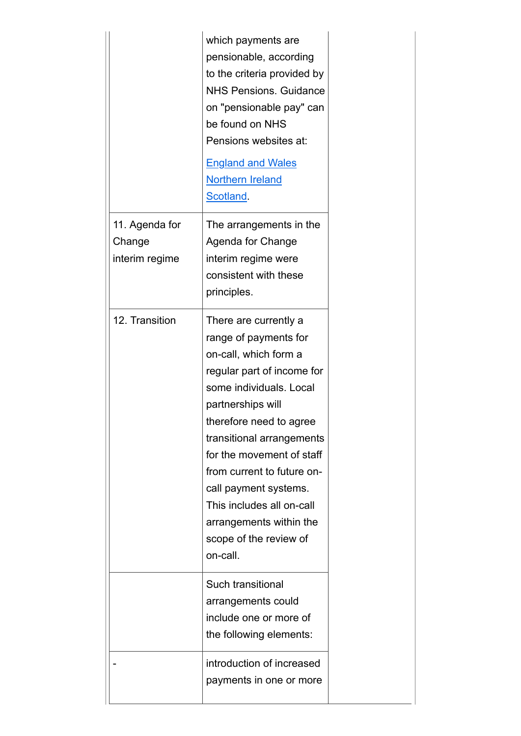| | | |
|---|---|---|
| | which payments are pensionable, according to the criteria provided by NHS Pensions. Guidance on "pensionable pay" can be found on NHS Pensions websites at:<br><br>England and Wales<br>Northern Ireland<br>Scotland. | |
| 11. Agenda for Change interim regime | The arrangements in the Agenda for Change interim regime were consistent with these principles. | |
| 12. Transition | There are currently a range of payments for on-call, which form a regular part of income for some individuals. Local partnerships will therefore need to agree transitional arrangements for the movement of staff from current to future on-call payment systems. This includes all on-call arrangements within the scope of the review of on-call. | |
| | Such transitional arrangements could include one or more of the following elements: | |
| - | introduction of increased payments in one or more | |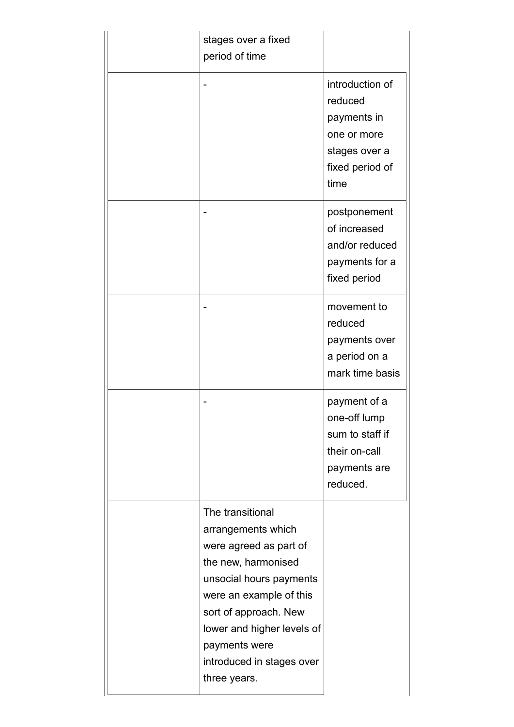| | | |
|---|---|---|
| | stages over a fixed period of time | |
| | - | introduction of reduced payments in one or more stages over a fixed period of time |
| | - | postponement of increased and/or reduced payments for a fixed period |
| | - | movement to reduced payments over a period on a mark time basis |
| | - | payment of a one-off lump sum to staff if their on-call payments are reduced. |
| | The transitional arrangements which were agreed as part of the new, harmonised unsocial hours payments were an example of this sort of approach. New lower and higher levels of payments were introduced in stages over three years. | |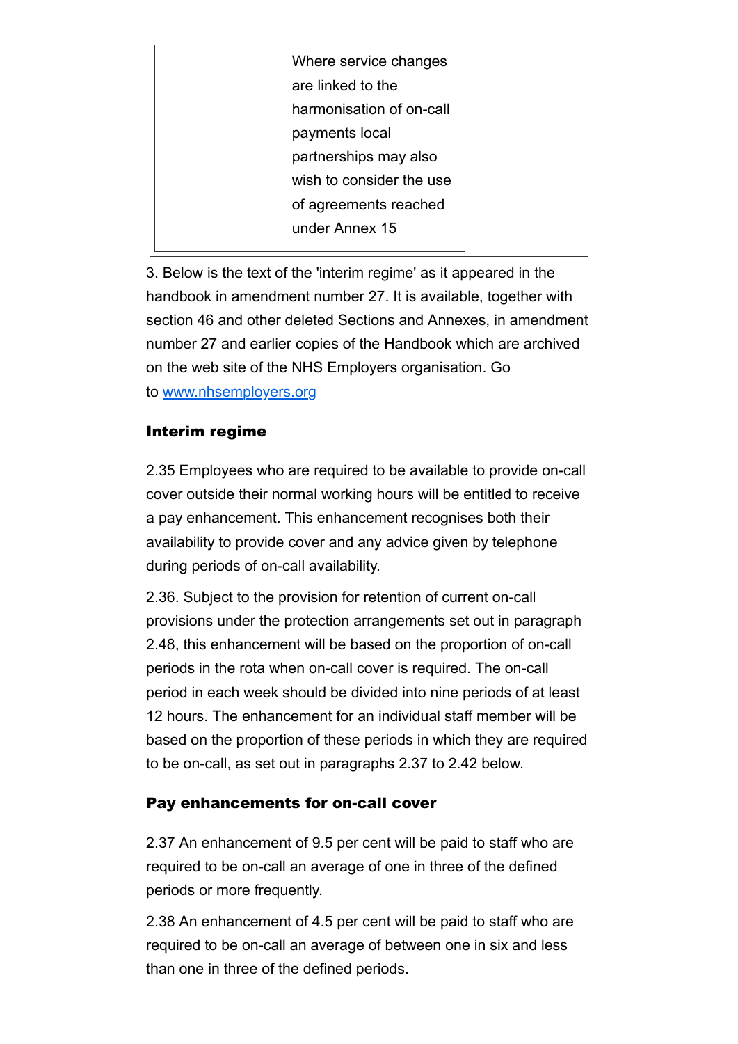| | Where service changes are linked to the harmonisation of on-call payments local partnerships may also wish to consider the use of agreements reached under Annex 15 | |
|---|---|---|

3. Below is the text of the 'interim regime' as it appeared in the handbook in amendment number 27. It is available, together with section 46 and other deleted Sections and Annexes, in amendment number 27 and earlier copies of the Handbook which are archived on the web site of the NHS Employers organisation. Go to www.nhsemployers.org

### Interim regime

2.35 Employees who are required to be available to provide on-call cover outside their normal working hours will be entitled to receive a pay enhancement. This enhancement recognises both their availability to provide cover and any advice given by telephone during periods of on-call availability.

2.36. Subject to the provision for retention of current on-call provisions under the protection arrangements set out in paragraph 2.48, this enhancement will be based on the proportion of on-call periods in the rota when on-call cover is required. The on-call period in each week should be divided into nine periods of at least 12 hours. The enhancement for an individual staff member will be based on the proportion of these periods in which they are required to be on-call, as set out in paragraphs 2.37 to 2.42 below.

### Pay enhancements for on-call cover

2.37 An enhancement of 9.5 per cent will be paid to staff who are required to be on-call an average of one in three of the defined periods or more frequently.

2.38 An enhancement of 4.5 per cent will be paid to staff who are required to be on-call an average of between one in six and less than one in three of the defined periods.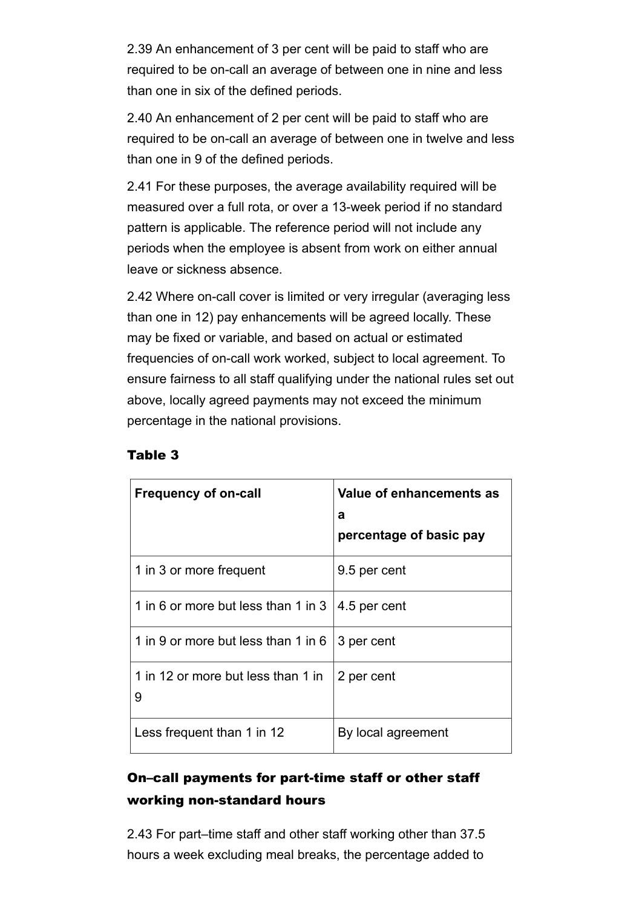2.39 An enhancement of 3 per cent will be paid to staff who are required to be on-call an average of between one in nine and less than one in six of the defined periods.

2.40 An enhancement of 2 per cent will be paid to staff who are required to be on-call an average of between one in twelve and less than one in 9 of the defined periods.

2.41 For these purposes, the average availability required will be measured over a full rota, or over a 13-week period if no standard pattern is applicable. The reference period will not include any periods when the employee is absent from work on either annual leave or sickness absence.

2.42 Where on-call cover is limited or very irregular (averaging less than one in 12) pay enhancements will be agreed locally. These may be fixed or variable, and based on actual or estimated frequencies of on-call work worked, subject to local agreement. To ensure fairness to all staff qualifying under the national rules set out above, locally agreed payments may not exceed the minimum percentage in the national provisions.

#### Table 3

| Frequency of on-call | Value of enhancements as a percentage of basic pay |
|---|---|
| 1 in 3 or more frequent | 9.5 per cent |
| 1 in 6 or more but less than 1 in 3 | 4.5 per cent |
| 1 in 9 or more but less than 1 in 6 | 3 per cent |
| 1 in 12 or more but less than 1 in 9 | 2 per cent |
| Less frequent than 1 in 12 | By local agreement |

### On–call payments for part-time staff or other staff working non-standard hours

2.43 For part–time staff and other staff working other than 37.5 hours a week excluding meal breaks, the percentage added to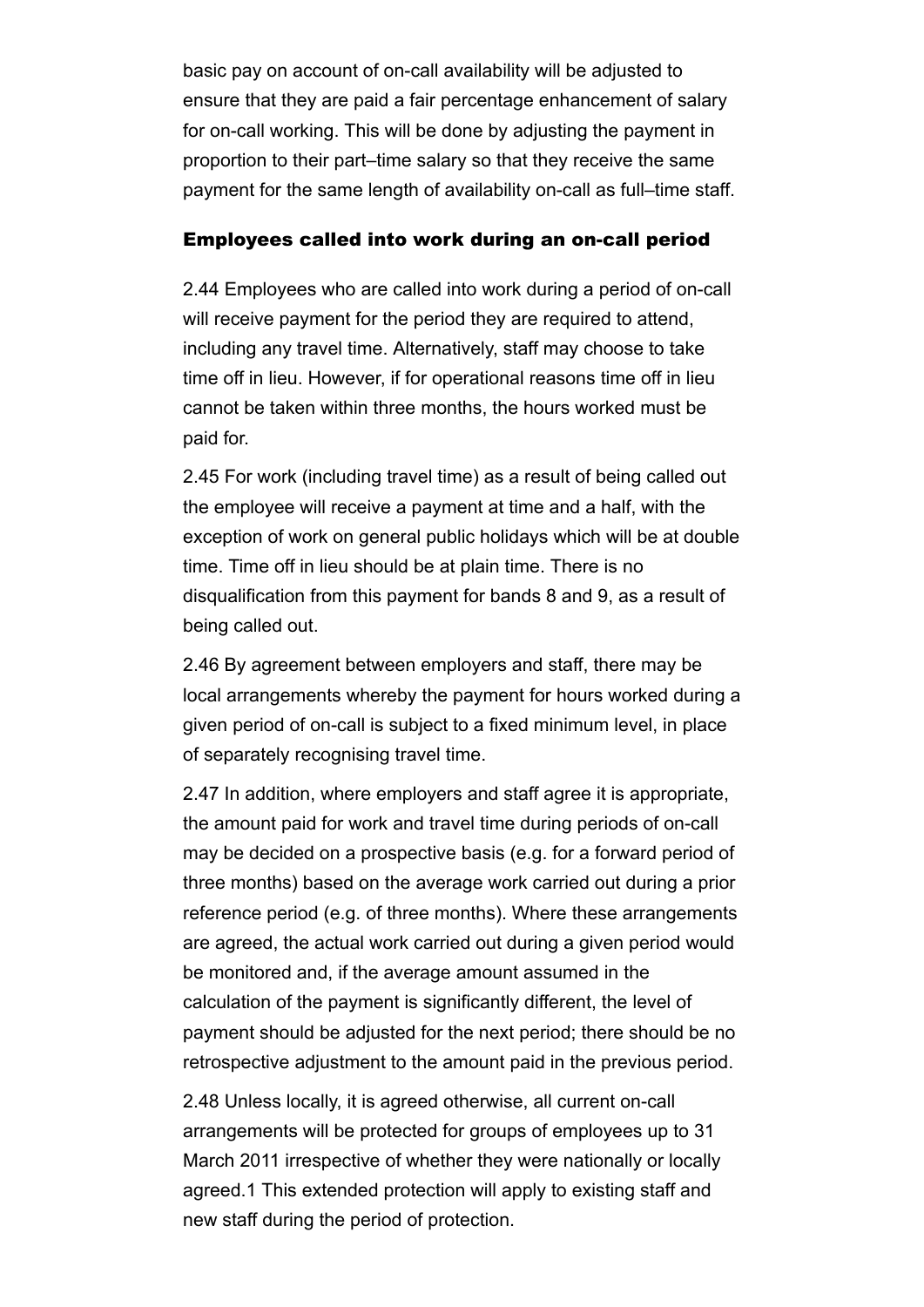basic pay on account of on-call availability will be adjusted to ensure that they are paid a fair percentage enhancement of salary for on-call working. This will be done by adjusting the payment in proportion to their part–time salary so that they receive the same payment for the same length of availability on-call as full–time staff.

### Employees called into work during an on-call period

2.44 Employees who are called into work during a period of on-call will receive payment for the period they are required to attend, including any travel time. Alternatively, staff may choose to take time off in lieu. However, if for operational reasons time off in lieu cannot be taken within three months, the hours worked must be paid for.

2.45 For work (including travel time) as a result of being called out the employee will receive a payment at time and a half, with the exception of work on general public holidays which will be at double time. Time off in lieu should be at plain time. There is no disqualification from this payment for bands 8 and 9, as a result of being called out.

2.46 By agreement between employers and staff, there may be local arrangements whereby the payment for hours worked during a given period of on-call is subject to a fixed minimum level, in place of separately recognising travel time.

2.47 In addition, where employers and staff agree it is appropriate, the amount paid for work and travel time during periods of on-call may be decided on a prospective basis (e.g. for a forward period of three months) based on the average work carried out during a prior reference period (e.g. of three months). Where these arrangements are agreed, the actual work carried out during a given period would be monitored and, if the average amount assumed in the calculation of the payment is significantly different, the level of payment should be adjusted for the next period; there should be no retrospective adjustment to the amount paid in the previous period.

2.48 Unless locally, it is agreed otherwise, all current on-call arrangements will be protected for groups of employees up to 31 March 2011 irrespective of whether they were nationally or locally agreed.[1] This extended protection will apply to existing staff and new staff during the period of protection.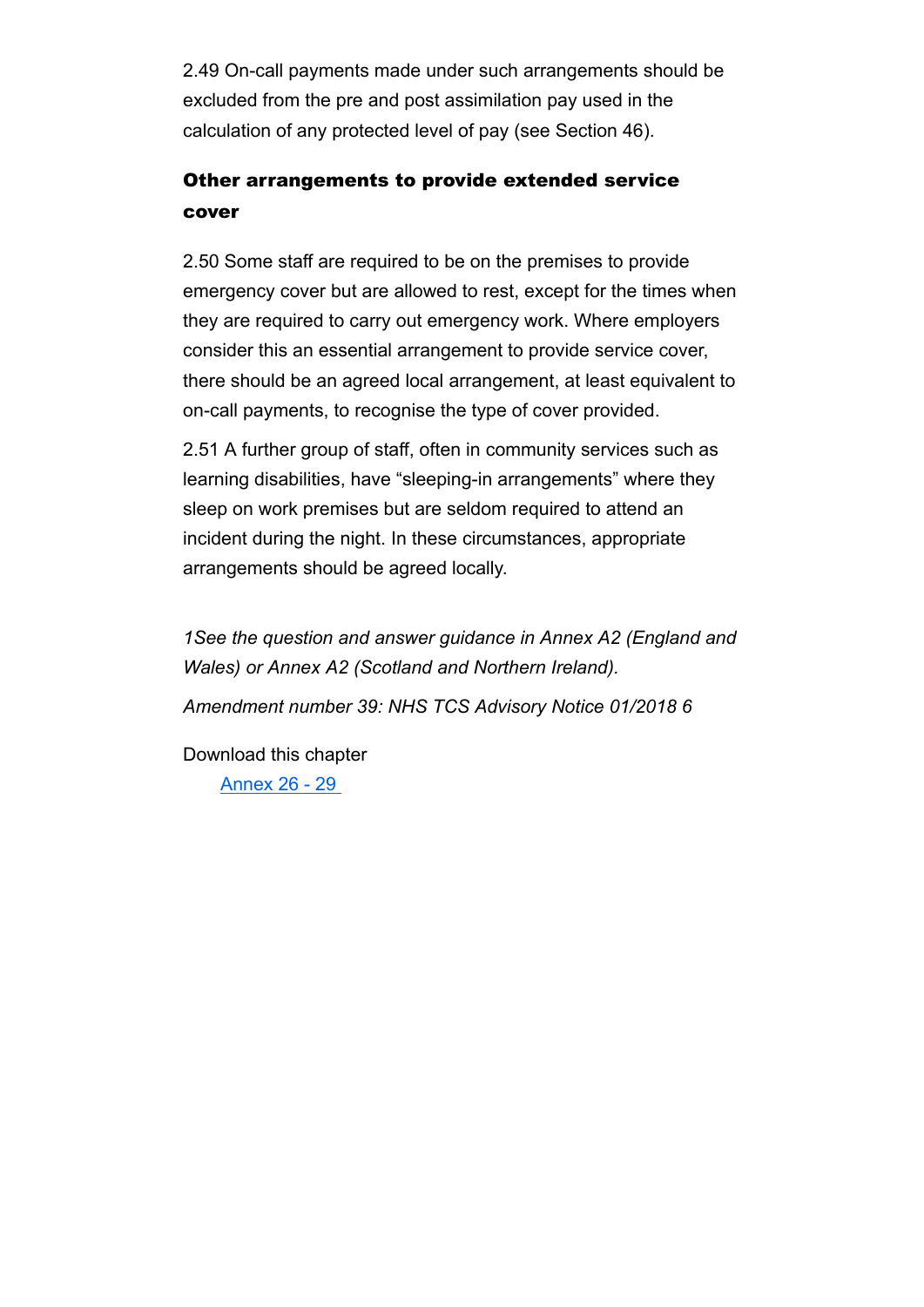2.49 On-call payments made under such arrangements should be excluded from the pre and post assimilation pay used in the calculation of any protected level of pay (see Section 46).

### Other arrangements to provide extended service cover

2.50 Some staff are required to be on the premises to provide emergency cover but are allowed to rest, except for the times when they are required to carry out emergency work. Where employers consider this an essential arrangement to provide service cover, there should be an agreed local arrangement, at least equivalent to on-call payments, to recognise the type of cover provided.

2.51 A further group of staff, often in community services such as learning disabilities, have “sleeping-in arrangements” where they sleep on work premises but are seldom required to attend an incident during the night. In these circumstances, appropriate arrangements should be agreed locally.

*1See the question and answer guidance in Annex A2 (England and Wales) or Annex A2 (Scotland and Northern Ireland).*

*Amendment number 39: NHS TCS Advisory Notice 01/2018 6*

Download this chapter

- Annex 26 - 29